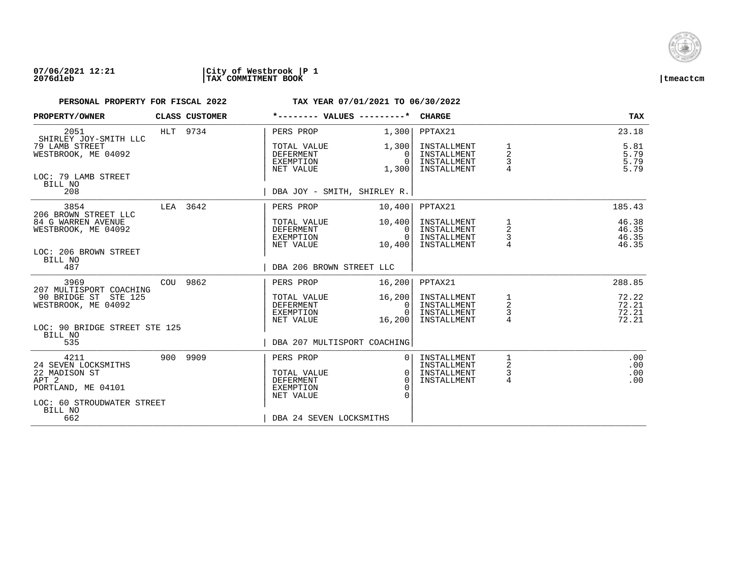07/06/2021 12:21 | City of Westbrook | P 1
2076dleb | TAX COMMITMENT BOOK | tmeactcm

**PERSONAL PROPERTY FOR FISCAL 2022 — TAX YEAR 07/01/2021 TO 06/30/2022**

| PROPERTY/OWNER | CLASS | CUSTOMER | *-------- VALUES ---------* | | CHARGE | | TAX |
|---|---|---|---|---|---|---|---|
| 2051 | HLT | 9734 | PERS PROP | 1,300 | PPTAX21 | | 23.18 |
| SHIRLEY JOY-SMITH LLC | | | | | | | |
| 79 LAMB STREET | | | TOTAL VALUE | 1,300 | INSTALLMENT | 1 | 5.81 |
| WESTBROOK, ME 04092 | | | DEFERMENT | 0 | INSTALLMENT | 2 | 5.79 |
| | | | EXEMPTION | 0 | INSTALLMENT | 3 | 5.79 |
| | | | NET VALUE | 1,300 | INSTALLMENT | 4 | 5.79 |
| LOC: 79 LAMB STREET | | | | | | | |
| BILL NO 208 | | | DBA JOY - SMITH, SHIRLEY R. | | | | |
| 3854 | LEA | 3642 | PERS PROP | 10,400 | PPTAX21 | | 185.43 |
| 206 BROWN STREET LLC | | | | | | | |
| 84 G WARREN AVENUE | | | TOTAL VALUE | 10,400 | INSTALLMENT | 1 | 46.38 |
| WESTBROOK, ME 04092 | | | DEFERMENT | 0 | INSTALLMENT | 2 | 46.35 |
| | | | EXEMPTION | 0 | INSTALLMENT | 3 | 46.35 |
| | | | NET VALUE | 10,400 | INSTALLMENT | 4 | 46.35 |
| LOC: 206 BROWN STREET | | | | | | | |
| BILL NO 487 | | | DBA 206 BROWN STREET LLC | | | | |
| 3969 | COU | 9862 | PERS PROP | 16,200 | PPTAX21 | | 288.85 |
| 207 MULTISPORT COACHING | | | | | | | |
| 90 BRIDGE ST STE 125 | | | TOTAL VALUE | 16,200 | INSTALLMENT | 1 | 72.22 |
| WESTBROOK, ME 04092 | | | DEFERMENT | 0 | INSTALLMENT | 2 | 72.21 |
| | | | EXEMPTION | 0 | INSTALLMENT | 3 | 72.21 |
| | | | NET VALUE | 16,200 | INSTALLMENT | 4 | 72.21 |
| LOC: 90 BRIDGE STREET STE 125 | | | | | | | |
| BILL NO 535 | | | DBA 207 MULTISPORT COACHING | | | | |
| 4211 | 900 | 9909 | PERS PROP | 0 | INSTALLMENT | 1 | .00 |
| 24 SEVEN LOCKSMITHS | | | | | INSTALLMENT | 2 | .00 |
| 22 MADISON ST | | | TOTAL VALUE | 0 | INSTALLMENT | 3 | .00 |
| APT 2 | | | DEFERMENT | 0 | INSTALLMENT | 4 | .00 |
| PORTLAND, ME 04101 | | | EXEMPTION | 0 | | | |
| | | | NET VALUE | 0 | | | |
| LOC: 60 STROUDWATER STREET | | | | | | | |
| BILL NO 662 | | | DBA 24 SEVEN LOCKSMITHS | | | | |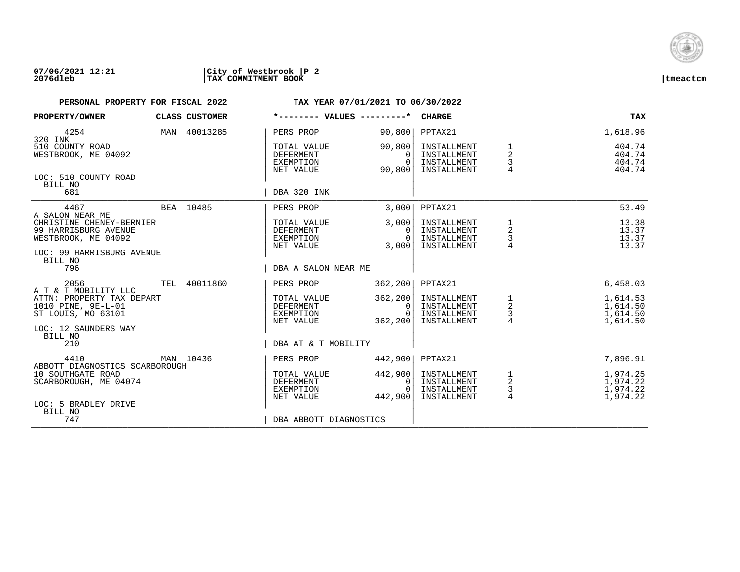**07/06/2021 12:21** **2076dleb** | **City of Westbrook | P 2** **TAX COMMITMENT BOOK** | **tmeactcm**

**PERSONAL PROPERTY FOR FISCAL 2022** **TAX YEAR 07/01/2021 TO 06/30/2022**

| PROPERTY/OWNER | CLASS | CUSTOMER | *-------- VALUES ---------* | | CHARGE | | TAX |
|---|---|---|---|---|---|---|---|
| 4254 | MAN | 40013285 | PERS PROP | 90,800 | PPTAX21 | | 1,618.96 |
| 320 INK | | | | | | | |
| 510 COUNTY ROAD | | | TOTAL VALUE | 90,800 | INSTALLMENT | 1 | 404.74 |
| WESTBROOK, ME 04092 | | | DEFERMENT | 0 | INSTALLMENT | 2 | 404.74 |
| | | | EXEMPTION | 0 | INSTALLMENT | 3 | 404.74 |
| | | | NET VALUE | 90,800 | INSTALLMENT | 4 | 404.74 |
| LOC: 510 COUNTY ROAD | | | | | | | |
| BILL NO | | | | | | | |
| 681 | | | DBA 320 INK | | | | |
| 4467 | BEA | 10485 | PERS PROP | 3,000 | PPTAX21 | | 53.49 |
| A SALON NEAR ME | | | | | | | |
| CHRISTINE CHENEY-BERNIER | | | TOTAL VALUE | 3,000 | INSTALLMENT | 1 | 13.38 |
| 99 HARRISBURG AVENUE | | | DEFERMENT | 0 | INSTALLMENT | 2 | 13.37 |
| WESTBROOK, ME 04092 | | | EXEMPTION | 0 | INSTALLMENT | 3 | 13.37 |
| | | | NET VALUE | 3,000 | INSTALLMENT | 4 | 13.37 |
| LOC: 99 HARRISBURG AVENUE | | | | | | | |
| BILL NO | | | | | | | |
| 796 | | | DBA A SALON NEAR ME | | | | |
| 2056 | TEL | 40011860 | PERS PROP | 362,200 | PPTAX21 | | 6,458.03 |
| A T & T MOBILITY LLC | | | | | | | |
| ATTN: PROPERTY TAX DEPART | | | TOTAL VALUE | 362,200 | INSTALLMENT | 1 | 1,614.53 |
| 1010 PINE, 9E-L-01 | | | DEFERMENT | 0 | INSTALLMENT | 2 | 1,614.50 |
| ST LOUIS, MO 63101 | | | EXEMPTION | 0 | INSTALLMENT | 3 | 1,614.50 |
| | | | NET VALUE | 362,200 | INSTALLMENT | 4 | 1,614.50 |
| LOC: 12 SAUNDERS WAY | | | | | | | |
| BILL NO | | | | | | | |
| 210 | | | DBA AT & T MOBILITY | | | | |
| 4410 | MAN | 10436 | PERS PROP | 442,900 | PPTAX21 | | 7,896.91 |
| ABBOTT DIAGNOSTICS SCARBOROUGH | | | | | | | |
| 10 SOUTHGATE ROAD | | | TOTAL VALUE | 442,900 | INSTALLMENT | 1 | 1,974.25 |
| SCARBOROUGH, ME 04074 | | | DEFERMENT | 0 | INSTALLMENT | 2 | 1,974.22 |
| | | | EXEMPTION | 0 | INSTALLMENT | 3 | 1,974.22 |
| | | | NET VALUE | 442,900 | INSTALLMENT | 4 | 1,974.22 |
| LOC: 5 BRADLEY DRIVE | | | | | | | |
| BILL NO | | | | | | | |
| 747 | | | DBA ABBOTT DIAGNOSTICS | | | | |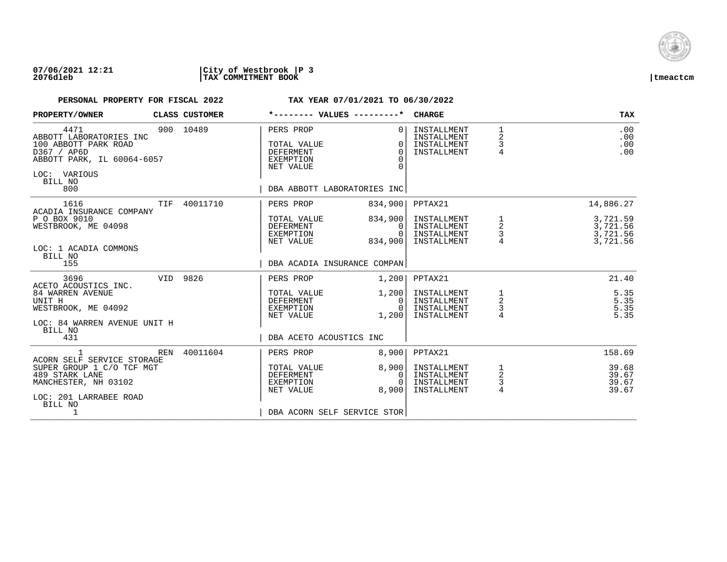**07/06/2021 12:21** | **City of Westbrook** | **P 3**
**2076dleb** | **TAX COMMITMENT BOOK** | **tmeactcm**

**PERSONAL PROPERTY FOR FISCAL 2022** **TAX YEAR 07/01/2021 TO 06/30/2022**

| PROPERTY/OWNER | CLASS | CUSTOMER | *-------- VALUES ---------* | | CHARGE | | TAX |
|---|---|---|---|---|---|---|---|
| 4471 | 900 | 10489 | PERS PROP | 0 | INSTALLMENT | 1 | .00 |
| ABBOTT LABORATORIES INC | | | | | INSTALLMENT | 2 | .00 |
| 100 ABBOTT PARK ROAD | | | TOTAL VALUE | 0 | INSTALLMENT | 3 | .00 |
| D367 / AP6D | | | DEFERMENT | 0 | INSTALLMENT | 4 | .00 |
| ABBOTT PARK, IL 60064-6057 | | | EXEMPTION | 0 | | | |
| | | | NET VALUE | 0 | | | |
| LOC: VARIOUS | | | | | | | |
| BILL NO | | | | | | | |
| 800 | | | DBA ABBOTT LABORATORIES INC | | | | |
| 1616 | TIF | 40011710 | PERS PROP | 834,900 | PPTAX21 | | 14,886.27 |
| ACADIA INSURANCE COMPANY | | | | | | | |
| P O BOX 9010 | | | TOTAL VALUE | 834,900 | INSTALLMENT | 1 | 3,721.59 |
| WESTBROOK, ME 04098 | | | DEFERMENT | 0 | INSTALLMENT | 2 | 3,721.56 |
| | | | EXEMPTION | 0 | INSTALLMENT | 3 | 3,721.56 |
| | | | NET VALUE | 834,900 | INSTALLMENT | 4 | 3,721.56 |
| LOC: 1 ACADIA COMMONS | | | | | | | |
| BILL NO | | | | | | | |
| 155 | | | DBA ACADIA INSURANCE COMPAN | | | | |
| 3696 | VID | 9826 | PERS PROP | 1,200 | PPTAX21 | | 21.40 |
| ACETO ACOUSTICS INC. | | | | | | | |
| 84 WARREN AVENUE | | | TOTAL VALUE | 1,200 | INSTALLMENT | 1 | 5.35 |
| UNIT H | | | DEFERMENT | 0 | INSTALLMENT | 2 | 5.35 |
| WESTBROOK, ME 04092 | | | EXEMPTION | 0 | INSTALLMENT | 3 | 5.35 |
| | | | NET VALUE | 1,200 | INSTALLMENT | 4 | 5.35 |
| LOC: 84 WARREN AVENUE UNIT H | | | | | | | |
| BILL NO | | | | | | | |
| 431 | | | DBA ACETO ACOUSTICS INC | | | | |
| 1 | REN | 40011604 | PERS PROP | 8,900 | PPTAX21 | | 158.69 |
| ACORN SELF SERVICE STORAGE | | | | | | | |
| SUPER GROUP 1 C/O TCF MGT | | | TOTAL VALUE | 8,900 | INSTALLMENT | 1 | 39.68 |
| 489 STARK LANE | | | DEFERMENT | 0 | INSTALLMENT | 2 | 39.67 |
| MANCHESTER, NH 03102 | | | EXEMPTION | 0 | INSTALLMENT | 3 | 39.67 |
| | | | NET VALUE | 8,900 | INSTALLMENT | 4 | 39.67 |
| LOC: 201 LARRABEE ROAD | | | | | | | |
| BILL NO | | | | | | | |
| 1 | | | DBA ACORN SELF SERVICE STOR | | | | |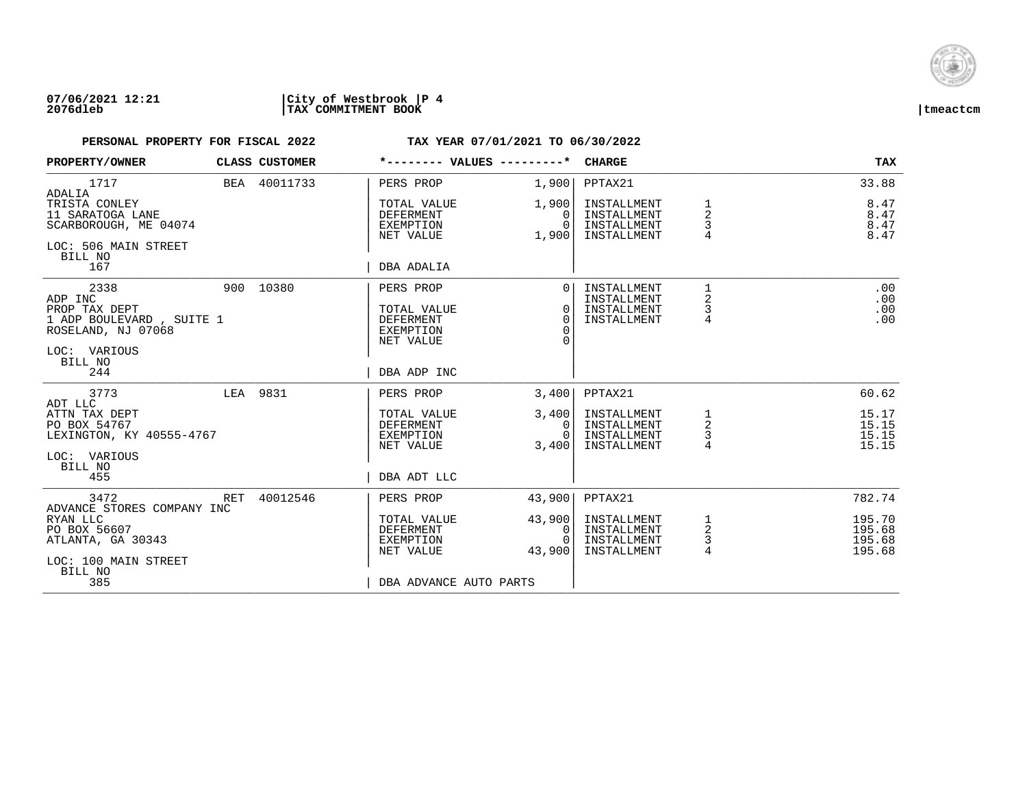**07/06/2021 12:21** | **City of Westbrook** | **P 4**
**2076dleb** | **TAX COMMITMENT BOOK** | **tmeactcm**

**PERSONAL PROPERTY FOR FISCAL 2022** **TAX YEAR 07/01/2021 TO 06/30/2022**

| PROPERTY/OWNER | CLASS | CUSTOMER | *-------- VALUES ---------* | | CHARGE | | TAX |
|---|---|---|---|---|---|---|---|
| 1717 | BEA | 40011733 | PERS PROP | 1,900 | PPTAX21 | | 33.88 |
| ADALIA | | | | | | | |
| TRISTA CONLEY | | | TOTAL VALUE | 1,900 | INSTALLMENT | 1 | 8.47 |
| 11 SARATOGA LANE | | | DEFERMENT | 0 | INSTALLMENT | 2 | 8.47 |
| SCARBOROUGH, ME 04074 | | | EXEMPTION | 0 | INSTALLMENT | 3 | 8.47 |
| | | | NET VALUE | 1,900 | INSTALLMENT | 4 | 8.47 |
| LOC: 506 MAIN STREET | | | | | | | |
| BILL NO | | | | | | | |
| 167 | | | DBA ADALIA | | | | |
| 2338 | 900 | 10380 | PERS PROP | 0 | INSTALLMENT | 1 | .00 |
| ADP INC | | | | | INSTALLMENT | 2 | .00 |
| PROP TAX DEPT | | | TOTAL VALUE | 0 | INSTALLMENT | 3 | .00 |
| 1 ADP BOULEVARD , SUITE 1 | | | DEFERMENT | 0 | INSTALLMENT | 4 | .00 |
| ROSELAND, NJ 07068 | | | EXEMPTION | 0 | | | |
| | | | NET VALUE | 0 | | | |
| LOC: VARIOUS | | | | | | | |
| BILL NO | | | | | | | |
| 244 | | | DBA ADP INC | | | | |
| 3773 | LEA | 9831 | PERS PROP | 3,400 | PPTAX21 | | 60.62 |
| ADT LLC | | | | | | | |
| ATTN TAX DEPT | | | TOTAL VALUE | 3,400 | INSTALLMENT | 1 | 15.17 |
| PO BOX 54767 | | | DEFERMENT | 0 | INSTALLMENT | 2 | 15.15 |
| LEXINGTON, KY 40555-4767 | | | EXEMPTION | 0 | INSTALLMENT | 3 | 15.15 |
| | | | NET VALUE | 3,400 | INSTALLMENT | 4 | 15.15 |
| LOC: VARIOUS | | | | | | | |
| BILL NO | | | | | | | |
| 455 | | | DBA ADT LLC | | | | |
| 3472 | RET | 40012546 | PERS PROP | 43,900 | PPTAX21 | | 782.74 |
| ADVANCE STORES COMPANY INC | | | | | | | |
| RYAN LLC | | | TOTAL VALUE | 43,900 | INSTALLMENT | 1 | 195.70 |
| PO BOX 56607 | | | DEFERMENT | 0 | INSTALLMENT | 2 | 195.68 |
| ATLANTA, GA 30343 | | | EXEMPTION | 0 | INSTALLMENT | 3 | 195.68 |
| | | | NET VALUE | 43,900 | INSTALLMENT | 4 | 195.68 |
| LOC: 100 MAIN STREET | | | | | | | |
| BILL NO | | | | | | | |
| 385 | | | DBA ADVANCE AUTO PARTS | | | | |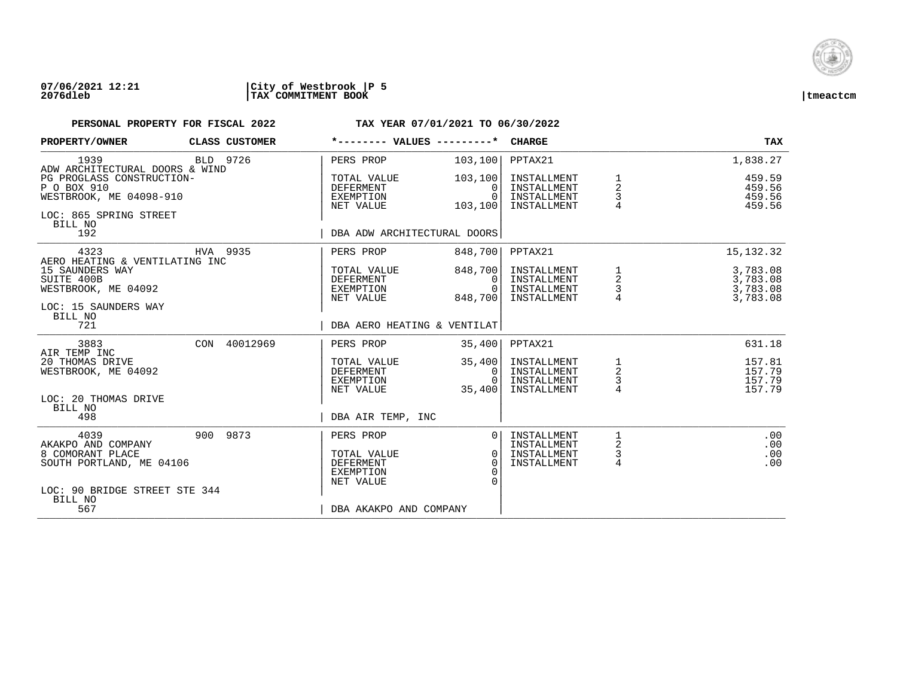**07/06/2021 12:21** | **City of Westbrook** | **P 5**
**2076dleb** | **TAX COMMITMENT BOOK** | **tmeactcm**

**PERSONAL PROPERTY FOR FISCAL 2022** — **TAX YEAR 07/01/2021 TO 06/30/2022**

| PROPERTY/OWNER | CLASS CUSTOMER | *-------- VALUES ---------* | | CHARGE | | TAX |
|---|---|---|---|---|---|---|
| 1939 | BLD 9726 | PERS PROP | 103,100 | PPTAX21 | | 1,838.27 |
| ADW ARCHITECTURAL DOORS & WIND | | | | | | |
| PG PROGLASS CONSTRUCTION- | | TOTAL VALUE | 103,100 | INSTALLMENT | 1 | 459.59 |
| P O BOX 910 | | DEFERMENT | 0 | INSTALLMENT | 2 | 459.56 |
| WESTBROOK, ME 04098-910 | | EXEMPTION | 0 | INSTALLMENT | 3 | 459.56 |
| | | NET VALUE | 103,100 | INSTALLMENT | 4 | 459.56 |
| LOC: 865 SPRING STREET | | | | | | |
| BILL NO | | | | | | |
| 192 | | DBA ADW ARCHITECTURAL DOORS | | | | |
| 4323 | HVA 9935 | PERS PROP | 848,700 | PPTAX21 | | 15,132.32 |
| AERO HEATING & VENTILATING INC | | | | | | |
| 15 SAUNDERS WAY | | TOTAL VALUE | 848,700 | INSTALLMENT | 1 | 3,783.08 |
| SUITE 400B | | DEFERMENT | 0 | INSTALLMENT | 2 | 3,783.08 |
| WESTBROOK, ME 04092 | | EXEMPTION | 0 | INSTALLMENT | 3 | 3,783.08 |
| | | NET VALUE | 848,700 | INSTALLMENT | 4 | 3,783.08 |
| LOC: 15 SAUNDERS WAY | | | | | | |
| BILL NO | | | | | | |
| 721 | | DBA AERO HEATING & VENTILAT | | | | |
| 3883 | CON 40012969 | PERS PROP | 35,400 | PPTAX21 | | 631.18 |
| AIR TEMP INC | | | | | | |
| 20 THOMAS DRIVE | | TOTAL VALUE | 35,400 | INSTALLMENT | 1 | 157.81 |
| WESTBROOK, ME 04092 | | DEFERMENT | 0 | INSTALLMENT | 2 | 157.79 |
| | | EXEMPTION | 0 | INSTALLMENT | 3 | 157.79 |
| | | NET VALUE | 35,400 | INSTALLMENT | 4 | 157.79 |
| LOC: 20 THOMAS DRIVE | | | | | | |
| BILL NO | | | | | | |
| 498 | | DBA AIR TEMP, INC | | | | |
| 4039 | 900 9873 | PERS PROP | 0 | INSTALLMENT | 1 | .00 |
| AKAKPO AND COMPANY | | | | INSTALLMENT | 2 | .00 |
| 8 COMORANT PLACE | | TOTAL VALUE | 0 | INSTALLMENT | 3 | .00 |
| SOUTH PORTLAND, ME 04106 | | DEFERMENT | 0 | INSTALLMENT | 4 | .00 |
| | | EXEMPTION | 0 | | | |
| | | NET VALUE | 0 | | | |
| LOC: 90 BRIDGE STREET STE 344 | | | | | | |
| BILL NO | | | | | | |
| 567 | | DBA AKAKPO AND COMPANY | | | | |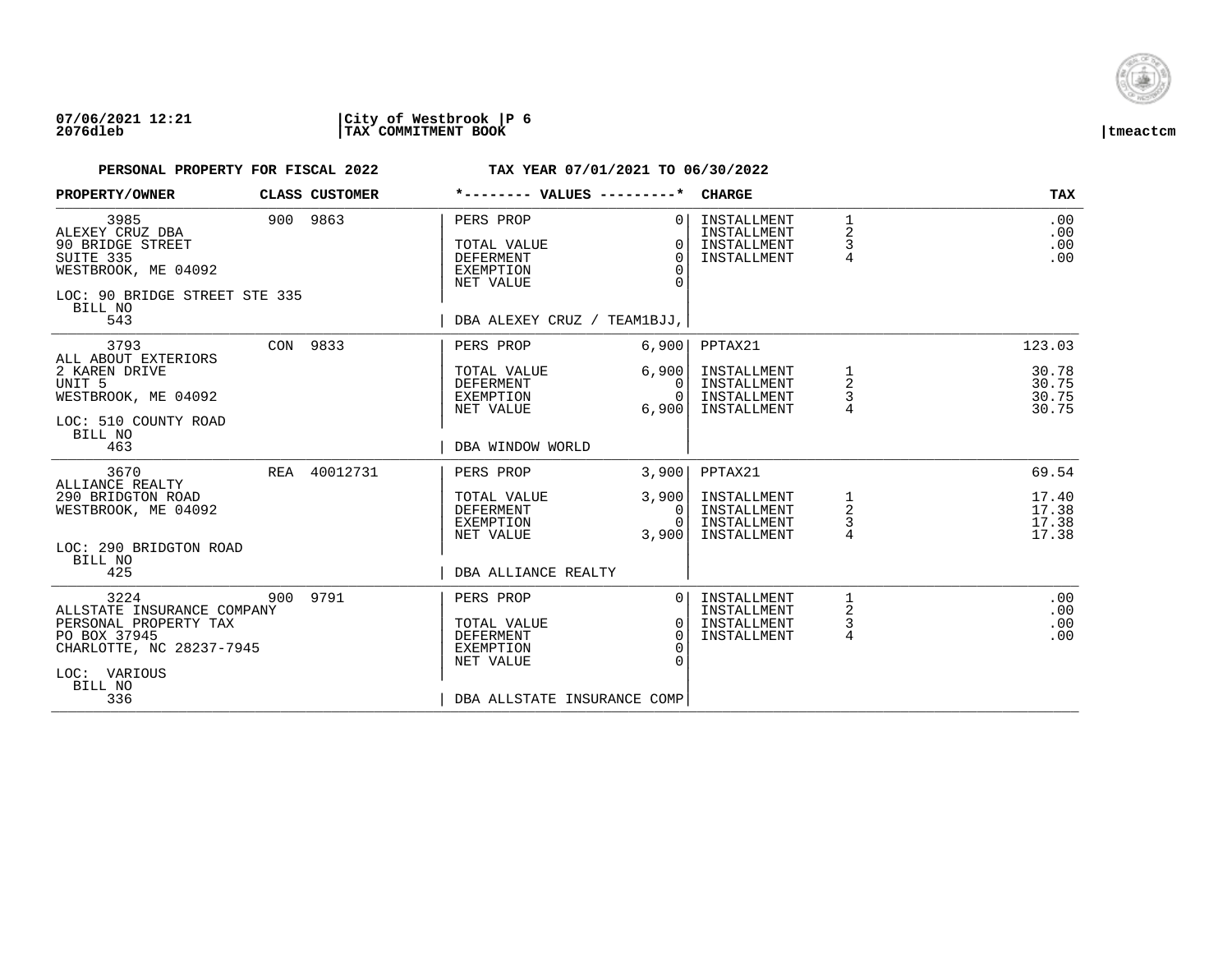**07/06/2021 12:21** | **City of Westbrook** | **P 6**
**2076dleb** | **TAX COMMITMENT BOOK** | **tmeactcm**

**PERSONAL PROPERTY FOR FISCAL 2022** — **TAX YEAR 07/01/2021 TO 06/30/2022**

| PROPERTY/OWNER | CLASS | CUSTOMER | VALUES | | CHARGE | | TAX |
|---|---|---|---|---|---|---|---|
| 3985 | 900 | 9863 | PERS PROP | 0 | INSTALLMENT | 1 | .00 |
| ALEXEY CRUZ DBA | | | | | INSTALLMENT | 2 | .00 |
| 90 BRIDGE STREET | | | TOTAL VALUE | 0 | INSTALLMENT | 3 | .00 |
| SUITE 335 | | | DEFERMENT | 0 | INSTALLMENT | 4 | .00 |
| WESTBROOK, ME 04092 | | | EXEMPTION | 0 | | | |
| | | | NET VALUE | 0 | | | |
| LOC: 90 BRIDGE STREET STE 335 | | | | | | | |
| BILL NO | | | | | | | |
| 543 | | | DBA ALEXEY CRUZ / TEAM1BJJ, | | | | |
| 3793 | CON | 9833 | PERS PROP | 6,900 | PPTAX21 | | 123.03 |
| ALL ABOUT EXTERIORS | | | | | | | |
| 2 KAREN DRIVE | | | TOTAL VALUE | 6,900 | INSTALLMENT | 1 | 30.78 |
| UNIT 5 | | | DEFERMENT | 0 | INSTALLMENT | 2 | 30.75 |
| WESTBROOK, ME 04092 | | | EXEMPTION | 0 | INSTALLMENT | 3 | 30.75 |
| | | | NET VALUE | 6,900 | INSTALLMENT | 4 | 30.75 |
| LOC: 510 COUNTY ROAD | | | | | | | |
| BILL NO | | | | | | | |
| 463 | | | DBA WINDOW WORLD | | | | |
| 3670 | REA | 40012731 | PERS PROP | 3,900 | PPTAX21 | | 69.54 |
| ALLIANCE REALTY | | | | | | | |
| 290 BRIDGTON ROAD | | | TOTAL VALUE | 3,900 | INSTALLMENT | 1 | 17.40 |
| WESTBROOK, ME 04092 | | | DEFERMENT | 0 | INSTALLMENT | 2 | 17.38 |
| | | | EXEMPTION | 0 | INSTALLMENT | 3 | 17.38 |
| | | | NET VALUE | 3,900 | INSTALLMENT | 4 | 17.38 |
| LOC: 290 BRIDGTON ROAD | | | | | | | |
| BILL NO | | | | | | | |
| 425 | | | DBA ALLIANCE REALTY | | | | |
| 3224 | 900 | 9791 | PERS PROP | 0 | INSTALLMENT | 1 | .00 |
| ALLSTATE INSURANCE COMPANY | | | | | INSTALLMENT | 2 | .00 |
| PERSONAL PROPERTY TAX | | | TOTAL VALUE | 0 | INSTALLMENT | 3 | .00 |
| PO BOX 37945 | | | DEFERMENT | 0 | INSTALLMENT | 4 | .00 |
| CHARLOTTE, NC 28237-7945 | | | EXEMPTION | 0 | | | |
| | | | NET VALUE | 0 | | | |
| LOC: VARIOUS | | | | | | | |
| BILL NO | | | | | | | |
| 336 | | | DBA ALLSTATE INSURANCE COMP | | | | |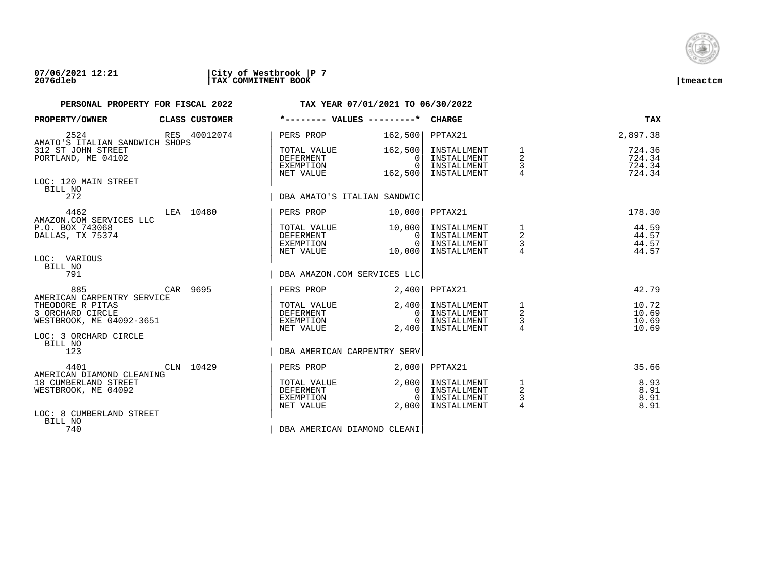07/06/2021 12:21 | City of Westbrook | P 7
2076dleb | TAX COMMITMENT BOOK | tmeactcm

**PERSONAL PROPERTY FOR FISCAL 2022** — **TAX YEAR 07/01/2021 TO 06/30/2022**

| PROPERTY/OWNER | CLASS | CUSTOMER | *-------- VALUES ---------* | | CHARGE | | TAX |
|---|---|---|---|---|---|---|---|
| 2524 | RES | 40012074 | PERS PROP | 162,500 | PPTAX21 | | 2,897.38 |
| AMATO'S ITALIAN SANDWICH SHOPS | | | | | | | |
| 312 ST JOHN STREET | | | TOTAL VALUE | 162,500 | INSTALLMENT | 1 | 724.36 |
| PORTLAND, ME 04102 | | | DEFERMENT | 0 | INSTALLMENT | 2 | 724.34 |
| | | | EXEMPTION | 0 | INSTALLMENT | 3 | 724.34 |
| | | | NET VALUE | 162,500 | INSTALLMENT | 4 | 724.34 |
| LOC: 120 MAIN STREET | | | | | | | |
| BILL NO 272 | | | DBA AMATO'S ITALIAN SANDWIC | | | | |
| 4462 | LEA | 10480 | PERS PROP | 10,000 | PPTAX21 | | 178.30 |
| AMAZON.COM SERVICES LLC | | | | | | | |
| P.O. BOX 743068 | | | TOTAL VALUE | 10,000 | INSTALLMENT | 1 | 44.59 |
| DALLAS, TX 75374 | | | DEFERMENT | 0 | INSTALLMENT | 2 | 44.57 |
| | | | EXEMPTION | 0 | INSTALLMENT | 3 | 44.57 |
| | | | NET VALUE | 10,000 | INSTALLMENT | 4 | 44.57 |
| LOC: VARIOUS | | | | | | | |
| BILL NO 791 | | | DBA AMAZON.COM SERVICES LLC | | | | |
| 885 | CAR | 9695 | PERS PROP | 2,400 | PPTAX21 | | 42.79 |
| AMERICAN CARPENTRY SERVICE | | | | | | | |
| THEODORE R PITAS | | | TOTAL VALUE | 2,400 | INSTALLMENT | 1 | 10.72 |
| 3 ORCHARD CIRCLE | | | DEFERMENT | 0 | INSTALLMENT | 2 | 10.69 |
| WESTBROOK, ME 04092-3651 | | | EXEMPTION | 0 | INSTALLMENT | 3 | 10.69 |
| | | | NET VALUE | 2,400 | INSTALLMENT | 4 | 10.69 |
| LOC: 3 ORCHARD CIRCLE | | | | | | | |
| BILL NO 123 | | | DBA AMERICAN CARPENTRY SERV | | | | |
| 4401 | CLN | 10429 | PERS PROP | 2,000 | PPTAX21 | | 35.66 |
| AMERICAN DIAMOND CLEANING | | | | | | | |
| 18 CUMBERLAND STREET | | | TOTAL VALUE | 2,000 | INSTALLMENT | 1 | 8.93 |
| WESTBROOK, ME 04092 | | | DEFERMENT | 0 | INSTALLMENT | 2 | 8.91 |
| | | | EXEMPTION | 0 | INSTALLMENT | 3 | 8.91 |
| | | | NET VALUE | 2,000 | INSTALLMENT | 4 | 8.91 |
| LOC: 8 CUMBERLAND STREET | | | | | | | |
| BILL NO 740 | | | DBA AMERICAN DIAMOND CLEANI | | | | |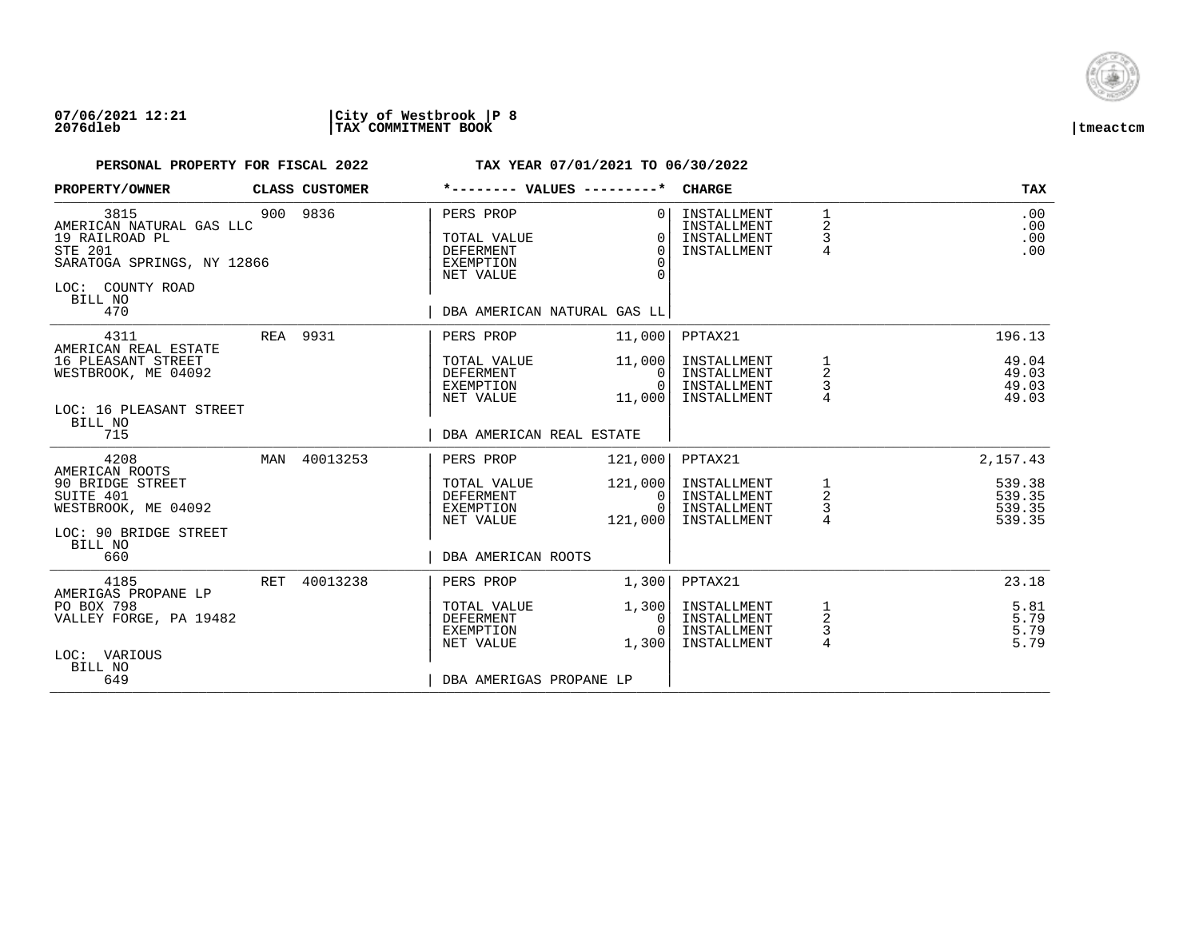**07/06/2021 12:21** | **City of Westbrook** | **P 8**
**2076dleb** | **TAX COMMITMENT BOOK** | **tmeactcm**

**PERSONAL PROPERTY FOR FISCAL 2022** — **TAX YEAR 07/01/2021 TO 06/30/2022**

| PROPERTY/OWNER | CLASS | CUSTOMER | *-------- VALUES ---------* | | CHARGE | | TAX |
|---|---|---|---|---|---|---|---|
| 3815 | 900 | 9836 | PERS PROP | 0 | INSTALLMENT | 1 | .00 |
| AMERICAN NATURAL GAS LLC | | | | | INSTALLMENT | 2 | .00 |
| 19 RAILROAD PL | | | TOTAL VALUE | 0 | INSTALLMENT | 3 | .00 |
| STE 201 | | | DEFERMENT | 0 | INSTALLMENT | 4 | .00 |
| SARATOGA SPRINGS, NY 12866 | | | EXEMPTION | 0 | | | |
| | | | NET VALUE | 0 | | | |
| LOC: COUNTY ROAD | | | | | | | |
| BILL NO | | | | | | | |
| 470 | | | DBA AMERICAN NATURAL GAS LL | | | | |
| 4311 | REA | 9931 | PERS PROP | 11,000 | PPTAX21 | | 196.13 |
| AMERICAN REAL ESTATE | | | | | | | |
| 16 PLEASANT STREET | | | TOTAL VALUE | 11,000 | INSTALLMENT | 1 | 49.04 |
| WESTBROOK, ME 04092 | | | DEFERMENT | 0 | INSTALLMENT | 2 | 49.03 |
| | | | EXEMPTION | 0 | INSTALLMENT | 3 | 49.03 |
| | | | NET VALUE | 11,000 | INSTALLMENT | 4 | 49.03 |
| LOC: 16 PLEASANT STREET | | | | | | | |
| BILL NO | | | | | | | |
| 715 | | | DBA AMERICAN REAL ESTATE | | | | |
| 4208 | MAN | 40013253 | PERS PROP | 121,000 | PPTAX21 | | 2,157.43 |
| AMERICAN ROOTS | | | | | | | |
| 90 BRIDGE STREET | | | TOTAL VALUE | 121,000 | INSTALLMENT | 1 | 539.38 |
| SUITE 401 | | | DEFERMENT | 0 | INSTALLMENT | 2 | 539.35 |
| WESTBROOK, ME 04092 | | | EXEMPTION | 0 | INSTALLMENT | 3 | 539.35 |
| | | | NET VALUE | 121,000 | INSTALLMENT | 4 | 539.35 |
| LOC: 90 BRIDGE STREET | | | | | | | |
| BILL NO | | | | | | | |
| 660 | | | DBA AMERICAN ROOTS | | | | |
| 4185 | RET | 40013238 | PERS PROP | 1,300 | PPTAX21 | | 23.18 |
| AMERIGAS PROPANE LP | | | | | | | |
| PO BOX 798 | | | TOTAL VALUE | 1,300 | INSTALLMENT | 1 | 5.81 |
| VALLEY FORGE, PA 19482 | | | DEFERMENT | 0 | INSTALLMENT | 2 | 5.79 |
| | | | EXEMPTION | 0 | INSTALLMENT | 3 | 5.79 |
| | | | NET VALUE | 1,300 | INSTALLMENT | 4 | 5.79 |
| LOC: VARIOUS | | | | | | | |
| BILL NO | | | | | | | |
| 649 | | | DBA AMERIGAS PROPANE LP | | | | |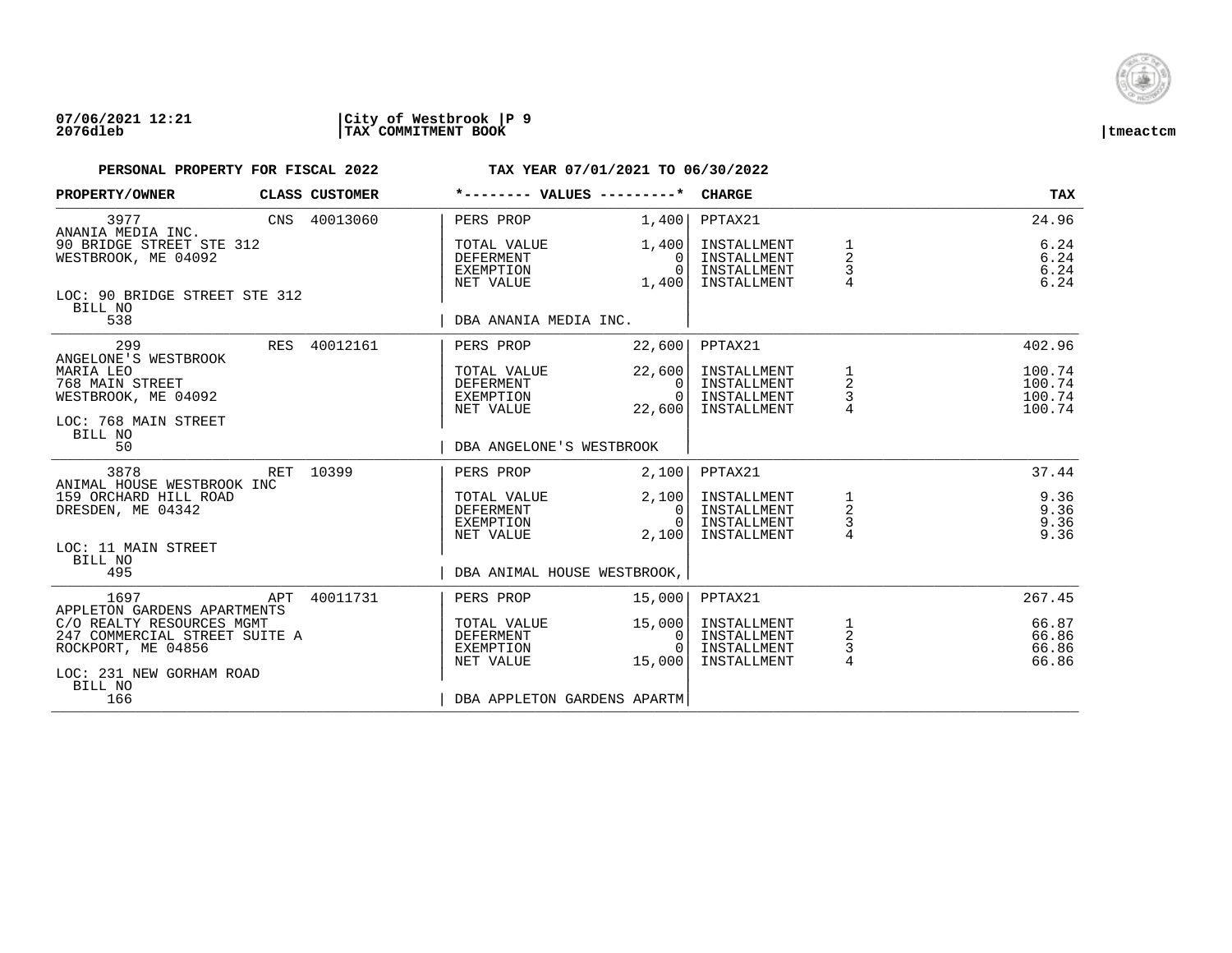07/06/2021 12:21 | City of Westbrook | P 9
2076dleb | TAX COMMITMENT BOOK | tmeactcm

**PERSONAL PROPERTY FOR FISCAL 2022 — TAX YEAR 07/01/2021 TO 06/30/2022**

| PROPERTY/OWNER | CLASS | CUSTOMER | *-------- VALUES ---------* | | CHARGE | | TAX |
|---|---|---|---|---|---|---|---|
| 3977 | CNS | 40013060 | PERS PROP | 1,400 | PPTAX21 | | 24.96 |
| ANANIA MEDIA INC. | | | | | | | |
| 90 BRIDGE STREET STE 312 | | | TOTAL VALUE | 1,400 | INSTALLMENT | 1 | 6.24 |
| WESTBROOK, ME 04092 | | | DEFERMENT | 0 | INSTALLMENT | 2 | 6.24 |
| | | | EXEMPTION | 0 | INSTALLMENT | 3 | 6.24 |
| | | | NET VALUE | 1,400 | INSTALLMENT | 4 | 6.24 |
| LOC: 90 BRIDGE STREET STE 312 | | | | | | | |
| BILL NO 538 | | | DBA ANANIA MEDIA INC. | | | | |
| 299 | RES | 40012161 | PERS PROP | 22,600 | PPTAX21 | | 402.96 |
| ANGELONE'S WESTBROOK | | | | | | | |
| MARIA LEO | | | TOTAL VALUE | 22,600 | INSTALLMENT | 1 | 100.74 |
| 768 MAIN STREET | | | DEFERMENT | 0 | INSTALLMENT | 2 | 100.74 |
| WESTBROOK, ME 04092 | | | EXEMPTION | 0 | INSTALLMENT | 3 | 100.74 |
| | | | NET VALUE | 22,600 | INSTALLMENT | 4 | 100.74 |
| LOC: 768 MAIN STREET | | | | | | | |
| BILL NO 50 | | | DBA ANGELONE'S WESTBROOK | | | | |
| 3878 | RET | 10399 | PERS PROP | 2,100 | PPTAX21 | | 37.44 |
| ANIMAL HOUSE WESTBROOK INC | | | | | | | |
| 159 ORCHARD HILL ROAD | | | TOTAL VALUE | 2,100 | INSTALLMENT | 1 | 9.36 |
| DRESDEN, ME 04342 | | | DEFERMENT | 0 | INSTALLMENT | 2 | 9.36 |
| | | | EXEMPTION | 0 | INSTALLMENT | 3 | 9.36 |
| | | | NET VALUE | 2,100 | INSTALLMENT | 4 | 9.36 |
| LOC: 11 MAIN STREET | | | | | | | |
| BILL NO 495 | | | DBA ANIMAL HOUSE WESTBROOK, | | | | |
| 1697 | APT | 40011731 | PERS PROP | 15,000 | PPTAX21 | | 267.45 |
| APPLETON GARDENS APARTMENTS | | | | | | | |
| C/O REALTY RESOURCES MGMT | | | TOTAL VALUE | 15,000 | INSTALLMENT | 1 | 66.87 |
| 247 COMMERCIAL STREET SUITE A | | | DEFERMENT | 0 | INSTALLMENT | 2 | 66.86 |
| ROCKPORT, ME 04856 | | | EXEMPTION | 0 | INSTALLMENT | 3 | 66.86 |
| | | | NET VALUE | 15,000 | INSTALLMENT | 4 | 66.86 |
| LOC: 231 NEW GORHAM ROAD | | | | | | | |
| BILL NO 166 | | | DBA APPLETON GARDENS APARTM | | | | |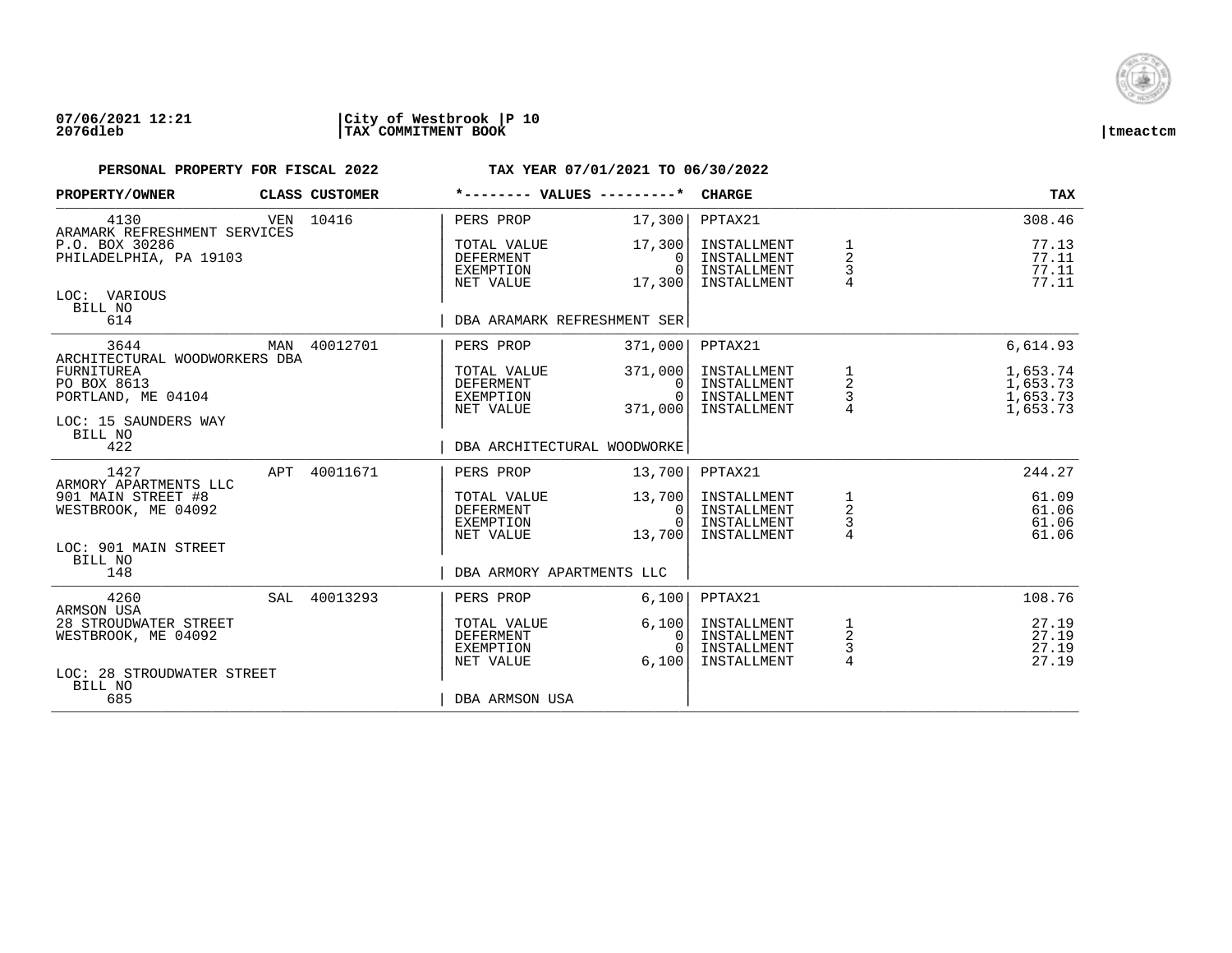**07/06/2021 12:21** | **City of Westbrook** | **P 10**
**2076dleb** | **TAX COMMITMENT BOOK** | **tmeactcm**

**PERSONAL PROPERTY FOR FISCAL 2022** **TAX YEAR 07/01/2021 TO 06/30/2022**

| PROPERTY/OWNER | CLASS | CUSTOMER | *-------- VALUES ---------* | | CHARGE | | TAX |
|---|---|---|---|---|---|---|---|
| 4130 | VEN | 10416 | PERS PROP | 17,300 | PPTAX21 | | 308.46 |
| ARAMARK REFRESHMENT SERVICES | | | | | | | |
| P.O. BOX 30286 | | | TOTAL VALUE | 17,300 | INSTALLMENT | 1 | 77.13 |
| PHILADELPHIA, PA 19103 | | | DEFERMENT | 0 | INSTALLMENT | 2 | 77.11 |
| | | | EXEMPTION | 0 | INSTALLMENT | 3 | 77.11 |
| | | | NET VALUE | 17,300 | INSTALLMENT | 4 | 77.11 |
| LOC: VARIOUS | | | | | | | |
| BILL NO 614 | | | DBA ARAMARK REFRESHMENT SER | | | | |
| 3644 | MAN | 40012701 | PERS PROP | 371,000 | PPTAX21 | | 6,614.93 |
| ARCHITECTURAL WOODWORKERS DBA | | | | | | | |
| FURNITUREA | | | TOTAL VALUE | 371,000 | INSTALLMENT | 1 | 1,653.74 |
| PO BOX 8613 | | | DEFERMENT | 0 | INSTALLMENT | 2 | 1,653.73 |
| PORTLAND, ME 04104 | | | EXEMPTION | 0 | INSTALLMENT | 3 | 1,653.73 |
| | | | NET VALUE | 371,000 | INSTALLMENT | 4 | 1,653.73 |
| LOC: 15 SAUNDERS WAY | | | | | | | |
| BILL NO 422 | | | DBA ARCHITECTURAL WOODWORKE | | | | |
| 1427 | APT | 40011671 | PERS PROP | 13,700 | PPTAX21 | | 244.27 |
| ARMORY APARTMENTS LLC | | | | | | | |
| 901 MAIN STREET #8 | | | TOTAL VALUE | 13,700 | INSTALLMENT | 1 | 61.09 |
| WESTBROOK, ME 04092 | | | DEFERMENT | 0 | INSTALLMENT | 2 | 61.06 |
| | | | EXEMPTION | 0 | INSTALLMENT | 3 | 61.06 |
| | | | NET VALUE | 13,700 | INSTALLMENT | 4 | 61.06 |
| LOC: 901 MAIN STREET | | | | | | | |
| BILL NO 148 | | | DBA ARMORY APARTMENTS LLC | | | | |
| 4260 | SAL | 40013293 | PERS PROP | 6,100 | PPTAX21 | | 108.76 |
| ARMSON USA | | | | | | | |
| 28 STROUDWATER STREET | | | TOTAL VALUE | 6,100 | INSTALLMENT | 1 | 27.19 |
| WESTBROOK, ME 04092 | | | DEFERMENT | 0 | INSTALLMENT | 2 | 27.19 |
| | | | EXEMPTION | 0 | INSTALLMENT | 3 | 27.19 |
| | | | NET VALUE | 6,100 | INSTALLMENT | 4 | 27.19 |
| LOC: 28 STROUDWATER STREET | | | | | | | |
| BILL NO 685 | | | DBA ARMSON USA | | | | |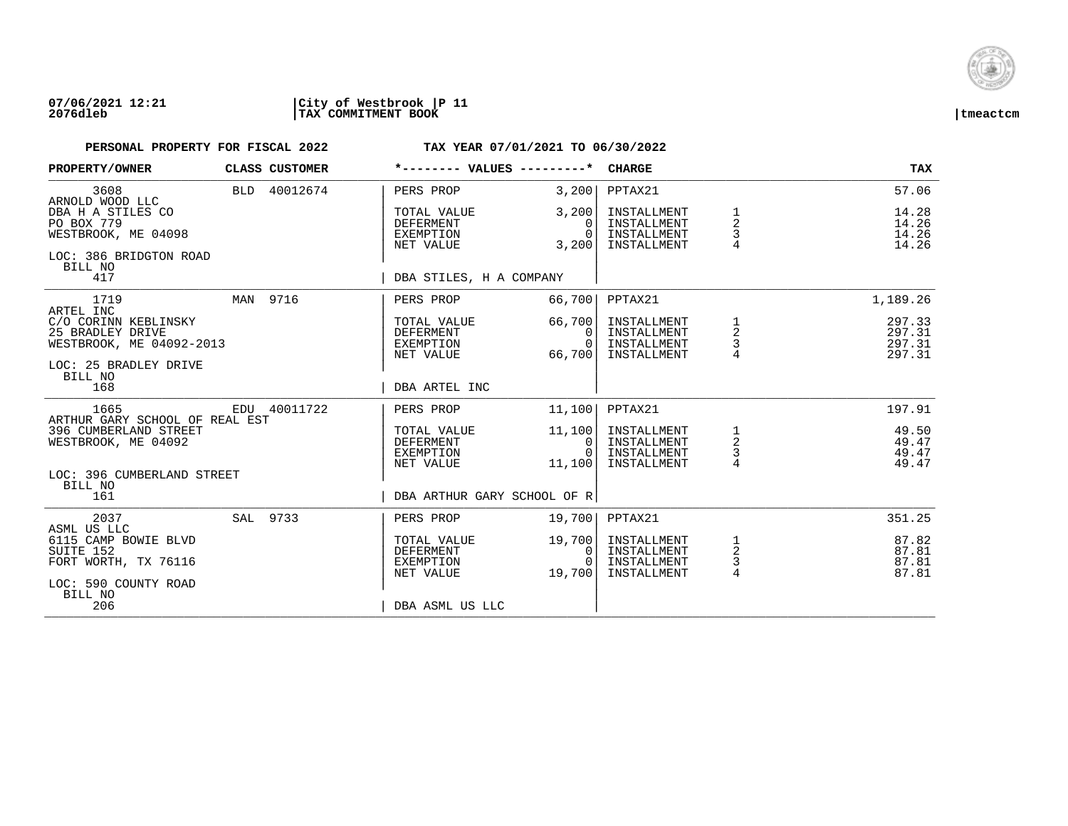07/06/2021 12:21 | City of Westbrook | P 11
2076dleb | TAX COMMITMENT BOOK | tmeactcm

**PERSONAL PROPERTY FOR FISCAL 2022** — **TAX YEAR 07/01/2021 TO 06/30/2022**

| PROPERTY/OWNER | CLASS | CUSTOMER | *-------- VALUES ---------* | | CHARGE | | TAX |
|---|---|---|---|---|---|---|---|
| 3608 | BLD | 40012674 | PERS PROP | 3,200 | PPTAX21 | | 57.06 |
| ARNOLD WOOD LLC | | | | | | | |
| DBA H A STILES CO | | | TOTAL VALUE | 3,200 | INSTALLMENT | 1 | 14.28 |
| PO BOX 779 | | | DEFERMENT | 0 | INSTALLMENT | 2 | 14.26 |
| WESTBROOK, ME 04098 | | | EXEMPTION | 0 | INSTALLMENT | 3 | 14.26 |
| | | | NET VALUE | 3,200 | INSTALLMENT | 4 | 14.26 |
| LOC: 386 BRIDGTON ROAD | | | | | | | |
| BILL NO 417 | | | DBA STILES, H A COMPANY | | | | |
| 1719 | MAN | 9716 | PERS PROP | 66,700 | PPTAX21 | | 1,189.26 |
| ARTEL INC | | | | | | | |
| C/O CORINN KEBLINSKY | | | TOTAL VALUE | 66,700 | INSTALLMENT | 1 | 297.33 |
| 25 BRADLEY DRIVE | | | DEFERMENT | 0 | INSTALLMENT | 2 | 297.31 |
| WESTBROOK, ME 04092-2013 | | | EXEMPTION | 0 | INSTALLMENT | 3 | 297.31 |
| | | | NET VALUE | 66,700 | INSTALLMENT | 4 | 297.31 |
| LOC: 25 BRADLEY DRIVE | | | | | | | |
| BILL NO 168 | | | DBA ARTEL INC | | | | |
| 1665 | EDU | 40011722 | PERS PROP | 11,100 | PPTAX21 | | 197.91 |
| ARTHUR GARY SCHOOL OF REAL EST | | | | | | | |
| 396 CUMBERLAND STREET | | | TOTAL VALUE | 11,100 | INSTALLMENT | 1 | 49.50 |
| WESTBROOK, ME 04092 | | | DEFERMENT | 0 | INSTALLMENT | 2 | 49.47 |
| | | | EXEMPTION | 0 | INSTALLMENT | 3 | 49.47 |
| | | | NET VALUE | 11,100 | INSTALLMENT | 4 | 49.47 |
| LOC: 396 CUMBERLAND STREET | | | | | | | |
| BILL NO 161 | | | DBA ARTHUR GARY SCHOOL OF R | | | | |
| 2037 | SAL | 9733 | PERS PROP | 19,700 | PPTAX21 | | 351.25 |
| ASML US LLC | | | | | | | |
| 6115 CAMP BOWIE BLVD | | | TOTAL VALUE | 19,700 | INSTALLMENT | 1 | 87.82 |
| SUITE 152 | | | DEFERMENT | 0 | INSTALLMENT | 2 | 87.81 |
| FORT WORTH, TX 76116 | | | EXEMPTION | 0 | INSTALLMENT | 3 | 87.81 |
| | | | NET VALUE | 19,700 | INSTALLMENT | 4 | 87.81 |
| LOC: 590 COUNTY ROAD | | | | | | | |
| BILL NO 206 | | | DBA ASML US LLC | | | | |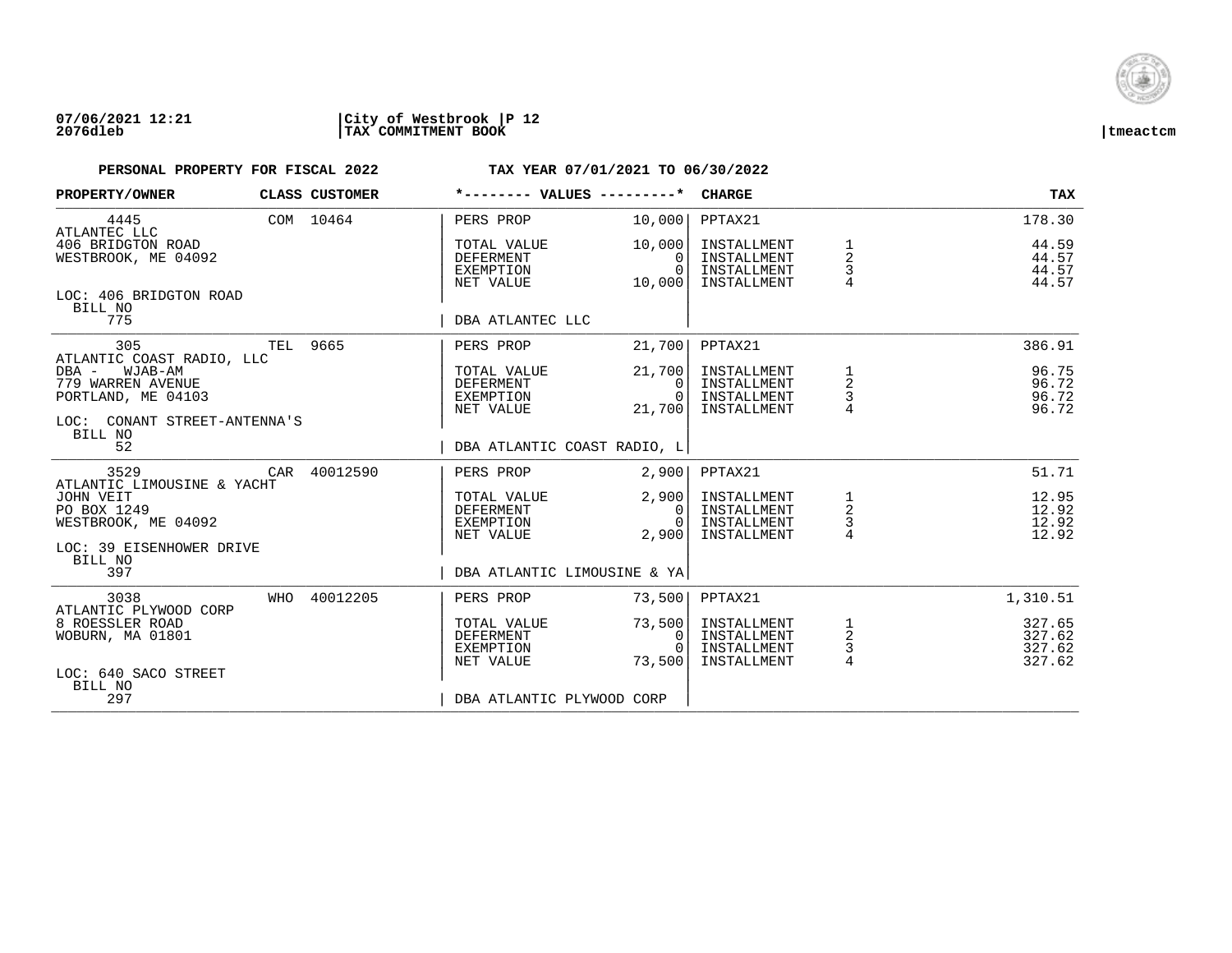**07/06/2021 12:21** | **City of Westbrook** | **P 12**
**2076dleb** | **TAX COMMITMENT BOOK** | **tmeactcm**

**PERSONAL PROPERTY FOR FISCAL 2022** — **TAX YEAR 07/01/2021 TO 06/30/2022**

| PROPERTY/OWNER | CLASS | CUSTOMER | *-------- VALUES ---------* | | CHARGE | | TAX |
|---|---|---|---|---|---|---|---|
| 4445 | COM | 10464 | PERS PROP | 10,000 | PPTAX21 | | 178.30 |
| ATLANTEC LLC | | | | | | | |
| 406 BRIDGTON ROAD | | | TOTAL VALUE | 10,000 | INSTALLMENT | 1 | 44.59 |
| WESTBROOK, ME 04092 | | | DEFERMENT | 0 | INSTALLMENT | 2 | 44.57 |
| | | | EXEMPTION | 0 | INSTALLMENT | 3 | 44.57 |
| | | | NET VALUE | 10,000 | INSTALLMENT | 4 | 44.57 |
| LOC: 406 BRIDGTON ROAD | | | | | | | |
| BILL NO 775 | | | DBA ATLANTEC LLC | | | | |
| 305 | TEL | 9665 | PERS PROP | 21,700 | PPTAX21 | | 386.91 |
| ATLANTIC COAST RADIO, LLC | | | | | | | |
| DBA - WJAB-AM | | | TOTAL VALUE | 21,700 | INSTALLMENT | 1 | 96.75 |
| 779 WARREN AVENUE | | | DEFERMENT | 0 | INSTALLMENT | 2 | 96.72 |
| PORTLAND, ME 04103 | | | EXEMPTION | 0 | INSTALLMENT | 3 | 96.72 |
| | | | NET VALUE | 21,700 | INSTALLMENT | 4 | 96.72 |
| LOC: CONANT STREET-ANTENNA'S | | | | | | | |
| BILL NO 52 | | | DBA ATLANTIC COAST RADIO, L | | | | |
| 3529 | CAR | 40012590 | PERS PROP | 2,900 | PPTAX21 | | 51.71 |
| ATLANTIC LIMOUSINE & YACHT | | | | | | | |
| JOHN VEIT | | | TOTAL VALUE | 2,900 | INSTALLMENT | 1 | 12.95 |
| PO BOX 1249 | | | DEFERMENT | 0 | INSTALLMENT | 2 | 12.92 |
| WESTBROOK, ME 04092 | | | EXEMPTION | 0 | INSTALLMENT | 3 | 12.92 |
| | | | NET VALUE | 2,900 | INSTALLMENT | 4 | 12.92 |
| LOC: 39 EISENHOWER DRIVE | | | | | | | |
| BILL NO 397 | | | DBA ATLANTIC LIMOUSINE & YA | | | | |
| 3038 | WHO | 40012205 | PERS PROP | 73,500 | PPTAX21 | | 1,310.51 |
| ATLANTIC PLYWOOD CORP | | | | | | | |
| 8 ROESSLER ROAD | | | TOTAL VALUE | 73,500 | INSTALLMENT | 1 | 327.65 |
| WOBURN, MA 01801 | | | DEFERMENT | 0 | INSTALLMENT | 2 | 327.62 |
| | | | EXEMPTION | 0 | INSTALLMENT | 3 | 327.62 |
| | | | NET VALUE | 73,500 | INSTALLMENT | 4 | 327.62 |
| LOC: 640 SACO STREET | | | | | | | |
| BILL NO 297 | | | DBA ATLANTIC PLYWOOD CORP | | | | |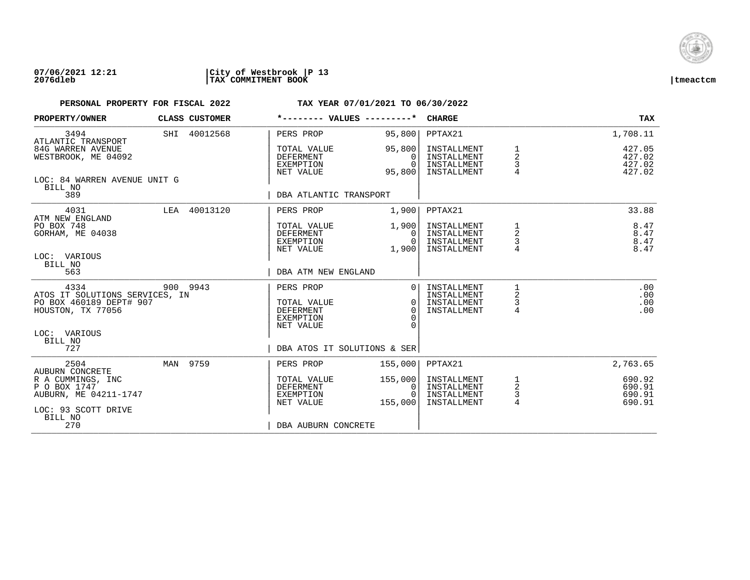07/06/2021 12:21 | City of Westbrook | P 13
2076dleb | TAX COMMITMENT BOOK | tmeactcm

**PERSONAL PROPERTY FOR FISCAL 2022** — **TAX YEAR 07/01/2021 TO 06/30/2022**

| PROPERTY/OWNER | CLASS | CUSTOMER | *-------- VALUES ---------* | | CHARGE | | TAX |
|---|---|---|---|---|---|---|---|
| 3494 | SHI | 40012568 | PERS PROP | 95,800 | PPTAX21 | | 1,708.11 |
| ATLANTIC TRANSPORT | | | | | | | |
| 84G WARREN AVENUE | | | TOTAL VALUE | 95,800 | INSTALLMENT | 1 | 427.05 |
| WESTBROOK, ME 04092 | | | DEFERMENT | 0 | INSTALLMENT | 2 | 427.02 |
| | | | EXEMPTION | 0 | INSTALLMENT | 3 | 427.02 |
| | | | NET VALUE | 95,800 | INSTALLMENT | 4 | 427.02 |
| LOC: 84 WARREN AVENUE UNIT G | | | | | | | |
| BILL NO | | | | | | | |
| 389 | | | DBA ATLANTIC TRANSPORT | | | | |
| 4031 | LEA | 40013120 | PERS PROP | 1,900 | PPTAX21 | | 33.88 |
| ATM NEW ENGLAND | | | | | | | |
| PO BOX 748 | | | TOTAL VALUE | 1,900 | INSTALLMENT | 1 | 8.47 |
| GORHAM, ME 04038 | | | DEFERMENT | 0 | INSTALLMENT | 2 | 8.47 |
| | | | EXEMPTION | 0 | INSTALLMENT | 3 | 8.47 |
| | | | NET VALUE | 1,900 | INSTALLMENT | 4 | 8.47 |
| LOC: VARIOUS | | | | | | | |
| BILL NO | | | | | | | |
| 563 | | | DBA ATM NEW ENGLAND | | | | |
| 4334 | 900 | 9943 | PERS PROP | 0 | INSTALLMENT | 1 | .00 |
| ATOS IT SOLUTIONS SERVICES, IN | | | | | INSTALLMENT | 2 | .00 |
| PO BOX 460189 DEPT# 907 | | | TOTAL VALUE | 0 | INSTALLMENT | 3 | .00 |
| HOUSTON, TX 77056 | | | DEFERMENT | 0 | INSTALLMENT | 4 | .00 |
| | | | EXEMPTION | 0 | | | |
| | | | NET VALUE | 0 | | | |
| LOC: VARIOUS | | | | | | | |
| BILL NO | | | | | | | |
| 727 | | | DBA ATOS IT SOLUTIONS & SER | | | | |
| 2504 | MAN | 9759 | PERS PROP | 155,000 | PPTAX21 | | 2,763.65 |
| AUBURN CONCRETE | | | | | | | |
| R A CUMMINGS, INC | | | TOTAL VALUE | 155,000 | INSTALLMENT | 1 | 690.92 |
| P O BOX 1747 | | | DEFERMENT | 0 | INSTALLMENT | 2 | 690.91 |
| AUBURN, ME 04211-1747 | | | EXEMPTION | 0 | INSTALLMENT | 3 | 690.91 |
| | | | NET VALUE | 155,000 | INSTALLMENT | 4 | 690.91 |
| LOC: 93 SCOTT DRIVE | | | | | | | |
| BILL NO | | | | | | | |
| 270 | | | DBA AUBURN CONCRETE | | | | |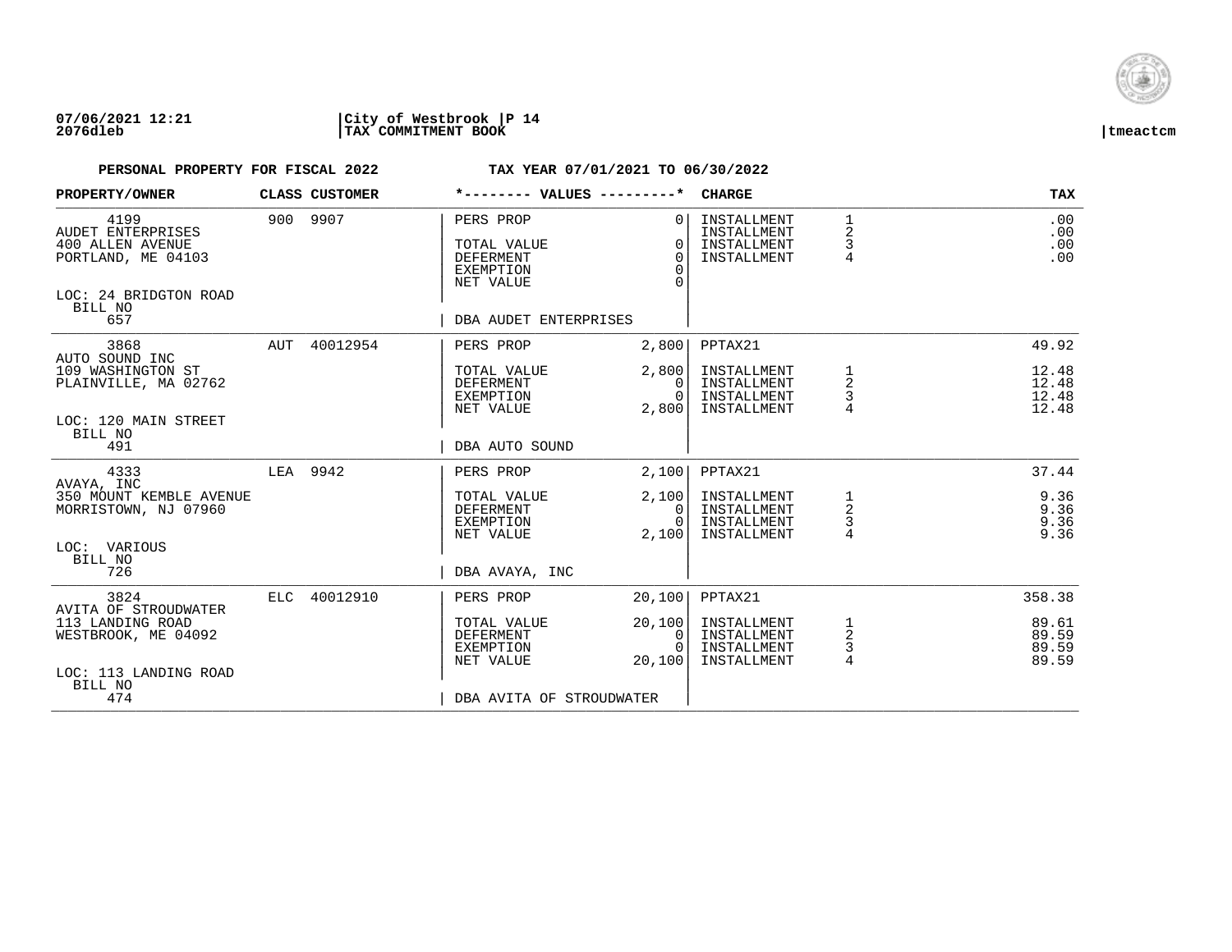**07/06/2021 12:21** | **City of Westbrook | P 14** | **tmeactcm**
**2076dleb** | **TAX COMMITMENT BOOK**

**PERSONAL PROPERTY FOR FISCAL 2022** — **TAX YEAR 07/01/2021 TO 06/30/2022**

| PROPERTY/OWNER | CLASS | CUSTOMER | *-------- VALUES ---------* | | CHARGE | | TAX |
|---|---|---|---|---|---|---|---|
| 4199 | 900 | 9907 | PERS PROP | 0 | INSTALLMENT | 1 | .00 |
| AUDET ENTERPRISES | | | | | INSTALLMENT | 2 | .00 |
| 400 ALLEN AVENUE | | | TOTAL VALUE | 0 | INSTALLMENT | 3 | .00 |
| PORTLAND, ME 04103 | | | DEFERMENT | 0 | INSTALLMENT | 4 | .00 |
| | | | EXEMPTION | 0 | | | |
| LOC: 24 BRIDGTON ROAD | | | NET VALUE | 0 | | | |
| BILL NO 657 | | | DBA AUDET ENTERPRISES | | | | |
| 3868 | AUT | 40012954 | PERS PROP | 2,800 | PPTAX21 | | 49.92 |
| AUTO SOUND INC | | | | | | | |
| 109 WASHINGTON ST | | | TOTAL VALUE | 2,800 | INSTALLMENT | 1 | 12.48 |
| PLAINVILLE, MA 02762 | | | DEFERMENT | 0 | INSTALLMENT | 2 | 12.48 |
| | | | EXEMPTION | 0 | INSTALLMENT | 3 | 12.48 |
| LOC: 120 MAIN STREET | | | NET VALUE | 2,800 | INSTALLMENT | 4 | 12.48 |
| BILL NO 491 | | | DBA AUTO SOUND | | | | |
| 4333 | LEA | 9942 | PERS PROP | 2,100 | PPTAX21 | | 37.44 |
| AVAYA, INC | | | | | | | |
| 350 MOUNT KEMBLE AVENUE | | | TOTAL VALUE | 2,100 | INSTALLMENT | 1 | 9.36 |
| MORRISTOWN, NJ 07960 | | | DEFERMENT | 0 | INSTALLMENT | 2 | 9.36 |
| | | | EXEMPTION | 0 | INSTALLMENT | 3 | 9.36 |
| LOC: VARIOUS | | | NET VALUE | 2,100 | INSTALLMENT | 4 | 9.36 |
| BILL NO 726 | | | DBA AVAYA, INC | | | | |
| 3824 | ELC | 40012910 | PERS PROP | 20,100 | PPTAX21 | | 358.38 |
| AVITA OF STROUDWATER | | | | | | | |
| 113 LANDING ROAD | | | TOTAL VALUE | 20,100 | INSTALLMENT | 1 | 89.61 |
| WESTBROOK, ME 04092 | | | DEFERMENT | 0 | INSTALLMENT | 2 | 89.59 |
| | | | EXEMPTION | 0 | INSTALLMENT | 3 | 89.59 |
| LOC: 113 LANDING ROAD | | | NET VALUE | 20,100 | INSTALLMENT | 4 | 89.59 |
| BILL NO 474 | | | DBA AVITA OF STROUDWATER | | | | |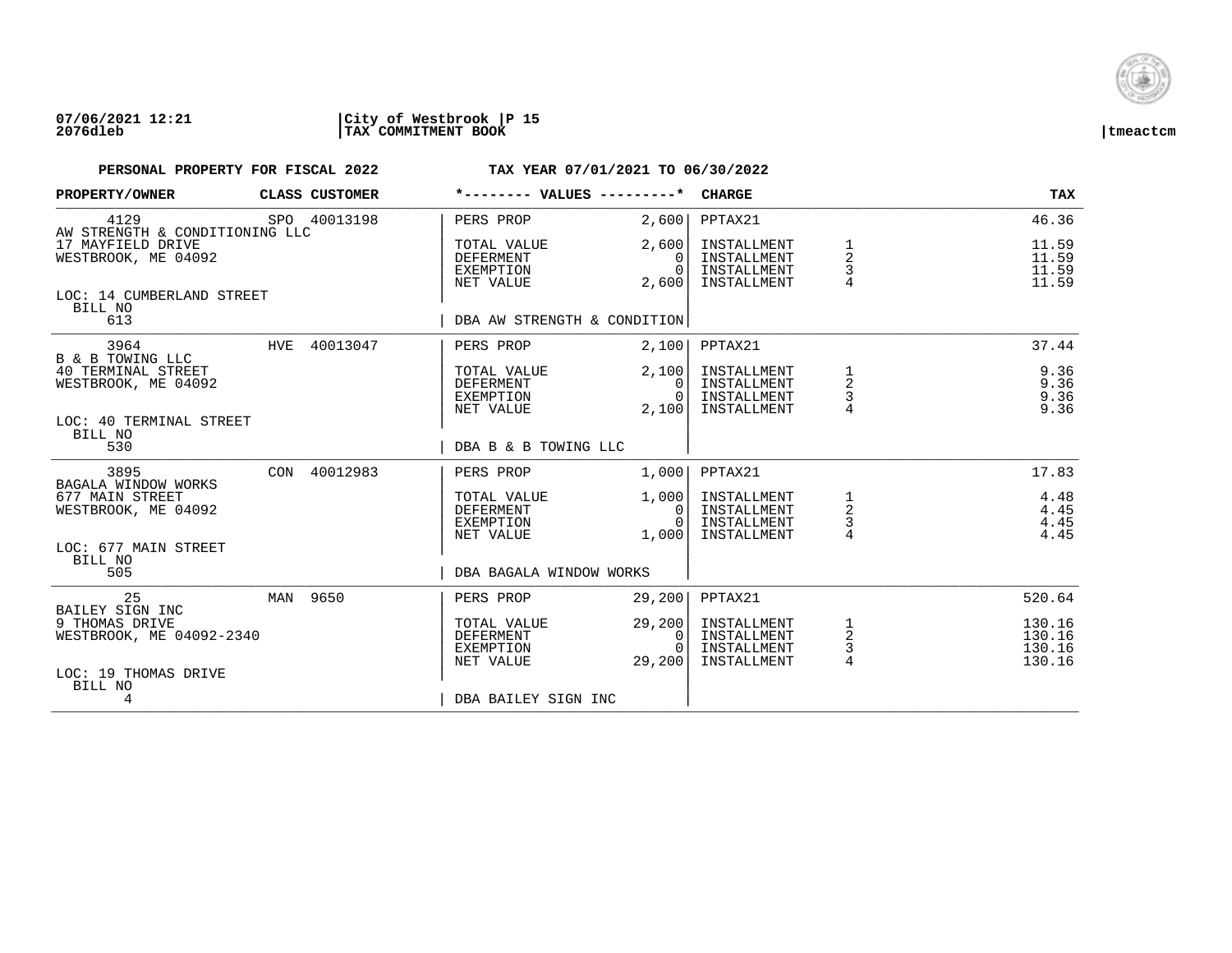07/06/2021 12:21 | City of Westbrook | P 15
2076dleb | TAX COMMITMENT BOOK | tmeactcm

**PERSONAL PROPERTY FOR FISCAL 2022** — **TAX YEAR 07/01/2021 TO 06/30/2022**

| PROPERTY/OWNER | CLASS | CUSTOMER | VALUES | | CHARGE | | TAX |
|---|---|---|---|---|---|---|---|
| 4129 | SPO | 40013198 | PERS PROP | 2,600 | PPTAX21 | | 46.36 |
| AW STRENGTH & CONDITIONING LLC | | | | | | | |
| 17 MAYFIELD DRIVE | | | TOTAL VALUE | 2,600 | INSTALLMENT | 1 | 11.59 |
| WESTBROOK, ME 04092 | | | DEFERMENT | 0 | INSTALLMENT | 2 | 11.59 |
| | | | EXEMPTION | 0 | INSTALLMENT | 3 | 11.59 |
| | | | NET VALUE | 2,600 | INSTALLMENT | 4 | 11.59 |
| LOC: 14 CUMBERLAND STREET | | | | | | | |
| BILL NO 613 | | | DBA AW STRENGTH & CONDITION | | | | |
| 3964 | HVE | 40013047 | PERS PROP | 2,100 | PPTAX21 | | 37.44 |
| B & B TOWING LLC | | | | | | | |
| 40 TERMINAL STREET | | | TOTAL VALUE | 2,100 | INSTALLMENT | 1 | 9.36 |
| WESTBROOK, ME 04092 | | | DEFERMENT | 0 | INSTALLMENT | 2 | 9.36 |
| | | | EXEMPTION | 0 | INSTALLMENT | 3 | 9.36 |
| | | | NET VALUE | 2,100 | INSTALLMENT | 4 | 9.36 |
| LOC: 40 TERMINAL STREET | | | | | | | |
| BILL NO 530 | | | DBA B & B TOWING LLC | | | | |
| 3895 | CON | 40012983 | PERS PROP | 1,000 | PPTAX21 | | 17.83 |
| BAGALA WINDOW WORKS | | | | | | | |
| 677 MAIN STREET | | | TOTAL VALUE | 1,000 | INSTALLMENT | 1 | 4.48 |
| WESTBROOK, ME 04092 | | | DEFERMENT | 0 | INSTALLMENT | 2 | 4.45 |
| | | | EXEMPTION | 0 | INSTALLMENT | 3 | 4.45 |
| | | | NET VALUE | 1,000 | INSTALLMENT | 4 | 4.45 |
| LOC: 677 MAIN STREET | | | | | | | |
| BILL NO 505 | | | DBA BAGALA WINDOW WORKS | | | | |
| 25 | MAN | 9650 | PERS PROP | 29,200 | PPTAX21 | | 520.64 |
| BAILEY SIGN INC | | | | | | | |
| 9 THOMAS DRIVE | | | TOTAL VALUE | 29,200 | INSTALLMENT | 1 | 130.16 |
| WESTBROOK, ME 04092-2340 | | | DEFERMENT | 0 | INSTALLMENT | 2 | 130.16 |
| | | | EXEMPTION | 0 | INSTALLMENT | 3 | 130.16 |
| | | | NET VALUE | 29,200 | INSTALLMENT | 4 | 130.16 |
| LOC: 19 THOMAS DRIVE | | | | | | | |
| BILL NO 4 | | | DBA BAILEY SIGN INC | | | | |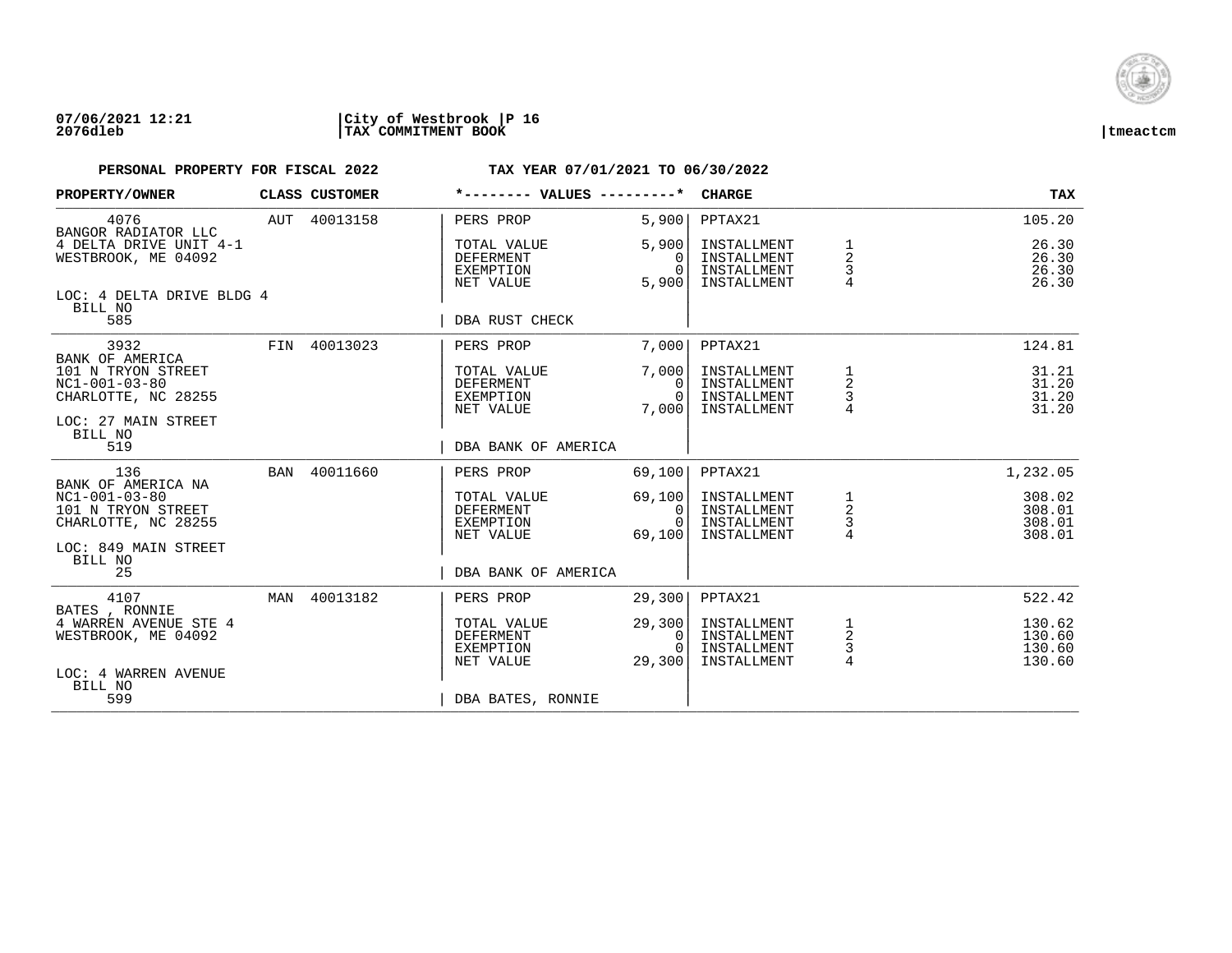**07/06/2021 12:21** | **City of Westbrook** | **P 16**
**2076dleb** | **TAX COMMITMENT BOOK** | **tmeactcm**

**PERSONAL PROPERTY FOR FISCAL 2022** — **TAX YEAR 07/01/2021 TO 06/30/2022**

| PROPERTY/OWNER | CLASS | CUSTOMER | VALUES | | CHARGE | | TAX |
|---|---|---|---|---|---|---|---|
| 4076 | AUT | 40013158 | PERS PROP | 5,900 | PPTAX21 | | 105.20 |
| BANGOR RADIATOR LLC | | | | | | | |
| 4 DELTA DRIVE UNIT 4-1 | | | TOTAL VALUE | 5,900 | INSTALLMENT | 1 | 26.30 |
| WESTBROOK, ME 04092 | | | DEFERMENT | 0 | INSTALLMENT | 2 | 26.30 |
| | | | EXEMPTION | 0 | INSTALLMENT | 3 | 26.30 |
| | | | NET VALUE | 5,900 | INSTALLMENT | 4 | 26.30 |
| LOC: 4 DELTA DRIVE BLDG 4 | | | | | | | |
| BILL NO 585 | | | DBA RUST CHECK | | | | |
| 3932 | FIN | 40013023 | PERS PROP | 7,000 | PPTAX21 | | 124.81 |
| BANK OF AMERICA | | | | | | | |
| 101 N TRYON STREET | | | TOTAL VALUE | 7,000 | INSTALLMENT | 1 | 31.21 |
| NC1-001-03-80 | | | DEFERMENT | 0 | INSTALLMENT | 2 | 31.20 |
| CHARLOTTE, NC 28255 | | | EXEMPTION | 0 | INSTALLMENT | 3 | 31.20 |
| | | | NET VALUE | 7,000 | INSTALLMENT | 4 | 31.20 |
| LOC: 27 MAIN STREET | | | | | | | |
| BILL NO 519 | | | DBA BANK OF AMERICA | | | | |
| 136 | BAN | 40011660 | PERS PROP | 69,100 | PPTAX21 | | 1,232.05 |
| BANK OF AMERICA NA | | | | | | | |
| NC1-001-03-80 | | | TOTAL VALUE | 69,100 | INSTALLMENT | 1 | 308.02 |
| 101 N TRYON STREET | | | DEFERMENT | 0 | INSTALLMENT | 2 | 308.01 |
| CHARLOTTE, NC 28255 | | | EXEMPTION | 0 | INSTALLMENT | 3 | 308.01 |
| | | | NET VALUE | 69,100 | INSTALLMENT | 4 | 308.01 |
| LOC: 849 MAIN STREET | | | | | | | |
| BILL NO 25 | | | DBA BANK OF AMERICA | | | | |
| 4107 | MAN | 40013182 | PERS PROP | 29,300 | PPTAX21 | | 522.42 |
| BATES , RONNIE | | | | | | | |
| 4 WARREN AVENUE STE 4 | | | TOTAL VALUE | 29,300 | INSTALLMENT | 1 | 130.62 |
| WESTBROOK, ME 04092 | | | DEFERMENT | 0 | INSTALLMENT | 2 | 130.60 |
| | | | EXEMPTION | 0 | INSTALLMENT | 3 | 130.60 |
| | | | NET VALUE | 29,300 | INSTALLMENT | 4 | 130.60 |
| LOC: 4 WARREN AVENUE | | | | | | | |
| BILL NO 599 | | | DBA BATES, RONNIE | | | | |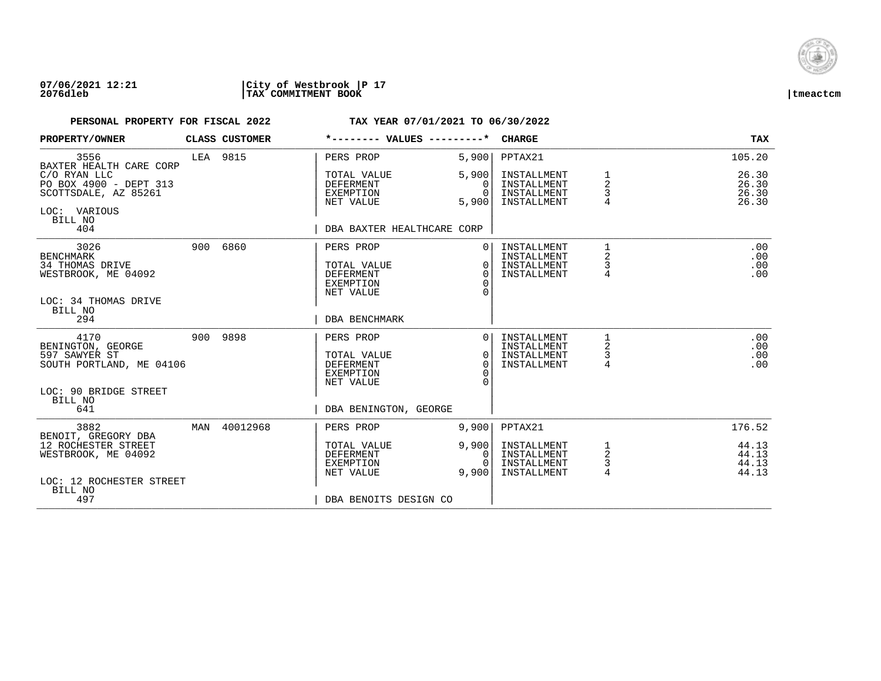**07/06/2021 12:21** | **City of Westbrook** | **P 17**
**2076dleb** | **TAX COMMITMENT BOOK** | **tmeactcm**

**PERSONAL PROPERTY FOR FISCAL 2022** — **TAX YEAR 07/01/2021 TO 06/30/2022**

| PROPERTY/OWNER | CLASS | CUSTOMER | *-------- VALUES ---------* | | CHARGE | | TAX |
|---|---|---|---|---|---|---|---|
| 3556 | LEA | 9815 | PERS PROP | 5,900 | PPTAX21 | | 105.20 |
| BAXTER HEALTH CARE CORP | | | | | | | |
| C/O RYAN LLC | | | TOTAL VALUE | 5,900 | INSTALLMENT | 1 | 26.30 |
| PO BOX 4900 - DEPT 313 | | | DEFERMENT | 0 | INSTALLMENT | 2 | 26.30 |
| SCOTTSDALE, AZ 85261 | | | EXEMPTION | 0 | INSTALLMENT | 3 | 26.30 |
| | | | NET VALUE | 5,900 | INSTALLMENT | 4 | 26.30 |
| LOC: VARIOUS | | | | | | | |
| BILL NO 404 | | | DBA BAXTER HEALTHCARE CORP | | | | |
| 3026 | 900 | 6860 | PERS PROP | 0 | INSTALLMENT | 1 | .00 |
| BENCHMARK | | | | | INSTALLMENT | 2 | .00 |
| 34 THOMAS DRIVE | | | TOTAL VALUE | 0 | INSTALLMENT | 3 | .00 |
| WESTBROOK, ME 04092 | | | DEFERMENT | 0 | INSTALLMENT | 4 | .00 |
| | | | EXEMPTION | 0 | | | |
| | | | NET VALUE | 0 | | | |
| LOC: 34 THOMAS DRIVE | | | | | | | |
| BILL NO 294 | | | DBA BENCHMARK | | | | |
| 4170 | 900 | 9898 | PERS PROP | 0 | INSTALLMENT | 1 | .00 |
| BENINGTON, GEORGE | | | | | INSTALLMENT | 2 | .00 |
| 597 SAWYER ST | | | TOTAL VALUE | 0 | INSTALLMENT | 3 | .00 |
| SOUTH PORTLAND, ME 04106 | | | DEFERMENT | 0 | INSTALLMENT | 4 | .00 |
| | | | EXEMPTION | 0 | | | |
| | | | NET VALUE | 0 | | | |
| LOC: 90 BRIDGE STREET | | | | | | | |
| BILL NO 641 | | | DBA BENINGTON, GEORGE | | | | |
| 3882 | MAN | 40012968 | PERS PROP | 9,900 | PPTAX21 | | 176.52 |
| BENOIT, GREGORY DBA | | | | | | | |
| 12 ROCHESTER STREET | | | TOTAL VALUE | 9,900 | INSTALLMENT | 1 | 44.13 |
| WESTBROOK, ME 04092 | | | DEFERMENT | 0 | INSTALLMENT | 2 | 44.13 |
| | | | EXEMPTION | 0 | INSTALLMENT | 3 | 44.13 |
| | | | NET VALUE | 9,900 | INSTALLMENT | 4 | 44.13 |
| LOC: 12 ROCHESTER STREET | | | | | | | |
| BILL NO 497 | | | DBA BENOITS DESIGN CO | | | | |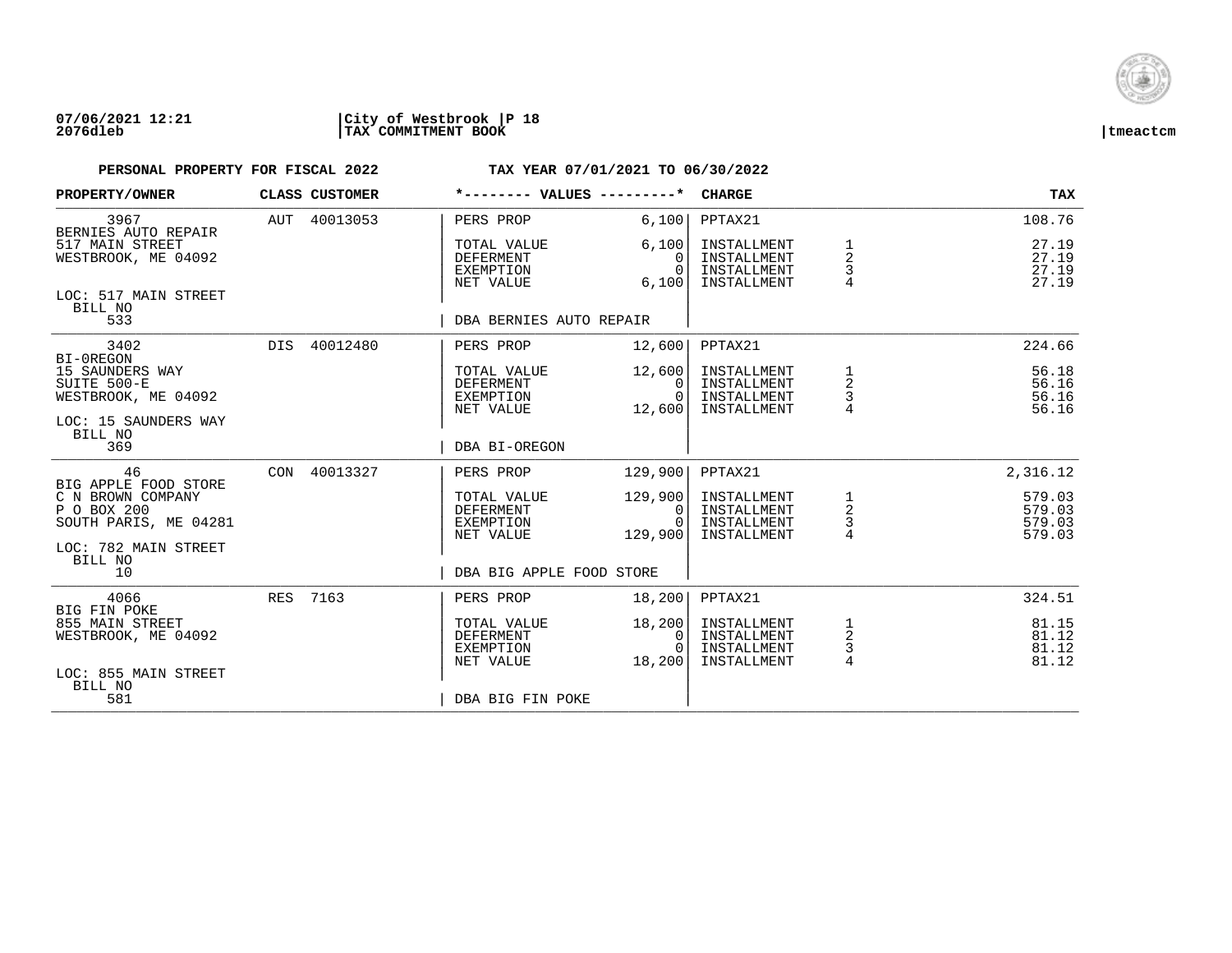**07/06/2021 12:21** | **City of Westbrook** | **P 18**
**2076dleb** | **TAX COMMITMENT BOOK** | **tmeactcm**

**PERSONAL PROPERTY FOR FISCAL 2022** **TAX YEAR 07/01/2021 TO 06/30/2022**

| PROPERTY/OWNER | CLASS | CUSTOMER | *-------- VALUES ---------* | | CHARGE | | TAX |
|---|---|---|---|---|---|---|---|
| 3967 | AUT | 40013053 | PERS PROP | 6,100 | PPTAX21 | | 108.76 |
| BERNIES AUTO REPAIR | | | | | | | |
| 517 MAIN STREET | | | TOTAL VALUE | 6,100 | INSTALLMENT | 1 | 27.19 |
| WESTBROOK, ME 04092 | | | DEFERMENT | 0 | INSTALLMENT | 2 | 27.19 |
| | | | EXEMPTION | 0 | INSTALLMENT | 3 | 27.19 |
| | | | NET VALUE | 6,100 | INSTALLMENT | 4 | 27.19 |
| LOC: 517 MAIN STREET | | | | | | | |
| BILL NO | | | | | | | |
| 533 | | | DBA BERNIES AUTO REPAIR | | | | |
| 3402 | DIS | 40012480 | PERS PROP | 12,600 | PPTAX21 | | 224.66 |
| BI-0REGON | | | | | | | |
| 15 SAUNDERS WAY | | | TOTAL VALUE | 12,600 | INSTALLMENT | 1 | 56.18 |
| SUITE 500-E | | | DEFERMENT | 0 | INSTALLMENT | 2 | 56.16 |
| WESTBROOK, ME 04092 | | | EXEMPTION | 0 | INSTALLMENT | 3 | 56.16 |
| | | | NET VALUE | 12,600 | INSTALLMENT | 4 | 56.16 |
| LOC: 15 SAUNDERS WAY | | | | | | | |
| BILL NO | | | | | | | |
| 369 | | | DBA BI-OREGON | | | | |
| 46 | CON | 40013327 | PERS PROP | 129,900 | PPTAX21 | | 2,316.12 |
| BIG APPLE FOOD STORE | | | | | | | |
| C N BROWN COMPANY | | | TOTAL VALUE | 129,900 | INSTALLMENT | 1 | 579.03 |
| P O BOX 200 | | | DEFERMENT | 0 | INSTALLMENT | 2 | 579.03 |
| SOUTH PARIS, ME 04281 | | | EXEMPTION | 0 | INSTALLMENT | 3 | 579.03 |
| | | | NET VALUE | 129,900 | INSTALLMENT | 4 | 579.03 |
| LOC: 782 MAIN STREET | | | | | | | |
| BILL NO | | | | | | | |
| 10 | | | DBA BIG APPLE FOOD STORE | | | | |
| 4066 | RES | 7163 | PERS PROP | 18,200 | PPTAX21 | | 324.51 |
| BIG FIN POKE | | | | | | | |
| 855 MAIN STREET | | | TOTAL VALUE | 18,200 | INSTALLMENT | 1 | 81.15 |
| WESTBROOK, ME 04092 | | | DEFERMENT | 0 | INSTALLMENT | 2 | 81.12 |
| | | | EXEMPTION | 0 | INSTALLMENT | 3 | 81.12 |
| | | | NET VALUE | 18,200 | INSTALLMENT | 4 | 81.12 |
| LOC: 855 MAIN STREET | | | | | | | |
| BILL NO | | | | | | | |
| 581 | | | DBA BIG FIN POKE | | | | |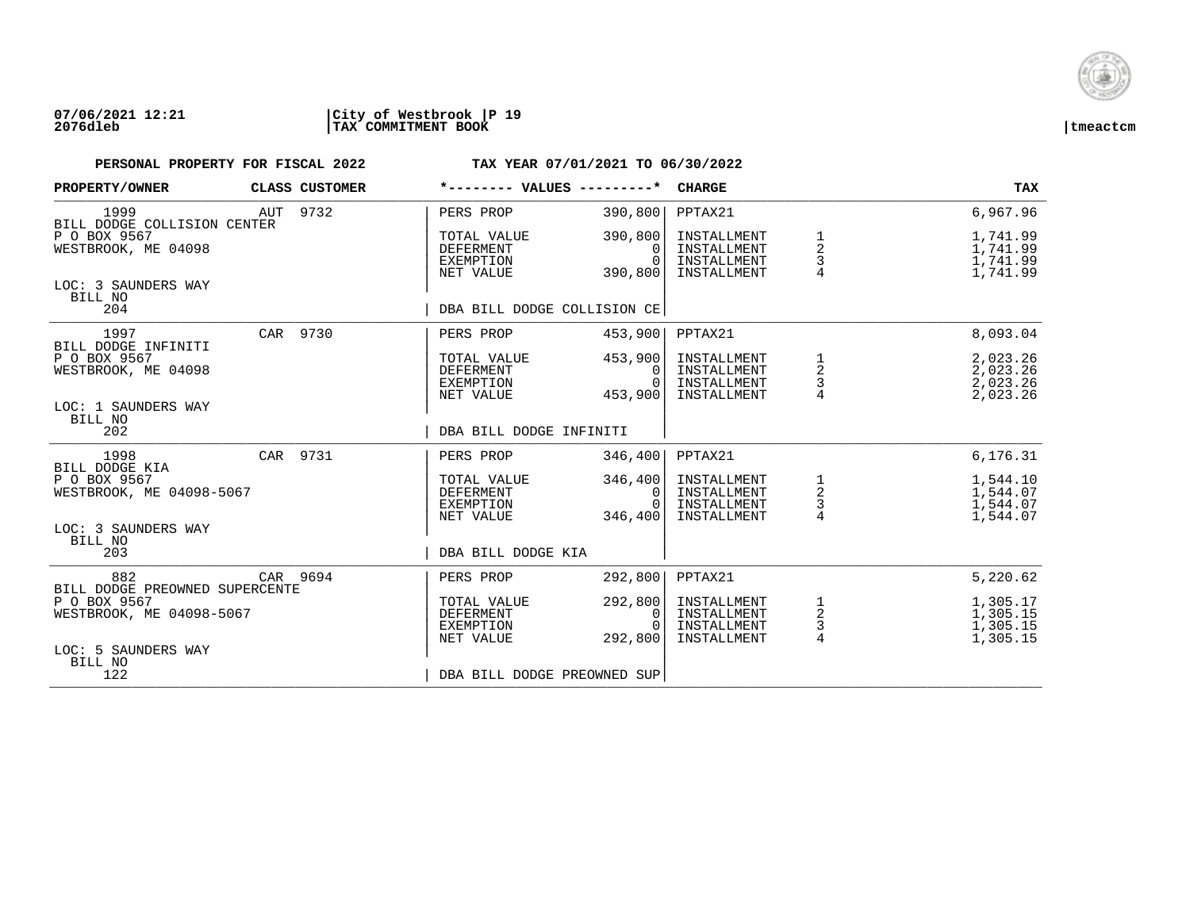**PERSONAL PROPERTY FOR FISCAL 2022** **TAX YEAR 07/01/2021 TO 06/30/2022**

| PROPERTY/OWNER | CLASS | CUSTOMER | *-------- VALUES ---------* | | CHARGE | | TAX |
|---|---|---|---|---|---|---|---|
| 1999 | AUT | 9732 | PERS PROP | 390,800 | PPTAX21 | | 6,967.96 |
| BILL DODGE COLLISION CENTER | | | | | | | |
| P O BOX 9567 | | | TOTAL VALUE | 390,800 | INSTALLMENT | 1 | 1,741.99 |
| WESTBROOK, ME 04098 | | | DEFERMENT | 0 | INSTALLMENT | 2 | 1,741.99 |
| | | | EXEMPTION | 0 | INSTALLMENT | 3 | 1,741.99 |
| | | | NET VALUE | 390,800 | INSTALLMENT | 4 | 1,741.99 |
| LOC: 3 SAUNDERS WAY | | | | | | | |
| BILL NO 204 | | | DBA BILL DODGE COLLISION CE | | | | |
| 1997 | CAR | 9730 | PERS PROP | 453,900 | PPTAX21 | | 8,093.04 |
| BILL DODGE INFINITI | | | | | | | |
| P O BOX 9567 | | | TOTAL VALUE | 453,900 | INSTALLMENT | 1 | 2,023.26 |
| WESTBROOK, ME 04098 | | | DEFERMENT | 0 | INSTALLMENT | 2 | 2,023.26 |
| | | | EXEMPTION | 0 | INSTALLMENT | 3 | 2,023.26 |
| | | | NET VALUE | 453,900 | INSTALLMENT | 4 | 2,023.26 |
| LOC: 1 SAUNDERS WAY | | | | | | | |
| BILL NO 202 | | | DBA BILL DODGE INFINITI | | | | |
| 1998 | CAR | 9731 | PERS PROP | 346,400 | PPTAX21 | | 6,176.31 |
| BILL DODGE KIA | | | | | | | |
| P O BOX 9567 | | | TOTAL VALUE | 346,400 | INSTALLMENT | 1 | 1,544.10 |
| WESTBROOK, ME 04098-5067 | | | DEFERMENT | 0 | INSTALLMENT | 2 | 1,544.07 |
| | | | EXEMPTION | 0 | INSTALLMENT | 3 | 1,544.07 |
| | | | NET VALUE | 346,400 | INSTALLMENT | 4 | 1,544.07 |
| LOC: 3 SAUNDERS WAY | | | | | | | |
| BILL NO 203 | | | DBA BILL DODGE KIA | | | | |
| 882 | CAR | 9694 | PERS PROP | 292,800 | PPTAX21 | | 5,220.62 |
| BILL DODGE PREOWNED SUPERCENTE | | | | | | | |
| P O BOX 9567 | | | TOTAL VALUE | 292,800 | INSTALLMENT | 1 | 1,305.17 |
| WESTBROOK, ME 04098-5067 | | | DEFERMENT | 0 | INSTALLMENT | 2 | 1,305.15 |
| | | | EXEMPTION | 0 | INSTALLMENT | 3 | 1,305.15 |
| | | | NET VALUE | 292,800 | INSTALLMENT | 4 | 1,305.15 |
| LOC: 5 SAUNDERS WAY | | | | | | | |
| BILL NO 122 | | | DBA BILL DODGE PREOWNED SUP | | | | |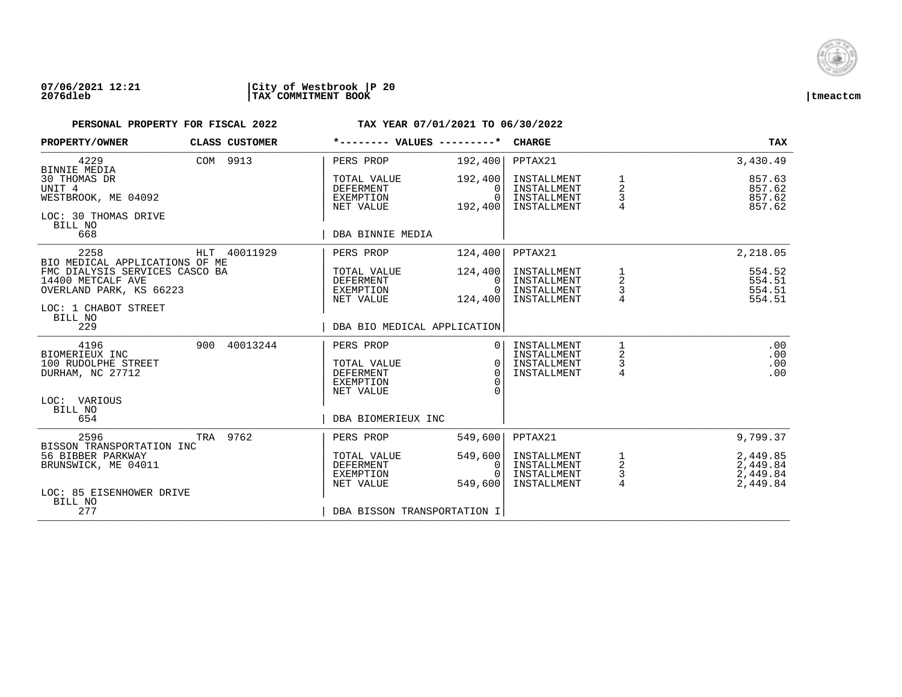**PERSONAL PROPERTY FOR FISCAL 2022** **TAX YEAR 07/01/2021 TO 06/30/2022**

| PROPERTY/OWNER | CLASS | CUSTOMER | *-------- VALUES ---------* | | CHARGE | | TAX |
|---|---|---|---|---|---|---|---|
| 4229 | COM | 9913 | PERS PROP | 192,400 | PPTAX21 | | 3,430.49 |
| BINNIE MEDIA | | | | | | | |
| 30 THOMAS DR | | | TOTAL VALUE | 192,400 | INSTALLMENT | 1 | 857.63 |
| UNIT 4 | | | DEFERMENT | 0 | INSTALLMENT | 2 | 857.62 |
| WESTBROOK, ME 04092 | | | EXEMPTION | 0 | INSTALLMENT | 3 | 857.62 |
| | | | NET VALUE | 192,400 | INSTALLMENT | 4 | 857.62 |
| LOC: 30 THOMAS DRIVE | | | | | | | |
| BILL NO | | | | | | | |
| 668 | | | DBA BINNIE MEDIA | | | | |
| 2258 | HLT | 40011929 | PERS PROP | 124,400 | PPTAX21 | | 2,218.05 |
| BIO MEDICAL APPLICATIONS OF ME | | | | | | | |
| FMC DIALYSIS SERVICES CASCO BA | | | TOTAL VALUE | 124,400 | INSTALLMENT | 1 | 554.52 |
| 14400 METCALF AVE | | | DEFERMENT | 0 | INSTALLMENT | 2 | 554.51 |
| OVERLAND PARK, KS 66223 | | | EXEMPTION | 0 | INSTALLMENT | 3 | 554.51 |
| | | | NET VALUE | 124,400 | INSTALLMENT | 4 | 554.51 |
| LOC: 1 CHABOT STREET | | | | | | | |
| BILL NO | | | | | | | |
| 229 | | | DBA BIO MEDICAL APPLICATION | | | | |
| 4196 | 900 | 40013244 | PERS PROP | 0 | INSTALLMENT | 1 | .00 |
| BIOMERIEUX INC | | | | | INSTALLMENT | 2 | .00 |
| 100 RUDOLPHE STREET | | | TOTAL VALUE | 0 | INSTALLMENT | 3 | .00 |
| DURHAM, NC 27712 | | | DEFERMENT | 0 | INSTALLMENT | 4 | .00 |
| | | | EXEMPTION | 0 | | | |
| | | | NET VALUE | 0 | | | |
| LOC: VARIOUS | | | | | | | |
| BILL NO | | | | | | | |
| 654 | | | DBA BIOMERIEUX INC | | | | |
| 2596 | TRA | 9762 | PERS PROP | 549,600 | PPTAX21 | | 9,799.37 |
| BISSON TRANSPORTATION INC | | | | | | | |
| 56 BIBBER PARKWAY | | | TOTAL VALUE | 549,600 | INSTALLMENT | 1 | 2,449.85 |
| BRUNSWICK, ME 04011 | | | DEFERMENT | 0 | INSTALLMENT | 2 | 2,449.84 |
| | | | EXEMPTION | 0 | INSTALLMENT | 3 | 2,449.84 |
| | | | NET VALUE | 549,600 | INSTALLMENT | 4 | 2,449.84 |
| LOC: 85 EISENHOWER DRIVE | | | | | | | |
| BILL NO | | | | | | | |
| 277 | | | DBA BISSON TRANSPORTATION I | | | | |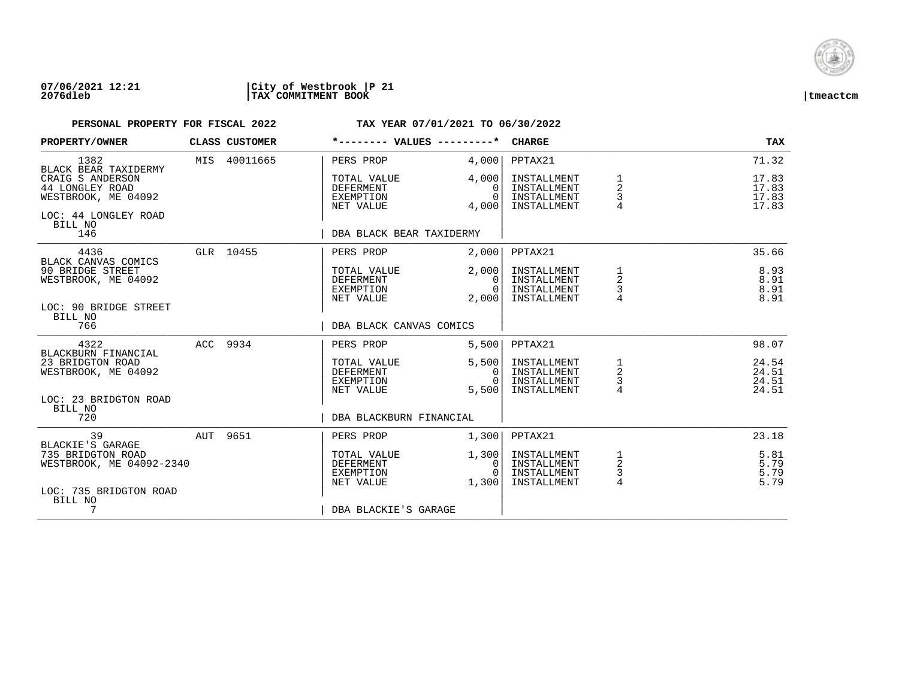07/06/2021 12:21 | City of Westbrook | P 21
2076dleb | TAX COMMITMENT BOOK | tmeactcm

**PERSONAL PROPERTY FOR FISCAL 2022** — **TAX YEAR 07/01/2021 TO 06/30/2022**

| PROPERTY/OWNER | CLASS | CUSTOMER | *-------- VALUES ---------* | | CHARGE | | TAX |
|---|---|---|---|---|---|---|---|
| 1382 | MIS | 40011665 | PERS PROP | 4,000 | PPTAX21 | | 71.32 |
| BLACK BEAR TAXIDERMY | | | | | | | |
| CRAIG S ANDERSON | | | TOTAL VALUE | 4,000 | INSTALLMENT | 1 | 17.83 |
| 44 LONGLEY ROAD | | | DEFERMENT | 0 | INSTALLMENT | 2 | 17.83 |
| WESTBROOK, ME 04092 | | | EXEMPTION | 0 | INSTALLMENT | 3 | 17.83 |
| | | | NET VALUE | 4,000 | INSTALLMENT | 4 | 17.83 |
| LOC: 44 LONGLEY ROAD | | | | | | | |
| BILL NO 146 | | | DBA BLACK BEAR TAXIDERMY | | | | |
| 4436 | GLR | 10455 | PERS PROP | 2,000 | PPTAX21 | | 35.66 |
| BLACK CANVAS COMICS | | | | | | | |
| 90 BRIDGE STREET | | | TOTAL VALUE | 2,000 | INSTALLMENT | 1 | 8.93 |
| WESTBROOK, ME 04092 | | | DEFERMENT | 0 | INSTALLMENT | 2 | 8.91 |
| | | | EXEMPTION | 0 | INSTALLMENT | 3 | 8.91 |
| | | | NET VALUE | 2,000 | INSTALLMENT | 4 | 8.91 |
| LOC: 90 BRIDGE STREET | | | | | | | |
| BILL NO 766 | | | DBA BLACK CANVAS COMICS | | | | |
| 4322 | ACC | 9934 | PERS PROP | 5,500 | PPTAX21 | | 98.07 |
| BLACKBURN FINANCIAL | | | | | | | |
| 23 BRIDGTON ROAD | | | TOTAL VALUE | 5,500 | INSTALLMENT | 1 | 24.54 |
| WESTBROOK, ME 04092 | | | DEFERMENT | 0 | INSTALLMENT | 2 | 24.51 |
| | | | EXEMPTION | 0 | INSTALLMENT | 3 | 24.51 |
| | | | NET VALUE | 5,500 | INSTALLMENT | 4 | 24.51 |
| LOC: 23 BRIDGTON ROAD | | | | | | | |
| BILL NO 720 | | | DBA BLACKBURN FINANCIAL | | | | |
| 39 | AUT | 9651 | PERS PROP | 1,300 | PPTAX21 | | 23.18 |
| BLACKIE'S GARAGE | | | | | | | |
| 735 BRIDGTON ROAD | | | TOTAL VALUE | 1,300 | INSTALLMENT | 1 | 5.81 |
| WESTBROOK, ME 04092-2340 | | | DEFERMENT | 0 | INSTALLMENT | 2 | 5.79 |
| | | | EXEMPTION | 0 | INSTALLMENT | 3 | 5.79 |
| | | | NET VALUE | 1,300 | INSTALLMENT | 4 | 5.79 |
| LOC: 735 BRIDGTON ROAD | | | | | | | |
| BILL NO 7 | | | DBA BLACKIE'S GARAGE | | | | |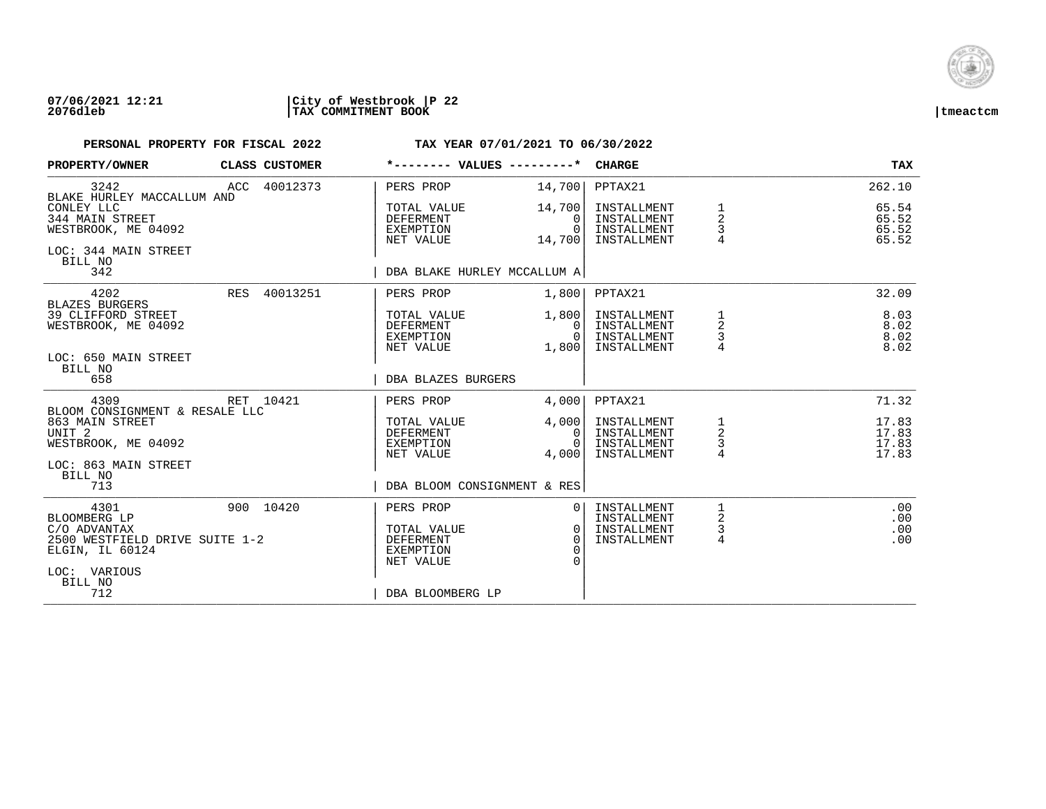**07/06/2021 12:21** | **City of Westbrook** | **P 22**
**2076dleb** | **TAX COMMITMENT BOOK** | **tmeactcm**

**PERSONAL PROPERTY FOR FISCAL 2022** — **TAX YEAR 07/01/2021 TO 06/30/2022**

| PROPERTY/OWNER | CLASS | CUSTOMER | *-------- VALUES ---------* | | CHARGE | | TAX |
|---|---|---|---|---|---|---|---|
| 3242 | ACC | 40012373 | PERS PROP | 14,700 | PPTAX21 | | 262.10 |
| BLAKE HURLEY MACCALLUM AND | | | | | | | |
| CONLEY LLC | | | TOTAL VALUE | 14,700 | INSTALLMENT | 1 | 65.54 |
| 344 MAIN STREET | | | DEFERMENT | 0 | INSTALLMENT | 2 | 65.52 |
| WESTBROOK, ME 04092 | | | EXEMPTION | 0 | INSTALLMENT | 3 | 65.52 |
| | | | NET VALUE | 14,700 | INSTALLMENT | 4 | 65.52 |
| LOC: 344 MAIN STREET | | | | | | | |
| BILL NO | | | | | | | |
| 342 | | | DBA BLAKE HURLEY MCCALLUM A | | | | |
| 4202 | RES | 40013251 | PERS PROP | 1,800 | PPTAX21 | | 32.09 |
| BLAZES BURGERS | | | | | | | |
| 39 CLIFFORD STREET | | | TOTAL VALUE | 1,800 | INSTALLMENT | 1 | 8.03 |
| WESTBROOK, ME 04092 | | | DEFERMENT | 0 | INSTALLMENT | 2 | 8.02 |
| | | | EXEMPTION | 0 | INSTALLMENT | 3 | 8.02 |
| | | | NET VALUE | 1,800 | INSTALLMENT | 4 | 8.02 |
| LOC: 650 MAIN STREET | | | | | | | |
| BILL NO | | | | | | | |
| 658 | | | DBA BLAZES BURGERS | | | | |
| 4309 | RET | 10421 | PERS PROP | 4,000 | PPTAX21 | | 71.32 |
| BLOOM CONSIGNMENT & RESALE LLC | | | | | | | |
| 863 MAIN STREET | | | TOTAL VALUE | 4,000 | INSTALLMENT | 1 | 17.83 |
| UNIT 2 | | | DEFERMENT | 0 | INSTALLMENT | 2 | 17.83 |
| WESTBROOK, ME 04092 | | | EXEMPTION | 0 | INSTALLMENT | 3 | 17.83 |
| | | | NET VALUE | 4,000 | INSTALLMENT | 4 | 17.83 |
| LOC: 863 MAIN STREET | | | | | | | |
| BILL NO | | | | | | | |
| 713 | | | DBA BLOOM CONSIGNMENT & RES | | | | |
| 4301 | 900 | 10420 | PERS PROP | 0 | INSTALLMENT | 1 | .00 |
| BLOOMBERG LP | | | | | INSTALLMENT | 2 | .00 |
| C/O ADVANTAX | | | TOTAL VALUE | 0 | INSTALLMENT | 3 | .00 |
| 2500 WESTFIELD DRIVE SUITE 1-2 | | | DEFERMENT | 0 | INSTALLMENT | 4 | .00 |
| ELGIN, IL 60124 | | | EXEMPTION | 0 | | | |
| | | | NET VALUE | 0 | | | |
| LOC: VARIOUS | | | | | | | |
| BILL NO | | | | | | | |
| 712 | | | DBA BLOOMBERG LP | | | | |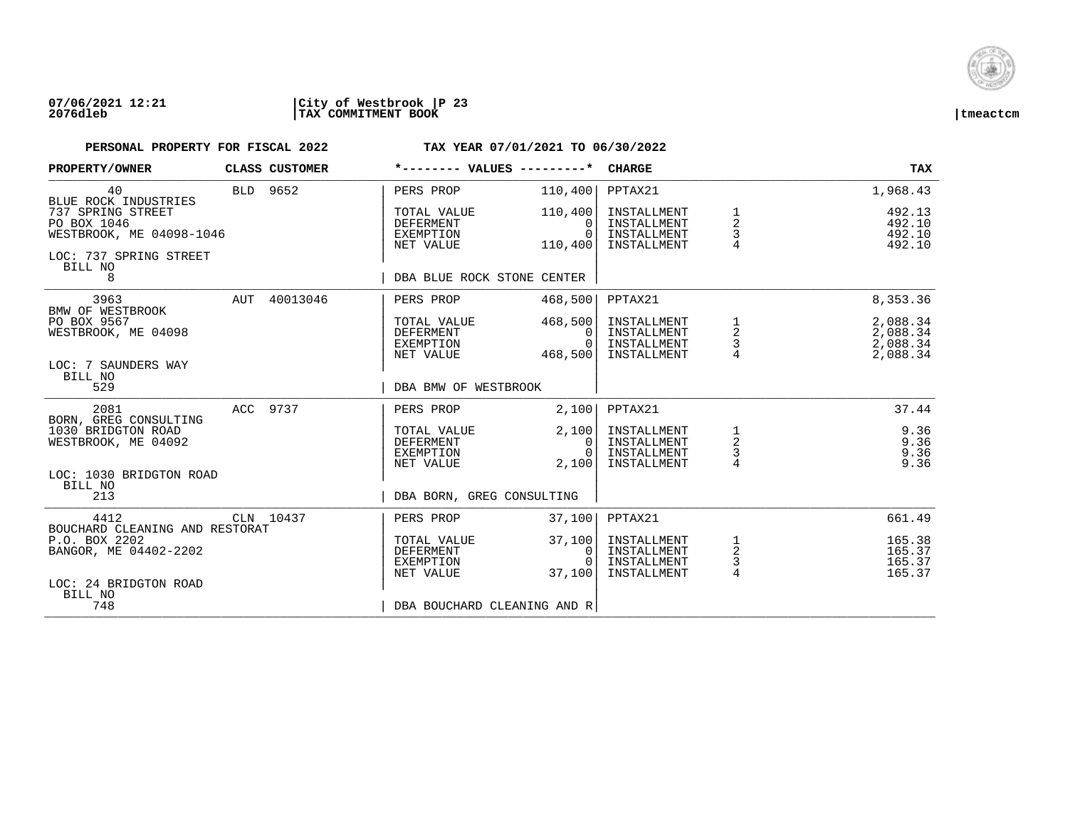**07/06/2021 12:21** | **City of Westbrook** | **P 23** | **tmeactcm**
**2076dleb** | **TAX COMMITMENT BOOK**

**PERSONAL PROPERTY FOR FISCAL 2022** — **TAX YEAR 07/01/2021 TO 06/30/2022**

| PROPERTY/OWNER | CLASS | CUSTOMER | VALUES | | CHARGE | | TAX |
|---|---|---|---|---|---|---|---|
| 40 | BLD | 9652 | PERS PROP | 110,400 | PPTAX21 | | 1,968.43 |
| BLUE ROCK INDUSTRIES | | | | | | | |
| 737 SPRING STREET | | | TOTAL VALUE | 110,400 | INSTALLMENT | 1 | 492.13 |
| PO BOX 1046 | | | DEFERMENT | 0 | INSTALLMENT | 2 | 492.10 |
| WESTBROOK, ME 04098-1046 | | | EXEMPTION | 0 | INSTALLMENT | 3 | 492.10 |
| | | | NET VALUE | 110,400 | INSTALLMENT | 4 | 492.10 |
| LOC: 737 SPRING STREET | | | | | | | |
| BILL NO 8 | | | DBA BLUE ROCK STONE CENTER | | | | |
| 3963 | AUT | 40013046 | PERS PROP | 468,500 | PPTAX21 | | 8,353.36 |
| BMW OF WESTBROOK | | | | | | | |
| PO BOX 9567 | | | TOTAL VALUE | 468,500 | INSTALLMENT | 1 | 2,088.34 |
| WESTBROOK, ME 04098 | | | DEFERMENT | 0 | INSTALLMENT | 2 | 2,088.34 |
| | | | EXEMPTION | 0 | INSTALLMENT | 3 | 2,088.34 |
| | | | NET VALUE | 468,500 | INSTALLMENT | 4 | 2,088.34 |
| LOC: 7 SAUNDERS WAY | | | | | | | |
| BILL NO 529 | | | DBA BMW OF WESTBROOK | | | | |
| 2081 | ACC | 9737 | PERS PROP | 2,100 | PPTAX21 | | 37.44 |
| BORN, GREG CONSULTING | | | | | | | |
| 1030 BRIDGTON ROAD | | | TOTAL VALUE | 2,100 | INSTALLMENT | 1 | 9.36 |
| WESTBROOK, ME 04092 | | | DEFERMENT | 0 | INSTALLMENT | 2 | 9.36 |
| | | | EXEMPTION | 0 | INSTALLMENT | 3 | 9.36 |
| | | | NET VALUE | 2,100 | INSTALLMENT | 4 | 9.36 |
| LOC: 1030 BRIDGTON ROAD | | | | | | | |
| BILL NO 213 | | | DBA BORN, GREG CONSULTING | | | | |
| 4412 | CLN | 10437 | PERS PROP | 37,100 | PPTAX21 | | 661.49 |
| BOUCHARD CLEANING AND RESTORAT | | | | | | | |
| P.O. BOX 2202 | | | TOTAL VALUE | 37,100 | INSTALLMENT | 1 | 165.38 |
| BANGOR, ME 04402-2202 | | | DEFERMENT | 0 | INSTALLMENT | 2 | 165.37 |
| | | | EXEMPTION | 0 | INSTALLMENT | 3 | 165.37 |
| | | | NET VALUE | 37,100 | INSTALLMENT | 4 | 165.37 |
| LOC: 24 BRIDGTON ROAD | | | | | | | |
| BILL NO 748 | | | DBA BOUCHARD CLEANING AND R | | | | |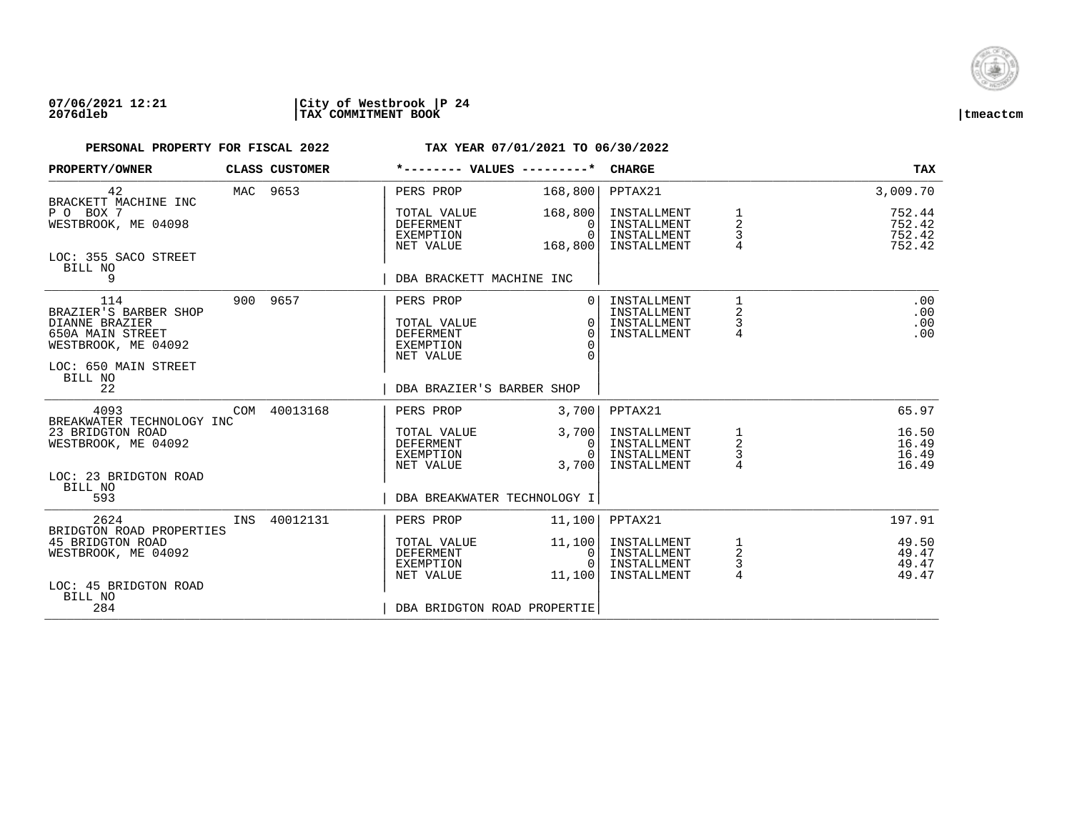07/06/2021 12:21 | City of Westbrook | P 24
2076dleb | TAX COMMITMENT BOOK | tmeactcm

**PERSONAL PROPERTY FOR FISCAL 2022** — **TAX YEAR 07/01/2021 TO 06/30/2022**

| PROPERTY/OWNER | CLASS | CUSTOMER | VALUES | | CHARGE | | TAX |
|---|---|---|---|---|---|---|---|
| 42 | MAC | 9653 | PERS PROP | 168,800 | PPTAX21 | | 3,009.70 |
| BRACKETT MACHINE INC | | | | | | | |
| P O BOX 7 | | | TOTAL VALUE | 168,800 | INSTALLMENT | 1 | 752.44 |
| WESTBROOK, ME 04098 | | | DEFERMENT | 0 | INSTALLMENT | 2 | 752.42 |
| | | | EXEMPTION | 0 | INSTALLMENT | 3 | 752.42 |
| | | | NET VALUE | 168,800 | INSTALLMENT | 4 | 752.42 |
| LOC: 355 SACO STREET | | | | | | | |
| BILL NO 9 | | | DBA BRACKETT MACHINE INC | | | | |
| 114 | 900 | 9657 | PERS PROP | 0 | INSTALLMENT | 1 | .00 |
| BRAZIER'S BARBER SHOP | | | | | INSTALLMENT | 2 | .00 |
| DIANNE BRAZIER | | | TOTAL VALUE | 0 | INSTALLMENT | 3 | .00 |
| 650A MAIN STREET | | | DEFERMENT | 0 | INSTALLMENT | 4 | .00 |
| WESTBROOK, ME 04092 | | | EXEMPTION | 0 | | | |
| | | | NET VALUE | 0 | | | |
| LOC: 650 MAIN STREET | | | | | | | |
| BILL NO 22 | | | DBA BRAZIER'S BARBER SHOP | | | | |
| 4093 | COM | 40013168 | PERS PROP | 3,700 | PPTAX21 | | 65.97 |
| BREAKWATER TECHNOLOGY INC | | | | | | | |
| 23 BRIDGTON ROAD | | | TOTAL VALUE | 3,700 | INSTALLMENT | 1 | 16.50 |
| WESTBROOK, ME 04092 | | | DEFERMENT | 0 | INSTALLMENT | 2 | 16.49 |
| | | | EXEMPTION | 0 | INSTALLMENT | 3 | 16.49 |
| | | | NET VALUE | 3,700 | INSTALLMENT | 4 | 16.49 |
| LOC: 23 BRIDGTON ROAD | | | | | | | |
| BILL NO 593 | | | DBA BREAKWATER TECHNOLOGY I | | | | |
| 2624 | INS | 40012131 | PERS PROP | 11,100 | PPTAX21 | | 197.91 |
| BRIDGTON ROAD PROPERTIES | | | | | | | |
| 45 BRIDGTON ROAD | | | TOTAL VALUE | 11,100 | INSTALLMENT | 1 | 49.50 |
| WESTBROOK, ME 04092 | | | DEFERMENT | 0 | INSTALLMENT | 2 | 49.47 |
| | | | EXEMPTION | 0 | INSTALLMENT | 3 | 49.47 |
| | | | NET VALUE | 11,100 | INSTALLMENT | 4 | 49.47 |
| LOC: 45 BRIDGTON ROAD | | | | | | | |
| BILL NO 284 | | | DBA BRIDGTON ROAD PROPERTIE | | | | |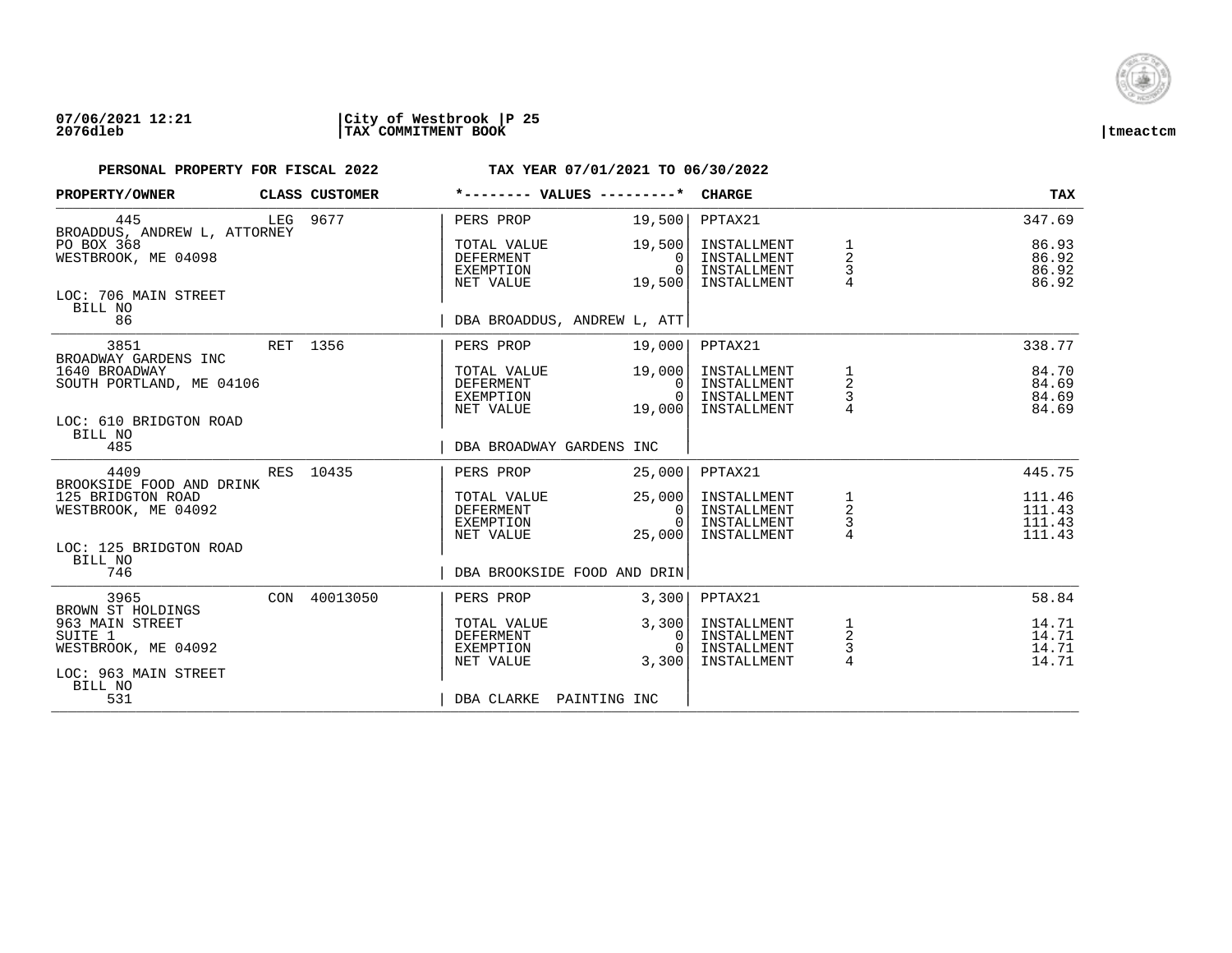07/06/2021 12:21 | City of Westbrook | P 25
2076dleb | TAX COMMITMENT BOOK | tmeactcm

**PERSONAL PROPERTY FOR FISCAL 2022** TAX YEAR 07/01/2021 TO 06/30/2022

| PROPERTY/OWNER | CLASS | CUSTOMER | *-------- VALUES ---------* | | CHARGE | | TAX |
|---|---|---|---|---|---|---|---|
| 445 | LEG | 9677 | PERS PROP | 19,500 | PPTAX21 | | 347.69 |
| BROADDUS, ANDREW L, ATTORNEY | | | | | | | |
| PO BOX 368 | | | TOTAL VALUE | 19,500 | INSTALLMENT | 1 | 86.93 |
| WESTBROOK, ME 04098 | | | DEFERMENT | 0 | INSTALLMENT | 2 | 86.92 |
| | | | EXEMPTION | 0 | INSTALLMENT | 3 | 86.92 |
| | | | NET VALUE | 19,500 | INSTALLMENT | 4 | 86.92 |
| LOC: 706 MAIN STREET | | | | | | | |
| BILL NO 86 | | | DBA BROADDUS, ANDREW L, ATT | | | | |
| 3851 | RET | 1356 | PERS PROP | 19,000 | PPTAX21 | | 338.77 |
| BROADWAY GARDENS INC | | | | | | | |
| 1640 BROADWAY | | | TOTAL VALUE | 19,000 | INSTALLMENT | 1 | 84.70 |
| SOUTH PORTLAND, ME 04106 | | | DEFERMENT | 0 | INSTALLMENT | 2 | 84.69 |
| | | | EXEMPTION | 0 | INSTALLMENT | 3 | 84.69 |
| | | | NET VALUE | 19,000 | INSTALLMENT | 4 | 84.69 |
| LOC: 610 BRIDGTON ROAD | | | | | | | |
| BILL NO 485 | | | DBA BROADWAY GARDENS INC | | | | |
| 4409 | RES | 10435 | PERS PROP | 25,000 | PPTAX21 | | 445.75 |
| BROOKSIDE FOOD AND DRINK | | | | | | | |
| 125 BRIDGTON ROAD | | | TOTAL VALUE | 25,000 | INSTALLMENT | 1 | 111.46 |
| WESTBROOK, ME 04092 | | | DEFERMENT | 0 | INSTALLMENT | 2 | 111.43 |
| | | | EXEMPTION | 0 | INSTALLMENT | 3 | 111.43 |
| | | | NET VALUE | 25,000 | INSTALLMENT | 4 | 111.43 |
| LOC: 125 BRIDGTON ROAD | | | | | | | |
| BILL NO 746 | | | DBA BROOKSIDE FOOD AND DRIN | | | | |
| 3965 | CON | 40013050 | PERS PROP | 3,300 | PPTAX21 | | 58.84 |
| BROWN ST HOLDINGS | | | | | | | |
| 963 MAIN STREET | | | TOTAL VALUE | 3,300 | INSTALLMENT | 1 | 14.71 |
| SUITE 1 | | | DEFERMENT | 0 | INSTALLMENT | 2 | 14.71 |
| WESTBROOK, ME 04092 | | | EXEMPTION | 0 | INSTALLMENT | 3 | 14.71 |
| | | | NET VALUE | 3,300 | INSTALLMENT | 4 | 14.71 |
| LOC: 963 MAIN STREET | | | | | | | |
| BILL NO 531 | | | DBA CLARKE PAINTING INC | | | | |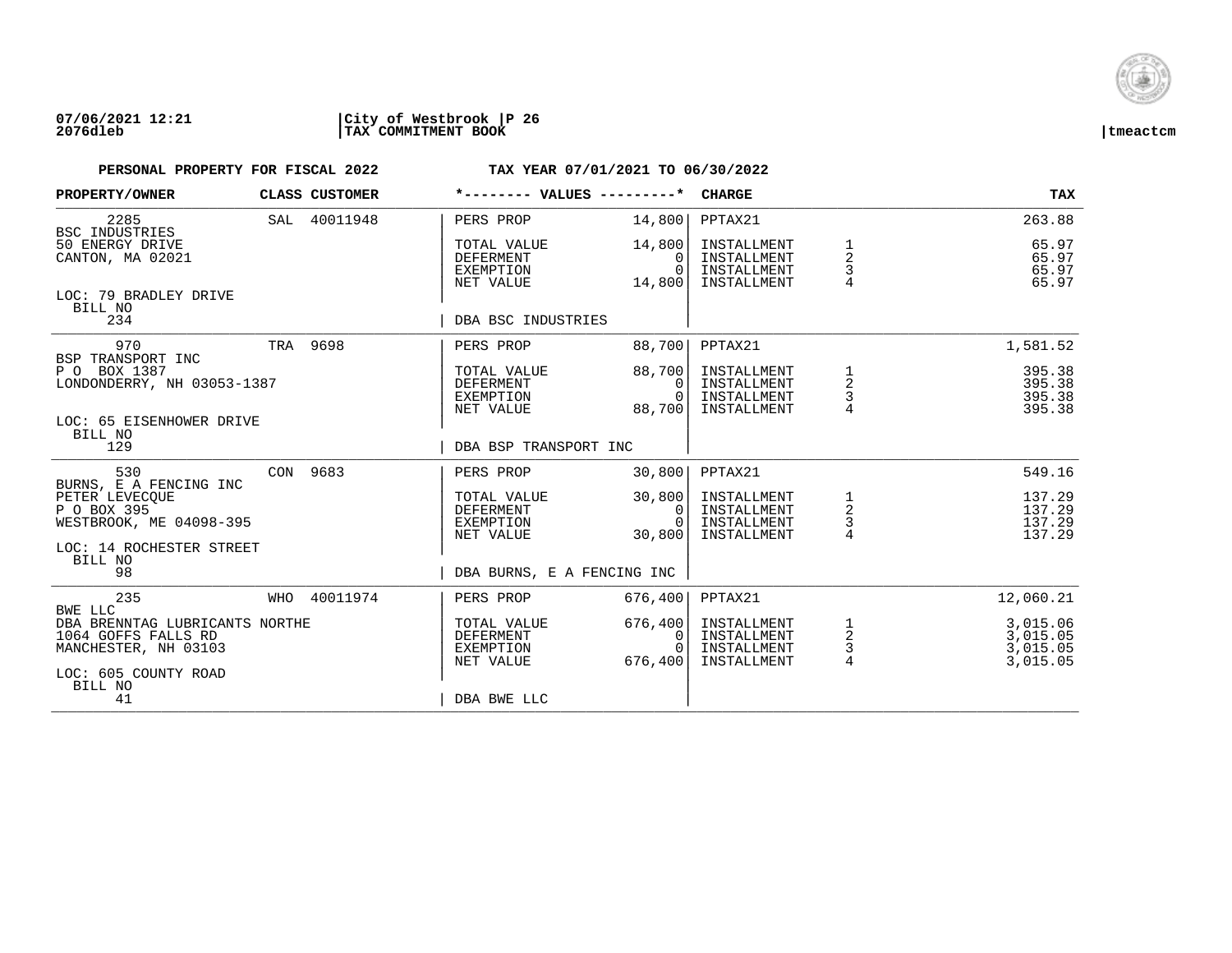07/06/2021 12:21 | City of Westbrook | P 26
2076dleb | TAX COMMITMENT BOOK | tmeactcm

**PERSONAL PROPERTY FOR FISCAL 2022** — **TAX YEAR 07/01/2021 TO 06/30/2022**

| PROPERTY/OWNER | CLASS | CUSTOMER | *-------- VALUES ---------* | | CHARGE | | TAX |
|---|---|---|---|---|---|---|---|
| 2285 | SAL | 40011948 | PERS PROP | 14,800 | PPTAX21 | | 263.88 |
| BSC INDUSTRIES | | | | | | | |
| 50 ENERGY DRIVE | | | TOTAL VALUE | 14,800 | INSTALLMENT | 1 | 65.97 |
| CANTON, MA 02021 | | | DEFERMENT | 0 | INSTALLMENT | 2 | 65.97 |
| | | | EXEMPTION | 0 | INSTALLMENT | 3 | 65.97 |
| | | | NET VALUE | 14,800 | INSTALLMENT | 4 | 65.97 |
| LOC: 79 BRADLEY DRIVE | | | | | | | |
| BILL NO 234 | | | DBA BSC INDUSTRIES | | | | |
| 970 | TRA | 9698 | PERS PROP | 88,700 | PPTAX21 | | 1,581.52 |
| BSP TRANSPORT INC | | | | | | | |
| P O BOX 1387 | | | TOTAL VALUE | 88,700 | INSTALLMENT | 1 | 395.38 |
| LONDONDERRY, NH 03053-1387 | | | DEFERMENT | 0 | INSTALLMENT | 2 | 395.38 |
| | | | EXEMPTION | 0 | INSTALLMENT | 3 | 395.38 |
| | | | NET VALUE | 88,700 | INSTALLMENT | 4 | 395.38 |
| LOC: 65 EISENHOWER DRIVE | | | | | | | |
| BILL NO 129 | | | DBA BSP TRANSPORT INC | | | | |
| 530 | CON | 9683 | PERS PROP | 30,800 | PPTAX21 | | 549.16 |
| BURNS, E A FENCING INC | | | | | | | |
| PETER LEVECQUE | | | TOTAL VALUE | 30,800 | INSTALLMENT | 1 | 137.29 |
| P O BOX 395 | | | DEFERMENT | 0 | INSTALLMENT | 2 | 137.29 |
| WESTBROOK, ME 04098-395 | | | EXEMPTION | 0 | INSTALLMENT | 3 | 137.29 |
| | | | NET VALUE | 30,800 | INSTALLMENT | 4 | 137.29 |
| LOC: 14 ROCHESTER STREET | | | | | | | |
| BILL NO 98 | | | DBA BURNS, E A FENCING INC | | | | |
| 235 | WHO | 40011974 | PERS PROP | 676,400 | PPTAX21 | | 12,060.21 |
| BWE LLC | | | | | | | |
| DBA BRENNTAG LUBRICANTS NORTHE | | | TOTAL VALUE | 676,400 | INSTALLMENT | 1 | 3,015.06 |
| 1064 GOFFS FALLS RD | | | DEFERMENT | 0 | INSTALLMENT | 2 | 3,015.05 |
| MANCHESTER, NH 03103 | | | EXEMPTION | 0 | INSTALLMENT | 3 | 3,015.05 |
| | | | NET VALUE | 676,400 | INSTALLMENT | 4 | 3,015.05 |
| LOC: 605 COUNTY ROAD | | | | | | | |
| BILL NO 41 | | | DBA BWE LLC | | | | |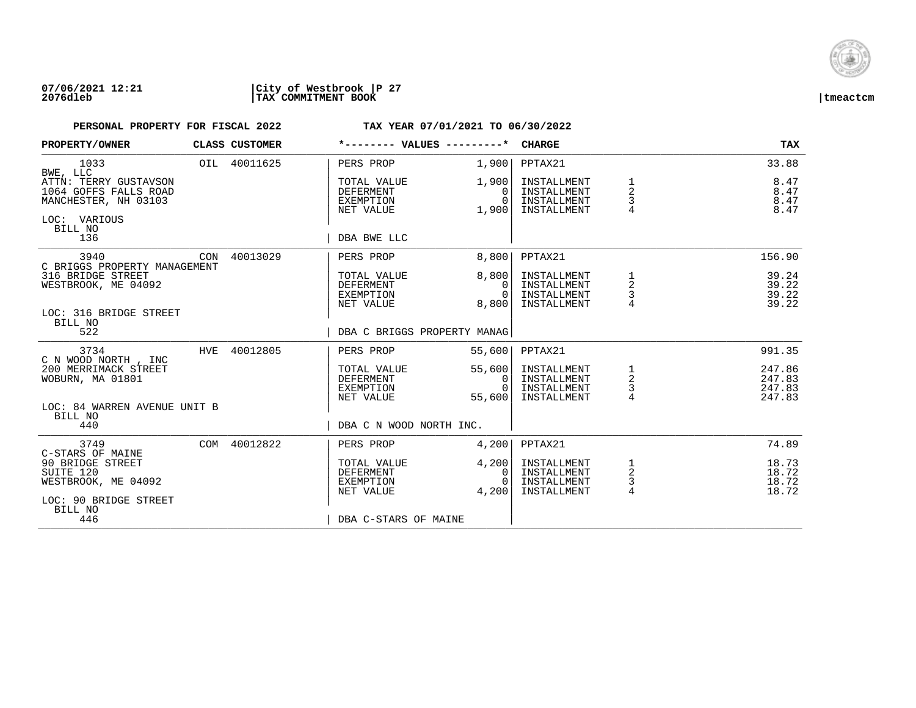07/06/2021 12:21 | City of Westbrook | P 27
2076dleb | TAX COMMITMENT BOOK | tmeactcm

**PERSONAL PROPERTY FOR FISCAL 2022** — **TAX YEAR 07/01/2021 TO 06/30/2022**

| PROPERTY/OWNER | CLASS | CUSTOMER | *-------- VALUES ---------* | | CHARGE | | TAX |
|---|---|---|---|---|---|---|---|
| 1033 | OIL | 40011625 | PERS PROP | 1,900 | PPTAX21 | | 33.88 |
| BWE, LLC | | | | | | | |
| ATTN: TERRY GUSTAVSON | | | TOTAL VALUE | 1,900 | INSTALLMENT | 1 | 8.47 |
| 1064 GOFFS FALLS ROAD | | | DEFERMENT | 0 | INSTALLMENT | 2 | 8.47 |
| MANCHESTER, NH 03103 | | | EXEMPTION | 0 | INSTALLMENT | 3 | 8.47 |
| | | | NET VALUE | 1,900 | INSTALLMENT | 4 | 8.47 |
| LOC: VARIOUS | | | | | | | |
| BILL NO 136 | | | DBA BWE LLC | | | | |
| 3940 | CON | 40013029 | PERS PROP | 8,800 | PPTAX21 | | 156.90 |
| C BRIGGS PROPERTY MANAGEMENT | | | | | | | |
| 316 BRIDGE STREET | | | TOTAL VALUE | 8,800 | INSTALLMENT | 1 | 39.24 |
| WESTBROOK, ME 04092 | | | DEFERMENT | 0 | INSTALLMENT | 2 | 39.22 |
| | | | EXEMPTION | 0 | INSTALLMENT | 3 | 39.22 |
| | | | NET VALUE | 8,800 | INSTALLMENT | 4 | 39.22 |
| LOC: 316 BRIDGE STREET | | | | | | | |
| BILL NO 522 | | | DBA C BRIGGS PROPERTY MANAG | | | | |
| 3734 | HVE | 40012805 | PERS PROP | 55,600 | PPTAX21 | | 991.35 |
| C N WOOD NORTH , INC | | | | | | | |
| 200 MERRIMACK STREET | | | TOTAL VALUE | 55,600 | INSTALLMENT | 1 | 247.86 |
| WOBURN, MA 01801 | | | DEFERMENT | 0 | INSTALLMENT | 2 | 247.83 |
| | | | EXEMPTION | 0 | INSTALLMENT | 3 | 247.83 |
| | | | NET VALUE | 55,600 | INSTALLMENT | 4 | 247.83 |
| LOC: 84 WARREN AVENUE UNIT B | | | | | | | |
| BILL NO 440 | | | DBA C N WOOD NORTH INC. | | | | |
| 3749 | COM | 40012822 | PERS PROP | 4,200 | PPTAX21 | | 74.89 |
| C-STARS OF MAINE | | | | | | | |
| 90 BRIDGE STREET | | | TOTAL VALUE | 4,200 | INSTALLMENT | 1 | 18.73 |
| SUITE 120 | | | DEFERMENT | 0 | INSTALLMENT | 2 | 18.72 |
| WESTBROOK, ME 04092 | | | EXEMPTION | 0 | INSTALLMENT | 3 | 18.72 |
| | | | NET VALUE | 4,200 | INSTALLMENT | 4 | 18.72 |
| LOC: 90 BRIDGE STREET | | | | | | | |
| BILL NO 446 | | | DBA C-STARS OF MAINE | | | | |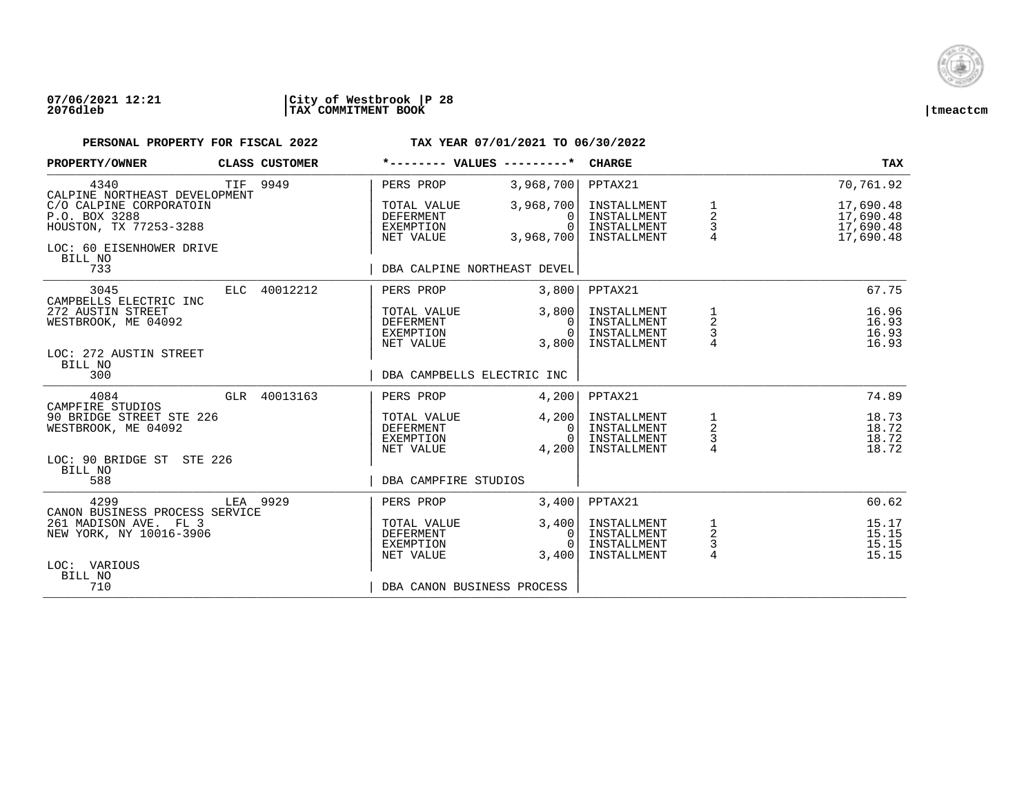**07/06/2021 12:21** | **City of Westbrook** | **P 28**
**2076dleb** | **TAX COMMITMENT BOOK** | **tmeactcm**

**PERSONAL PROPERTY FOR FISCAL 2022** **TAX YEAR 07/01/2021 TO 06/30/2022**

| PROPERTY/OWNER | CLASS | CUSTOMER | *-------- VALUES ---------* | | CHARGE | | TAX |
|---|---|---|---|---|---|---|---|
| 4340 | TIF | 9949 | PERS PROP | 3,968,700 | PPTAX21 | | 70,761.92 |
| CALPINE NORTHEAST DEVELOPMENT | | | | | | | |
| C/O CALPINE CORPORATOIN | | | TOTAL VALUE | 3,968,700 | INSTALLMENT | 1 | 17,690.48 |
| P.O. BOX 3288 | | | DEFERMENT | 0 | INSTALLMENT | 2 | 17,690.48 |
| HOUSTON, TX 77253-3288 | | | EXEMPTION | 0 | INSTALLMENT | 3 | 17,690.48 |
| | | | NET VALUE | 3,968,700 | INSTALLMENT | 4 | 17,690.48 |
| LOC: 60 EISENHOWER DRIVE | | | | | | | |
| BILL NO | | | | | | | |
| 733 | | | DBA CALPINE NORTHEAST DEVEL | | | | |
| 3045 | ELC | 40012212 | PERS PROP | 3,800 | PPTAX21 | | 67.75 |
| CAMPBELLS ELECTRIC INC | | | | | | | |
| 272 AUSTIN STREET | | | TOTAL VALUE | 3,800 | INSTALLMENT | 1 | 16.96 |
| WESTBROOK, ME 04092 | | | DEFERMENT | 0 | INSTALLMENT | 2 | 16.93 |
| | | | EXEMPTION | 0 | INSTALLMENT | 3 | 16.93 |
| | | | NET VALUE | 3,800 | INSTALLMENT | 4 | 16.93 |
| LOC: 272 AUSTIN STREET | | | | | | | |
| BILL NO | | | | | | | |
| 300 | | | DBA CAMPBELLS ELECTRIC INC | | | | |
| 4084 | GLR | 40013163 | PERS PROP | 4,200 | PPTAX21 | | 74.89 |
| CAMPFIRE STUDIOS | | | | | | | |
| 90 BRIDGE STREET STE 226 | | | TOTAL VALUE | 4,200 | INSTALLMENT | 1 | 18.73 |
| WESTBROOK, ME 04092 | | | DEFERMENT | 0 | INSTALLMENT | 2 | 18.72 |
| | | | EXEMPTION | 0 | INSTALLMENT | 3 | 18.72 |
| | | | NET VALUE | 4,200 | INSTALLMENT | 4 | 18.72 |
| LOC: 90 BRIDGE ST STE 226 | | | | | | | |
| BILL NO | | | | | | | |
| 588 | | | DBA CAMPFIRE STUDIOS | | | | |
| 4299 | LEA | 9929 | PERS PROP | 3,400 | PPTAX21 | | 60.62 |
| CANON BUSINESS PROCESS SERVICE | | | | | | | |
| 261 MADISON AVE. FL 3 | | | TOTAL VALUE | 3,400 | INSTALLMENT | 1 | 15.17 |
| NEW YORK, NY 10016-3906 | | | DEFERMENT | 0 | INSTALLMENT | 2 | 15.15 |
| | | | EXEMPTION | 0 | INSTALLMENT | 3 | 15.15 |
| | | | NET VALUE | 3,400 | INSTALLMENT | 4 | 15.15 |
| LOC: VARIOUS | | | | | | | |
| BILL NO | | | | | | | |
| 710 | | | DBA CANON BUSINESS PROCESS | | | | |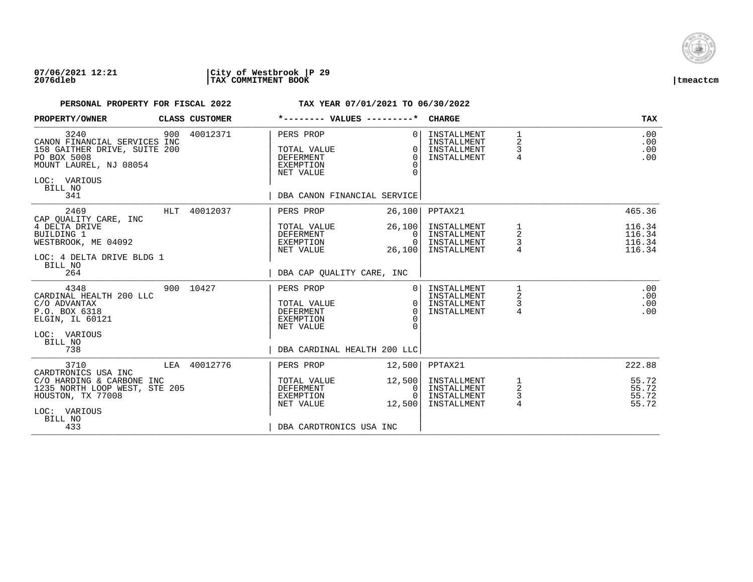07/06/2021 12:21 | City of Westbrook | P 29
2076dleb | TAX COMMITMENT BOOK | tmeactcm

**PERSONAL PROPERTY FOR FISCAL 2022** — **TAX YEAR 07/01/2021 TO 06/30/2022**

| PROPERTY/OWNER | CLASS | CUSTOMER | *-------- VALUES ---------* | | CHARGE | | TAX |
|---|---|---|---|---|---|---|---|
| 3240 | 900 | 40012371 | PERS PROP | 0 | INSTALLMENT | 1 | .00 |
| CANON FINANCIAL SERVICES INC | | | | | INSTALLMENT | 2 | .00 |
| 158 GAITHER DRIVE, SUITE 200 | | | TOTAL VALUE | 0 | INSTALLMENT | 3 | .00 |
| PO BOX 5008 | | | DEFERMENT | 0 | INSTALLMENT | 4 | .00 |
| MOUNT LAUREL, NJ 08054 | | | EXEMPTION | 0 | | | |
| | | | NET VALUE | 0 | | | |
| LOC: VARIOUS | | | | | | | |
| BILL NO | | | | | | | |
| 341 | | | DBA CANON FINANCIAL SERVICE | | | | |
| 2469 | HLT | 40012037 | PERS PROP | 26,100 | PPTAX21 | | 465.36 |
| CAP QUALITY CARE, INC | | | | | | | |
| 4 DELTA DRIVE | | | TOTAL VALUE | 26,100 | INSTALLMENT | 1 | 116.34 |
| BUILDING 1 | | | DEFERMENT | 0 | INSTALLMENT | 2 | 116.34 |
| WESTBROOK, ME 04092 | | | EXEMPTION | 0 | INSTALLMENT | 3 | 116.34 |
| | | | NET VALUE | 26,100 | INSTALLMENT | 4 | 116.34 |
| LOC: 4 DELTA DRIVE BLDG 1 | | | | | | | |
| BILL NO | | | | | | | |
| 264 | | | DBA CAP QUALITY CARE, INC | | | | |
| 4348 | 900 | 10427 | PERS PROP | 0 | INSTALLMENT | 1 | .00 |
| CARDINAL HEALTH 200 LLC | | | | | INSTALLMENT | 2 | .00 |
| C/O ADVANTAX | | | TOTAL VALUE | 0 | INSTALLMENT | 3 | .00 |
| P.O. BOX 6318 | | | DEFERMENT | 0 | INSTALLMENT | 4 | .00 |
| ELGIN, IL 60121 | | | EXEMPTION | 0 | | | |
| | | | NET VALUE | 0 | | | |
| LOC: VARIOUS | | | | | | | |
| BILL NO | | | | | | | |
| 738 | | | DBA CARDINAL HEALTH 200 LLC | | | | |
| 3710 | LEA | 40012776 | PERS PROP | 12,500 | PPTAX21 | | 222.88 |
| CARDTRONICS USA INC | | | | | | | |
| C/O HARDING & CARBONE INC | | | TOTAL VALUE | 12,500 | INSTALLMENT | 1 | 55.72 |
| 1235 NORTH LOOP WEST, STE 205 | | | DEFERMENT | 0 | INSTALLMENT | 2 | 55.72 |
| HOUSTON, TX 77008 | | | EXEMPTION | 0 | INSTALLMENT | 3 | 55.72 |
| | | | NET VALUE | 12,500 | INSTALLMENT | 4 | 55.72 |
| LOC: VARIOUS | | | | | | | |
| BILL NO | | | | | | | |
| 433 | | | DBA CARDTRONICS USA INC | | | | |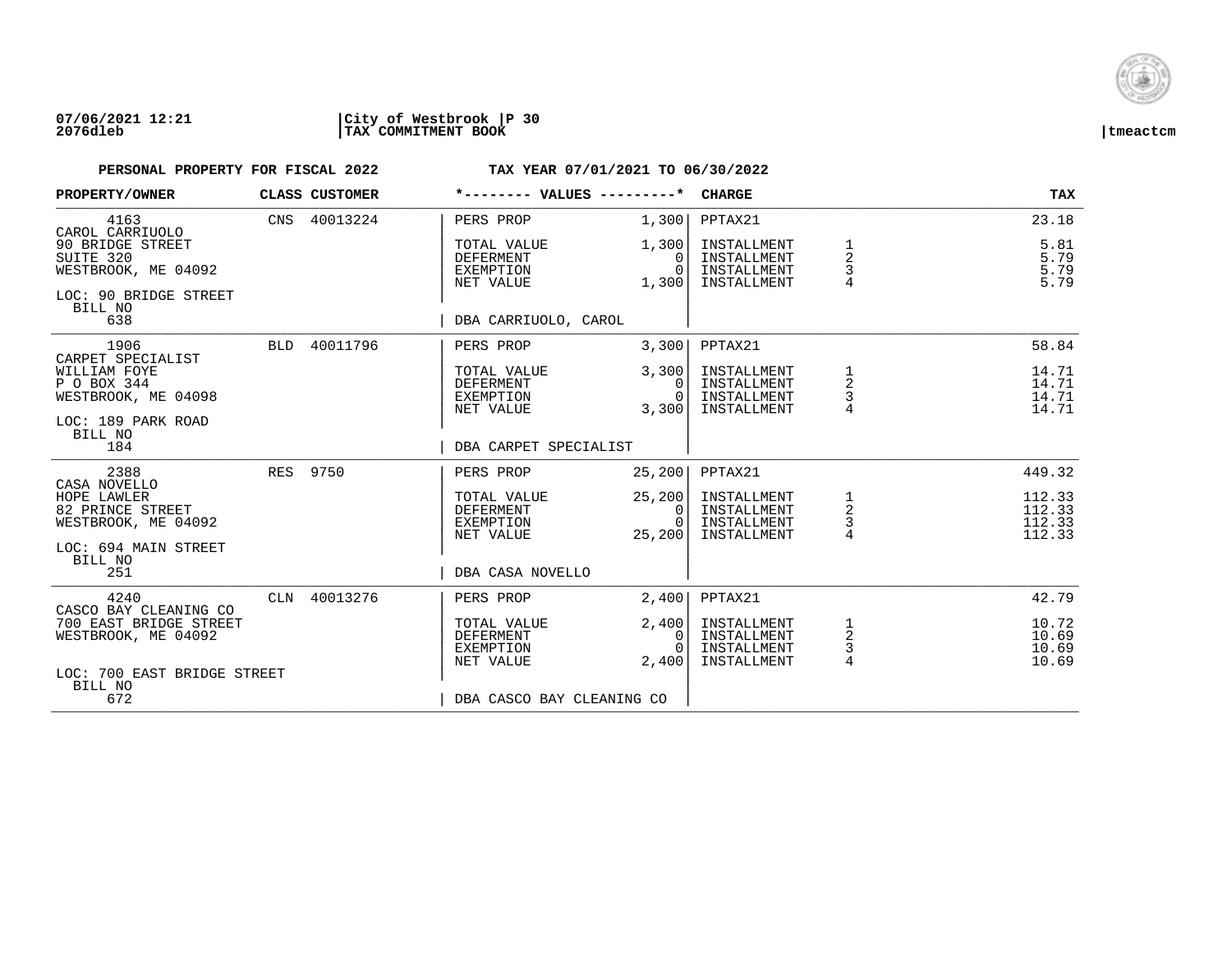**07/06/2021 12:21** | **City of Westbrook** | **P 30**
**2076dleb** | **TAX COMMITMENT BOOK** | **tmeactcm**

**PERSONAL PROPERTY FOR FISCAL 2022** | **TAX YEAR 07/01/2021 TO 06/30/2022**

| PROPERTY/OWNER | CLASS | CUSTOMER | *-------- VALUES ---------* | | CHARGE | | TAX |
|---|---|---|---|---|---|---|---|
| 4163 | CNS | 40013224 | PERS PROP | 1,300 | PPTAX21 | | 23.18 |
| CAROL CARRIUOLO | | | | | | | |
| 90 BRIDGE STREET | | | TOTAL VALUE | 1,300 | INSTALLMENT | 1 | 5.81 |
| SUITE 320 | | | DEFERMENT | 0 | INSTALLMENT | 2 | 5.79 |
| WESTBROOK, ME 04092 | | | EXEMPTION | 0 | INSTALLMENT | 3 | 5.79 |
| | | | NET VALUE | 1,300 | INSTALLMENT | 4 | 5.79 |
| LOC: 90 BRIDGE STREET | | | | | | | |
| BILL NO | | | | | | | |
| 638 | | | DBA CARRIUOLO, CAROL | | | | |
| 1906 | BLD | 40011796 | PERS PROP | 3,300 | PPTAX21 | | 58.84 |
| CARPET SPECIALIST | | | | | | | |
| WILLIAM FOYE | | | TOTAL VALUE | 3,300 | INSTALLMENT | 1 | 14.71 |
| P O BOX 344 | | | DEFERMENT | 0 | INSTALLMENT | 2 | 14.71 |
| WESTBROOK, ME 04098 | | | EXEMPTION | 0 | INSTALLMENT | 3 | 14.71 |
| | | | NET VALUE | 3,300 | INSTALLMENT | 4 | 14.71 |
| LOC: 189 PARK ROAD | | | | | | | |
| BILL NO | | | | | | | |
| 184 | | | DBA CARPET SPECIALIST | | | | |
| 2388 | RES | 9750 | PERS PROP | 25,200 | PPTAX21 | | 449.32 |
| CASA NOVELLO | | | | | | | |
| HOPE LAWLER | | | TOTAL VALUE | 25,200 | INSTALLMENT | 1 | 112.33 |
| 82 PRINCE STREET | | | DEFERMENT | 0 | INSTALLMENT | 2 | 112.33 |
| WESTBROOK, ME 04092 | | | EXEMPTION | 0 | INSTALLMENT | 3 | 112.33 |
| | | | NET VALUE | 25,200 | INSTALLMENT | 4 | 112.33 |
| LOC: 694 MAIN STREET | | | | | | | |
| BILL NO | | | | | | | |
| 251 | | | DBA CASA NOVELLO | | | | |
| 4240 | CLN | 40013276 | PERS PROP | 2,400 | PPTAX21 | | 42.79 |
| CASCO BAY CLEANING CO | | | | | | | |
| 700 EAST BRIDGE STREET | | | TOTAL VALUE | 2,400 | INSTALLMENT | 1 | 10.72 |
| WESTBROOK, ME 04092 | | | DEFERMENT | 0 | INSTALLMENT | 2 | 10.69 |
| | | | EXEMPTION | 0 | INSTALLMENT | 3 | 10.69 |
| | | | NET VALUE | 2,400 | INSTALLMENT | 4 | 10.69 |
| LOC: 700 EAST BRIDGE STREET | | | | | | | |
| BILL NO | | | | | | | |
| 672 | | | DBA CASCO BAY CLEANING CO | | | | |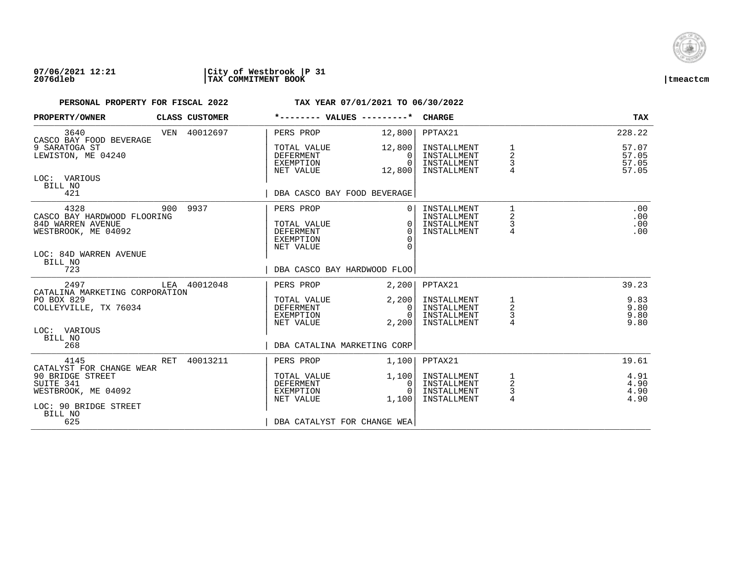**PERSONAL PROPERTY FOR FISCAL 2022** **TAX YEAR 07/01/2021 TO 06/30/2022**

| PROPERTY/OWNER | CLASS | CUSTOMER | *-------- VALUES ---------* | | CHARGE | | TAX |
|---|---|---|---|---|---|---|---|
| 3640 | VEN | 40012697 | PERS PROP | 12,800 | PPTAX21 | | 228.22 |
| CASCO BAY FOOD BEVERAGE | | | | | | | |
| 9 SARATOGA ST | | | TOTAL VALUE | 12,800 | INSTALLMENT | 1 | 57.07 |
| LEWISTON, ME 04240 | | | DEFERMENT | 0 | INSTALLMENT | 2 | 57.05 |
| | | | EXEMPTION | 0 | INSTALLMENT | 3 | 57.05 |
| | | | NET VALUE | 12,800 | INSTALLMENT | 4 | 57.05 |
| LOC: VARIOUS | | | | | | | |
| BILL NO | | | | | | | |
| 421 | | | DBA CASCO BAY FOOD BEVERAGE | | | | |
| 4328 | 900 | 9937 | PERS PROP | 0 | INSTALLMENT | 1 | .00 |
| CASCO BAY HARDWOOD FLOORING | | | | | INSTALLMENT | 2 | .00 |
| 84D WARREN AVENUE | | | TOTAL VALUE | 0 | INSTALLMENT | 3 | .00 |
| WESTBROOK, ME 04092 | | | DEFERMENT | 0 | INSTALLMENT | 4 | .00 |
| | | | EXEMPTION | 0 | | | |
| | | | NET VALUE | 0 | | | |
| LOC: 84D WARREN AVENUE | | | | | | | |
| BILL NO | | | | | | | |
| 723 | | | DBA CASCO BAY HARDWOOD FLOO | | | | |
| 2497 | LEA | 40012048 | PERS PROP | 2,200 | PPTAX21 | | 39.23 |
| CATALINA MARKETING CORPORATION | | | | | | | |
| PO BOX 829 | | | TOTAL VALUE | 2,200 | INSTALLMENT | 1 | 9.83 |
| COLLEYVILLE, TX 76034 | | | DEFERMENT | 0 | INSTALLMENT | 2 | 9.80 |
| | | | EXEMPTION | 0 | INSTALLMENT | 3 | 9.80 |
| | | | NET VALUE | 2,200 | INSTALLMENT | 4 | 9.80 |
| LOC: VARIOUS | | | | | | | |
| BILL NO | | | | | | | |
| 268 | | | DBA CATALINA MARKETING CORP | | | | |
| 4145 | RET | 40013211 | PERS PROP | 1,100 | PPTAX21 | | 19.61 |
| CATALYST FOR CHANGE WEAR | | | | | | | |
| 90 BRIDGE STREET | | | TOTAL VALUE | 1,100 | INSTALLMENT | 1 | 4.91 |
| SUITE 341 | | | DEFERMENT | 0 | INSTALLMENT | 2 | 4.90 |
| WESTBROOK, ME 04092 | | | EXEMPTION | 0 | INSTALLMENT | 3 | 4.90 |
| | | | NET VALUE | 1,100 | INSTALLMENT | 4 | 4.90 |
| LOC: 90 BRIDGE STREET | | | | | | | |
| BILL NO | | | | | | | |
| 625 | | | DBA CATALYST FOR CHANGE WEA | | | | |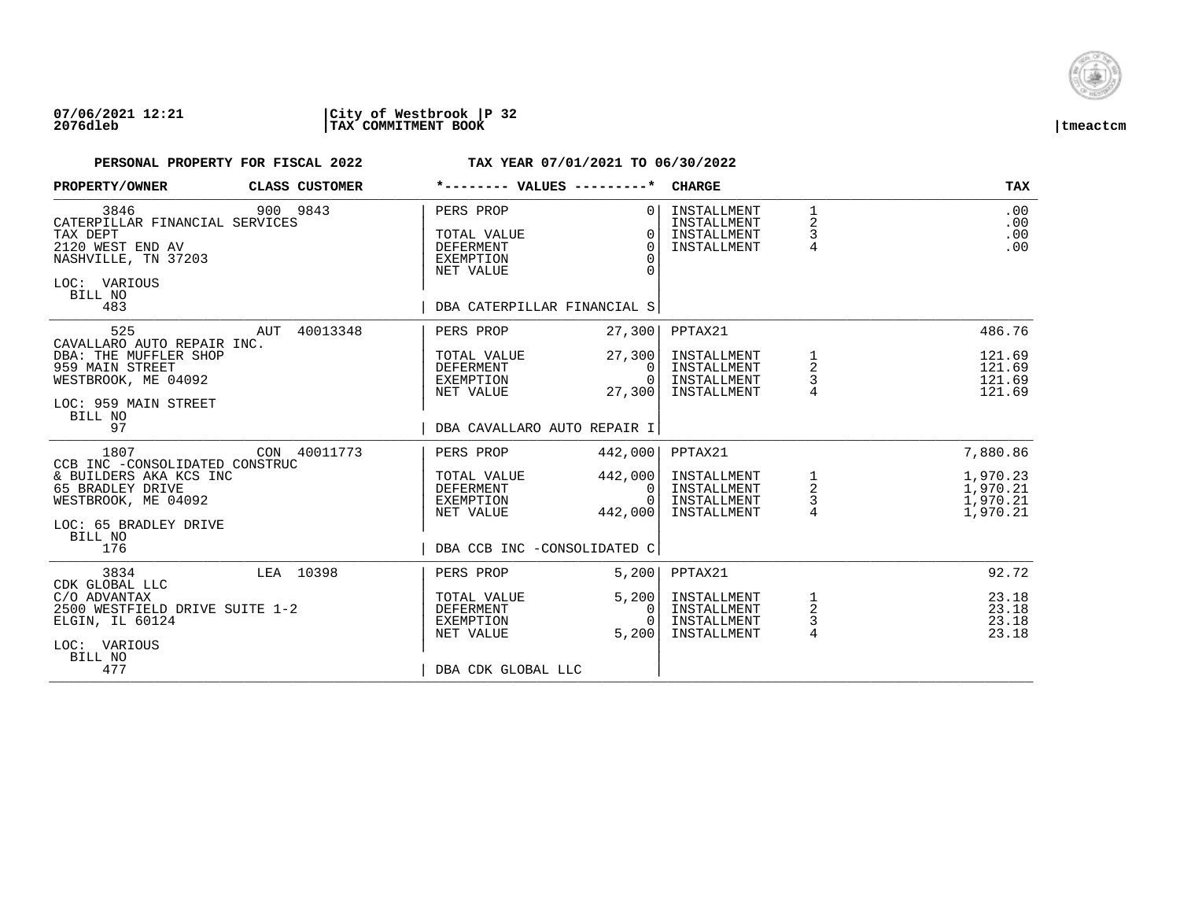**07/06/2021 12:21** | **City of Westbrook** | **P 32**
**2076dleb** | **TAX COMMITMENT BOOK** | **tmeactcm**

**PERSONAL PROPERTY FOR FISCAL 2022** — **TAX YEAR 07/01/2021 TO 06/30/2022**

| PROPERTY/OWNER | CLASS CUSTOMER | *-------- VALUES ---------* | | CHARGE | | TAX |
|---|---|---|---|---|---|---|
| 3846 | 900 9843 | PERS PROP | 0 | INSTALLMENT | 1 | .00 |
| CATERPILLAR FINANCIAL SERVICES | | | | INSTALLMENT | 2 | .00 |
| TAX DEPT | | TOTAL VALUE | 0 | INSTALLMENT | 3 | .00 |
| 2120 WEST END AV | | DEFERMENT | 0 | INSTALLMENT | 4 | .00 |
| NASHVILLE, TN 37203 | | EXEMPTION | 0 | | | |
| | | NET VALUE | 0 | | | |
| LOC: VARIOUS | | | | | | |
| BILL NO | | | | | | |
| 483 | | DBA CATERPILLAR FINANCIAL S | | | | |
| 525 | AUT 40013348 | PERS PROP | 27,300 | PPTAX21 | | 486.76 |
| CAVALLARO AUTO REPAIR INC. | | | | | | |
| DBA: THE MUFFLER SHOP | | TOTAL VALUE | 27,300 | INSTALLMENT | 1 | 121.69 |
| 959 MAIN STREET | | DEFERMENT | 0 | INSTALLMENT | 2 | 121.69 |
| WESTBROOK, ME 04092 | | EXEMPTION | 0 | INSTALLMENT | 3 | 121.69 |
| | | NET VALUE | 27,300 | INSTALLMENT | 4 | 121.69 |
| LOC: 959 MAIN STREET | | | | | | |
| BILL NO | | | | | | |
| 97 | | DBA CAVALLARO AUTO REPAIR I | | | | |
| 1807 | CON 40011773 | PERS PROP | 442,000 | PPTAX21 | | 7,880.86 |
| CCB INC -CONSOLIDATED CONSTRUC | | | | | | |
| & BUILDERS AKA KCS INC | | TOTAL VALUE | 442,000 | INSTALLMENT | 1 | 1,970.23 |
| 65 BRADLEY DRIVE | | DEFERMENT | 0 | INSTALLMENT | 2 | 1,970.21 |
| WESTBROOK, ME 04092 | | EXEMPTION | 0 | INSTALLMENT | 3 | 1,970.21 |
| | | NET VALUE | 442,000 | INSTALLMENT | 4 | 1,970.21 |
| LOC: 65 BRADLEY DRIVE | | | | | | |
| BILL NO | | | | | | |
| 176 | | DBA CCB INC -CONSOLIDATED C | | | | |
| 3834 | LEA 10398 | PERS PROP | 5,200 | PPTAX21 | | 92.72 |
| CDK GLOBAL LLC | | | | | | |
| C/O ADVANTAX | | TOTAL VALUE | 5,200 | INSTALLMENT | 1 | 23.18 |
| 2500 WESTFIELD DRIVE SUITE 1-2 | | DEFERMENT | 0 | INSTALLMENT | 2 | 23.18 |
| ELGIN, IL 60124 | | EXEMPTION | 0 | INSTALLMENT | 3 | 23.18 |
| | | NET VALUE | 5,200 | INSTALLMENT | 4 | 23.18 |
| LOC: VARIOUS | | | | | | |
| BILL NO | | | | | | |
| 477 | | DBA CDK GLOBAL LLC | | | | |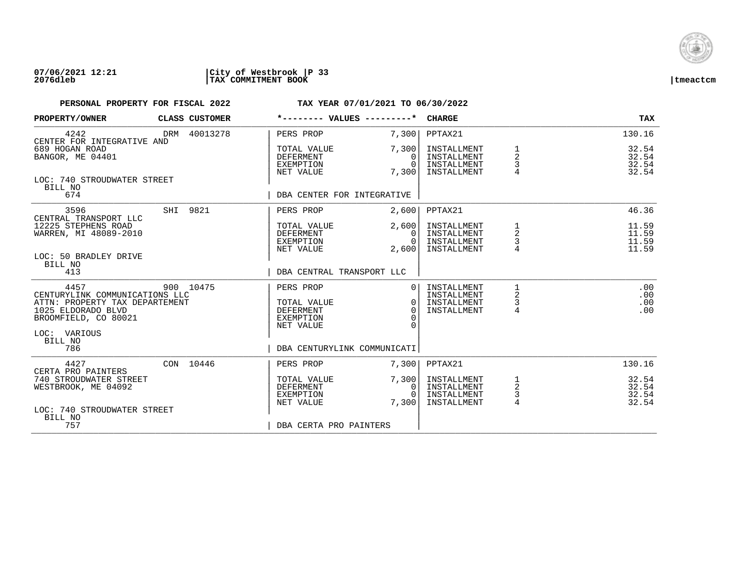07/06/2021 12:21 | City of Westbrook | P 33
2076dleb | TAX COMMITMENT BOOK | tmeactcm

**PERSONAL PROPERTY FOR FISCAL 2022** **TAX YEAR 07/01/2021 TO 06/30/2022**

| PROPERTY/OWNER | CLASS | CUSTOMER | *-------- VALUES ---------* | | CHARGE | | TAX |
|---|---|---|---|---|---|---|---|
| 4242 | DRM | 40013278 | PERS PROP | 7,300 | PPTAX21 | | 130.16 |
| CENTER FOR INTEGRATIVE AND | | | | | | | |
| 689 HOGAN ROAD | | | TOTAL VALUE | 7,300 | INSTALLMENT | 1 | 32.54 |
| BANGOR, ME 04401 | | | DEFERMENT | 0 | INSTALLMENT | 2 | 32.54 |
| | | | EXEMPTION | 0 | INSTALLMENT | 3 | 32.54 |
| | | | NET VALUE | 7,300 | INSTALLMENT | 4 | 32.54 |
| LOC: 740 STROUDWATER STREET | | | | | | | |
| BILL NO | | | | | | | |
| 674 | | | DBA CENTER FOR INTEGRATIVE | | | | |
| 3596 | SHI | 9821 | PERS PROP | 2,600 | PPTAX21 | | 46.36 |
| CENTRAL TRANSPORT LLC | | | | | | | |
| 12225 STEPHENS ROAD | | | TOTAL VALUE | 2,600 | INSTALLMENT | 1 | 11.59 |
| WARREN, MI 48089-2010 | | | DEFERMENT | 0 | INSTALLMENT | 2 | 11.59 |
| | | | EXEMPTION | 0 | INSTALLMENT | 3 | 11.59 |
| | | | NET VALUE | 2,600 | INSTALLMENT | 4 | 11.59 |
| LOC: 50 BRADLEY DRIVE | | | | | | | |
| BILL NO | | | | | | | |
| 413 | | | DBA CENTRAL TRANSPORT LLC | | | | |
| 4457 | 900 | 10475 | PERS PROP | 0 | INSTALLMENT | 1 | .00 |
| CENTURYLINK COMMUNICATIONS LLC | | | | | INSTALLMENT | 2 | .00 |
| ATTN: PROPERTY TAX DEPARTEMENT | | | TOTAL VALUE | 0 | INSTALLMENT | 3 | .00 |
| 1025 ELDORADO BLVD | | | DEFERMENT | 0 | INSTALLMENT | 4 | .00 |
| BROOMFIELD, CO 80021 | | | EXEMPTION | 0 | | | |
| | | | NET VALUE | 0 | | | |
| LOC: VARIOUS | | | | | | | |
| BILL NO | | | | | | | |
| 786 | | | DBA CENTURYLINK COMMUNICATI | | | | |
| 4427 | CON | 10446 | PERS PROP | 7,300 | PPTAX21 | | 130.16 |
| CERTA PRO PAINTERS | | | | | | | |
| 740 STROUDWATER STREET | | | TOTAL VALUE | 7,300 | INSTALLMENT | 1 | 32.54 |
| WESTBROOK, ME 04092 | | | DEFERMENT | 0 | INSTALLMENT | 2 | 32.54 |
| | | | EXEMPTION | 0 | INSTALLMENT | 3 | 32.54 |
| | | | NET VALUE | 7,300 | INSTALLMENT | 4 | 32.54 |
| LOC: 740 STROUDWATER STREET | | | | | | | |
| BILL NO | | | | | | | |
| 757 | | | DBA CERTA PRO PAINTERS | | | | |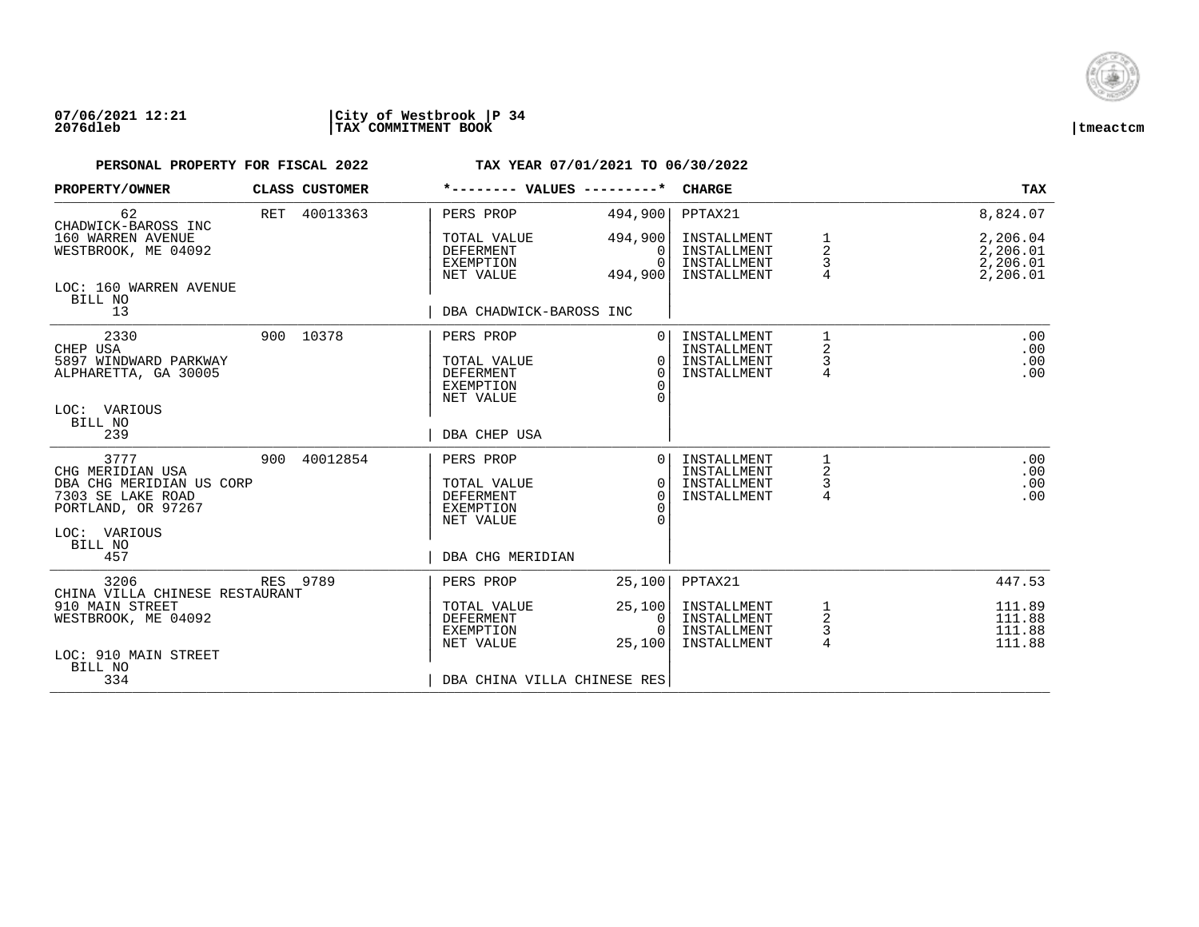07/06/2021 12:21 | City of Westbrook | P 34
2076dleb | TAX COMMITMENT BOOK | tmeactcm

**PERSONAL PROPERTY FOR FISCAL 2022** — **TAX YEAR 07/01/2021 TO 06/30/2022**

| PROPERTY/OWNER | CLASS | CUSTOMER | VALUES | | CHARGE | | TAX |
|---|---|---|---|---|---|---|---|
| 62 | RET | 40013363 | PERS PROP | 494,900 | PPTAX21 | | 8,824.07 |
| CHADWICK-BAROSS INC | | | | | | | |
| 160 WARREN AVENUE | | | TOTAL VALUE | 494,900 | INSTALLMENT | 1 | 2,206.04 |
| WESTBROOK, ME 04092 | | | DEFERMENT | 0 | INSTALLMENT | 2 | 2,206.01 |
| | | | EXEMPTION | 0 | INSTALLMENT | 3 | 2,206.01 |
| | | | NET VALUE | 494,900 | INSTALLMENT | 4 | 2,206.01 |
| LOC: 160 WARREN AVENUE | | | | | | | |
| BILL NO 13 | | | DBA CHADWICK-BAROSS INC | | | | |
| 2330 | 900 | 10378 | PERS PROP | 0 | INSTALLMENT | 1 | .00 |
| CHEP USA | | | | | INSTALLMENT | 2 | .00 |
| 5897 WINDWARD PARKWAY | | | TOTAL VALUE | 0 | INSTALLMENT | 3 | .00 |
| ALPHARETTA, GA 30005 | | | DEFERMENT | 0 | INSTALLMENT | 4 | .00 |
| | | | EXEMPTION | 0 | | | |
| | | | NET VALUE | 0 | | | |
| LOC: VARIOUS | | | | | | | |
| BILL NO 239 | | | DBA CHEP USA | | | | |
| 3777 | 900 | 40012854 | PERS PROP | 0 | INSTALLMENT | 1 | .00 |
| CHG MERIDIAN USA | | | | | INSTALLMENT | 2 | .00 |
| DBA CHG MERIDIAN US CORP | | | TOTAL VALUE | 0 | INSTALLMENT | 3 | .00 |
| 7303 SE LAKE ROAD | | | DEFERMENT | 0 | INSTALLMENT | 4 | .00 |
| PORTLAND, OR 97267 | | | EXEMPTION | 0 | | | |
| | | | NET VALUE | 0 | | | |
| LOC: VARIOUS | | | | | | | |
| BILL NO 457 | | | DBA CHG MERIDIAN | | | | |
| 3206 | RES | 9789 | PERS PROP | 25,100 | PPTAX21 | | 447.53 |
| CHINA VILLA CHINESE RESTAURANT | | | | | | | |
| 910 MAIN STREET | | | TOTAL VALUE | 25,100 | INSTALLMENT | 1 | 111.89 |
| WESTBROOK, ME 04092 | | | DEFERMENT | 0 | INSTALLMENT | 2 | 111.88 |
| | | | EXEMPTION | 0 | INSTALLMENT | 3 | 111.88 |
| | | | NET VALUE | 25,100 | INSTALLMENT | 4 | 111.88 |
| LOC: 910 MAIN STREET | | | | | | | |
| BILL NO 334 | | | DBA CHINA VILLA CHINESE RES | | | | |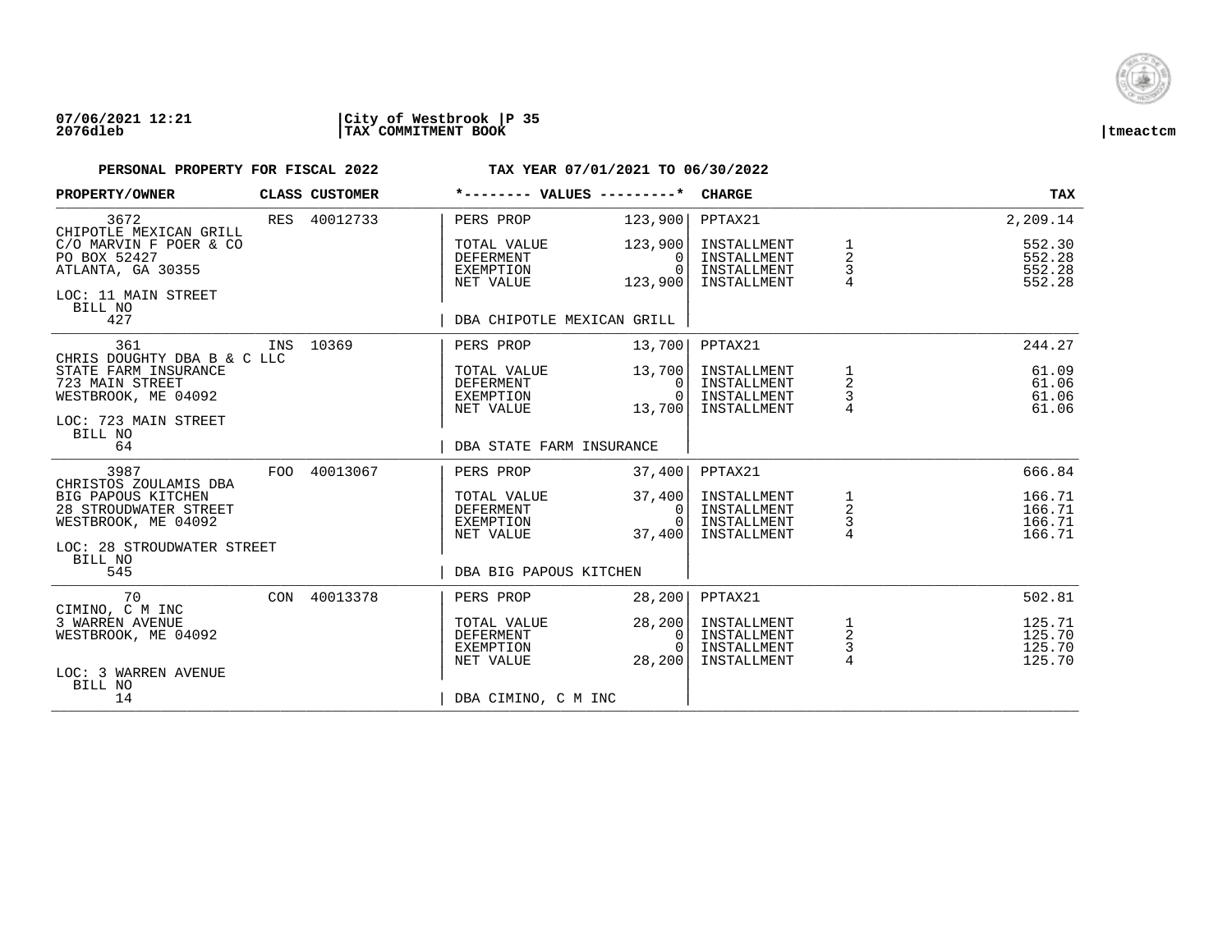07/06/2021 12:21 | City of Westbrook | P 35
2076dleb | TAX COMMITMENT BOOK | tmeactcm

**PERSONAL PROPERTY FOR FISCAL 2022** — **TAX YEAR 07/01/2021 TO 06/30/2022**

| PROPERTY/OWNER | CLASS | CUSTOMER | *-------- VALUES ---------* | | CHARGE | | TAX |
|---|---|---|---|---|---|---|---|
| 3672 | RES | 40012733 | PERS PROP | 123,900 | PPTAX21 | | 2,209.14 |
| CHIPOTLE MEXICAN GRILL | | | | | | | |
| C/O MARVIN F POER & CO | | | TOTAL VALUE | 123,900 | INSTALLMENT | 1 | 552.30 |
| PO BOX 52427 | | | DEFERMENT | 0 | INSTALLMENT | 2 | 552.28 |
| ATLANTA, GA 30355 | | | EXEMPTION | 0 | INSTALLMENT | 3 | 552.28 |
| | | | NET VALUE | 123,900 | INSTALLMENT | 4 | 552.28 |
| LOC: 11 MAIN STREET | | | | | | | |
| BILL NO 427 | | | DBA CHIPOTLE MEXICAN GRILL | | | | |
| 361 | INS | 10369 | PERS PROP | 13,700 | PPTAX21 | | 244.27 |
| CHRIS DOUGHTY DBA B & C LLC | | | | | | | |
| STATE FARM INSURANCE | | | TOTAL VALUE | 13,700 | INSTALLMENT | 1 | 61.09 |
| 723 MAIN STREET | | | DEFERMENT | 0 | INSTALLMENT | 2 | 61.06 |
| WESTBROOK, ME 04092 | | | EXEMPTION | 0 | INSTALLMENT | 3 | 61.06 |
| | | | NET VALUE | 13,700 | INSTALLMENT | 4 | 61.06 |
| LOC: 723 MAIN STREET | | | | | | | |
| BILL NO 64 | | | DBA STATE FARM INSURANCE | | | | |
| 3987 | FOO | 40013067 | PERS PROP | 37,400 | PPTAX21 | | 666.84 |
| CHRISTOS ZOULAMIS DBA | | | | | | | |
| BIG PAPOUS KITCHEN | | | TOTAL VALUE | 37,400 | INSTALLMENT | 1 | 166.71 |
| 28 STROUDWATER STREET | | | DEFERMENT | 0 | INSTALLMENT | 2 | 166.71 |
| WESTBROOK, ME 04092 | | | EXEMPTION | 0 | INSTALLMENT | 3 | 166.71 |
| | | | NET VALUE | 37,400 | INSTALLMENT | 4 | 166.71 |
| LOC: 28 STROUDWATER STREET | | | | | | | |
| BILL NO 545 | | | DBA BIG PAPOUS KITCHEN | | | | |
| 70 | CON | 40013378 | PERS PROP | 28,200 | PPTAX21 | | 502.81 |
| CIMINO, C M INC | | | | | | | |
| 3 WARREN AVENUE | | | TOTAL VALUE | 28,200 | INSTALLMENT | 1 | 125.71 |
| WESTBROOK, ME 04092 | | | DEFERMENT | 0 | INSTALLMENT | 2 | 125.70 |
| | | | EXEMPTION | 0 | INSTALLMENT | 3 | 125.70 |
| | | | NET VALUE | 28,200 | INSTALLMENT | 4 | 125.70 |
| LOC: 3 WARREN AVENUE | | | | | | | |
| BILL NO 14 | | | DBA CIMINO, C M INC | | | | |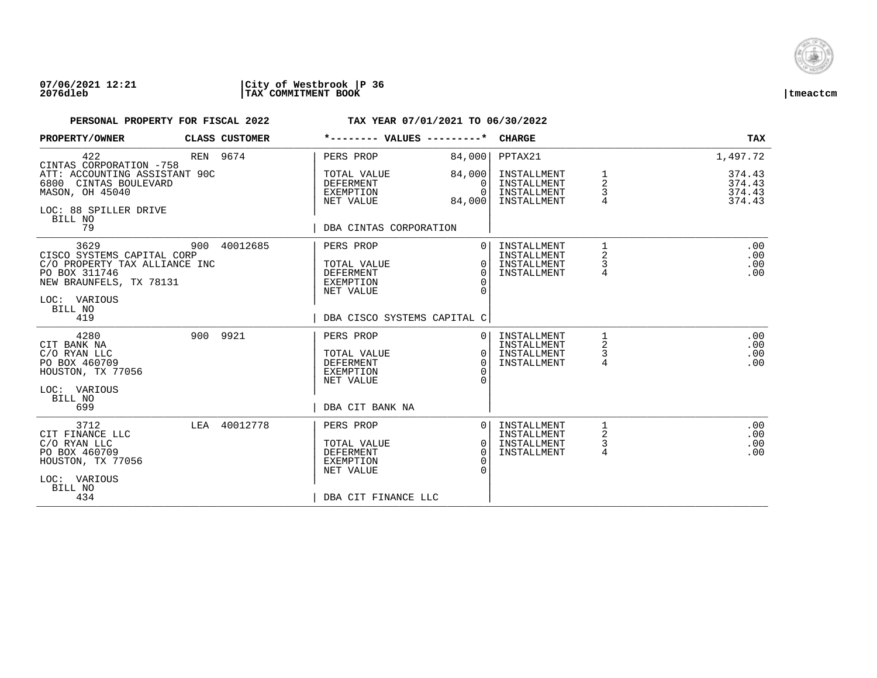07/06/2021 12:21 | City of Westbrook | P 36
2076dleb | TAX COMMITMENT BOOK | tmeactcm

**PERSONAL PROPERTY FOR FISCAL 2022** — **TAX YEAR 07/01/2021 TO 06/30/2022**

| PROPERTY/OWNER | CLASS | CUSTOMER | VALUES | | CHARGE | | TAX |
|---|---|---|---|---|---|---|---|
| 422<br>CINTAS CORPORATION -758<br>ATT: ACCOUNTING ASSISTANT 90C<br>6800 CINTAS BOULEVARD<br>MASON, OH 45040<br>LOC: 88 SPILLER DRIVE<br>BILL NO 79 | REN | 9674 | PERS PROP<br>TOTAL VALUE<br>DEFERMENT<br>EXEMPTION<br>NET VALUE<br>DBA CINTAS CORPORATION | 84,000<br>84,000<br>0<br>0<br>84,000 | PPTAX21<br>INSTALLMENT<br>INSTALLMENT<br>INSTALLMENT<br>INSTALLMENT | <br>1<br>2<br>3<br>4 | 1,497.72<br>374.43<br>374.43<br>374.43<br>374.43 |
| 3629<br>CISCO SYSTEMS CAPITAL CORP<br>C/O PROPERTY TAX ALLIANCE INC<br>PO BOX 311746<br>NEW BRAUNFELS, TX 78131<br>LOC: VARIOUS<br>BILL NO 419 | 900 | 40012685 | PERS PROP<br>TOTAL VALUE<br>DEFERMENT<br>EXEMPTION<br>NET VALUE<br>DBA CISCO SYSTEMS CAPITAL C | 0<br>0<br>0<br>0<br>0 | INSTALLMENT<br>INSTALLMENT<br>INSTALLMENT<br>INSTALLMENT | 1<br>2<br>3<br>4 | .00<br>.00<br>.00<br>.00 |
| 4280<br>CIT BANK NA<br>C/O RYAN LLC<br>PO BOX 460709<br>HOUSTON, TX 77056<br>LOC: VARIOUS<br>BILL NO 699 | 900 | 9921 | PERS PROP<br>TOTAL VALUE<br>DEFERMENT<br>EXEMPTION<br>NET VALUE<br>DBA CIT BANK NA | 0<br>0<br>0<br>0<br>0 | INSTALLMENT<br>INSTALLMENT<br>INSTALLMENT<br>INSTALLMENT | 1<br>2<br>3<br>4 | .00<br>.00<br>.00<br>.00 |
| 3712<br>CIT FINANCE LLC<br>C/O RYAN LLC<br>PO BOX 460709<br>HOUSTON, TX 77056<br>LOC: VARIOUS<br>BILL NO 434 | LEA | 40012778 | PERS PROP<br>TOTAL VALUE<br>DEFERMENT<br>EXEMPTION<br>NET VALUE<br>DBA CIT FINANCE LLC | 0<br>0<br>0<br>0<br>0 | INSTALLMENT<br>INSTALLMENT<br>INSTALLMENT<br>INSTALLMENT | 1<br>2<br>3<br>4 | .00<br>.00<br>.00<br>.00 |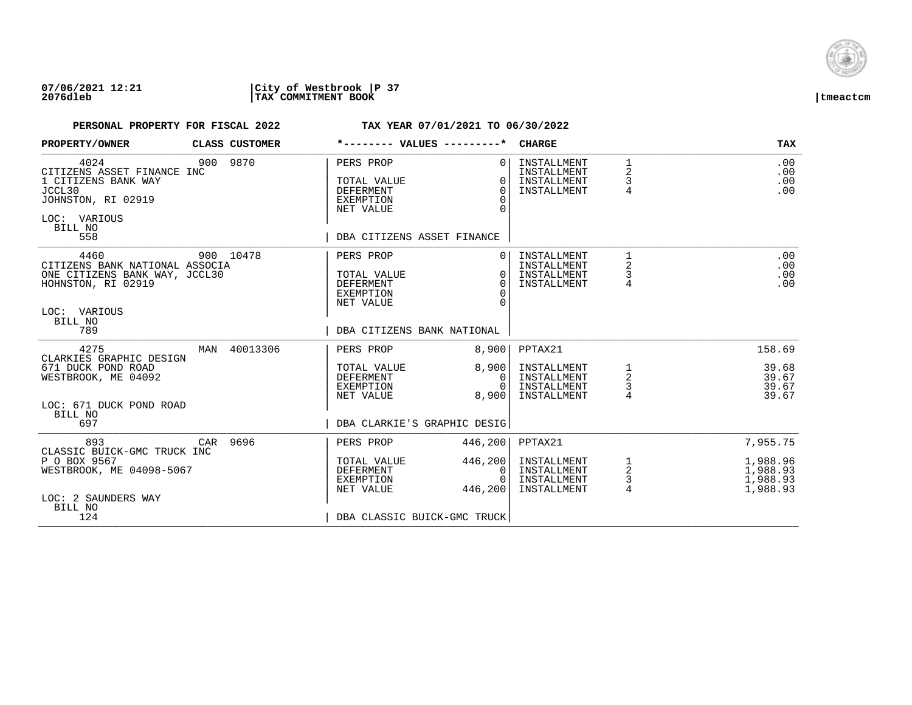**07/06/2021 12:21** | **City of Westbrook** | **P 37**
**2076dleb** | **TAX COMMITMENT BOOK** | **tmeactcm**

**PERSONAL PROPERTY FOR FISCAL 2022** — **TAX YEAR 07/01/2021 TO 06/30/2022**

| PROPERTY/OWNER | CLASS | CUSTOMER | *-------- VALUES ---------* | | CHARGE | | TAX |
|---|---|---|---|---|---|---|---|
| 4024 | 900 | 9870 | PERS PROP | 0 | INSTALLMENT | 1 | .00 |
| CITIZENS ASSET FINANCE INC | | | | | INSTALLMENT | 2 | .00 |
| 1 CITIZENS BANK WAY | | | TOTAL VALUE | 0 | INSTALLMENT | 3 | .00 |
| JCCL30 | | | DEFERMENT | 0 | INSTALLMENT | 4 | .00 |
| JOHNSTON, RI 02919 | | | EXEMPTION | 0 | | | |
| | | | NET VALUE | 0 | | | |
| LOC: VARIOUS | | | | | | | |
| BILL NO | | | | | | | |
| 558 | | | DBA CITIZENS ASSET FINANCE | | | | |
| 4460 | 900 | 10478 | PERS PROP | 0 | INSTALLMENT | 1 | .00 |
| CITIZENS BANK NATIONAL ASSOCIA | | | | | INSTALLMENT | 2 | .00 |
| ONE CITIZENS BANK WAY, JCCL30 | | | TOTAL VALUE | 0 | INSTALLMENT | 3 | .00 |
| HOHNSTON, RI 02919 | | | DEFERMENT | 0 | INSTALLMENT | 4 | .00 |
| | | | EXEMPTION | 0 | | | |
| | | | NET VALUE | 0 | | | |
| LOC: VARIOUS | | | | | | | |
| BILL NO | | | | | | | |
| 789 | | | DBA CITIZENS BANK NATIONAL | | | | |
| 4275 | MAN | 40013306 | PERS PROP | 8,900 | PPTAX21 | | 158.69 |
| CLARKIES GRAPHIC DESIGN | | | | | | | |
| 671 DUCK POND ROAD | | | TOTAL VALUE | 8,900 | INSTALLMENT | 1 | 39.68 |
| WESTBROOK, ME 04092 | | | DEFERMENT | 0 | INSTALLMENT | 2 | 39.67 |
| | | | EXEMPTION | 0 | INSTALLMENT | 3 | 39.67 |
| | | | NET VALUE | 8,900 | INSTALLMENT | 4 | 39.67 |
| LOC: 671 DUCK POND ROAD | | | | | | | |
| BILL NO | | | | | | | |
| 697 | | | DBA CLARKIE'S GRAPHIC DESIG | | | | |
| 893 | CAR | 9696 | PERS PROP | 446,200 | PPTAX21 | | 7,955.75 |
| CLASSIC BUICK-GMC TRUCK INC | | | | | | | |
| P O BOX 9567 | | | TOTAL VALUE | 446,200 | INSTALLMENT | 1 | 1,988.96 |
| WESTBROOK, ME 04098-5067 | | | DEFERMENT | 0 | INSTALLMENT | 2 | 1,988.93 |
| | | | EXEMPTION | 0 | INSTALLMENT | 3 | 1,988.93 |
| | | | NET VALUE | 446,200 | INSTALLMENT | 4 | 1,988.93 |
| LOC: 2 SAUNDERS WAY | | | | | | | |
| BILL NO | | | | | | | |
| 124 | | | DBA CLASSIC BUICK-GMC TRUCK | | | | |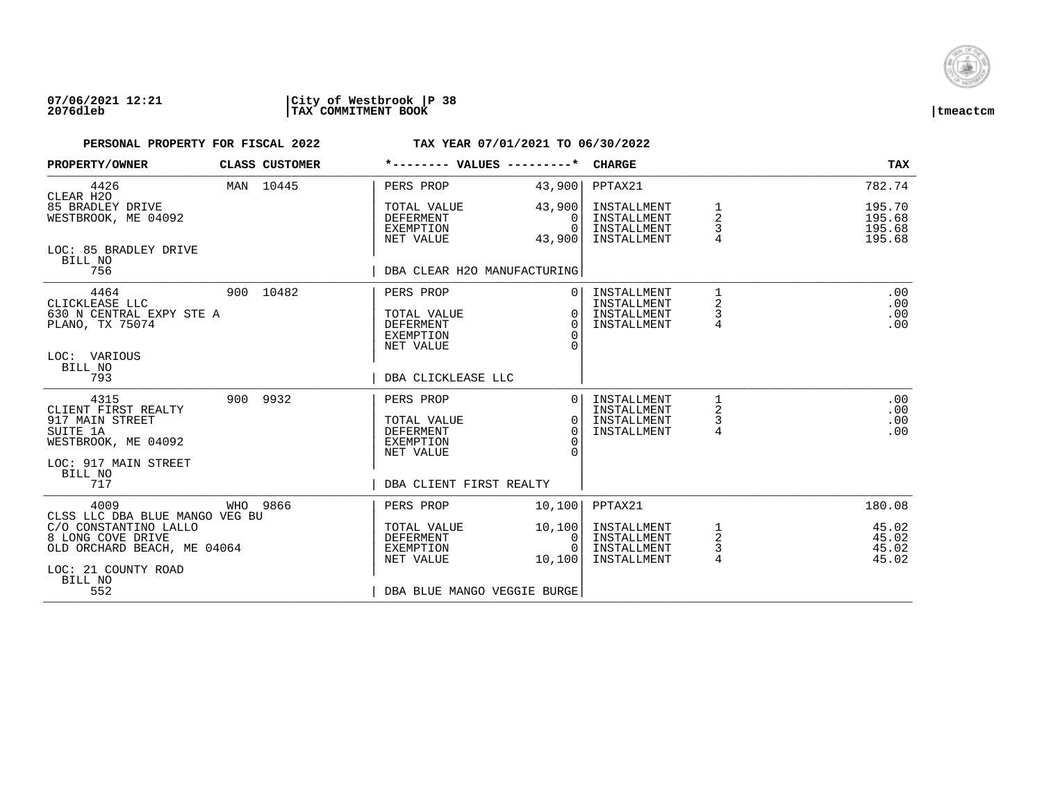**07/06/2021 12:21** | **City of Westbrook** | **P 38**
**2076dleb** | **TAX COMMITMENT BOOK** | **tmeactcm**

**PERSONAL PROPERTY FOR FISCAL 2022** **TAX YEAR 07/01/2021 TO 06/30/2022**

| PROPERTY/OWNER | CLASS | CUSTOMER | *-------- VALUES ---------* | | CHARGE | | TAX |
|---|---|---|---|---|---|---|---|
| 4426 | MAN | 10445 | PERS PROP | 43,900 | PPTAX21 | | 782.74 |
| CLEAR H2O | | | | | | | |
| 85 BRADLEY DRIVE | | | TOTAL VALUE | 43,900 | INSTALLMENT | 1 | 195.70 |
| WESTBROOK, ME 04092 | | | DEFERMENT | 0 | INSTALLMENT | 2 | 195.68 |
| | | | EXEMPTION | 0 | INSTALLMENT | 3 | 195.68 |
| | | | NET VALUE | 43,900 | INSTALLMENT | 4 | 195.68 |
| LOC: 85 BRADLEY DRIVE | | | | | | | |
| BILL NO 756 | | | DBA CLEAR H2O MANUFACTURING | | | | |
| 4464 | 900 | 10482 | PERS PROP | 0 | INSTALLMENT | 1 | .00 |
| CLICKLEASE LLC | | | | | INSTALLMENT | 2 | .00 |
| 630 N CENTRAL EXPY STE A | | | TOTAL VALUE | 0 | INSTALLMENT | 3 | .00 |
| PLANO, TX 75074 | | | DEFERMENT | 0 | INSTALLMENT | 4 | .00 |
| | | | EXEMPTION | 0 | | | |
| | | | NET VALUE | 0 | | | |
| LOC: VARIOUS | | | | | | | |
| BILL NO 793 | | | DBA CLICKLEASE LLC | | | | |
| 4315 | 900 | 9932 | PERS PROP | 0 | INSTALLMENT | 1 | .00 |
| CLIENT FIRST REALTY | | | | | INSTALLMENT | 2 | .00 |
| 917 MAIN STREET | | | TOTAL VALUE | 0 | INSTALLMENT | 3 | .00 |
| SUITE 1A | | | DEFERMENT | 0 | INSTALLMENT | 4 | .00 |
| WESTBROOK, ME 04092 | | | EXEMPTION | 0 | | | |
| | | | NET VALUE | 0 | | | |
| LOC: 917 MAIN STREET | | | | | | | |
| BILL NO 717 | | | DBA CLIENT FIRST REALTY | | | | |
| 4009 | WHO | 9866 | PERS PROP | 10,100 | PPTAX21 | | 180.08 |
| CLSS LLC DBA BLUE MANGO VEG BU | | | | | | | |
| C/O CONSTANTINO LALLO | | | TOTAL VALUE | 10,100 | INSTALLMENT | 1 | 45.02 |
| 8 LONG COVE DRIVE | | | DEFERMENT | 0 | INSTALLMENT | 2 | 45.02 |
| OLD ORCHARD BEACH, ME 04064 | | | EXEMPTION | 0 | INSTALLMENT | 3 | 45.02 |
| | | | NET VALUE | 10,100 | INSTALLMENT | 4 | 45.02 |
| LOC: 21 COUNTY ROAD | | | | | | | |
| BILL NO 552 | | | DBA BLUE MANGO VEGGIE BURGE | | | | |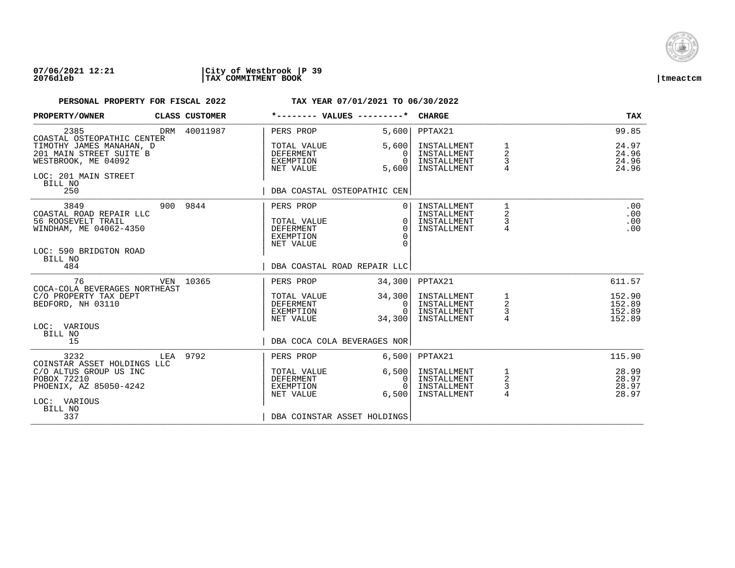07/06/2021 12:21 | City of Westbrook | P 39
2076dleb | TAX COMMITMENT BOOK | tmeactcm

**PERSONAL PROPERTY FOR FISCAL 2022** — **TAX YEAR 07/01/2021 TO 06/30/2022**

| PROPERTY/OWNER | CLASS | CUSTOMER | VALUES | | CHARGE | | TAX |
|---|---|---|---|---|---|---|---|
| 2385 | DRM | 40011987 | PERS PROP | 5,600 | PPTAX21 | | 99.85 |
| COASTAL OSTEOPATHIC CENTER | | | | | | | |
| TIMOTHY JAMES MANAHAN, D | | | TOTAL VALUE | 5,600 | INSTALLMENT | 1 | 24.97 |
| 201 MAIN STREET SUITE B | | | DEFERMENT | 0 | INSTALLMENT | 2 | 24.96 |
| WESTBROOK, ME 04092 | | | EXEMPTION | 0 | INSTALLMENT | 3 | 24.96 |
| | | | NET VALUE | 5,600 | INSTALLMENT | 4 | 24.96 |
| LOC: 201 MAIN STREET | | | | | | | |
| BILL NO 250 | | | DBA COASTAL OSTEOPATHIC CEN | | | | |
| 3849 | 900 | 9844 | PERS PROP | 0 | INSTALLMENT | 1 | .00 |
| COASTAL ROAD REPAIR LLC | | | | | INSTALLMENT | 2 | .00 |
| 56 ROOSEVELT TRAIL | | | TOTAL VALUE | 0 | INSTALLMENT | 3 | .00 |
| WINDHAM, ME 04062-4350 | | | DEFERMENT | 0 | INSTALLMENT | 4 | .00 |
| | | | EXEMPTION | 0 | | | |
| | | | NET VALUE | 0 | | | |
| LOC: 590 BRIDGTON ROAD | | | | | | | |
| BILL NO 484 | | | DBA COASTAL ROAD REPAIR LLC | | | | |
| 76 | VEN | 10365 | PERS PROP | 34,300 | PPTAX21 | | 611.57 |
| COCA-COLA BEVERAGES NORTHEAST | | | | | | | |
| C/O PROPERTY TAX DEPT | | | TOTAL VALUE | 34,300 | INSTALLMENT | 1 | 152.90 |
| BEDFORD, NH 03110 | | | DEFERMENT | 0 | INSTALLMENT | 2 | 152.89 |
| | | | EXEMPTION | 0 | INSTALLMENT | 3 | 152.89 |
| | | | NET VALUE | 34,300 | INSTALLMENT | 4 | 152.89 |
| LOC: VARIOUS | | | | | | | |
| BILL NO 15 | | | DBA COCA COLA BEVERAGES NOR | | | | |
| 3232 | LEA | 9792 | PERS PROP | 6,500 | PPTAX21 | | 115.90 |
| COINSTAR ASSET HOLDINGS LLC | | | | | | | |
| C/O ALTUS GROUP US INC | | | TOTAL VALUE | 6,500 | INSTALLMENT | 1 | 28.99 |
| POBOX 72210 | | | DEFERMENT | 0 | INSTALLMENT | 2 | 28.97 |
| PHOENIX, AZ 85050-4242 | | | EXEMPTION | 0 | INSTALLMENT | 3 | 28.97 |
| | | | NET VALUE | 6,500 | INSTALLMENT | 4 | 28.97 |
| LOC: VARIOUS | | | | | | | |
| BILL NO 337 | | | DBA COINSTAR ASSET HOLDINGS | | | | |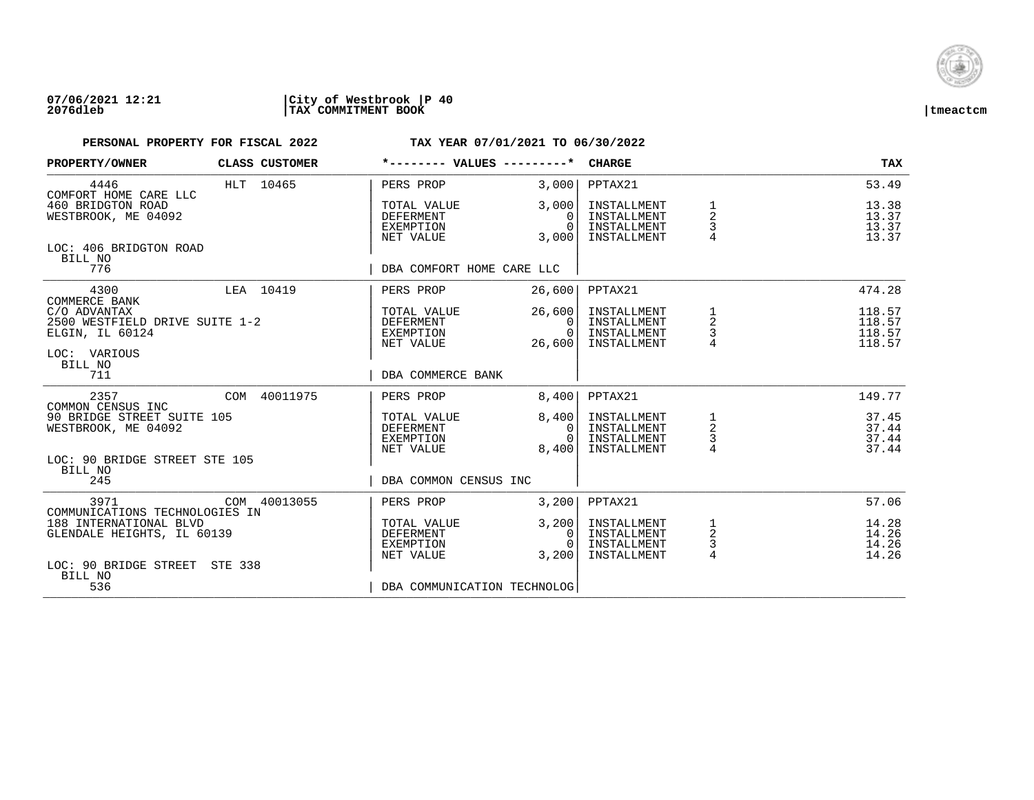07/06/2021 12:21 | City of Westbrook | P 40
2076dleb | TAX COMMITMENT BOOK | tmeactcm

**PERSONAL PROPERTY FOR FISCAL 2022** — **TAX YEAR 07/01/2021 TO 06/30/2022**

| PROPERTY/OWNER | CLASS | CUSTOMER | *-------- VALUES ---------* | | CHARGE | | TAX |
|---|---|---|---|---|---|---|---|
| 4446 | HLT | 10465 | PERS PROP | 3,000 | PPTAX21 | | 53.49 |
| COMFORT HOME CARE LLC | | | | | | | |
| 460 BRIDGTON ROAD | | | TOTAL VALUE | 3,000 | INSTALLMENT | 1 | 13.38 |
| WESTBROOK, ME 04092 | | | DEFERMENT | 0 | INSTALLMENT | 2 | 13.37 |
| | | | EXEMPTION | 0 | INSTALLMENT | 3 | 13.37 |
| | | | NET VALUE | 3,000 | INSTALLMENT | 4 | 13.37 |
| LOC: 406 BRIDGTON ROAD | | | | | | | |
| BILL NO 776 | | | DBA COMFORT HOME CARE LLC | | | | |
| 4300 | LEA | 10419 | PERS PROP | 26,600 | PPTAX21 | | 474.28 |
| COMMERCE BANK | | | | | | | |
| C/O ADVANTAX | | | TOTAL VALUE | 26,600 | INSTALLMENT | 1 | 118.57 |
| 2500 WESTFIELD DRIVE SUITE 1-2 | | | DEFERMENT | 0 | INSTALLMENT | 2 | 118.57 |
| ELGIN, IL 60124 | | | EXEMPTION | 0 | INSTALLMENT | 3 | 118.57 |
| | | | NET VALUE | 26,600 | INSTALLMENT | 4 | 118.57 |
| LOC: VARIOUS | | | | | | | |
| BILL NO 711 | | | DBA COMMERCE BANK | | | | |
| 2357 | COM | 40011975 | PERS PROP | 8,400 | PPTAX21 | | 149.77 |
| COMMON CENSUS INC | | | | | | | |
| 90 BRIDGE STREET SUITE 105 | | | TOTAL VALUE | 8,400 | INSTALLMENT | 1 | 37.45 |
| WESTBROOK, ME 04092 | | | DEFERMENT | 0 | INSTALLMENT | 2 | 37.44 |
| | | | EXEMPTION | 0 | INSTALLMENT | 3 | 37.44 |
| | | | NET VALUE | 8,400 | INSTALLMENT | 4 | 37.44 |
| LOC: 90 BRIDGE STREET STE 105 | | | | | | | |
| BILL NO 245 | | | DBA COMMON CENSUS INC | | | | |
| 3971 | COM | 40013055 | PERS PROP | 3,200 | PPTAX21 | | 57.06 |
| COMMUNICATIONS TECHNOLOGIES IN | | | | | | | |
| 188 INTERNATIONAL BLVD | | | TOTAL VALUE | 3,200 | INSTALLMENT | 1 | 14.28 |
| GLENDALE HEIGHTS, IL 60139 | | | DEFERMENT | 0 | INSTALLMENT | 2 | 14.26 |
| | | | EXEMPTION | 0 | INSTALLMENT | 3 | 14.26 |
| | | | NET VALUE | 3,200 | INSTALLMENT | 4 | 14.26 |
| LOC: 90 BRIDGE STREET STE 338 | | | | | | | |
| BILL NO 536 | | | DBA COMMUNICATION TECHNOLOG | | | | |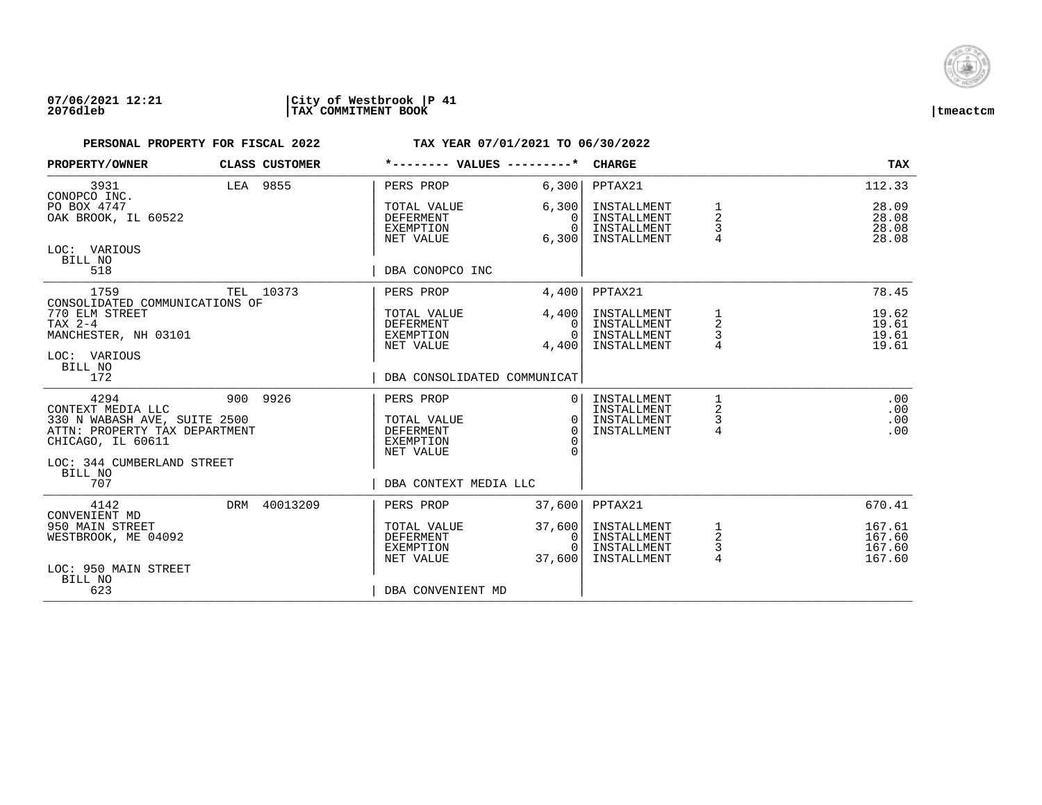07/06/2021 12:21 | City of Westbrook | P 41
2076dleb | TAX COMMITMENT BOOK | tmeactcm

**PERSONAL PROPERTY FOR FISCAL 2022** &nbsp;&nbsp;&nbsp; **TAX YEAR 07/01/2021 TO 06/30/2022**

| PROPERTY/OWNER | CLASS | CUSTOMER | *-------- VALUES ---------* | | CHARGE | | TAX |
|---|---|---|---|---|---|---|---|
| 3931 | LEA | 9855 | PERS PROP | 6,300 | PPTAX21 | | 112.33 |
| CONOPCO INC. | | | | | | | |
| PO BOX 4747 | | | TOTAL VALUE | 6,300 | INSTALLMENT | 1 | 28.09 |
| OAK BROOK, IL 60522 | | | DEFERMENT | 0 | INSTALLMENT | 2 | 28.08 |
| | | | EXEMPTION | 0 | INSTALLMENT | 3 | 28.08 |
| | | | NET VALUE | 6,300 | INSTALLMENT | 4 | 28.08 |
| LOC: VARIOUS | | | | | | | |
| BILL NO | | | | | | | |
| 518 | | | DBA CONOPCO INC | | | | |
| 1759 | TEL | 10373 | PERS PROP | 4,400 | PPTAX21 | | 78.45 |
| CONSOLIDATED COMMUNICATIONS OF | | | | | | | |
| 770 ELM STREET | | | TOTAL VALUE | 4,400 | INSTALLMENT | 1 | 19.62 |
| TAX 2-4 | | | DEFERMENT | 0 | INSTALLMENT | 2 | 19.61 |
| MANCHESTER, NH 03101 | | | EXEMPTION | 0 | INSTALLMENT | 3 | 19.61 |
| | | | NET VALUE | 4,400 | INSTALLMENT | 4 | 19.61 |
| LOC: VARIOUS | | | | | | | |
| BILL NO | | | | | | | |
| 172 | | | DBA CONSOLIDATED COMMUNICAT | | | | |
| 4294 | 900 | 9926 | PERS PROP | 0 | INSTALLMENT | 1 | .00 |
| CONTEXT MEDIA LLC | | | | | INSTALLMENT | 2 | .00 |
| 330 N WABASH AVE, SUITE 2500 | | | TOTAL VALUE | 0 | INSTALLMENT | 3 | .00 |
| ATTN: PROPERTY TAX DEPARTMENT | | | DEFERMENT | 0 | INSTALLMENT | 4 | .00 |
| CHICAGO, IL 60611 | | | EXEMPTION | 0 | | | |
| | | | NET VALUE | 0 | | | |
| LOC: 344 CUMBERLAND STREET | | | | | | | |
| BILL NO | | | | | | | |
| 707 | | | DBA CONTEXT MEDIA LLC | | | | |
| 4142 | DRM | 40013209 | PERS PROP | 37,600 | PPTAX21 | | 670.41 |
| CONVENIENT MD | | | | | | | |
| 950 MAIN STREET | | | TOTAL VALUE | 37,600 | INSTALLMENT | 1 | 167.61 |
| WESTBROOK, ME 04092 | | | DEFERMENT | 0 | INSTALLMENT | 2 | 167.60 |
| | | | EXEMPTION | 0 | INSTALLMENT | 3 | 167.60 |
| | | | NET VALUE | 37,600 | INSTALLMENT | 4 | 167.60 |
| LOC: 950 MAIN STREET | | | | | | | |
| BILL NO | | | | | | | |
| 623 | | | DBA CONVENIENT MD | | | | |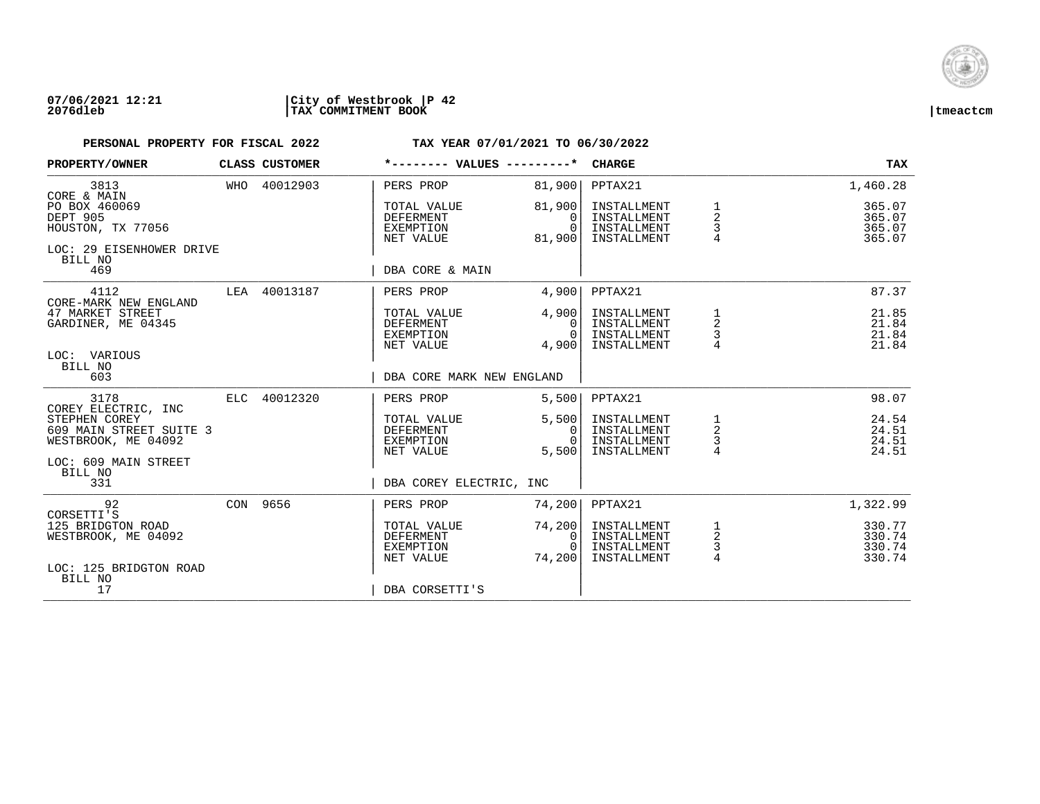07/06/2021 12:21 | City of Westbrook | P 42
2076dleb | TAX COMMITMENT BOOK | tmeactcm

**PERSONAL PROPERTY FOR FISCAL 2022** **TAX YEAR 07/01/2021 TO 06/30/2022**

| PROPERTY/OWNER | CLASS | CUSTOMER | *-------- VALUES ---------* | | CHARGE | | TAX |
|---|---|---|---|---|---|---|---|
| 3813 | WHO | 40012903 | PERS PROP | 81,900 | PPTAX21 | | 1,460.28 |
| CORE & MAIN | | | | | | | |
| PO BOX 460069 | | | TOTAL VALUE | 81,900 | INSTALLMENT | 1 | 365.07 |
| DEPT 905 | | | DEFERMENT | 0 | INSTALLMENT | 2 | 365.07 |
| HOUSTON, TX 77056 | | | EXEMPTION | 0 | INSTALLMENT | 3 | 365.07 |
| | | | NET VALUE | 81,900 | INSTALLMENT | 4 | 365.07 |
| LOC: 29 EISENHOWER DRIVE | | | | | | | |
| BILL NO | | | | | | | |
| 469 | | | DBA CORE & MAIN | | | | |
| 4112 | LEA | 40013187 | PERS PROP | 4,900 | PPTAX21 | | 87.37 |
| CORE-MARK NEW ENGLAND | | | | | | | |
| 47 MARKET STREET | | | TOTAL VALUE | 4,900 | INSTALLMENT | 1 | 21.85 |
| GARDINER, ME 04345 | | | DEFERMENT | 0 | INSTALLMENT | 2 | 21.84 |
| | | | EXEMPTION | 0 | INSTALLMENT | 3 | 21.84 |
| | | | NET VALUE | 4,900 | INSTALLMENT | 4 | 21.84 |
| LOC: VARIOUS | | | | | | | |
| BILL NO | | | | | | | |
| 603 | | | DBA CORE MARK NEW ENGLAND | | | | |
| 3178 | ELC | 40012320 | PERS PROP | 5,500 | PPTAX21 | | 98.07 |
| COREY ELECTRIC, INC | | | | | | | |
| STEPHEN COREY | | | TOTAL VALUE | 5,500 | INSTALLMENT | 1 | 24.54 |
| 609 MAIN STREET SUITE 3 | | | DEFERMENT | 0 | INSTALLMENT | 2 | 24.51 |
| WESTBROOK, ME 04092 | | | EXEMPTION | 0 | INSTALLMENT | 3 | 24.51 |
| | | | NET VALUE | 5,500 | INSTALLMENT | 4 | 24.51 |
| LOC: 609 MAIN STREET | | | | | | | |
| BILL NO | | | | | | | |
| 331 | | | DBA COREY ELECTRIC, INC | | | | |
| 92 | CON | 9656 | PERS PROP | 74,200 | PPTAX21 | | 1,322.99 |
| CORSETTI'S | | | | | | | |
| 125 BRIDGTON ROAD | | | TOTAL VALUE | 74,200 | INSTALLMENT | 1 | 330.77 |
| WESTBROOK, ME 04092 | | | DEFERMENT | 0 | INSTALLMENT | 2 | 330.74 |
| | | | EXEMPTION | 0 | INSTALLMENT | 3 | 330.74 |
| | | | NET VALUE | 74,200 | INSTALLMENT | 4 | 330.74 |
| LOC: 125 BRIDGTON ROAD | | | | | | | |
| BILL NO | | | | | | | |
| 17 | | | DBA CORSETTI'S | | | | |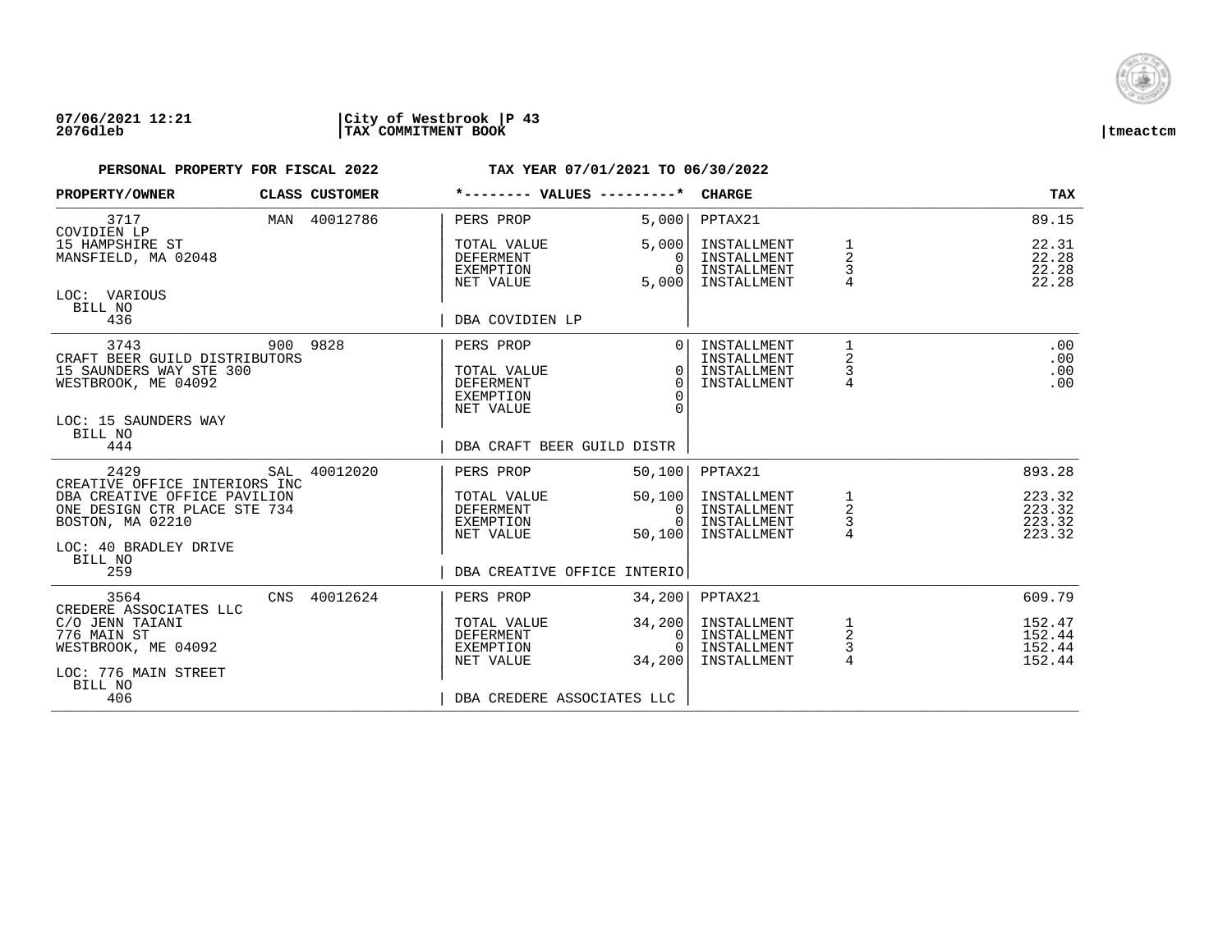07/06/2021 12:21 | City of Westbrook | P 43
2076dleb | TAX COMMITMENT BOOK | tmeactcm

**PERSONAL PROPERTY FOR FISCAL 2022** — **TAX YEAR 07/01/2021 TO 06/30/2022**

| PROPERTY/OWNER | CLASS | CUSTOMER | VALUES | | CHARGE | | TAX |
|---|---|---|---|---|---|---|---|
| 3717 | MAN | 40012786 | PERS PROP | 5,000 | PPTAX21 | | 89.15 |
| COVIDIEN LP | | | | | | | |
| 15 HAMPSHIRE ST | | | TOTAL VALUE | 5,000 | INSTALLMENT | 1 | 22.31 |
| MANSFIELD, MA 02048 | | | DEFERMENT | 0 | INSTALLMENT | 2 | 22.28 |
| | | | EXEMPTION | 0 | INSTALLMENT | 3 | 22.28 |
| | | | NET VALUE | 5,000 | INSTALLMENT | 4 | 22.28 |
| LOC: VARIOUS | | | | | | | |
| BILL NO 436 | | | DBA COVIDIEN LP | | | | |
| 3743 | 900 | 9828 | PERS PROP | 0 | INSTALLMENT | 1 | .00 |
| CRAFT BEER GUILD DISTRIBUTORS | | | | | INSTALLMENT | 2 | .00 |
| 15 SAUNDERS WAY STE 300 | | | TOTAL VALUE | 0 | INSTALLMENT | 3 | .00 |
| WESTBROOK, ME 04092 | | | DEFERMENT | 0 | INSTALLMENT | 4 | .00 |
| | | | EXEMPTION | 0 | | | |
| | | | NET VALUE | 0 | | | |
| LOC: 15 SAUNDERS WAY | | | | | | | |
| BILL NO 444 | | | DBA CRAFT BEER GUILD DISTR | | | | |
| 2429 | SAL | 40012020 | PERS PROP | 50,100 | PPTAX21 | | 893.28 |
| CREATIVE OFFICE INTERIORS INC | | | | | | | |
| DBA CREATIVE OFFICE PAVILION | | | TOTAL VALUE | 50,100 | INSTALLMENT | 1 | 223.32 |
| ONE DESIGN CTR PLACE STE 734 | | | DEFERMENT | 0 | INSTALLMENT | 2 | 223.32 |
| BOSTON, MA 02210 | | | EXEMPTION | 0 | INSTALLMENT | 3 | 223.32 |
| | | | NET VALUE | 50,100 | INSTALLMENT | 4 | 223.32 |
| LOC: 40 BRADLEY DRIVE | | | | | | | |
| BILL NO 259 | | | DBA CREATIVE OFFICE INTERIO | | | | |
| 3564 | CNS | 40012624 | PERS PROP | 34,200 | PPTAX21 | | 609.79 |
| CREDERE ASSOCIATES LLC | | | | | | | |
| C/O JENN TAIANI | | | TOTAL VALUE | 34,200 | INSTALLMENT | 1 | 152.47 |
| 776 MAIN ST | | | DEFERMENT | 0 | INSTALLMENT | 2 | 152.44 |
| WESTBROOK, ME 04092 | | | EXEMPTION | 0 | INSTALLMENT | 3 | 152.44 |
| | | | NET VALUE | 34,200 | INSTALLMENT | 4 | 152.44 |
| LOC: 776 MAIN STREET | | | | | | | |
| BILL NO 406 | | | DBA CREDERE ASSOCIATES LLC | | | | |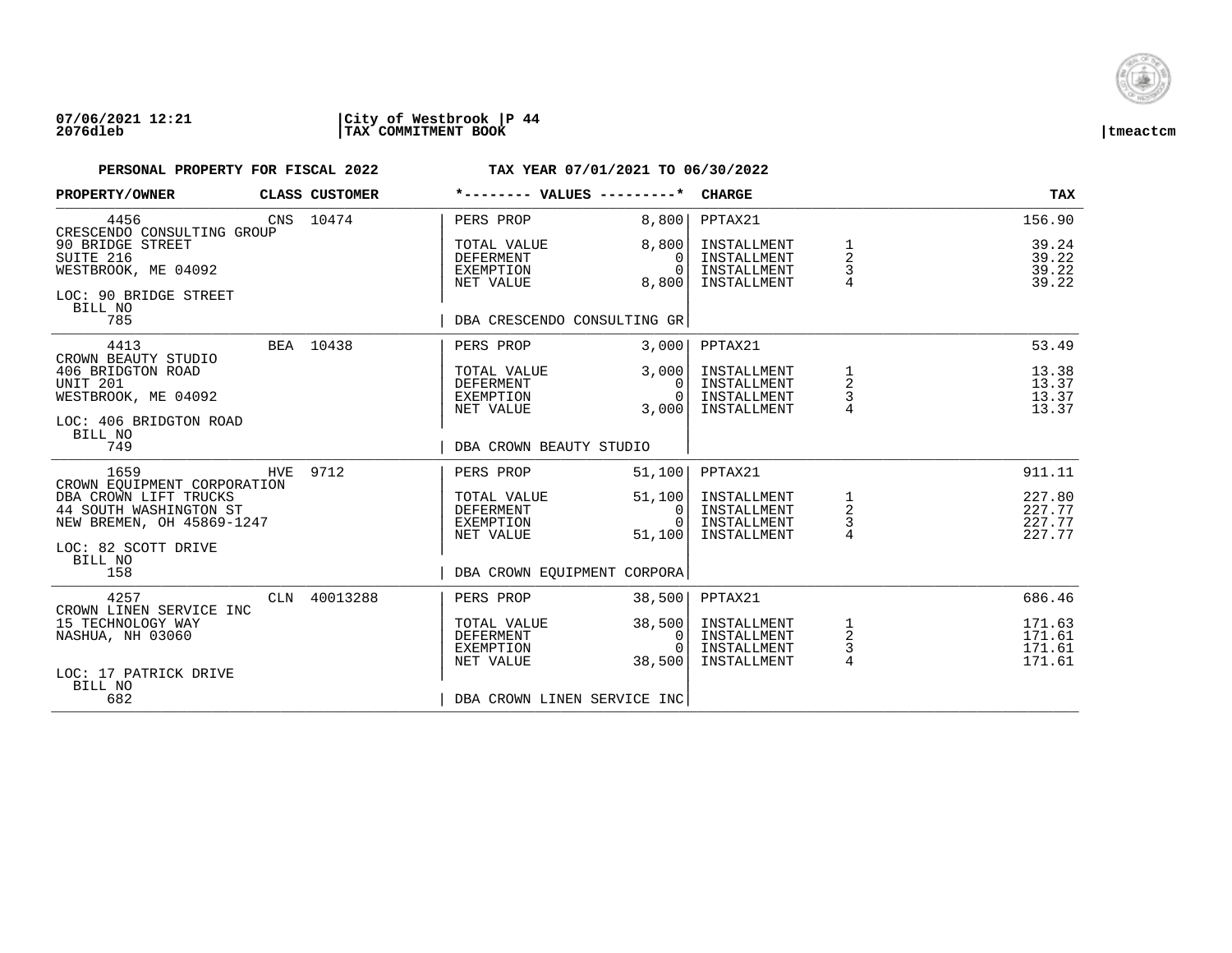07/06/2021 12:21 | City of Westbrook | P 44
2076dleb | TAX COMMITMENT BOOK | tmeactcm

**PERSONAL PROPERTY FOR FISCAL 2022** **TAX YEAR 07/01/2021 TO 06/30/2022**

| PROPERTY/OWNER | CLASS | CUSTOMER | *-------- VALUES ---------* | | CHARGE | | TAX |
|---|---|---|---|---|---|---|---|
| 4456 | CNS | 10474 | PERS PROP | 8,800 | PPTAX21 | | 156.90 |
| CRESCENDO CONSULTING GROUP | | | | | | | |
| 90 BRIDGE STREET | | | TOTAL VALUE | 8,800 | INSTALLMENT | 1 | 39.24 |
| SUITE 216 | | | DEFERMENT | 0 | INSTALLMENT | 2 | 39.22 |
| WESTBROOK, ME 04092 | | | EXEMPTION | 0 | INSTALLMENT | 3 | 39.22 |
| | | | NET VALUE | 8,800 | INSTALLMENT | 4 | 39.22 |
| LOC: 90 BRIDGE STREET | | | | | | | |
| BILL NO | | | | | | | |
| 785 | | | DBA CRESCENDO CONSULTING GR | | | | |
| 4413 | BEA | 10438 | PERS PROP | 3,000 | PPTAX21 | | 53.49 |
| CROWN BEAUTY STUDIO | | | | | | | |
| 406 BRIDGTON ROAD | | | TOTAL VALUE | 3,000 | INSTALLMENT | 1 | 13.38 |
| UNIT 201 | | | DEFERMENT | 0 | INSTALLMENT | 2 | 13.37 |
| WESTBROOK, ME 04092 | | | EXEMPTION | 0 | INSTALLMENT | 3 | 13.37 |
| | | | NET VALUE | 3,000 | INSTALLMENT | 4 | 13.37 |
| LOC: 406 BRIDGTON ROAD | | | | | | | |
| BILL NO | | | | | | | |
| 749 | | | DBA CROWN BEAUTY STUDIO | | | | |
| 1659 | HVE | 9712 | PERS PROP | 51,100 | PPTAX21 | | 911.11 |
| CROWN EQUIPMENT CORPORATION | | | | | | | |
| DBA CROWN LIFT TRUCKS | | | TOTAL VALUE | 51,100 | INSTALLMENT | 1 | 227.80 |
| 44 SOUTH WASHINGTON ST | | | DEFERMENT | 0 | INSTALLMENT | 2 | 227.77 |
| NEW BREMEN, OH 45869-1247 | | | EXEMPTION | 0 | INSTALLMENT | 3 | 227.77 |
| | | | NET VALUE | 51,100 | INSTALLMENT | 4 | 227.77 |
| LOC: 82 SCOTT DRIVE | | | | | | | |
| BILL NO | | | | | | | |
| 158 | | | DBA CROWN EQUIPMENT CORPORA | | | | |
| 4257 | CLN | 40013288 | PERS PROP | 38,500 | PPTAX21 | | 686.46 |
| CROWN LINEN SERVICE INC | | | | | | | |
| 15 TECHNOLOGY WAY | | | TOTAL VALUE | 38,500 | INSTALLMENT | 1 | 171.63 |
| NASHUA, NH 03060 | | | DEFERMENT | 0 | INSTALLMENT | 2 | 171.61 |
| | | | EXEMPTION | 0 | INSTALLMENT | 3 | 171.61 |
| | | | NET VALUE | 38,500 | INSTALLMENT | 4 | 171.61 |
| LOC: 17 PATRICK DRIVE | | | | | | | |
| BILL NO | | | | | | | |
| 682 | | | DBA CROWN LINEN SERVICE INC | | | | |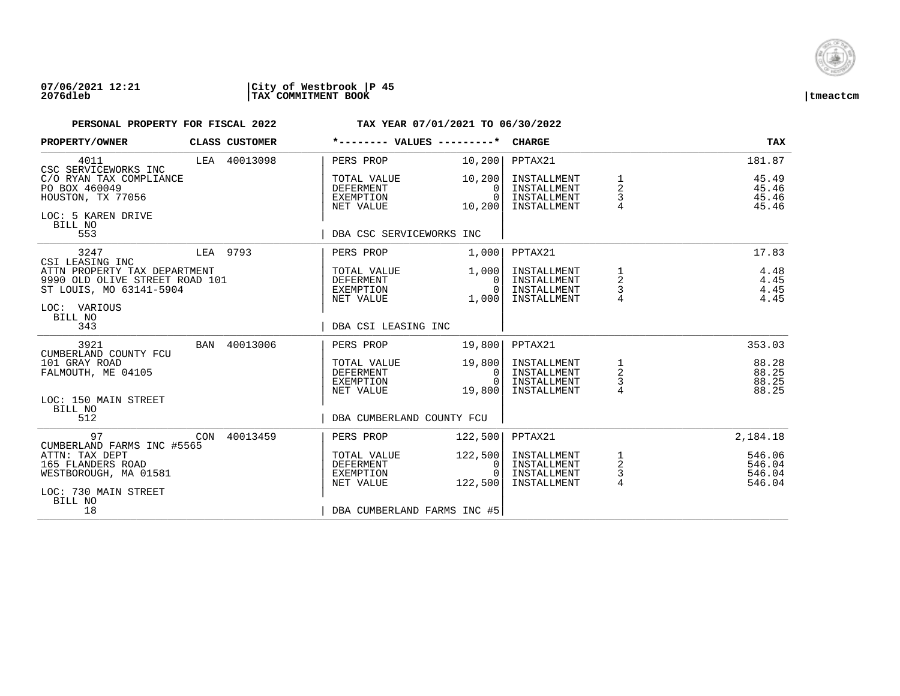**07/06/2021 12:21** | **City of Westbrook** | **P 45**
**2076dleb** | **TAX COMMITMENT BOOK** | **tmeactcm**

**PERSONAL PROPERTY FOR FISCAL 2022** &nbsp;&nbsp;&nbsp;&nbsp; **TAX YEAR 07/01/2021 TO 06/30/2022**

| PROPERTY/OWNER | CLASS | CUSTOMER | *-------- VALUES ---------* | | CHARGE | | TAX |
|---|---|---|---|---|---|---|---|
| 4011 | LEA | 40013098 | PERS PROP | 10,200 | PPTAX21 | | 181.87 |
| CSC SERVICEWORKS INC | | | | | | | |
| C/O RYAN TAX COMPLIANCE | | | TOTAL VALUE | 10,200 | INSTALLMENT | 1 | 45.49 |
| PO BOX 460049 | | | DEFERMENT | 0 | INSTALLMENT | 2 | 45.46 |
| HOUSTON, TX 77056 | | | EXEMPTION | 0 | INSTALLMENT | 3 | 45.46 |
| | | | NET VALUE | 10,200 | INSTALLMENT | 4 | 45.46 |
| LOC: 5 KAREN DRIVE | | | | | | | |
| BILL NO | | | | | | | |
| 553 | | | DBA CSC SERVICEWORKS INC | | | | |
| 3247 | LEA | 9793 | PERS PROP | 1,000 | PPTAX21 | | 17.83 |
| CSI LEASING INC | | | | | | | |
| ATTN PROPERTY TAX DEPARTMENT | | | TOTAL VALUE | 1,000 | INSTALLMENT | 1 | 4.48 |
| 9990 OLD OLIVE STREET ROAD 101 | | | DEFERMENT | 0 | INSTALLMENT | 2 | 4.45 |
| ST LOUIS, MO 63141-5904 | | | EXEMPTION | 0 | INSTALLMENT | 3 | 4.45 |
| | | | NET VALUE | 1,000 | INSTALLMENT | 4 | 4.45 |
| LOC: VARIOUS | | | | | | | |
| BILL NO | | | | | | | |
| 343 | | | DBA CSI LEASING INC | | | | |
| 3921 | BAN | 40013006 | PERS PROP | 19,800 | PPTAX21 | | 353.03 |
| CUMBERLAND COUNTY FCU | | | | | | | |
| 101 GRAY ROAD | | | TOTAL VALUE | 19,800 | INSTALLMENT | 1 | 88.28 |
| FALMOUTH, ME 04105 | | | DEFERMENT | 0 | INSTALLMENT | 2 | 88.25 |
| | | | EXEMPTION | 0 | INSTALLMENT | 3 | 88.25 |
| | | | NET VALUE | 19,800 | INSTALLMENT | 4 | 88.25 |
| LOC: 150 MAIN STREET | | | | | | | |
| BILL NO | | | | | | | |
| 512 | | | DBA CUMBERLAND COUNTY FCU | | | | |
| 97 | CON | 40013459 | PERS PROP | 122,500 | PPTAX21 | | 2,184.18 |
| CUMBERLAND FARMS INC #5565 | | | | | | | |
| ATTN: TAX DEPT | | | TOTAL VALUE | 122,500 | INSTALLMENT | 1 | 546.06 |
| 165 FLANDERS ROAD | | | DEFERMENT | 0 | INSTALLMENT | 2 | 546.04 |
| WESTBOROUGH, MA 01581 | | | EXEMPTION | 0 | INSTALLMENT | 3 | 546.04 |
| | | | NET VALUE | 122,500 | INSTALLMENT | 4 | 546.04 |
| LOC: 730 MAIN STREET | | | | | | | |
| BILL NO | | | | | | | |
| 18 | | | DBA CUMBERLAND FARMS INC #5 | | | | |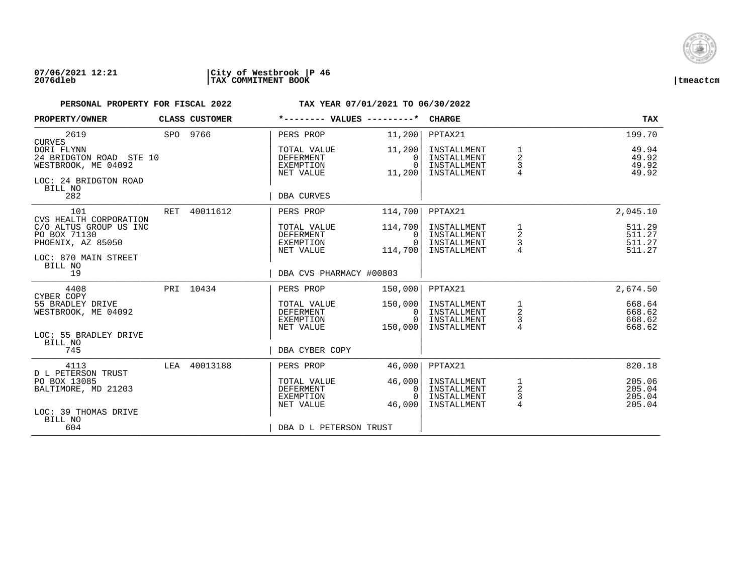07/06/2021 12:21 | City of Westbrook | P 46
2076dleb | TAX COMMITMENT BOOK | tmeactcm

**PERSONAL PROPERTY FOR FISCAL 2022** TAX YEAR 07/01/2021 TO 06/30/2022

| PROPERTY/OWNER | CLASS | CUSTOMER | *-------- VALUES ---------* | | CHARGE | | TAX |
|---|---|---|---|---|---|---|---|
| 2619 | SPO | 9766 | PERS PROP | 11,200 | PPTAX21 | | 199.70 |
| CURVES | | | | | | | |
| DORI FLYNN | | | TOTAL VALUE | 11,200 | INSTALLMENT | 1 | 49.94 |
| 24 BRIDGTON ROAD STE 10 | | | DEFERMENT | 0 | INSTALLMENT | 2 | 49.92 |
| WESTBROOK, ME 04092 | | | EXEMPTION | 0 | INSTALLMENT | 3 | 49.92 |
| | | | NET VALUE | 11,200 | INSTALLMENT | 4 | 49.92 |
| LOC: 24 BRIDGTON ROAD | | | | | | | |
| BILL NO 282 | | | DBA CURVES | | | | |
| 101 | RET | 40011612 | PERS PROP | 114,700 | PPTAX21 | | 2,045.10 |
| CVS HEALTH CORPORATION | | | | | | | |
| C/O ALTUS GROUP US INC | | | TOTAL VALUE | 114,700 | INSTALLMENT | 1 | 511.29 |
| PO BOX 71130 | | | DEFERMENT | 0 | INSTALLMENT | 2 | 511.27 |
| PHOENIX, AZ 85050 | | | EXEMPTION | 0 | INSTALLMENT | 3 | 511.27 |
| | | | NET VALUE | 114,700 | INSTALLMENT | 4 | 511.27 |
| LOC: 870 MAIN STREET | | | | | | | |
| BILL NO 19 | | | DBA CVS PHARMACY #00803 | | | | |
| 4408 | PRI | 10434 | PERS PROP | 150,000 | PPTAX21 | | 2,674.50 |
| CYBER COPY | | | | | | | |
| 55 BRADLEY DRIVE | | | TOTAL VALUE | 150,000 | INSTALLMENT | 1 | 668.64 |
| WESTBROOK, ME 04092 | | | DEFERMENT | 0 | INSTALLMENT | 2 | 668.62 |
| | | | EXEMPTION | 0 | INSTALLMENT | 3 | 668.62 |
| | | | NET VALUE | 150,000 | INSTALLMENT | 4 | 668.62 |
| LOC: 55 BRADLEY DRIVE | | | | | | | |
| BILL NO 745 | | | DBA CYBER COPY | | | | |
| 4113 | LEA | 40013188 | PERS PROP | 46,000 | PPTAX21 | | 820.18 |
| D L PETERSON TRUST | | | | | | | |
| PO BOX 13085 | | | TOTAL VALUE | 46,000 | INSTALLMENT | 1 | 205.06 |
| BALTIMORE, MD 21203 | | | DEFERMENT | 0 | INSTALLMENT | 2 | 205.04 |
| | | | EXEMPTION | 0 | INSTALLMENT | 3 | 205.04 |
| | | | NET VALUE | 46,000 | INSTALLMENT | 4 | 205.04 |
| LOC: 39 THOMAS DRIVE | | | | | | | |
| BILL NO 604 | | | DBA D L PETERSON TRUST | | | | |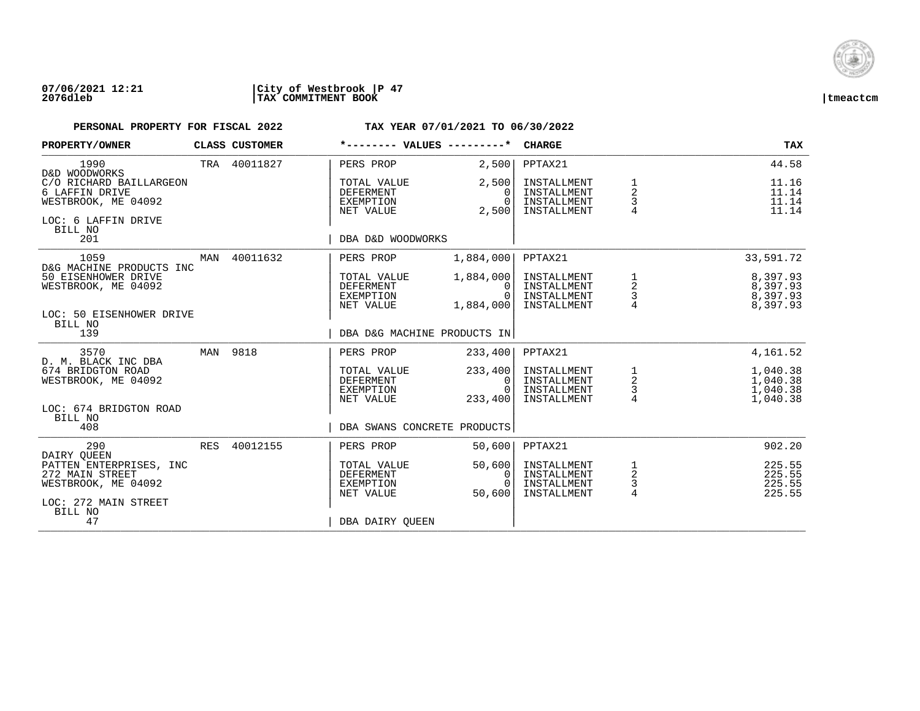**07/06/2021 12:21** | **City of Westbrook** | **P 47**
**2076dleb** | **TAX COMMITMENT BOOK** | **tmeactcm**

**PERSONAL PROPERTY FOR FISCAL 2022** **TAX YEAR 07/01/2021 TO 06/30/2022**

| PROPERTY/OWNER | CLASS | CUSTOMER | *-------- VALUES ---------* | | CHARGE | | TAX |
|---|---|---|---|---|---|---|---|
| 1990 | TRA | 40011827 | PERS PROP | 2,500 | PPTAX21 | | 44.58 |
| D&D WOODWORKS | | | | | | | |
| C/O RICHARD BAILLARGEON | | | TOTAL VALUE | 2,500 | INSTALLMENT | 1 | 11.16 |
| 6 LAFFIN DRIVE | | | DEFERMENT | 0 | INSTALLMENT | 2 | 11.14 |
| WESTBROOK, ME 04092 | | | EXEMPTION | 0 | INSTALLMENT | 3 | 11.14 |
| | | | NET VALUE | 2,500 | INSTALLMENT | 4 | 11.14 |
| LOC: 6 LAFFIN DRIVE | | | | | | | |
| BILL NO | | | | | | | |
| 201 | | | DBA D&D WOODWORKS | | | | |
| 1059 | MAN | 40011632 | PERS PROP | 1,884,000 | PPTAX21 | | 33,591.72 |
| D&G MACHINE PRODUCTS INC | | | | | | | |
| 50 EISENHOWER DRIVE | | | TOTAL VALUE | 1,884,000 | INSTALLMENT | 1 | 8,397.93 |
| WESTBROOK, ME 04092 | | | DEFERMENT | 0 | INSTALLMENT | 2 | 8,397.93 |
| | | | EXEMPTION | 0 | INSTALLMENT | 3 | 8,397.93 |
| | | | NET VALUE | 1,884,000 | INSTALLMENT | 4 | 8,397.93 |
| LOC: 50 EISENHOWER DRIVE | | | | | | | |
| BILL NO | | | | | | | |
| 139 | | | DBA D&G MACHINE PRODUCTS IN | | | | |
| 3570 | MAN | 9818 | PERS PROP | 233,400 | PPTAX21 | | 4,161.52 |
| D. M. BLACK INC DBA | | | | | | | |
| 674 BRIDGTON ROAD | | | TOTAL VALUE | 233,400 | INSTALLMENT | 1 | 1,040.38 |
| WESTBROOK, ME 04092 | | | DEFERMENT | 0 | INSTALLMENT | 2 | 1,040.38 |
| | | | EXEMPTION | 0 | INSTALLMENT | 3 | 1,040.38 |
| | | | NET VALUE | 233,400 | INSTALLMENT | 4 | 1,040.38 |
| LOC: 674 BRIDGTON ROAD | | | | | | | |
| BILL NO | | | | | | | |
| 408 | | | DBA SWANS CONCRETE PRODUCTS | | | | |
| 290 | RES | 40012155 | PERS PROP | 50,600 | PPTAX21 | | 902.20 |
| DAIRY QUEEN | | | | | | | |
| PATTEN ENTERPRISES, INC | | | TOTAL VALUE | 50,600 | INSTALLMENT | 1 | 225.55 |
| 272 MAIN STREET | | | DEFERMENT | 0 | INSTALLMENT | 2 | 225.55 |
| WESTBROOK, ME 04092 | | | EXEMPTION | 0 | INSTALLMENT | 3 | 225.55 |
| | | | NET VALUE | 50,600 | INSTALLMENT | 4 | 225.55 |
| LOC: 272 MAIN STREET | | | | | | | |
| BILL NO | | | | | | | |
| 47 | | | DBA DAIRY QUEEN | | | | |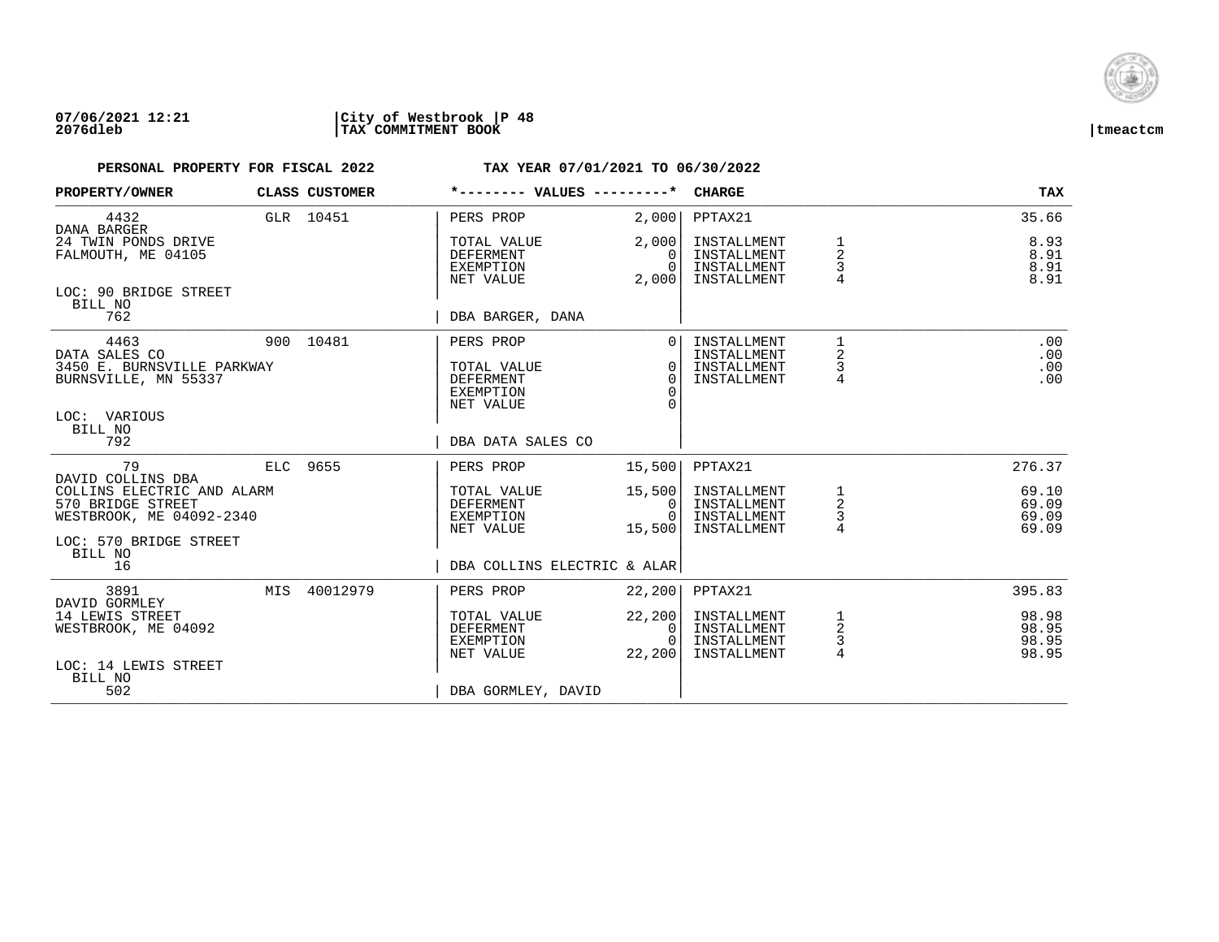**07/06/2021 12:21** | **City of Westbrook | P 48**
**2076dleb** | **TAX COMMITMENT BOOK** | **tmeactcm**

**PERSONAL PROPERTY FOR FISCAL 2022** **TAX YEAR 07/01/2021 TO 06/30/2022**

| PROPERTY/OWNER | CLASS | CUSTOMER | *-------- VALUES ---------* | | CHARGE | | TAX |
|---|---|---|---|---|---|---|---|
| 4432 | GLR | 10451 | PERS PROP | 2,000 | PPTAX21 | | 35.66 |
| DANA BARGER | | | | | | | |
| 24 TWIN PONDS DRIVE | | | TOTAL VALUE | 2,000 | INSTALLMENT | 1 | 8.93 |
| FALMOUTH, ME 04105 | | | DEFERMENT | 0 | INSTALLMENT | 2 | 8.91 |
| | | | EXEMPTION | 0 | INSTALLMENT | 3 | 8.91 |
| | | | NET VALUE | 2,000 | INSTALLMENT | 4 | 8.91 |
| LOC: 90 BRIDGE STREET | | | | | | | |
| BILL NO | | | | | | | |
| 762 | | | DBA BARGER, DANA | | | | |
| 4463 | 900 | 10481 | PERS PROP | 0 | INSTALLMENT | 1 | .00 |
| DATA SALES CO | | | | | INSTALLMENT | 2 | .00 |
| 3450 E. BURNSVILLE PARKWAY | | | TOTAL VALUE | 0 | INSTALLMENT | 3 | .00 |
| BURNSVILLE, MN 55337 | | | DEFERMENT | 0 | INSTALLMENT | 4 | .00 |
| | | | EXEMPTION | 0 | | | |
| | | | NET VALUE | 0 | | | |
| LOC: VARIOUS | | | | | | | |
| BILL NO | | | | | | | |
| 792 | | | DBA DATA SALES CO | | | | |
| 79 | ELC | 9655 | PERS PROP | 15,500 | PPTAX21 | | 276.37 |
| DAVID COLLINS DBA | | | | | | | |
| COLLINS ELECTRIC AND ALARM | | | TOTAL VALUE | 15,500 | INSTALLMENT | 1 | 69.10 |
| 570 BRIDGE STREET | | | DEFERMENT | 0 | INSTALLMENT | 2 | 69.09 |
| WESTBROOK, ME 04092-2340 | | | EXEMPTION | 0 | INSTALLMENT | 3 | 69.09 |
| | | | NET VALUE | 15,500 | INSTALLMENT | 4 | 69.09 |
| LOC: 570 BRIDGE STREET | | | | | | | |
| BILL NO | | | | | | | |
| 16 | | | DBA COLLINS ELECTRIC & ALAR | | | | |
| 3891 | MIS | 40012979 | PERS PROP | 22,200 | PPTAX21 | | 395.83 |
| DAVID GORMLEY | | | | | | | |
| 14 LEWIS STREET | | | TOTAL VALUE | 22,200 | INSTALLMENT | 1 | 98.98 |
| WESTBROOK, ME 04092 | | | DEFERMENT | 0 | INSTALLMENT | 2 | 98.95 |
| | | | EXEMPTION | 0 | INSTALLMENT | 3 | 98.95 |
| | | | NET VALUE | 22,200 | INSTALLMENT | 4 | 98.95 |
| LOC: 14 LEWIS STREET | | | | | | | |
| BILL NO | | | | | | | |
| 502 | | | DBA GORMLEY, DAVID | | | | |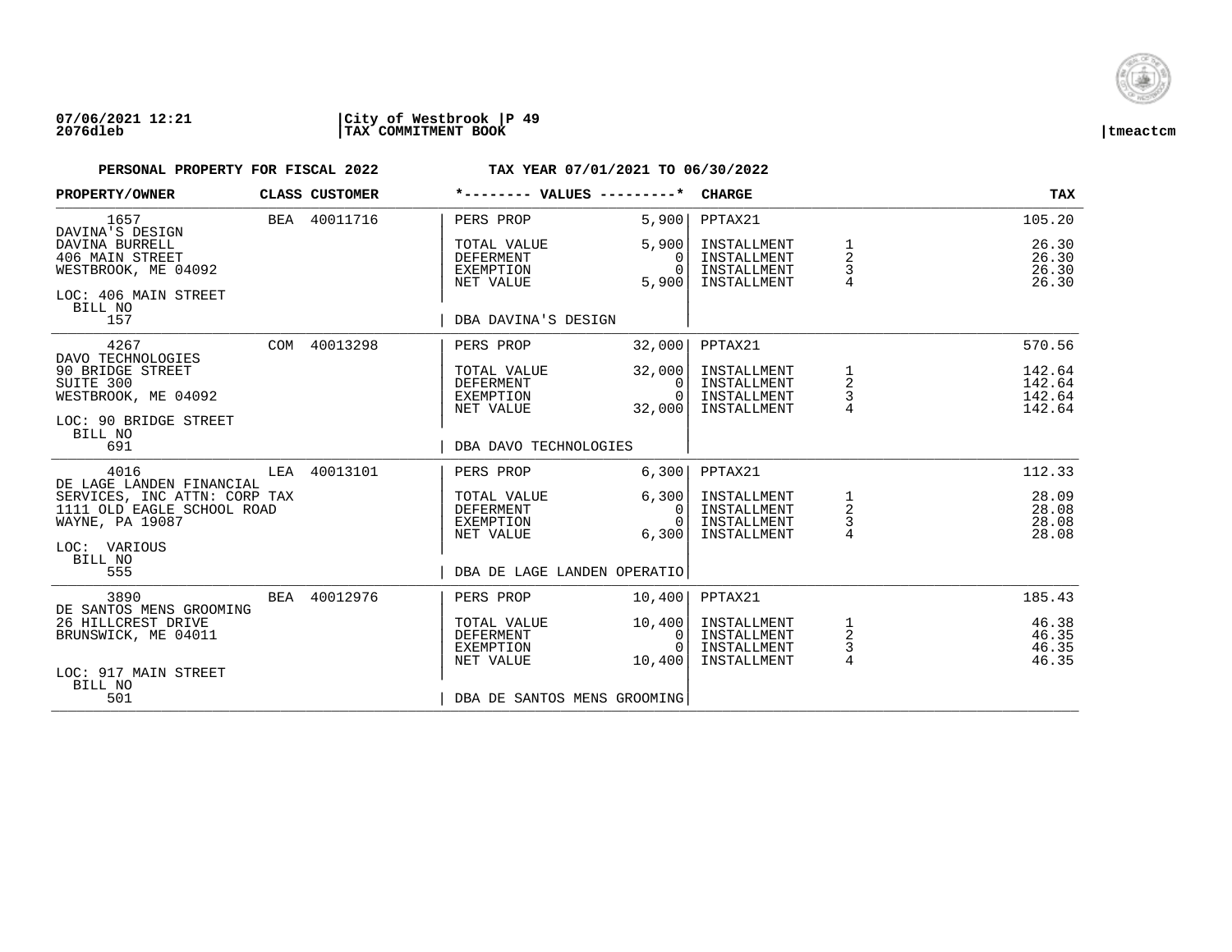**07/06/2021 12:21** | **City of Westbrook** | **P 49**
**2076dleb** | **TAX COMMITMENT BOOK** | **tmeactcm**

**PERSONAL PROPERTY FOR FISCAL 2022** **TAX YEAR 07/01/2021 TO 06/30/2022**

| PROPERTY/OWNER | CLASS | CUSTOMER | *-------- VALUES ---------* | | CHARGE | | TAX |
|---|---|---|---|---|---|---|---|
| 1657 | BEA | 40011716 | PERS PROP | 5,900 | PPTAX21 | | 105.20 |
| DAVINA'S DESIGN | | | | | | | |
| DAVINA BURRELL | | | TOTAL VALUE | 5,900 | INSTALLMENT | 1 | 26.30 |
| 406 MAIN STREET | | | DEFERMENT | 0 | INSTALLMENT | 2 | 26.30 |
| WESTBROOK, ME 04092 | | | EXEMPTION | 0 | INSTALLMENT | 3 | 26.30 |
| | | | NET VALUE | 5,900 | INSTALLMENT | 4 | 26.30 |
| LOC: 406 MAIN STREET | | | | | | | |
| BILL NO 157 | | | DBA DAVINA'S DESIGN | | | | |
| 4267 | COM | 40013298 | PERS PROP | 32,000 | PPTAX21 | | 570.56 |
| DAVO TECHNOLOGIES | | | | | | | |
| 90 BRIDGE STREET | | | TOTAL VALUE | 32,000 | INSTALLMENT | 1 | 142.64 |
| SUITE 300 | | | DEFERMENT | 0 | INSTALLMENT | 2 | 142.64 |
| WESTBROOK, ME 04092 | | | EXEMPTION | 0 | INSTALLMENT | 3 | 142.64 |
| | | | NET VALUE | 32,000 | INSTALLMENT | 4 | 142.64 |
| LOC: 90 BRIDGE STREET | | | | | | | |
| BILL NO 691 | | | DBA DAVO TECHNOLOGIES | | | | |
| 4016 | LEA | 40013101 | PERS PROP | 6,300 | PPTAX21 | | 112.33 |
| DE LAGE LANDEN FINANCIAL | | | | | | | |
| SERVICES, INC ATTN: CORP TAX | | | TOTAL VALUE | 6,300 | INSTALLMENT | 1 | 28.09 |
| 1111 OLD EAGLE SCHOOL ROAD | | | DEFERMENT | 0 | INSTALLMENT | 2 | 28.08 |
| WAYNE, PA 19087 | | | EXEMPTION | 0 | INSTALLMENT | 3 | 28.08 |
| | | | NET VALUE | 6,300 | INSTALLMENT | 4 | 28.08 |
| LOC: VARIOUS | | | | | | | |
| BILL NO 555 | | | DBA DE LAGE LANDEN OPERATIO | | | | |
| 3890 | BEA | 40012976 | PERS PROP | 10,400 | PPTAX21 | | 185.43 |
| DE SANTOS MENS GROOMING | | | | | | | |
| 26 HILLCREST DRIVE | | | TOTAL VALUE | 10,400 | INSTALLMENT | 1 | 46.38 |
| BRUNSWICK, ME 04011 | | | DEFERMENT | 0 | INSTALLMENT | 2 | 46.35 |
| | | | EXEMPTION | 0 | INSTALLMENT | 3 | 46.35 |
| | | | NET VALUE | 10,400 | INSTALLMENT | 4 | 46.35 |
| LOC: 917 MAIN STREET | | | | | | | |
| BILL NO 501 | | | DBA DE SANTOS MENS GROOMING | | | | |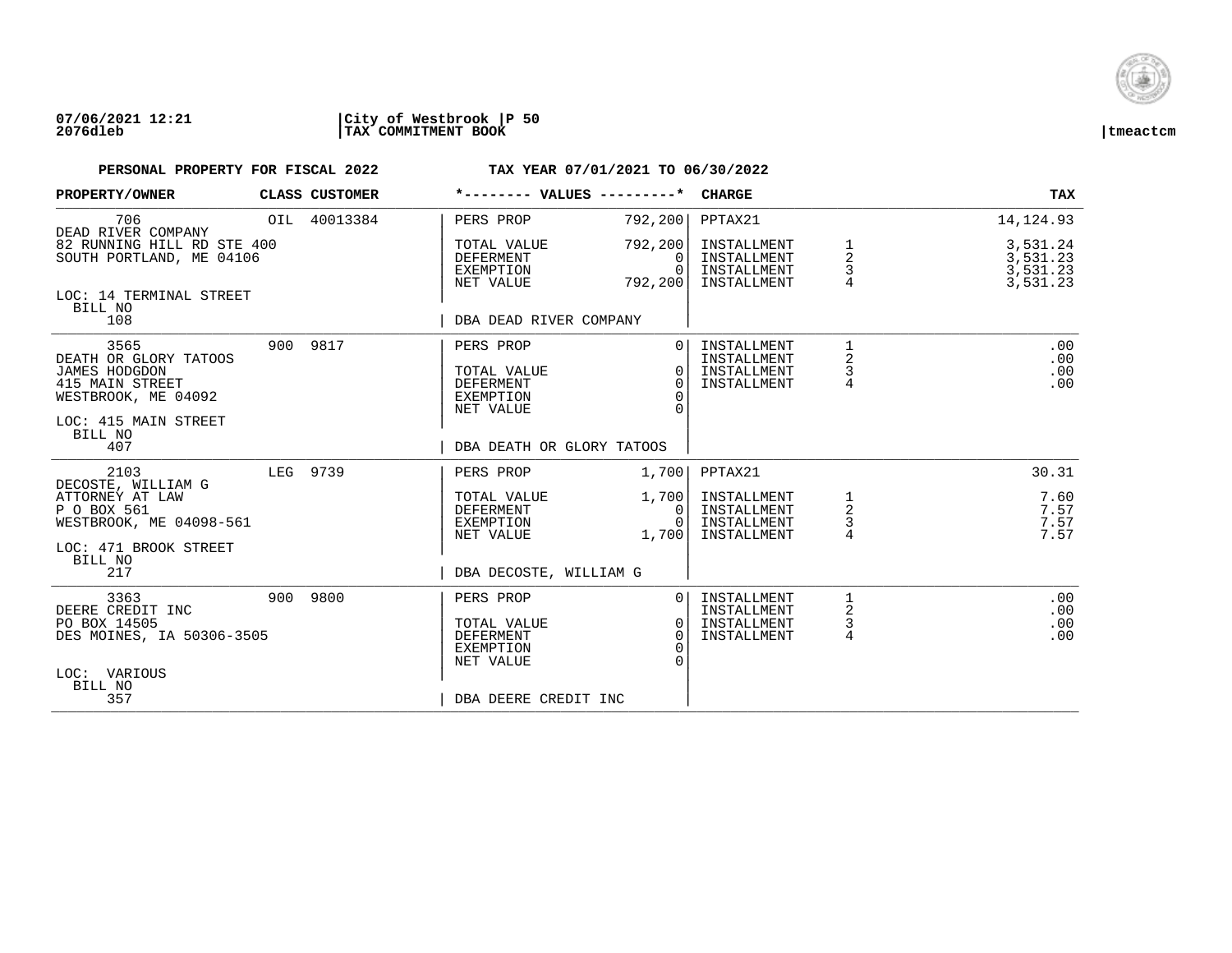**07/06/2021 12:21** | **City of Westbrook** | **P 50**
**2076dleb** | **TAX COMMITMENT BOOK** | **tmeactcm**

**PERSONAL PROPERTY FOR FISCAL 2022** — **TAX YEAR 07/01/2021 TO 06/30/2022**

| PROPERTY/OWNER | CLASS | CUSTOMER | VALUES | | CHARGE | | TAX |
|---|---|---|---|---|---|---|---|
| 706 | OIL | 40013384 | PERS PROP | 792,200 | PPTAX21 | | 14,124.93 |
| DEAD RIVER COMPANY | | | | | | | |
| 82 RUNNING HILL RD STE 400 | | | TOTAL VALUE | 792,200 | INSTALLMENT | 1 | 3,531.24 |
| SOUTH PORTLAND, ME 04106 | | | DEFERMENT | 0 | INSTALLMENT | 2 | 3,531.23 |
| | | | EXEMPTION | 0 | INSTALLMENT | 3 | 3,531.23 |
| | | | NET VALUE | 792,200 | INSTALLMENT | 4 | 3,531.23 |
| LOC: 14 TERMINAL STREET | | | | | | | |
| BILL NO 108 | | | DBA DEAD RIVER COMPANY | | | | |
| 3565 | 900 | 9817 | PERS PROP | 0 | INSTALLMENT | 1 | .00 |
| DEATH OR GLORY TATOOS | | | | | INSTALLMENT | 2 | .00 |
| JAMES HODGDON | | | TOTAL VALUE | 0 | INSTALLMENT | 3 | .00 |
| 415 MAIN STREET | | | DEFERMENT | 0 | INSTALLMENT | 4 | .00 |
| WESTBROOK, ME 04092 | | | EXEMPTION | 0 | | | |
| | | | NET VALUE | 0 | | | |
| LOC: 415 MAIN STREET | | | | | | | |
| BILL NO 407 | | | DBA DEATH OR GLORY TATOOS | | | | |
| 2103 | LEG | 9739 | PERS PROP | 1,700 | PPTAX21 | | 30.31 |
| DECOSTE, WILLIAM G | | | | | | | |
| ATTORNEY AT LAW | | | TOTAL VALUE | 1,700 | INSTALLMENT | 1 | 7.60 |
| P O BOX 561 | | | DEFERMENT | 0 | INSTALLMENT | 2 | 7.57 |
| WESTBROOK, ME 04098-561 | | | EXEMPTION | 0 | INSTALLMENT | 3 | 7.57 |
| | | | NET VALUE | 1,700 | INSTALLMENT | 4 | 7.57 |
| LOC: 471 BROOK STREET | | | | | | | |
| BILL NO 217 | | | DBA DECOSTE, WILLIAM G | | | | |
| 3363 | 900 | 9800 | PERS PROP | 0 | INSTALLMENT | 1 | .00 |
| DEERE CREDIT INC | | | | | INSTALLMENT | 2 | .00 |
| PO BOX 14505 | | | TOTAL VALUE | 0 | INSTALLMENT | 3 | .00 |
| DES MOINES, IA 50306-3505 | | | DEFERMENT | 0 | INSTALLMENT | 4 | .00 |
| | | | EXEMPTION | 0 | | | |
| | | | NET VALUE | 0 | | | |
| LOC: VARIOUS | | | | | | | |
| BILL NO 357 | | | DBA DEERE CREDIT INC | | | | |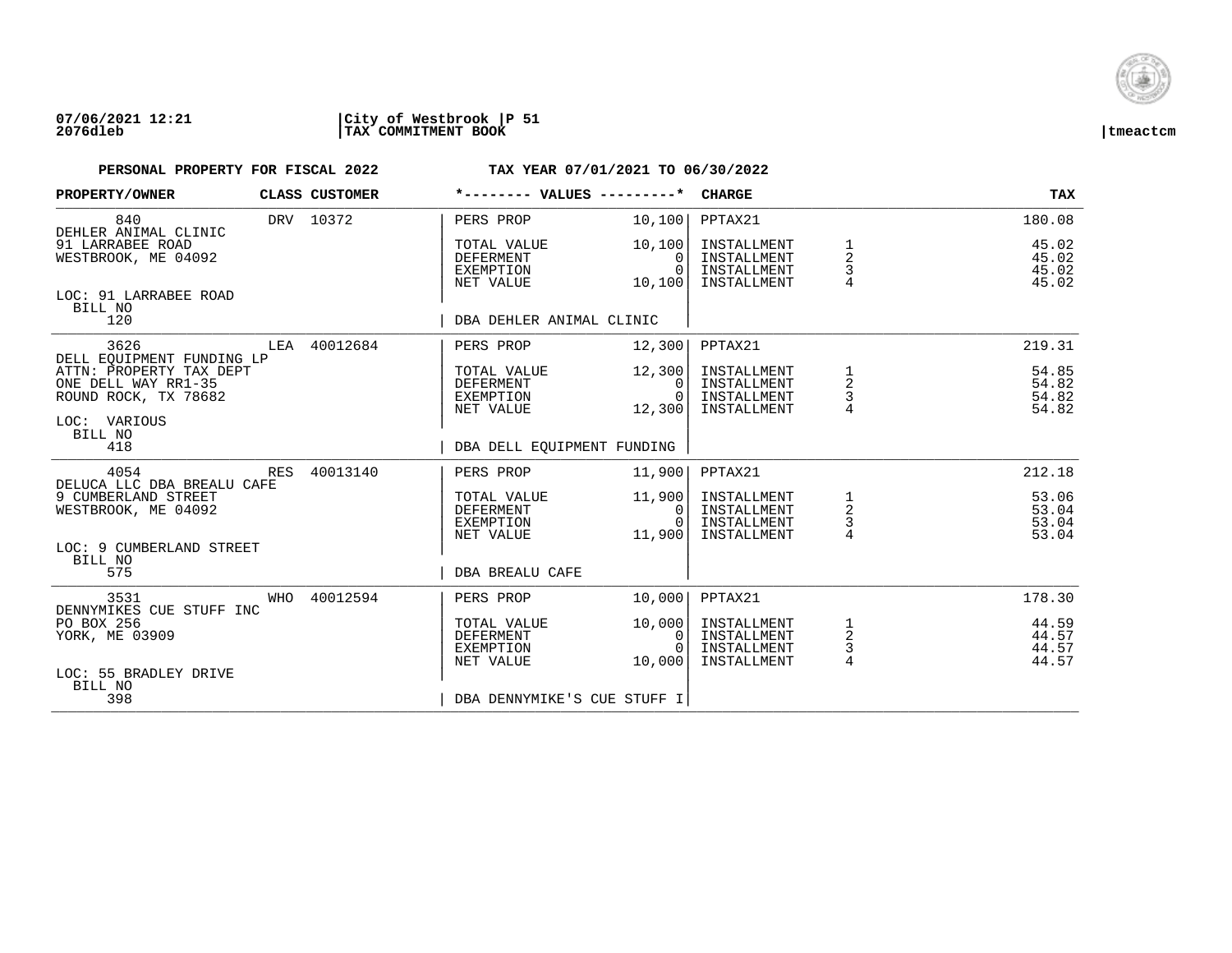07/06/2021 12:21 | City of Westbrook | P 51
2076dleb | TAX COMMITMENT BOOK | tmeactcm

**PERSONAL PROPERTY FOR FISCAL 2022** — **TAX YEAR 07/01/2021 TO 06/30/2022**

| PROPERTY/OWNER | CLASS | CUSTOMER | VALUES | | CHARGE | | TAX |
|---|---|---|---|---|---|---|---|
| 840 | DRV | 10372 | PERS PROP | 10,100 | PPTAX21 | | 180.08 |
| DEHLER ANIMAL CLINIC | | | | | | | |
| 91 LARRABEE ROAD | | | TOTAL VALUE | 10,100 | INSTALLMENT | 1 | 45.02 |
| WESTBROOK, ME 04092 | | | DEFERMENT | 0 | INSTALLMENT | 2 | 45.02 |
| | | | EXEMPTION | 0 | INSTALLMENT | 3 | 45.02 |
| | | | NET VALUE | 10,100 | INSTALLMENT | 4 | 45.02 |
| LOC: 91 LARRABEE ROAD | | | | | | | |
| BILL NO 120 | | | DBA DEHLER ANIMAL CLINIC | | | | |
| 3626 | LEA | 40012684 | PERS PROP | 12,300 | PPTAX21 | | 219.31 |
| DELL EQUIPMENT FUNDING LP | | | | | | | |
| ATTN: PROPERTY TAX DEPT | | | TOTAL VALUE | 12,300 | INSTALLMENT | 1 | 54.85 |
| ONE DELL WAY RR1-35 | | | DEFERMENT | 0 | INSTALLMENT | 2 | 54.82 |
| ROUND ROCK, TX 78682 | | | EXEMPTION | 0 | INSTALLMENT | 3 | 54.82 |
| | | | NET VALUE | 12,300 | INSTALLMENT | 4 | 54.82 |
| LOC: VARIOUS | | | | | | | |
| BILL NO 418 | | | DBA DELL EQUIPMENT FUNDING | | | | |
| 4054 | RES | 40013140 | PERS PROP | 11,900 | PPTAX21 | | 212.18 |
| DELUCA LLC DBA BREALU CAFE | | | | | | | |
| 9 CUMBERLAND STREET | | | TOTAL VALUE | 11,900 | INSTALLMENT | 1 | 53.06 |
| WESTBROOK, ME 04092 | | | DEFERMENT | 0 | INSTALLMENT | 2 | 53.04 |
| | | | EXEMPTION | 0 | INSTALLMENT | 3 | 53.04 |
| | | | NET VALUE | 11,900 | INSTALLMENT | 4 | 53.04 |
| LOC: 9 CUMBERLAND STREET | | | | | | | |
| BILL NO 575 | | | DBA BREALU CAFE | | | | |
| 3531 | WHO | 40012594 | PERS PROP | 10,000 | PPTAX21 | | 178.30 |
| DENNYMIKES CUE STUFF INC | | | | | | | |
| PO BOX 256 | | | TOTAL VALUE | 10,000 | INSTALLMENT | 1 | 44.59 |
| YORK, ME 03909 | | | DEFERMENT | 0 | INSTALLMENT | 2 | 44.57 |
| | | | EXEMPTION | 0 | INSTALLMENT | 3 | 44.57 |
| | | | NET VALUE | 10,000 | INSTALLMENT | 4 | 44.57 |
| LOC: 55 BRADLEY DRIVE | | | | | | | |
| BILL NO 398 | | | DBA DENNYMIKE'S CUE STUFF I | | | | |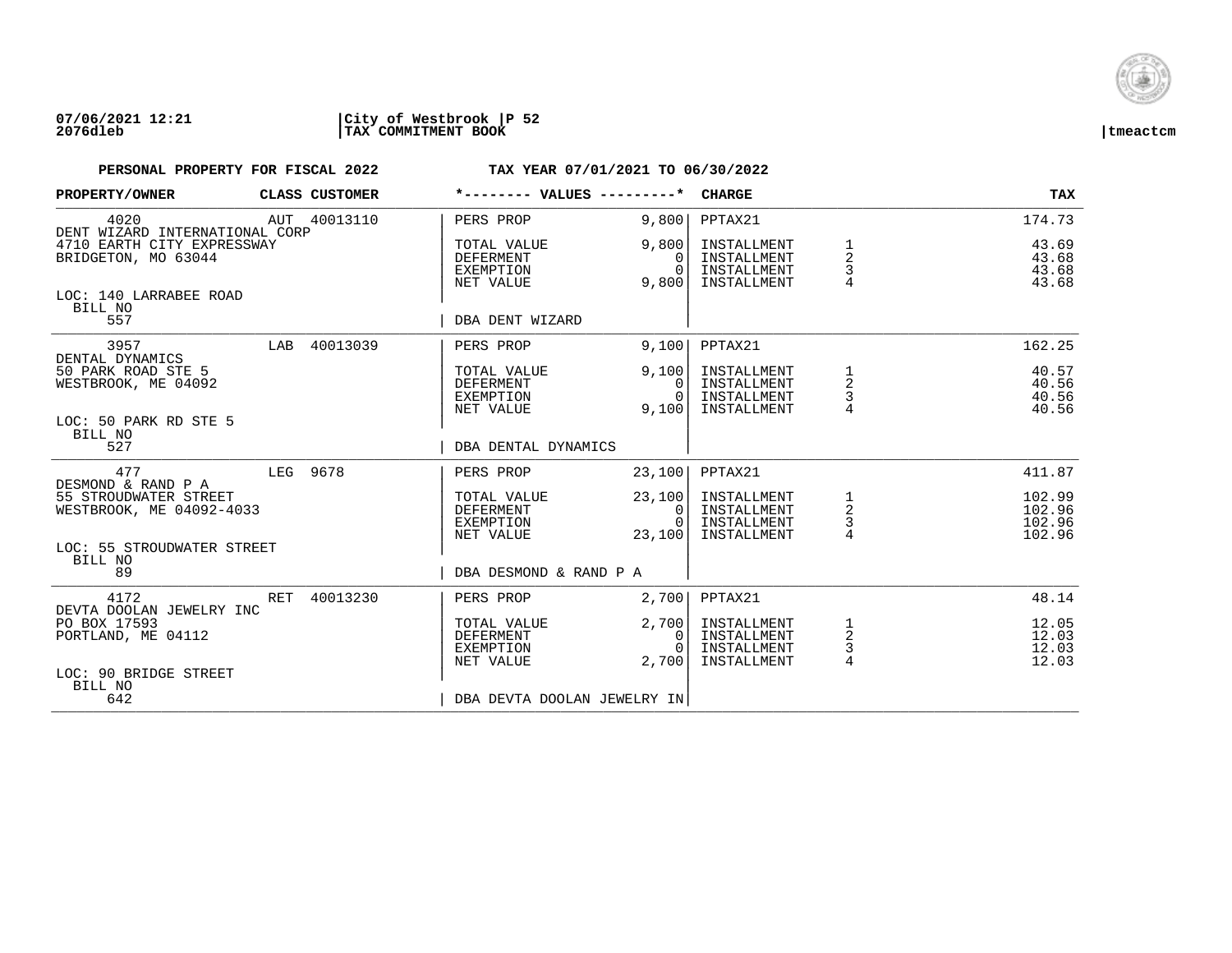**07/06/2021 12:21** | **City of Westbrook** | **P 52**
**2076dleb** | **TAX COMMITMENT BOOK** | **tmeactcm**

**PERSONAL PROPERTY FOR FISCAL 2022** — **TAX YEAR 07/01/2021 TO 06/30/2022**

| PROPERTY/OWNER | CLASS | CUSTOMER | *-------- VALUES ---------* | | CHARGE | | TAX |
|---|---|---|---|---|---|---|---|
| 4020 | AUT | 40013110 | PERS PROP | 9,800 | PPTAX21 | | 174.73 |
| DENT WIZARD INTERNATIONAL CORP | | | | | | | |
| 4710 EARTH CITY EXPRESSWAY | | | TOTAL VALUE | 9,800 | INSTALLMENT | 1 | 43.69 |
| BRIDGETON, MO 63044 | | | DEFERMENT | 0 | INSTALLMENT | 2 | 43.68 |
| | | | EXEMPTION | 0 | INSTALLMENT | 3 | 43.68 |
| | | | NET VALUE | 9,800 | INSTALLMENT | 4 | 43.68 |
| LOC: 140 LARRABEE ROAD | | | | | | | |
| BILL NO 557 | | | DBA DENT WIZARD | | | | |
| 3957 | LAB | 40013039 | PERS PROP | 9,100 | PPTAX21 | | 162.25 |
| DENTAL DYNAMICS | | | | | | | |
| 50 PARK ROAD STE 5 | | | TOTAL VALUE | 9,100 | INSTALLMENT | 1 | 40.57 |
| WESTBROOK, ME 04092 | | | DEFERMENT | 0 | INSTALLMENT | 2 | 40.56 |
| | | | EXEMPTION | 0 | INSTALLMENT | 3 | 40.56 |
| | | | NET VALUE | 9,100 | INSTALLMENT | 4 | 40.56 |
| LOC: 50 PARK RD STE 5 | | | | | | | |
| BILL NO 527 | | | DBA DENTAL DYNAMICS | | | | |
| 477 | LEG | 9678 | PERS PROP | 23,100 | PPTAX21 | | 411.87 |
| DESMOND & RAND P A | | | | | | | |
| 55 STROUDWATER STREET | | | TOTAL VALUE | 23,100 | INSTALLMENT | 1 | 102.99 |
| WESTBROOK, ME 04092-4033 | | | DEFERMENT | 0 | INSTALLMENT | 2 | 102.96 |
| | | | EXEMPTION | 0 | INSTALLMENT | 3 | 102.96 |
| | | | NET VALUE | 23,100 | INSTALLMENT | 4 | 102.96 |
| LOC: 55 STROUDWATER STREET | | | | | | | |
| BILL NO 89 | | | DBA DESMOND & RAND P A | | | | |
| 4172 | RET | 40013230 | PERS PROP | 2,700 | PPTAX21 | | 48.14 |
| DEVTA DOOLAN JEWELRY INC | | | | | | | |
| PO BOX 17593 | | | TOTAL VALUE | 2,700 | INSTALLMENT | 1 | 12.05 |
| PORTLAND, ME 04112 | | | DEFERMENT | 0 | INSTALLMENT | 2 | 12.03 |
| | | | EXEMPTION | 0 | INSTALLMENT | 3 | 12.03 |
| | | | NET VALUE | 2,700 | INSTALLMENT | 4 | 12.03 |
| LOC: 90 BRIDGE STREET | | | | | | | |
| BILL NO 642 | | | DBA DEVTA DOOLAN JEWELRY IN | | | | |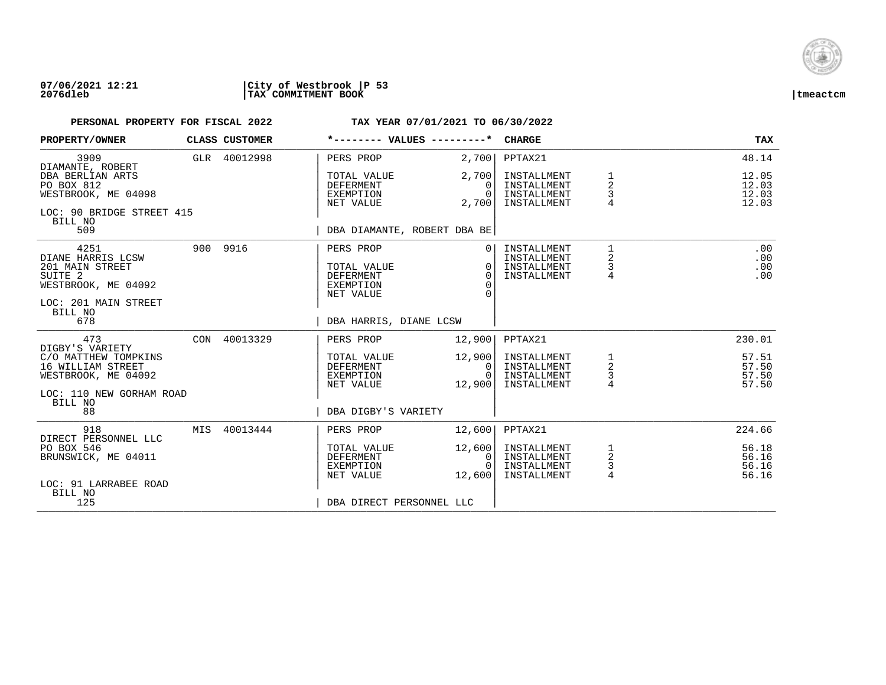07/06/2021 12:21 | City of Westbrook | P 53
2076dleb | TAX COMMITMENT BOOK | tmeactcm

**PERSONAL PROPERTY FOR FISCAL 2022** — **TAX YEAR 07/01/2021 TO 06/30/2022**

| PROPERTY/OWNER | CLASS | CUSTOMER | *-------- VALUES ---------* | | CHARGE | | TAX |
|---|---|---|---|---|---|---|---|
| 3909 | GLR | 40012998 | PERS PROP | 2,700 | PPTAX21 | | 48.14 |
| DIAMANTE, ROBERT | | | | | | | |
| DBA BERLIAN ARTS | | | TOTAL VALUE | 2,700 | INSTALLMENT | 1 | 12.05 |
| PO BOX 812 | | | DEFERMENT | 0 | INSTALLMENT | 2 | 12.03 |
| WESTBROOK, ME 04098 | | | EXEMPTION | 0 | INSTALLMENT | 3 | 12.03 |
| | | | NET VALUE | 2,700 | INSTALLMENT | 4 | 12.03 |
| LOC: 90 BRIDGE STREET 415 | | | | | | | |
| BILL NO 509 | | | DBA DIAMANTE, ROBERT DBA BE | | | | |
| 4251 | 900 | 9916 | PERS PROP | 0 | INSTALLMENT | 1 | .00 |
| DIANE HARRIS LCSW | | | | | INSTALLMENT | 2 | .00 |
| 201 MAIN STREET | | | TOTAL VALUE | 0 | INSTALLMENT | 3 | .00 |
| SUITE 2 | | | DEFERMENT | 0 | INSTALLMENT | 4 | .00 |
| WESTBROOK, ME 04092 | | | EXEMPTION | 0 | | | |
| | | | NET VALUE | 0 | | | |
| LOC: 201 MAIN STREET | | | | | | | |
| BILL NO 678 | | | DBA HARRIS, DIANE LCSW | | | | |
| 473 | CON | 40013329 | PERS PROP | 12,900 | PPTAX21 | | 230.01 |
| DIGBY'S VARIETY | | | | | | | |
| C/O MATTHEW TOMPKINS | | | TOTAL VALUE | 12,900 | INSTALLMENT | 1 | 57.51 |
| 16 WILLIAM STREET | | | DEFERMENT | 0 | INSTALLMENT | 2 | 57.50 |
| WESTBROOK, ME 04092 | | | EXEMPTION | 0 | INSTALLMENT | 3 | 57.50 |
| | | | NET VALUE | 12,900 | INSTALLMENT | 4 | 57.50 |
| LOC: 110 NEW GORHAM ROAD | | | | | | | |
| BILL NO 88 | | | DBA DIGBY'S VARIETY | | | | |
| 918 | MIS | 40013444 | PERS PROP | 12,600 | PPTAX21 | | 224.66 |
| DIRECT PERSONNEL LLC | | | | | | | |
| PO BOX 546 | | | TOTAL VALUE | 12,600 | INSTALLMENT | 1 | 56.18 |
| BRUNSWICK, ME 04011 | | | DEFERMENT | 0 | INSTALLMENT | 2 | 56.16 |
| | | | EXEMPTION | 0 | INSTALLMENT | 3 | 56.16 |
| | | | NET VALUE | 12,600 | INSTALLMENT | 4 | 56.16 |
| LOC: 91 LARRABEE ROAD | | | | | | | |
| BILL NO 125 | | | DBA DIRECT PERSONNEL LLC | | | | |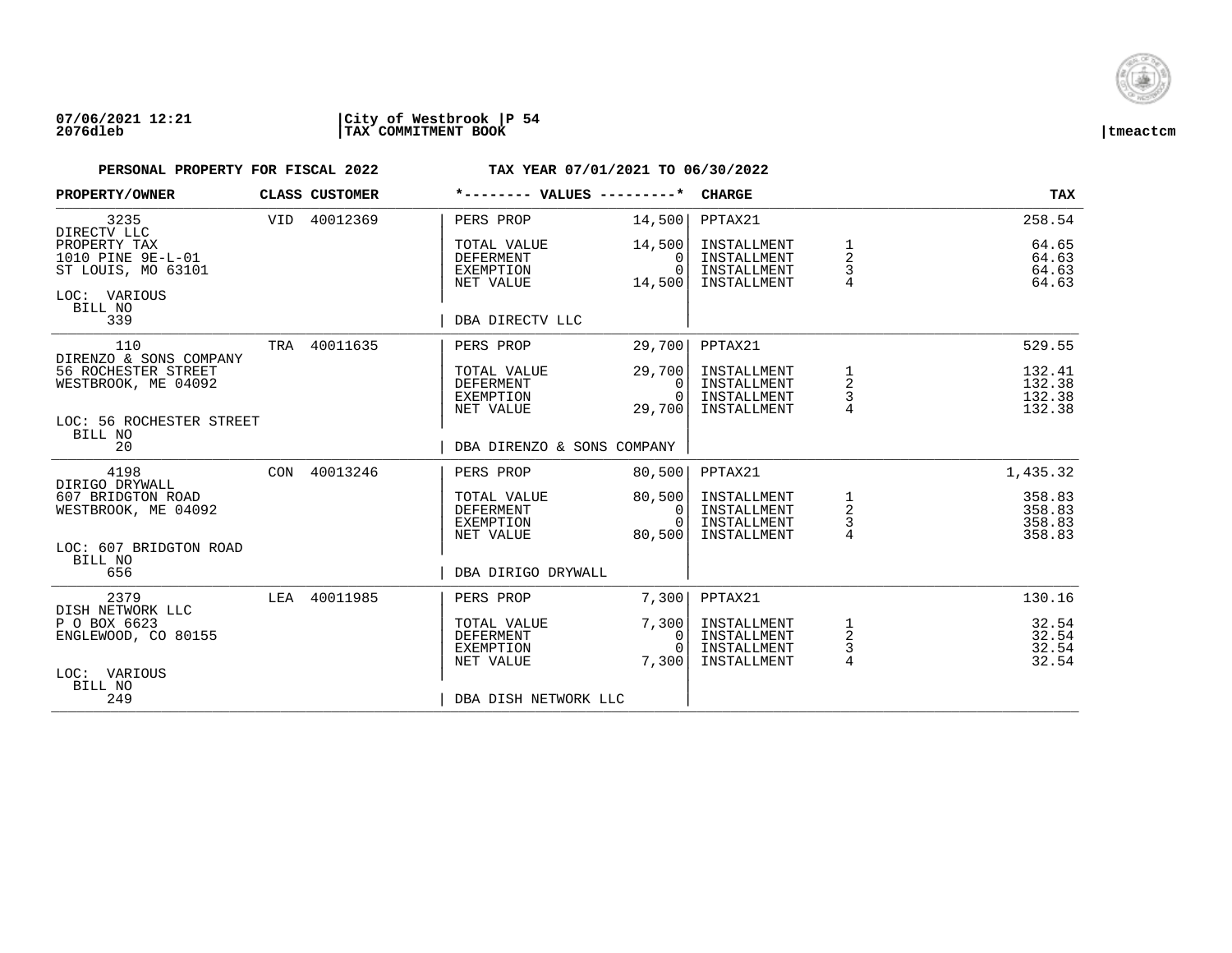**07/06/2021 12:21** | **City of Westbrook | P 54**
**2076dleb** | **TAX COMMITMENT BOOK** | **tmeactcm**

**PERSONAL PROPERTY FOR FISCAL 2022** **TAX YEAR 07/01/2021 TO 06/30/2022**

| PROPERTY/OWNER | CLASS | CUSTOMER | *-------- VALUES ---------* | | CHARGE | | TAX |
|---|---|---|---|---|---|---|---|
| 3235 | VID | 40012369 | PERS PROP | 14,500 | PPTAX21 | | 258.54 |
| DIRECTV LLC | | | | | | | |
| PROPERTY TAX | | | TOTAL VALUE | 14,500 | INSTALLMENT | 1 | 64.65 |
| 1010 PINE 9E-L-01 | | | DEFERMENT | 0 | INSTALLMENT | 2 | 64.63 |
| ST LOUIS, MO 63101 | | | EXEMPTION | 0 | INSTALLMENT | 3 | 64.63 |
| | | | NET VALUE | 14,500 | INSTALLMENT | 4 | 64.63 |
| LOC: VARIOUS | | | | | | | |
| BILL NO | | | | | | | |
| 339 | | | DBA DIRECTV LLC | | | | |
| 110 | TRA | 40011635 | PERS PROP | 29,700 | PPTAX21 | | 529.55 |
| DIRENZO & SONS COMPANY | | | | | | | |
| 56 ROCHESTER STREET | | | TOTAL VALUE | 29,700 | INSTALLMENT | 1 | 132.41 |
| WESTBROOK, ME 04092 | | | DEFERMENT | 0 | INSTALLMENT | 2 | 132.38 |
| | | | EXEMPTION | 0 | INSTALLMENT | 3 | 132.38 |
| | | | NET VALUE | 29,700 | INSTALLMENT | 4 | 132.38 |
| LOC: 56 ROCHESTER STREET | | | | | | | |
| BILL NO | | | | | | | |
| 20 | | | DBA DIRENZO & SONS COMPANY | | | | |
| 4198 | CON | 40013246 | PERS PROP | 80,500 | PPTAX21 | | 1,435.32 |
| DIRIGO DRYWALL | | | | | | | |
| 607 BRIDGTON ROAD | | | TOTAL VALUE | 80,500 | INSTALLMENT | 1 | 358.83 |
| WESTBROOK, ME 04092 | | | DEFERMENT | 0 | INSTALLMENT | 2 | 358.83 |
| | | | EXEMPTION | 0 | INSTALLMENT | 3 | 358.83 |
| | | | NET VALUE | 80,500 | INSTALLMENT | 4 | 358.83 |
| LOC: 607 BRIDGTON ROAD | | | | | | | |
| BILL NO | | | | | | | |
| 656 | | | DBA DIRIGO DRYWALL | | | | |
| 2379 | LEA | 40011985 | PERS PROP | 7,300 | PPTAX21 | | 130.16 |
| DISH NETWORK LLC | | | | | | | |
| P O BOX 6623 | | | TOTAL VALUE | 7,300 | INSTALLMENT | 1 | 32.54 |
| ENGLEWOOD, CO 80155 | | | DEFERMENT | 0 | INSTALLMENT | 2 | 32.54 |
| | | | EXEMPTION | 0 | INSTALLMENT | 3 | 32.54 |
| | | | NET VALUE | 7,300 | INSTALLMENT | 4 | 32.54 |
| LOC: VARIOUS | | | | | | | |
| BILL NO | | | | | | | |
| 249 | | | DBA DISH NETWORK LLC | | | | |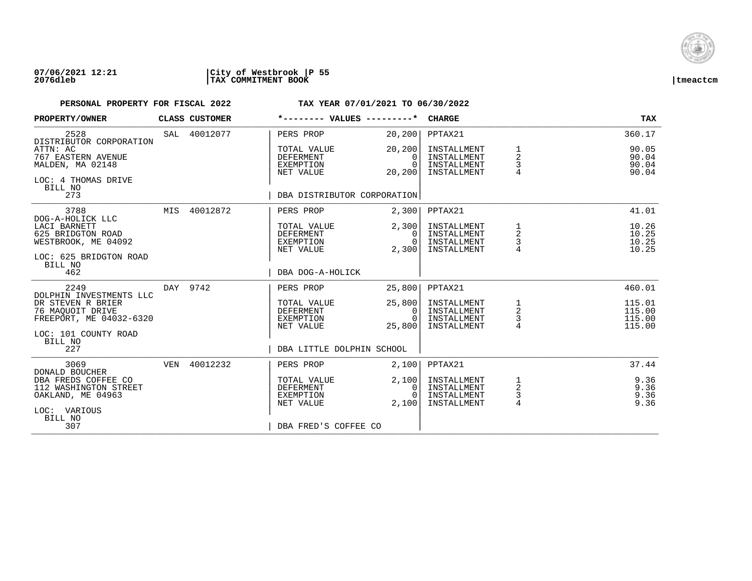**07/06/2021 12:21** | **City of Westbrook** | **P 55**
**2076dleb** | **TAX COMMITMENT BOOK** | **tmeactcm**

**PERSONAL PROPERTY FOR FISCAL 2022** — **TAX YEAR 07/01/2021 TO 06/30/2022**

| PROPERTY/OWNER | CLASS | CUSTOMER | *-------- VALUES ---------* | | CHARGE | | TAX |
|---|---|---|---|---|---|---|---|
| 2528 | SAL | 40012077 | PERS PROP | 20,200 | PPTAX21 | | 360.17 |
| DISTRIBUTOR CORPORATION | | | | | | | |
| ATTN: AC | | | TOTAL VALUE | 20,200 | INSTALLMENT | 1 | 90.05 |
| 767 EASTERN AVENUE | | | DEFERMENT | 0 | INSTALLMENT | 2 | 90.04 |
| MALDEN, MA 02148 | | | EXEMPTION | 0 | INSTALLMENT | 3 | 90.04 |
| | | | NET VALUE | 20,200 | INSTALLMENT | 4 | 90.04 |
| LOC: 4 THOMAS DRIVE | | | | | | | |
| BILL NO 273 | | | DBA DISTRIBUTOR CORPORATION | | | | |
| 3788 | MIS | 40012872 | PERS PROP | 2,300 | PPTAX21 | | 41.01 |
| DOG-A-HOLICK LLC | | | | | | | |
| LACI BARNETT | | | TOTAL VALUE | 2,300 | INSTALLMENT | 1 | 10.26 |
| 625 BRIDGTON ROAD | | | DEFERMENT | 0 | INSTALLMENT | 2 | 10.25 |
| WESTBROOK, ME 04092 | | | EXEMPTION | 0 | INSTALLMENT | 3 | 10.25 |
| | | | NET VALUE | 2,300 | INSTALLMENT | 4 | 10.25 |
| LOC: 625 BRIDGTON ROAD | | | | | | | |
| BILL NO 462 | | | DBA DOG-A-HOLICK | | | | |
| 2249 | DAY | 9742 | PERS PROP | 25,800 | PPTAX21 | | 460.01 |
| DOLPHIN INVESTMENTS LLC | | | | | | | |
| DR STEVEN R BRIER | | | TOTAL VALUE | 25,800 | INSTALLMENT | 1 | 115.01 |
| 76 MAQUOIT DRIVE | | | DEFERMENT | 0 | INSTALLMENT | 2 | 115.00 |
| FREEPORT, ME 04032-6320 | | | EXEMPTION | 0 | INSTALLMENT | 3 | 115.00 |
| | | | NET VALUE | 25,800 | INSTALLMENT | 4 | 115.00 |
| LOC: 101 COUNTY ROAD | | | | | | | |
| BILL NO 227 | | | DBA LITTLE DOLPHIN SCHOOL | | | | |
| 3069 | VEN | 40012232 | PERS PROP | 2,100 | PPTAX21 | | 37.44 |
| DONALD BOUCHER | | | | | | | |
| DBA FREDS COFFEE CO | | | TOTAL VALUE | 2,100 | INSTALLMENT | 1 | 9.36 |
| 112 WASHINGTON STREET | | | DEFERMENT | 0 | INSTALLMENT | 2 | 9.36 |
| OAKLAND, ME 04963 | | | EXEMPTION | 0 | INSTALLMENT | 3 | 9.36 |
| | | | NET VALUE | 2,100 | INSTALLMENT | 4 | 9.36 |
| LOC: VARIOUS | | | | | | | |
| BILL NO 307 | | | DBA FRED'S COFFEE CO | | | | |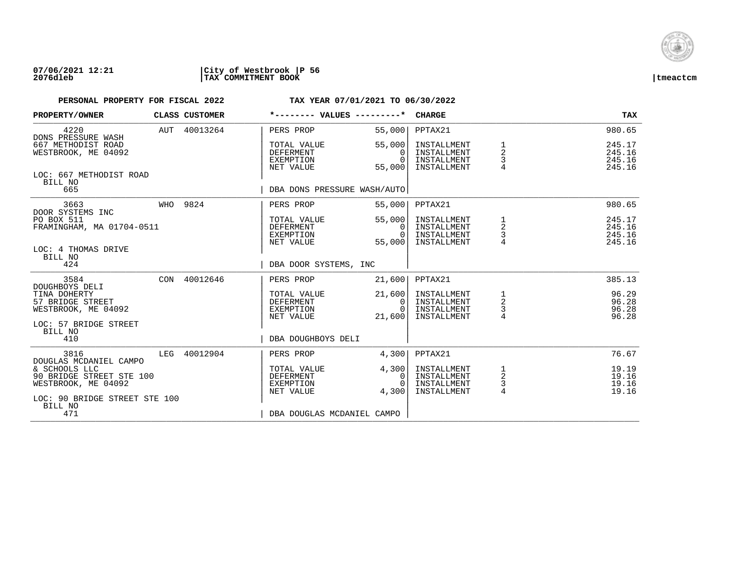07/06/2021 12:21 | City of Westbrook | P 56
2076dleb | TAX COMMITMENT BOOK | tmeactcm

**PERSONAL PROPERTY FOR FISCAL 2022** **TAX YEAR 07/01/2021 TO 06/30/2022**

| PROPERTY/OWNER | CLASS | CUSTOMER | *-------- VALUES ---------* | | CHARGE | | TAX |
|---|---|---|---|---|---|---|---|
| 4220 | AUT | 40013264 | PERS PROP | 55,000 | PPTAX21 | | 980.65 |
| DONS PRESSURE WASH | | | | | | | |
| 667 METHODIST ROAD | | | TOTAL VALUE | 55,000 | INSTALLMENT | 1 | 245.17 |
| WESTBROOK, ME 04092 | | | DEFERMENT | 0 | INSTALLMENT | 2 | 245.16 |
| | | | EXEMPTION | 0 | INSTALLMENT | 3 | 245.16 |
| | | | NET VALUE | 55,000 | INSTALLMENT | 4 | 245.16 |
| LOC: 667 METHODIST ROAD | | | | | | | |
| BILL NO | | | | | | | |
| 665 | | | DBA DONS PRESSURE WASH/AUTO | | | | |
| 3663 | WHO | 9824 | PERS PROP | 55,000 | PPTAX21 | | 980.65 |
| DOOR SYSTEMS INC | | | | | | | |
| PO BOX 511 | | | TOTAL VALUE | 55,000 | INSTALLMENT | 1 | 245.17 |
| FRAMINGHAM, MA 01704-0511 | | | DEFERMENT | 0 | INSTALLMENT | 2 | 245.16 |
| | | | EXEMPTION | 0 | INSTALLMENT | 3 | 245.16 |
| | | | NET VALUE | 55,000 | INSTALLMENT | 4 | 245.16 |
| LOC: 4 THOMAS DRIVE | | | | | | | |
| BILL NO | | | | | | | |
| 424 | | | DBA DOOR SYSTEMS, INC | | | | |
| 3584 | CON | 40012646 | PERS PROP | 21,600 | PPTAX21 | | 385.13 |
| DOUGHBOYS DELI | | | | | | | |
| TINA DOHERTY | | | TOTAL VALUE | 21,600 | INSTALLMENT | 1 | 96.29 |
| 57 BRIDGE STREET | | | DEFERMENT | 0 | INSTALLMENT | 2 | 96.28 |
| WESTBROOK, ME 04092 | | | EXEMPTION | 0 | INSTALLMENT | 3 | 96.28 |
| | | | NET VALUE | 21,600 | INSTALLMENT | 4 | 96.28 |
| LOC: 57 BRIDGE STREET | | | | | | | |
| BILL NO | | | | | | | |
| 410 | | | DBA DOUGHBOYS DELI | | | | |
| 3816 | LEG | 40012904 | PERS PROP | 4,300 | PPTAX21 | | 76.67 |
| DOUGLAS MCDANIEL CAMPO | | | | | | | |
| & SCHOOLS LLC | | | TOTAL VALUE | 4,300 | INSTALLMENT | 1 | 19.19 |
| 90 BRIDGE STREET STE 100 | | | DEFERMENT | 0 | INSTALLMENT | 2 | 19.16 |
| WESTBROOK, ME 04092 | | | EXEMPTION | 0 | INSTALLMENT | 3 | 19.16 |
| | | | NET VALUE | 4,300 | INSTALLMENT | 4 | 19.16 |
| LOC: 90 BRIDGE STREET STE 100 | | | | | | | |
| BILL NO | | | | | | | |
| 471 | | | DBA DOUGLAS MCDANIEL CAMPO | | | | |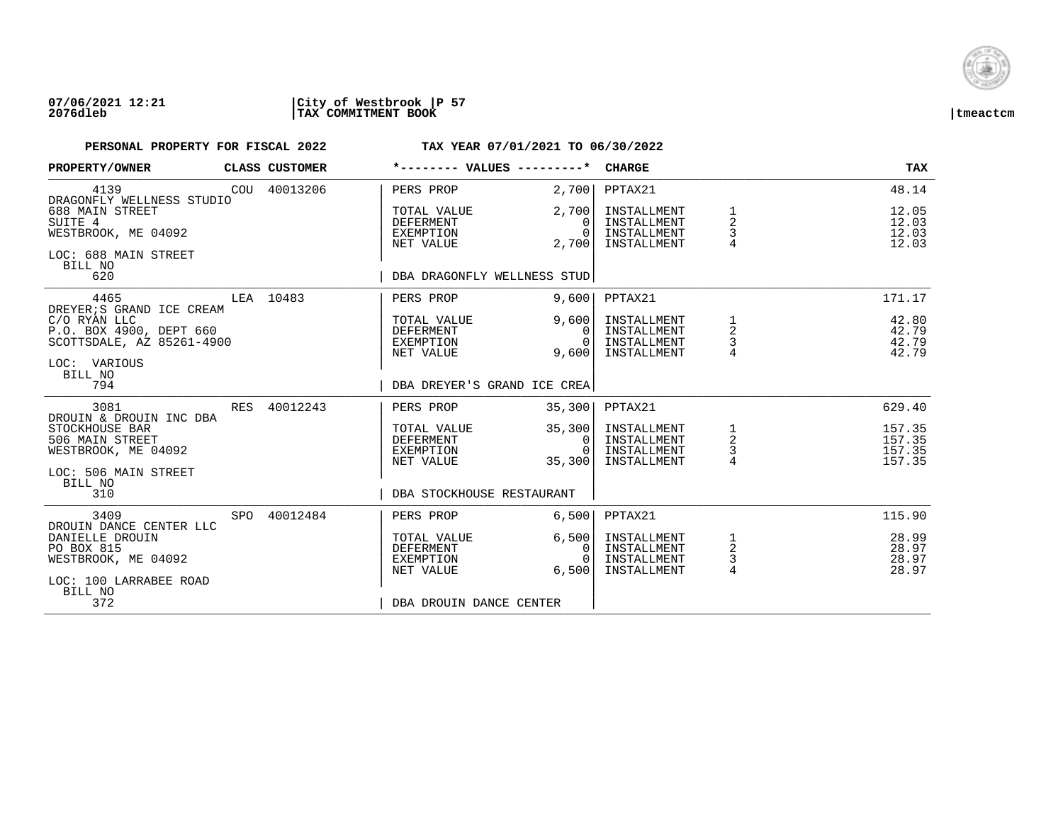**PERSONAL PROPERTY FOR FISCAL 2022** — **TAX YEAR 07/01/2021 TO 06/30/2022**

| PROPERTY/OWNER | CLASS | CUSTOMER | *-------- VALUES ---------* | | CHARGE | | TAX |
|---|---|---|---|---|---|---|---|
| 4139 | COU | 40013206 | PERS PROP | 2,700 | PPTAX21 | | 48.14 |
| DRAGONFLY WELLNESS STUDIO | | | | | | | |
| 688 MAIN STREET | | | TOTAL VALUE | 2,700 | INSTALLMENT | 1 | 12.05 |
| SUITE 4 | | | DEFERMENT | 0 | INSTALLMENT | 2 | 12.03 |
| WESTBROOK, ME 04092 | | | EXEMPTION | 0 | INSTALLMENT | 3 | 12.03 |
| | | | NET VALUE | 2,700 | INSTALLMENT | 4 | 12.03 |
| LOC: 688 MAIN STREET | | | | | | | |
| BILL NO 620 | | | DBA DRAGONFLY WELLNESS STUD | | | | |
| 4465 | LEA | 10483 | PERS PROP | 9,600 | PPTAX21 | | 171.17 |
| DREYER;S GRAND ICE CREAM | | | | | | | |
| C/O RYAN LLC | | | TOTAL VALUE | 9,600 | INSTALLMENT | 1 | 42.80 |
| P.O. BOX 4900, DEPT 660 | | | DEFERMENT | 0 | INSTALLMENT | 2 | 42.79 |
| SCOTTSDALE, AZ 85261-4900 | | | EXEMPTION | 0 | INSTALLMENT | 3 | 42.79 |
| | | | NET VALUE | 9,600 | INSTALLMENT | 4 | 42.79 |
| LOC: VARIOUS | | | | | | | |
| BILL NO 794 | | | DBA DREYER'S GRAND ICE CREA | | | | |
| 3081 | RES | 40012243 | PERS PROP | 35,300 | PPTAX21 | | 629.40 |
| DROUIN & DROUIN INC DBA | | | | | | | |
| STOCKHOUSE BAR | | | TOTAL VALUE | 35,300 | INSTALLMENT | 1 | 157.35 |
| 506 MAIN STREET | | | DEFERMENT | 0 | INSTALLMENT | 2 | 157.35 |
| WESTBROOK, ME 04092 | | | EXEMPTION | 0 | INSTALLMENT | 3 | 157.35 |
| | | | NET VALUE | 35,300 | INSTALLMENT | 4 | 157.35 |
| LOC: 506 MAIN STREET | | | | | | | |
| BILL NO 310 | | | DBA STOCKHOUSE RESTAURANT | | | | |
| 3409 | SPO | 40012484 | PERS PROP | 6,500 | PPTAX21 | | 115.90 |
| DROUIN DANCE CENTER LLC | | | | | | | |
| DANIELLE DROUIN | | | TOTAL VALUE | 6,500 | INSTALLMENT | 1 | 28.99 |
| PO BOX 815 | | | DEFERMENT | 0 | INSTALLMENT | 2 | 28.97 |
| WESTBROOK, ME 04092 | | | EXEMPTION | 0 | INSTALLMENT | 3 | 28.97 |
| | | | NET VALUE | 6,500 | INSTALLMENT | 4 | 28.97 |
| LOC: 100 LARRABEE ROAD | | | | | | | |
| BILL NO 372 | | | DBA DROUIN DANCE CENTER | | | | |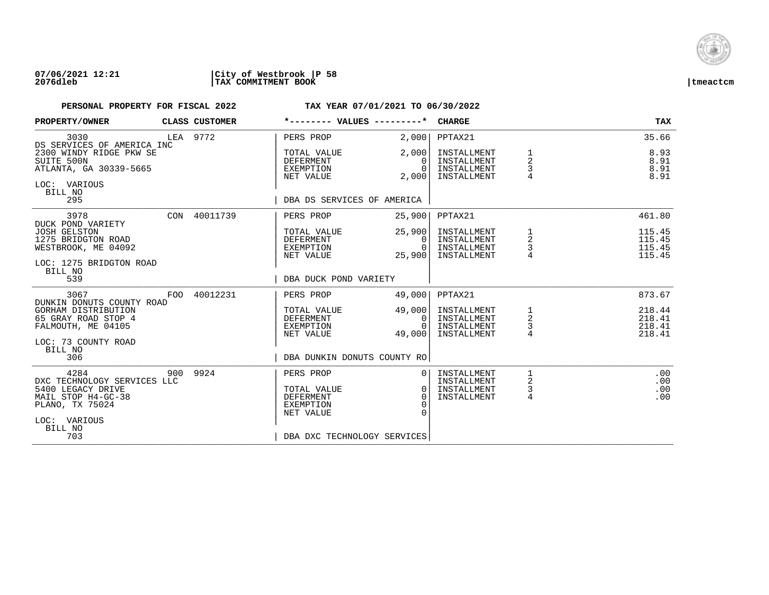07/06/2021 12:21 | City of Westbrook | P 58
2076dleb | TAX COMMITMENT BOOK | tmeactcm

**PERSONAL PROPERTY FOR FISCAL 2022** **TAX YEAR 07/01/2021 TO 06/30/2022**

| PROPERTY/OWNER | CLASS | CUSTOMER | *-------- VALUES ---------* | | CHARGE | | TAX |
|---|---|---|---|---|---|---|---|
| 3030 | LEA | 9772 | PERS PROP | 2,000 | PPTAX21 | | 35.66 |
| DS SERVICES OF AMERICA INC | | | | | | | |
| 2300 WINDY RIDGE PKW SE | | | TOTAL VALUE | 2,000 | INSTALLMENT | 1 | 8.93 |
| SUITE 500N | | | DEFERMENT | 0 | INSTALLMENT | 2 | 8.91 |
| ATLANTA, GA 30339-5665 | | | EXEMPTION | 0 | INSTALLMENT | 3 | 8.91 |
| | | | NET VALUE | 2,000 | INSTALLMENT | 4 | 8.91 |
| LOC: VARIOUS | | | | | | | |
| BILL NO 295 | | | DBA DS SERVICES OF AMERICA | | | | |
| 3978 | CON | 40011739 | PERS PROP | 25,900 | PPTAX21 | | 461.80 |
| DUCK POND VARIETY | | | | | | | |
| JOSH GELSTON | | | TOTAL VALUE | 25,900 | INSTALLMENT | 1 | 115.45 |
| 1275 BRIDGTON ROAD | | | DEFERMENT | 0 | INSTALLMENT | 2 | 115.45 |
| WESTBROOK, ME 04092 | | | EXEMPTION | 0 | INSTALLMENT | 3 | 115.45 |
| | | | NET VALUE | 25,900 | INSTALLMENT | 4 | 115.45 |
| LOC: 1275 BRIDGTON ROAD | | | | | | | |
| BILL NO 539 | | | DBA DUCK POND VARIETY | | | | |
| 3067 | FOO | 40012231 | PERS PROP | 49,000 | PPTAX21 | | 873.67 |
| DUNKIN DONUTS COUNTY ROAD | | | | | | | |
| GORHAM DISTRIBUTION | | | TOTAL VALUE | 49,000 | INSTALLMENT | 1 | 218.44 |
| 65 GRAY ROAD STOP 4 | | | DEFERMENT | 0 | INSTALLMENT | 2 | 218.41 |
| FALMOUTH, ME 04105 | | | EXEMPTION | 0 | INSTALLMENT | 3 | 218.41 |
| | | | NET VALUE | 49,000 | INSTALLMENT | 4 | 218.41 |
| LOC: 73 COUNTY ROAD | | | | | | | |
| BILL NO 306 | | | DBA DUNKIN DONUTS COUNTY RO | | | | |
| 4284 | 900 | 9924 | PERS PROP | 0 | INSTALLMENT | 1 | .00 |
| DXC TECHNOLOGY SERVICES LLC | | | | | INSTALLMENT | 2 | .00 |
| 5400 LEGACY DRIVE | | | TOTAL VALUE | 0 | INSTALLMENT | 3 | .00 |
| MAIL STOP H4-GC-38 | | | DEFERMENT | 0 | INSTALLMENT | 4 | .00 |
| PLANO, TX 75024 | | | EXEMPTION | 0 | | | |
| | | | NET VALUE | 0 | | | |
| LOC: VARIOUS | | | | | | | |
| BILL NO 703 | | | DBA DXC TECHNOLOGY SERVICES | | | | |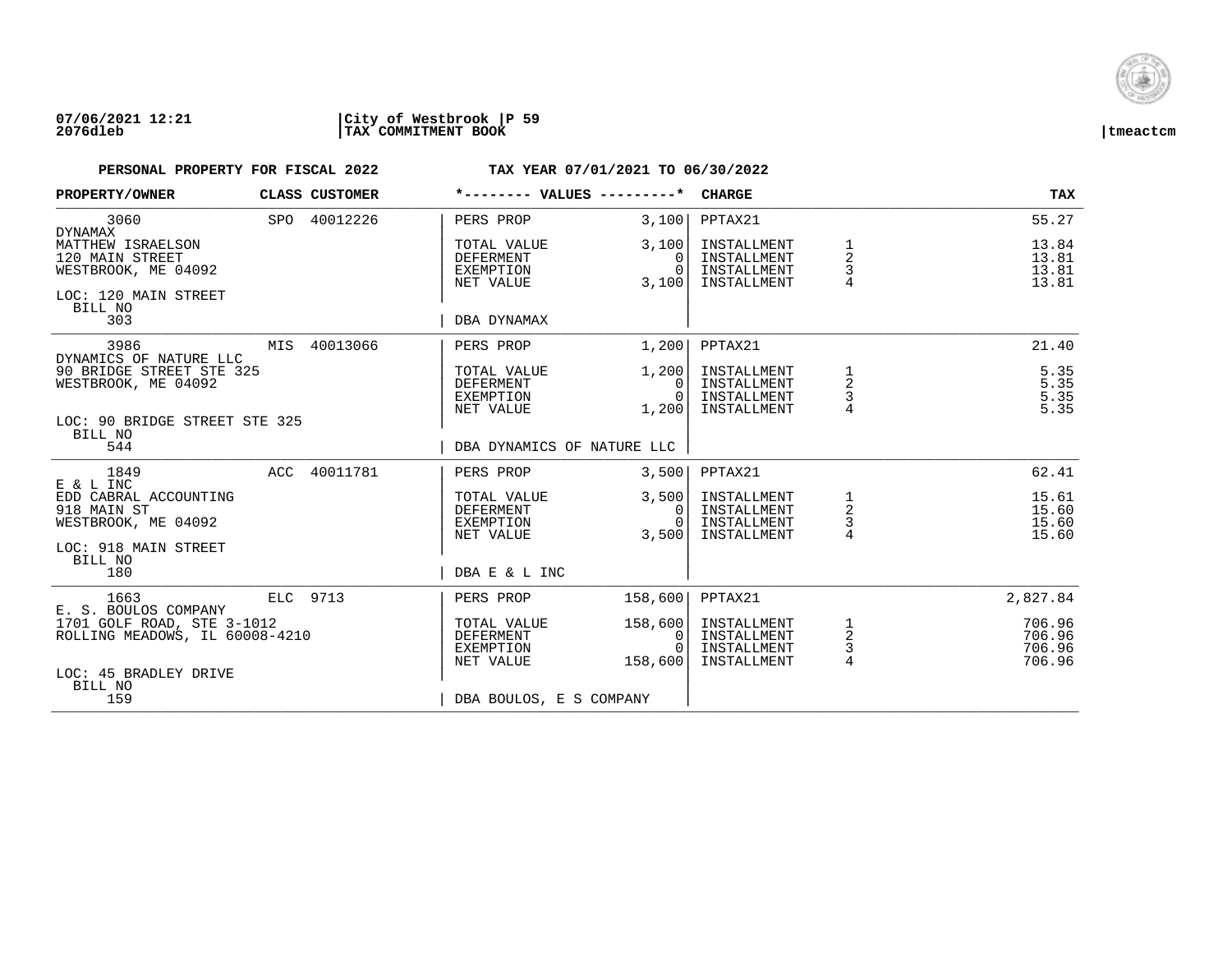**PERSONAL PROPERTY FOR FISCAL 2022** **TAX YEAR 07/01/2021 TO 06/30/2022**

| PROPERTY/OWNER | CLASS | CUSTOMER | *-------- VALUES ---------* | | CHARGE | | TAX |
|---|---|---|---|---|---|---|---|
| 3060 | SPO | 40012226 | PERS PROP | 3,100 | PPTAX21 | | 55.27 |
| DYNAMAX | | | | | | | |
| MATTHEW ISRAELSON | | | TOTAL VALUE | 3,100 | INSTALLMENT | 1 | 13.84 |
| 120 MAIN STREET | | | DEFERMENT | 0 | INSTALLMENT | 2 | 13.81 |
| WESTBROOK, ME 04092 | | | EXEMPTION | 0 | INSTALLMENT | 3 | 13.81 |
| | | | NET VALUE | 3,100 | INSTALLMENT | 4 | 13.81 |
| LOC: 120 MAIN STREET | | | | | | | |
| BILL NO 303 | | | DBA DYNAMAX | | | | |
| 3986 | MIS | 40013066 | PERS PROP | 1,200 | PPTAX21 | | 21.40 |
| DYNAMICS OF NATURE LLC | | | | | | | |
| 90 BRIDGE STREET STE 325 | | | TOTAL VALUE | 1,200 | INSTALLMENT | 1 | 5.35 |
| WESTBROOK, ME 04092 | | | DEFERMENT | 0 | INSTALLMENT | 2 | 5.35 |
| | | | EXEMPTION | 0 | INSTALLMENT | 3 | 5.35 |
| | | | NET VALUE | 1,200 | INSTALLMENT | 4 | 5.35 |
| LOC: 90 BRIDGE STREET STE 325 | | | | | | | |
| BILL NO 544 | | | DBA DYNAMICS OF NATURE LLC | | | | |
| 1849 | ACC | 40011781 | PERS PROP | 3,500 | PPTAX21 | | 62.41 |
| E & L INC | | | | | | | |
| EDD CABRAL ACCOUNTING | | | TOTAL VALUE | 3,500 | INSTALLMENT | 1 | 15.61 |
| 918 MAIN ST | | | DEFERMENT | 0 | INSTALLMENT | 2 | 15.60 |
| WESTBROOK, ME 04092 | | | EXEMPTION | 0 | INSTALLMENT | 3 | 15.60 |
| | | | NET VALUE | 3,500 | INSTALLMENT | 4 | 15.60 |
| LOC: 918 MAIN STREET | | | | | | | |
| BILL NO 180 | | | DBA E & L INC | | | | |
| 1663 | ELC | 9713 | PERS PROP | 158,600 | PPTAX21 | | 2,827.84 |
| E. S. BOULOS COMPANY | | | | | | | |
| 1701 GOLF ROAD, STE 3-1012 | | | TOTAL VALUE | 158,600 | INSTALLMENT | 1 | 706.96 |
| ROLLING MEADOWS, IL 60008-4210 | | | DEFERMENT | 0 | INSTALLMENT | 2 | 706.96 |
| | | | EXEMPTION | 0 | INSTALLMENT | 3 | 706.96 |
| | | | NET VALUE | 158,600 | INSTALLMENT | 4 | 706.96 |
| LOC: 45 BRADLEY DRIVE | | | | | | | |
| BILL NO 159 | | | DBA BOULOS, E S COMPANY | | | | |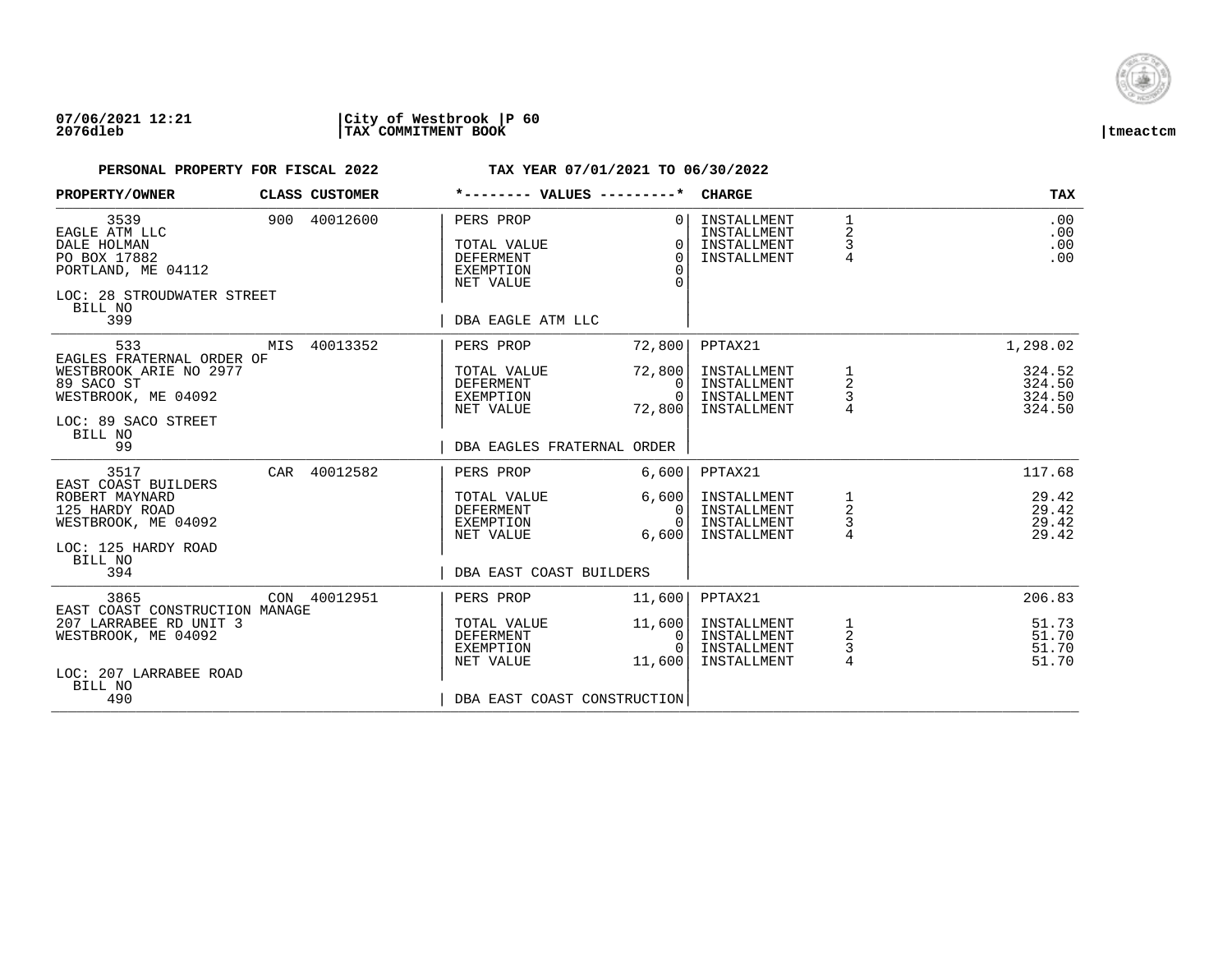07/06/2021 12:21 | City of Westbrook | P 60
2076dleb | TAX COMMITMENT BOOK | tmeactcm

**PERSONAL PROPERTY FOR FISCAL 2022** — **TAX YEAR 07/01/2021 TO 06/30/2022**

| PROPERTY/OWNER | CLASS | CUSTOMER | VALUES | | CHARGE | | TAX |
|---|---|---|---|---|---|---|---|
| 3539 | 900 | 40012600 | PERS PROP | 0 | INSTALLMENT | 1 | .00 |
| EAGLE ATM LLC | | | | | INSTALLMENT | 2 | .00 |
| DALE HOLMAN | | | TOTAL VALUE | 0 | INSTALLMENT | 3 | .00 |
| PO BOX 17882 | | | DEFERMENT | 0 | INSTALLMENT | 4 | .00 |
| PORTLAND, ME 04112 | | | EXEMPTION | 0 | | | |
| | | | NET VALUE | 0 | | | |
| LOC: 28 STROUDWATER STREET | | | | | | | |
| BILL NO 399 | | | DBA EAGLE ATM LLC | | | | |
| 533 | MIS | 40013352 | PERS PROP | 72,800 | PPTAX21 | | 1,298.02 |
| EAGLES FRATERNAL ORDER OF | | | | | | | |
| WESTBROOK ARIE NO 2977 | | | TOTAL VALUE | 72,800 | INSTALLMENT | 1 | 324.52 |
| 89 SACO ST | | | DEFERMENT | 0 | INSTALLMENT | 2 | 324.50 |
| WESTBROOK, ME 04092 | | | EXEMPTION | 0 | INSTALLMENT | 3 | 324.50 |
| | | | NET VALUE | 72,800 | INSTALLMENT | 4 | 324.50 |
| LOC: 89 SACO STREET | | | | | | | |
| BILL NO 99 | | | DBA EAGLES FRATERNAL ORDER | | | | |
| 3517 | CAR | 40012582 | PERS PROP | 6,600 | PPTAX21 | | 117.68 |
| EAST COAST BUILDERS | | | | | | | |
| ROBERT MAYNARD | | | TOTAL VALUE | 6,600 | INSTALLMENT | 1 | 29.42 |
| 125 HARDY ROAD | | | DEFERMENT | 0 | INSTALLMENT | 2 | 29.42 |
| WESTBROOK, ME 04092 | | | EXEMPTION | 0 | INSTALLMENT | 3 | 29.42 |
| | | | NET VALUE | 6,600 | INSTALLMENT | 4 | 29.42 |
| LOC: 125 HARDY ROAD | | | | | | | |
| BILL NO 394 | | | DBA EAST COAST BUILDERS | | | | |
| 3865 | CON | 40012951 | PERS PROP | 11,600 | PPTAX21 | | 206.83 |
| EAST COAST CONSTRUCTION MANAGE | | | | | | | |
| 207 LARRABEE RD UNIT 3 | | | TOTAL VALUE | 11,600 | INSTALLMENT | 1 | 51.73 |
| WESTBROOK, ME 04092 | | | DEFERMENT | 0 | INSTALLMENT | 2 | 51.70 |
| | | | EXEMPTION | 0 | INSTALLMENT | 3 | 51.70 |
| | | | NET VALUE | 11,600 | INSTALLMENT | 4 | 51.70 |
| LOC: 207 LARRABEE ROAD | | | | | | | |
| BILL NO 490 | | | DBA EAST COAST CONSTRUCTION | | | | |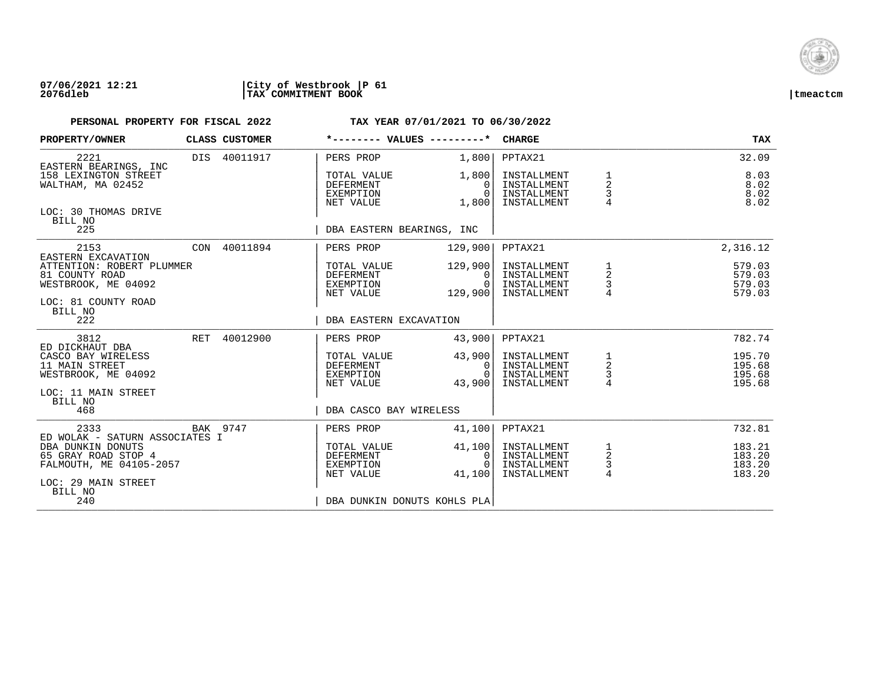07/06/2021 12:21 | City of Westbrook | P 61
2076dleb | TAX COMMITMENT BOOK | tmeactcm

**PERSONAL PROPERTY FOR FISCAL 2022** — **TAX YEAR 07/01/2021 TO 06/30/2022**

| PROPERTY/OWNER | CLASS | CUSTOMER | *-------- VALUES ---------* | | CHARGE | | TAX |
|---|---|---|---|---|---|---|---|
| 2221 | DIS | 40011917 | PERS PROP | 1,800 | PPTAX21 | | 32.09 |
| EASTERN BEARINGS, INC | | | | | | | |
| 158 LEXINGTON STREET | | | TOTAL VALUE | 1,800 | INSTALLMENT | 1 | 8.03 |
| WALTHAM, MA 02452 | | | DEFERMENT | 0 | INSTALLMENT | 2 | 8.02 |
| | | | EXEMPTION | 0 | INSTALLMENT | 3 | 8.02 |
| | | | NET VALUE | 1,800 | INSTALLMENT | 4 | 8.02 |
| LOC: 30 THOMAS DRIVE | | | | | | | |
| BILL NO 225 | | | DBA EASTERN BEARINGS, INC | | | | |
| 2153 | CON | 40011894 | PERS PROP | 129,900 | PPTAX21 | | 2,316.12 |
| EASTERN EXCAVATION | | | | | | | |
| ATTENTION: ROBERT PLUMMER | | | TOTAL VALUE | 129,900 | INSTALLMENT | 1 | 579.03 |
| 81 COUNTY ROAD | | | DEFERMENT | 0 | INSTALLMENT | 2 | 579.03 |
| WESTBROOK, ME 04092 | | | EXEMPTION | 0 | INSTALLMENT | 3 | 579.03 |
| | | | NET VALUE | 129,900 | INSTALLMENT | 4 | 579.03 |
| LOC: 81 COUNTY ROAD | | | | | | | |
| BILL NO 222 | | | DBA EASTERN EXCAVATION | | | | |
| 3812 | RET | 40012900 | PERS PROP | 43,900 | PPTAX21 | | 782.74 |
| ED DICKHAUT DBA | | | | | | | |
| CASCO BAY WIRELESS | | | TOTAL VALUE | 43,900 | INSTALLMENT | 1 | 195.70 |
| 11 MAIN STREET | | | DEFERMENT | 0 | INSTALLMENT | 2 | 195.68 |
| WESTBROOK, ME 04092 | | | EXEMPTION | 0 | INSTALLMENT | 3 | 195.68 |
| | | | NET VALUE | 43,900 | INSTALLMENT | 4 | 195.68 |
| LOC: 11 MAIN STREET | | | | | | | |
| BILL NO 468 | | | DBA CASCO BAY WIRELESS | | | | |
| 2333 | BAK | 9747 | PERS PROP | 41,100 | PPTAX21 | | 732.81 |
| ED WOLAK - SATURN ASSOCIATES I | | | | | | | |
| DBA DUNKIN DONUTS | | | TOTAL VALUE | 41,100 | INSTALLMENT | 1 | 183.21 |
| 65 GRAY ROAD STOP 4 | | | DEFERMENT | 0 | INSTALLMENT | 2 | 183.20 |
| FALMOUTH, ME 04105-2057 | | | EXEMPTION | 0 | INSTALLMENT | 3 | 183.20 |
| | | | NET VALUE | 41,100 | INSTALLMENT | 4 | 183.20 |
| LOC: 29 MAIN STREET | | | | | | | |
| BILL NO 240 | | | DBA DUNKIN DONUTS KOHLS PLA | | | | |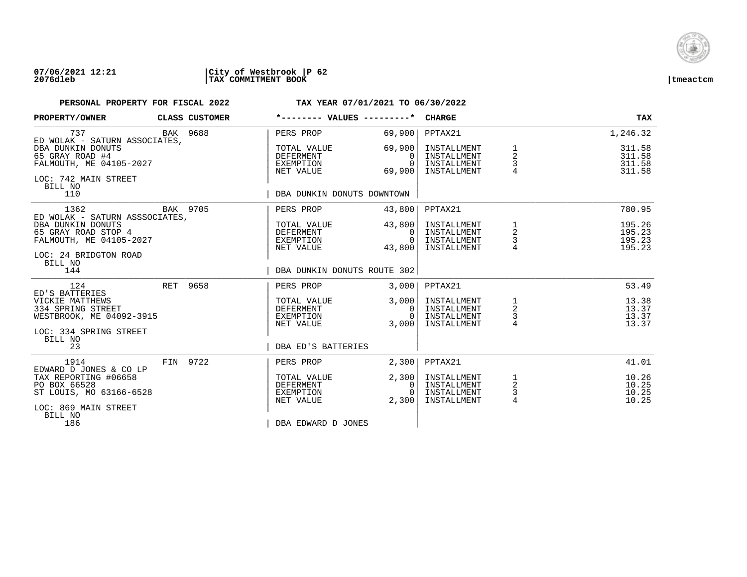**07/06/2021 12:21** | **City of Westbrook** | **P 62**
**2076dleb** | **TAX COMMITMENT BOOK** | **tmeactcm**

**PERSONAL PROPERTY FOR FISCAL 2022** — **TAX YEAR 07/01/2021 TO 06/30/2022**

| PROPERTY/OWNER | CLASS | CUSTOMER | *-------- VALUES ---------* | | CHARGE | | TAX |
|---|---|---|---|---|---|---|---|
| 737 | BAK | 9688 | PERS PROP | 69,900 | PPTAX21 | | 1,246.32 |
| ED WOLAK - SATURN ASSOCIATES, | | | | | | | |
| DBA DUNKIN DONUTS | | | TOTAL VALUE | 69,900 | INSTALLMENT | 1 | 311.58 |
| 65 GRAY ROAD #4 | | | DEFERMENT | 0 | INSTALLMENT | 2 | 311.58 |
| FALMOUTH, ME 04105-2027 | | | EXEMPTION | 0 | INSTALLMENT | 3 | 311.58 |
| | | | NET VALUE | 69,900 | INSTALLMENT | 4 | 311.58 |
| LOC: 742 MAIN STREET | | | | | | | |
| BILL NO 110 | | | DBA DUNKIN DONUTS DOWNTOWN | | | | |
| 1362 | BAK | 9705 | PERS PROP | 43,800 | PPTAX21 | | 780.95 |
| ED WOLAK - SATURN ASSSOCIATES, | | | | | | | |
| DBA DUNKIN DONUTS | | | TOTAL VALUE | 43,800 | INSTALLMENT | 1 | 195.26 |
| 65 GRAY ROAD STOP 4 | | | DEFERMENT | 0 | INSTALLMENT | 2 | 195.23 |
| FALMOUTH, ME 04105-2027 | | | EXEMPTION | 0 | INSTALLMENT | 3 | 195.23 |
| | | | NET VALUE | 43,800 | INSTALLMENT | 4 | 195.23 |
| LOC: 24 BRIDGTON ROAD | | | | | | | |
| BILL NO 144 | | | DBA DUNKIN DONUTS ROUTE 302 | | | | |
| 124 | RET | 9658 | PERS PROP | 3,000 | PPTAX21 | | 53.49 |
| ED'S BATTERIES | | | | | | | |
| VICKIE MATTHEWS | | | TOTAL VALUE | 3,000 | INSTALLMENT | 1 | 13.38 |
| 334 SPRING STREET | | | DEFERMENT | 0 | INSTALLMENT | 2 | 13.37 |
| WESTBROOK, ME 04092-3915 | | | EXEMPTION | 0 | INSTALLMENT | 3 | 13.37 |
| | | | NET VALUE | 3,000 | INSTALLMENT | 4 | 13.37 |
| LOC: 334 SPRING STREET | | | | | | | |
| BILL NO 23 | | | DBA ED'S BATTERIES | | | | |
| 1914 | FIN | 9722 | PERS PROP | 2,300 | PPTAX21 | | 41.01 |
| EDWARD D JONES & CO LP | | | | | | | |
| TAX REPORTING #06658 | | | TOTAL VALUE | 2,300 | INSTALLMENT | 1 | 10.26 |
| PO BOX 66528 | | | DEFERMENT | 0 | INSTALLMENT | 2 | 10.25 |
| ST LOUIS, MO 63166-6528 | | | EXEMPTION | 0 | INSTALLMENT | 3 | 10.25 |
| | | | NET VALUE | 2,300 | INSTALLMENT | 4 | 10.25 |
| LOC: 869 MAIN STREET | | | | | | | |
| BILL NO 186 | | | DBA EDWARD D JONES | | | | |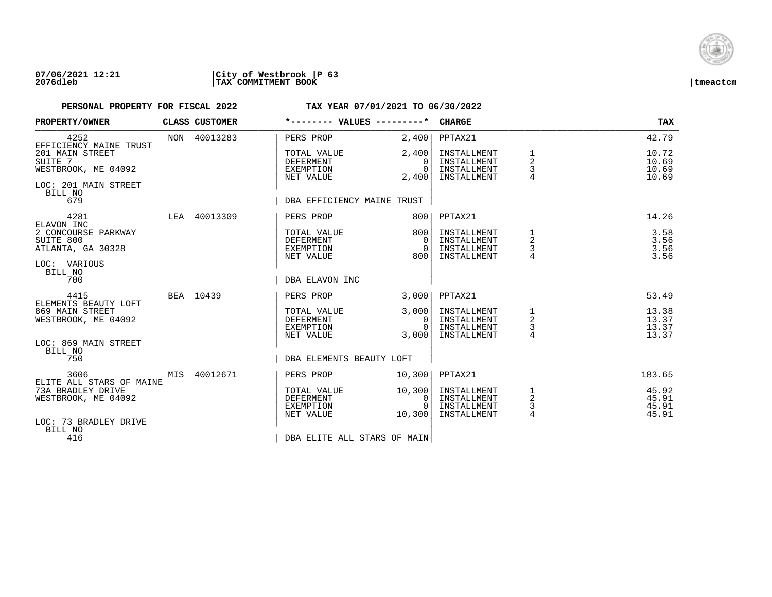07/06/2021 12:21 | City of Westbrook | P 63
2076dleb | TAX COMMITMENT BOOK | tmeactcm

**PERSONAL PROPERTY FOR FISCAL 2022** — **TAX YEAR 07/01/2021 TO 06/30/2022**

| PROPERTY/OWNER | CLASS | CUSTOMER | *-------- VALUES ---------* | | CHARGE | | TAX |
|---|---|---|---|---|---|---|---|
| 4252 | NON | 40013283 | PERS PROP | 2,400 | PPTAX21 | | 42.79 |
| EFFICIENCY MAINE TRUST | | | | | | | |
| 201 MAIN STREET | | | TOTAL VALUE | 2,400 | INSTALLMENT | 1 | 10.72 |
| SUITE 7 | | | DEFERMENT | 0 | INSTALLMENT | 2 | 10.69 |
| WESTBROOK, ME 04092 | | | EXEMPTION | 0 | INSTALLMENT | 3 | 10.69 |
| | | | NET VALUE | 2,400 | INSTALLMENT | 4 | 10.69 |
| LOC: 201 MAIN STREET | | | | | | | |
| BILL NO 679 | | | DBA EFFICIENCY MAINE TRUST | | | | |
| 4281 | LEA | 40013309 | PERS PROP | 800 | PPTAX21 | | 14.26 |
| ELAVON INC | | | | | | | |
| 2 CONCOURSE PARKWAY | | | TOTAL VALUE | 800 | INSTALLMENT | 1 | 3.58 |
| SUITE 800 | | | DEFERMENT | 0 | INSTALLMENT | 2 | 3.56 |
| ATLANTA, GA 30328 | | | EXEMPTION | 0 | INSTALLMENT | 3 | 3.56 |
| | | | NET VALUE | 800 | INSTALLMENT | 4 | 3.56 |
| LOC: VARIOUS | | | | | | | |
| BILL NO 700 | | | DBA ELAVON INC | | | | |
| 4415 | BEA | 10439 | PERS PROP | 3,000 | PPTAX21 | | 53.49 |
| ELEMENTS BEAUTY LOFT | | | | | | | |
| 869 MAIN STREET | | | TOTAL VALUE | 3,000 | INSTALLMENT | 1 | 13.38 |
| WESTBROOK, ME 04092 | | | DEFERMENT | 0 | INSTALLMENT | 2 | 13.37 |
| | | | EXEMPTION | 0 | INSTALLMENT | 3 | 13.37 |
| | | | NET VALUE | 3,000 | INSTALLMENT | 4 | 13.37 |
| LOC: 869 MAIN STREET | | | | | | | |
| BILL NO 750 | | | DBA ELEMENTS BEAUTY LOFT | | | | |
| 3606 | MIS | 40012671 | PERS PROP | 10,300 | PPTAX21 | | 183.65 |
| ELITE ALL STARS OF MAINE | | | | | | | |
| 73A BRADLEY DRIVE | | | TOTAL VALUE | 10,300 | INSTALLMENT | 1 | 45.92 |
| WESTBROOK, ME 04092 | | | DEFERMENT | 0 | INSTALLMENT | 2 | 45.91 |
| | | | EXEMPTION | 0 | INSTALLMENT | 3 | 45.91 |
| | | | NET VALUE | 10,300 | INSTALLMENT | 4 | 45.91 |
| LOC: 73 BRADLEY DRIVE | | | | | | | |
| BILL NO 416 | | | DBA ELITE ALL STARS OF MAIN | | | | |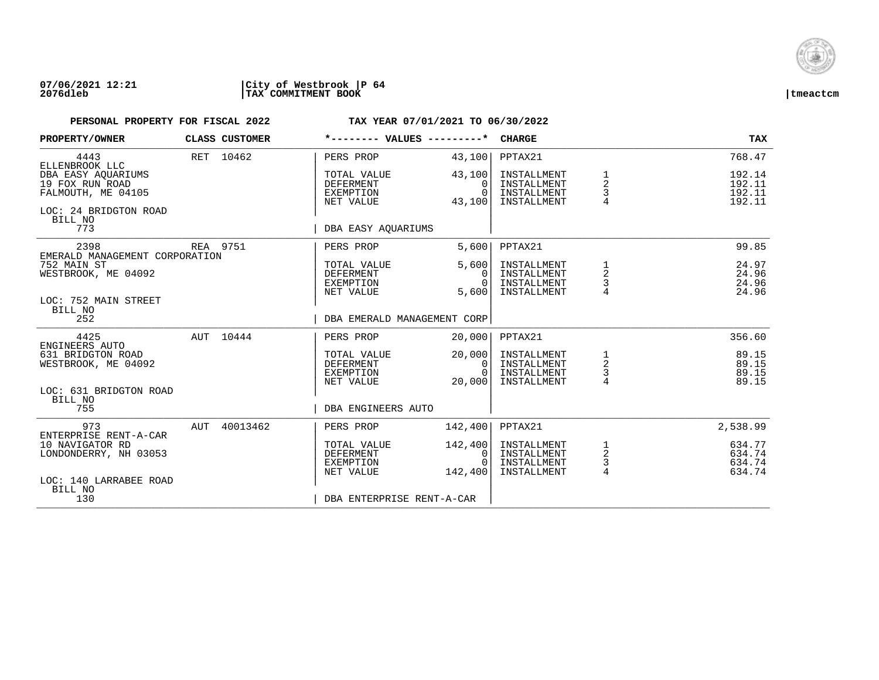07/06/2021 12:21 | City of Westbrook | P 64
2076dleb | TAX COMMITMENT BOOK | tmeactcm

**PERSONAL PROPERTY FOR FISCAL 2022** — **TAX YEAR 07/01/2021 TO 06/30/2022**

| PROPERTY/OWNER | CLASS | CUSTOMER | *-------- VALUES ---------* | | CHARGE | | TAX |
|---|---|---|---|---|---|---|---|
| 4443 | RET | 10462 | PERS PROP | 43,100 | PPTAX21 | | 768.47 |
| ELLENBROOK LLC | | | | | | | |
| DBA EASY AQUARIUMS | | | TOTAL VALUE | 43,100 | INSTALLMENT | 1 | 192.14 |
| 19 FOX RUN ROAD | | | DEFERMENT | 0 | INSTALLMENT | 2 | 192.11 |
| FALMOUTH, ME 04105 | | | EXEMPTION | 0 | INSTALLMENT | 3 | 192.11 |
| | | | NET VALUE | 43,100 | INSTALLMENT | 4 | 192.11 |
| LOC: 24 BRIDGTON ROAD | | | | | | | |
| BILL NO 773 | | | DBA EASY AQUARIUMS | | | | |
| 2398 | REA | 9751 | PERS PROP | 5,600 | PPTAX21 | | 99.85 |
| EMERALD MANAGEMENT CORPORATION | | | | | | | |
| 752 MAIN ST | | | TOTAL VALUE | 5,600 | INSTALLMENT | 1 | 24.97 |
| WESTBROOK, ME 04092 | | | DEFERMENT | 0 | INSTALLMENT | 2 | 24.96 |
| | | | EXEMPTION | 0 | INSTALLMENT | 3 | 24.96 |
| | | | NET VALUE | 5,600 | INSTALLMENT | 4 | 24.96 |
| LOC: 752 MAIN STREET | | | | | | | |
| BILL NO 252 | | | DBA EMERALD MANAGEMENT CORP | | | | |
| 4425 | AUT | 10444 | PERS PROP | 20,000 | PPTAX21 | | 356.60 |
| ENGINEERS AUTO | | | | | | | |
| 631 BRIDGTON ROAD | | | TOTAL VALUE | 20,000 | INSTALLMENT | 1 | 89.15 |
| WESTBROOK, ME 04092 | | | DEFERMENT | 0 | INSTALLMENT | 2 | 89.15 |
| | | | EXEMPTION | 0 | INSTALLMENT | 3 | 89.15 |
| | | | NET VALUE | 20,000 | INSTALLMENT | 4 | 89.15 |
| LOC: 631 BRIDGTON ROAD | | | | | | | |
| BILL NO 755 | | | DBA ENGINEERS AUTO | | | | |
| 973 | AUT | 40013462 | PERS PROP | 142,400 | PPTAX21 | | 2,538.99 |
| ENTERPRISE RENT-A-CAR | | | | | | | |
| 10 NAVIGATOR RD | | | TOTAL VALUE | 142,400 | INSTALLMENT | 1 | 634.77 |
| LONDONDERRY, NH 03053 | | | DEFERMENT | 0 | INSTALLMENT | 2 | 634.74 |
| | | | EXEMPTION | 0 | INSTALLMENT | 3 | 634.74 |
| | | | NET VALUE | 142,400 | INSTALLMENT | 4 | 634.74 |
| LOC: 140 LARRABEE ROAD | | | | | | | |
| BILL NO 130 | | | DBA ENTERPRISE RENT-A-CAR | | | | |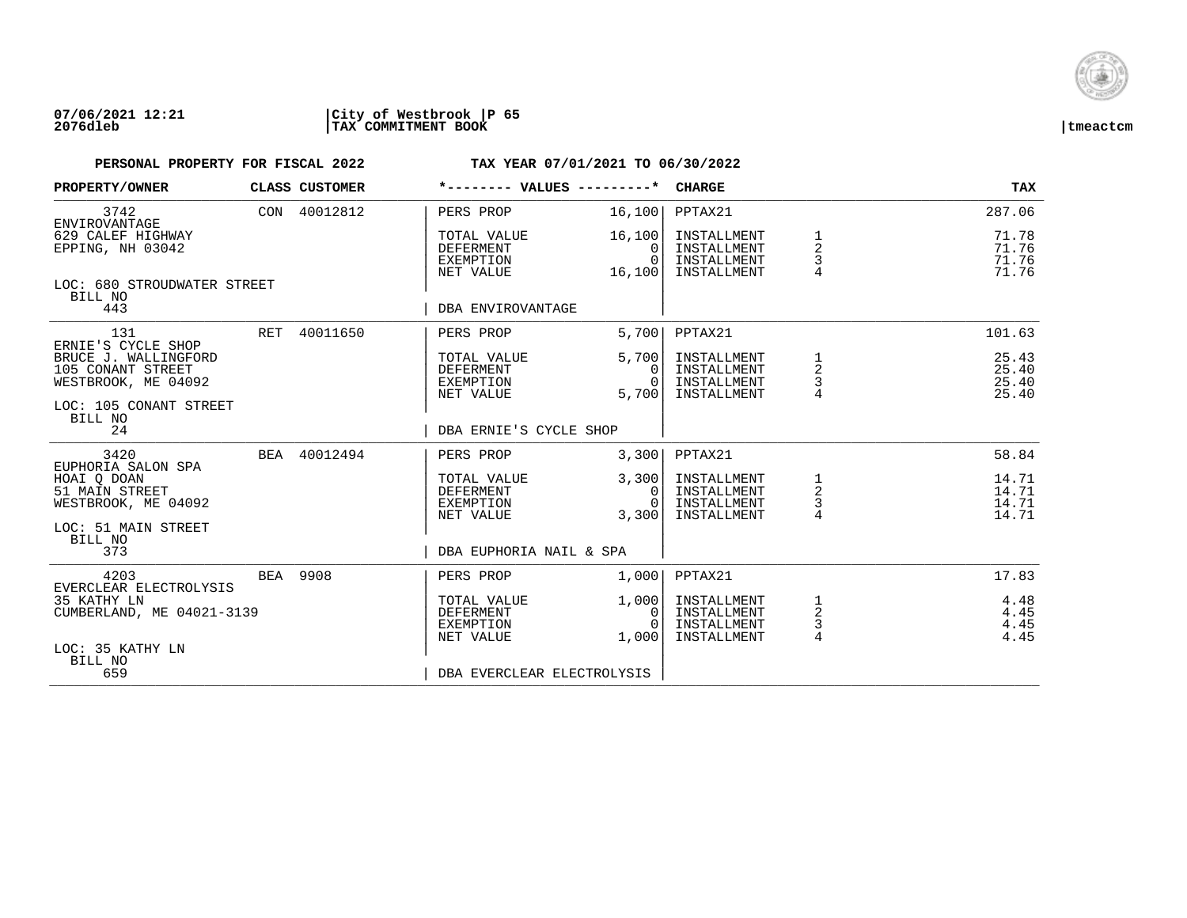**07/06/2021 12:21** **2076dleb** | **City of Westbrook** | **TAX COMMITMENT BOOK** | **tmeactcm**

**PERSONAL PROPERTY FOR FISCAL 2022** **TAX YEAR 07/01/2021 TO 06/30/2022**

| PROPERTY/OWNER | CLASS | CUSTOMER | *-------- VALUES ---------* | | CHARGE | | TAX |
|---|---|---|---|---|---|---|---|
| 3742 | CON | 40012812 | PERS PROP | 16,100 | PPTAX21 | | 287.06 |
| ENVIROVANTAGE | | | | | | | |
| 629 CALEF HIGHWAY | | | TOTAL VALUE | 16,100 | INSTALLMENT | 1 | 71.78 |
| EPPING, NH 03042 | | | DEFERMENT | 0 | INSTALLMENT | 2 | 71.76 |
| | | | EXEMPTION | 0 | INSTALLMENT | 3 | 71.76 |
| | | | NET VALUE | 16,100 | INSTALLMENT | 4 | 71.76 |
| LOC: 680 STROUDWATER STREET | | | | | | | |
| BILL NO 443 | | | DBA ENVIROVANTAGE | | | | |
| 131 | RET | 40011650 | PERS PROP | 5,700 | PPTAX21 | | 101.63 |
| ERNIE'S CYCLE SHOP | | | | | | | |
| BRUCE J. WALLINGFORD | | | TOTAL VALUE | 5,700 | INSTALLMENT | 1 | 25.43 |
| 105 CONANT STREET | | | DEFERMENT | 0 | INSTALLMENT | 2 | 25.40 |
| WESTBROOK, ME 04092 | | | EXEMPTION | 0 | INSTALLMENT | 3 | 25.40 |
| | | | NET VALUE | 5,700 | INSTALLMENT | 4 | 25.40 |
| LOC: 105 CONANT STREET | | | | | | | |
| BILL NO 24 | | | DBA ERNIE'S CYCLE SHOP | | | | |
| 3420 | BEA | 40012494 | PERS PROP | 3,300 | PPTAX21 | | 58.84 |
| EUPHORIA SALON SPA | | | | | | | |
| HOAI Q DOAN | | | TOTAL VALUE | 3,300 | INSTALLMENT | 1 | 14.71 |
| 51 MAIN STREET | | | DEFERMENT | 0 | INSTALLMENT | 2 | 14.71 |
| WESTBROOK, ME 04092 | | | EXEMPTION | 0 | INSTALLMENT | 3 | 14.71 |
| | | | NET VALUE | 3,300 | INSTALLMENT | 4 | 14.71 |
| LOC: 51 MAIN STREET | | | | | | | |
| BILL NO 373 | | | DBA EUPHORIA NAIL & SPA | | | | |
| 4203 | BEA | 9908 | PERS PROP | 1,000 | PPTAX21 | | 17.83 |
| EVERCLEAR ELECTROLYSIS | | | | | | | |
| 35 KATHY LN | | | TOTAL VALUE | 1,000 | INSTALLMENT | 1 | 4.48 |
| CUMBERLAND, ME 04021-3139 | | | DEFERMENT | 0 | INSTALLMENT | 2 | 4.45 |
| | | | EXEMPTION | 0 | INSTALLMENT | 3 | 4.45 |
| | | | NET VALUE | 1,000 | INSTALLMENT | 4 | 4.45 |
| LOC: 35 KATHY LN | | | | | | | |
| BILL NO 659 | | | DBA EVERCLEAR ELECTROLYSIS | | | | |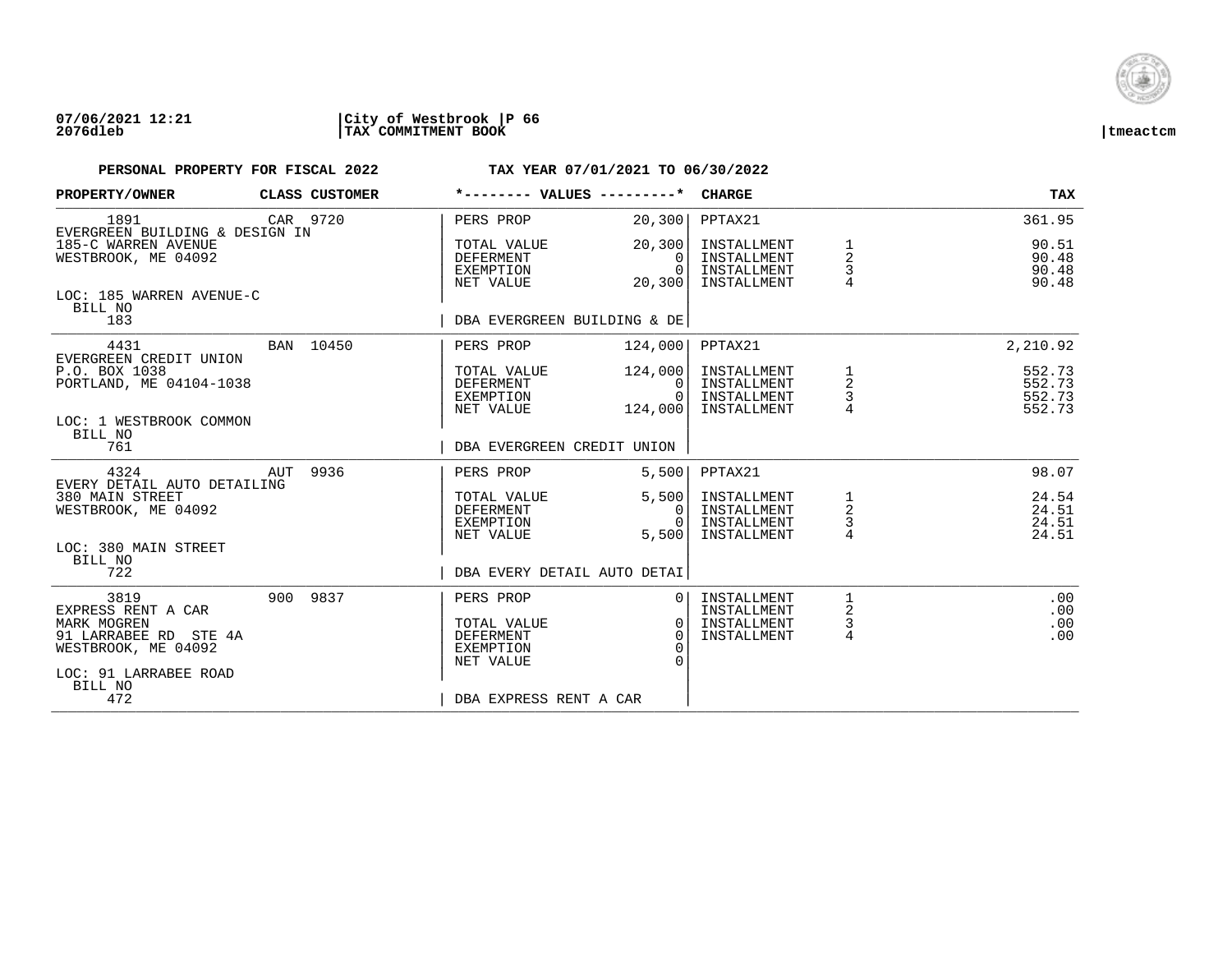07/06/2021 12:21 | City of Westbrook | P 66
2076dleb | TAX COMMITMENT BOOK | tmeactcm

**PERSONAL PROPERTY FOR FISCAL 2022** TAX YEAR 07/01/2021 TO 06/30/2022

| PROPERTY/OWNER | CLASS | CUSTOMER | *-------- VALUES ---------* | | CHARGE | | TAX |
|---|---|---|---|---|---|---|---|
| 1891 | CAR | 9720 | PERS PROP | 20,300 | PPTAX21 | | 361.95 |
| EVERGREEN BUILDING & DESIGN IN | | | | | | | |
| 185-C WARREN AVENUE | | | TOTAL VALUE | 20,300 | INSTALLMENT | 1 | 90.51 |
| WESTBROOK, ME 04092 | | | DEFERMENT | 0 | INSTALLMENT | 2 | 90.48 |
| | | | EXEMPTION | 0 | INSTALLMENT | 3 | 90.48 |
| | | | NET VALUE | 20,300 | INSTALLMENT | 4 | 90.48 |
| LOC: 185 WARREN AVENUE-C | | | | | | | |
| BILL NO 183 | | | DBA EVERGREEN BUILDING & DE | | | | |
| 4431 | BAN | 10450 | PERS PROP | 124,000 | PPTAX21 | | 2,210.92 |
| EVERGREEN CREDIT UNION | | | | | | | |
| P.O. BOX 1038 | | | TOTAL VALUE | 124,000 | INSTALLMENT | 1 | 552.73 |
| PORTLAND, ME 04104-1038 | | | DEFERMENT | 0 | INSTALLMENT | 2 | 552.73 |
| | | | EXEMPTION | 0 | INSTALLMENT | 3 | 552.73 |
| | | | NET VALUE | 124,000 | INSTALLMENT | 4 | 552.73 |
| LOC: 1 WESTBROOK COMMON | | | | | | | |
| BILL NO 761 | | | DBA EVERGREEN CREDIT UNION | | | | |
| 4324 | AUT | 9936 | PERS PROP | 5,500 | PPTAX21 | | 98.07 |
| EVERY DETAIL AUTO DETAILING | | | | | | | |
| 380 MAIN STREET | | | TOTAL VALUE | 5,500 | INSTALLMENT | 1 | 24.54 |
| WESTBROOK, ME 04092 | | | DEFERMENT | 0 | INSTALLMENT | 2 | 24.51 |
| | | | EXEMPTION | 0 | INSTALLMENT | 3 | 24.51 |
| | | | NET VALUE | 5,500 | INSTALLMENT | 4 | 24.51 |
| LOC: 380 MAIN STREET | | | | | | | |
| BILL NO 722 | | | DBA EVERY DETAIL AUTO DETAI | | | | |
| 3819 | 900 | 9837 | PERS PROP | 0 | INSTALLMENT | 1 | .00 |
| EXPRESS RENT A CAR | | | | | INSTALLMENT | 2 | .00 |
| MARK MOGREN | | | TOTAL VALUE | 0 | INSTALLMENT | 3 | .00 |
| 91 LARRABEE RD STE 4A | | | DEFERMENT | 0 | INSTALLMENT | 4 | .00 |
| WESTBROOK, ME 04092 | | | EXEMPTION | 0 | | | |
| | | | NET VALUE | 0 | | | |
| LOC: 91 LARRABEE ROAD | | | | | | | |
| BILL NO 472 | | | DBA EXPRESS RENT A CAR | | | | |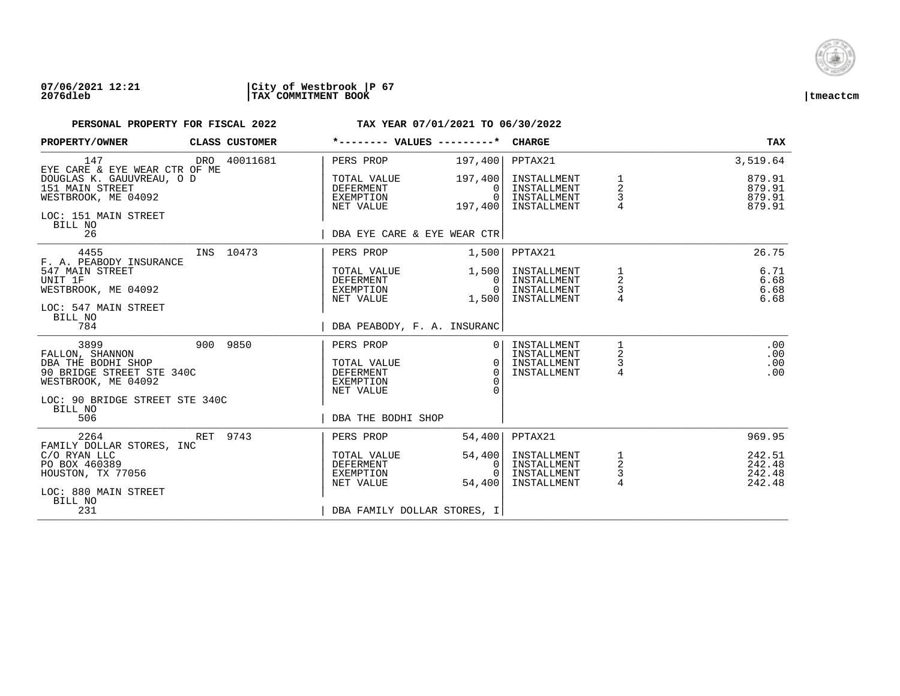07/06/2021 12:21 | City of Westbrook | P 67
2076dleb | TAX COMMITMENT BOOK | tmeactcm

**PERSONAL PROPERTY FOR FISCAL 2022** — **TAX YEAR 07/01/2021 TO 06/30/2022**

| PROPERTY/OWNER | CLASS | CUSTOMER | *-------- VALUES ---------* | | CHARGE | | TAX |
|---|---|---|---|---|---|---|---|
| 147 | DRO | 40011681 | PERS PROP | 197,400 | PPTAX21 | | 3,519.64 |
| EYE CARE & EYE WEAR CTR OF ME | | | | | | | |
| DOUGLAS K. GAUUVREAU, O D | | | TOTAL VALUE | 197,400 | INSTALLMENT | 1 | 879.91 |
| 151 MAIN STREET | | | DEFERMENT | 0 | INSTALLMENT | 2 | 879.91 |
| WESTBROOK, ME 04092 | | | EXEMPTION | 0 | INSTALLMENT | 3 | 879.91 |
| | | | NET VALUE | 197,400 | INSTALLMENT | 4 | 879.91 |
| LOC: 151 MAIN STREET | | | | | | | |
| BILL NO 26 | | | DBA EYE CARE & EYE WEAR CTR | | | | |
| 4455 | INS | 10473 | PERS PROP | 1,500 | PPTAX21 | | 26.75 |
| F. A. PEABODY INSURANCE | | | | | | | |
| 547 MAIN STREET | | | TOTAL VALUE | 1,500 | INSTALLMENT | 1 | 6.71 |
| UNIT 1F | | | DEFERMENT | 0 | INSTALLMENT | 2 | 6.68 |
| WESTBROOK, ME 04092 | | | EXEMPTION | 0 | INSTALLMENT | 3 | 6.68 |
| | | | NET VALUE | 1,500 | INSTALLMENT | 4 | 6.68 |
| LOC: 547 MAIN STREET | | | | | | | |
| BILL NO 784 | | | DBA PEABODY, F. A. INSURANC | | | | |
| 3899 | 900 | 9850 | PERS PROP | 0 | INSTALLMENT | 1 | .00 |
| FALLON, SHANNON | | | | | INSTALLMENT | 2 | .00 |
| DBA THE BODHI SHOP | | | TOTAL VALUE | 0 | INSTALLMENT | 3 | .00 |
| 90 BRIDGE STREET STE 340C | | | DEFERMENT | 0 | INSTALLMENT | 4 | .00 |
| WESTBROOK, ME 04092 | | | EXEMPTION | 0 | | | |
| | | | NET VALUE | 0 | | | |
| LOC: 90 BRIDGE STREET STE 340C | | | | | | | |
| BILL NO 506 | | | DBA THE BODHI SHOP | | | | |
| 2264 | RET | 9743 | PERS PROP | 54,400 | PPTAX21 | | 969.95 |
| FAMILY DOLLAR STORES, INC | | | | | | | |
| C/O RYAN LLC | | | TOTAL VALUE | 54,400 | INSTALLMENT | 1 | 242.51 |
| PO BOX 460389 | | | DEFERMENT | 0 | INSTALLMENT | 2 | 242.48 |
| HOUSTON, TX 77056 | | | EXEMPTION | 0 | INSTALLMENT | 3 | 242.48 |
| | | | NET VALUE | 54,400 | INSTALLMENT | 4 | 242.48 |
| LOC: 880 MAIN STREET | | | | | | | |
| BILL NO 231 | | | DBA FAMILY DOLLAR STORES, I | | | | |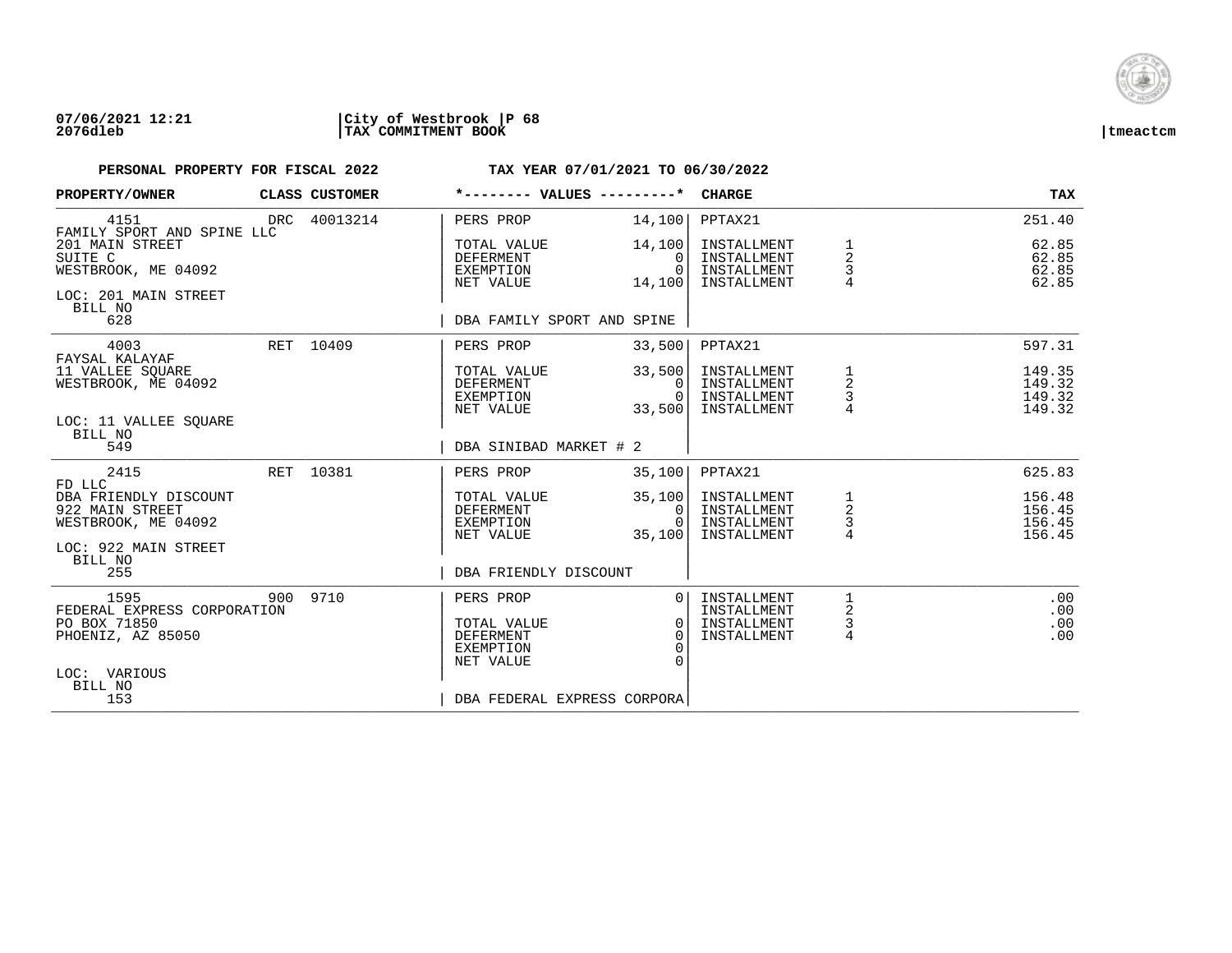07/06/2021 12:21 | City of Westbrook | P 68
2076dleb | TAX COMMITMENT BOOK | tmeactcm

**PERSONAL PROPERTY FOR FISCAL 2022** — **TAX YEAR 07/01/2021 TO 06/30/2022**

| PROPERTY/OWNER | CLASS | CUSTOMER | VALUES | | CHARGE | | TAX |
|---|---|---|---|---|---|---|---|
| 4151 | DRC | 40013214 | PERS PROP | 14,100 | PPTAX21 | | 251.40 |
| FAMILY SPORT AND SPINE LLC | | | | | | | |
| 201 MAIN STREET | | | TOTAL VALUE | 14,100 | INSTALLMENT | 1 | 62.85 |
| SUITE C | | | DEFERMENT | 0 | INSTALLMENT | 2 | 62.85 |
| WESTBROOK, ME 04092 | | | EXEMPTION | 0 | INSTALLMENT | 3 | 62.85 |
| | | | NET VALUE | 14,100 | INSTALLMENT | 4 | 62.85 |
| LOC: 201 MAIN STREET | | | | | | | |
| BILL NO 628 | | | DBA FAMILY SPORT AND SPINE | | | | |
| 4003 | RET | 10409 | PERS PROP | 33,500 | PPTAX21 | | 597.31 |
| FAYSAL KALAYAF | | | | | | | |
| 11 VALLEE SQUARE | | | TOTAL VALUE | 33,500 | INSTALLMENT | 1 | 149.35 |
| WESTBROOK, ME 04092 | | | DEFERMENT | 0 | INSTALLMENT | 2 | 149.32 |
| | | | EXEMPTION | 0 | INSTALLMENT | 3 | 149.32 |
| | | | NET VALUE | 33,500 | INSTALLMENT | 4 | 149.32 |
| LOC: 11 VALLEE SQUARE | | | | | | | |
| BILL NO 549 | | | DBA SINIBAD MARKET # 2 | | | | |
| 2415 | RET | 10381 | PERS PROP | 35,100 | PPTAX21 | | 625.83 |
| FD LLC | | | | | | | |
| DBA FRIENDLY DISCOUNT | | | TOTAL VALUE | 35,100 | INSTALLMENT | 1 | 156.48 |
| 922 MAIN STREET | | | DEFERMENT | 0 | INSTALLMENT | 2 | 156.45 |
| WESTBROOK, ME 04092 | | | EXEMPTION | 0 | INSTALLMENT | 3 | 156.45 |
| | | | NET VALUE | 35,100 | INSTALLMENT | 4 | 156.45 |
| LOC: 922 MAIN STREET | | | | | | | |
| BILL NO 255 | | | DBA FRIENDLY DISCOUNT | | | | |
| 1595 | 900 | 9710 | PERS PROP | 0 | INSTALLMENT | 1 | .00 |
| FEDERAL EXPRESS CORPORATION | | | | | INSTALLMENT | 2 | .00 |
| PO BOX 71850 | | | TOTAL VALUE | 0 | INSTALLMENT | 3 | .00 |
| PHOENIZ, AZ 85050 | | | DEFERMENT | 0 | INSTALLMENT | 4 | .00 |
| | | | EXEMPTION | 0 | | | |
| | | | NET VALUE | 0 | | | |
| LOC: VARIOUS | | | | | | | |
| BILL NO 153 | | | DBA FEDERAL EXPRESS CORPORA | | | | |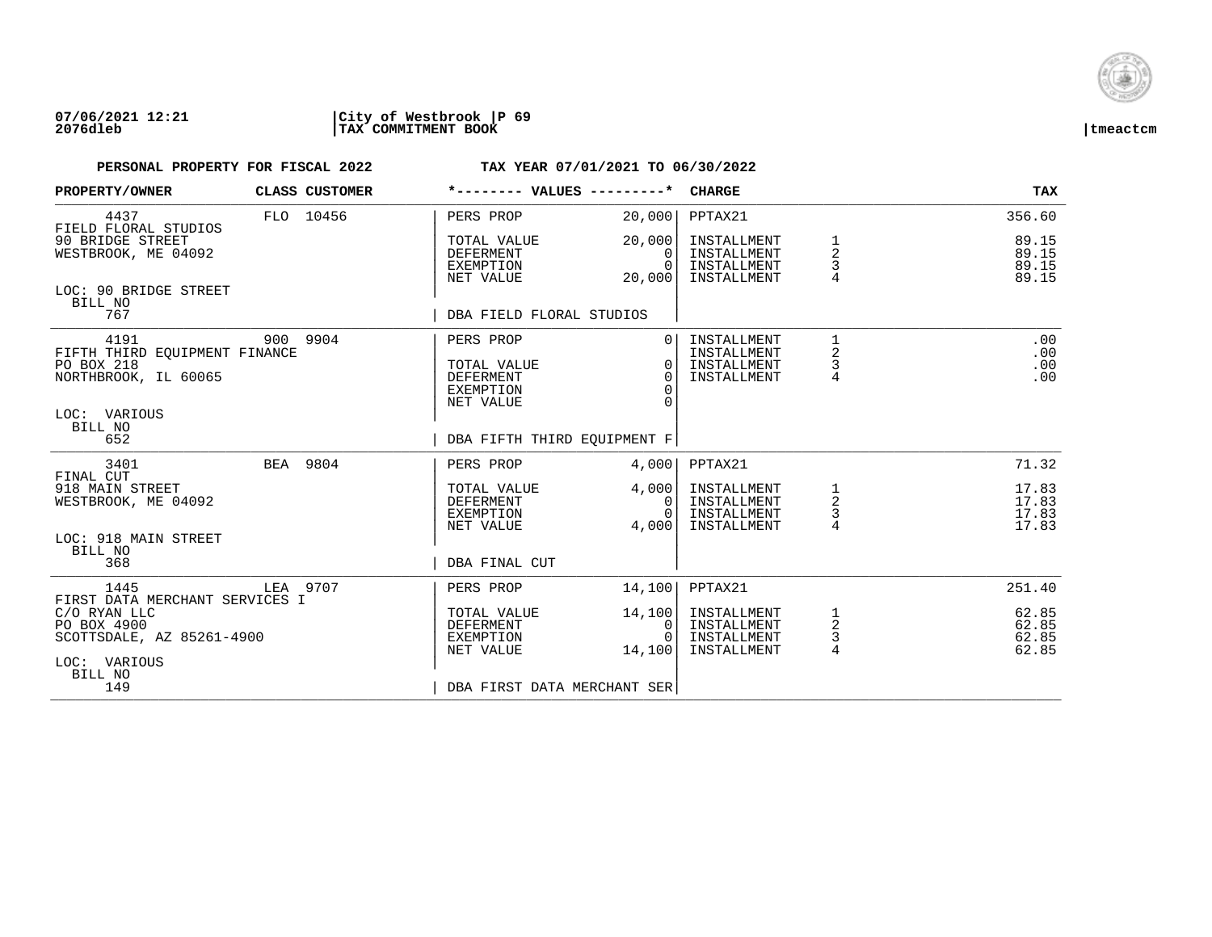**07/06/2021 12:21** | **City of Westbrook** | **P 69**
**2076dleb** | **TAX COMMITMENT BOOK** | **tmeactcm**

**PERSONAL PROPERTY FOR FISCAL 2022** **TAX YEAR 07/01/2021 TO 06/30/2022**

| PROPERTY/OWNER | CLASS | CUSTOMER | *-------- VALUES ---------* | | CHARGE | | TAX |
|---|---|---|---|---|---|---|---|
| 4437 | FLO | 10456 | PERS PROP | 20,000 | PPTAX21 | | 356.60 |
| FIELD FLORAL STUDIOS | | | | | | | |
| 90 BRIDGE STREET | | | TOTAL VALUE | 20,000 | INSTALLMENT | 1 | 89.15 |
| WESTBROOK, ME 04092 | | | DEFERMENT | 0 | INSTALLMENT | 2 | 89.15 |
| | | | EXEMPTION | 0 | INSTALLMENT | 3 | 89.15 |
| | | | NET VALUE | 20,000 | INSTALLMENT | 4 | 89.15 |
| LOC: 90 BRIDGE STREET | | | | | | | |
| BILL NO 767 | | | DBA FIELD FLORAL STUDIOS | | | | |
| 4191 | 900 | 9904 | PERS PROP | 0 | INSTALLMENT | 1 | .00 |
| FIFTH THIRD EQUIPMENT FINANCE | | | | | INSTALLMENT | 2 | .00 |
| PO BOX 218 | | | TOTAL VALUE | 0 | INSTALLMENT | 3 | .00 |
| NORTHBROOK, IL 60065 | | | DEFERMENT | 0 | INSTALLMENT | 4 | .00 |
| | | | EXEMPTION | 0 | | | |
| | | | NET VALUE | 0 | | | |
| LOC: VARIOUS | | | | | | | |
| BILL NO 652 | | | DBA FIFTH THIRD EQUIPMENT F | | | | |
| 3401 | BEA | 9804 | PERS PROP | 4,000 | PPTAX21 | | 71.32 |
| FINAL CUT | | | | | | | |
| 918 MAIN STREET | | | TOTAL VALUE | 4,000 | INSTALLMENT | 1 | 17.83 |
| WESTBROOK, ME 04092 | | | DEFERMENT | 0 | INSTALLMENT | 2 | 17.83 |
| | | | EXEMPTION | 0 | INSTALLMENT | 3 | 17.83 |
| | | | NET VALUE | 4,000 | INSTALLMENT | 4 | 17.83 |
| LOC: 918 MAIN STREET | | | | | | | |
| BILL NO 368 | | | DBA FINAL CUT | | | | |
| 1445 | LEA | 9707 | PERS PROP | 14,100 | PPTAX21 | | 251.40 |
| FIRST DATA MERCHANT SERVICES I | | | | | | | |
| C/O RYAN LLC | | | TOTAL VALUE | 14,100 | INSTALLMENT | 1 | 62.85 |
| PO BOX 4900 | | | DEFERMENT | 0 | INSTALLMENT | 2 | 62.85 |
| SCOTTSDALE, AZ 85261-4900 | | | EXEMPTION | 0 | INSTALLMENT | 3 | 62.85 |
| | | | NET VALUE | 14,100 | INSTALLMENT | 4 | 62.85 |
| LOC: VARIOUS | | | | | | | |
| BILL NO 149 | | | DBA FIRST DATA MERCHANT SER | | | | |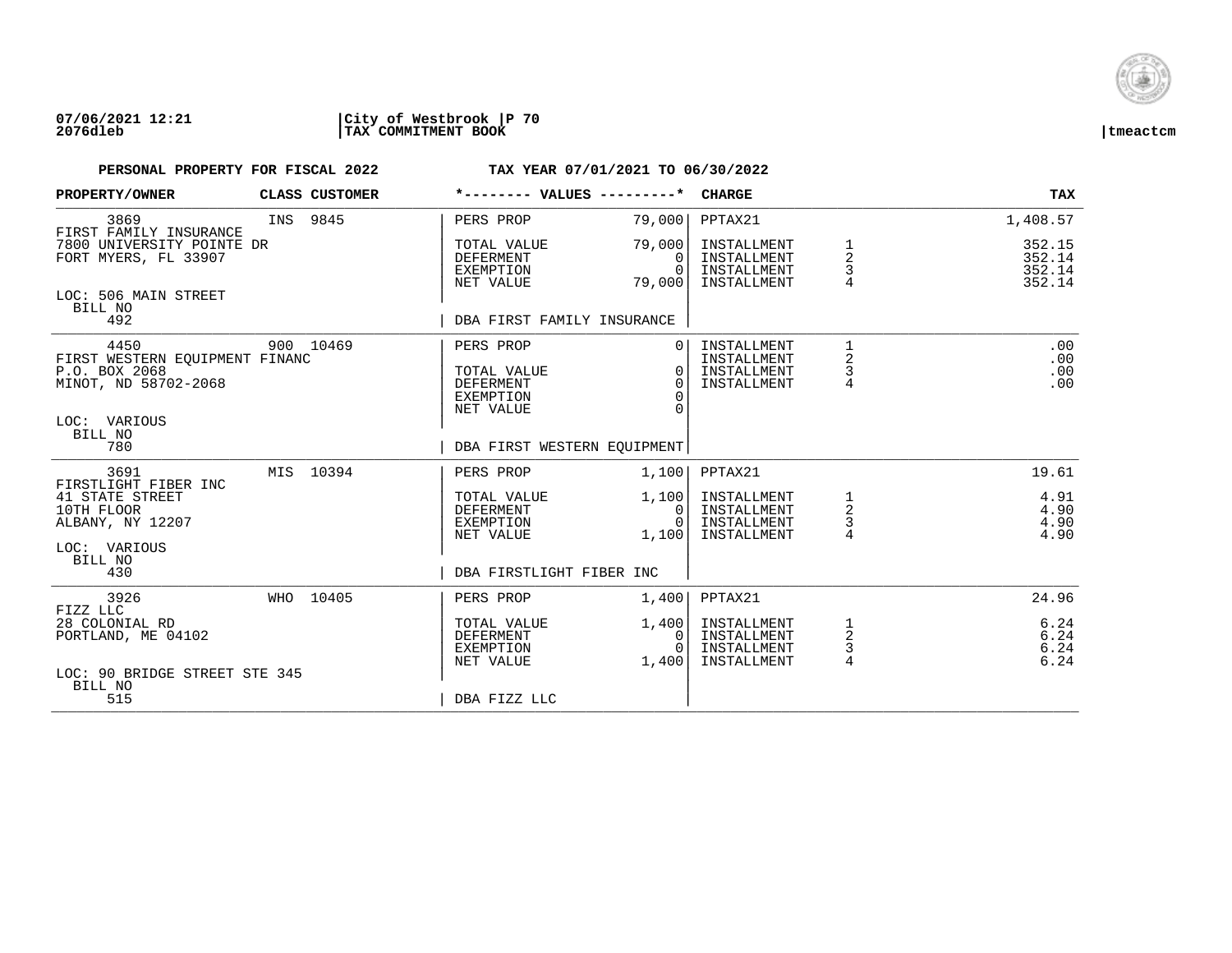**07/06/2021 12:21** | **City of Westbrook** | **P 70**
**2076dleb** | **TAX COMMITMENT BOOK** | **tmeactcm**

**PERSONAL PROPERTY FOR FISCAL 2022** — **TAX YEAR 07/01/2021 TO 06/30/2022**

| PROPERTY/OWNER | CLASS | CUSTOMER | *-------- VALUES ---------* | | CHARGE | | TAX |
|---|---|---|---|---|---|---|---|
| 3869 | INS | 9845 | PERS PROP | 79,000 | PPTAX21 | | 1,408.57 |
| FIRST FAMILY INSURANCE | | | | | | | |
| 7800 UNIVERSITY POINTE DR | | | TOTAL VALUE | 79,000 | INSTALLMENT | 1 | 352.15 |
| FORT MYERS, FL 33907 | | | DEFERMENT | 0 | INSTALLMENT | 2 | 352.14 |
| | | | EXEMPTION | 0 | INSTALLMENT | 3 | 352.14 |
| | | | NET VALUE | 79,000 | INSTALLMENT | 4 | 352.14 |
| LOC: 506 MAIN STREET | | | | | | | |
| BILL NO 492 | | | DBA FIRST FAMILY INSURANCE | | | | |
| 4450 | 900 | 10469 | PERS PROP | 0 | INSTALLMENT | 1 | .00 |
| FIRST WESTERN EQUIPMENT FINANC | | | | | INSTALLMENT | 2 | .00 |
| P.O. BOX 2068 | | | TOTAL VALUE | 0 | INSTALLMENT | 3 | .00 |
| MINOT, ND 58702-2068 | | | DEFERMENT | 0 | INSTALLMENT | 4 | .00 |
| | | | EXEMPTION | 0 | | | |
| | | | NET VALUE | 0 | | | |
| LOC: VARIOUS | | | | | | | |
| BILL NO 780 | | | DBA FIRST WESTERN EQUIPMENT | | | | |
| 3691 | MIS | 10394 | PERS PROP | 1,100 | PPTAX21 | | 19.61 |
| FIRSTLIGHT FIBER INC | | | | | | | |
| 41 STATE STREET | | | TOTAL VALUE | 1,100 | INSTALLMENT | 1 | 4.91 |
| 10TH FLOOR | | | DEFERMENT | 0 | INSTALLMENT | 2 | 4.90 |
| ALBANY, NY 12207 | | | EXEMPTION | 0 | INSTALLMENT | 3 | 4.90 |
| | | | NET VALUE | 1,100 | INSTALLMENT | 4 | 4.90 |
| LOC: VARIOUS | | | | | | | |
| BILL NO 430 | | | DBA FIRSTLIGHT FIBER INC | | | | |
| 3926 | WHO | 10405 | PERS PROP | 1,400 | PPTAX21 | | 24.96 |
| FIZZ LLC | | | | | | | |
| 28 COLONIAL RD | | | TOTAL VALUE | 1,400 | INSTALLMENT | 1 | 6.24 |
| PORTLAND, ME 04102 | | | DEFERMENT | 0 | INSTALLMENT | 2 | 6.24 |
| | | | EXEMPTION | 0 | INSTALLMENT | 3 | 6.24 |
| | | | NET VALUE | 1,400 | INSTALLMENT | 4 | 6.24 |
| LOC: 90 BRIDGE STREET STE 345 | | | | | | | |
| BILL NO 515 | | | DBA FIZZ LLC | | | | |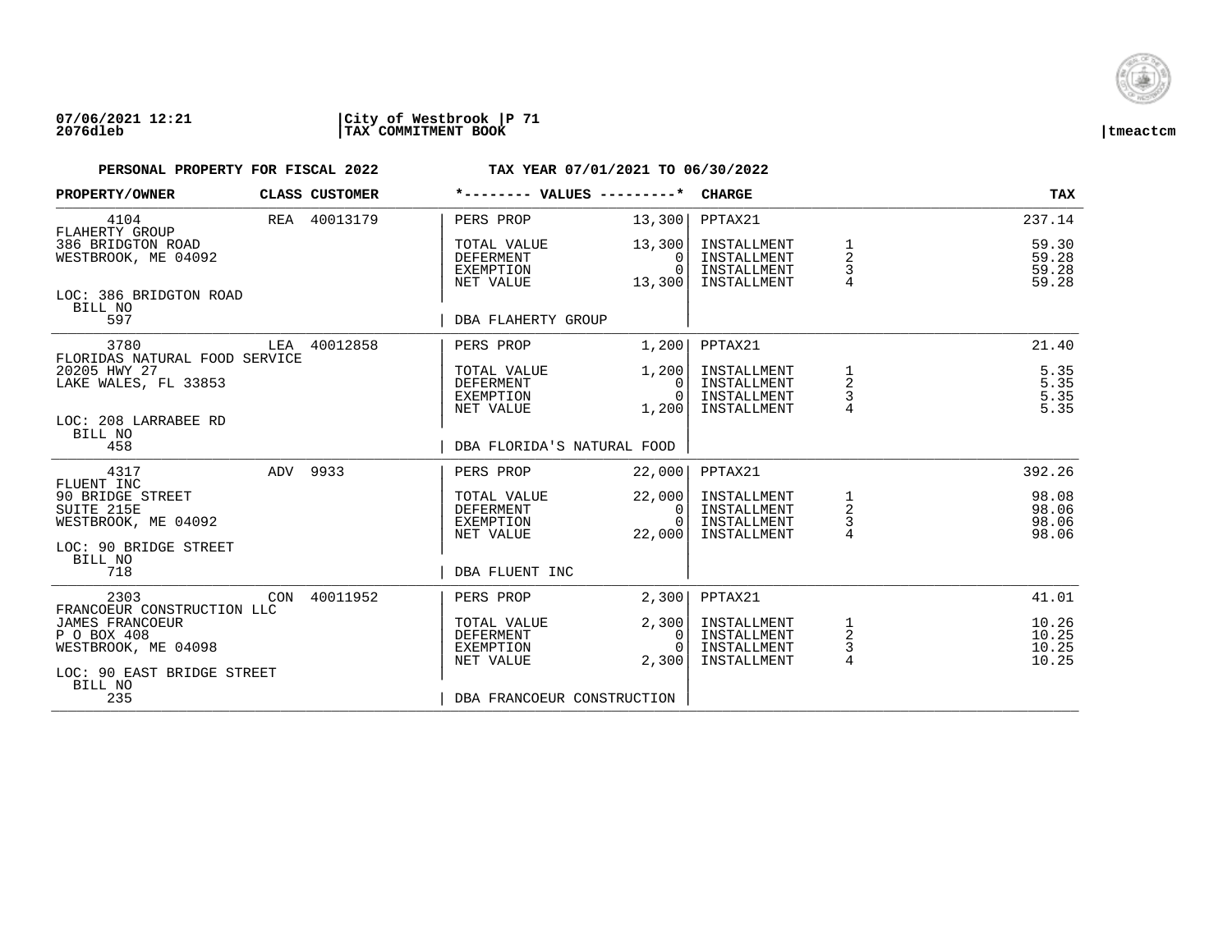**07/06/2021 12:21** | **City of Westbrook** | **P 71**
**2076dleb** | **TAX COMMITMENT BOOK** | **tmeactcm**

**PERSONAL PROPERTY FOR FISCAL 2022 — TAX YEAR 07/01/2021 TO 06/30/2022**

| PROPERTY/OWNER | CLASS | CUSTOMER | *-------- VALUES ---------* | | CHARGE | | TAX |
|---|---|---|---|---|---|---|---|
| 4104 | REA | 40013179 | PERS PROP | 13,300 | PPTAX21 | | 237.14 |
| FLAHERTY GROUP | | | | | | | |
| 386 BRIDGTON ROAD | | | TOTAL VALUE | 13,300 | INSTALLMENT | 1 | 59.30 |
| WESTBROOK, ME 04092 | | | DEFERMENT | 0 | INSTALLMENT | 2 | 59.28 |
| | | | EXEMPTION | 0 | INSTALLMENT | 3 | 59.28 |
| | | | NET VALUE | 13,300 | INSTALLMENT | 4 | 59.28 |
| LOC: 386 BRIDGTON ROAD | | | | | | | |
| BILL NO | | | | | | | |
| 597 | | | DBA FLAHERTY GROUP | | | | |
| 3780 | LEA | 40012858 | PERS PROP | 1,200 | PPTAX21 | | 21.40 |
| FLORIDAS NATURAL FOOD SERVICE | | | | | | | |
| 20205 HWY 27 | | | TOTAL VALUE | 1,200 | INSTALLMENT | 1 | 5.35 |
| LAKE WALES, FL 33853 | | | DEFERMENT | 0 | INSTALLMENT | 2 | 5.35 |
| | | | EXEMPTION | 0 | INSTALLMENT | 3 | 5.35 |
| | | | NET VALUE | 1,200 | INSTALLMENT | 4 | 5.35 |
| LOC: 208 LARRABEE RD | | | | | | | |
| BILL NO | | | | | | | |
| 458 | | | DBA FLORIDA'S NATURAL FOOD | | | | |
| 4317 | ADV | 9933 | PERS PROP | 22,000 | PPTAX21 | | 392.26 |
| FLUENT INC | | | | | | | |
| 90 BRIDGE STREET | | | TOTAL VALUE | 22,000 | INSTALLMENT | 1 | 98.08 |
| SUITE 215E | | | DEFERMENT | 0 | INSTALLMENT | 2 | 98.06 |
| WESTBROOK, ME 04092 | | | EXEMPTION | 0 | INSTALLMENT | 3 | 98.06 |
| | | | NET VALUE | 22,000 | INSTALLMENT | 4 | 98.06 |
| LOC: 90 BRIDGE STREET | | | | | | | |
| BILL NO | | | | | | | |
| 718 | | | DBA FLUENT INC | | | | |
| 2303 | CON | 40011952 | PERS PROP | 2,300 | PPTAX21 | | 41.01 |
| FRANCOEUR CONSTRUCTION LLC | | | | | | | |
| JAMES FRANCOEUR | | | TOTAL VALUE | 2,300 | INSTALLMENT | 1 | 10.26 |
| P O BOX 408 | | | DEFERMENT | 0 | INSTALLMENT | 2 | 10.25 |
| WESTBROOK, ME 04098 | | | EXEMPTION | 0 | INSTALLMENT | 3 | 10.25 |
| | | | NET VALUE | 2,300 | INSTALLMENT | 4 | 10.25 |
| LOC: 90 EAST BRIDGE STREET | | | | | | | |
| BILL NO | | | | | | | |
| 235 | | | DBA FRANCOEUR CONSTRUCTION | | | | |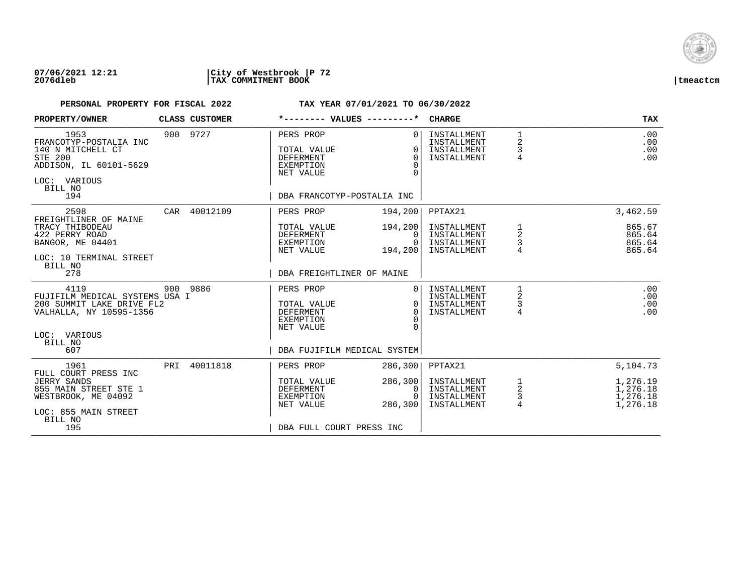**07/06/2021 12:21** | **City of Westbrook** | **P 72**
**2076dleb** | **TAX COMMITMENT BOOK** | **tmeactcm**

**PERSONAL PROPERTY FOR FISCAL 2022** **TAX YEAR 07/01/2021 TO 06/30/2022**

| PROPERTY/OWNER | CLASS | CUSTOMER | *-------- VALUES ---------* | | CHARGE | | TAX |
|---|---|---|---|---|---|---|---|
| 1953 | 900 | 9727 | PERS PROP | 0 | INSTALLMENT | 1 | .00 |
| FRANCOTYP-POSTALIA INC | | | | | INSTALLMENT | 2 | .00 |
| 140 N MITCHELL CT | | | TOTAL VALUE | 0 | INSTALLMENT | 3 | .00 |
| STE 200 | | | DEFERMENT | 0 | INSTALLMENT | 4 | .00 |
| ADDISON, IL 60101-5629 | | | EXEMPTION | 0 | | | |
| | | | NET VALUE | 0 | | | |
| LOC: VARIOUS | | | | | | | |
| BILL NO | | | | | | | |
| 194 | | | DBA FRANCOTYP-POSTALIA INC | | | | |
| 2598 | CAR | 40012109 | PERS PROP | 194,200 | PPTAX21 | | 3,462.59 |
| FREIGHTLINER OF MAINE | | | | | | | |
| TRACY THIBODEAU | | | TOTAL VALUE | 194,200 | INSTALLMENT | 1 | 865.67 |
| 422 PERRY ROAD | | | DEFERMENT | 0 | INSTALLMENT | 2 | 865.64 |
| BANGOR, ME 04401 | | | EXEMPTION | 0 | INSTALLMENT | 3 | 865.64 |
| | | | NET VALUE | 194,200 | INSTALLMENT | 4 | 865.64 |
| LOC: 10 TERMINAL STREET | | | | | | | |
| BILL NO | | | | | | | |
| 278 | | | DBA FREIGHTLINER OF MAINE | | | | |
| 4119 | 900 | 9886 | PERS PROP | 0 | INSTALLMENT | 1 | .00 |
| FUJIFILM MEDICAL SYSTEMS USA I | | | | | INSTALLMENT | 2 | .00 |
| 200 SUMMIT LAKE DRIVE FL2 | | | TOTAL VALUE | 0 | INSTALLMENT | 3 | .00 |
| VALHALLA, NY 10595-1356 | | | DEFERMENT | 0 | INSTALLMENT | 4 | .00 |
| | | | EXEMPTION | 0 | | | |
| | | | NET VALUE | 0 | | | |
| LOC: VARIOUS | | | | | | | |
| BILL NO | | | | | | | |
| 607 | | | DBA FUJIFILM MEDICAL SYSTEM | | | | |
| 1961 | PRI | 40011818 | PERS PROP | 286,300 | PPTAX21 | | 5,104.73 |
| FULL COURT PRESS INC | | | | | | | |
| JERRY SANDS | | | TOTAL VALUE | 286,300 | INSTALLMENT | 1 | 1,276.19 |
| 855 MAIN STREET STE 1 | | | DEFERMENT | 0 | INSTALLMENT | 2 | 1,276.18 |
| WESTBROOK, ME 04092 | | | EXEMPTION | 0 | INSTALLMENT | 3 | 1,276.18 |
| | | | NET VALUE | 286,300 | INSTALLMENT | 4 | 1,276.18 |
| LOC: 855 MAIN STREET | | | | | | | |
| BILL NO | | | | | | | |
| 195 | | | DBA FULL COURT PRESS INC | | | | |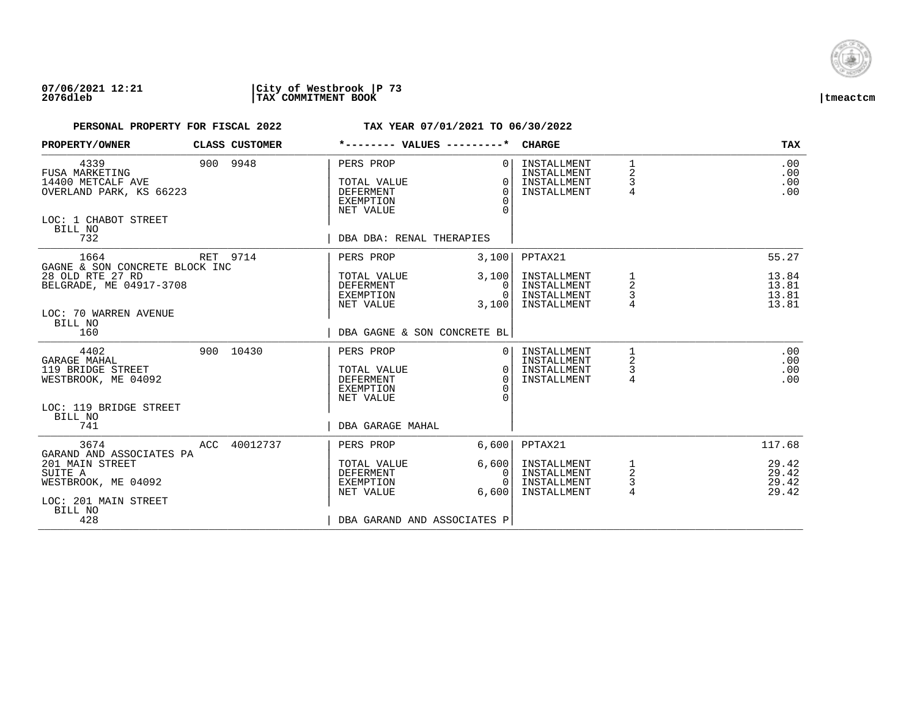07/06/2021 12:21 | City of Westbrook | P 73
2076dleb | TAX COMMITMENT BOOK | tmeactcm

**PERSONAL PROPERTY FOR FISCAL 2022** — **TAX YEAR 07/01/2021 TO 06/30/2022**

| PROPERTY/OWNER | CLASS | CUSTOMER | *-------- VALUES ---------* | | CHARGE | | TAX |
|---|---|---|---|---|---|---|---|
| 4339 | 900 | 9948 | PERS PROP | 0 | INSTALLMENT | 1 | .00 |
| FUSA MARKETING | | | | | INSTALLMENT | 2 | .00 |
| 14400 METCALF AVE | | | TOTAL VALUE | 0 | INSTALLMENT | 3 | .00 |
| OVERLAND PARK, KS 66223 | | | DEFERMENT | 0 | INSTALLMENT | 4 | .00 |
| | | | EXEMPTION | 0 | | | |
| | | | NET VALUE | 0 | | | |
| LOC: 1 CHABOT STREET | | | | | | | |
| BILL NO | | | | | | | |
| 732 | | | DBA DBA: RENAL THERAPIES | | | | |
| 1664 | RET | 9714 | PERS PROP | 3,100 | PPTAX21 | | 55.27 |
| GAGNE & SON CONCRETE BLOCK INC | | | | | | | |
| 28 OLD RTE 27 RD | | | TOTAL VALUE | 3,100 | INSTALLMENT | 1 | 13.84 |
| BELGRADE, ME 04917-3708 | | | DEFERMENT | 0 | INSTALLMENT | 2 | 13.81 |
| | | | EXEMPTION | 0 | INSTALLMENT | 3 | 13.81 |
| | | | NET VALUE | 3,100 | INSTALLMENT | 4 | 13.81 |
| LOC: 70 WARREN AVENUE | | | | | | | |
| BILL NO | | | | | | | |
| 160 | | | DBA GAGNE & SON CONCRETE BL | | | | |
| 4402 | 900 | 10430 | PERS PROP | 0 | INSTALLMENT | 1 | .00 |
| GARAGE MAHAL | | | | | INSTALLMENT | 2 | .00 |
| 119 BRIDGE STREET | | | TOTAL VALUE | 0 | INSTALLMENT | 3 | .00 |
| WESTBROOK, ME 04092 | | | DEFERMENT | 0 | INSTALLMENT | 4 | .00 |
| | | | EXEMPTION | 0 | | | |
| | | | NET VALUE | 0 | | | |
| LOC: 119 BRIDGE STREET | | | | | | | |
| BILL NO | | | | | | | |
| 741 | | | DBA GARAGE MAHAL | | | | |
| 3674 | ACC | 40012737 | PERS PROP | 6,600 | PPTAX21 | | 117.68 |
| GARAND AND ASSOCIATES PA | | | | | | | |
| 201 MAIN STREET | | | TOTAL VALUE | 6,600 | INSTALLMENT | 1 | 29.42 |
| SUITE A | | | DEFERMENT | 0 | INSTALLMENT | 2 | 29.42 |
| WESTBROOK, ME 04092 | | | EXEMPTION | 0 | INSTALLMENT | 3 | 29.42 |
| | | | NET VALUE | 6,600 | INSTALLMENT | 4 | 29.42 |
| LOC: 201 MAIN STREET | | | | | | | |
| BILL NO | | | | | | | |
| 428 | | | DBA GARAND AND ASSOCIATES P | | | | |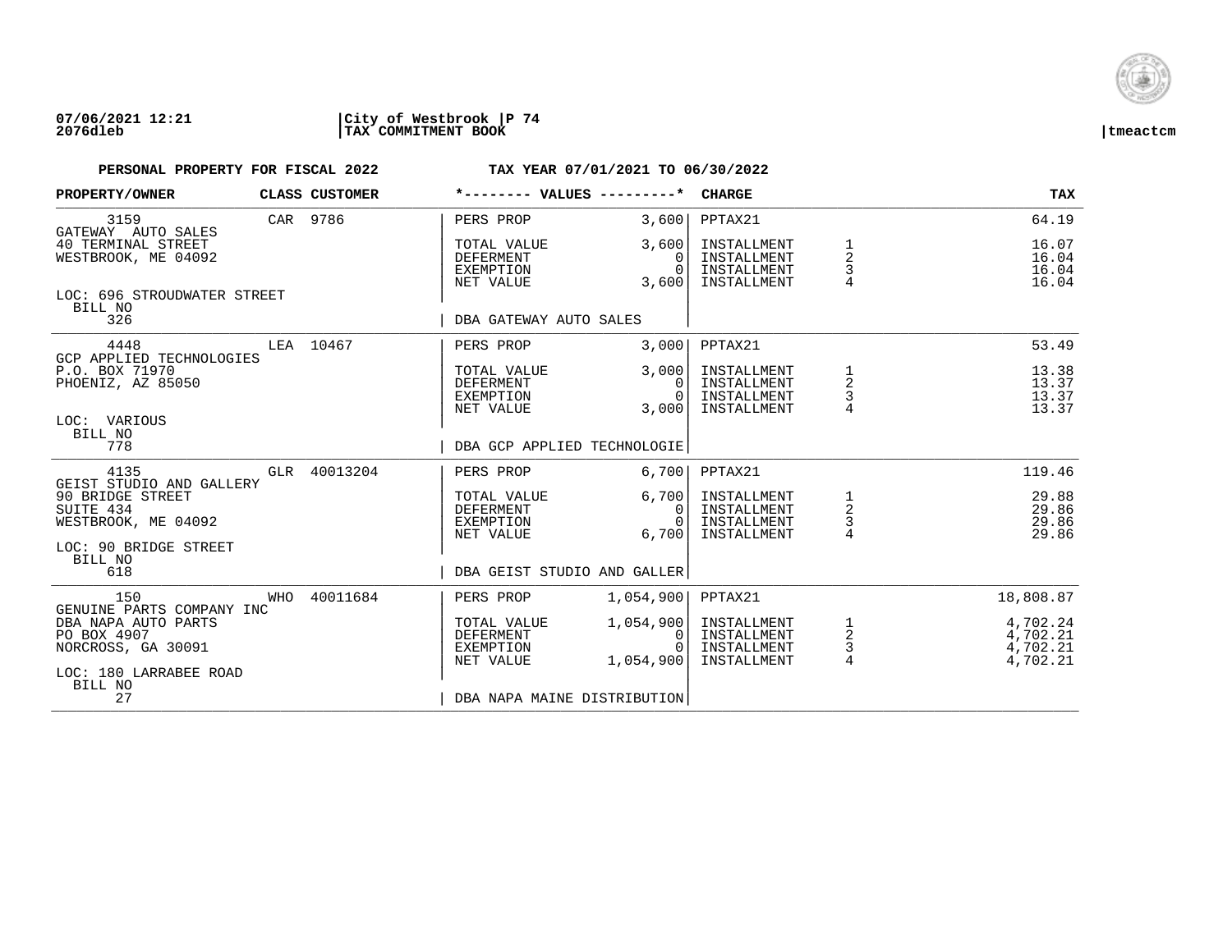07/06/2021 12:21 | City of Westbrook | P 74
2076dleb | TAX COMMITMENT BOOK | tmeactcm

**PERSONAL PROPERTY FOR FISCAL 2022** — **TAX YEAR 07/01/2021 TO 06/30/2022**

| PROPERTY/OWNER | CLASS | CUSTOMER | VALUES | | CHARGE | | TAX |
|---|---|---|---|---|---|---|---|
| 3159 | CAR | 9786 | PERS PROP | 3,600 | PPTAX21 | | 64.19 |
| GATEWAY AUTO SALES | | | | | | | |
| 40 TERMINAL STREET | | | TOTAL VALUE | 3,600 | INSTALLMENT | 1 | 16.07 |
| WESTBROOK, ME 04092 | | | DEFERMENT | 0 | INSTALLMENT | 2 | 16.04 |
| | | | EXEMPTION | 0 | INSTALLMENT | 3 | 16.04 |
| | | | NET VALUE | 3,600 | INSTALLMENT | 4 | 16.04 |
| LOC: 696 STROUDWATER STREET | | | | | | | |
| BILL NO 326 | | | DBA GATEWAY AUTO SALES | | | | |
| 4448 | LEA | 10467 | PERS PROP | 3,000 | PPTAX21 | | 53.49 |
| GCP APPLIED TECHNOLOGIES | | | | | | | |
| P.O. BOX 71970 | | | TOTAL VALUE | 3,000 | INSTALLMENT | 1 | 13.38 |
| PHOENIZ, AZ 85050 | | | DEFERMENT | 0 | INSTALLMENT | 2 | 13.37 |
| | | | EXEMPTION | 0 | INSTALLMENT | 3 | 13.37 |
| | | | NET VALUE | 3,000 | INSTALLMENT | 4 | 13.37 |
| LOC: VARIOUS | | | | | | | |
| BILL NO 778 | | | DBA GCP APPLIED TECHNOLOGIE | | | | |
| 4135 | GLR | 40013204 | PERS PROP | 6,700 | PPTAX21 | | 119.46 |
| GEIST STUDIO AND GALLERY | | | | | | | |
| 90 BRIDGE STREET | | | TOTAL VALUE | 6,700 | INSTALLMENT | 1 | 29.88 |
| SUITE 434 | | | DEFERMENT | 0 | INSTALLMENT | 2 | 29.86 |
| WESTBROOK, ME 04092 | | | EXEMPTION | 0 | INSTALLMENT | 3 | 29.86 |
| | | | NET VALUE | 6,700 | INSTALLMENT | 4 | 29.86 |
| LOC: 90 BRIDGE STREET | | | | | | | |
| BILL NO 618 | | | DBA GEIST STUDIO AND GALLER | | | | |
| 150 | WHO | 40011684 | PERS PROP | 1,054,900 | PPTAX21 | | 18,808.87 |
| GENUINE PARTS COMPANY INC | | | | | | | |
| DBA NAPA AUTO PARTS | | | TOTAL VALUE | 1,054,900 | INSTALLMENT | 1 | 4,702.24 |
| PO BOX 4907 | | | DEFERMENT | 0 | INSTALLMENT | 2 | 4,702.21 |
| NORCROSS, GA 30091 | | | EXEMPTION | 0 | INSTALLMENT | 3 | 4,702.21 |
| | | | NET VALUE | 1,054,900 | INSTALLMENT | 4 | 4,702.21 |
| LOC: 180 LARRABEE ROAD | | | | | | | |
| BILL NO 27 | | | DBA NAPA MAINE DISTRIBUTION | | | | |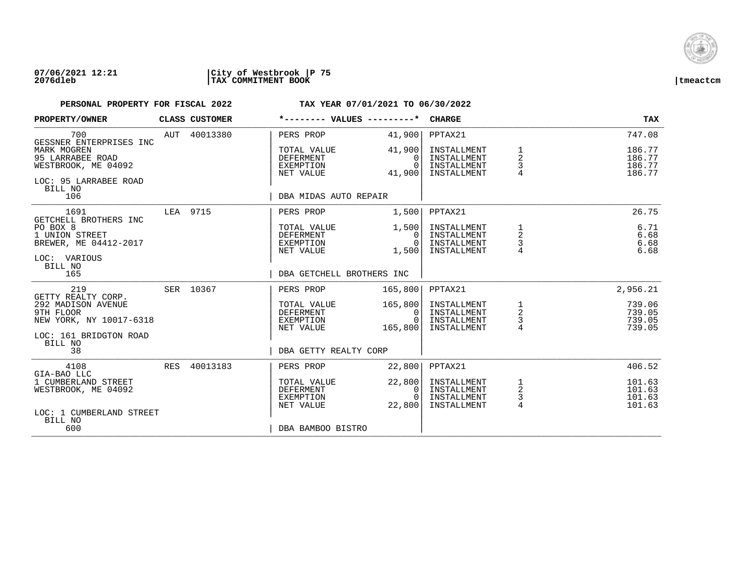07/06/2021 12:21 | City of Westbrook | P 75
2076dleb | TAX COMMITMENT BOOK | tmeactcm

**PERSONAL PROPERTY FOR FISCAL 2022** — **TAX YEAR 07/01/2021 TO 06/30/2022**

| PROPERTY/OWNER | CLASS | CUSTOMER | VALUES | | CHARGE | | TAX |
|---|---|---|---|---|---|---|---|
| 700 | AUT | 40013380 | PERS PROP | 41,900 | PPTAX21 | | 747.08 |
| GESSNER ENTERPRISES INC | | | | | | | |
| MARK MOGREN | | | TOTAL VALUE | 41,900 | INSTALLMENT | 1 | 186.77 |
| 95 LARRABEE ROAD | | | DEFERMENT | 0 | INSTALLMENT | 2 | 186.77 |
| WESTBROOK, ME 04092 | | | EXEMPTION | 0 | INSTALLMENT | 3 | 186.77 |
| | | | NET VALUE | 41,900 | INSTALLMENT | 4 | 186.77 |
| LOC: 95 LARRABEE ROAD | | | | | | | |
| BILL NO 106 | | | DBA MIDAS AUTO REPAIR | | | | |
| 1691 | LEA | 9715 | PERS PROP | 1,500 | PPTAX21 | | 26.75 |
| GETCHELL BROTHERS INC | | | | | | | |
| PO BOX 8 | | | TOTAL VALUE | 1,500 | INSTALLMENT | 1 | 6.71 |
| 1 UNION STREET | | | DEFERMENT | 0 | INSTALLMENT | 2 | 6.68 |
| BREWER, ME 04412-2017 | | | EXEMPTION | 0 | INSTALLMENT | 3 | 6.68 |
| | | | NET VALUE | 1,500 | INSTALLMENT | 4 | 6.68 |
| LOC: VARIOUS | | | | | | | |
| BILL NO 165 | | | DBA GETCHELL BROTHERS INC | | | | |
| 219 | SER | 10367 | PERS PROP | 165,800 | PPTAX21 | | 2,956.21 |
| GETTY REALTY CORP. | | | | | | | |
| 292 MADISON AVENUE | | | TOTAL VALUE | 165,800 | INSTALLMENT | 1 | 739.06 |
| 9TH FLOOR | | | DEFERMENT | 0 | INSTALLMENT | 2 | 739.05 |
| NEW YORK, NY 10017-6318 | | | EXEMPTION | 0 | INSTALLMENT | 3 | 739.05 |
| | | | NET VALUE | 165,800 | INSTALLMENT | 4 | 739.05 |
| LOC: 161 BRIDGTON ROAD | | | | | | | |
| BILL NO 38 | | | DBA GETTY REALTY CORP | | | | |
| 4108 | RES | 40013183 | PERS PROP | 22,800 | PPTAX21 | | 406.52 |
| GIA-BAO LLC | | | | | | | |
| 1 CUMBERLAND STREET | | | TOTAL VALUE | 22,800 | INSTALLMENT | 1 | 101.63 |
| WESTBROOK, ME 04092 | | | DEFERMENT | 0 | INSTALLMENT | 2 | 101.63 |
| | | | EXEMPTION | 0 | INSTALLMENT | 3 | 101.63 |
| | | | NET VALUE | 22,800 | INSTALLMENT | 4 | 101.63 |
| LOC: 1 CUMBERLAND STREET | | | | | | | |
| BILL NO 600 | | | DBA BAMBOO BISTRO | | | | |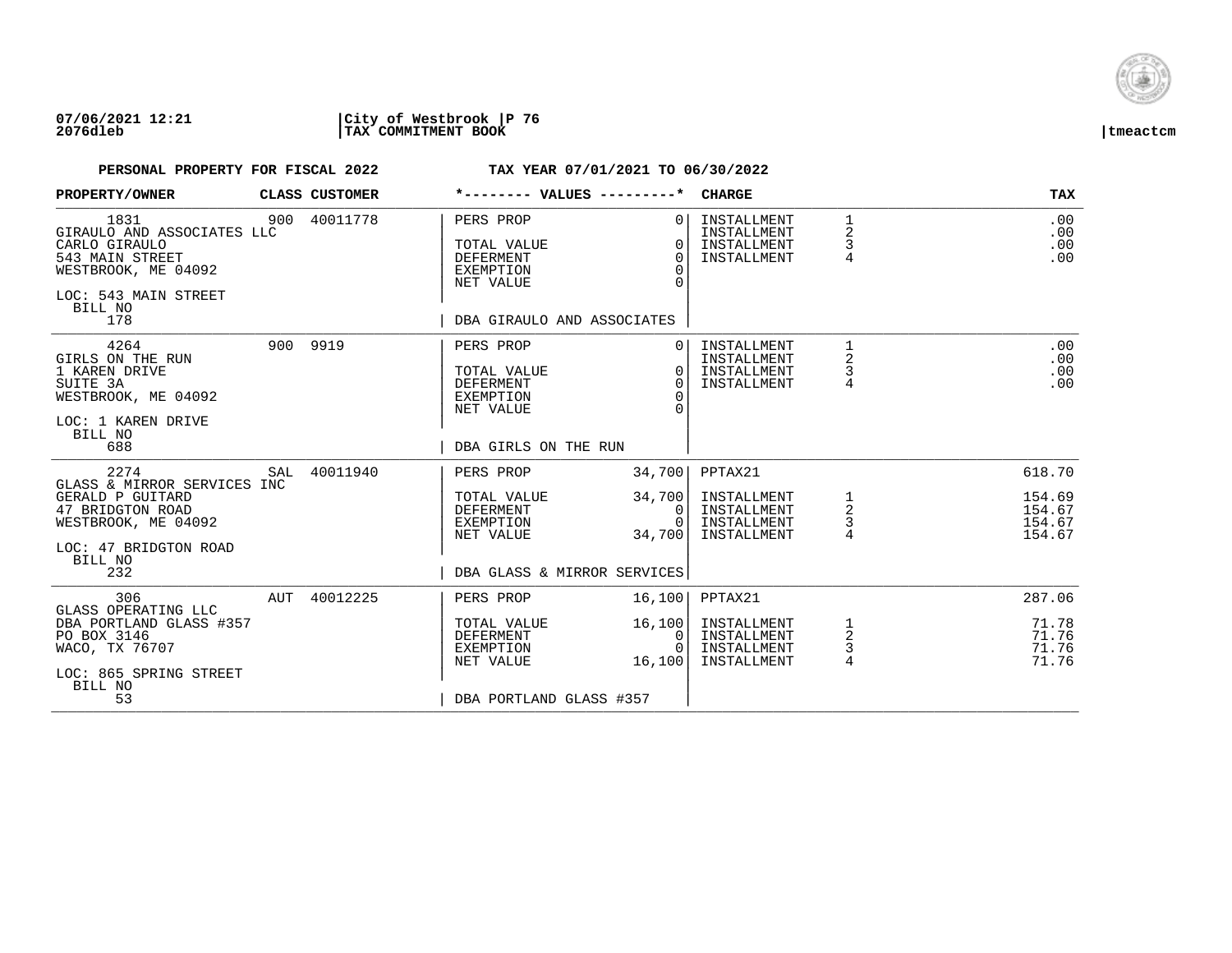**07/06/2021 12:21** |**City of Westbrook** |**P 76**
**2076dleb** |**TAX COMMITMENT BOOK** |**tmeactcm**

**PERSONAL PROPERTY FOR FISCAL 2022** **TAX YEAR 07/01/2021 TO 06/30/2022**

| PROPERTY/OWNER | CLASS | CUSTOMER | *-------- VALUES ---------* | | CHARGE | | TAX |
|---|---|---|---|---|---|---|---|
| 1831 | 900 | 40011778 | PERS PROP | 0 | INSTALLMENT | 1 | .00 |
| GIRAULO AND ASSOCIATES LLC | | | | | INSTALLMENT | 2 | .00 |
| CARLO GIRAULO | | | TOTAL VALUE | 0 | INSTALLMENT | 3 | .00 |
| 543 MAIN STREET | | | DEFERMENT | 0 | INSTALLMENT | 4 | .00 |
| WESTBROOK, ME 04092 | | | EXEMPTION | 0 | | | |
| | | | NET VALUE | 0 | | | |
| LOC: 543 MAIN STREET | | | | | | | |
| BILL NO | | | | | | | |
| 178 | | | DBA GIRAULO AND ASSOCIATES | | | | |
| 4264 | 900 | 9919 | PERS PROP | 0 | INSTALLMENT | 1 | .00 |
| GIRLS ON THE RUN | | | | | INSTALLMENT | 2 | .00 |
| 1 KAREN DRIVE | | | TOTAL VALUE | 0 | INSTALLMENT | 3 | .00 |
| SUITE 3A | | | DEFERMENT | 0 | INSTALLMENT | 4 | .00 |
| WESTBROOK, ME 04092 | | | EXEMPTION | 0 | | | |
| | | | NET VALUE | 0 | | | |
| LOC: 1 KAREN DRIVE | | | | | | | |
| BILL NO | | | | | | | |
| 688 | | | DBA GIRLS ON THE RUN | | | | |
| 2274 | SAL | 40011940 | PERS PROP | 34,700 | PPTAX21 | | 618.70 |
| GLASS & MIRROR SERVICES INC | | | | | | | |
| GERALD P GUITARD | | | TOTAL VALUE | 34,700 | INSTALLMENT | 1 | 154.69 |
| 47 BRIDGTON ROAD | | | DEFERMENT | 0 | INSTALLMENT | 2 | 154.67 |
| WESTBROOK, ME 04092 | | | EXEMPTION | 0 | INSTALLMENT | 3 | 154.67 |
| | | | NET VALUE | 34,700 | INSTALLMENT | 4 | 154.67 |
| LOC: 47 BRIDGTON ROAD | | | | | | | |
| BILL NO | | | | | | | |
| 232 | | | DBA GLASS & MIRROR SERVICES | | | | |
| 306 | AUT | 40012225 | PERS PROP | 16,100 | PPTAX21 | | 287.06 |
| GLASS OPERATING LLC | | | | | | | |
| DBA PORTLAND GLASS #357 | | | TOTAL VALUE | 16,100 | INSTALLMENT | 1 | 71.78 |
| PO BOX 3146 | | | DEFERMENT | 0 | INSTALLMENT | 2 | 71.76 |
| WACO, TX 76707 | | | EXEMPTION | 0 | INSTALLMENT | 3 | 71.76 |
| | | | NET VALUE | 16,100 | INSTALLMENT | 4 | 71.76 |
| LOC: 865 SPRING STREET | | | | | | | |
| BILL NO | | | | | | | |
| 53 | | | DBA PORTLAND GLASS #357 | | | | |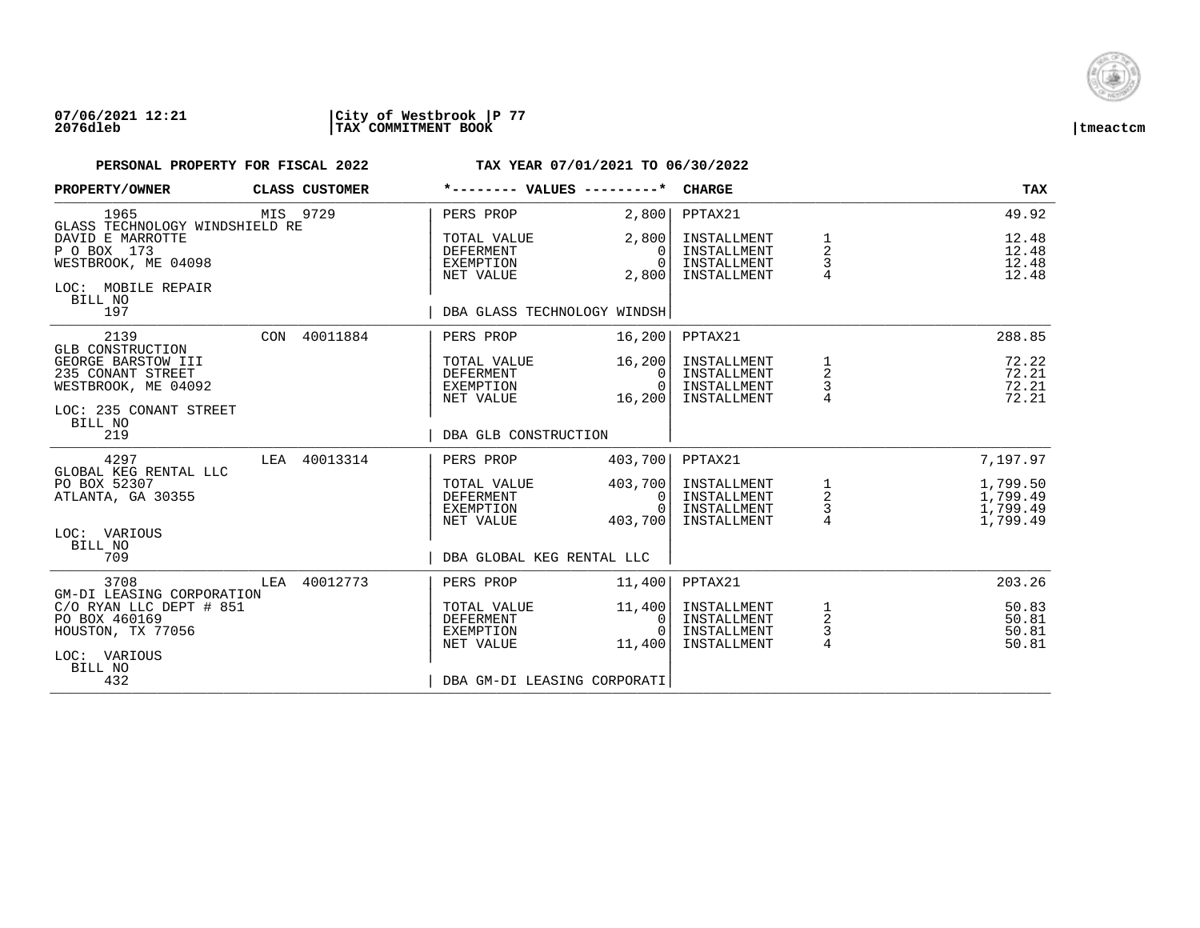07/06/2021 12:21 | City of Westbrook | P 77
2076dleb | TAX COMMITMENT BOOK | tmeactcm

**PERSONAL PROPERTY FOR FISCAL 2022** **TAX YEAR 07/01/2021 TO 06/30/2022**

| PROPERTY/OWNER | CLASS | CUSTOMER | *-------- VALUES ---------* | | CHARGE | | TAX |
|---|---|---|---|---|---|---|---|
| 1965 | MIS | 9729 | PERS PROP | 2,800 | PPTAX21 | | 49.92 |
| GLASS TECHNOLOGY WINDSHIELD RE | | | | | | | |
| DAVID E MARROTTE | | | TOTAL VALUE | 2,800 | INSTALLMENT | 1 | 12.48 |
| P O BOX 173 | | | DEFERMENT | 0 | INSTALLMENT | 2 | 12.48 |
| WESTBROOK, ME 04098 | | | EXEMPTION | 0 | INSTALLMENT | 3 | 12.48 |
| | | | NET VALUE | 2,800 | INSTALLMENT | 4 | 12.48 |
| LOC: MOBILE REPAIR | | | | | | | |
| BILL NO 197 | | | DBA GLASS TECHNOLOGY WINDSH | | | | |
| 2139 | CON | 40011884 | PERS PROP | 16,200 | PPTAX21 | | 288.85 |
| GLB CONSTRUCTION | | | | | | | |
| GEORGE BARSTOW III | | | TOTAL VALUE | 16,200 | INSTALLMENT | 1 | 72.22 |
| 235 CONANT STREET | | | DEFERMENT | 0 | INSTALLMENT | 2 | 72.21 |
| WESTBROOK, ME 04092 | | | EXEMPTION | 0 | INSTALLMENT | 3 | 72.21 |
| | | | NET VALUE | 16,200 | INSTALLMENT | 4 | 72.21 |
| LOC: 235 CONANT STREET | | | | | | | |
| BILL NO 219 | | | DBA GLB CONSTRUCTION | | | | |
| 4297 | LEA | 40013314 | PERS PROP | 403,700 | PPTAX21 | | 7,197.97 |
| GLOBAL KEG RENTAL LLC | | | | | | | |
| PO BOX 52307 | | | TOTAL VALUE | 403,700 | INSTALLMENT | 1 | 1,799.50 |
| ATLANTA, GA 30355 | | | DEFERMENT | 0 | INSTALLMENT | 2 | 1,799.49 |
| | | | EXEMPTION | 0 | INSTALLMENT | 3 | 1,799.49 |
| | | | NET VALUE | 403,700 | INSTALLMENT | 4 | 1,799.49 |
| LOC: VARIOUS | | | | | | | |
| BILL NO 709 | | | DBA GLOBAL KEG RENTAL LLC | | | | |
| 3708 | LEA | 40012773 | PERS PROP | 11,400 | PPTAX21 | | 203.26 |
| GM-DI LEASING CORPORATION | | | | | | | |
| C/O RYAN LLC DEPT # 851 | | | TOTAL VALUE | 11,400 | INSTALLMENT | 1 | 50.83 |
| PO BOX 460169 | | | DEFERMENT | 0 | INSTALLMENT | 2 | 50.81 |
| HOUSTON, TX 77056 | | | EXEMPTION | 0 | INSTALLMENT | 3 | 50.81 |
| | | | NET VALUE | 11,400 | INSTALLMENT | 4 | 50.81 |
| LOC: VARIOUS | | | | | | | |
| BILL NO 432 | | | DBA GM-DI LEASING CORPORATI | | | | |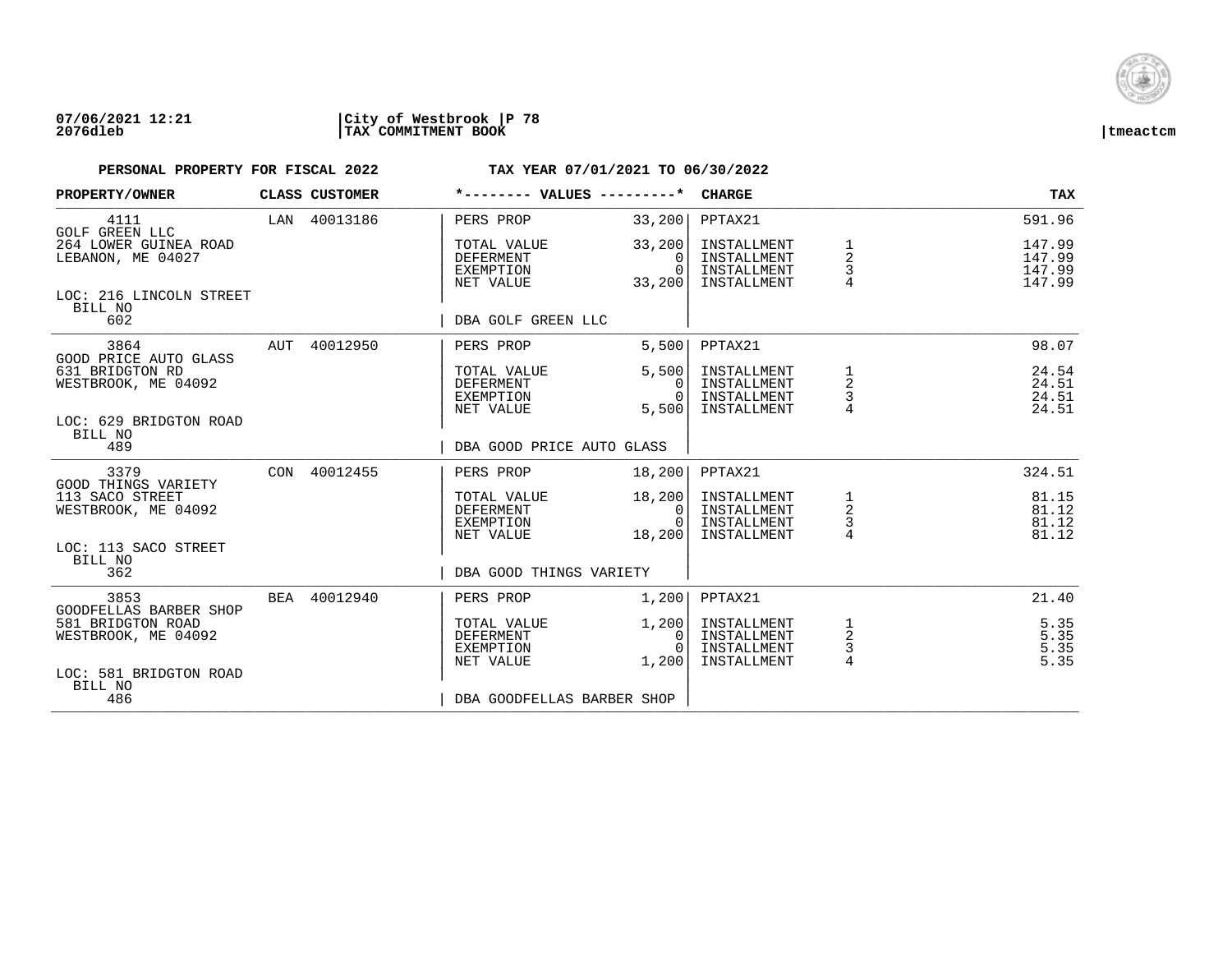**PERSONAL PROPERTY FOR FISCAL 2022** — **TAX YEAR 07/01/2021 TO 06/30/2022**

| PROPERTY/OWNER | CLASS | CUSTOMER | *-------- VALUES ---------* | | CHARGE | | TAX |
|---|---|---|---|---|---|---|---|
| 4111 | LAN | 40013186 | PERS PROP | 33,200 | PPTAX21 | | 591.96 |
| GOLF GREEN LLC | | | | | | | |
| 264 LOWER GUINEA ROAD | | | TOTAL VALUE | 33,200 | INSTALLMENT | 1 | 147.99 |
| LEBANON, ME 04027 | | | DEFERMENT | 0 | INSTALLMENT | 2 | 147.99 |
| | | | EXEMPTION | 0 | INSTALLMENT | 3 | 147.99 |
| | | | NET VALUE | 33,200 | INSTALLMENT | 4 | 147.99 |
| LOC: 216 LINCOLN STREET | | | | | | | |
| BILL NO 602 | | | DBA GOLF GREEN LLC | | | | |
| 3864 | AUT | 40012950 | PERS PROP | 5,500 | PPTAX21 | | 98.07 |
| GOOD PRICE AUTO GLASS | | | | | | | |
| 631 BRIDGTON RD | | | TOTAL VALUE | 5,500 | INSTALLMENT | 1 | 24.54 |
| WESTBROOK, ME 04092 | | | DEFERMENT | 0 | INSTALLMENT | 2 | 24.51 |
| | | | EXEMPTION | 0 | INSTALLMENT | 3 | 24.51 |
| | | | NET VALUE | 5,500 | INSTALLMENT | 4 | 24.51 |
| LOC: 629 BRIDGTON ROAD | | | | | | | |
| BILL NO 489 | | | DBA GOOD PRICE AUTO GLASS | | | | |
| 3379 | CON | 40012455 | PERS PROP | 18,200 | PPTAX21 | | 324.51 |
| GOOD THINGS VARIETY | | | | | | | |
| 113 SACO STREET | | | TOTAL VALUE | 18,200 | INSTALLMENT | 1 | 81.15 |
| WESTBROOK, ME 04092 | | | DEFERMENT | 0 | INSTALLMENT | 2 | 81.12 |
| | | | EXEMPTION | 0 | INSTALLMENT | 3 | 81.12 |
| | | | NET VALUE | 18,200 | INSTALLMENT | 4 | 81.12 |
| LOC: 113 SACO STREET | | | | | | | |
| BILL NO 362 | | | DBA GOOD THINGS VARIETY | | | | |
| 3853 | BEA | 40012940 | PERS PROP | 1,200 | PPTAX21 | | 21.40 |
| GOODFELLAS BARBER SHOP | | | | | | | |
| 581 BRIDGTON ROAD | | | TOTAL VALUE | 1,200 | INSTALLMENT | 1 | 5.35 |
| WESTBROOK, ME 04092 | | | DEFERMENT | 0 | INSTALLMENT | 2 | 5.35 |
| | | | EXEMPTION | 0 | INSTALLMENT | 3 | 5.35 |
| | | | NET VALUE | 1,200 | INSTALLMENT | 4 | 5.35 |
| LOC: 581 BRIDGTON ROAD | | | | | | | |
| BILL NO 486 | | | DBA GOODFELLAS BARBER SHOP | | | | |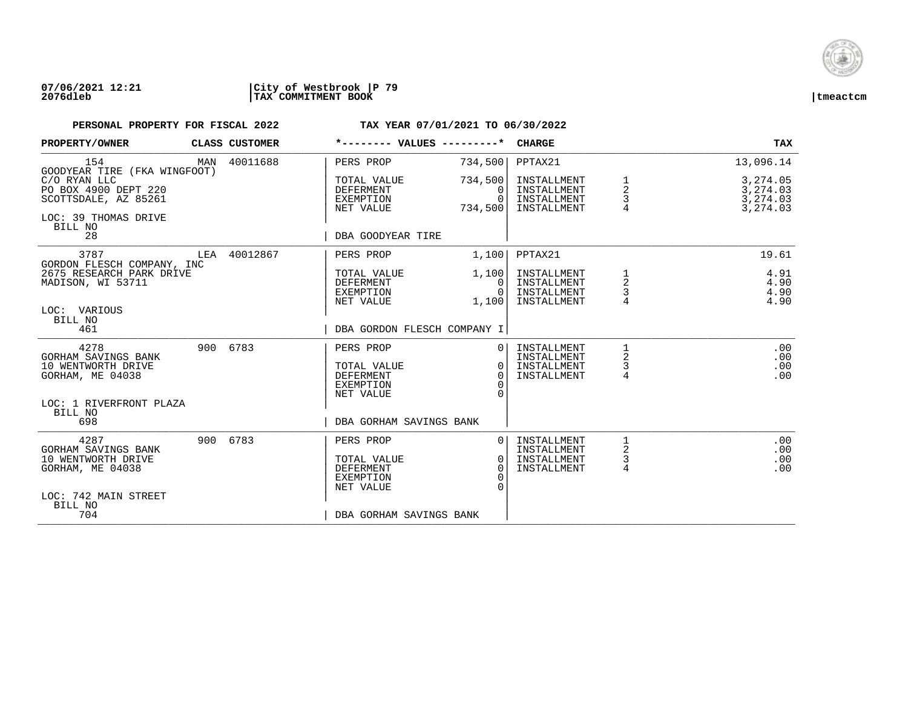**07/06/2021 12:21** | **City of Westbrook** | **P 79**
**2076dleb** | **TAX COMMITMENT BOOK** | **tmeactcm**

**PERSONAL PROPERTY FOR FISCAL 2022** — **TAX YEAR 07/01/2021 TO 06/30/2022**

| PROPERTY/OWNER | CLASS | CUSTOMER | *-------- VALUES ---------* | | CHARGE | | TAX |
|---|---|---|---|---|---|---|---|
| 154 | MAN | 40011688 | PERS PROP | 734,500 | PPTAX21 | | 13,096.14 |
| GOODYEAR TIRE (FKA WINGFOOT) | | | | | | | |
| C/O RYAN LLC | | | TOTAL VALUE | 734,500 | INSTALLMENT | 1 | 3,274.05 |
| PO BOX 4900 DEPT 220 | | | DEFERMENT | 0 | INSTALLMENT | 2 | 3,274.03 |
| SCOTTSDALE, AZ 85261 | | | EXEMPTION | 0 | INSTALLMENT | 3 | 3,274.03 |
| | | | NET VALUE | 734,500 | INSTALLMENT | 4 | 3,274.03 |
| LOC: 39 THOMAS DRIVE | | | | | | | |
| BILL NO 28 | | | DBA GOODYEAR TIRE | | | | |
| 3787 | LEA | 40012867 | PERS PROP | 1,100 | PPTAX21 | | 19.61 |
| GORDON FLESCH COMPANY, INC | | | | | | | |
| 2675 RESEARCH PARK DRIVE | | | TOTAL VALUE | 1,100 | INSTALLMENT | 1 | 4.91 |
| MADISON, WI 53711 | | | DEFERMENT | 0 | INSTALLMENT | 2 | 4.90 |
| | | | EXEMPTION | 0 | INSTALLMENT | 3 | 4.90 |
| | | | NET VALUE | 1,100 | INSTALLMENT | 4 | 4.90 |
| LOC: VARIOUS | | | | | | | |
| BILL NO 461 | | | DBA GORDON FLESCH COMPANY I | | | | |
| 4278 | 900 | 6783 | PERS PROP | 0 | INSTALLMENT | 1 | .00 |
| GORHAM SAVINGS BANK | | | | | INSTALLMENT | 2 | .00 |
| 10 WENTWORTH DRIVE | | | TOTAL VALUE | 0 | INSTALLMENT | 3 | .00 |
| GORHAM, ME 04038 | | | DEFERMENT | 0 | INSTALLMENT | 4 | .00 |
| | | | EXEMPTION | 0 | | | |
| | | | NET VALUE | 0 | | | |
| LOC: 1 RIVERFRONT PLAZA | | | | | | | |
| BILL NO 698 | | | DBA GORHAM SAVINGS BANK | | | | |
| 4287 | 900 | 6783 | PERS PROP | 0 | INSTALLMENT | 1 | .00 |
| GORHAM SAVINGS BANK | | | | | INSTALLMENT | 2 | .00 |
| 10 WENTWORTH DRIVE | | | TOTAL VALUE | 0 | INSTALLMENT | 3 | .00 |
| GORHAM, ME 04038 | | | DEFERMENT | 0 | INSTALLMENT | 4 | .00 |
| | | | EXEMPTION | 0 | | | |
| | | | NET VALUE | 0 | | | |
| LOC: 742 MAIN STREET | | | | | | | |
| BILL NO 704 | | | DBA GORHAM SAVINGS BANK | | | | |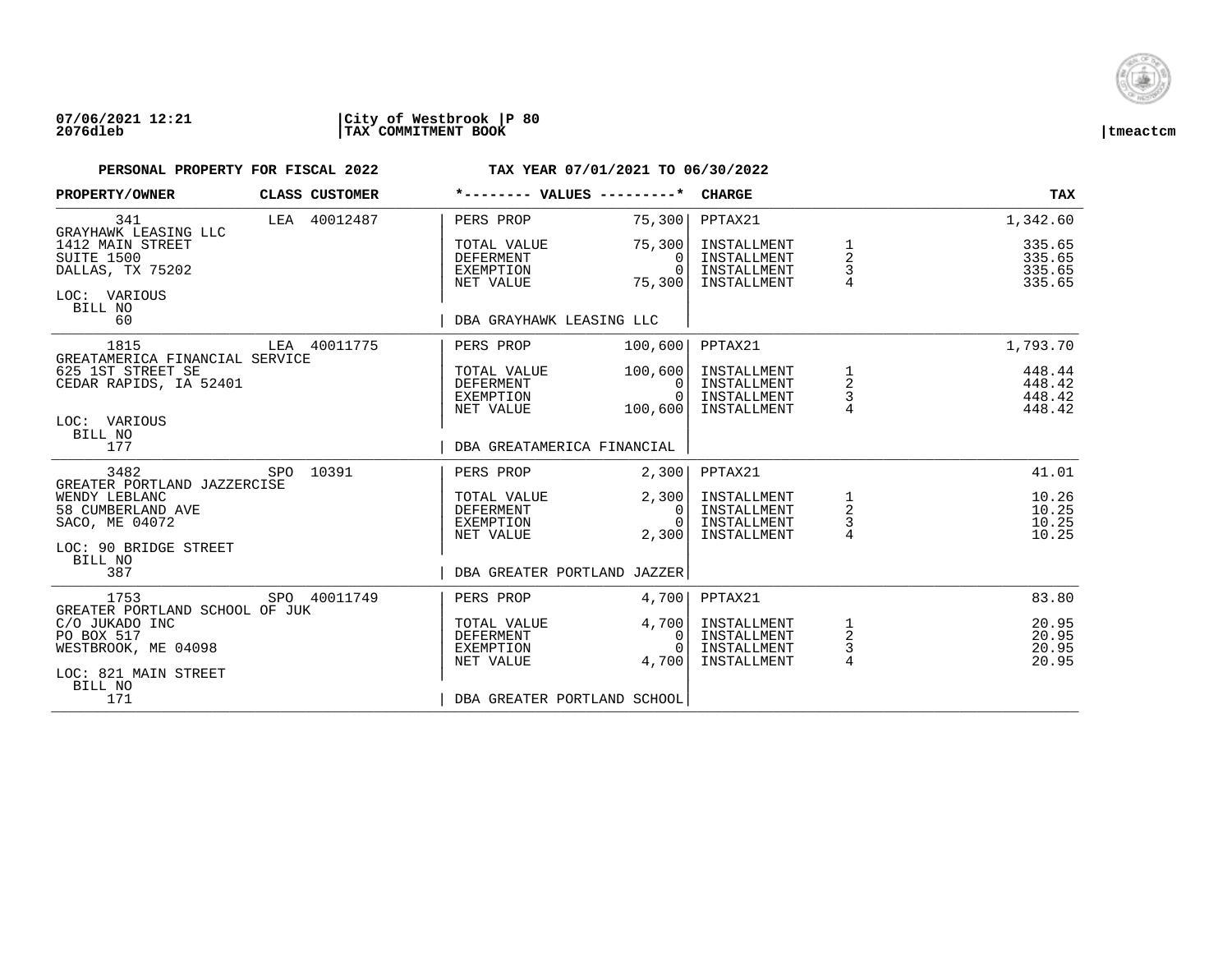07/06/2021 12:21 | City of Westbrook | P 80
2076dleb | TAX COMMITMENT BOOK | tmeactcm

**PERSONAL PROPERTY FOR FISCAL 2022** — **TAX YEAR 07/01/2021 TO 06/30/2022**

| PROPERTY/OWNER | CLASS | CUSTOMER | VALUES | | CHARGE | | TAX |
|---|---|---|---|---|---|---|---|
| 341 | LEA | 40012487 | PERS PROP | 75,300 | PPTAX21 | | 1,342.60 |
| GRAYHAWK LEASING LLC | | | | | | | |
| 1412 MAIN STREET | | | TOTAL VALUE | 75,300 | INSTALLMENT | 1 | 335.65 |
| SUITE 1500 | | | DEFERMENT | 0 | INSTALLMENT | 2 | 335.65 |
| DALLAS, TX 75202 | | | EXEMPTION | 0 | INSTALLMENT | 3 | 335.65 |
| | | | NET VALUE | 75,300 | INSTALLMENT | 4 | 335.65 |
| LOC: VARIOUS | | | | | | | |
| BILL NO 60 | | | DBA GRAYHAWK LEASING LLC | | | | |
| 1815 | LEA | 40011775 | PERS PROP | 100,600 | PPTAX21 | | 1,793.70 |
| GREATAMERICA FINANCIAL SERVICE | | | | | | | |
| 625 1ST STREET SE | | | TOTAL VALUE | 100,600 | INSTALLMENT | 1 | 448.44 |
| CEDAR RAPIDS, IA 52401 | | | DEFERMENT | 0 | INSTALLMENT | 2 | 448.42 |
| | | | EXEMPTION | 0 | INSTALLMENT | 3 | 448.42 |
| | | | NET VALUE | 100,600 | INSTALLMENT | 4 | 448.42 |
| LOC: VARIOUS | | | | | | | |
| BILL NO 177 | | | DBA GREATAMERICA FINANCIAL | | | | |
| 3482 | SPO | 10391 | PERS PROP | 2,300 | PPTAX21 | | 41.01 |
| GREATER PORTLAND JAZZERCISE | | | | | | | |
| WENDY LEBLANC | | | TOTAL VALUE | 2,300 | INSTALLMENT | 1 | 10.26 |
| 58 CUMBERLAND AVE | | | DEFERMENT | 0 | INSTALLMENT | 2 | 10.25 |
| SACO, ME 04072 | | | EXEMPTION | 0 | INSTALLMENT | 3 | 10.25 |
| | | | NET VALUE | 2,300 | INSTALLMENT | 4 | 10.25 |
| LOC: 90 BRIDGE STREET | | | | | | | |
| BILL NO 387 | | | DBA GREATER PORTLAND JAZZER | | | | |
| 1753 | SPO | 40011749 | PERS PROP | 4,700 | PPTAX21 | | 83.80 |
| GREATER PORTLAND SCHOOL OF JUK | | | | | | | |
| C/O JUKADO INC | | | TOTAL VALUE | 4,700 | INSTALLMENT | 1 | 20.95 |
| PO BOX 517 | | | DEFERMENT | 0 | INSTALLMENT | 2 | 20.95 |
| WESTBROOK, ME 04098 | | | EXEMPTION | 0 | INSTALLMENT | 3 | 20.95 |
| | | | NET VALUE | 4,700 | INSTALLMENT | 4 | 20.95 |
| LOC: 821 MAIN STREET | | | | | | | |
| BILL NO 171 | | | DBA GREATER PORTLAND SCHOOL | | | | |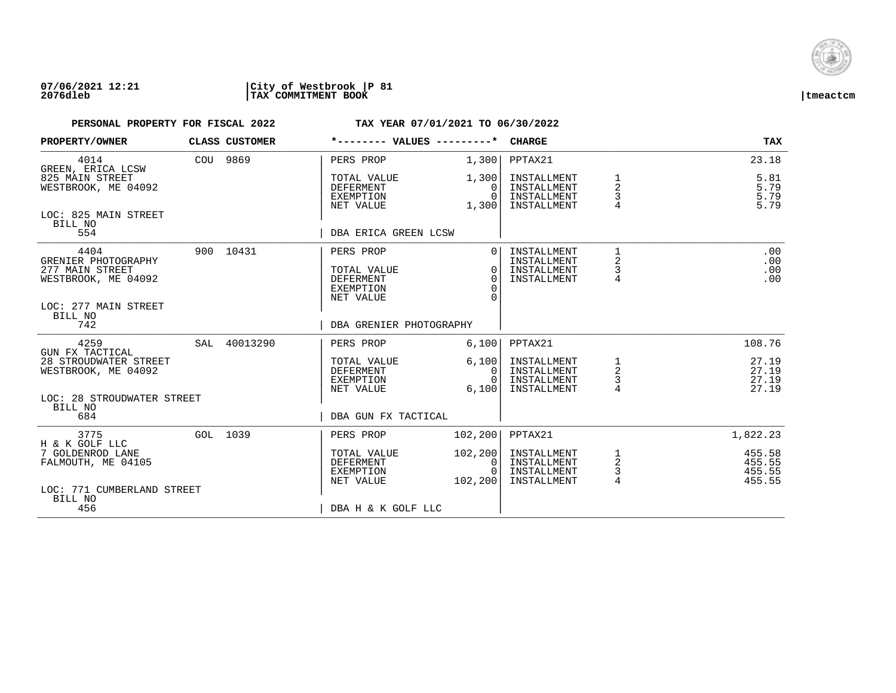07/06/2021 12:21 | City of Westbrook | P 81
2076dleb | TAX COMMITMENT BOOK | tmeactcm

**PERSONAL PROPERTY FOR FISCAL 2022** — **TAX YEAR 07/01/2021 TO 06/30/2022**

| PROPERTY/OWNER | CLASS | CUSTOMER | VALUES | | CHARGE | | TAX |
|---|---|---|---|---|---|---|---|
| 4014 | COU | 9869 | PERS PROP | 1,300 | PPTAX21 | | 23.18 |
| GREEN, ERICA LCSW | | | | | | | |
| 825 MAIN STREET | | | TOTAL VALUE | 1,300 | INSTALLMENT | 1 | 5.81 |
| WESTBROOK, ME 04092 | | | DEFERMENT | 0 | INSTALLMENT | 2 | 5.79 |
| | | | EXEMPTION | 0 | INSTALLMENT | 3 | 5.79 |
| | | | NET VALUE | 1,300 | INSTALLMENT | 4 | 5.79 |
| LOC: 825 MAIN STREET | | | | | | | |
| BILL NO 554 | | | DBA ERICA GREEN LCSW | | | | |
| 4404 | 900 | 10431 | PERS PROP | 0 | INSTALLMENT | 1 | .00 |
| GRENIER PHOTOGRAPHY | | | | | INSTALLMENT | 2 | .00 |
| 277 MAIN STREET | | | TOTAL VALUE | 0 | INSTALLMENT | 3 | .00 |
| WESTBROOK, ME 04092 | | | DEFERMENT | 0 | INSTALLMENT | 4 | .00 |
| | | | EXEMPTION | 0 | | | |
| | | | NET VALUE | 0 | | | |
| LOC: 277 MAIN STREET | | | | | | | |
| BILL NO 742 | | | DBA GRENIER PHOTOGRAPHY | | | | |
| 4259 | SAL | 40013290 | PERS PROP | 6,100 | PPTAX21 | | 108.76 |
| GUN FX TACTICAL | | | | | | | |
| 28 STROUDWATER STREET | | | TOTAL VALUE | 6,100 | INSTALLMENT | 1 | 27.19 |
| WESTBROOK, ME 04092 | | | DEFERMENT | 0 | INSTALLMENT | 2 | 27.19 |
| | | | EXEMPTION | 0 | INSTALLMENT | 3 | 27.19 |
| | | | NET VALUE | 6,100 | INSTALLMENT | 4 | 27.19 |
| LOC: 28 STROUDWATER STREET | | | | | | | |
| BILL NO 684 | | | DBA GUN FX TACTICAL | | | | |
| 3775 | GOL | 1039 | PERS PROP | 102,200 | PPTAX21 | | 1,822.23 |
| H & K GOLF LLC | | | | | | | |
| 7 GOLDENROD LANE | | | TOTAL VALUE | 102,200 | INSTALLMENT | 1 | 455.58 |
| FALMOUTH, ME 04105 | | | DEFERMENT | 0 | INSTALLMENT | 2 | 455.55 |
| | | | EXEMPTION | 0 | INSTALLMENT | 3 | 455.55 |
| | | | NET VALUE | 102,200 | INSTALLMENT | 4 | 455.55 |
| LOC: 771 CUMBERLAND STREET | | | | | | | |
| BILL NO 456 | | | DBA H & K GOLF LLC | | | | |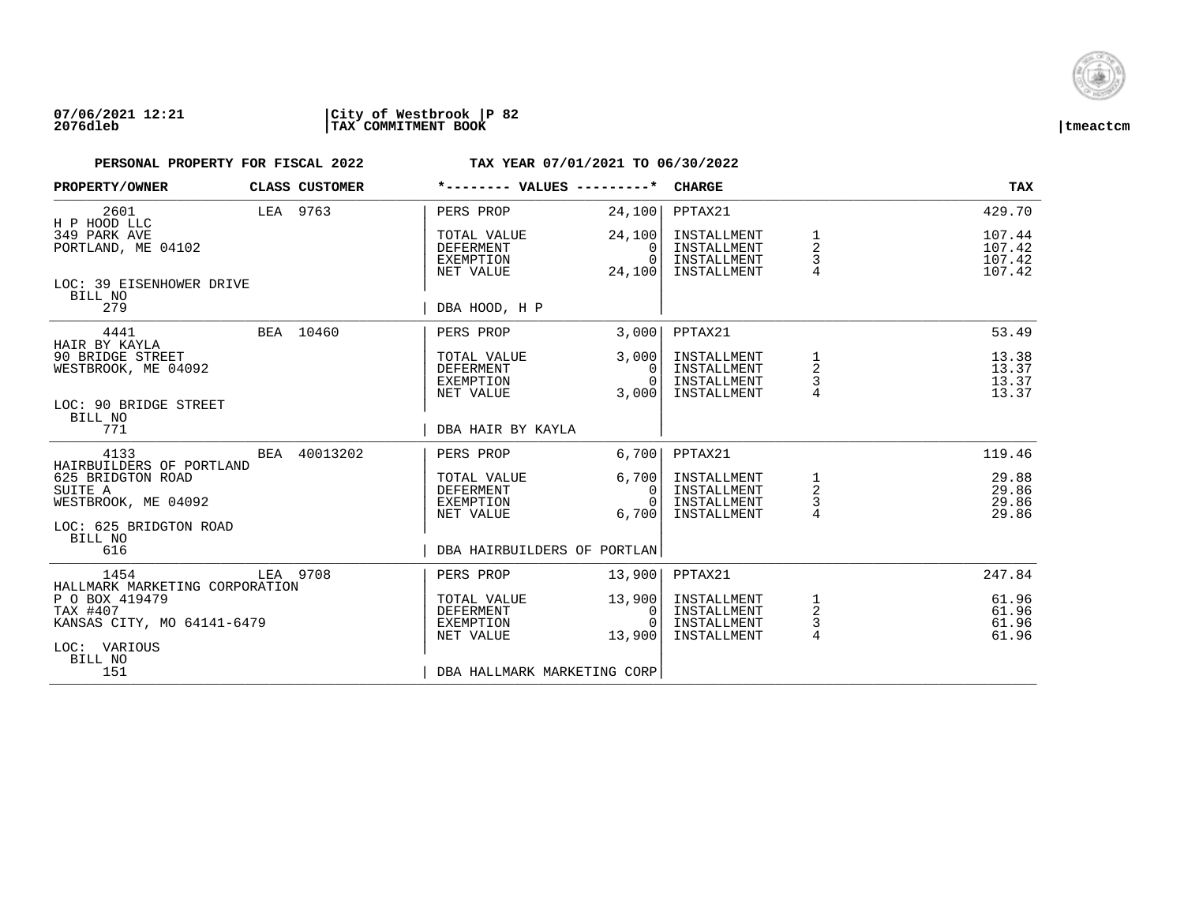**07/06/2021 12:21** | **City of Westbrook | P 82** | **tmeactcm**
**2076dleb** | **TAX COMMITMENT BOOK**

**PERSONAL PROPERTY FOR FISCAL 2022** **TAX YEAR 07/01/2021 TO 06/30/2022**

| PROPERTY/OWNER | CLASS | CUSTOMER | *-------- VALUES ---------* | | CHARGE | | TAX |
|---|---|---|---|---|---|---|---|
| 2601 | LEA | 9763 | PERS PROP | 24,100 | PPTAX21 | | 429.70 |
| H P HOOD LLC | | | | | | | |
| 349 PARK AVE | | | TOTAL VALUE | 24,100 | INSTALLMENT | 1 | 107.44 |
| PORTLAND, ME 04102 | | | DEFERMENT | 0 | INSTALLMENT | 2 | 107.42 |
| | | | EXEMPTION | 0 | INSTALLMENT | 3 | 107.42 |
| | | | NET VALUE | 24,100 | INSTALLMENT | 4 | 107.42 |
| LOC: 39 EISENHOWER DRIVE | | | | | | | |
| BILL NO | | | | | | | |
| 279 | | | DBA HOOD, H P | | | | |
| 4441 | BEA | 10460 | PERS PROP | 3,000 | PPTAX21 | | 53.49 |
| HAIR BY KAYLA | | | | | | | |
| 90 BRIDGE STREET | | | TOTAL VALUE | 3,000 | INSTALLMENT | 1 | 13.38 |
| WESTBROOK, ME 04092 | | | DEFERMENT | 0 | INSTALLMENT | 2 | 13.37 |
| | | | EXEMPTION | 0 | INSTALLMENT | 3 | 13.37 |
| | | | NET VALUE | 3,000 | INSTALLMENT | 4 | 13.37 |
| LOC: 90 BRIDGE STREET | | | | | | | |
| BILL NO | | | | | | | |
| 771 | | | DBA HAIR BY KAYLA | | | | |
| 4133 | BEA | 40013202 | PERS PROP | 6,700 | PPTAX21 | | 119.46 |
| HAIRBUILDERS OF PORTLAND | | | | | | | |
| 625 BRIDGTON ROAD | | | TOTAL VALUE | 6,700 | INSTALLMENT | 1 | 29.88 |
| SUITE A | | | DEFERMENT | 0 | INSTALLMENT | 2 | 29.86 |
| WESTBROOK, ME 04092 | | | EXEMPTION | 0 | INSTALLMENT | 3 | 29.86 |
| | | | NET VALUE | 6,700 | INSTALLMENT | 4 | 29.86 |
| LOC: 625 BRIDGTON ROAD | | | | | | | |
| BILL NO | | | | | | | |
| 616 | | | DBA HAIRBUILDERS OF PORTLAN | | | | |
| 1454 | LEA | 9708 | PERS PROP | 13,900 | PPTAX21 | | 247.84 |
| HALLMARK MARKETING CORPORATION | | | | | | | |
| P O BOX 419479 | | | TOTAL VALUE | 13,900 | INSTALLMENT | 1 | 61.96 |
| TAX #407 | | | DEFERMENT | 0 | INSTALLMENT | 2 | 61.96 |
| KANSAS CITY, MO 64141-6479 | | | EXEMPTION | 0 | INSTALLMENT | 3 | 61.96 |
| | | | NET VALUE | 13,900 | INSTALLMENT | 4 | 61.96 |
| LOC: VARIOUS | | | | | | | |
| BILL NO | | | | | | | |
| 151 | | | DBA HALLMARK MARKETING CORP | | | | |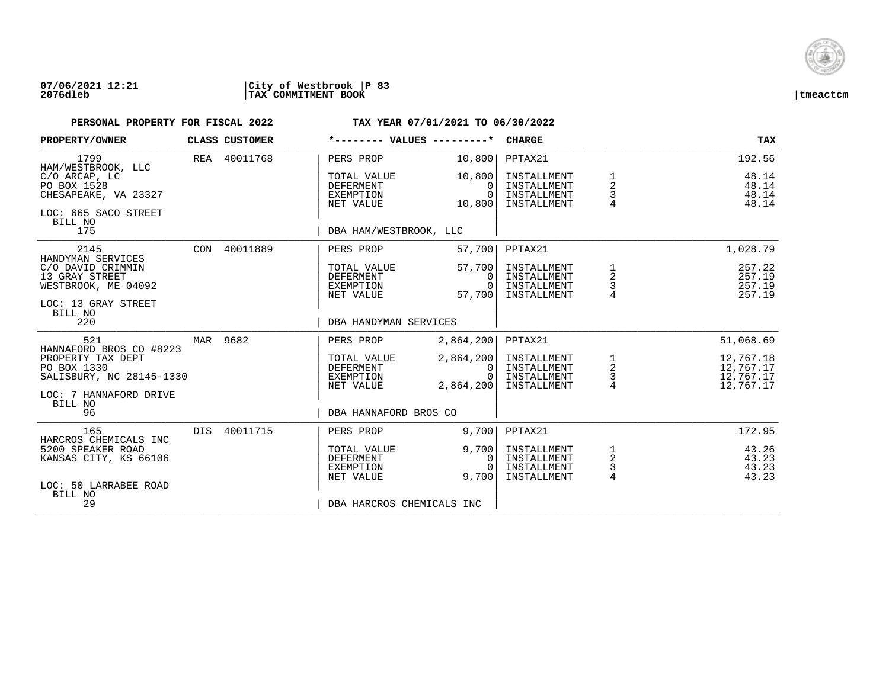**07/06/2021 12:21** | **City of Westbrook** | **P 83**
**2076dleb** | **TAX COMMITMENT BOOK** | **tmeactcm**

**PERSONAL PROPERTY FOR FISCAL 2022** — **TAX YEAR 07/01/2021 TO 06/30/2022**

| PROPERTY/OWNER | CLASS | CUSTOMER | *-------- VALUES ---------* | | CHARGE | | TAX |
|---|---|---|---|---|---|---|---|
| 1799 | REA | 40011768 | PERS PROP | 10,800 | PPTAX21 | | 192.56 |
| HAM/WESTBROOK, LLC | | | | | | | |
| C/O ARCAP, LC | | | TOTAL VALUE | 10,800 | INSTALLMENT | 1 | 48.14 |
| PO BOX 1528 | | | DEFERMENT | 0 | INSTALLMENT | 2 | 48.14 |
| CHESAPEAKE, VA 23327 | | | EXEMPTION | 0 | INSTALLMENT | 3 | 48.14 |
| | | | NET VALUE | 10,800 | INSTALLMENT | 4 | 48.14 |
| LOC: 665 SACO STREET | | | | | | | |
| BILL NO 175 | | | DBA HAM/WESTBROOK, LLC | | | | |
| 2145 | CON | 40011889 | PERS PROP | 57,700 | PPTAX21 | | 1,028.79 |
| HANDYMAN SERVICES | | | | | | | |
| C/O DAVID CRIMMIN | | | TOTAL VALUE | 57,700 | INSTALLMENT | 1 | 257.22 |
| 13 GRAY STREET | | | DEFERMENT | 0 | INSTALLMENT | 2 | 257.19 |
| WESTBROOK, ME 04092 | | | EXEMPTION | 0 | INSTALLMENT | 3 | 257.19 |
| | | | NET VALUE | 57,700 | INSTALLMENT | 4 | 257.19 |
| LOC: 13 GRAY STREET | | | | | | | |
| BILL NO 220 | | | DBA HANDYMAN SERVICES | | | | |
| 521 | MAR | 9682 | PERS PROP | 2,864,200 | PPTAX21 | | 51,068.69 |
| HANNAFORD BROS CO #8223 | | | | | | | |
| PROPERTY TAX DEPT | | | TOTAL VALUE | 2,864,200 | INSTALLMENT | 1 | 12,767.18 |
| PO BOX 1330 | | | DEFERMENT | 0 | INSTALLMENT | 2 | 12,767.17 |
| SALISBURY, NC 28145-1330 | | | EXEMPTION | 0 | INSTALLMENT | 3 | 12,767.17 |
| | | | NET VALUE | 2,864,200 | INSTALLMENT | 4 | 12,767.17 |
| LOC: 7 HANNAFORD DRIVE | | | | | | | |
| BILL NO 96 | | | DBA HANNAFORD BROS CO | | | | |
| 165 | DIS | 40011715 | PERS PROP | 9,700 | PPTAX21 | | 172.95 |
| HARCROS CHEMICALS INC | | | | | | | |
| 5200 SPEAKER ROAD | | | TOTAL VALUE | 9,700 | INSTALLMENT | 1 | 43.26 |
| KANSAS CITY, KS 66106 | | | DEFERMENT | 0 | INSTALLMENT | 2 | 43.23 |
| | | | EXEMPTION | 0 | INSTALLMENT | 3 | 43.23 |
| | | | NET VALUE | 9,700 | INSTALLMENT | 4 | 43.23 |
| LOC: 50 LARRABEE ROAD | | | | | | | |
| BILL NO 29 | | | DBA HARCROS CHEMICALS INC | | | | |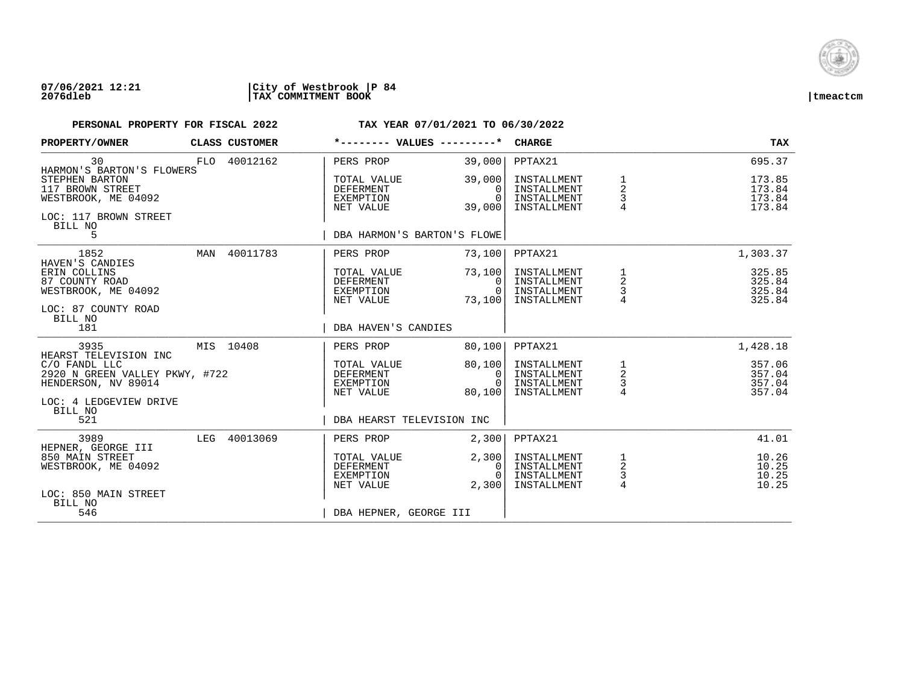07/06/2021 12:21 | City of Westbrook | P 84
2076dleb | TAX COMMITMENT BOOK | tmeactcm

**PERSONAL PROPERTY FOR FISCAL 2022** — **TAX YEAR 07/01/2021 TO 06/30/2022**

| PROPERTY/OWNER | CLASS | CUSTOMER | *-------- VALUES ---------* | | CHARGE | | TAX |
|---|---|---|---|---|---|---|---|
| 30 | FLO | 40012162 | PERS PROP | 39,000 | PPTAX21 | | 695.37 |
| HARMON'S BARTON'S FLOWERS | | | | | | | |
| STEPHEN BARTON | | | TOTAL VALUE | 39,000 | INSTALLMENT | 1 | 173.85 |
| 117 BROWN STREET | | | DEFERMENT | 0 | INSTALLMENT | 2 | 173.84 |
| WESTBROOK, ME 04092 | | | EXEMPTION | 0 | INSTALLMENT | 3 | 173.84 |
| | | | NET VALUE | 39,000 | INSTALLMENT | 4 | 173.84 |
| LOC: 117 BROWN STREET | | | | | | | |
| BILL NO 5 | | | DBA HARMON'S BARTON'S FLOWE | | | | |
| 1852 | MAN | 40011783 | PERS PROP | 73,100 | PPTAX21 | | 1,303.37 |
| HAVEN'S CANDIES | | | | | | | |
| ERIN COLLINS | | | TOTAL VALUE | 73,100 | INSTALLMENT | 1 | 325.85 |
| 87 COUNTY ROAD | | | DEFERMENT | 0 | INSTALLMENT | 2 | 325.84 |
| WESTBROOK, ME 04092 | | | EXEMPTION | 0 | INSTALLMENT | 3 | 325.84 |
| | | | NET VALUE | 73,100 | INSTALLMENT | 4 | 325.84 |
| LOC: 87 COUNTY ROAD | | | | | | | |
| BILL NO 181 | | | DBA HAVEN'S CANDIES | | | | |
| 3935 | MIS | 10408 | PERS PROP | 80,100 | PPTAX21 | | 1,428.18 |
| HEARST TELEVISION INC | | | | | | | |
| C/O FANDL LLC | | | TOTAL VALUE | 80,100 | INSTALLMENT | 1 | 357.06 |
| 2920 N GREEN VALLEY PKWY, #722 | | | DEFERMENT | 0 | INSTALLMENT | 2 | 357.04 |
| HENDERSON, NV 89014 | | | EXEMPTION | 0 | INSTALLMENT | 3 | 357.04 |
| | | | NET VALUE | 80,100 | INSTALLMENT | 4 | 357.04 |
| LOC: 4 LEDGEVIEW DRIVE | | | | | | | |
| BILL NO 521 | | | DBA HEARST TELEVISION INC | | | | |
| 3989 | LEG | 40013069 | PERS PROP | 2,300 | PPTAX21 | | 41.01 |
| HEPNER, GEORGE III | | | | | | | |
| 850 MAIN STREET | | | TOTAL VALUE | 2,300 | INSTALLMENT | 1 | 10.26 |
| WESTBROOK, ME 04092 | | | DEFERMENT | 0 | INSTALLMENT | 2 | 10.25 |
| | | | EXEMPTION | 0 | INSTALLMENT | 3 | 10.25 |
| | | | NET VALUE | 2,300 | INSTALLMENT | 4 | 10.25 |
| LOC: 850 MAIN STREET | | | | | | | |
| BILL NO 546 | | | DBA HEPNER, GEORGE III | | | | |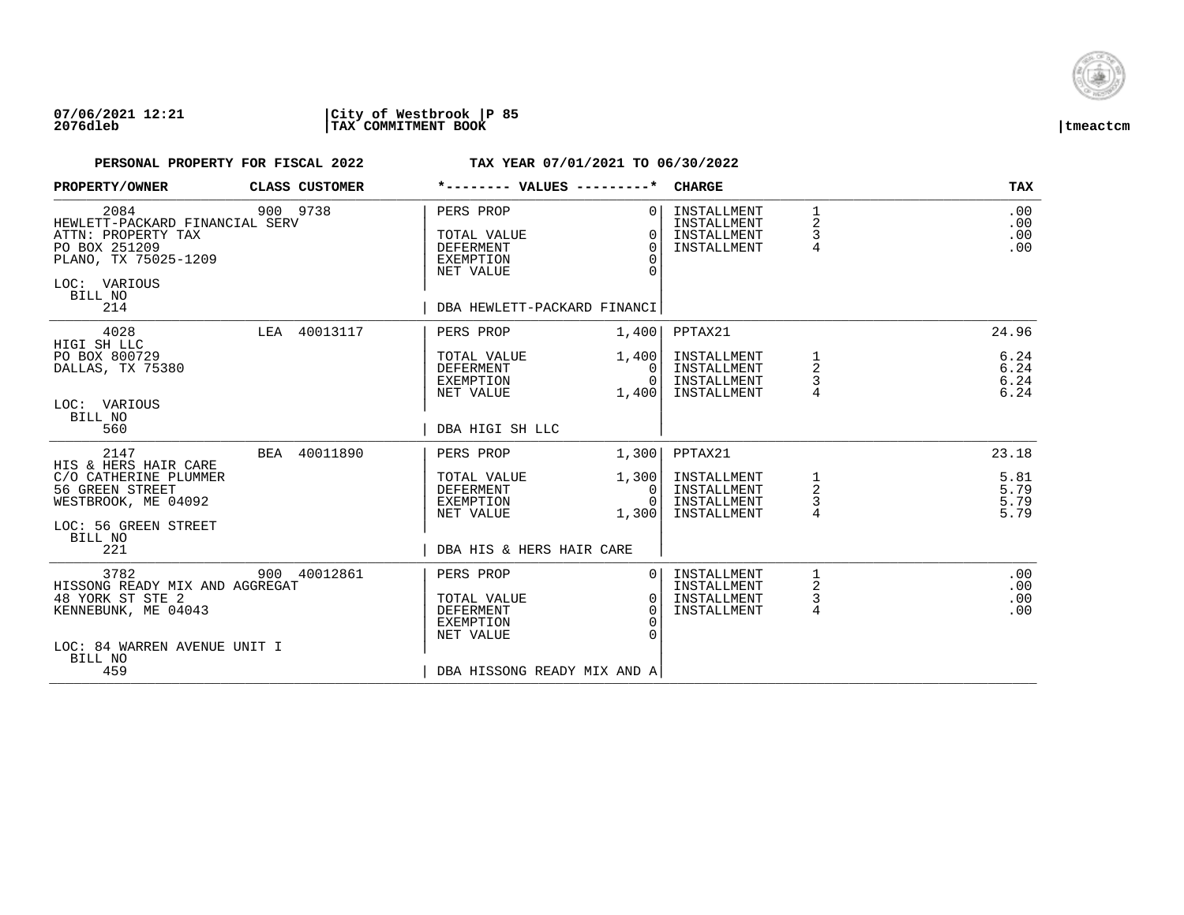**07/06/2021 12:21** | **City of Westbrook** | **P 85**
**2076dleb** | **TAX COMMITMENT BOOK** | **tmeactcm**

**PERSONAL PROPERTY FOR FISCAL 2022** — **TAX YEAR 07/01/2021 TO 06/30/2022**

| PROPERTY/OWNER | CLASS | CUSTOMER | *-------- VALUES ---------* | | CHARGE | | TAX |
|---|---|---|---|---|---|---|---|
| 2084 | 900 | 9738 | PERS PROP | 0 | INSTALLMENT | 1 | .00 |
| HEWLETT-PACKARD FINANCIAL SERV | | | | | INSTALLMENT | 2 | .00 |
| ATTN: PROPERTY TAX | | | TOTAL VALUE | 0 | INSTALLMENT | 3 | .00 |
| PO BOX 251209 | | | DEFERMENT | 0 | INSTALLMENT | 4 | .00 |
| PLANO, TX 75025-1209 | | | EXEMPTION | 0 | | | |
| | | | NET VALUE | 0 | | | |
| LOC: VARIOUS | | | | | | | |
| BILL NO 214 | | | DBA HEWLETT-PACKARD FINANCI | | | | |
| 4028 | LEA | 40013117 | PERS PROP | 1,400 | PPTAX21 | | 24.96 |
| HIGI SH LLC | | | | | | | |
| PO BOX 800729 | | | TOTAL VALUE | 1,400 | INSTALLMENT | 1 | 6.24 |
| DALLAS, TX 75380 | | | DEFERMENT | 0 | INSTALLMENT | 2 | 6.24 |
| | | | EXEMPTION | 0 | INSTALLMENT | 3 | 6.24 |
| | | | NET VALUE | 1,400 | INSTALLMENT | 4 | 6.24 |
| LOC: VARIOUS | | | | | | | |
| BILL NO 560 | | | DBA HIGI SH LLC | | | | |
| 2147 | BEA | 40011890 | PERS PROP | 1,300 | PPTAX21 | | 23.18 |
| HIS & HERS HAIR CARE | | | | | | | |
| C/O CATHERINE PLUMMER | | | TOTAL VALUE | 1,300 | INSTALLMENT | 1 | 5.81 |
| 56 GREEN STREET | | | DEFERMENT | 0 | INSTALLMENT | 2 | 5.79 |
| WESTBROOK, ME 04092 | | | EXEMPTION | 0 | INSTALLMENT | 3 | 5.79 |
| | | | NET VALUE | 1,300 | INSTALLMENT | 4 | 5.79 |
| LOC: 56 GREEN STREET | | | | | | | |
| BILL NO 221 | | | DBA HIS & HERS HAIR CARE | | | | |
| 3782 | 900 | 40012861 | PERS PROP | 0 | INSTALLMENT | 1 | .00 |
| HISSONG READY MIX AND AGGREGAT | | | | | INSTALLMENT | 2 | .00 |
| 48 YORK ST STE 2 | | | TOTAL VALUE | 0 | INSTALLMENT | 3 | .00 |
| KENNEBUNK, ME 04043 | | | DEFERMENT | 0 | INSTALLMENT | 4 | .00 |
| | | | EXEMPTION | 0 | | | |
| | | | NET VALUE | 0 | | | |
| LOC: 84 WARREN AVENUE UNIT I | | | | | | | |
| BILL NO 459 | | | DBA HISSONG READY MIX AND A | | | | |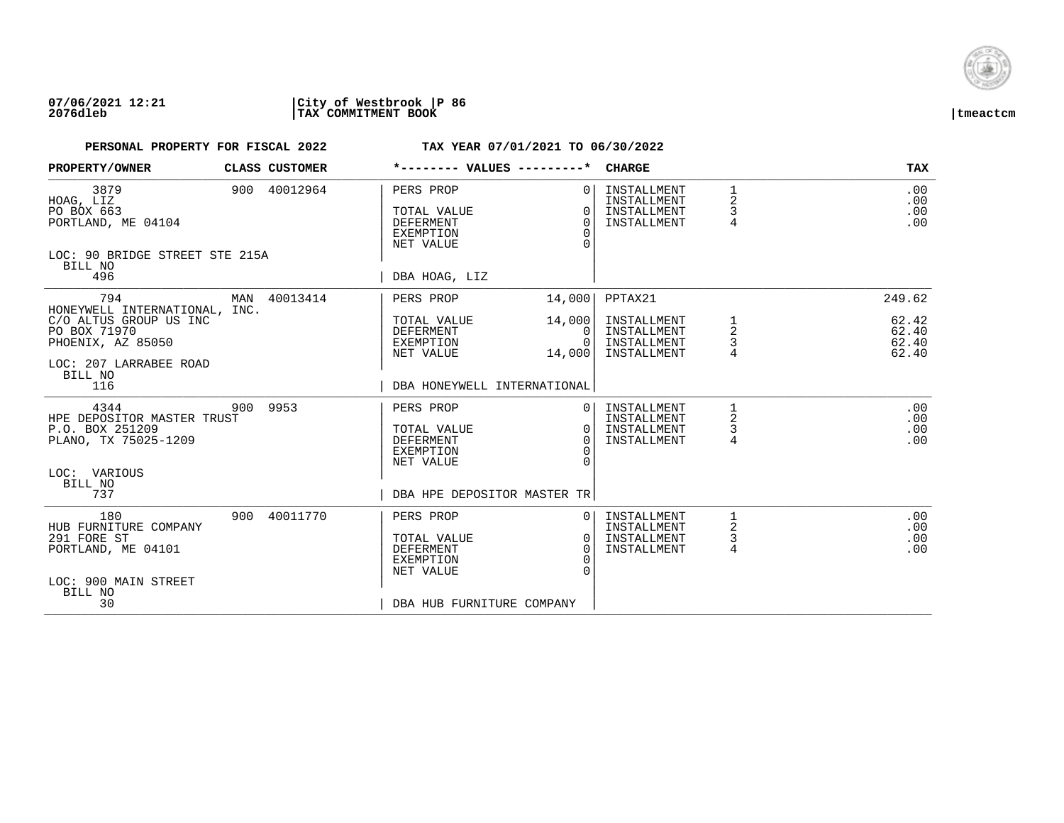**07/06/2021 12:21** | **City of Westbrook** | **P 86**
**2076dleb** | **TAX COMMITMENT BOOK** | **tmeactcm**

**PERSONAL PROPERTY FOR FISCAL 2022** **TAX YEAR 07/01/2021 TO 06/30/2022**

| PROPERTY/OWNER | CLASS | CUSTOMER | *-------- VALUES ---------* | | CHARGE | | TAX |
|---|---|---|---|---|---|---|---|
| 3879 | 900 | 40012964 | PERS PROP | 0 | INSTALLMENT | 1 | .00 |
| HOAG, LIZ | | | | | INSTALLMENT | 2 | .00 |
| PO BOX 663 | | | TOTAL VALUE | 0 | INSTALLMENT | 3 | .00 |
| PORTLAND, ME 04104 | | | DEFERMENT | 0 | INSTALLMENT | 4 | .00 |
| | | | EXEMPTION | 0 | | | |
| | | | NET VALUE | 0 | | | |
| LOC: 90 BRIDGE STREET STE 215A | | | | | | | |
| BILL NO | | | | | | | |
| 496 | | | DBA HOAG, LIZ | | | | |
| 794 | MAN | 40013414 | PERS PROP | 14,000 | PPTAX21 | | 249.62 |
| HONEYWELL INTERNATIONAL, INC. | | | | | | | |
| C/O ALTUS GROUP US INC | | | TOTAL VALUE | 14,000 | INSTALLMENT | 1 | 62.42 |
| PO BOX 71970 | | | DEFERMENT | 0 | INSTALLMENT | 2 | 62.40 |
| PHOENIX, AZ 85050 | | | EXEMPTION | 0 | INSTALLMENT | 3 | 62.40 |
| | | | NET VALUE | 14,000 | INSTALLMENT | 4 | 62.40 |
| LOC: 207 LARRABEE ROAD | | | | | | | |
| BILL NO | | | | | | | |
| 116 | | | DBA HONEYWELL INTERNATIONAL | | | | |
| 4344 | 900 | 9953 | PERS PROP | 0 | INSTALLMENT | 1 | .00 |
| HPE DEPOSITOR MASTER TRUST | | | | | INSTALLMENT | 2 | .00 |
| P.O. BOX 251209 | | | TOTAL VALUE | 0 | INSTALLMENT | 3 | .00 |
| PLANO, TX 75025-1209 | | | DEFERMENT | 0 | INSTALLMENT | 4 | .00 |
| | | | EXEMPTION | 0 | | | |
| | | | NET VALUE | 0 | | | |
| LOC: VARIOUS | | | | | | | |
| BILL NO | | | | | | | |
| 737 | | | DBA HPE DEPOSITOR MASTER TR | | | | |
| 180 | 900 | 40011770 | PERS PROP | 0 | INSTALLMENT | 1 | .00 |
| HUB FURNITURE COMPANY | | | | | INSTALLMENT | 2 | .00 |
| 291 FORE ST | | | TOTAL VALUE | 0 | INSTALLMENT | 3 | .00 |
| PORTLAND, ME 04101 | | | DEFERMENT | 0 | INSTALLMENT | 4 | .00 |
| | | | EXEMPTION | 0 | | | |
| | | | NET VALUE | 0 | | | |
| LOC: 900 MAIN STREET | | | | | | | |
| BILL NO | | | | | | | |
| 30 | | | DBA HUB FURNITURE COMPANY | | | | |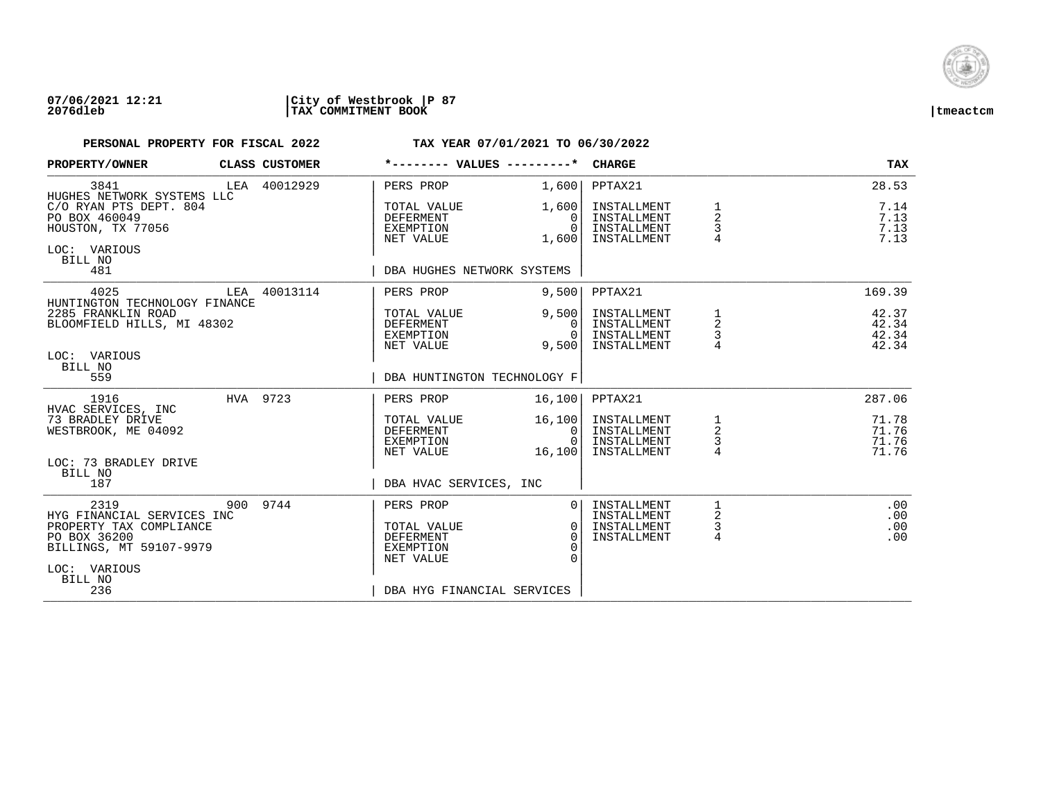07/06/2021 12:21 | City of Westbrook | P 87
2076dleb | TAX COMMITMENT BOOK | tmeactcm

**PERSONAL PROPERTY FOR FISCAL 2022** — **TAX YEAR 07/01/2021 TO 06/30/2022**

| PROPERTY/OWNER | CLASS | CUSTOMER | *-------- VALUES ---------* | | CHARGE | | TAX |
|---|---|---|---|---|---|---|---|
| 3841 | LEA | 40012929 | PERS PROP | 1,600 | PPTAX21 | | 28.53 |
| HUGHES NETWORK SYSTEMS LLC | | | | | | | |
| C/O RYAN PTS DEPT. 804 | | | TOTAL VALUE | 1,600 | INSTALLMENT | 1 | 7.14 |
| PO BOX 460049 | | | DEFERMENT | 0 | INSTALLMENT | 2 | 7.13 |
| HOUSTON, TX 77056 | | | EXEMPTION | 0 | INSTALLMENT | 3 | 7.13 |
| | | | NET VALUE | 1,600 | INSTALLMENT | 4 | 7.13 |
| LOC: VARIOUS | | | | | | | |
| BILL NO 481 | | | DBA HUGHES NETWORK SYSTEMS | | | | |
| 4025 | LEA | 40013114 | PERS PROP | 9,500 | PPTAX21 | | 169.39 |
| HUNTINGTON TECHNOLOGY FINANCE | | | | | | | |
| 2285 FRANKLIN ROAD | | | TOTAL VALUE | 9,500 | INSTALLMENT | 1 | 42.37 |
| BLOOMFIELD HILLS, MI 48302 | | | DEFERMENT | 0 | INSTALLMENT | 2 | 42.34 |
| | | | EXEMPTION | 0 | INSTALLMENT | 3 | 42.34 |
| | | | NET VALUE | 9,500 | INSTALLMENT | 4 | 42.34 |
| LOC: VARIOUS | | | | | | | |
| BILL NO 559 | | | DBA HUNTINGTON TECHNOLOGY F | | | | |
| 1916 | HVA | 9723 | PERS PROP | 16,100 | PPTAX21 | | 287.06 |
| HVAC SERVICES, INC | | | | | | | |
| 73 BRADLEY DRIVE | | | TOTAL VALUE | 16,100 | INSTALLMENT | 1 | 71.78 |
| WESTBROOK, ME 04092 | | | DEFERMENT | 0 | INSTALLMENT | 2 | 71.76 |
| | | | EXEMPTION | 0 | INSTALLMENT | 3 | 71.76 |
| | | | NET VALUE | 16,100 | INSTALLMENT | 4 | 71.76 |
| LOC: 73 BRADLEY DRIVE | | | | | | | |
| BILL NO 187 | | | DBA HVAC SERVICES, INC | | | | |
| 2319 | 900 | 9744 | PERS PROP | 0 | INSTALLMENT | 1 | .00 |
| HYG FINANCIAL SERVICES INC | | | | | INSTALLMENT | 2 | .00 |
| PROPERTY TAX COMPLIANCE | | | TOTAL VALUE | 0 | INSTALLMENT | 3 | .00 |
| PO BOX 36200 | | | DEFERMENT | 0 | INSTALLMENT | 4 | .00 |
| BILLINGS, MT 59107-9979 | | | EXEMPTION | 0 | | | |
| | | | NET VALUE | 0 | | | |
| LOC: VARIOUS | | | | | | | |
| BILL NO 236 | | | DBA HYG FINANCIAL SERVICES | | | | |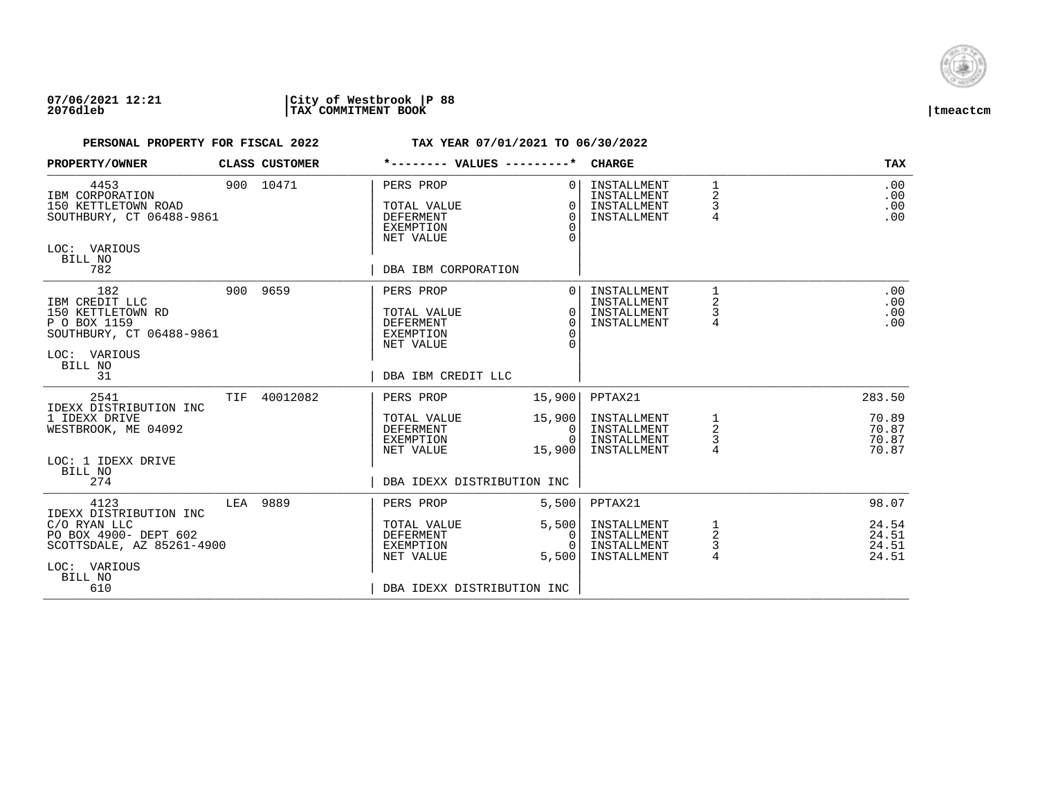**PERSONAL PROPERTY FOR FISCAL 2022** — **TAX YEAR 07/01/2021 TO 06/30/2022**

| PROPERTY/OWNER | CLASS | CUSTOMER | VALUES | | CHARGE | | TAX |
|---|---|---|---|---|---|---|---|
| 4453<br>IBM CORPORATION<br>150 KETTLETOWN ROAD<br>SOUTHBURY, CT 06488-9861<br>LOC: VARIOUS<br>BILL NO<br>782 | 900 | 10471 | PERS PROP<br>TOTAL VALUE<br>DEFERMENT<br>EXEMPTION<br>NET VALUE<br>DBA IBM CORPORATION | 0<br>0<br>0<br>0<br>0 | INSTALLMENT<br>INSTALLMENT<br>INSTALLMENT<br>INSTALLMENT | 1<br>2<br>3<br>4 | .00<br>.00<br>.00<br>.00 |
| 182<br>IBM CREDIT LLC<br>150 KETTLETOWN RD<br>P O BOX 1159<br>SOUTHBURY, CT 06488-9861<br>LOC: VARIOUS<br>BILL NO<br>31 | 900 | 9659 | PERS PROP<br>TOTAL VALUE<br>DEFERMENT<br>EXEMPTION<br>NET VALUE<br>DBA IBM CREDIT LLC | 0<br>0<br>0<br>0<br>0 | INSTALLMENT<br>INSTALLMENT<br>INSTALLMENT<br>INSTALLMENT | 1<br>2<br>3<br>4 | .00<br>.00<br>.00<br>.00 |
| 2541<br>IDEXX DISTRIBUTION INC<br>1 IDEXX DRIVE<br>WESTBROOK, ME 04092<br>LOC: 1 IDEXX DRIVE<br>BILL NO<br>274 | TIF | 40012082 | PERS PROP<br>TOTAL VALUE<br>DEFERMENT<br>EXEMPTION<br>NET VALUE<br>DBA IDEXX DISTRIBUTION INC | 15,900<br>15,900<br>0<br>0<br>15,900 | PPTAX21<br>INSTALLMENT<br>INSTALLMENT<br>INSTALLMENT<br>INSTALLMENT | <br>1<br>2<br>3<br>4 | 283.50<br>70.89<br>70.87<br>70.87<br>70.87 |
| 4123<br>IDEXX DISTRIBUTION INC<br>C/O RYAN LLC<br>PO BOX 4900- DEPT 602<br>SCOTTSDALE, AZ 85261-4900<br>LOC: VARIOUS<br>BILL NO<br>610 | LEA | 9889 | PERS PROP<br>TOTAL VALUE<br>DEFERMENT<br>EXEMPTION<br>NET VALUE<br>DBA IDEXX DISTRIBUTION INC | 5,500<br>5,500<br>0<br>0<br>5,500 | PPTAX21<br>INSTALLMENT<br>INSTALLMENT<br>INSTALLMENT<br>INSTALLMENT | <br>1<br>2<br>3<br>4 | 98.07<br>24.54<br>24.51<br>24.51<br>24.51 |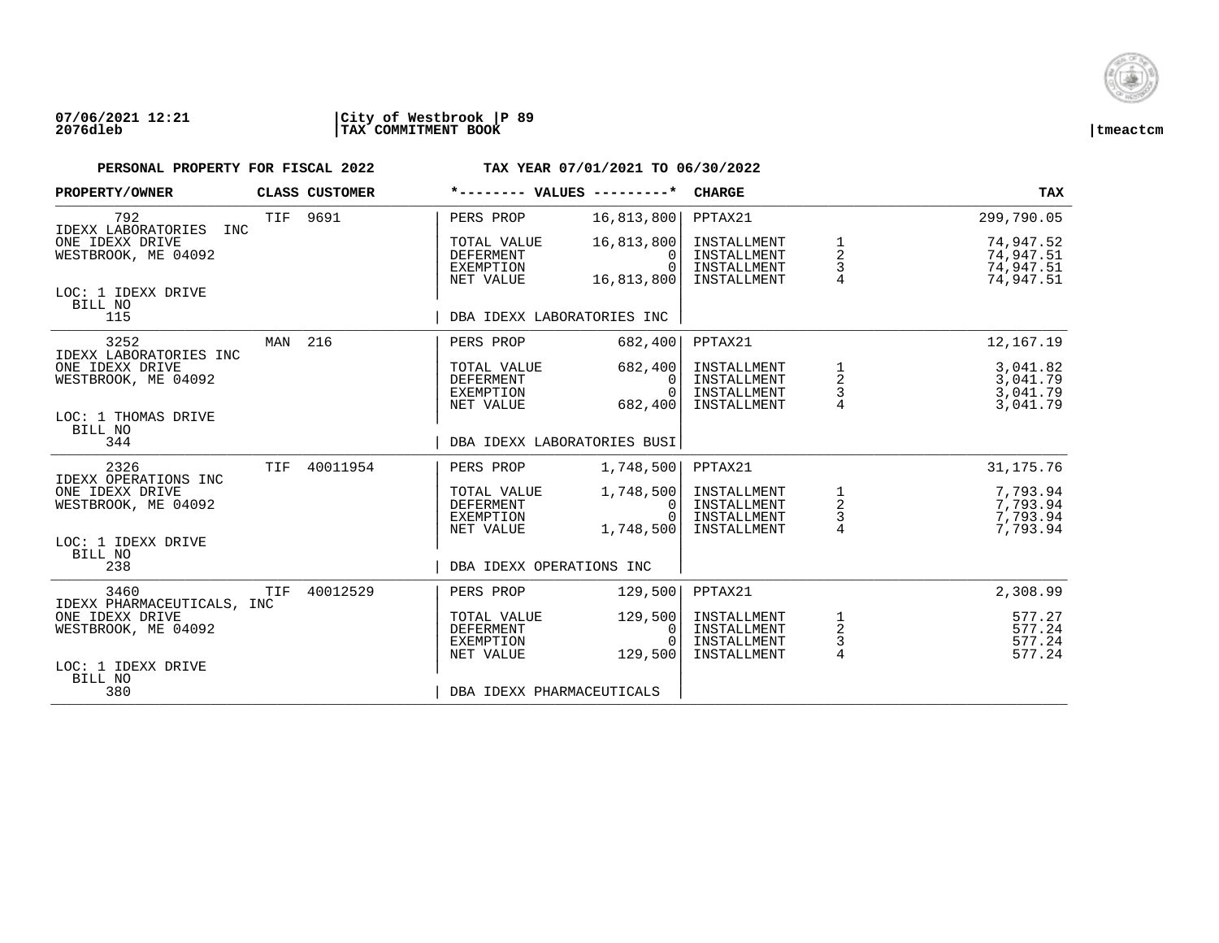07/06/2021 12:21 | City of Westbrook | P 89
2076dleb | TAX COMMITMENT BOOK | tmeactcm

**PERSONAL PROPERTY FOR FISCAL 2022** &nbsp;&nbsp;&nbsp;&nbsp; **TAX YEAR 07/01/2021 TO 06/30/2022**

| PROPERTY/OWNER | CLASS | CUSTOMER | *-------- VALUES ---------* | | CHARGE | | TAX |
|---|---|---|---|---|---|---|---|
| 792 | TIF | 9691 | PERS PROP | 16,813,800 | PPTAX21 | | 299,790.05 |
| IDEXX LABORATORIES INC | | | | | | | |
| ONE IDEXX DRIVE | | | TOTAL VALUE | 16,813,800 | INSTALLMENT | 1 | 74,947.52 |
| WESTBROOK, ME 04092 | | | DEFERMENT | 0 | INSTALLMENT | 2 | 74,947.51 |
| | | | EXEMPTION | 0 | INSTALLMENT | 3 | 74,947.51 |
| | | | NET VALUE | 16,813,800 | INSTALLMENT | 4 | 74,947.51 |
| LOC: 1 IDEXX DRIVE | | | | | | | |
| BILL NO 115 | | | DBA IDEXX LABORATORIES INC | | | | |
| 3252 | MAN | 216 | PERS PROP | 682,400 | PPTAX21 | | 12,167.19 |
| IDEXX LABORATORIES INC | | | | | | | |
| ONE IDEXX DRIVE | | | TOTAL VALUE | 682,400 | INSTALLMENT | 1 | 3,041.82 |
| WESTBROOK, ME 04092 | | | DEFERMENT | 0 | INSTALLMENT | 2 | 3,041.79 |
| | | | EXEMPTION | 0 | INSTALLMENT | 3 | 3,041.79 |
| | | | NET VALUE | 682,400 | INSTALLMENT | 4 | 3,041.79 |
| LOC: 1 THOMAS DRIVE | | | | | | | |
| BILL NO 344 | | | DBA IDEXX LABORATORIES BUSI | | | | |
| 2326 | TIF | 40011954 | PERS PROP | 1,748,500 | PPTAX21 | | 31,175.76 |
| IDEXX OPERATIONS INC | | | | | | | |
| ONE IDEXX DRIVE | | | TOTAL VALUE | 1,748,500 | INSTALLMENT | 1 | 7,793.94 |
| WESTBROOK, ME 04092 | | | DEFERMENT | 0 | INSTALLMENT | 2 | 7,793.94 |
| | | | EXEMPTION | 0 | INSTALLMENT | 3 | 7,793.94 |
| | | | NET VALUE | 1,748,500 | INSTALLMENT | 4 | 7,793.94 |
| LOC: 1 IDEXX DRIVE | | | | | | | |
| BILL NO 238 | | | DBA IDEXX OPERATIONS INC | | | | |
| 3460 | TIF | 40012529 | PERS PROP | 129,500 | PPTAX21 | | 2,308.99 |
| IDEXX PHARMACEUTICALS, INC | | | | | | | |
| ONE IDEXX DRIVE | | | TOTAL VALUE | 129,500 | INSTALLMENT | 1 | 577.27 |
| WESTBROOK, ME 04092 | | | DEFERMENT | 0 | INSTALLMENT | 2 | 577.24 |
| | | | EXEMPTION | 0 | INSTALLMENT | 3 | 577.24 |
| | | | NET VALUE | 129,500 | INSTALLMENT | 4 | 577.24 |
| LOC: 1 IDEXX DRIVE | | | | | | | |
| BILL NO 380 | | | DBA IDEXX PHARMACEUTICALS | | | | |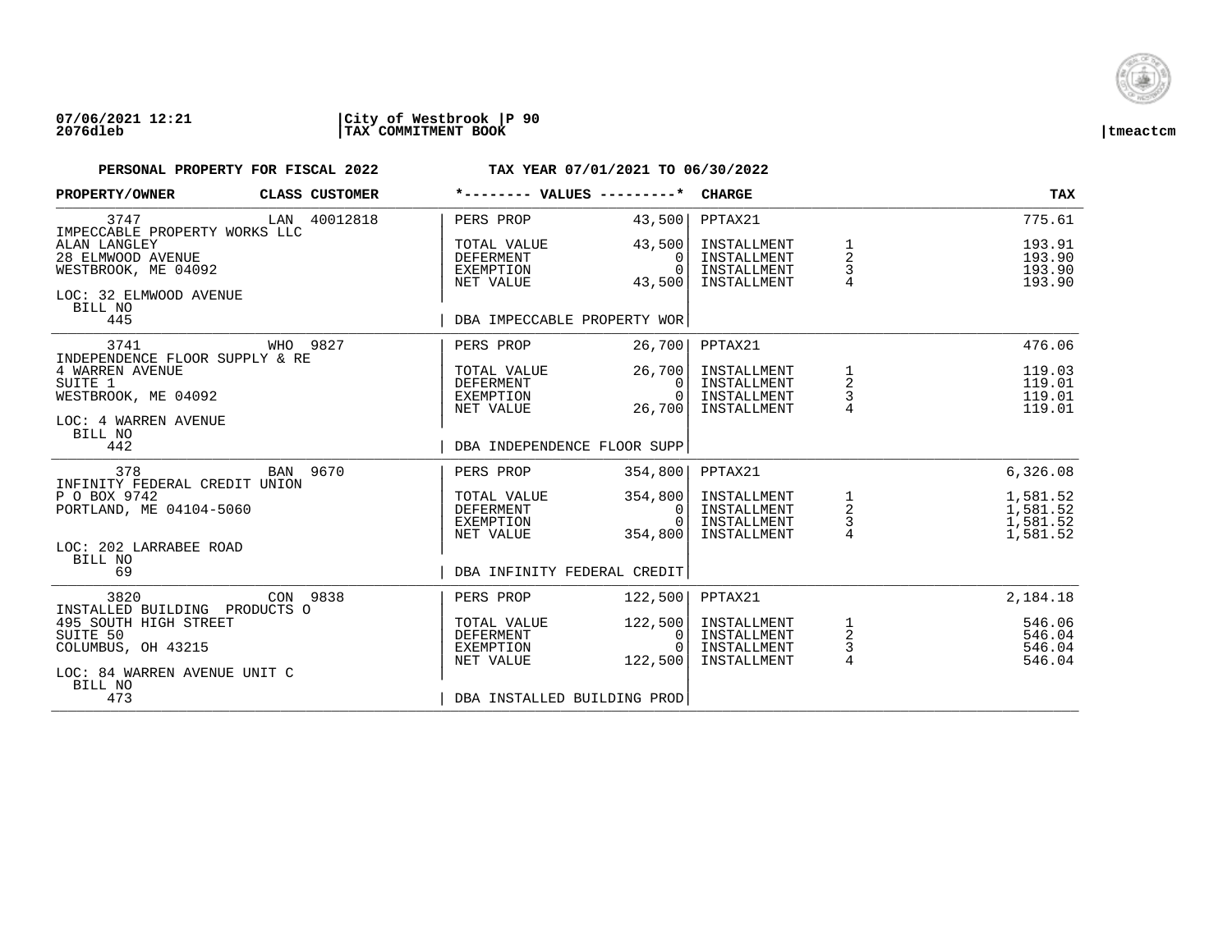**07/06/2021 12:21** | **City of Westbrook** | **P 90**
**2076dleb** | **TAX COMMITMENT BOOK** | **tmeactcm**

**PERSONAL PROPERTY FOR FISCAL 2022** — **TAX YEAR 07/01/2021 TO 06/30/2022**

| PROPERTY/OWNER | CLASS CUSTOMER | *-------- VALUES ---------* | | CHARGE | | TAX |
|---|---|---|---|---|---|---|
| 3747 | LAN 40012818 | PERS PROP | 43,500 | PPTAX21 | | 775.61 |
| IMPECCABLE PROPERTY WORKS LLC | | | | | | |
| ALAN LANGLEY | | TOTAL VALUE | 43,500 | INSTALLMENT | 1 | 193.91 |
| 28 ELMWOOD AVENUE | | DEFERMENT | 0 | INSTALLMENT | 2 | 193.90 |
| WESTBROOK, ME 04092 | | EXEMPTION | 0 | INSTALLMENT | 3 | 193.90 |
| | | NET VALUE | 43,500 | INSTALLMENT | 4 | 193.90 |
| LOC: 32 ELMWOOD AVENUE | | | | | | |
| BILL NO 445 | | DBA IMPECCABLE PROPERTY WOR | | | | |
| 3741 | WHO 9827 | PERS PROP | 26,700 | PPTAX21 | | 476.06 |
| INDEPENDENCE FLOOR SUPPLY & RE | | | | | | |
| 4 WARREN AVENUE | | TOTAL VALUE | 26,700 | INSTALLMENT | 1 | 119.03 |
| SUITE 1 | | DEFERMENT | 0 | INSTALLMENT | 2 | 119.01 |
| WESTBROOK, ME 04092 | | EXEMPTION | 0 | INSTALLMENT | 3 | 119.01 |
| | | NET VALUE | 26,700 | INSTALLMENT | 4 | 119.01 |
| LOC: 4 WARREN AVENUE | | | | | | |
| BILL NO 442 | | DBA INDEPENDENCE FLOOR SUPP | | | | |
| 378 | BAN 9670 | PERS PROP | 354,800 | PPTAX21 | | 6,326.08 |
| INFINITY FEDERAL CREDIT UNION | | | | | | |
| P O BOX 9742 | | TOTAL VALUE | 354,800 | INSTALLMENT | 1 | 1,581.52 |
| PORTLAND, ME 04104-5060 | | DEFERMENT | 0 | INSTALLMENT | 2 | 1,581.52 |
| | | EXEMPTION | 0 | INSTALLMENT | 3 | 1,581.52 |
| | | NET VALUE | 354,800 | INSTALLMENT | 4 | 1,581.52 |
| LOC: 202 LARRABEE ROAD | | | | | | |
| BILL NO 69 | | DBA INFINITY FEDERAL CREDIT | | | | |
| 3820 | CON 9838 | PERS PROP | 122,500 | PPTAX21 | | 2,184.18 |
| INSTALLED BUILDING PRODUCTS O | | | | | | |
| 495 SOUTH HIGH STREET | | TOTAL VALUE | 122,500 | INSTALLMENT | 1 | 546.06 |
| SUITE 50 | | DEFERMENT | 0 | INSTALLMENT | 2 | 546.04 |
| COLUMBUS, OH 43215 | | EXEMPTION | 0 | INSTALLMENT | 3 | 546.04 |
| | | NET VALUE | 122,500 | INSTALLMENT | 4 | 546.04 |
| LOC: 84 WARREN AVENUE UNIT C | | | | | | |
| BILL NO 473 | | DBA INSTALLED BUILDING PROD | | | | |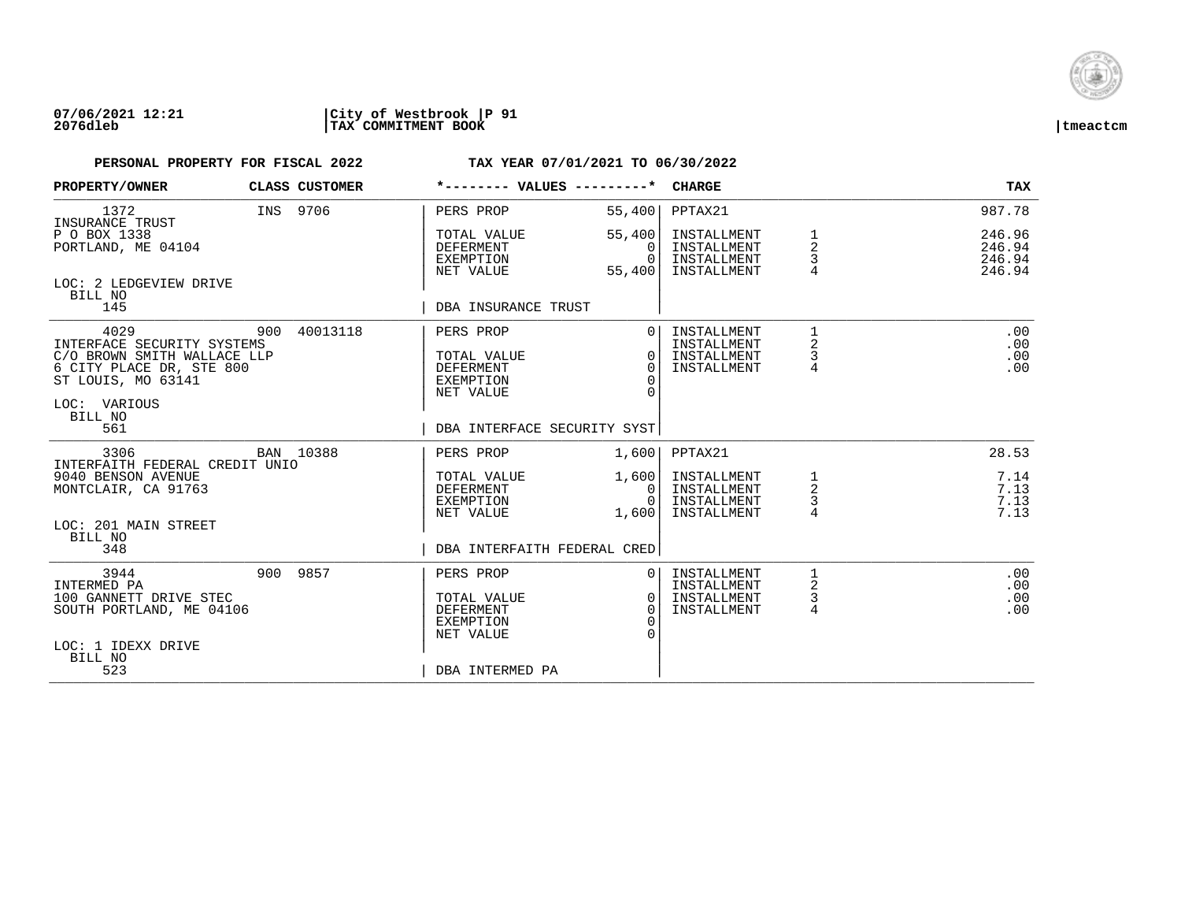07/06/2021 12:21 | City of Westbrook | P 91
2076dleb | TAX COMMITMENT BOOK | tmeactcm

**PERSONAL PROPERTY FOR FISCAL 2022** — **TAX YEAR 07/01/2021 TO 06/30/2022**

| PROPERTY/OWNER | CLASS | CUSTOMER | *-------- VALUES ---------* | | CHARGE | | TAX |
|---|---|---|---|---|---|---|---|
| 1372 | INS | 9706 | PERS PROP | 55,400 | PPTAX21 | | 987.78 |
| INSURANCE TRUST | | | | | | | |
| P O BOX 1338 | | | TOTAL VALUE | 55,400 | INSTALLMENT | 1 | 246.96 |
| PORTLAND, ME 04104 | | | DEFERMENT | 0 | INSTALLMENT | 2 | 246.94 |
| | | | EXEMPTION | 0 | INSTALLMENT | 3 | 246.94 |
| | | | NET VALUE | 55,400 | INSTALLMENT | 4 | 246.94 |
| LOC: 2 LEDGEVIEW DRIVE | | | | | | | |
| BILL NO 145 | | | DBA INSURANCE TRUST | | | | |
| 4029 | 900 | 40013118 | PERS PROP | 0 | INSTALLMENT | 1 | .00 |
| INTERFACE SECURITY SYSTEMS | | | | | INSTALLMENT | 2 | .00 |
| C/O BROWN SMITH WALLACE LLP | | | TOTAL VALUE | 0 | INSTALLMENT | 3 | .00 |
| 6 CITY PLACE DR, STE 800 | | | DEFERMENT | 0 | INSTALLMENT | 4 | .00 |
| ST LOUIS, MO 63141 | | | EXEMPTION | 0 | | | |
| | | | NET VALUE | 0 | | | |
| LOC: VARIOUS | | | | | | | |
| BILL NO 561 | | | DBA INTERFACE SECURITY SYST | | | | |
| 3306 | BAN | 10388 | PERS PROP | 1,600 | PPTAX21 | | 28.53 |
| INTERFAITH FEDERAL CREDIT UNIO | | | | | | | |
| 9040 BENSON AVENUE | | | TOTAL VALUE | 1,600 | INSTALLMENT | 1 | 7.14 |
| MONTCLAIR, CA 91763 | | | DEFERMENT | 0 | INSTALLMENT | 2 | 7.13 |
| | | | EXEMPTION | 0 | INSTALLMENT | 3 | 7.13 |
| | | | NET VALUE | 1,600 | INSTALLMENT | 4 | 7.13 |
| LOC: 201 MAIN STREET | | | | | | | |
| BILL NO 348 | | | DBA INTERFAITH FEDERAL CRED | | | | |
| 3944 | 900 | 9857 | PERS PROP | 0 | INSTALLMENT | 1 | .00 |
| INTERMED PA | | | | | INSTALLMENT | 2 | .00 |
| 100 GANNETT DRIVE STEC | | | TOTAL VALUE | 0 | INSTALLMENT | 3 | .00 |
| SOUTH PORTLAND, ME 04106 | | | DEFERMENT | 0 | INSTALLMENT | 4 | .00 |
| | | | EXEMPTION | 0 | | | |
| | | | NET VALUE | 0 | | | |
| LOC: 1 IDEXX DRIVE | | | | | | | |
| BILL NO 523 | | | DBA INTERMED PA | | | | |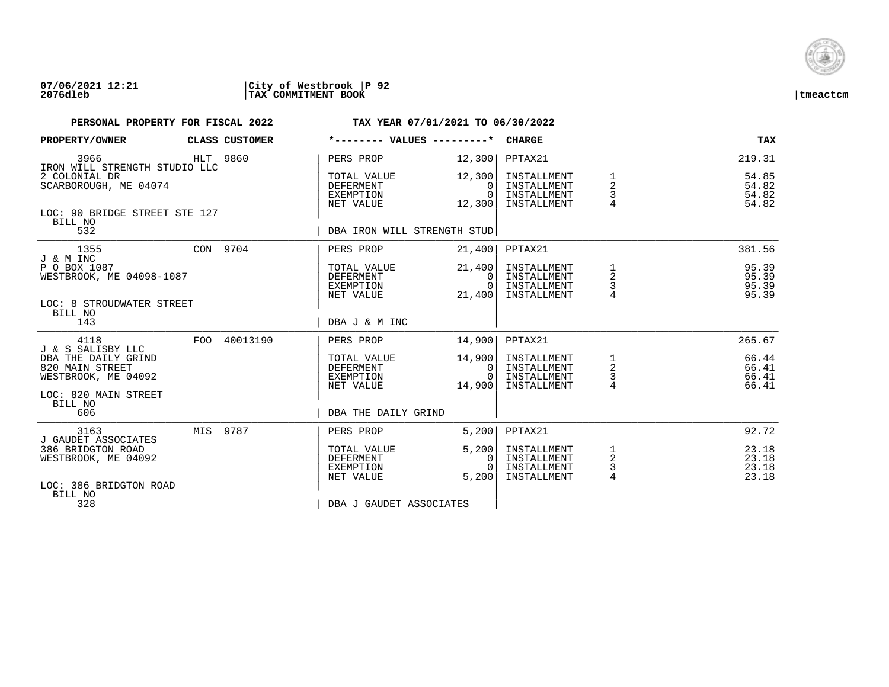07/06/2021 12:21 | City of Westbrook | P 92
2076dleb | TAX COMMITMENT BOOK | tmeactcm

**PERSONAL PROPERTY FOR FISCAL 2022** — **TAX YEAR 07/01/2021 TO 06/30/2022**

| PROPERTY/OWNER | CLASS | CUSTOMER | *-------- VALUES ---------* | | CHARGE | | TAX |
|---|---|---|---|---|---|---|---|
| 3966 | HLT | 9860 | PERS PROP | 12,300 | PPTAX21 | | 219.31 |
| IRON WILL STRENGTH STUDIO LLC | | | | | | | |
| 2 COLONIAL DR | | | TOTAL VALUE | 12,300 | INSTALLMENT | 1 | 54.85 |
| SCARBOROUGH, ME 04074 | | | DEFERMENT | 0 | INSTALLMENT | 2 | 54.82 |
| | | | EXEMPTION | 0 | INSTALLMENT | 3 | 54.82 |
| | | | NET VALUE | 12,300 | INSTALLMENT | 4 | 54.82 |
| LOC: 90 BRIDGE STREET STE 127 | | | | | | | |
| BILL NO 532 | | | DBA IRON WILL STRENGTH STUD | | | | |
| 1355 | CON | 9704 | PERS PROP | 21,400 | PPTAX21 | | 381.56 |
| J & M INC | | | | | | | |
| P O BOX 1087 | | | TOTAL VALUE | 21,400 | INSTALLMENT | 1 | 95.39 |
| WESTBROOK, ME 04098-1087 | | | DEFERMENT | 0 | INSTALLMENT | 2 | 95.39 |
| | | | EXEMPTION | 0 | INSTALLMENT | 3 | 95.39 |
| | | | NET VALUE | 21,400 | INSTALLMENT | 4 | 95.39 |
| LOC: 8 STROUDWATER STREET | | | | | | | |
| BILL NO 143 | | | DBA J & M INC | | | | |
| 4118 | FOO | 40013190 | PERS PROP | 14,900 | PPTAX21 | | 265.67 |
| J & S SALISBY LLC | | | | | | | |
| DBA THE DAILY GRIND | | | TOTAL VALUE | 14,900 | INSTALLMENT | 1 | 66.44 |
| 820 MAIN STREET | | | DEFERMENT | 0 | INSTALLMENT | 2 | 66.41 |
| WESTBROOK, ME 04092 | | | EXEMPTION | 0 | INSTALLMENT | 3 | 66.41 |
| | | | NET VALUE | 14,900 | INSTALLMENT | 4 | 66.41 |
| LOC: 820 MAIN STREET | | | | | | | |
| BILL NO 606 | | | DBA THE DAILY GRIND | | | | |
| 3163 | MIS | 9787 | PERS PROP | 5,200 | PPTAX21 | | 92.72 |
| J GAUDET ASSOCIATES | | | | | | | |
| 386 BRIDGTON ROAD | | | TOTAL VALUE | 5,200 | INSTALLMENT | 1 | 23.18 |
| WESTBROOK, ME 04092 | | | DEFERMENT | 0 | INSTALLMENT | 2 | 23.18 |
| | | | EXEMPTION | 0 | INSTALLMENT | 3 | 23.18 |
| | | | NET VALUE | 5,200 | INSTALLMENT | 4 | 23.18 |
| LOC: 386 BRIDGTON ROAD | | | | | | | |
| BILL NO 328 | | | DBA J GAUDET ASSOCIATES | | | | |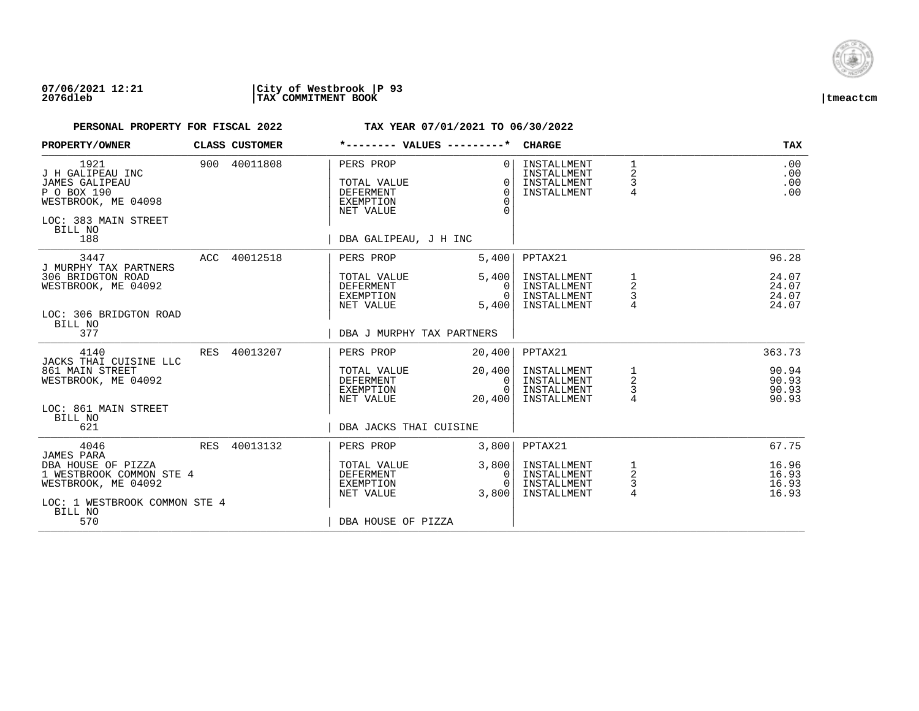**07/06/2021 12:21** | **City of Westbrook** | **P 93**
**2076dleb** | **TAX COMMITMENT BOOK** | **tmeactcm**

**PERSONAL PROPERTY FOR FISCAL 2022** **TAX YEAR 07/01/2021 TO 06/30/2022**

| PROPERTY/OWNER | CLASS | CUSTOMER | *-------- VALUES ---------* | | CHARGE | | TAX |
|---|---|---|---|---|---|---|---|
| 1921 | 900 | 40011808 | PERS PROP | 0 | INSTALLMENT | 1 | .00 |
| J H GALIPEAU INC | | | | | INSTALLMENT | 2 | .00 |
| JAMES GALIPEAU | | | TOTAL VALUE | 0 | INSTALLMENT | 3 | .00 |
| P O BOX 190 | | | DEFERMENT | 0 | INSTALLMENT | 4 | .00 |
| WESTBROOK, ME 04098 | | | EXEMPTION | 0 | | | |
| | | | NET VALUE | 0 | | | |
| LOC: 383 MAIN STREET | | | | | | | |
| BILL NO | | | | | | | |
| 188 | | | DBA GALIPEAU, J H INC | | | | |
| 3447 | ACC | 40012518 | PERS PROP | 5,400 | PPTAX21 | | 96.28 |
| J MURPHY TAX PARTNERS | | | | | | | |
| 306 BRIDGTON ROAD | | | TOTAL VALUE | 5,400 | INSTALLMENT | 1 | 24.07 |
| WESTBROOK, ME 04092 | | | DEFERMENT | 0 | INSTALLMENT | 2 | 24.07 |
| | | | EXEMPTION | 0 | INSTALLMENT | 3 | 24.07 |
| | | | NET VALUE | 5,400 | INSTALLMENT | 4 | 24.07 |
| LOC: 306 BRIDGTON ROAD | | | | | | | |
| BILL NO | | | | | | | |
| 377 | | | DBA J MURPHY TAX PARTNERS | | | | |
| 4140 | RES | 40013207 | PERS PROP | 20,400 | PPTAX21 | | 363.73 |
| JACKS THAI CUISINE LLC | | | | | | | |
| 861 MAIN STREET | | | TOTAL VALUE | 20,400 | INSTALLMENT | 1 | 90.94 |
| WESTBROOK, ME 04092 | | | DEFERMENT | 0 | INSTALLMENT | 2 | 90.93 |
| | | | EXEMPTION | 0 | INSTALLMENT | 3 | 90.93 |
| | | | NET VALUE | 20,400 | INSTALLMENT | 4 | 90.93 |
| LOC: 861 MAIN STREET | | | | | | | |
| BILL NO | | | | | | | |
| 621 | | | DBA JACKS THAI CUISINE | | | | |
| 4046 | RES | 40013132 | PERS PROP | 3,800 | PPTAX21 | | 67.75 |
| JAMES PARA | | | | | | | |
| DBA HOUSE OF PIZZA | | | TOTAL VALUE | 3,800 | INSTALLMENT | 1 | 16.96 |
| 1 WESTBROOK COMMON STE 4 | | | DEFERMENT | 0 | INSTALLMENT | 2 | 16.93 |
| WESTBROOK, ME 04092 | | | EXEMPTION | 0 | INSTALLMENT | 3 | 16.93 |
| | | | NET VALUE | 3,800 | INSTALLMENT | 4 | 16.93 |
| LOC: 1 WESTBROOK COMMON STE 4 | | | | | | | |
| BILL NO | | | | | | | |
| 570 | | | DBA HOUSE OF PIZZA | | | | |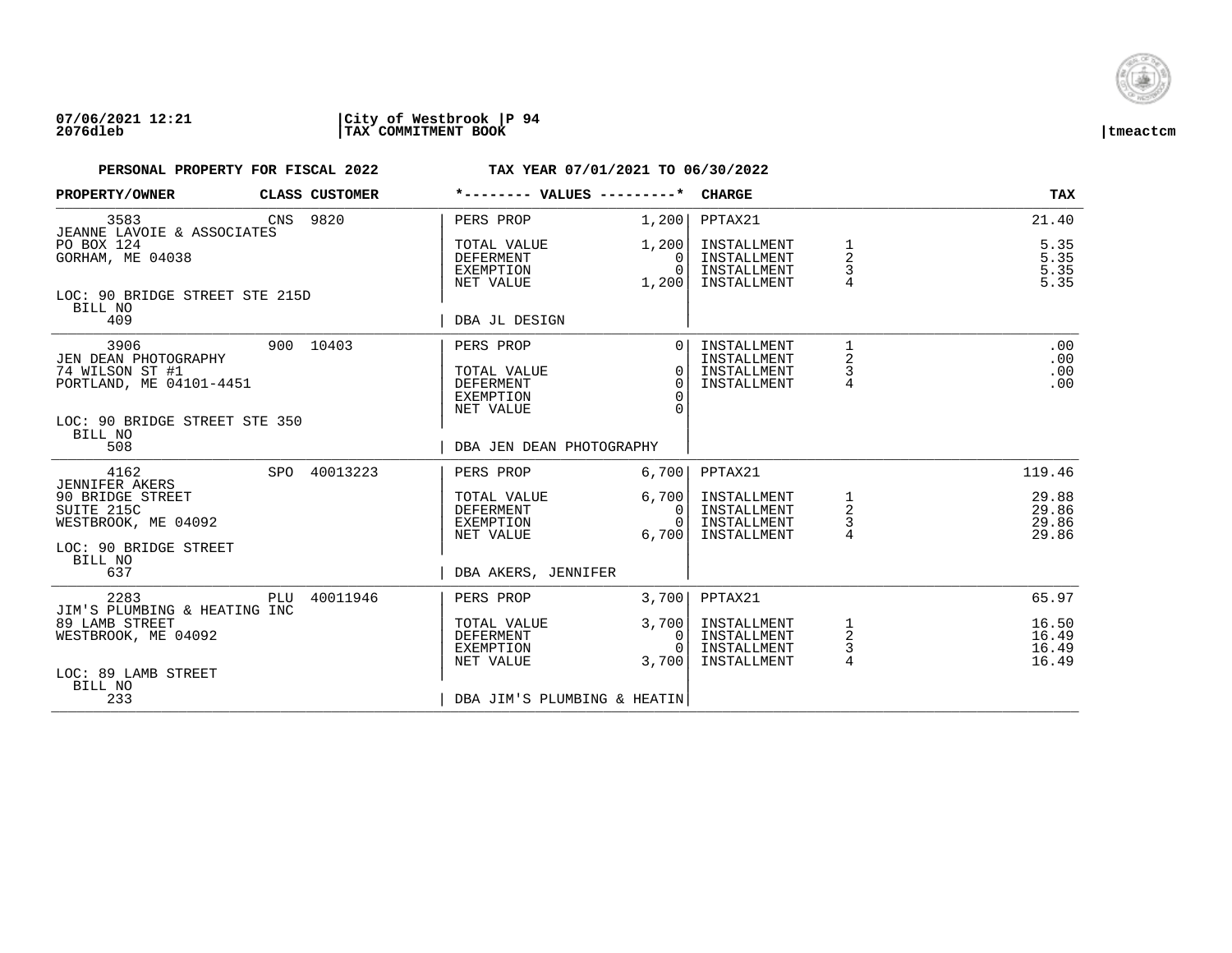07/06/2021 12:21 | City of Westbrook | P 94
2076dleb | TAX COMMITMENT BOOK | tmeactcm

**PERSONAL PROPERTY FOR FISCAL 2022** — **TAX YEAR 07/01/2021 TO 06/30/2022**

| PROPERTY/OWNER | CLASS | CUSTOMER | *-------- VALUES ---------* | | CHARGE | | TAX |
|---|---|---|---|---|---|---|---|
| 3583 | CNS | 9820 | PERS PROP | 1,200 | PPTAX21 | | 21.40 |
| JEANNE LAVOIE & ASSOCIATES | | | | | | | |
| PO BOX 124 | | | TOTAL VALUE | 1,200 | INSTALLMENT | 1 | 5.35 |
| GORHAM, ME 04038 | | | DEFERMENT | 0 | INSTALLMENT | 2 | 5.35 |
| | | | EXEMPTION | 0 | INSTALLMENT | 3 | 5.35 |
| | | | NET VALUE | 1,200 | INSTALLMENT | 4 | 5.35 |
| LOC: 90 BRIDGE STREET STE 215D | | | | | | | |
| BILL NO 409 | | | DBA JL DESIGN | | | | |
| 3906 | 900 | 10403 | PERS PROP | 0 | INSTALLMENT | 1 | .00 |
| JEN DEAN PHOTOGRAPHY | | | | | INSTALLMENT | 2 | .00 |
| 74 WILSON ST #1 | | | TOTAL VALUE | 0 | INSTALLMENT | 3 | .00 |
| PORTLAND, ME 04101-4451 | | | DEFERMENT | 0 | INSTALLMENT | 4 | .00 |
| | | | EXEMPTION | 0 | | | |
| | | | NET VALUE | 0 | | | |
| LOC: 90 BRIDGE STREET STE 350 | | | | | | | |
| BILL NO 508 | | | DBA JEN DEAN PHOTOGRAPHY | | | | |
| 4162 | SPO | 40013223 | PERS PROP | 6,700 | PPTAX21 | | 119.46 |
| JENNIFER AKERS | | | | | | | |
| 90 BRIDGE STREET | | | TOTAL VALUE | 6,700 | INSTALLMENT | 1 | 29.88 |
| SUITE 215C | | | DEFERMENT | 0 | INSTALLMENT | 2 | 29.86 |
| WESTBROOK, ME 04092 | | | EXEMPTION | 0 | INSTALLMENT | 3 | 29.86 |
| | | | NET VALUE | 6,700 | INSTALLMENT | 4 | 29.86 |
| LOC: 90 BRIDGE STREET | | | | | | | |
| BILL NO 637 | | | DBA AKERS, JENNIFER | | | | |
| 2283 | PLU | 40011946 | PERS PROP | 3,700 | PPTAX21 | | 65.97 |
| JIM'S PLUMBING & HEATING INC | | | | | | | |
| 89 LAMB STREET | | | TOTAL VALUE | 3,700 | INSTALLMENT | 1 | 16.50 |
| WESTBROOK, ME 04092 | | | DEFERMENT | 0 | INSTALLMENT | 2 | 16.49 |
| | | | EXEMPTION | 0 | INSTALLMENT | 3 | 16.49 |
| | | | NET VALUE | 3,700 | INSTALLMENT | 4 | 16.49 |
| LOC: 89 LAMB STREET | | | | | | | |
| BILL NO 233 | | | DBA JIM'S PLUMBING & HEATIN | | | | |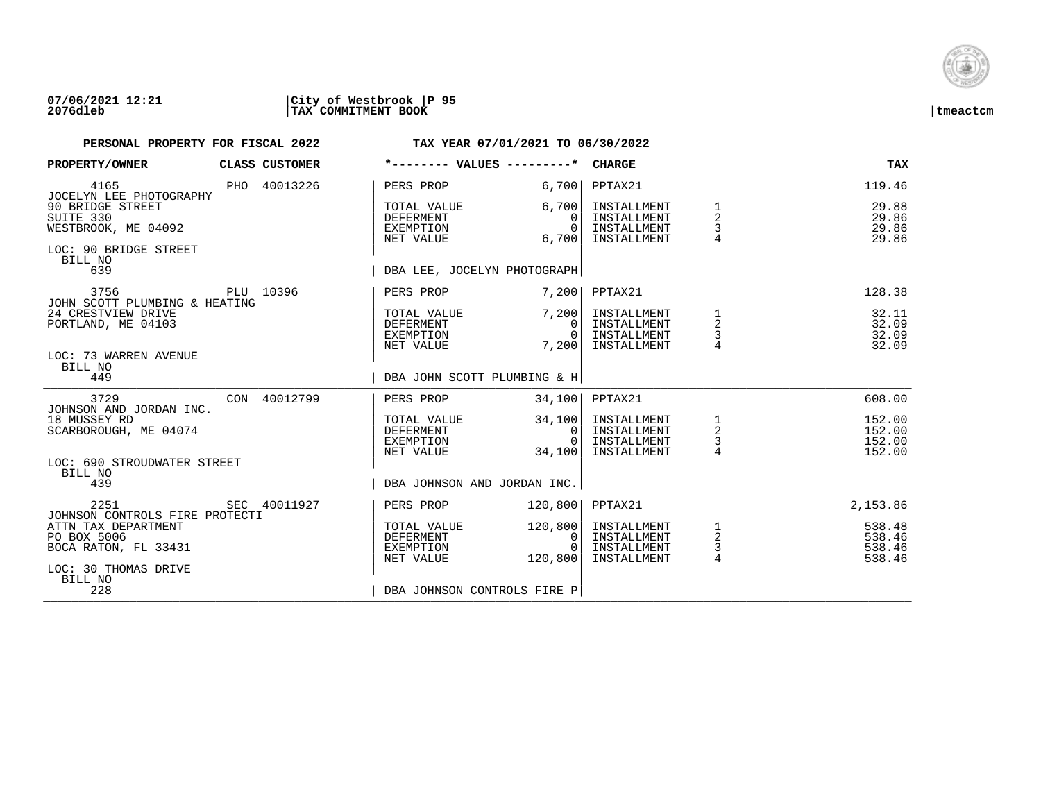07/06/2021 12:21 | City of Westbrook | P 95
2076dleb | TAX COMMITMENT BOOK | tmeactcm

**PERSONAL PROPERTY FOR FISCAL 2022** — **TAX YEAR 07/01/2021 TO 06/30/2022**

| PROPERTY/OWNER | CLASS | CUSTOMER | *-------- VALUES ---------* | | CHARGE | | TAX |
|---|---|---|---|---|---|---|---|
| 4165 | PHO | 40013226 | PERS PROP | 6,700 | PPTAX21 | | 119.46 |
| JOCELYN LEE PHOTOGRAPHY | | | | | | | |
| 90 BRIDGE STREET | | | TOTAL VALUE | 6,700 | INSTALLMENT | 1 | 29.88 |
| SUITE 330 | | | DEFERMENT | 0 | INSTALLMENT | 2 | 29.86 |
| WESTBROOK, ME 04092 | | | EXEMPTION | 0 | INSTALLMENT | 3 | 29.86 |
| | | | NET VALUE | 6,700 | INSTALLMENT | 4 | 29.86 |
| LOC: 90 BRIDGE STREET | | | | | | | |
| BILL NO 639 | | | DBA LEE, JOCELYN PHOTOGRAPH | | | | |
| 3756 | PLU | 10396 | PERS PROP | 7,200 | PPTAX21 | | 128.38 |
| JOHN SCOTT PLUMBING & HEATING | | | | | | | |
| 24 CRESTVIEW DRIVE | | | TOTAL VALUE | 7,200 | INSTALLMENT | 1 | 32.11 |
| PORTLAND, ME 04103 | | | DEFERMENT | 0 | INSTALLMENT | 2 | 32.09 |
| | | | EXEMPTION | 0 | INSTALLMENT | 3 | 32.09 |
| | | | NET VALUE | 7,200 | INSTALLMENT | 4 | 32.09 |
| LOC: 73 WARREN AVENUE | | | | | | | |
| BILL NO 449 | | | DBA JOHN SCOTT PLUMBING & H | | | | |
| 3729 | CON | 40012799 | PERS PROP | 34,100 | PPTAX21 | | 608.00 |
| JOHNSON AND JORDAN INC. | | | | | | | |
| 18 MUSSEY RD | | | TOTAL VALUE | 34,100 | INSTALLMENT | 1 | 152.00 |
| SCARBOROUGH, ME 04074 | | | DEFERMENT | 0 | INSTALLMENT | 2 | 152.00 |
| | | | EXEMPTION | 0 | INSTALLMENT | 3 | 152.00 |
| | | | NET VALUE | 34,100 | INSTALLMENT | 4 | 152.00 |
| LOC: 690 STROUDWATER STREET | | | | | | | |
| BILL NO 439 | | | DBA JOHNSON AND JORDAN INC. | | | | |
| 2251 | SEC | 40011927 | PERS PROP | 120,800 | PPTAX21 | | 2,153.86 |
| JOHNSON CONTROLS FIRE PROTECTI | | | | | | | |
| ATTN TAX DEPARTMENT | | | TOTAL VALUE | 120,800 | INSTALLMENT | 1 | 538.48 |
| PO BOX 5006 | | | DEFERMENT | 0 | INSTALLMENT | 2 | 538.46 |
| BOCA RATON, FL 33431 | | | EXEMPTION | 0 | INSTALLMENT | 3 | 538.46 |
| | | | NET VALUE | 120,800 | INSTALLMENT | 4 | 538.46 |
| LOC: 30 THOMAS DRIVE | | | | | | | |
| BILL NO 228 | | | DBA JOHNSON CONTROLS FIRE P | | | | |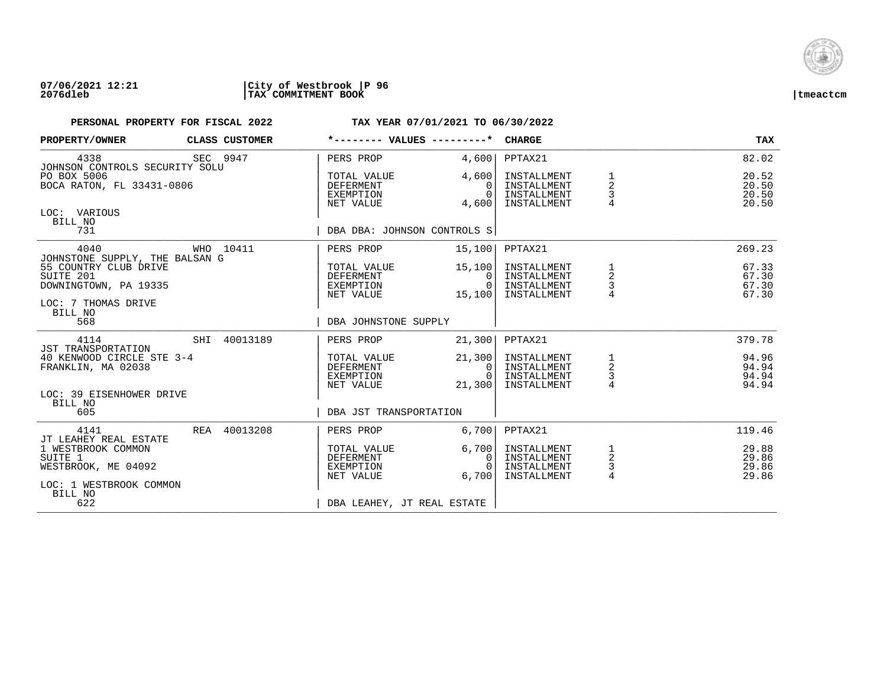**PERSONAL PROPERTY FOR FISCAL 2022** **TAX YEAR 07/01/2021 TO 06/30/2022**

| PROPERTY/OWNER | CLASS CUSTOMER | *-------- VALUES ---------* | | CHARGE | | TAX |
|---|---|---|---|---|---|---|
| 4338 | SEC 9947 | PERS PROP | 4,600 | PPTAX21 | | 82.02 |
| JOHNSON CONTROLS SECURITY SOLU | | | | | | |
| PO BOX 5006 | | TOTAL VALUE | 4,600 | INSTALLMENT | 1 | 20.52 |
| BOCA RATON, FL 33431-0806 | | DEFERMENT | 0 | INSTALLMENT | 2 | 20.50 |
| | | EXEMPTION | 0 | INSTALLMENT | 3 | 20.50 |
| | | NET VALUE | 4,600 | INSTALLMENT | 4 | 20.50 |
| LOC: VARIOUS | | | | | | |
| BILL NO | | | | | | |
| 731 | | DBA DBA: JOHNSON CONTROLS S | | | | |
| 4040 | WHO 10411 | PERS PROP | 15,100 | PPTAX21 | | 269.23 |
| JOHNSTONE SUPPLY, THE BALSAN G | | | | | | |
| 55 COUNTRY CLUB DRIVE | | TOTAL VALUE | 15,100 | INSTALLMENT | 1 | 67.33 |
| SUITE 201 | | DEFERMENT | 0 | INSTALLMENT | 2 | 67.30 |
| DOWNINGTOWN, PA 19335 | | EXEMPTION | 0 | INSTALLMENT | 3 | 67.30 |
| | | NET VALUE | 15,100 | INSTALLMENT | 4 | 67.30 |
| LOC: 7 THOMAS DRIVE | | | | | | |
| BILL NO | | | | | | |
| 568 | | DBA JOHNSTONE SUPPLY | | | | |
| 4114 | SHI 40013189 | PERS PROP | 21,300 | PPTAX21 | | 379.78 |
| JST TRANSPORTATION | | | | | | |
| 40 KENWOOD CIRCLE STE 3-4 | | TOTAL VALUE | 21,300 | INSTALLMENT | 1 | 94.96 |
| FRANKLIN, MA 02038 | | DEFERMENT | 0 | INSTALLMENT | 2 | 94.94 |
| | | EXEMPTION | 0 | INSTALLMENT | 3 | 94.94 |
| | | NET VALUE | 21,300 | INSTALLMENT | 4 | 94.94 |
| LOC: 39 EISENHOWER DRIVE | | | | | | |
| BILL NO | | | | | | |
| 605 | | DBA JST TRANSPORTATION | | | | |
| 4141 | REA 40013208 | PERS PROP | 6,700 | PPTAX21 | | 119.46 |
| JT LEAHEY REAL ESTATE | | | | | | |
| 1 WESTBROOK COMMON | | TOTAL VALUE | 6,700 | INSTALLMENT | 1 | 29.88 |
| SUITE 1 | | DEFERMENT | 0 | INSTALLMENT | 2 | 29.86 |
| WESTBROOK, ME 04092 | | EXEMPTION | 0 | INSTALLMENT | 3 | 29.86 |
| | | NET VALUE | 6,700 | INSTALLMENT | 4 | 29.86 |
| LOC: 1 WESTBROOK COMMON | | | | | | |
| BILL NO | | | | | | |
| 622 | | DBA LEAHEY, JT REAL ESTATE | | | | |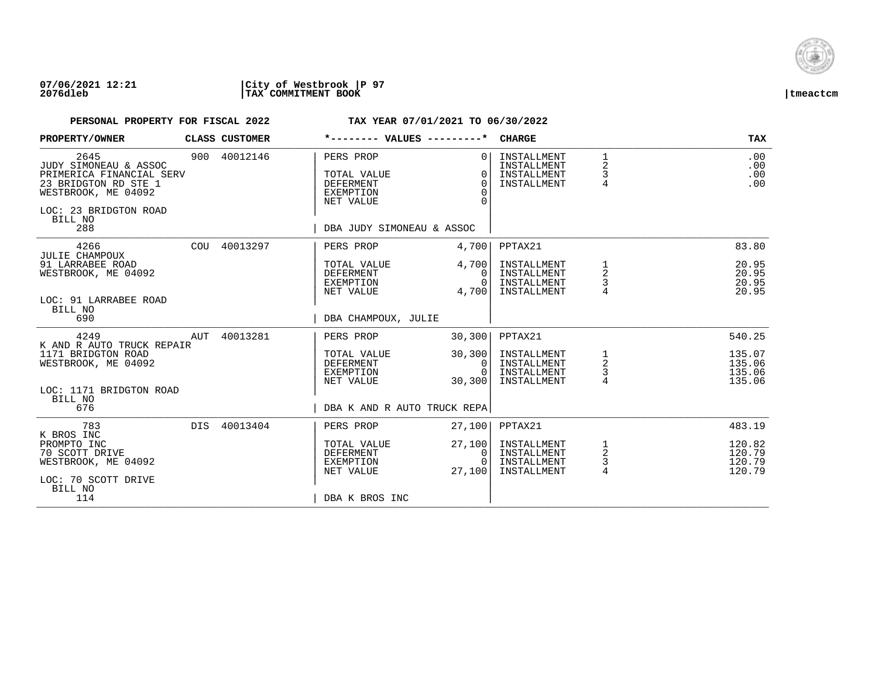07/06/2021 12:21 | City of Westbrook | P 97
2076dleb | TAX COMMITMENT BOOK | tmeactcm

**PERSONAL PROPERTY FOR FISCAL 2022** TAX YEAR 07/01/2021 TO 06/30/2022

| PROPERTY/OWNER | CLASS | CUSTOMER | *-------- VALUES ---------* | | CHARGE | | TAX |
|---|---|---|---|---|---|---|---|
| 2645 | 900 | 40012146 | PERS PROP | 0 | INSTALLMENT | 1 | .00 |
| JUDY SIMONEAU & ASSOC | | | | | INSTALLMENT | 2 | .00 |
| PRIMERICA FINANCIAL SERV | | | TOTAL VALUE | 0 | INSTALLMENT | 3 | .00 |
| 23 BRIDGTON RD STE 1 | | | DEFERMENT | 0 | INSTALLMENT | 4 | .00 |
| WESTBROOK, ME 04092 | | | EXEMPTION | 0 | | | |
| | | | NET VALUE | 0 | | | |
| LOC: 23 BRIDGTON ROAD | | | | | | | |
| BILL NO 288 | | | DBA JUDY SIMONEAU & ASSOC | | | | |
| 4266 | COU | 40013297 | PERS PROP | 4,700 | PPTAX21 | | 83.80 |
| JULIE CHAMPOUX | | | | | | | |
| 91 LARRABEE ROAD | | | TOTAL VALUE | 4,700 | INSTALLMENT | 1 | 20.95 |
| WESTBROOK, ME 04092 | | | DEFERMENT | 0 | INSTALLMENT | 2 | 20.95 |
| | | | EXEMPTION | 0 | INSTALLMENT | 3 | 20.95 |
| | | | NET VALUE | 4,700 | INSTALLMENT | 4 | 20.95 |
| LOC: 91 LARRABEE ROAD | | | | | | | |
| BILL NO 690 | | | DBA CHAMPOUX, JULIE | | | | |
| 4249 | AUT | 40013281 | PERS PROP | 30,300 | PPTAX21 | | 540.25 |
| K AND R AUTO TRUCK REPAIR | | | | | | | |
| 1171 BRIDGTON ROAD | | | TOTAL VALUE | 30,300 | INSTALLMENT | 1 | 135.07 |
| WESTBROOK, ME 04092 | | | DEFERMENT | 0 | INSTALLMENT | 2 | 135.06 |
| | | | EXEMPTION | 0 | INSTALLMENT | 3 | 135.06 |
| | | | NET VALUE | 30,300 | INSTALLMENT | 4 | 135.06 |
| LOC: 1171 BRIDGTON ROAD | | | | | | | |
| BILL NO 676 | | | DBA K AND R AUTO TRUCK REPA | | | | |
| 783 | DIS | 40013404 | PERS PROP | 27,100 | PPTAX21 | | 483.19 |
| K BROS INC | | | | | | | |
| PROMPTO INC | | | TOTAL VALUE | 27,100 | INSTALLMENT | 1 | 120.82 |
| 70 SCOTT DRIVE | | | DEFERMENT | 0 | INSTALLMENT | 2 | 120.79 |
| WESTBROOK, ME 04092 | | | EXEMPTION | 0 | INSTALLMENT | 3 | 120.79 |
| | | | NET VALUE | 27,100 | INSTALLMENT | 4 | 120.79 |
| LOC: 70 SCOTT DRIVE | | | | | | | |
| BILL NO 114 | | | DBA K BROS INC | | | | |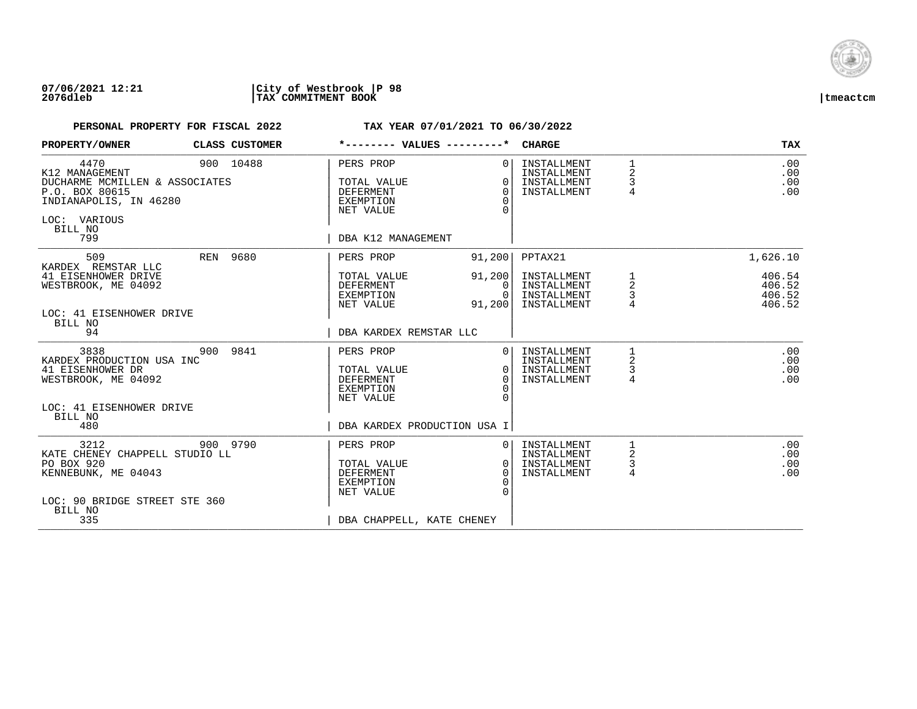PERSONAL PROPERTY FOR FISCAL 2022 — TAX YEAR 07/01/2021 TO 06/30/2022

| PROPERTY/OWNER | CLASS | CUSTOMER | *-------- VALUES ---------* | | CHARGE | | TAX |
|---|---|---|---|---|---|---|---|
| 4470 | 900 | 10488 | PERS PROP | 0 | INSTALLMENT | 1 | .00 |
| K12 MANAGEMENT | | | | | INSTALLMENT | 2 | .00 |
| DUCHARME MCMILLEN & ASSOCIATES | | | TOTAL VALUE | 0 | INSTALLMENT | 3 | .00 |
| P.O. BOX 80615 | | | DEFERMENT | 0 | INSTALLMENT | 4 | .00 |
| INDIANAPOLIS, IN 46280 | | | EXEMPTION | 0 | | | |
| | | | NET VALUE | 0 | | | |
| LOC: VARIOUS | | | | | | | |
| BILL NO 799 | | | DBA K12 MANAGEMENT | | | | |
| 509 | REN | 9680 | PERS PROP | 91,200 | PPTAX21 | | 1,626.10 |
| KARDEX REMSTAR LLC | | | | | | | |
| 41 EISENHOWER DRIVE | | | TOTAL VALUE | 91,200 | INSTALLMENT | 1 | 406.54 |
| WESTBROOK, ME 04092 | | | DEFERMENT | 0 | INSTALLMENT | 2 | 406.52 |
| | | | EXEMPTION | 0 | INSTALLMENT | 3 | 406.52 |
| | | | NET VALUE | 91,200 | INSTALLMENT | 4 | 406.52 |
| LOC: 41 EISENHOWER DRIVE | | | | | | | |
| BILL NO 94 | | | DBA KARDEX REMSTAR LLC | | | | |
| 3838 | 900 | 9841 | PERS PROP | 0 | INSTALLMENT | 1 | .00 |
| KARDEX PRODUCTION USA INC | | | | | INSTALLMENT | 2 | .00 |
| 41 EISENHOWER DR | | | TOTAL VALUE | 0 | INSTALLMENT | 3 | .00 |
| WESTBROOK, ME 04092 | | | DEFERMENT | 0 | INSTALLMENT | 4 | .00 |
| | | | EXEMPTION | 0 | | | |
| | | | NET VALUE | 0 | | | |
| LOC: 41 EISENHOWER DRIVE | | | | | | | |
| BILL NO 480 | | | DBA KARDEX PRODUCTION USA I | | | | |
| 3212 | 900 | 9790 | PERS PROP | 0 | INSTALLMENT | 1 | .00 |
| KATE CHENEY CHAPPELL STUDIO LL | | | | | INSTALLMENT | 2 | .00 |
| PO BOX 920 | | | TOTAL VALUE | 0 | INSTALLMENT | 3 | .00 |
| KENNEBUNK, ME 04043 | | | DEFERMENT | 0 | INSTALLMENT | 4 | .00 |
| | | | EXEMPTION | 0 | | | |
| | | | NET VALUE | 0 | | | |
| LOC: 90 BRIDGE STREET STE 360 | | | | | | | |
| BILL NO 335 | | | DBA CHAPPELL, KATE CHENEY | | | | |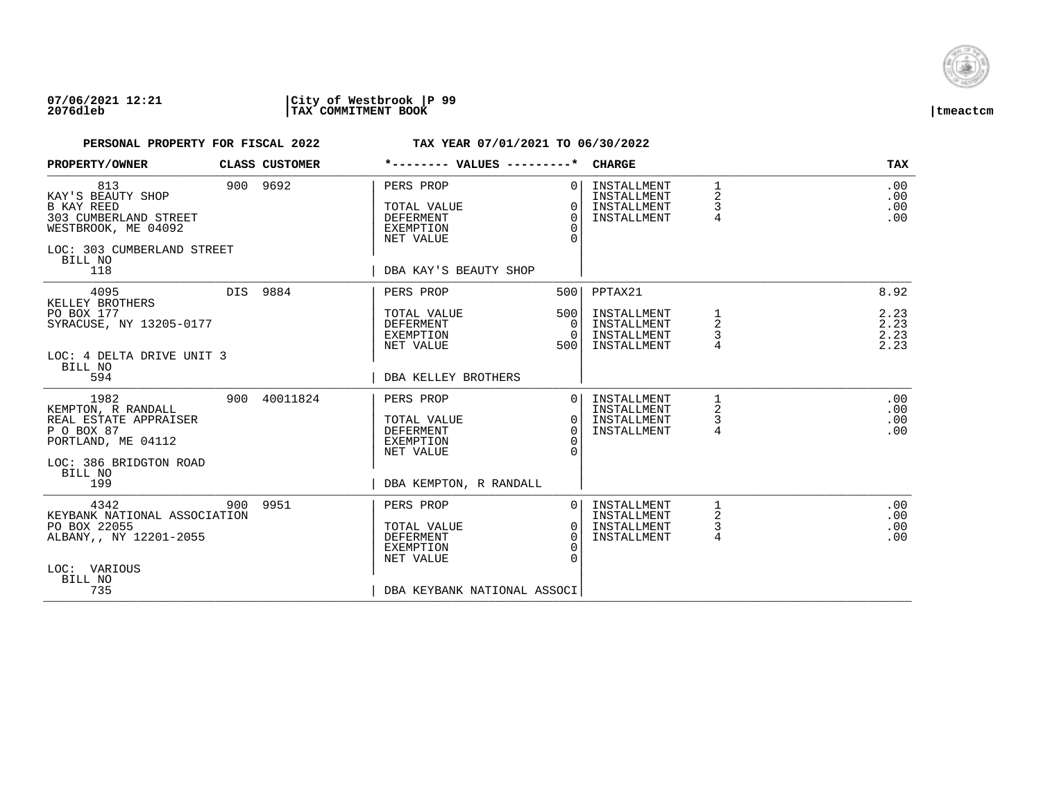**07/06/2021 12:21** | **City of Westbrook** | **P 99**
**2076dleb** | **TAX COMMITMENT BOOK** | **tmeactcm**

**PERSONAL PROPERTY FOR FISCAL 2022** — **TAX YEAR 07/01/2021 TO 06/30/2022**

| PROPERTY/OWNER | CLASS | CUSTOMER | *-------- VALUES ---------* | | CHARGE | | TAX |
|---|---|---|---|---|---|---|---|
| 813 | 900 | 9692 | PERS PROP | 0 | INSTALLMENT | 1 | .00 |
| KAY'S BEAUTY SHOP | | | | | INSTALLMENT | 2 | .00 |
| B KAY REED | | | TOTAL VALUE | 0 | INSTALLMENT | 3 | .00 |
| 303 CUMBERLAND STREET | | | DEFERMENT | 0 | INSTALLMENT | 4 | .00 |
| WESTBROOK, ME 04092 | | | EXEMPTION | 0 | | | |
| | | | NET VALUE | 0 | | | |
| LOC: 303 CUMBERLAND STREET | | | | | | | |
| BILL NO 118 | | | DBA KAY'S BEAUTY SHOP | | | | |
| 4095 | DIS | 9884 | PERS PROP | 500 | PPTAX21 | | 8.92 |
| KELLEY BROTHERS | | | | | | | |
| PO BOX 177 | | | TOTAL VALUE | 500 | INSTALLMENT | 1 | 2.23 |
| SYRACUSE, NY 13205-0177 | | | DEFERMENT | 0 | INSTALLMENT | 2 | 2.23 |
| | | | EXEMPTION | 0 | INSTALLMENT | 3 | 2.23 |
| | | | NET VALUE | 500 | INSTALLMENT | 4 | 2.23 |
| LOC: 4 DELTA DRIVE UNIT 3 | | | | | | | |
| BILL NO 594 | | | DBA KELLEY BROTHERS | | | | |
| 1982 | 900 | 40011824 | PERS PROP | 0 | INSTALLMENT | 1 | .00 |
| KEMPTON, R RANDALL | | | | | INSTALLMENT | 2 | .00 |
| REAL ESTATE APPRAISER | | | TOTAL VALUE | 0 | INSTALLMENT | 3 | .00 |
| P O BOX 87 | | | DEFERMENT | 0 | INSTALLMENT | 4 | .00 |
| PORTLAND, ME 04112 | | | EXEMPTION | 0 | | | |
| | | | NET VALUE | 0 | | | |
| LOC: 386 BRIDGTON ROAD | | | | | | | |
| BILL NO 199 | | | DBA KEMPTON, R RANDALL | | | | |
| 4342 | 900 | 9951 | PERS PROP | 0 | INSTALLMENT | 1 | .00 |
| KEYBANK NATIONAL ASSOCIATION | | | | | INSTALLMENT | 2 | .00 |
| PO BOX 22055 | | | TOTAL VALUE | 0 | INSTALLMENT | 3 | .00 |
| ALBANY,, NY 12201-2055 | | | DEFERMENT | 0 | INSTALLMENT | 4 | .00 |
| | | | EXEMPTION | 0 | | | |
| | | | NET VALUE | 0 | | | |
| LOC: VARIOUS | | | | | | | |
| BILL NO 735 | | | DBA KEYBANK NATIONAL ASSOCI | | | | |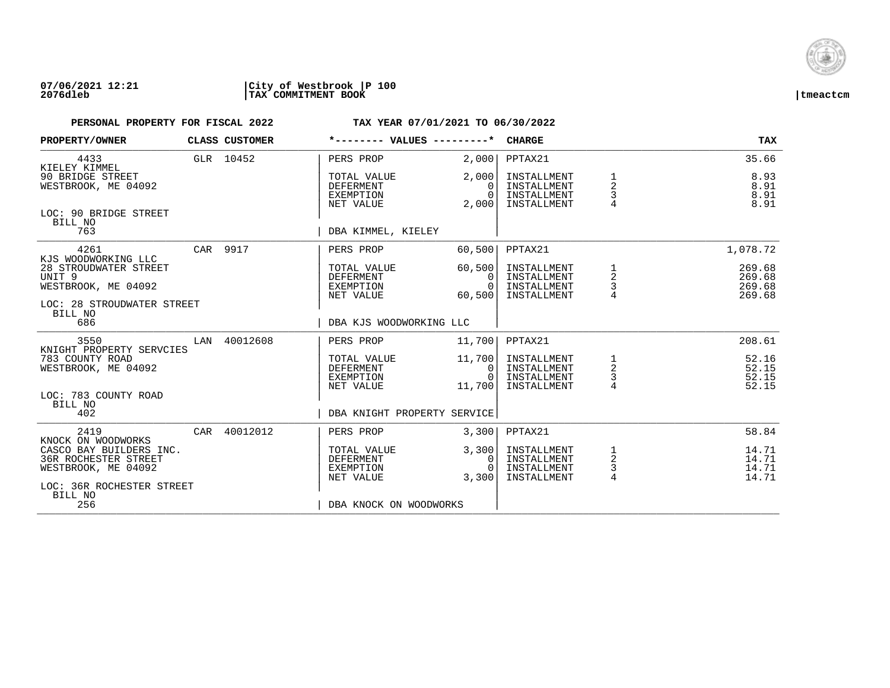07/06/2021 12:21 | City of Westbrook | P 100
2076dleb | TAX COMMITMENT BOOK | tmeactcm

**PERSONAL PROPERTY FOR FISCAL 2022** — **TAX YEAR 07/01/2021 TO 06/30/2022**

| PROPERTY/OWNER | CLASS | CUSTOMER | *-------- VALUES ---------* | | CHARGE | | TAX |
|---|---|---|---|---|---|---|---|
| 4433 | GLR | 10452 | PERS PROP | 2,000 | PPTAX21 | | 35.66 |
| KIELEY KIMMEL | | | | | | | |
| 90 BRIDGE STREET | | | TOTAL VALUE | 2,000 | INSTALLMENT | 1 | 8.93 |
| WESTBROOK, ME 04092 | | | DEFERMENT | 0 | INSTALLMENT | 2 | 8.91 |
| | | | EXEMPTION | 0 | INSTALLMENT | 3 | 8.91 |
| | | | NET VALUE | 2,000 | INSTALLMENT | 4 | 8.91 |
| LOC: 90 BRIDGE STREET | | | | | | | |
| BILL NO 763 | | | DBA KIMMEL, KIELEY | | | | |
| 4261 | CAR | 9917 | PERS PROP | 60,500 | PPTAX21 | | 1,078.72 |
| KJS WOODWORKING LLC | | | | | | | |
| 28 STROUDWATER STREET | | | TOTAL VALUE | 60,500 | INSTALLMENT | 1 | 269.68 |
| UNIT 9 | | | DEFERMENT | 0 | INSTALLMENT | 2 | 269.68 |
| WESTBROOK, ME 04092 | | | EXEMPTION | 0 | INSTALLMENT | 3 | 269.68 |
| | | | NET VALUE | 60,500 | INSTALLMENT | 4 | 269.68 |
| LOC: 28 STROUDWATER STREET | | | | | | | |
| BILL NO 686 | | | DBA KJS WOODWORKING LLC | | | | |
| 3550 | LAN | 40012608 | PERS PROP | 11,700 | PPTAX21 | | 208.61 |
| KNIGHT PROPERTY SERVCIES | | | | | | | |
| 783 COUNTY ROAD | | | TOTAL VALUE | 11,700 | INSTALLMENT | 1 | 52.16 |
| WESTBROOK, ME 04092 | | | DEFERMENT | 0 | INSTALLMENT | 2 | 52.15 |
| | | | EXEMPTION | 0 | INSTALLMENT | 3 | 52.15 |
| | | | NET VALUE | 11,700 | INSTALLMENT | 4 | 52.15 |
| LOC: 783 COUNTY ROAD | | | | | | | |
| BILL NO 402 | | | DBA KNIGHT PROPERTY SERVICE | | | | |
| 2419 | CAR | 40012012 | PERS PROP | 3,300 | PPTAX21 | | 58.84 |
| KNOCK ON WOODWORKS | | | | | | | |
| CASCO BAY BUILDERS INC. | | | TOTAL VALUE | 3,300 | INSTALLMENT | 1 | 14.71 |
| 36R ROCHESTER STREET | | | DEFERMENT | 0 | INSTALLMENT | 2 | 14.71 |
| WESTBROOK, ME 04092 | | | EXEMPTION | 0 | INSTALLMENT | 3 | 14.71 |
| | | | NET VALUE | 3,300 | INSTALLMENT | 4 | 14.71 |
| LOC: 36R ROCHESTER STREET | | | | | | | |
| BILL NO 256 | | | DBA KNOCK ON WOODWORKS | | | | |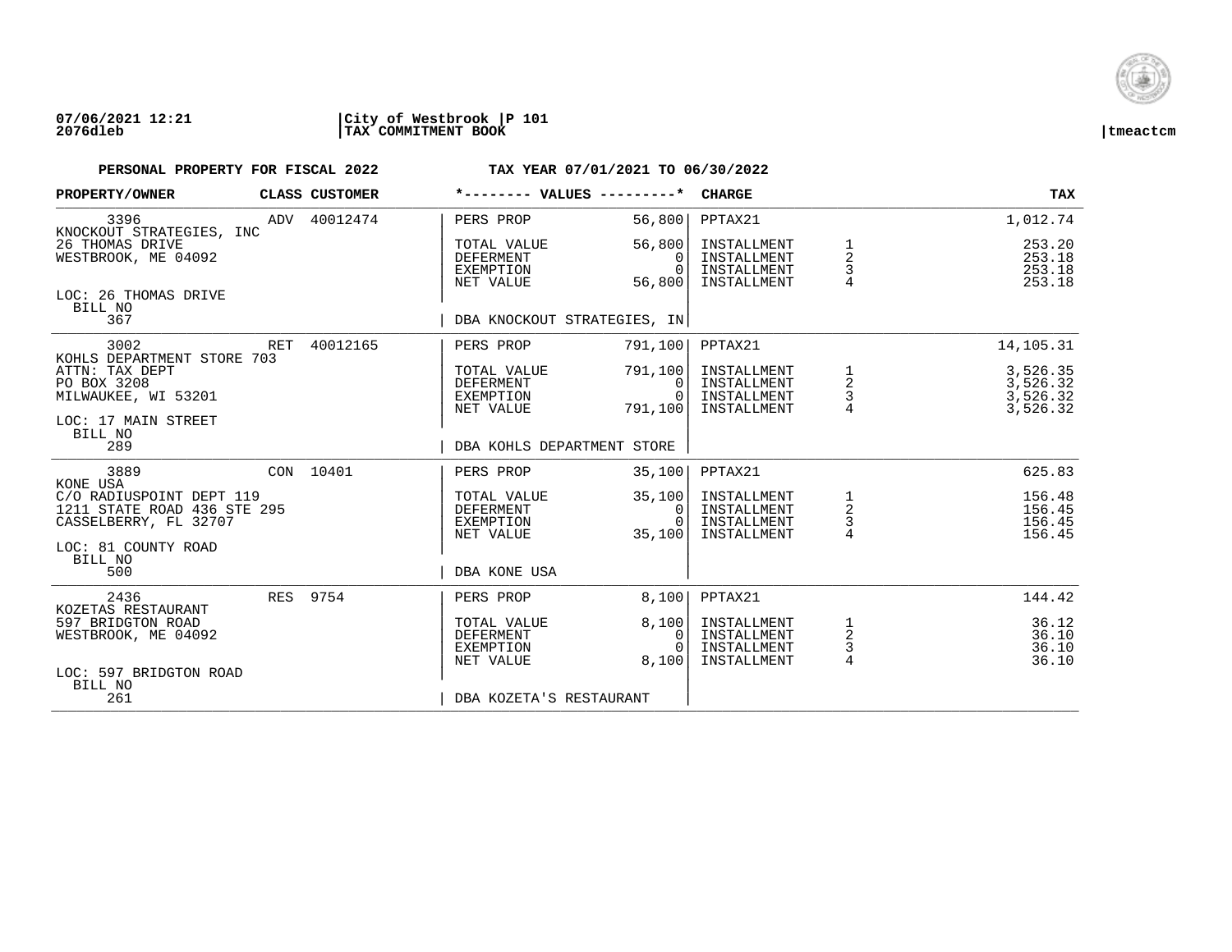**PERSONAL PROPERTY FOR FISCAL 2022** — **TAX YEAR 07/01/2021 TO 06/30/2022**

| PROPERTY/OWNER | CLASS | CUSTOMER | *-------- VALUES ---------* | | CHARGE | | TAX |
|---|---|---|---|---|---|---|---|
| 3396 | ADV | 40012474 | PERS PROP | 56,800 | PPTAX21 | | 1,012.74 |
| KNOCKOUT STRATEGIES, INC | | | | | | | |
| 26 THOMAS DRIVE | | | TOTAL VALUE | 56,800 | INSTALLMENT | 1 | 253.20 |
| WESTBROOK, ME 04092 | | | DEFERMENT | 0 | INSTALLMENT | 2 | 253.18 |
| | | | EXEMPTION | 0 | INSTALLMENT | 3 | 253.18 |
| | | | NET VALUE | 56,800 | INSTALLMENT | 4 | 253.18 |
| LOC: 26 THOMAS DRIVE | | | | | | | |
| BILL NO | | | | | | | |
| 367 | | | DBA KNOCKOUT STRATEGIES, IN | | | | |
| 3002 | RET | 40012165 | PERS PROP | 791,100 | PPTAX21 | | 14,105.31 |
| KOHLS DEPARTMENT STORE 703 | | | | | | | |
| ATTN: TAX DEPT | | | TOTAL VALUE | 791,100 | INSTALLMENT | 1 | 3,526.35 |
| PO BOX 3208 | | | DEFERMENT | 0 | INSTALLMENT | 2 | 3,526.32 |
| MILWAUKEE, WI 53201 | | | EXEMPTION | 0 | INSTALLMENT | 3 | 3,526.32 |
| | | | NET VALUE | 791,100 | INSTALLMENT | 4 | 3,526.32 |
| LOC: 17 MAIN STREET | | | | | | | |
| BILL NO | | | | | | | |
| 289 | | | DBA KOHLS DEPARTMENT STORE | | | | |
| 3889 | CON | 10401 | PERS PROP | 35,100 | PPTAX21 | | 625.83 |
| KONE USA | | | | | | | |
| C/O RADIUSPOINT DEPT 119 | | | TOTAL VALUE | 35,100 | INSTALLMENT | 1 | 156.48 |
| 1211 STATE ROAD 436 STE 295 | | | DEFERMENT | 0 | INSTALLMENT | 2 | 156.45 |
| CASSELBERRY, FL 32707 | | | EXEMPTION | 0 | INSTALLMENT | 3 | 156.45 |
| | | | NET VALUE | 35,100 | INSTALLMENT | 4 | 156.45 |
| LOC: 81 COUNTY ROAD | | | | | | | |
| BILL NO | | | | | | | |
| 500 | | | DBA KONE USA | | | | |
| 2436 | RES | 9754 | PERS PROP | 8,100 | PPTAX21 | | 144.42 |
| KOZETAS RESTAURANT | | | | | | | |
| 597 BRIDGTON ROAD | | | TOTAL VALUE | 8,100 | INSTALLMENT | 1 | 36.12 |
| WESTBROOK, ME 04092 | | | DEFERMENT | 0 | INSTALLMENT | 2 | 36.10 |
| | | | EXEMPTION | 0 | INSTALLMENT | 3 | 36.10 |
| | | | NET VALUE | 8,100 | INSTALLMENT | 4 | 36.10 |
| LOC: 597 BRIDGTON ROAD | | | | | | | |
| BILL NO | | | | | | | |
| 261 | | | DBA KOZETA'S RESTAURANT | | | | |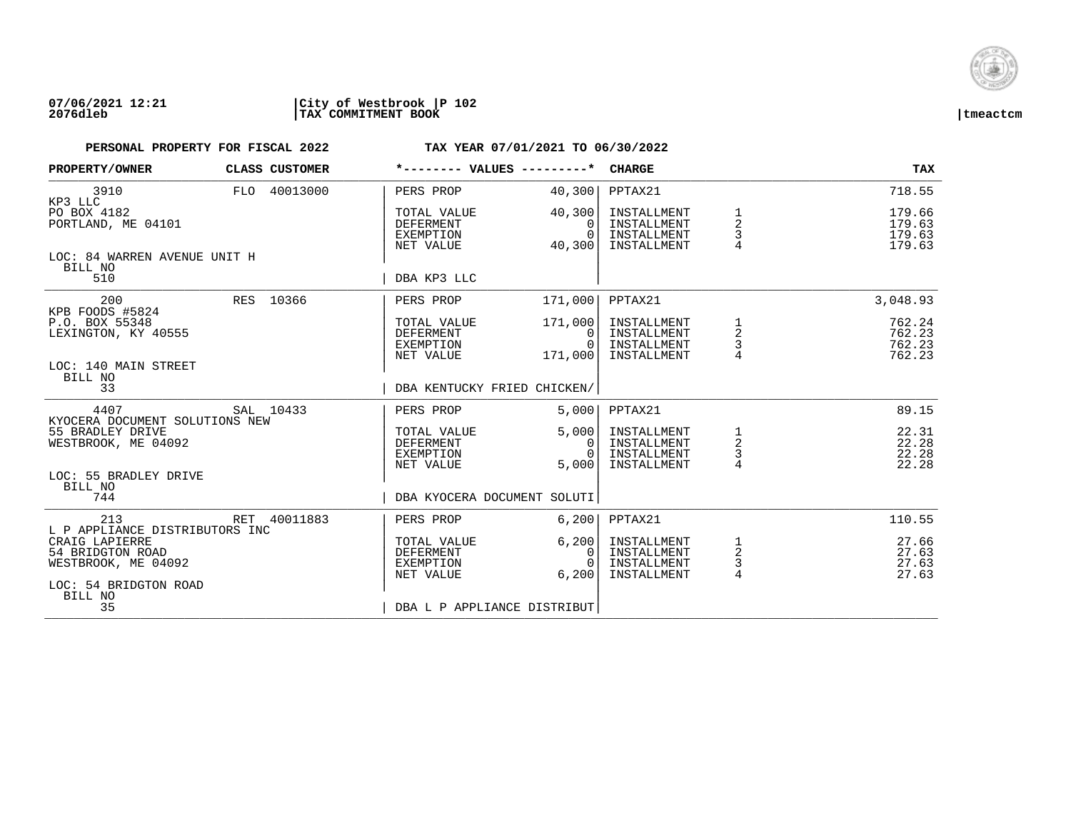07/06/2021 12:21 | City of Westbrook | P 102
2076dleb | TAX COMMITMENT BOOK | tmeactcm

**PERSONAL PROPERTY FOR FISCAL 2022** — **TAX YEAR 07/01/2021 TO 06/30/2022**

| PROPERTY/OWNER | CLASS | CUSTOMER | *-------- VALUES ---------* | | CHARGE | | TAX |
|---|---|---|---|---|---|---|---|
| 3910 | FLO | 40013000 | PERS PROP | 40,300 | PPTAX21 | | 718.55 |
| KP3 LLC | | | | | | | |
| PO BOX 4182 | | | TOTAL VALUE | 40,300 | INSTALLMENT | 1 | 179.66 |
| PORTLAND, ME 04101 | | | DEFERMENT | 0 | INSTALLMENT | 2 | 179.63 |
| | | | EXEMPTION | 0 | INSTALLMENT | 3 | 179.63 |
| | | | NET VALUE | 40,300 | INSTALLMENT | 4 | 179.63 |
| LOC: 84 WARREN AVENUE UNIT H | | | | | | | |
| BILL NO | | | | | | | |
| 510 | | | DBA KP3 LLC | | | | |
| 200 | RES | 10366 | PERS PROP | 171,000 | PPTAX21 | | 3,048.93 |
| KPB FOODS #5824 | | | | | | | |
| P.O. BOX 55348 | | | TOTAL VALUE | 171,000 | INSTALLMENT | 1 | 762.24 |
| LEXINGTON, KY 40555 | | | DEFERMENT | 0 | INSTALLMENT | 2 | 762.23 |
| | | | EXEMPTION | 0 | INSTALLMENT | 3 | 762.23 |
| | | | NET VALUE | 171,000 | INSTALLMENT | 4 | 762.23 |
| LOC: 140 MAIN STREET | | | | | | | |
| BILL NO | | | | | | | |
| 33 | | | DBA KENTUCKY FRIED CHICKEN/ | | | | |
| 4407 | SAL | 10433 | PERS PROP | 5,000 | PPTAX21 | | 89.15 |
| KYOCERA DOCUMENT SOLUTIONS NEW | | | | | | | |
| 55 BRADLEY DRIVE | | | TOTAL VALUE | 5,000 | INSTALLMENT | 1 | 22.31 |
| WESTBROOK, ME 04092 | | | DEFERMENT | 0 | INSTALLMENT | 2 | 22.28 |
| | | | EXEMPTION | 0 | INSTALLMENT | 3 | 22.28 |
| | | | NET VALUE | 5,000 | INSTALLMENT | 4 | 22.28 |
| LOC: 55 BRADLEY DRIVE | | | | | | | |
| BILL NO | | | | | | | |
| 744 | | | DBA KYOCERA DOCUMENT SOLUTI | | | | |
| 213 | RET | 40011883 | PERS PROP | 6,200 | PPTAX21 | | 110.55 |
| L P APPLIANCE DISTRIBUTORS INC | | | | | | | |
| CRAIG LAPIERRE | | | TOTAL VALUE | 6,200 | INSTALLMENT | 1 | 27.66 |
| 54 BRIDGTON ROAD | | | DEFERMENT | 0 | INSTALLMENT | 2 | 27.63 |
| WESTBROOK, ME 04092 | | | EXEMPTION | 0 | INSTALLMENT | 3 | 27.63 |
| | | | NET VALUE | 6,200 | INSTALLMENT | 4 | 27.63 |
| LOC: 54 BRIDGTON ROAD | | | | | | | |
| BILL NO | | | | | | | |
| 35 | | | DBA L P APPLIANCE DISTRIBUT | | | | |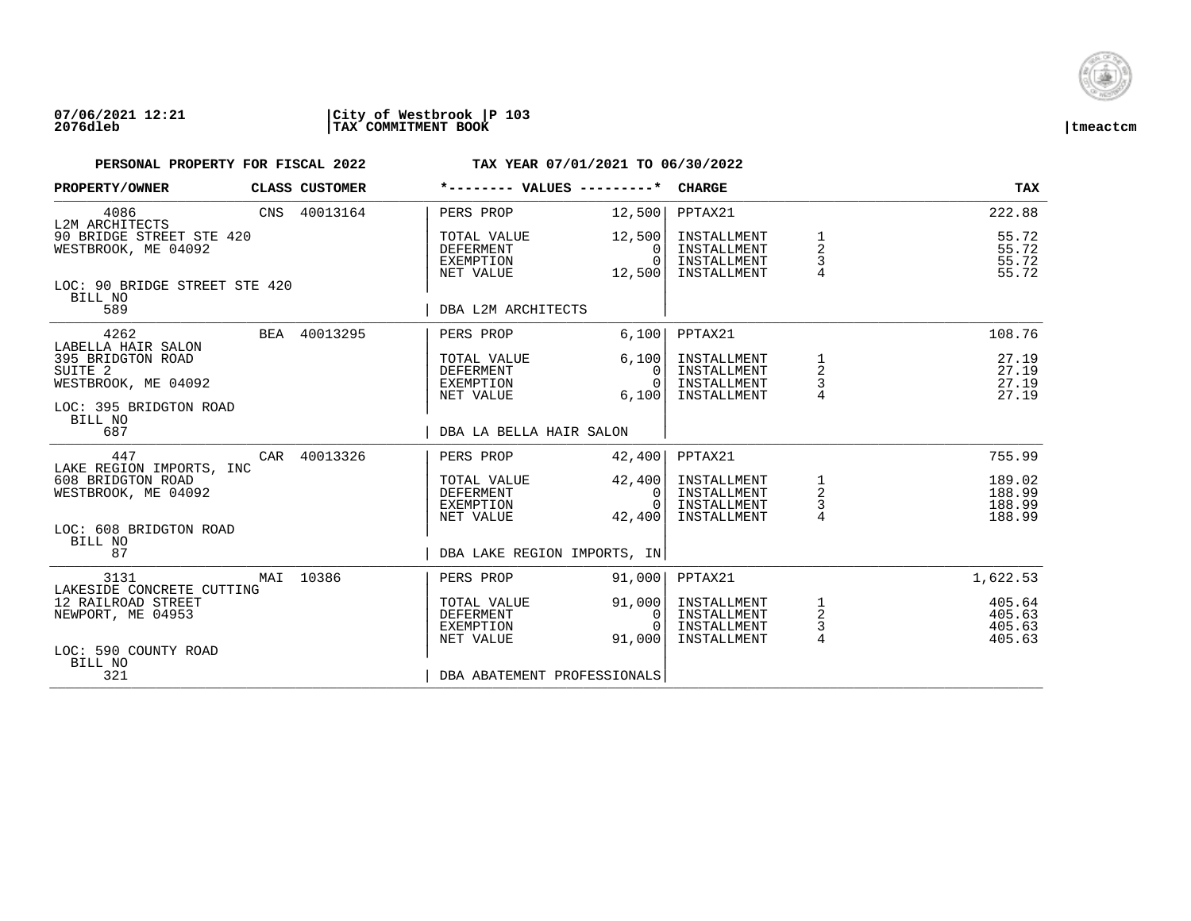07/06/2021 12:21 | City of Westbrook | P 103
2076dleb | TAX COMMITMENT BOOK | tmeactcm

**PERSONAL PROPERTY FOR FISCAL 2022** &nbsp;&nbsp;&nbsp; **TAX YEAR 07/01/2021 TO 06/30/2022**

| PROPERTY/OWNER | CLASS | CUSTOMER | *-------- VALUES ---------* | | CHARGE | | TAX |
|---|---|---|---|---|---|---|---|
| 4086 | CNS | 40013164 | PERS PROP | 12,500 | PPTAX21 | | 222.88 |
| L2M ARCHITECTS | | | | | | | |
| 90 BRIDGE STREET STE 420 | | | TOTAL VALUE | 12,500 | INSTALLMENT | 1 | 55.72 |
| WESTBROOK, ME 04092 | | | DEFERMENT | 0 | INSTALLMENT | 2 | 55.72 |
| | | | EXEMPTION | 0 | INSTALLMENT | 3 | 55.72 |
| | | | NET VALUE | 12,500 | INSTALLMENT | 4 | 55.72 |
| LOC: 90 BRIDGE STREET STE 420 | | | | | | | |
| BILL NO 589 | | | DBA L2M ARCHITECTS | | | | |
| 4262 | BEA | 40013295 | PERS PROP | 6,100 | PPTAX21 | | 108.76 |
| LABELLA HAIR SALON | | | | | | | |
| 395 BRIDGTON ROAD | | | TOTAL VALUE | 6,100 | INSTALLMENT | 1 | 27.19 |
| SUITE 2 | | | DEFERMENT | 0 | INSTALLMENT | 2 | 27.19 |
| WESTBROOK, ME 04092 | | | EXEMPTION | 0 | INSTALLMENT | 3 | 27.19 |
| | | | NET VALUE | 6,100 | INSTALLMENT | 4 | 27.19 |
| LOC: 395 BRIDGTON ROAD | | | | | | | |
| BILL NO 687 | | | DBA LA BELLA HAIR SALON | | | | |
| 447 | CAR | 40013326 | PERS PROP | 42,400 | PPTAX21 | | 755.99 |
| LAKE REGION IMPORTS, INC | | | | | | | |
| 608 BRIDGTON ROAD | | | TOTAL VALUE | 42,400 | INSTALLMENT | 1 | 189.02 |
| WESTBROOK, ME 04092 | | | DEFERMENT | 0 | INSTALLMENT | 2 | 188.99 |
| | | | EXEMPTION | 0 | INSTALLMENT | 3 | 188.99 |
| | | | NET VALUE | 42,400 | INSTALLMENT | 4 | 188.99 |
| LOC: 608 BRIDGTON ROAD | | | | | | | |
| BILL NO 87 | | | DBA LAKE REGION IMPORTS, IN | | | | |
| 3131 | MAI | 10386 | PERS PROP | 91,000 | PPTAX21 | | 1,622.53 |
| LAKESIDE CONCRETE CUTTING | | | | | | | |
| 12 RAILROAD STREET | | | TOTAL VALUE | 91,000 | INSTALLMENT | 1 | 405.64 |
| NEWPORT, ME 04953 | | | DEFERMENT | 0 | INSTALLMENT | 2 | 405.63 |
| | | | EXEMPTION | 0 | INSTALLMENT | 3 | 405.63 |
| | | | NET VALUE | 91,000 | INSTALLMENT | 4 | 405.63 |
| LOC: 590 COUNTY ROAD | | | | | | | |
| BILL NO 321 | | | DBA ABATEMENT PROFESSIONALS | | | | |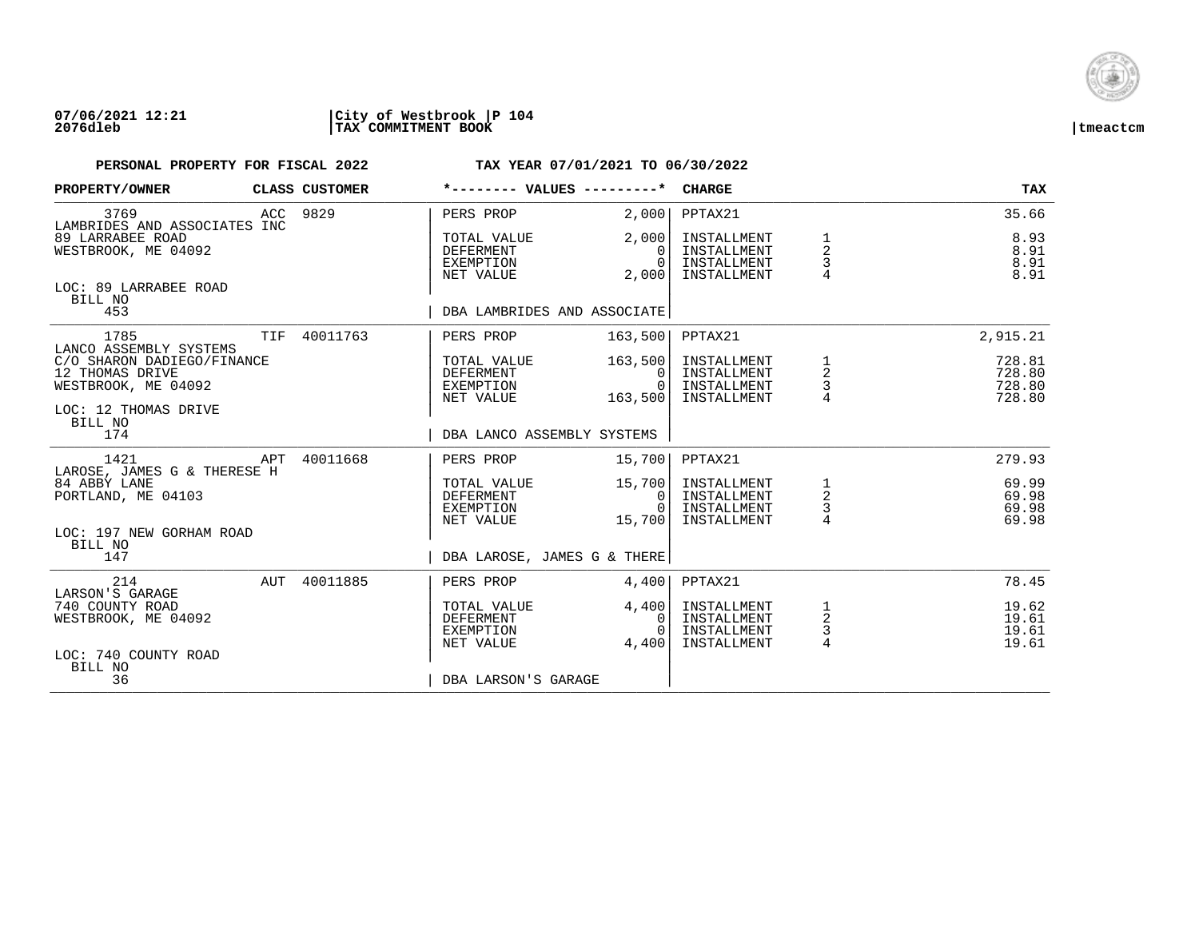07/06/2021 12:21 | City of Westbrook | P 104
2076dleb | TAX COMMITMENT BOOK | tmeactcm

**PERSONAL PROPERTY FOR FISCAL 2022** — **TAX YEAR 07/01/2021 TO 06/30/2022**

| PROPERTY/OWNER | CLASS | CUSTOMER | *-------- VALUES ---------* | | CHARGE | | TAX |
|---|---|---|---|---|---|---|---|
| 3769 | ACC | 9829 | PERS PROP | 2,000 | PPTAX21 | | 35.66 |
| LAMBRIDES AND ASSOCIATES INC | | | | | | | |
| 89 LARRABEE ROAD | | | TOTAL VALUE | 2,000 | INSTALLMENT | 1 | 8.93 |
| WESTBROOK, ME 04092 | | | DEFERMENT | 0 | INSTALLMENT | 2 | 8.91 |
| | | | EXEMPTION | 0 | INSTALLMENT | 3 | 8.91 |
| | | | NET VALUE | 2,000 | INSTALLMENT | 4 | 8.91 |
| LOC: 89 LARRABEE ROAD | | | | | | | |
| BILL NO 453 | | | DBA LAMBRIDES AND ASSOCIATE | | | | |
| 1785 | TIF | 40011763 | PERS PROP | 163,500 | PPTAX21 | | 2,915.21 |
| LANCO ASSEMBLY SYSTEMS | | | | | | | |
| C/O SHARON DADIEGO/FINANCE | | | TOTAL VALUE | 163,500 | INSTALLMENT | 1 | 728.81 |
| 12 THOMAS DRIVE | | | DEFERMENT | 0 | INSTALLMENT | 2 | 728.80 |
| WESTBROOK, ME 04092 | | | EXEMPTION | 0 | INSTALLMENT | 3 | 728.80 |
| | | | NET VALUE | 163,500 | INSTALLMENT | 4 | 728.80 |
| LOC: 12 THOMAS DRIVE | | | | | | | |
| BILL NO 174 | | | DBA LANCO ASSEMBLY SYSTEMS | | | | |
| 1421 | APT | 40011668 | PERS PROP | 15,700 | PPTAX21 | | 279.93 |
| LAROSE, JAMES G & THERESE H | | | | | | | |
| 84 ABBY LANE | | | TOTAL VALUE | 15,700 | INSTALLMENT | 1 | 69.99 |
| PORTLAND, ME 04103 | | | DEFERMENT | 0 | INSTALLMENT | 2 | 69.98 |
| | | | EXEMPTION | 0 | INSTALLMENT | 3 | 69.98 |
| | | | NET VALUE | 15,700 | INSTALLMENT | 4 | 69.98 |
| LOC: 197 NEW GORHAM ROAD | | | | | | | |
| BILL NO 147 | | | DBA LAROSE, JAMES G & THERE | | | | |
| 214 | AUT | 40011885 | PERS PROP | 4,400 | PPTAX21 | | 78.45 |
| LARSON'S GARAGE | | | | | | | |
| 740 COUNTY ROAD | | | TOTAL VALUE | 4,400 | INSTALLMENT | 1 | 19.62 |
| WESTBROOK, ME 04092 | | | DEFERMENT | 0 | INSTALLMENT | 2 | 19.61 |
| | | | EXEMPTION | 0 | INSTALLMENT | 3 | 19.61 |
| | | | NET VALUE | 4,400 | INSTALLMENT | 4 | 19.61 |
| LOC: 740 COUNTY ROAD | | | | | | | |
| BILL NO 36 | | | DBA LARSON'S GARAGE | | | | |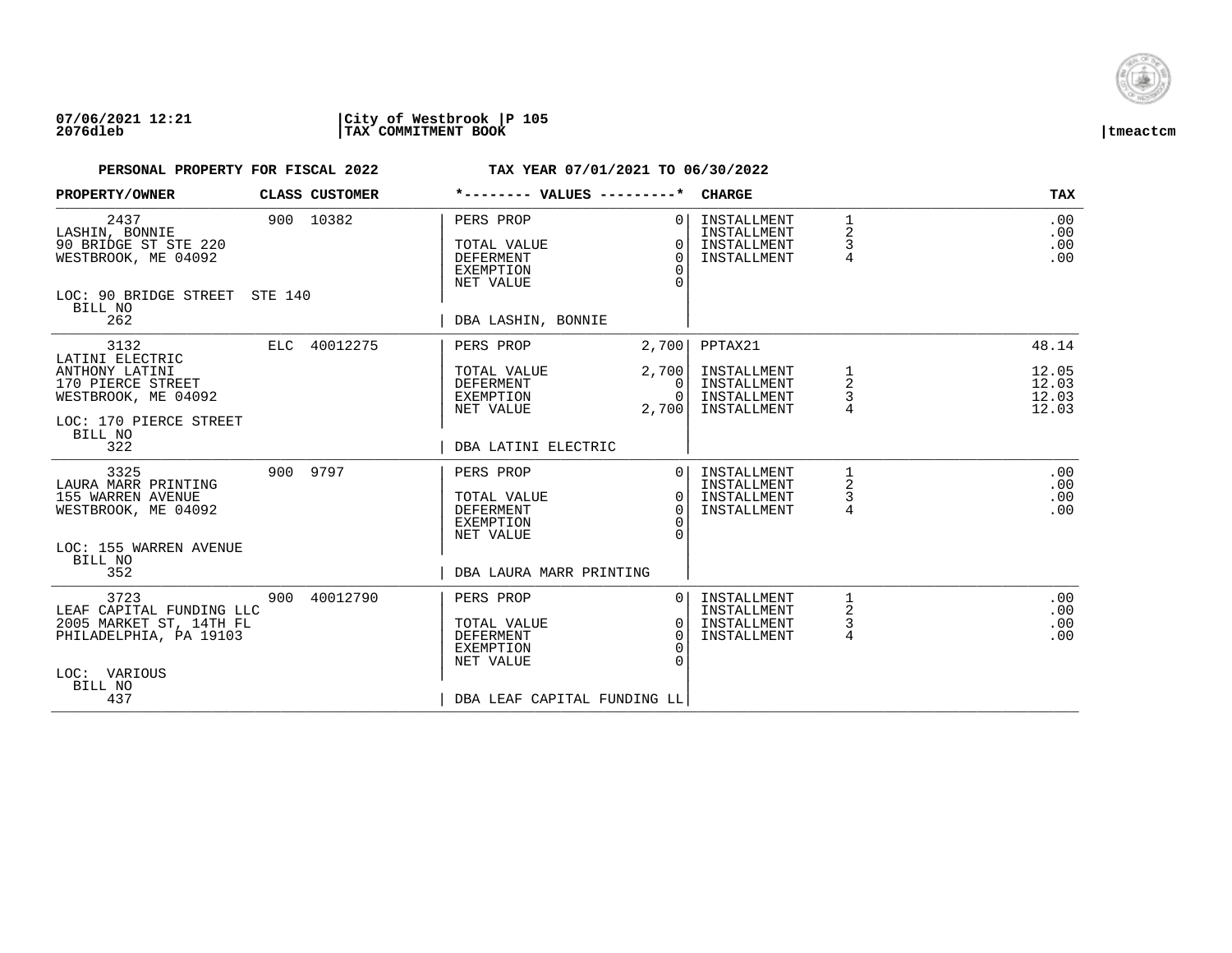**07/06/2021 12:21** | **City of Westbrook** | **P 105**
**2076dleb** | **TAX COMMITMENT BOOK** | **tmeactcm**

**PERSONAL PROPERTY FOR FISCAL 2022** — **TAX YEAR 07/01/2021 TO 06/30/2022**

| PROPERTY/OWNER | CLASS | CUSTOMER | *-------- VALUES ---------* | | CHARGE | | TAX |
|---|---|---|---|---|---|---|---|
| 2437 | 900 | 10382 | PERS PROP | 0 | INSTALLMENT | 1 | .00 |
| LASHIN, BONNIE | | | | | INSTALLMENT | 2 | .00 |
| 90 BRIDGE ST STE 220 | | | TOTAL VALUE | 0 | INSTALLMENT | 3 | .00 |
| WESTBROOK, ME 04092 | | | DEFERMENT | 0 | INSTALLMENT | 4 | .00 |
| | | | EXEMPTION | 0 | | | |
| | | | NET VALUE | 0 | | | |
| LOC: 90 BRIDGE STREET STE 140 | | | | | | | |
| BILL NO 262 | | | DBA LASHIN, BONNIE | | | | |
| 3132 | ELC | 40012275 | PERS PROP | 2,700 | PPTAX21 | | 48.14 |
| LATINI ELECTRIC | | | | | | | |
| ANTHONY LATINI | | | TOTAL VALUE | 2,700 | INSTALLMENT | 1 | 12.05 |
| 170 PIERCE STREET | | | DEFERMENT | 0 | INSTALLMENT | 2 | 12.03 |
| WESTBROOK, ME 04092 | | | EXEMPTION | 0 | INSTALLMENT | 3 | 12.03 |
| | | | NET VALUE | 2,700 | INSTALLMENT | 4 | 12.03 |
| LOC: 170 PIERCE STREET | | | | | | | |
| BILL NO 322 | | | DBA LATINI ELECTRIC | | | | |
| 3325 | 900 | 9797 | PERS PROP | 0 | INSTALLMENT | 1 | .00 |
| LAURA MARR PRINTING | | | | | INSTALLMENT | 2 | .00 |
| 155 WARREN AVENUE | | | TOTAL VALUE | 0 | INSTALLMENT | 3 | .00 |
| WESTBROOK, ME 04092 | | | DEFERMENT | 0 | INSTALLMENT | 4 | .00 |
| | | | EXEMPTION | 0 | | | |
| | | | NET VALUE | 0 | | | |
| LOC: 155 WARREN AVENUE | | | | | | | |
| BILL NO 352 | | | DBA LAURA MARR PRINTING | | | | |
| 3723 | 900 | 40012790 | PERS PROP | 0 | INSTALLMENT | 1 | .00 |
| LEAF CAPITAL FUNDING LLC | | | | | INSTALLMENT | 2 | .00 |
| 2005 MARKET ST, 14TH FL | | | TOTAL VALUE | 0 | INSTALLMENT | 3 | .00 |
| PHILADELPHIA, PA 19103 | | | DEFERMENT | 0 | INSTALLMENT | 4 | .00 |
| | | | EXEMPTION | 0 | | | |
| | | | NET VALUE | 0 | | | |
| LOC: VARIOUS | | | | | | | |
| BILL NO 437 | | | DBA LEAF CAPITAL FUNDING LL | | | | |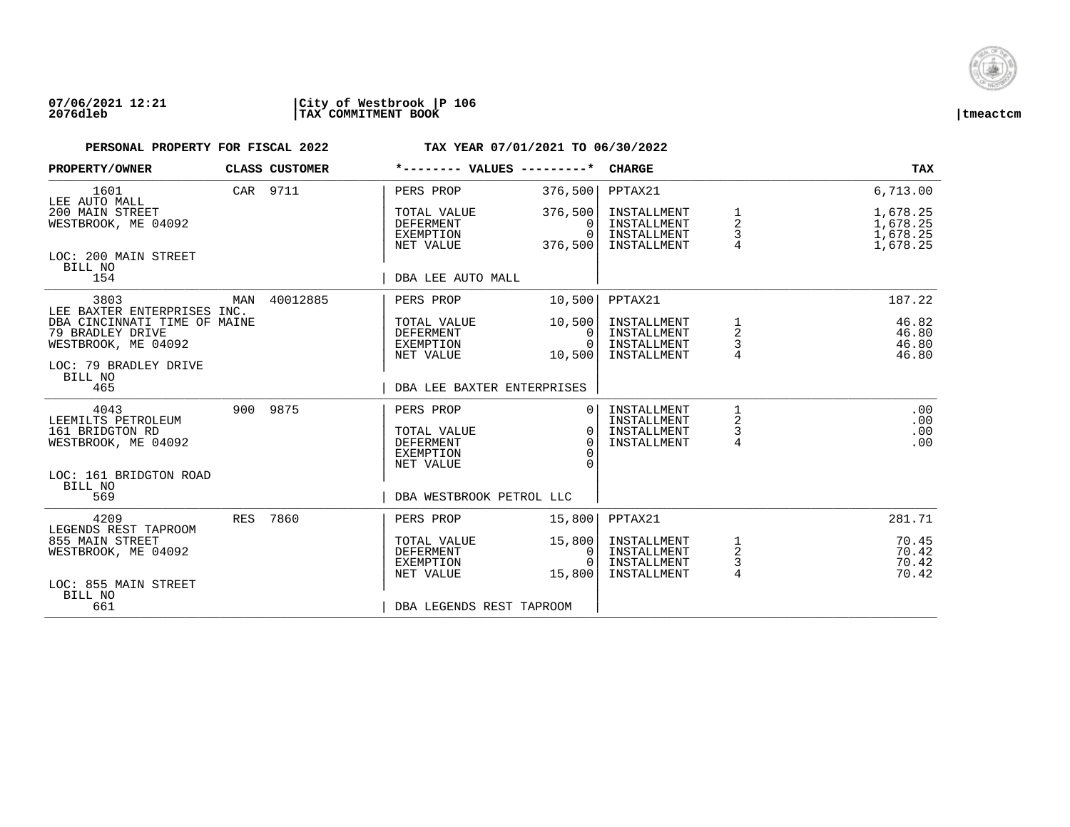07/06/2021 12:21 | City of Westbrook | P 106
2076dleb | TAX COMMITMENT BOOK | tmeactcm

**PERSONAL PROPERTY FOR FISCAL 2022** — **TAX YEAR 07/01/2021 TO 06/30/2022**

| PROPERTY/OWNER | CLASS | CUSTOMER | *-------- VALUES ---------* | | CHARGE | | TAX |
|---|---|---|---|---|---|---|---|
| 1601 | CAR | 9711 | PERS PROP | 376,500 | PPTAX21 | | 6,713.00 |
| LEE AUTO MALL | | | | | | | |
| 200 MAIN STREET | | | TOTAL VALUE | 376,500 | INSTALLMENT | 1 | 1,678.25 |
| WESTBROOK, ME 04092 | | | DEFERMENT | 0 | INSTALLMENT | 2 | 1,678.25 |
| | | | EXEMPTION | 0 | INSTALLMENT | 3 | 1,678.25 |
| | | | NET VALUE | 376,500 | INSTALLMENT | 4 | 1,678.25 |
| LOC: 200 MAIN STREET | | | | | | | |
| BILL NO 154 | | | DBA LEE AUTO MALL | | | | |
| 3803 | MAN | 40012885 | PERS PROP | 10,500 | PPTAX21 | | 187.22 |
| LEE BAXTER ENTERPRISES INC. | | | | | | | |
| DBA CINCINNATI TIME OF MAINE | | | TOTAL VALUE | 10,500 | INSTALLMENT | 1 | 46.82 |
| 79 BRADLEY DRIVE | | | DEFERMENT | 0 | INSTALLMENT | 2 | 46.80 |
| WESTBROOK, ME 04092 | | | EXEMPTION | 0 | INSTALLMENT | 3 | 46.80 |
| | | | NET VALUE | 10,500 | INSTALLMENT | 4 | 46.80 |
| LOC: 79 BRADLEY DRIVE | | | | | | | |
| BILL NO 465 | | | DBA LEE BAXTER ENTERPRISES | | | | |
| 4043 | 900 | 9875 | PERS PROP | 0 | INSTALLMENT | 1 | .00 |
| LEEMILTS PETROLEUM | | | | | INSTALLMENT | 2 | .00 |
| 161 BRIDGTON RD | | | TOTAL VALUE | 0 | INSTALLMENT | 3 | .00 |
| WESTBROOK, ME 04092 | | | DEFERMENT | 0 | INSTALLMENT | 4 | .00 |
| | | | EXEMPTION | 0 | | | |
| | | | NET VALUE | 0 | | | |
| LOC: 161 BRIDGTON ROAD | | | | | | | |
| BILL NO 569 | | | DBA WESTBROOK PETROL LLC | | | | |
| 4209 | RES | 7860 | PERS PROP | 15,800 | PPTAX21 | | 281.71 |
| LEGENDS REST TAPROOM | | | | | | | |
| 855 MAIN STREET | | | TOTAL VALUE | 15,800 | INSTALLMENT | 1 | 70.45 |
| WESTBROOK, ME 04092 | | | DEFERMENT | 0 | INSTALLMENT | 2 | 70.42 |
| | | | EXEMPTION | 0 | INSTALLMENT | 3 | 70.42 |
| | | | NET VALUE | 15,800 | INSTALLMENT | 4 | 70.42 |
| LOC: 855 MAIN STREET | | | | | | | |
| BILL NO 661 | | | DBA LEGENDS REST TAPROOM | | | | |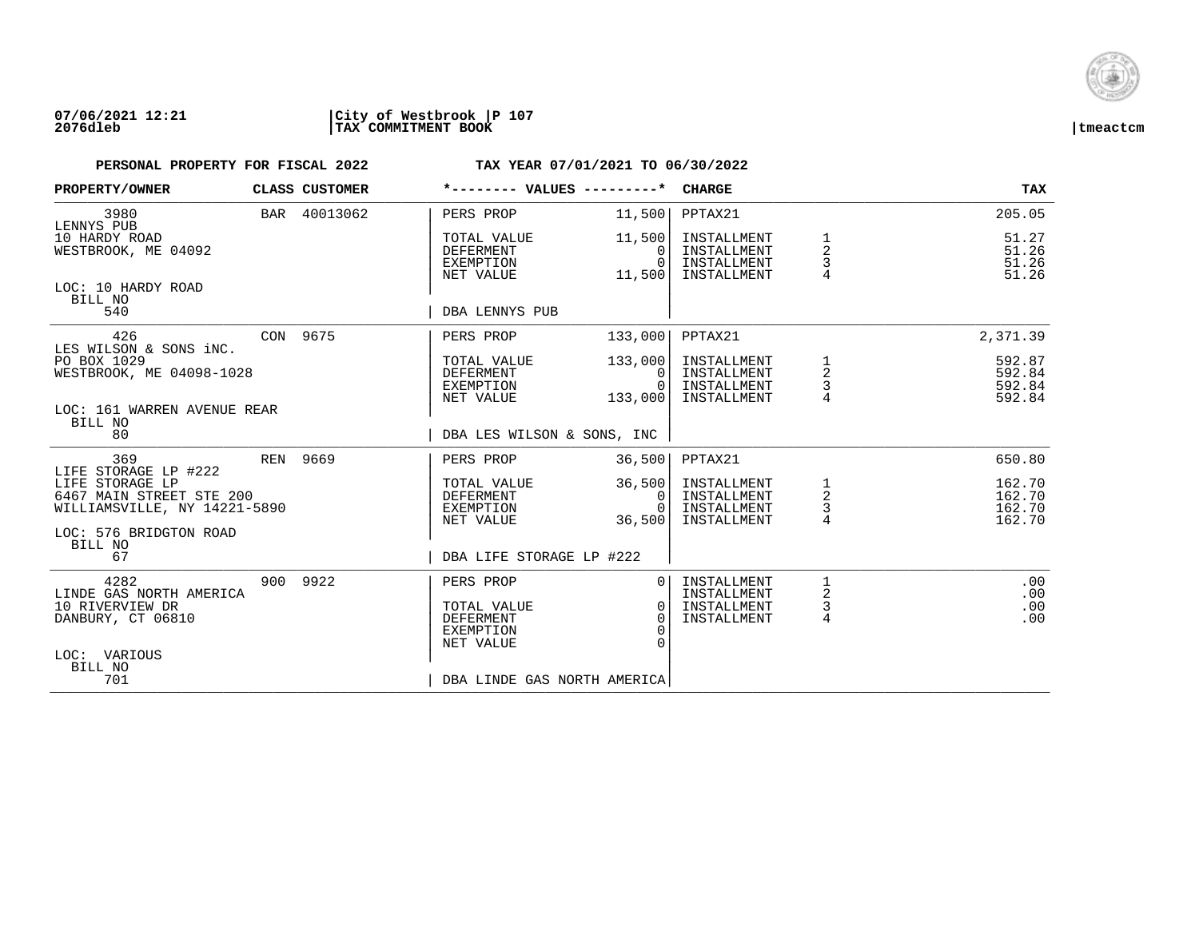**07/06/2021 12:21** | **City of Westbrook** | **P 107**
**2076dleb** | **TAX COMMITMENT BOOK** | **tmeactcm**

**PERSONAL PROPERTY FOR FISCAL 2022** **TAX YEAR 07/01/2021 TO 06/30/2022**

| PROPERTY/OWNER | CLASS | CUSTOMER | *-------- VALUES ---------* | | CHARGE | | TAX |
|---|---|---|---|---|---|---|---|
| 3980 | BAR | 40013062 | PERS PROP | 11,500 | PPTAX21 | | 205.05 |
| LENNYS PUB | | | | | | | |
| 10 HARDY ROAD | | | TOTAL VALUE | 11,500 | INSTALLMENT | 1 | 51.27 |
| WESTBROOK, ME 04092 | | | DEFERMENT | 0 | INSTALLMENT | 2 | 51.26 |
| | | | EXEMPTION | 0 | INSTALLMENT | 3 | 51.26 |
| | | | NET VALUE | 11,500 | INSTALLMENT | 4 | 51.26 |
| LOC: 10 HARDY ROAD | | | | | | | |
| BILL NO | | | | | | | |
| 540 | | | DBA LENNYS PUB | | | | |
| 426 | CON | 9675 | PERS PROP | 133,000 | PPTAX21 | | 2,371.39 |
| LES WILSON & SONS iNC. | | | | | | | |
| PO BOX 1029 | | | TOTAL VALUE | 133,000 | INSTALLMENT | 1 | 592.87 |
| WESTBROOK, ME 04098-1028 | | | DEFERMENT | 0 | INSTALLMENT | 2 | 592.84 |
| | | | EXEMPTION | 0 | INSTALLMENT | 3 | 592.84 |
| | | | NET VALUE | 133,000 | INSTALLMENT | 4 | 592.84 |
| LOC: 161 WARREN AVENUE REAR | | | | | | | |
| BILL NO | | | | | | | |
| 80 | | | DBA LES WILSON & SONS, INC | | | | |
| 369 | REN | 9669 | PERS PROP | 36,500 | PPTAX21 | | 650.80 |
| LIFE STORAGE LP #222 | | | | | | | |
| LIFE STORAGE LP | | | TOTAL VALUE | 36,500 | INSTALLMENT | 1 | 162.70 |
| 6467 MAIN STREET STE 200 | | | DEFERMENT | 0 | INSTALLMENT | 2 | 162.70 |
| WILLIAMSVILLE, NY 14221-5890 | | | EXEMPTION | 0 | INSTALLMENT | 3 | 162.70 |
| | | | NET VALUE | 36,500 | INSTALLMENT | 4 | 162.70 |
| LOC: 576 BRIDGTON ROAD | | | | | | | |
| BILL NO | | | | | | | |
| 67 | | | DBA LIFE STORAGE LP #222 | | | | |
| 4282 | 900 | 9922 | PERS PROP | 0 | INSTALLMENT | 1 | .00 |
| LINDE GAS NORTH AMERICA | | | | | INSTALLMENT | 2 | .00 |
| 10 RIVERVIEW DR | | | TOTAL VALUE | 0 | INSTALLMENT | 3 | .00 |
| DANBURY, CT 06810 | | | DEFERMENT | 0 | INSTALLMENT | 4 | .00 |
| | | | EXEMPTION | 0 | | | |
| | | | NET VALUE | 0 | | | |
| LOC: VARIOUS | | | | | | | |
| BILL NO | | | | | | | |
| 701 | | | DBA LINDE GAS NORTH AMERICA | | | | |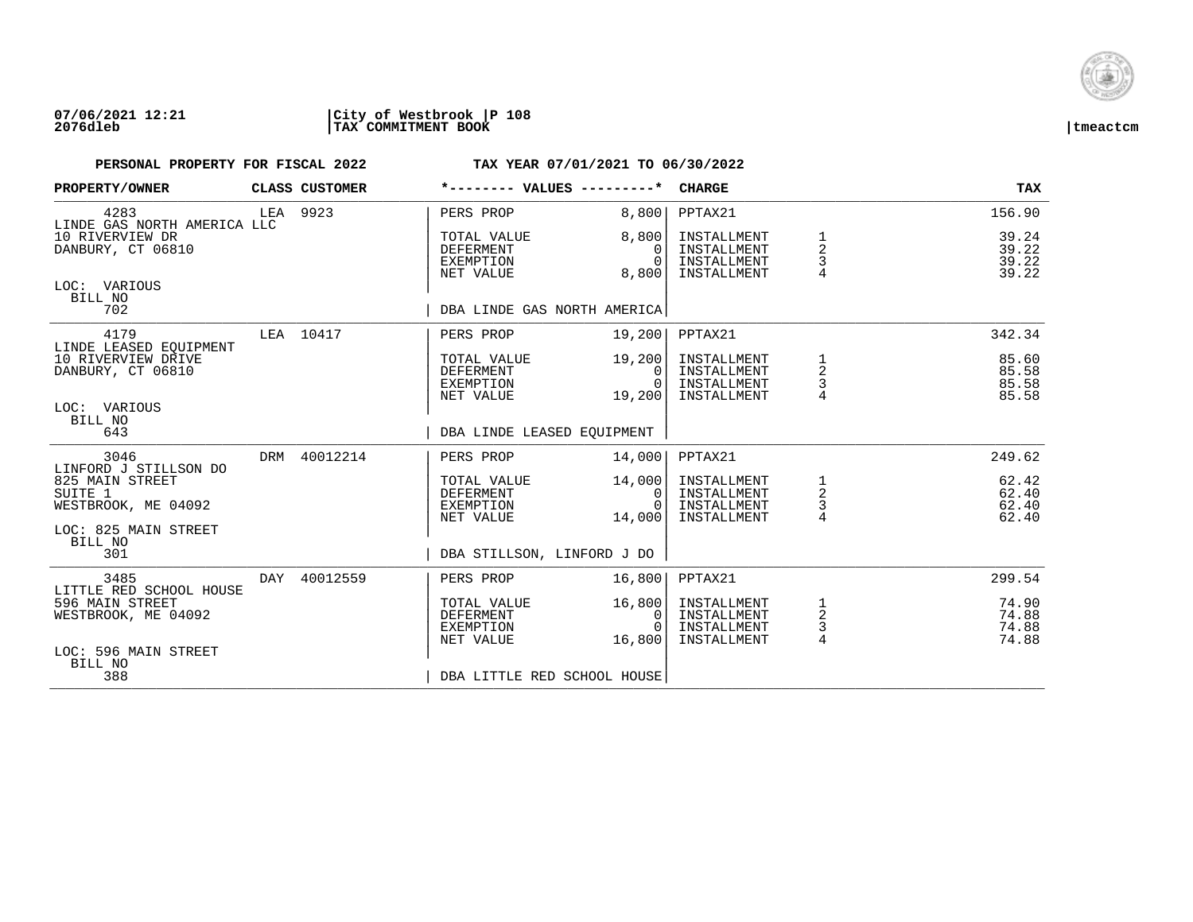**07/06/2021 12:21** | **City of Westbrook** | **P 108**
**2076dleb** | **TAX COMMITMENT BOOK** | **tmeactcm**

**PERSONAL PROPERTY FOR FISCAL 2022** — **TAX YEAR 07/01/2021 TO 06/30/2022**

| PROPERTY/OWNER | CLASS | CUSTOMER | *-------- VALUES ---------* | | CHARGE | | TAX |
|---|---|---|---|---|---|---|---|
| 4283 | LEA | 9923 | PERS PROP | 8,800 | PPTAX21 | | 156.90 |
| LINDE GAS NORTH AMERICA LLC | | | | | | | |
| 10 RIVERVIEW DR | | | TOTAL VALUE | 8,800 | INSTALLMENT | 1 | 39.24 |
| DANBURY, CT 06810 | | | DEFERMENT | 0 | INSTALLMENT | 2 | 39.22 |
| | | | EXEMPTION | 0 | INSTALLMENT | 3 | 39.22 |
| | | | NET VALUE | 8,800 | INSTALLMENT | 4 | 39.22 |
| LOC: VARIOUS | | | | | | | |
| BILL NO 702 | | | DBA LINDE GAS NORTH AMERICA | | | | |
| 4179 | LEA | 10417 | PERS PROP | 19,200 | PPTAX21 | | 342.34 |
| LINDE LEASED EQUIPMENT | | | | | | | |
| 10 RIVERVIEW DRIVE | | | TOTAL VALUE | 19,200 | INSTALLMENT | 1 | 85.60 |
| DANBURY, CT 06810 | | | DEFERMENT | 0 | INSTALLMENT | 2 | 85.58 |
| | | | EXEMPTION | 0 | INSTALLMENT | 3 | 85.58 |
| | | | NET VALUE | 19,200 | INSTALLMENT | 4 | 85.58 |
| LOC: VARIOUS | | | | | | | |
| BILL NO 643 | | | DBA LINDE LEASED EQUIPMENT | | | | |
| 3046 | DRM | 40012214 | PERS PROP | 14,000 | PPTAX21 | | 249.62 |
| LINFORD J STILLSON DO | | | | | | | |
| 825 MAIN STREET | | | TOTAL VALUE | 14,000 | INSTALLMENT | 1 | 62.42 |
| SUITE 1 | | | DEFERMENT | 0 | INSTALLMENT | 2 | 62.40 |
| WESTBROOK, ME 04092 | | | EXEMPTION | 0 | INSTALLMENT | 3 | 62.40 |
| | | | NET VALUE | 14,000 | INSTALLMENT | 4 | 62.40 |
| LOC: 825 MAIN STREET | | | | | | | |
| BILL NO 301 | | | DBA STILLSON, LINFORD J DO | | | | |
| 3485 | DAY | 40012559 | PERS PROP | 16,800 | PPTAX21 | | 299.54 |
| LITTLE RED SCHOOL HOUSE | | | | | | | |
| 596 MAIN STREET | | | TOTAL VALUE | 16,800 | INSTALLMENT | 1 | 74.90 |
| WESTBROOK, ME 04092 | | | DEFERMENT | 0 | INSTALLMENT | 2 | 74.88 |
| | | | EXEMPTION | 0 | INSTALLMENT | 3 | 74.88 |
| | | | NET VALUE | 16,800 | INSTALLMENT | 4 | 74.88 |
| LOC: 596 MAIN STREET | | | | | | | |
| BILL NO 388 | | | DBA LITTLE RED SCHOOL HOUSE | | | | |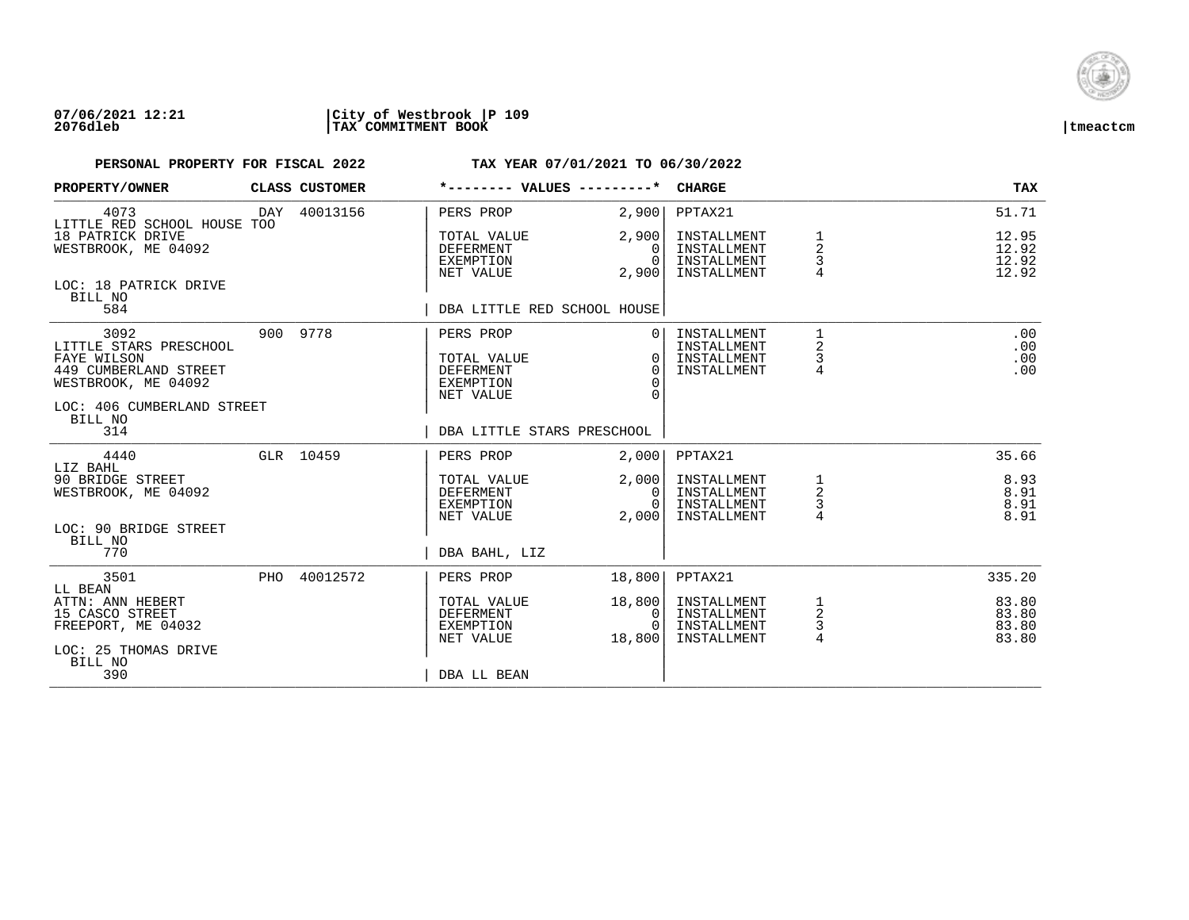07/06/2021 12:21 | City of Westbrook | P 109
2076dleb | TAX COMMITMENT BOOK | tmeactcm

**PERSONAL PROPERTY FOR FISCAL 2022** **TAX YEAR 07/01/2021 TO 06/30/2022**

| PROPERTY/OWNER | CLASS | CUSTOMER | *-------- VALUES ---------* | | CHARGE | | TAX |
|---|---|---|---|---|---|---|---|
| 4073 | DAY | 40013156 | PERS PROP | 2,900 | PPTAX21 | | 51.71 |
| LITTLE RED SCHOOL HOUSE TOO | | | | | | | |
| 18 PATRICK DRIVE | | | TOTAL VALUE | 2,900 | INSTALLMENT | 1 | 12.95 |
| WESTBROOK, ME 04092 | | | DEFERMENT | 0 | INSTALLMENT | 2 | 12.92 |
| | | | EXEMPTION | 0 | INSTALLMENT | 3 | 12.92 |
| | | | NET VALUE | 2,900 | INSTALLMENT | 4 | 12.92 |
| LOC: 18 PATRICK DRIVE | | | | | | | |
| BILL NO 584 | | | DBA LITTLE RED SCHOOL HOUSE | | | | |
| 3092 | 900 | 9778 | PERS PROP | 0 | INSTALLMENT | 1 | .00 |
| LITTLE STARS PRESCHOOL | | | | | INSTALLMENT | 2 | .00 |
| FAYE WILSON | | | TOTAL VALUE | 0 | INSTALLMENT | 3 | .00 |
| 449 CUMBERLAND STREET | | | DEFERMENT | 0 | INSTALLMENT | 4 | .00 |
| WESTBROOK, ME 04092 | | | EXEMPTION | 0 | | | |
| | | | NET VALUE | 0 | | | |
| LOC: 406 CUMBERLAND STREET | | | | | | | |
| BILL NO 314 | | | DBA LITTLE STARS PRESCHOOL | | | | |
| 4440 | GLR | 10459 | PERS PROP | 2,000 | PPTAX21 | | 35.66 |
| LIZ BAHL | | | | | | | |
| 90 BRIDGE STREET | | | TOTAL VALUE | 2,000 | INSTALLMENT | 1 | 8.93 |
| WESTBROOK, ME 04092 | | | DEFERMENT | 0 | INSTALLMENT | 2 | 8.91 |
| | | | EXEMPTION | 0 | INSTALLMENT | 3 | 8.91 |
| | | | NET VALUE | 2,000 | INSTALLMENT | 4 | 8.91 |
| LOC: 90 BRIDGE STREET | | | | | | | |
| BILL NO 770 | | | DBA BAHL, LIZ | | | | |
| 3501 | PHO | 40012572 | PERS PROP | 18,800 | PPTAX21 | | 335.20 |
| LL BEAN | | | | | | | |
| ATTN: ANN HEBERT | | | TOTAL VALUE | 18,800 | INSTALLMENT | 1 | 83.80 |
| 15 CASCO STREET | | | DEFERMENT | 0 | INSTALLMENT | 2 | 83.80 |
| FREEPORT, ME 04032 | | | EXEMPTION | 0 | INSTALLMENT | 3 | 83.80 |
| | | | NET VALUE | 18,800 | INSTALLMENT | 4 | 83.80 |
| LOC: 25 THOMAS DRIVE | | | | | | | |
| BILL NO 390 | | | DBA LL BEAN | | | | |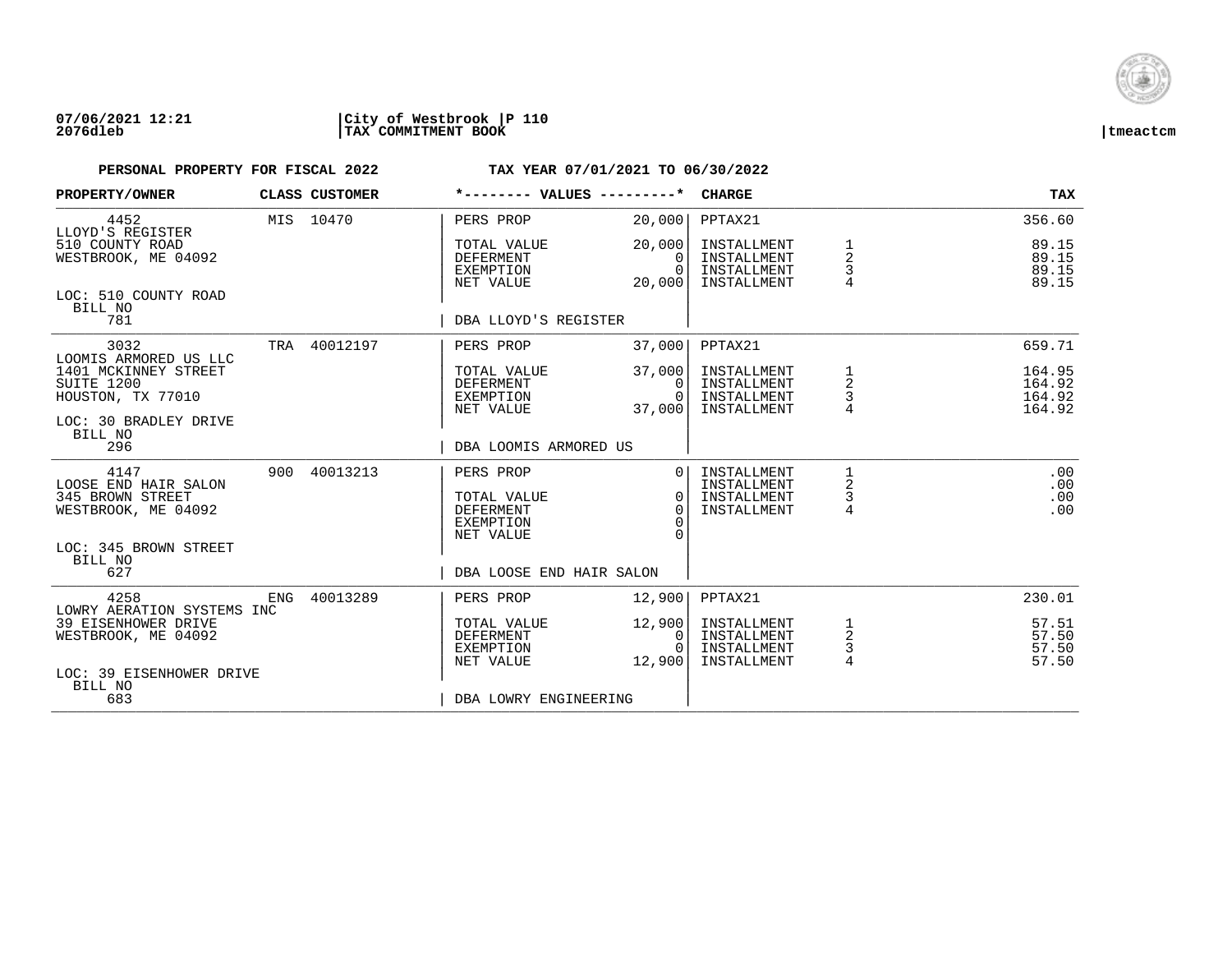**07/06/2021 12:21** | **City of Westbrook** | **P 110**
**2076dleb** | **TAX COMMITMENT BOOK** | **tmeactcm**

**PERSONAL PROPERTY FOR FISCAL 2022** — **TAX YEAR 07/01/2021 TO 06/30/2022**

| PROPERTY/OWNER | CLASS | CUSTOMER | VALUES | | CHARGE | | TAX |
|---|---|---|---|---|---|---|---|
| 4452 | MIS | 10470 | PERS PROP | 20,000 | PPTAX21 | | 356.60 |
| LLOYD'S REGISTER | | | | | | | |
| 510 COUNTY ROAD | | | TOTAL VALUE | 20,000 | INSTALLMENT | 1 | 89.15 |
| WESTBROOK, ME 04092 | | | DEFERMENT | 0 | INSTALLMENT | 2 | 89.15 |
| | | | EXEMPTION | 0 | INSTALLMENT | 3 | 89.15 |
| | | | NET VALUE | 20,000 | INSTALLMENT | 4 | 89.15 |
| LOC: 510 COUNTY ROAD | | | | | | | |
| BILL NO 781 | | | DBA LLOYD'S REGISTER | | | | |
| 3032 | TRA | 40012197 | PERS PROP | 37,000 | PPTAX21 | | 659.71 |
| LOOMIS ARMORED US LLC | | | | | | | |
| 1401 MCKINNEY STREET | | | TOTAL VALUE | 37,000 | INSTALLMENT | 1 | 164.95 |
| SUITE 1200 | | | DEFERMENT | 0 | INSTALLMENT | 2 | 164.92 |
| HOUSTON, TX 77010 | | | EXEMPTION | 0 | INSTALLMENT | 3 | 164.92 |
| | | | NET VALUE | 37,000 | INSTALLMENT | 4 | 164.92 |
| LOC: 30 BRADLEY DRIVE | | | | | | | |
| BILL NO 296 | | | DBA LOOMIS ARMORED US | | | | |
| 4147 | 900 | 40013213 | PERS PROP | 0 | INSTALLMENT | 1 | .00 |
| LOOSE END HAIR SALON | | | | | INSTALLMENT | 2 | .00 |
| 345 BROWN STREET | | | TOTAL VALUE | 0 | INSTALLMENT | 3 | .00 |
| WESTBROOK, ME 04092 | | | DEFERMENT | 0 | INSTALLMENT | 4 | .00 |
| | | | EXEMPTION | 0 | | | |
| | | | NET VALUE | 0 | | | |
| LOC: 345 BROWN STREET | | | | | | | |
| BILL NO 627 | | | DBA LOOSE END HAIR SALON | | | | |
| 4258 | ENG | 40013289 | PERS PROP | 12,900 | PPTAX21 | | 230.01 |
| LOWRY AERATION SYSTEMS INC | | | | | | | |
| 39 EISENHOWER DRIVE | | | TOTAL VALUE | 12,900 | INSTALLMENT | 1 | 57.51 |
| WESTBROOK, ME 04092 | | | DEFERMENT | 0 | INSTALLMENT | 2 | 57.50 |
| | | | EXEMPTION | 0 | INSTALLMENT | 3 | 57.50 |
| | | | NET VALUE | 12,900 | INSTALLMENT | 4 | 57.50 |
| LOC: 39 EISENHOWER DRIVE | | | | | | | |
| BILL NO 683 | | | DBA LOWRY ENGINEERING | | | | |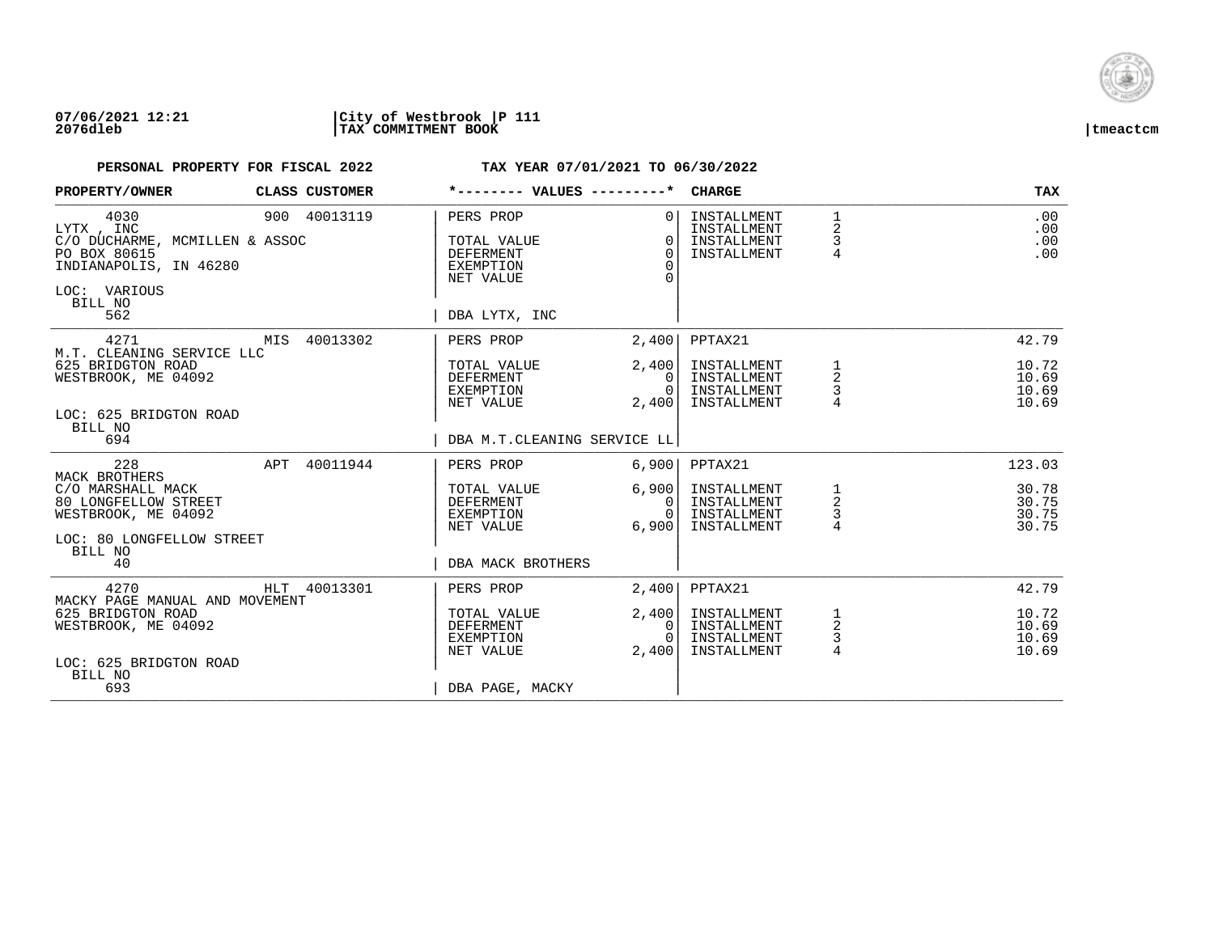**07/06/2021 12:21** | **City of Westbrook** | **P 111**
**2076dleb** | **TAX COMMITMENT BOOK** | **tmeactcm**

**PERSONAL PROPERTY FOR FISCAL 2022** — **TAX YEAR 07/01/2021 TO 06/30/2022**

| PROPERTY/OWNER | CLASS | CUSTOMER | *-------- VALUES ---------* | | CHARGE | | TAX |
|---|---|---|---|---|---|---|---|
| 4030 | 900 | 40013119 | PERS PROP | 0 | INSTALLMENT | 1 | .00 |
| LYTX , INC | | | | | INSTALLMENT | 2 | .00 |
| C/O DUCHARME, MCMILLEN & ASSOC | | | TOTAL VALUE | 0 | INSTALLMENT | 3 | .00 |
| PO BOX 80615 | | | DEFERMENT | 0 | INSTALLMENT | 4 | .00 |
| INDIANAPOLIS, IN 46280 | | | EXEMPTION | 0 | | | |
| | | | NET VALUE | 0 | | | |
| LOC: VARIOUS | | | | | | | |
| BILL NO | | | | | | | |
| 562 | | | DBA LYTX, INC | | | | |
| 4271 | MIS | 40013302 | PERS PROP | 2,400 | PPTAX21 | | 42.79 |
| M.T. CLEANING SERVICE LLC | | | | | | | |
| 625 BRIDGTON ROAD | | | TOTAL VALUE | 2,400 | INSTALLMENT | 1 | 10.72 |
| WESTBROOK, ME 04092 | | | DEFERMENT | 0 | INSTALLMENT | 2 | 10.69 |
| | | | EXEMPTION | 0 | INSTALLMENT | 3 | 10.69 |
| | | | NET VALUE | 2,400 | INSTALLMENT | 4 | 10.69 |
| LOC: 625 BRIDGTON ROAD | | | | | | | |
| BILL NO | | | | | | | |
| 694 | | | DBA M.T.CLEANING SERVICE LL | | | | |
| 228 | APT | 40011944 | PERS PROP | 6,900 | PPTAX21 | | 123.03 |
| MACK BROTHERS | | | | | | | |
| C/O MARSHALL MACK | | | TOTAL VALUE | 6,900 | INSTALLMENT | 1 | 30.78 |
| 80 LONGFELLOW STREET | | | DEFERMENT | 0 | INSTALLMENT | 2 | 30.75 |
| WESTBROOK, ME 04092 | | | EXEMPTION | 0 | INSTALLMENT | 3 | 30.75 |
| | | | NET VALUE | 6,900 | INSTALLMENT | 4 | 30.75 |
| LOC: 80 LONGFELLOW STREET | | | | | | | |
| BILL NO | | | | | | | |
| 40 | | | DBA MACK BROTHERS | | | | |
| 4270 | HLT | 40013301 | PERS PROP | 2,400 | PPTAX21 | | 42.79 |
| MACKY PAGE MANUAL AND MOVEMENT | | | | | | | |
| 625 BRIDGTON ROAD | | | TOTAL VALUE | 2,400 | INSTALLMENT | 1 | 10.72 |
| WESTBROOK, ME 04092 | | | DEFERMENT | 0 | INSTALLMENT | 2 | 10.69 |
| | | | EXEMPTION | 0 | INSTALLMENT | 3 | 10.69 |
| | | | NET VALUE | 2,400 | INSTALLMENT | 4 | 10.69 |
| LOC: 625 BRIDGTON ROAD | | | | | | | |
| BILL NO | | | | | | | |
| 693 | | | DBA PAGE, MACKY | | | | |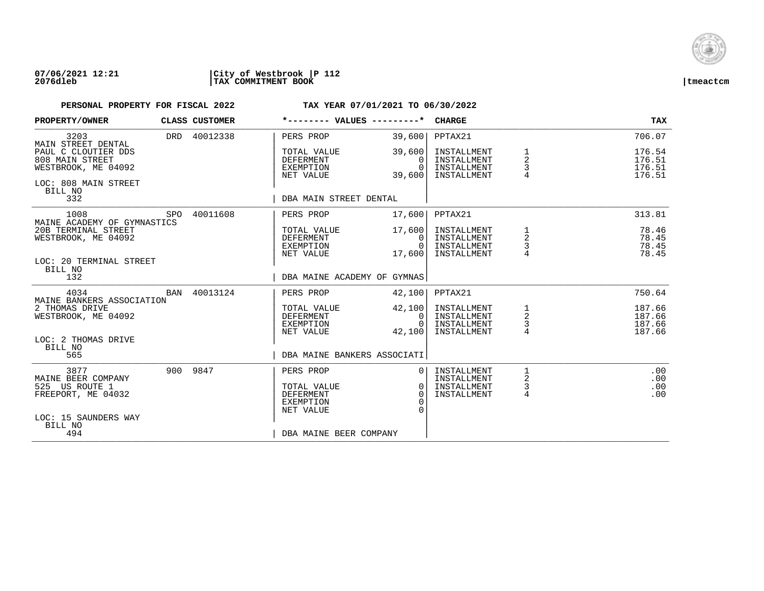**07/06/2021 12:21** | **City of Westbrook** | **P 112**
**2076dleb** | **TAX COMMITMENT BOOK** | **tmeactcm**

**PERSONAL PROPERTY FOR FISCAL 2022** — **TAX YEAR 07/01/2021 TO 06/30/2022**

| PROPERTY/OWNER | CLASS | CUSTOMER | VALUES | | CHARGE | | TAX |
|---|---|---|---|---|---|---|---|
| 3203 | DRD | 40012338 | PERS PROP | 39,600 | PPTAX21 | | 706.07 |
| MAIN STREET DENTAL | | | | | | | |
| PAUL C CLOUTIER DDS | | | TOTAL VALUE | 39,600 | INSTALLMENT | 1 | 176.54 |
| 808 MAIN STREET | | | DEFERMENT | 0 | INSTALLMENT | 2 | 176.51 |
| WESTBROOK, ME 04092 | | | EXEMPTION | 0 | INSTALLMENT | 3 | 176.51 |
| | | | NET VALUE | 39,600 | INSTALLMENT | 4 | 176.51 |
| LOC: 808 MAIN STREET | | | | | | | |
| BILL NO 332 | | | DBA MAIN STREET DENTAL | | | | |
| 1008 | SPO | 40011608 | PERS PROP | 17,600 | PPTAX21 | | 313.81 |
| MAINE ACADEMY OF GYMNASTICS | | | | | | | |
| 20B TERMINAL STREET | | | TOTAL VALUE | 17,600 | INSTALLMENT | 1 | 78.46 |
| WESTBROOK, ME 04092 | | | DEFERMENT | 0 | INSTALLMENT | 2 | 78.45 |
| | | | EXEMPTION | 0 | INSTALLMENT | 3 | 78.45 |
| | | | NET VALUE | 17,600 | INSTALLMENT | 4 | 78.45 |
| LOC: 20 TERMINAL STREET | | | | | | | |
| BILL NO 132 | | | DBA MAINE ACADEMY OF GYMNAS | | | | |
| 4034 | BAN | 40013124 | PERS PROP | 42,100 | PPTAX21 | | 750.64 |
| MAINE BANKERS ASSOCIATION | | | | | | | |
| 2 THOMAS DRIVE | | | TOTAL VALUE | 42,100 | INSTALLMENT | 1 | 187.66 |
| WESTBROOK, ME 04092 | | | DEFERMENT | 0 | INSTALLMENT | 2 | 187.66 |
| | | | EXEMPTION | 0 | INSTALLMENT | 3 | 187.66 |
| | | | NET VALUE | 42,100 | INSTALLMENT | 4 | 187.66 |
| LOC: 2 THOMAS DRIVE | | | | | | | |
| BILL NO 565 | | | DBA MAINE BANKERS ASSOCIATI | | | | |
| 3877 | 900 | 9847 | PERS PROP | 0 | INSTALLMENT | 1 | .00 |
| MAINE BEER COMPANY | | | | | INSTALLMENT | 2 | .00 |
| 525 US ROUTE 1 | | | TOTAL VALUE | 0 | INSTALLMENT | 3 | .00 |
| FREEPORT, ME 04032 | | | DEFERMENT | 0 | INSTALLMENT | 4 | .00 |
| | | | EXEMPTION | 0 | | | |
| | | | NET VALUE | 0 | | | |
| LOC: 15 SAUNDERS WAY | | | | | | | |
| BILL NO 494 | | | DBA MAINE BEER COMPANY | | | | |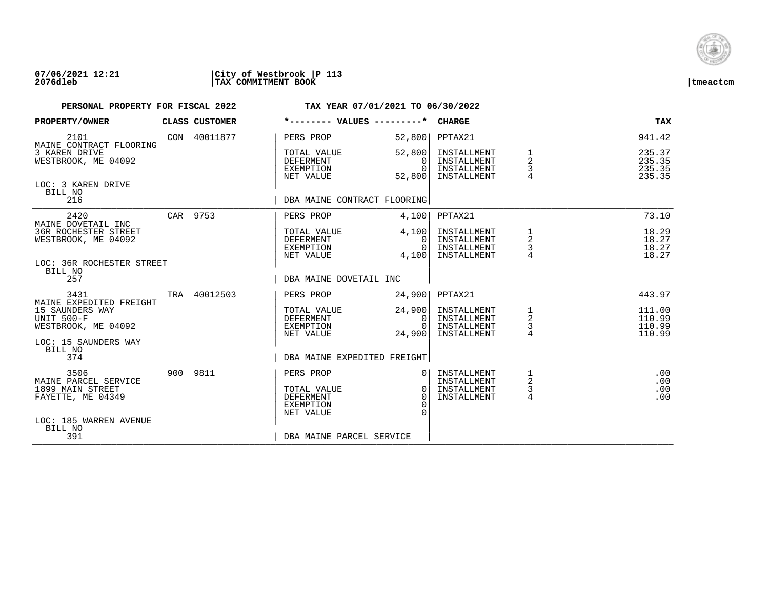07/06/2021 12:21 | City of Westbrook | P 113
2076dleb | TAX COMMITMENT BOOK | tmeactcm

**PERSONAL PROPERTY FOR FISCAL 2022** **TAX YEAR 07/01/2021 TO 06/30/2022**

| PROPERTY/OWNER | CLASS | CUSTOMER | *-------- VALUES ---------* | | CHARGE | | TAX |
|---|---|---|---|---|---|---|---|
| 2101 | CON | 40011877 | PERS PROP | 52,800 | PPTAX21 | | 941.42 |
| MAINE CONTRACT FLOORING | | | | | | | |
| 3 KAREN DRIVE | | | TOTAL VALUE | 52,800 | INSTALLMENT | 1 | 235.37 |
| WESTBROOK, ME 04092 | | | DEFERMENT | 0 | INSTALLMENT | 2 | 235.35 |
| | | | EXEMPTION | 0 | INSTALLMENT | 3 | 235.35 |
| | | | NET VALUE | 52,800 | INSTALLMENT | 4 | 235.35 |
| LOC: 3 KAREN DRIVE | | | | | | | |
| BILL NO 216 | | | DBA MAINE CONTRACT FLOORING | | | | |
| 2420 | CAR | 9753 | PERS PROP | 4,100 | PPTAX21 | | 73.10 |
| MAINE DOVETAIL INC | | | | | | | |
| 36R ROCHESTER STREET | | | TOTAL VALUE | 4,100 | INSTALLMENT | 1 | 18.29 |
| WESTBROOK, ME 04092 | | | DEFERMENT | 0 | INSTALLMENT | 2 | 18.27 |
| | | | EXEMPTION | 0 | INSTALLMENT | 3 | 18.27 |
| | | | NET VALUE | 4,100 | INSTALLMENT | 4 | 18.27 |
| LOC: 36R ROCHESTER STREET | | | | | | | |
| BILL NO 257 | | | DBA MAINE DOVETAIL INC | | | | |
| 3431 | TRA | 40012503 | PERS PROP | 24,900 | PPTAX21 | | 443.97 |
| MAINE EXPEDITED FREIGHT | | | | | | | |
| 15 SAUNDERS WAY | | | TOTAL VALUE | 24,900 | INSTALLMENT | 1 | 111.00 |
| UNIT 500-F | | | DEFERMENT | 0 | INSTALLMENT | 2 | 110.99 |
| WESTBROOK, ME 04092 | | | EXEMPTION | 0 | INSTALLMENT | 3 | 110.99 |
| | | | NET VALUE | 24,900 | INSTALLMENT | 4 | 110.99 |
| LOC: 15 SAUNDERS WAY | | | | | | | |
| BILL NO 374 | | | DBA MAINE EXPEDITED FREIGHT | | | | |
| 3506 | 900 | 9811 | PERS PROP | 0 | INSTALLMENT | 1 | .00 |
| MAINE PARCEL SERVICE | | | | | INSTALLMENT | 2 | .00 |
| 1899 MAIN STREET | | | TOTAL VALUE | 0 | INSTALLMENT | 3 | .00 |
| FAYETTE, ME 04349 | | | DEFERMENT | 0 | INSTALLMENT | 4 | .00 |
| | | | EXEMPTION | 0 | | | |
| | | | NET VALUE | 0 | | | |
| LOC: 185 WARREN AVENUE | | | | | | | |
| BILL NO 391 | | | DBA MAINE PARCEL SERVICE | | | | |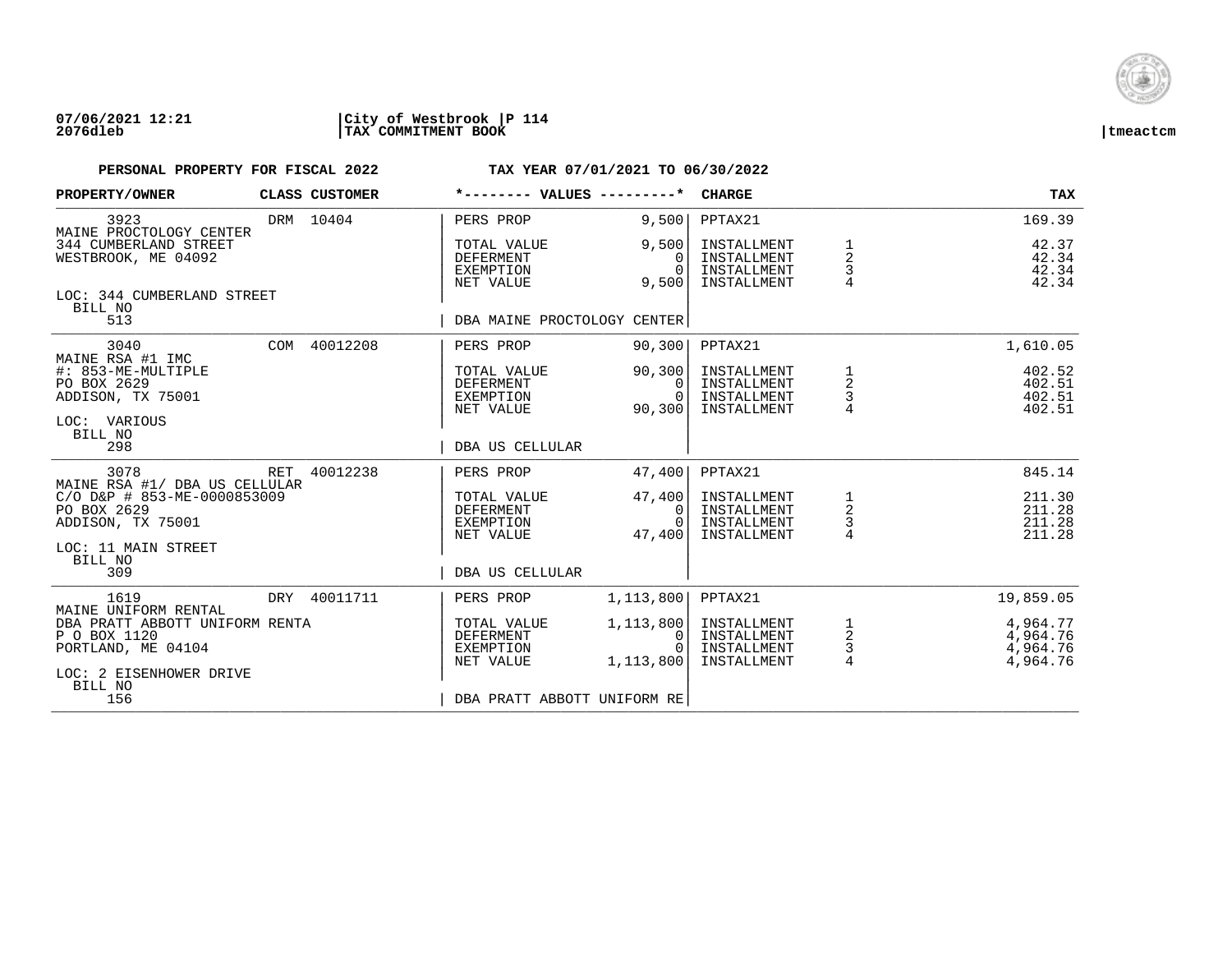07/06/2021 12:21 | City of Westbrook | P 114
2076dleb | TAX COMMITMENT BOOK | tmeactcm

**PERSONAL PROPERTY FOR FISCAL 2022** — **TAX YEAR 07/01/2021 TO 06/30/2022**

| PROPERTY/OWNER | CLASS | CUSTOMER | *-------- VALUES ---------* | | CHARGE | | TAX |
|---|---|---|---|---|---|---|---|
| 3923 | DRM | 10404 | PERS PROP | 9,500 | PPTAX21 | | 169.39 |
| MAINE PROCTOLOGY CENTER | | | | | | | |
| 344 CUMBERLAND STREET | | | TOTAL VALUE | 9,500 | INSTALLMENT | 1 | 42.37 |
| WESTBROOK, ME 04092 | | | DEFERMENT | 0 | INSTALLMENT | 2 | 42.34 |
| | | | EXEMPTION | 0 | INSTALLMENT | 3 | 42.34 |
| | | | NET VALUE | 9,500 | INSTALLMENT | 4 | 42.34 |
| LOC: 344 CUMBERLAND STREET | | | | | | | |
| BILL NO 513 | | | DBA MAINE PROCTOLOGY CENTER | | | | |
| 3040 | COM | 40012208 | PERS PROP | 90,300 | PPTAX21 | | 1,610.05 |
| MAINE RSA #1 IMC | | | | | | | |
| #: 853-ME-MULTIPLE | | | TOTAL VALUE | 90,300 | INSTALLMENT | 1 | 402.52 |
| PO BOX 2629 | | | DEFERMENT | 0 | INSTALLMENT | 2 | 402.51 |
| ADDISON, TX 75001 | | | EXEMPTION | 0 | INSTALLMENT | 3 | 402.51 |
| | | | NET VALUE | 90,300 | INSTALLMENT | 4 | 402.51 |
| LOC: VARIOUS | | | | | | | |
| BILL NO 298 | | | DBA US CELLULAR | | | | |
| 3078 | RET | 40012238 | PERS PROP | 47,400 | PPTAX21 | | 845.14 |
| MAINE RSA #1/ DBA US CELLULAR | | | | | | | |
| C/O D&P # 853-ME-0000853009 | | | TOTAL VALUE | 47,400 | INSTALLMENT | 1 | 211.30 |
| PO BOX 2629 | | | DEFERMENT | 0 | INSTALLMENT | 2 | 211.28 |
| ADDISON, TX 75001 | | | EXEMPTION | 0 | INSTALLMENT | 3 | 211.28 |
| | | | NET VALUE | 47,400 | INSTALLMENT | 4 | 211.28 |
| LOC: 11 MAIN STREET | | | | | | | |
| BILL NO 309 | | | DBA US CELLULAR | | | | |
| 1619 | DRY | 40011711 | PERS PROP | 1,113,800 | PPTAX21 | | 19,859.05 |
| MAINE UNIFORM RENTAL | | | | | | | |
| DBA PRATT ABBOTT UNIFORM RENTA | | | TOTAL VALUE | 1,113,800 | INSTALLMENT | 1 | 4,964.77 |
| P O BOX 1120 | | | DEFERMENT | 0 | INSTALLMENT | 2 | 4,964.76 |
| PORTLAND, ME 04104 | | | EXEMPTION | 0 | INSTALLMENT | 3 | 4,964.76 |
| | | | NET VALUE | 1,113,800 | INSTALLMENT | 4 | 4,964.76 |
| LOC: 2 EISENHOWER DRIVE | | | | | | | |
| BILL NO 156 | | | DBA PRATT ABBOTT UNIFORM RE | | | | |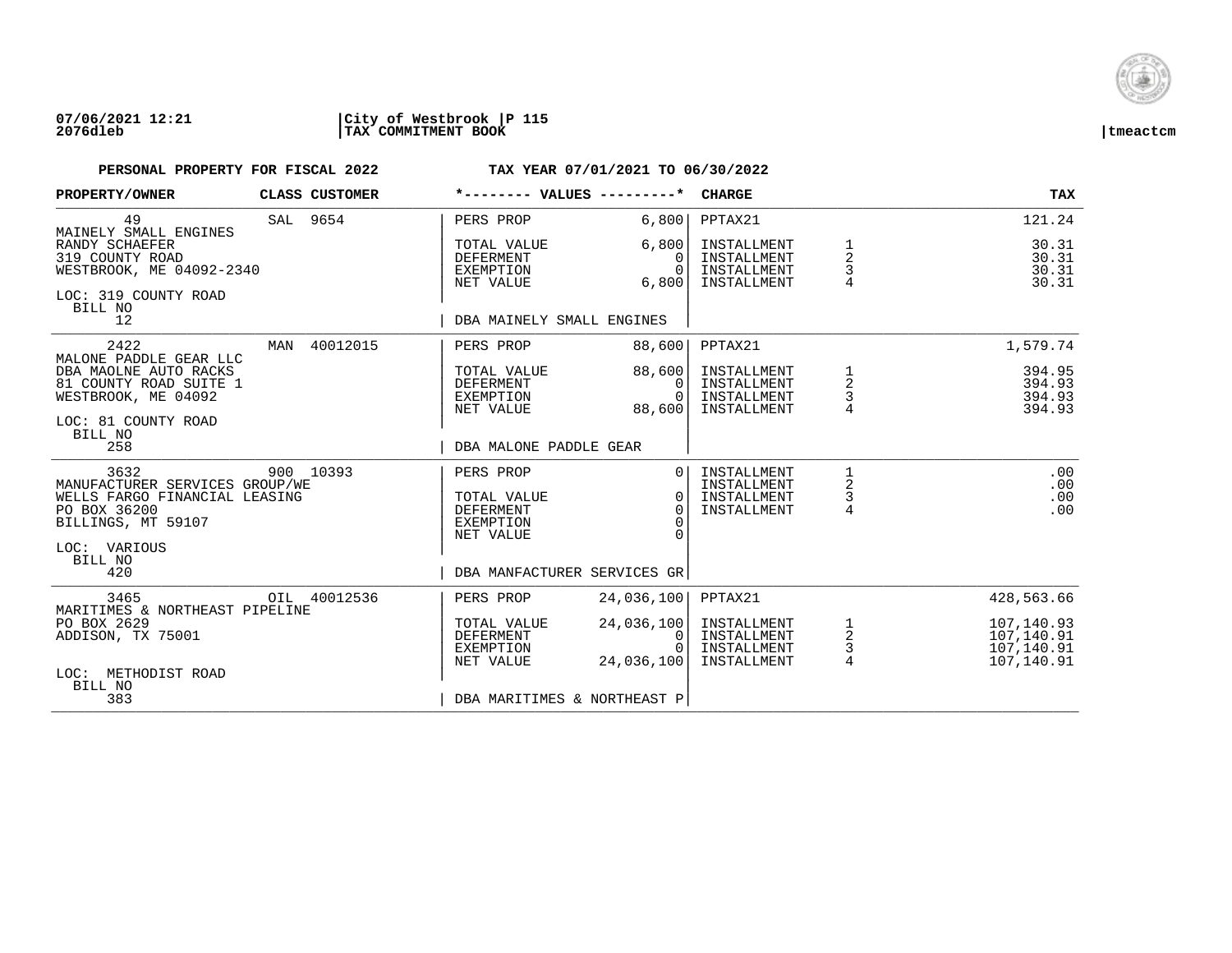**07/06/2021 12:21** | **City of Westbrook** | **P 115**
**2076dleb** | **TAX COMMITMENT BOOK** | **tmeactcm**

**PERSONAL PROPERTY FOR FISCAL 2022** — **TAX YEAR 07/01/2021 TO 06/30/2022**

| PROPERTY/OWNER | CLASS | CUSTOMER | *-------- VALUES ---------* | | CHARGE | | TAX |
|---|---|---|---|---|---|---|---|
| 49 | SAL | 9654 | PERS PROP | 6,800 | PPTAX21 | | 121.24 |
| MAINELY SMALL ENGINES | | | | | | | |
| RANDY SCHAEFER | | | TOTAL VALUE | 6,800 | INSTALLMENT | 1 | 30.31 |
| 319 COUNTY ROAD | | | DEFERMENT | 0 | INSTALLMENT | 2 | 30.31 |
| WESTBROOK, ME 04092-2340 | | | EXEMPTION | 0 | INSTALLMENT | 3 | 30.31 |
| | | | NET VALUE | 6,800 | INSTALLMENT | 4 | 30.31 |
| LOC: 319 COUNTY ROAD | | | | | | | |
| BILL NO 12 | | | DBA MAINELY SMALL ENGINES | | | | |
| 2422 | MAN | 40012015 | PERS PROP | 88,600 | PPTAX21 | | 1,579.74 |
| MALONE PADDLE GEAR LLC | | | | | | | |
| DBA MAOLNE AUTO RACKS | | | TOTAL VALUE | 88,600 | INSTALLMENT | 1 | 394.95 |
| 81 COUNTY ROAD SUITE 1 | | | DEFERMENT | 0 | INSTALLMENT | 2 | 394.93 |
| WESTBROOK, ME 04092 | | | EXEMPTION | 0 | INSTALLMENT | 3 | 394.93 |
| | | | NET VALUE | 88,600 | INSTALLMENT | 4 | 394.93 |
| LOC: 81 COUNTY ROAD | | | | | | | |
| BILL NO 258 | | | DBA MALONE PADDLE GEAR | | | | |
| 3632 | 900 | 10393 | PERS PROP | 0 | INSTALLMENT | 1 | .00 |
| MANUFACTURER SERVICES GROUP/WE | | | | | INSTALLMENT | 2 | .00 |
| WELLS FARGO FINANCIAL LEASING | | | TOTAL VALUE | 0 | INSTALLMENT | 3 | .00 |
| PO BOX 36200 | | | DEFERMENT | 0 | INSTALLMENT | 4 | .00 |
| BILLINGS, MT 59107 | | | EXEMPTION | 0 | | | |
| | | | NET VALUE | 0 | | | |
| LOC: VARIOUS | | | | | | | |
| BILL NO 420 | | | DBA MANFACTURER SERVICES GR | | | | |
| 3465 | OIL | 40012536 | PERS PROP | 24,036,100 | PPTAX21 | | 428,563.66 |
| MARITIMES & NORTHEAST PIPELINE | | | | | | | |
| PO BOX 2629 | | | TOTAL VALUE | 24,036,100 | INSTALLMENT | 1 | 107,140.93 |
| ADDISON, TX 75001 | | | DEFERMENT | 0 | INSTALLMENT | 2 | 107,140.91 |
| | | | EXEMPTION | 0 | INSTALLMENT | 3 | 107,140.91 |
| | | | NET VALUE | 24,036,100 | INSTALLMENT | 4 | 107,140.91 |
| LOC: METHODIST ROAD | | | | | | | |
| BILL NO 383 | | | DBA MARITIMES & NORTHEAST P | | | | |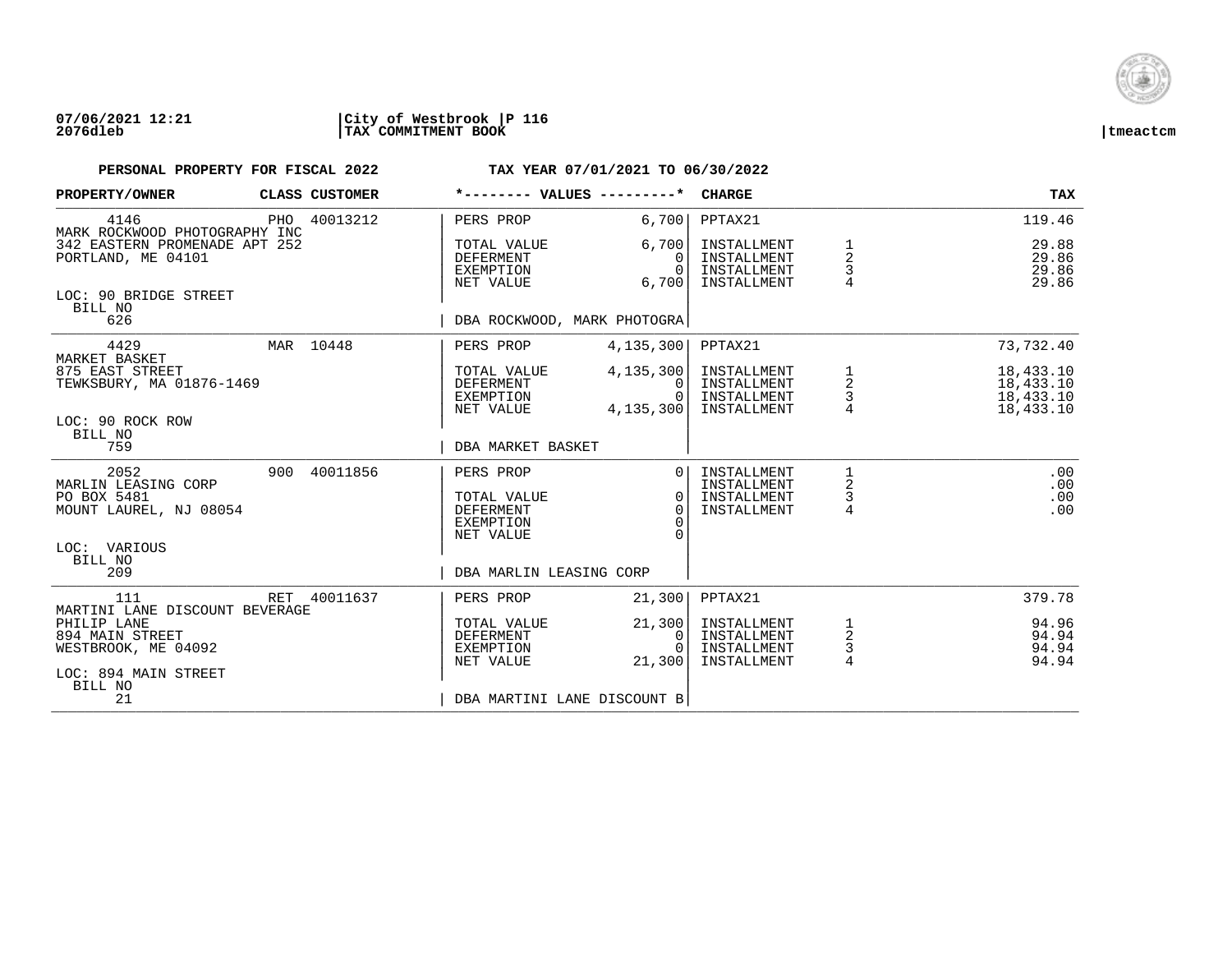**07/06/2021 12:21** | **City of Westbrook** | **P 116**
**2076dleb** | **TAX COMMITMENT BOOK** | **tmeactcm**

**PERSONAL PROPERTY FOR FISCAL 2022** **TAX YEAR 07/01/2021 TO 06/30/2022**

| PROPERTY/OWNER | CLASS CUSTOMER | *-------- VALUES ---------* | | CHARGE | | TAX |
|---|---|---|---|---|---|---|
| 4146 | PHO 40013212 | PERS PROP | 6,700 | PPTAX21 | | 119.46 |
| MARK ROCKWOOD PHOTOGRAPHY INC | | | | | | |
| 342 EASTERN PROMENADE APT 252 | | TOTAL VALUE | 6,700 | INSTALLMENT | 1 | 29.88 |
| PORTLAND, ME 04101 | | DEFERMENT | 0 | INSTALLMENT | 2 | 29.86 |
| | | EXEMPTION | 0 | INSTALLMENT | 3 | 29.86 |
| | | NET VALUE | 6,700 | INSTALLMENT | 4 | 29.86 |
| LOC: 90 BRIDGE STREET | | | | | | |
| BILL NO | | | | | | |
| 626 | | DBA ROCKWOOD, MARK PHOTOGRA | | | | |
| 4429 | MAR 10448 | PERS PROP | 4,135,300 | PPTAX21 | | 73,732.40 |
| MARKET BASKET | | | | | | |
| 875 EAST STREET | | TOTAL VALUE | 4,135,300 | INSTALLMENT | 1 | 18,433.10 |
| TEWKSBURY, MA 01876-1469 | | DEFERMENT | 0 | INSTALLMENT | 2 | 18,433.10 |
| | | EXEMPTION | 0 | INSTALLMENT | 3 | 18,433.10 |
| | | NET VALUE | 4,135,300 | INSTALLMENT | 4 | 18,433.10 |
| LOC: 90 ROCK ROW | | | | | | |
| BILL NO | | | | | | |
| 759 | | DBA MARKET BASKET | | | | |
| 2052 | 900 40011856 | PERS PROP | 0 | INSTALLMENT | 1 | .00 |
| MARLIN LEASING CORP | | | | INSTALLMENT | 2 | .00 |
| PO BOX 5481 | | TOTAL VALUE | 0 | INSTALLMENT | 3 | .00 |
| MOUNT LAUREL, NJ 08054 | | DEFERMENT | 0 | INSTALLMENT | 4 | .00 |
| | | EXEMPTION | 0 | | | |
| | | NET VALUE | 0 | | | |
| LOC: VARIOUS | | | | | | |
| BILL NO | | | | | | |
| 209 | | DBA MARLIN LEASING CORP | | | | |
| 111 | RET 40011637 | PERS PROP | 21,300 | PPTAX21 | | 379.78 |
| MARTINI LANE DISCOUNT BEVERAGE | | | | | | |
| PHILIP LANE | | TOTAL VALUE | 21,300 | INSTALLMENT | 1 | 94.96 |
| 894 MAIN STREET | | DEFERMENT | 0 | INSTALLMENT | 2 | 94.94 |
| WESTBROOK, ME 04092 | | EXEMPTION | 0 | INSTALLMENT | 3 | 94.94 |
| | | NET VALUE | 21,300 | INSTALLMENT | 4 | 94.94 |
| LOC: 894 MAIN STREET | | | | | | |
| BILL NO | | | | | | |
| 21 | | DBA MARTINI LANE DISCOUNT B | | | | |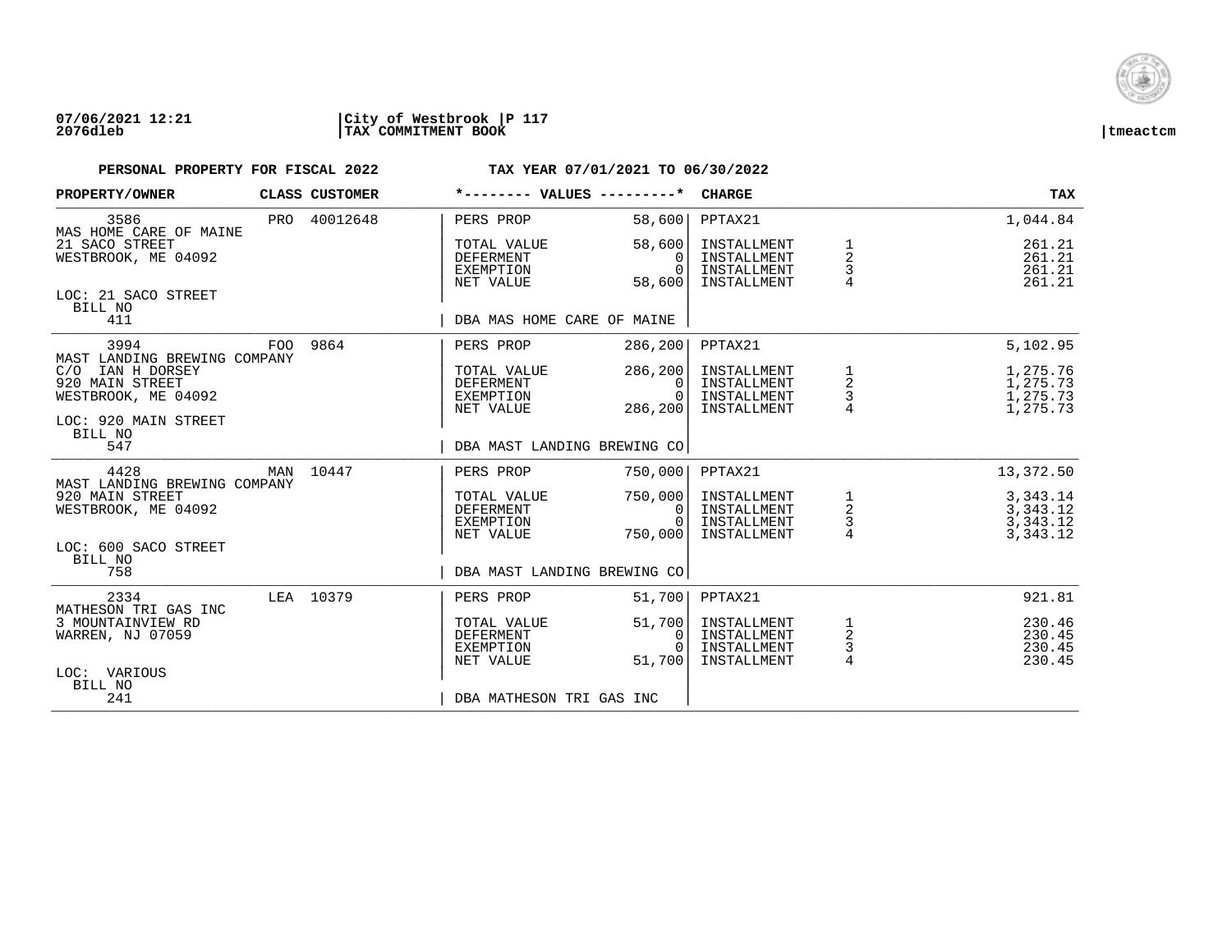**07/06/2021 12:21** | **City of Westbrook** | **P 117**
**2076dleb** | **TAX COMMITMENT BOOK** | **tmeactcm**

**PERSONAL PROPERTY FOR FISCAL 2022** **TAX YEAR 07/01/2021 TO 06/30/2022**

| PROPERTY/OWNER | CLASS | CUSTOMER | *-------- VALUES ---------* | | CHARGE | | TAX |
|---|---|---|---|---|---|---|---|
| 3586 | PRO | 40012648 | PERS PROP | 58,600 | PPTAX21 | | 1,044.84 |
| MAS HOME CARE OF MAINE | | | | | | | |
| 21 SACO STREET | | | TOTAL VALUE | 58,600 | INSTALLMENT | 1 | 261.21 |
| WESTBROOK, ME 04092 | | | DEFERMENT | 0 | INSTALLMENT | 2 | 261.21 |
| | | | EXEMPTION | 0 | INSTALLMENT | 3 | 261.21 |
| | | | NET VALUE | 58,600 | INSTALLMENT | 4 | 261.21 |
| LOC: 21 SACO STREET | | | | | | | |
| BILL NO 411 | | | DBA MAS HOME CARE OF MAINE | | | | |
| 3994 | FOO | 9864 | PERS PROP | 286,200 | PPTAX21 | | 5,102.95 |
| MAST LANDING BREWING COMPANY | | | | | | | |
| C/O IAN H DORSEY | | | TOTAL VALUE | 286,200 | INSTALLMENT | 1 | 1,275.76 |
| 920 MAIN STREET | | | DEFERMENT | 0 | INSTALLMENT | 2 | 1,275.73 |
| WESTBROOK, ME 04092 | | | EXEMPTION | 0 | INSTALLMENT | 3 | 1,275.73 |
| | | | NET VALUE | 286,200 | INSTALLMENT | 4 | 1,275.73 |
| LOC: 920 MAIN STREET | | | | | | | |
| BILL NO 547 | | | DBA MAST LANDING BREWING CO | | | | |
| 4428 | MAN | 10447 | PERS PROP | 750,000 | PPTAX21 | | 13,372.50 |
| MAST LANDING BREWING COMPANY | | | | | | | |
| 920 MAIN STREET | | | TOTAL VALUE | 750,000 | INSTALLMENT | 1 | 3,343.14 |
| WESTBROOK, ME 04092 | | | DEFERMENT | 0 | INSTALLMENT | 2 | 3,343.12 |
| | | | EXEMPTION | 0 | INSTALLMENT | 3 | 3,343.12 |
| | | | NET VALUE | 750,000 | INSTALLMENT | 4 | 3,343.12 |
| LOC: 600 SACO STREET | | | | | | | |
| BILL NO 758 | | | DBA MAST LANDING BREWING CO | | | | |
| 2334 | LEA | 10379 | PERS PROP | 51,700 | PPTAX21 | | 921.81 |
| MATHESON TRI GAS INC | | | | | | | |
| 3 MOUNTAINVIEW RD | | | TOTAL VALUE | 51,700 | INSTALLMENT | 1 | 230.46 |
| WARREN, NJ 07059 | | | DEFERMENT | 0 | INSTALLMENT | 2 | 230.45 |
| | | | EXEMPTION | 0 | INSTALLMENT | 3 | 230.45 |
| | | | NET VALUE | 51,700 | INSTALLMENT | 4 | 230.45 |
| LOC: VARIOUS | | | | | | | |
| BILL NO 241 | | | DBA MATHESON TRI GAS INC | | | | |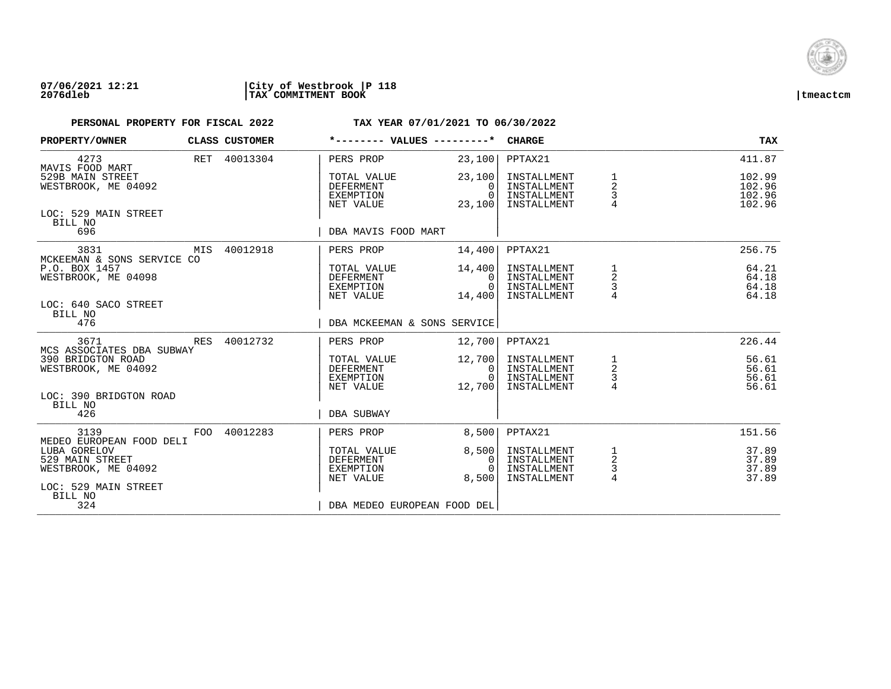**07/06/2021 12:21** | **City of Westbrook** | **P 118**
**2076dleb** | **TAX COMMITMENT BOOK** | **tmeactcm**

**PERSONAL PROPERTY FOR FISCAL 2022** — **TAX YEAR 07/01/2021 TO 06/30/2022**

| PROPERTY/OWNER | CLASS | CUSTOMER | *-------- VALUES ---------* | | CHARGE | | TAX |
|---|---|---|---|---|---|---|---|
| 4273 | RET | 40013304 | PERS PROP | 23,100 | PPTAX21 | | 411.87 |
| MAVIS FOOD MART | | | | | | | |
| 529B MAIN STREET | | | TOTAL VALUE | 23,100 | INSTALLMENT | 1 | 102.99 |
| WESTBROOK, ME 04092 | | | DEFERMENT | 0 | INSTALLMENT | 2 | 102.96 |
| | | | EXEMPTION | 0 | INSTALLMENT | 3 | 102.96 |
| | | | NET VALUE | 23,100 | INSTALLMENT | 4 | 102.96 |
| LOC: 529 MAIN STREET | | | | | | | |
| BILL NO 696 | | | DBA MAVIS FOOD MART | | | | |
| 3831 | MIS | 40012918 | PERS PROP | 14,400 | PPTAX21 | | 256.75 |
| MCKEEMAN & SONS SERVICE CO | | | | | | | |
| P.O. BOX 1457 | | | TOTAL VALUE | 14,400 | INSTALLMENT | 1 | 64.21 |
| WESTBROOK, ME 04098 | | | DEFERMENT | 0 | INSTALLMENT | 2 | 64.18 |
| | | | EXEMPTION | 0 | INSTALLMENT | 3 | 64.18 |
| | | | NET VALUE | 14,400 | INSTALLMENT | 4 | 64.18 |
| LOC: 640 SACO STREET | | | | | | | |
| BILL NO 476 | | | DBA MCKEEMAN & SONS SERVICE | | | | |
| 3671 | RES | 40012732 | PERS PROP | 12,700 | PPTAX21 | | 226.44 |
| MCS ASSOCIATES DBA SUBWAY | | | | | | | |
| 390 BRIDGTON ROAD | | | TOTAL VALUE | 12,700 | INSTALLMENT | 1 | 56.61 |
| WESTBROOK, ME 04092 | | | DEFERMENT | 0 | INSTALLMENT | 2 | 56.61 |
| | | | EXEMPTION | 0 | INSTALLMENT | 3 | 56.61 |
| | | | NET VALUE | 12,700 | INSTALLMENT | 4 | 56.61 |
| LOC: 390 BRIDGTON ROAD | | | | | | | |
| BILL NO 426 | | | DBA SUBWAY | | | | |
| 3139 | FOO | 40012283 | PERS PROP | 8,500 | PPTAX21 | | 151.56 |
| MEDEO EUROPEAN FOOD DELI | | | | | | | |
| LUBA GORELOV | | | TOTAL VALUE | 8,500 | INSTALLMENT | 1 | 37.89 |
| 529 MAIN STREET | | | DEFERMENT | 0 | INSTALLMENT | 2 | 37.89 |
| WESTBROOK, ME 04092 | | | EXEMPTION | 0 | INSTALLMENT | 3 | 37.89 |
| | | | NET VALUE | 8,500 | INSTALLMENT | 4 | 37.89 |
| LOC: 529 MAIN STREET | | | | | | | |
| BILL NO 324 | | | DBA MEDEO EUROPEAN FOOD DEL | | | | |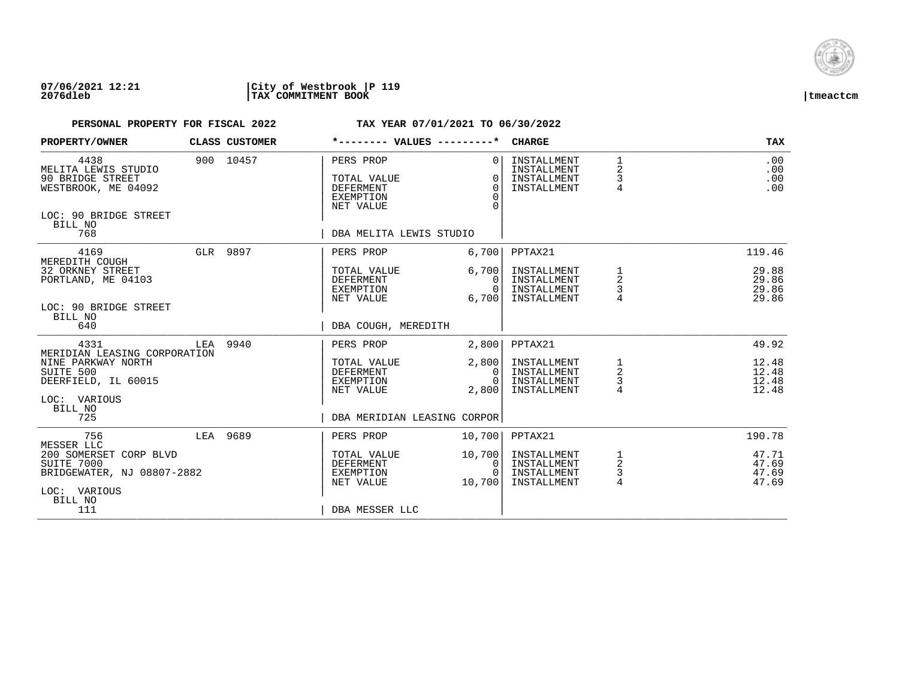**07/06/2021 12:21** | **City of Westbrook | P 119**
**2076dleb** | **TAX COMMITMENT BOOK** | **tmeactcm**

**PERSONAL PROPERTY FOR FISCAL 2022** **TAX YEAR 07/01/2021 TO 06/30/2022**

| PROPERTY/OWNER | CLASS | CUSTOMER | *-------- VALUES ---------* | | CHARGE | | TAX |
|---|---|---|---|---|---|---|---|
| 4438 | 900 | 10457 | PERS PROP | 0 | INSTALLMENT | 1 | .00 |
| MELITA LEWIS STUDIO | | | | | INSTALLMENT | 2 | .00 |
| 90 BRIDGE STREET | | | TOTAL VALUE | 0 | INSTALLMENT | 3 | .00 |
| WESTBROOK, ME 04092 | | | DEFERMENT | 0 | INSTALLMENT | 4 | .00 |
| | | | EXEMPTION | 0 | | | |
| | | | NET VALUE | 0 | | | |
| LOC: 90 BRIDGE STREET | | | | | | | |
| BILL NO | | | | | | | |
| 768 | | | DBA MELITA LEWIS STUDIO | | | | |
| 4169 | GLR | 9897 | PERS PROP | 6,700 | PPTAX21 | | 119.46 |
| MEREDITH COUGH | | | | | | | |
| 32 ORKNEY STREET | | | TOTAL VALUE | 6,700 | INSTALLMENT | 1 | 29.88 |
| PORTLAND, ME 04103 | | | DEFERMENT | 0 | INSTALLMENT | 2 | 29.86 |
| | | | EXEMPTION | 0 | INSTALLMENT | 3 | 29.86 |
| | | | NET VALUE | 6,700 | INSTALLMENT | 4 | 29.86 |
| LOC: 90 BRIDGE STREET | | | | | | | |
| BILL NO | | | | | | | |
| 640 | | | DBA COUGH, MEREDITH | | | | |
| 4331 | LEA | 9940 | PERS PROP | 2,800 | PPTAX21 | | 49.92 |
| MERIDIAN LEASING CORPORATION | | | | | | | |
| NINE PARKWAY NORTH | | | TOTAL VALUE | 2,800 | INSTALLMENT | 1 | 12.48 |
| SUITE 500 | | | DEFERMENT | 0 | INSTALLMENT | 2 | 12.48 |
| DEERFIELD, IL 60015 | | | EXEMPTION | 0 | INSTALLMENT | 3 | 12.48 |
| | | | NET VALUE | 2,800 | INSTALLMENT | 4 | 12.48 |
| LOC: VARIOUS | | | | | | | |
| BILL NO | | | | | | | |
| 725 | | | DBA MERIDIAN LEASING CORPOR | | | | |
| 756 | LEA | 9689 | PERS PROP | 10,700 | PPTAX21 | | 190.78 |
| MESSER LLC | | | | | | | |
| 200 SOMERSET CORP BLVD | | | TOTAL VALUE | 10,700 | INSTALLMENT | 1 | 47.71 |
| SUITE 7000 | | | DEFERMENT | 0 | INSTALLMENT | 2 | 47.69 |
| BRIDGEWATER, NJ 08807-2882 | | | EXEMPTION | 0 | INSTALLMENT | 3 | 47.69 |
| | | | NET VALUE | 10,700 | INSTALLMENT | 4 | 47.69 |
| LOC: VARIOUS | | | | | | | |
| BILL NO | | | | | | | |
| 111 | | | DBA MESSER LLC | | | | |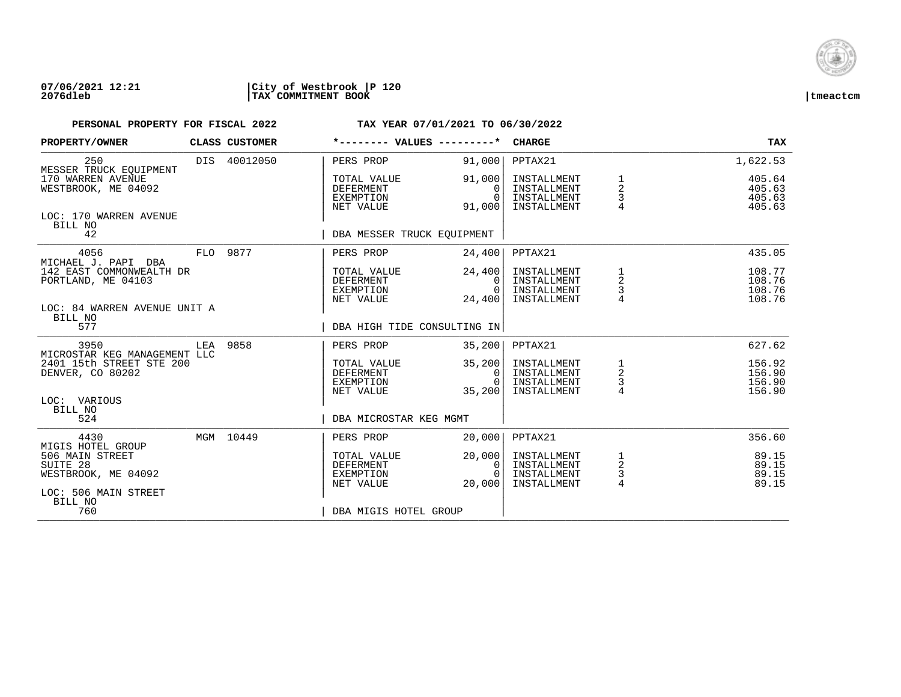**07/06/2021 12:21** | **City of Westbrook** | **P 120**
**2076dleb** | **TAX COMMITMENT BOOK** | **tmeactcm**

**PERSONAL PROPERTY FOR FISCAL 2022** — **TAX YEAR 07/01/2021 TO 06/30/2022**

| PROPERTY/OWNER | CLASS | CUSTOMER | *-------- VALUES ---------* | | CHARGE | | TAX |
|---|---|---|---|---|---|---|---|
| 250 | DIS | 40012050 | PERS PROP | 91,000 | PPTAX21 | | 1,622.53 |
| MESSER TRUCK EQUIPMENT | | | | | | | |
| 170 WARREN AVENUE | | | TOTAL VALUE | 91,000 | INSTALLMENT | 1 | 405.64 |
| WESTBROOK, ME 04092 | | | DEFERMENT | 0 | INSTALLMENT | 2 | 405.63 |
| | | | EXEMPTION | 0 | INSTALLMENT | 3 | 405.63 |
| | | | NET VALUE | 91,000 | INSTALLMENT | 4 | 405.63 |
| LOC: 170 WARREN AVENUE | | | | | | | |
| BILL NO 42 | | | DBA MESSER TRUCK EQUIPMENT | | | | |
| 4056 | FLO | 9877 | PERS PROP | 24,400 | PPTAX21 | | 435.05 |
| MICHAEL J. PAPI DBA | | | | | | | |
| 142 EAST COMMONWEALTH DR | | | TOTAL VALUE | 24,400 | INSTALLMENT | 1 | 108.77 |
| PORTLAND, ME 04103 | | | DEFERMENT | 0 | INSTALLMENT | 2 | 108.76 |
| | | | EXEMPTION | 0 | INSTALLMENT | 3 | 108.76 |
| | | | NET VALUE | 24,400 | INSTALLMENT | 4 | 108.76 |
| LOC: 84 WARREN AVENUE UNIT A | | | | | | | |
| BILL NO 577 | | | DBA HIGH TIDE CONSULTING IN | | | | |
| 3950 | LEA | 9858 | PERS PROP | 35,200 | PPTAX21 | | 627.62 |
| MICROSTAR KEG MANAGEMENT LLC | | | | | | | |
| 2401 15th STREET STE 200 | | | TOTAL VALUE | 35,200 | INSTALLMENT | 1 | 156.92 |
| DENVER, CO 80202 | | | DEFERMENT | 0 | INSTALLMENT | 2 | 156.90 |
| | | | EXEMPTION | 0 | INSTALLMENT | 3 | 156.90 |
| | | | NET VALUE | 35,200 | INSTALLMENT | 4 | 156.90 |
| LOC: VARIOUS | | | | | | | |
| BILL NO 524 | | | DBA MICROSTAR KEG MGMT | | | | |
| 4430 | MGM | 10449 | PERS PROP | 20,000 | PPTAX21 | | 356.60 |
| MIGIS HOTEL GROUP | | | | | | | |
| 506 MAIN STREET | | | TOTAL VALUE | 20,000 | INSTALLMENT | 1 | 89.15 |
| SUITE 28 | | | DEFERMENT | 0 | INSTALLMENT | 2 | 89.15 |
| WESTBROOK, ME 04092 | | | EXEMPTION | 0 | INSTALLMENT | 3 | 89.15 |
| | | | NET VALUE | 20,000 | INSTALLMENT | 4 | 89.15 |
| LOC: 506 MAIN STREET | | | | | | | |
| BILL NO 760 | | | DBA MIGIS HOTEL GROUP | | | | |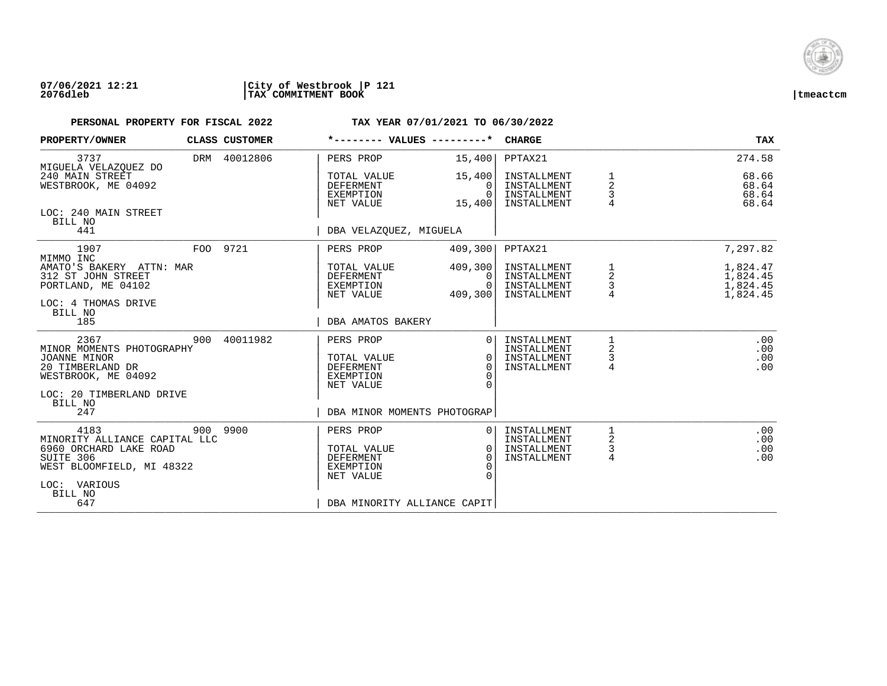**07/06/2021 12:21** | **City of Westbrook** | **P 121**
**2076dleb** | **TAX COMMITMENT BOOK** | **tmeactcm**

**PERSONAL PROPERTY FOR FISCAL 2022** — **TAX YEAR 07/01/2021 TO 06/30/2022**

| PROPERTY/OWNER | CLASS | CUSTOMER | *-------- VALUES ---------* | | CHARGE | | TAX |
|---|---|---|---|---|---|---|---|
| 3737 | DRM | 40012806 | PERS PROP | 15,400 | PPTAX21 | | 274.58 |
| MIGUELA VELAZQUEZ DO | | | | | | | |
| 240 MAIN STREET | | | TOTAL VALUE | 15,400 | INSTALLMENT | 1 | 68.66 |
| WESTBROOK, ME 04092 | | | DEFERMENT | 0 | INSTALLMENT | 2 | 68.64 |
| | | | EXEMPTION | 0 | INSTALLMENT | 3 | 68.64 |
| | | | NET VALUE | 15,400 | INSTALLMENT | 4 | 68.64 |
| LOC: 240 MAIN STREET | | | | | | | |
| BILL NO 441 | | | DBA VELAZQUEZ, MIGUELA | | | | |
| 1907 | FOO | 9721 | PERS PROP | 409,300 | PPTAX21 | | 7,297.82 |
| MIMMO INC | | | | | | | |
| AMATO'S BAKERY ATTN: MAR | | | TOTAL VALUE | 409,300 | INSTALLMENT | 1 | 1,824.47 |
| 312 ST JOHN STREET | | | DEFERMENT | 0 | INSTALLMENT | 2 | 1,824.45 |
| PORTLAND, ME 04102 | | | EXEMPTION | 0 | INSTALLMENT | 3 | 1,824.45 |
| | | | NET VALUE | 409,300 | INSTALLMENT | 4 | 1,824.45 |
| LOC: 4 THOMAS DRIVE | | | | | | | |
| BILL NO 185 | | | DBA AMATOS BAKERY | | | | |
| 2367 | 900 | 40011982 | PERS PROP | 0 | INSTALLMENT | 1 | .00 |
| MINOR MOMENTS PHOTOGRAPHY | | | | | INSTALLMENT | 2 | .00 |
| JOANNE MINOR | | | TOTAL VALUE | 0 | INSTALLMENT | 3 | .00 |
| 20 TIMBERLAND DR | | | DEFERMENT | 0 | INSTALLMENT | 4 | .00 |
| WESTBROOK, ME 04092 | | | EXEMPTION | 0 | | | |
| | | | NET VALUE | 0 | | | |
| LOC: 20 TIMBERLAND DRIVE | | | | | | | |
| BILL NO 247 | | | DBA MINOR MOMENTS PHOTOGRAP | | | | |
| 4183 | 900 | 9900 | PERS PROP | 0 | INSTALLMENT | 1 | .00 |
| MINORITY ALLIANCE CAPITAL LLC | | | | | INSTALLMENT | 2 | .00 |
| 6960 ORCHARD LAKE ROAD | | | TOTAL VALUE | 0 | INSTALLMENT | 3 | .00 |
| SUITE 306 | | | DEFERMENT | 0 | INSTALLMENT | 4 | .00 |
| WEST BLOOMFIELD, MI 48322 | | | EXEMPTION | 0 | | | |
| | | | NET VALUE | 0 | | | |
| LOC: VARIOUS | | | | | | | |
| BILL NO 647 | | | DBA MINORITY ALLIANCE CAPIT | | | | |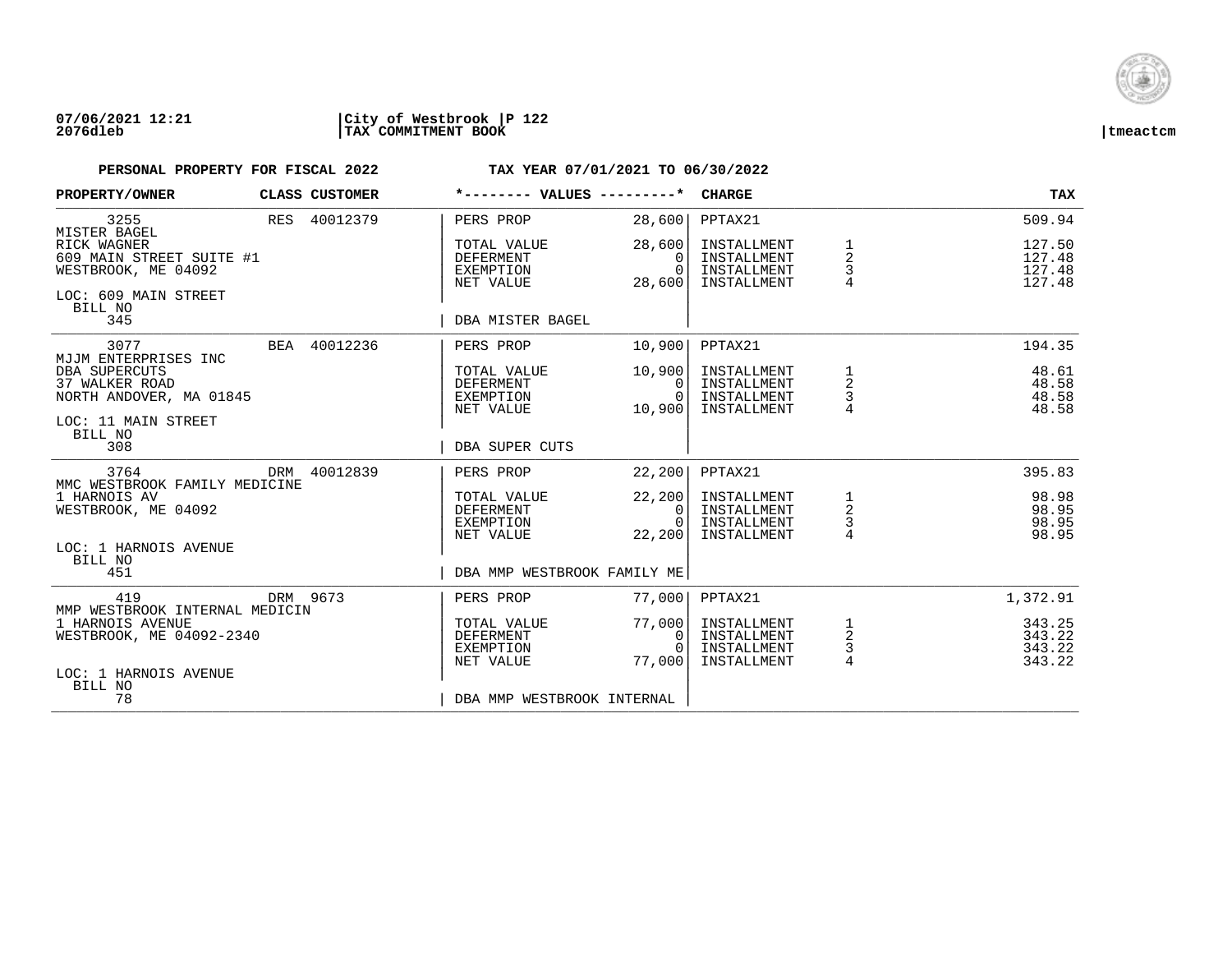**07/06/2021 12:21** | **City of Westbrook** | **P 122**
**2076dleb** | **TAX COMMITMENT BOOK** | **tmeactcm**

**PERSONAL PROPERTY FOR FISCAL 2022** — **TAX YEAR 07/01/2021 TO 06/30/2022**

| PROPERTY/OWNER | CLASS | CUSTOMER | *-------- VALUES ---------* | | CHARGE | | TAX |
|---|---|---|---|---|---|---|---|
| 3255 | RES | 40012379 | PERS PROP | 28,600 | PPTAX21 | | 509.94 |
| MISTER BAGEL | | | | | | | |
| RICK WAGNER | | | TOTAL VALUE | 28,600 | INSTALLMENT | 1 | 127.50 |
| 609 MAIN STREET SUITE #1 | | | DEFERMENT | 0 | INSTALLMENT | 2 | 127.48 |
| WESTBROOK, ME 04092 | | | EXEMPTION | 0 | INSTALLMENT | 3 | 127.48 |
| | | | NET VALUE | 28,600 | INSTALLMENT | 4 | 127.48 |
| LOC: 609 MAIN STREET | | | | | | | |
| BILL NO 345 | | | DBA MISTER BAGEL | | | | |
| 3077 | BEA | 40012236 | PERS PROP | 10,900 | PPTAX21 | | 194.35 |
| MJJM ENTERPRISES INC | | | | | | | |
| DBA SUPERCUTS | | | TOTAL VALUE | 10,900 | INSTALLMENT | 1 | 48.61 |
| 37 WALKER ROAD | | | DEFERMENT | 0 | INSTALLMENT | 2 | 48.58 |
| NORTH ANDOVER, MA 01845 | | | EXEMPTION | 0 | INSTALLMENT | 3 | 48.58 |
| | | | NET VALUE | 10,900 | INSTALLMENT | 4 | 48.58 |
| LOC: 11 MAIN STREET | | | | | | | |
| BILL NO 308 | | | DBA SUPER CUTS | | | | |
| 3764 | DRM | 40012839 | PERS PROP | 22,200 | PPTAX21 | | 395.83 |
| MMC WESTBROOK FAMILY MEDICINE | | | | | | | |
| 1 HARNOIS AV | | | TOTAL VALUE | 22,200 | INSTALLMENT | 1 | 98.98 |
| WESTBROOK, ME 04092 | | | DEFERMENT | 0 | INSTALLMENT | 2 | 98.95 |
| | | | EXEMPTION | 0 | INSTALLMENT | 3 | 98.95 |
| | | | NET VALUE | 22,200 | INSTALLMENT | 4 | 98.95 |
| LOC: 1 HARNOIS AVENUE | | | | | | | |
| BILL NO 451 | | | DBA MMP WESTBROOK FAMILY ME | | | | |
| 419 | DRM | 9673 | PERS PROP | 77,000 | PPTAX21 | | 1,372.91 |
| MMP WESTBROOK INTERNAL MEDICIN | | | | | | | |
| 1 HARNOIS AVENUE | | | TOTAL VALUE | 77,000 | INSTALLMENT | 1 | 343.25 |
| WESTBROOK, ME 04092-2340 | | | DEFERMENT | 0 | INSTALLMENT | 2 | 343.22 |
| | | | EXEMPTION | 0 | INSTALLMENT | 3 | 343.22 |
| | | | NET VALUE | 77,000 | INSTALLMENT | 4 | 343.22 |
| LOC: 1 HARNOIS AVENUE | | | | | | | |
| BILL NO 78 | | | DBA MMP WESTBROOK INTERNAL | | | | |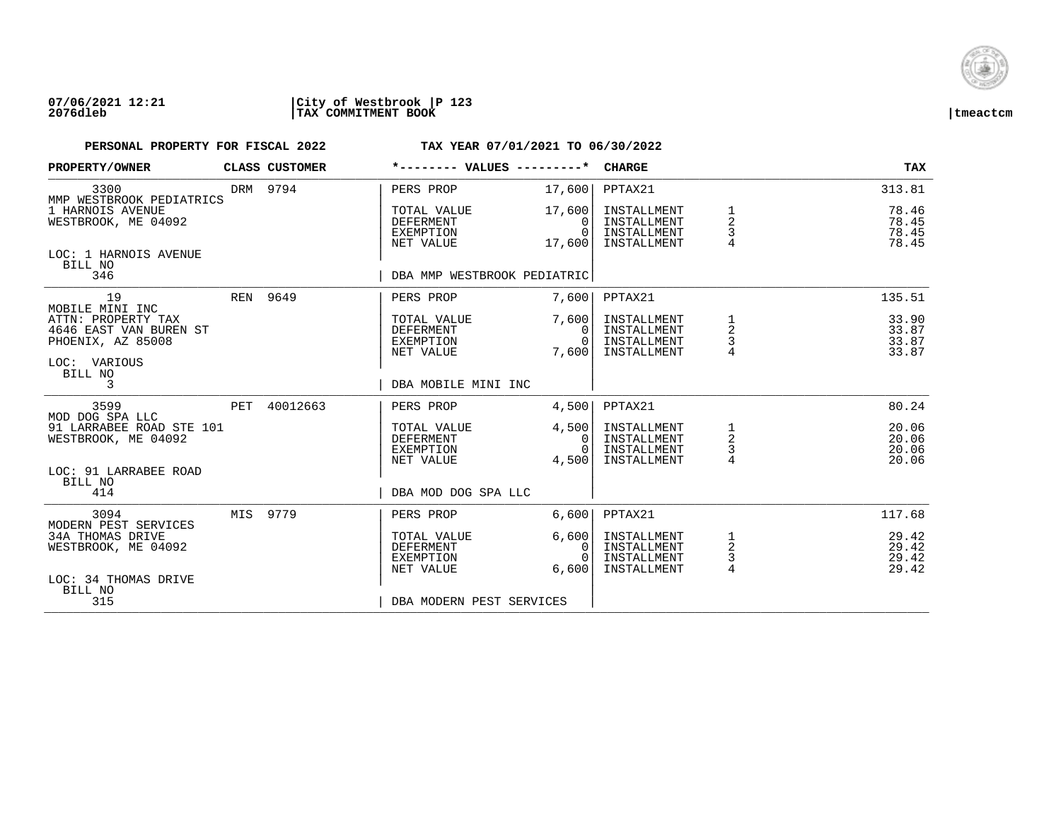07/06/2021 12:21 | City of Westbrook | P 123
2076dleb | TAX COMMITMENT BOOK | tmeactcm

**PERSONAL PROPERTY FOR FISCAL 2022** | **TAX YEAR 07/01/2021 TO 06/30/2022**

| PROPERTY/OWNER | CLASS | CUSTOMER | *-------- VALUES ---------* | | CHARGE | | TAX |
|---|---|---|---|---|---|---|---|
| 3300 | DRM | 9794 | PERS PROP | 17,600 | PPTAX21 | | 313.81 |
| MMP WESTBROOK PEDIATRICS | | | | | | | |
| 1 HARNOIS AVENUE | | | TOTAL VALUE | 17,600 | INSTALLMENT | 1 | 78.46 |
| WESTBROOK, ME 04092 | | | DEFERMENT | 0 | INSTALLMENT | 2 | 78.45 |
| | | | EXEMPTION | 0 | INSTALLMENT | 3 | 78.45 |
| | | | NET VALUE | 17,600 | INSTALLMENT | 4 | 78.45 |
| LOC: 1 HARNOIS AVENUE | | | | | | | |
| BILL NO 346 | | | DBA MMP WESTBROOK PEDIATRIC | | | | |
| 19 | REN | 9649 | PERS PROP | 7,600 | PPTAX21 | | 135.51 |
| MOBILE MINI INC | | | | | | | |
| ATTN: PROPERTY TAX | | | TOTAL VALUE | 7,600 | INSTALLMENT | 1 | 33.90 |
| 4646 EAST VAN BUREN ST | | | DEFERMENT | 0 | INSTALLMENT | 2 | 33.87 |
| PHOENIX, AZ 85008 | | | EXEMPTION | 0 | INSTALLMENT | 3 | 33.87 |
| | | | NET VALUE | 7,600 | INSTALLMENT | 4 | 33.87 |
| LOC: VARIOUS | | | | | | | |
| BILL NO 3 | | | DBA MOBILE MINI INC | | | | |
| 3599 | PET | 40012663 | PERS PROP | 4,500 | PPTAX21 | | 80.24 |
| MOD DOG SPA LLC | | | | | | | |
| 91 LARRABEE ROAD STE 101 | | | TOTAL VALUE | 4,500 | INSTALLMENT | 1 | 20.06 |
| WESTBROOK, ME 04092 | | | DEFERMENT | 0 | INSTALLMENT | 2 | 20.06 |
| | | | EXEMPTION | 0 | INSTALLMENT | 3 | 20.06 |
| | | | NET VALUE | 4,500 | INSTALLMENT | 4 | 20.06 |
| LOC: 91 LARRABEE ROAD | | | | | | | |
| BILL NO 414 | | | DBA MOD DOG SPA LLC | | | | |
| 3094 | MIS | 9779 | PERS PROP | 6,600 | PPTAX21 | | 117.68 |
| MODERN PEST SERVICES | | | | | | | |
| 34A THOMAS DRIVE | | | TOTAL VALUE | 6,600 | INSTALLMENT | 1 | 29.42 |
| WESTBROOK, ME 04092 | | | DEFERMENT | 0 | INSTALLMENT | 2 | 29.42 |
| | | | EXEMPTION | 0 | INSTALLMENT | 3 | 29.42 |
| | | | NET VALUE | 6,600 | INSTALLMENT | 4 | 29.42 |
| LOC: 34 THOMAS DRIVE | | | | | | | |
| BILL NO 315 | | | DBA MODERN PEST SERVICES | | | | |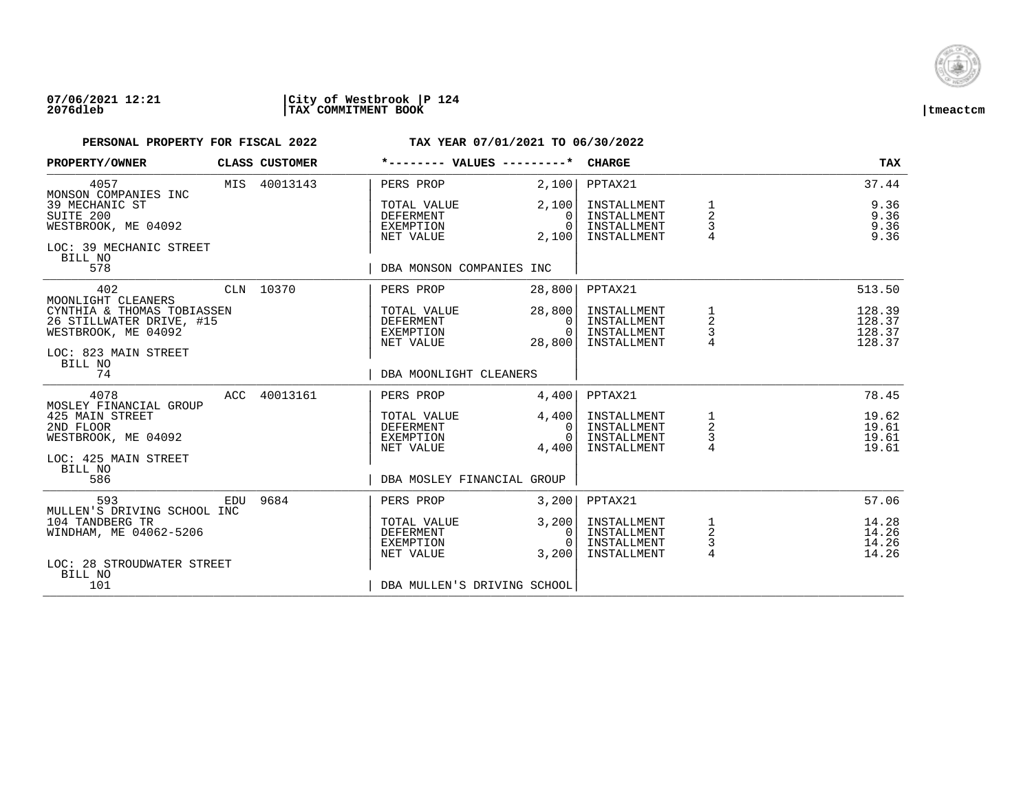07/06/2021 12:21 | City of Westbrook | P 124
2076dleb | TAX COMMITMENT BOOK | tmeactcm

**PERSONAL PROPERTY FOR FISCAL 2022** — **TAX YEAR 07/01/2021 TO 06/30/2022**

| PROPERTY/OWNER | CLASS | CUSTOMER | *-------- VALUES ---------* | | CHARGE | | TAX |
|---|---|---|---|---|---|---|---|
| 4057 | MIS | 40013143 | PERS PROP | 2,100 | PPTAX21 | | 37.44 |
| MONSON COMPANIES INC | | | | | | | |
| 39 MECHANIC ST | | | TOTAL VALUE | 2,100 | INSTALLMENT | 1 | 9.36 |
| SUITE 200 | | | DEFERMENT | 0 | INSTALLMENT | 2 | 9.36 |
| WESTBROOK, ME 04092 | | | EXEMPTION | 0 | INSTALLMENT | 3 | 9.36 |
| | | | NET VALUE | 2,100 | INSTALLMENT | 4 | 9.36 |
| LOC: 39 MECHANIC STREET | | | | | | | |
| BILL NO 578 | | | DBA MONSON COMPANIES INC | | | | |
| 402 | CLN | 10370 | PERS PROP | 28,800 | PPTAX21 | | 513.50 |
| MOONLIGHT CLEANERS | | | | | | | |
| CYNTHIA & THOMAS TOBIASSEN | | | TOTAL VALUE | 28,800 | INSTALLMENT | 1 | 128.39 |
| 26 STILLWATER DRIVE, #15 | | | DEFERMENT | 0 | INSTALLMENT | 2 | 128.37 |
| WESTBROOK, ME 04092 | | | EXEMPTION | 0 | INSTALLMENT | 3 | 128.37 |
| | | | NET VALUE | 28,800 | INSTALLMENT | 4 | 128.37 |
| LOC: 823 MAIN STREET | | | | | | | |
| BILL NO 74 | | | DBA MOONLIGHT CLEANERS | | | | |
| 4078 | ACC | 40013161 | PERS PROP | 4,400 | PPTAX21 | | 78.45 |
| MOSLEY FINANCIAL GROUP | | | | | | | |
| 425 MAIN STREET | | | TOTAL VALUE | 4,400 | INSTALLMENT | 1 | 19.62 |
| 2ND FLOOR | | | DEFERMENT | 0 | INSTALLMENT | 2 | 19.61 |
| WESTBROOK, ME 04092 | | | EXEMPTION | 0 | INSTALLMENT | 3 | 19.61 |
| | | | NET VALUE | 4,400 | INSTALLMENT | 4 | 19.61 |
| LOC: 425 MAIN STREET | | | | | | | |
| BILL NO 586 | | | DBA MOSLEY FINANCIAL GROUP | | | | |
| 593 | EDU | 9684 | PERS PROP | 3,200 | PPTAX21 | | 57.06 |
| MULLEN'S DRIVING SCHOOL INC | | | | | | | |
| 104 TANDBERG TR | | | TOTAL VALUE | 3,200 | INSTALLMENT | 1 | 14.28 |
| WINDHAM, ME 04062-5206 | | | DEFERMENT | 0 | INSTALLMENT | 2 | 14.26 |
| | | | EXEMPTION | 0 | INSTALLMENT | 3 | 14.26 |
| | | | NET VALUE | 3,200 | INSTALLMENT | 4 | 14.26 |
| LOC: 28 STROUDWATER STREET | | | | | | | |
| BILL NO 101 | | | DBA MULLEN'S DRIVING SCHOOL | | | | |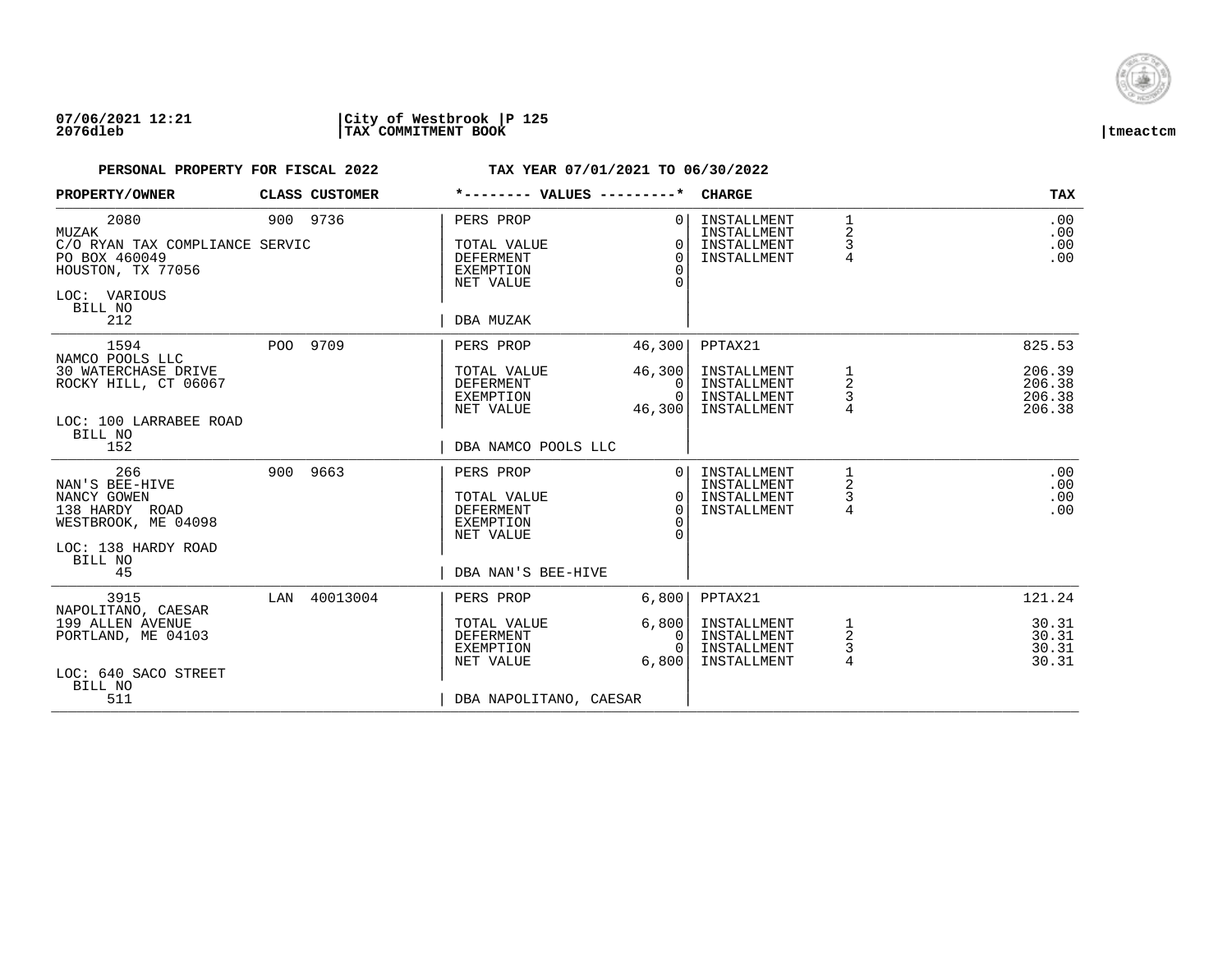**07/06/2021 12:21** | **City of Westbrook** | **P 125**
**2076dleb** | **TAX COMMITMENT BOOK** | **tmeactcm**

**PERSONAL PROPERTY FOR FISCAL 2022** — **TAX YEAR 07/01/2021 TO 06/30/2022**

| PROPERTY/OWNER | CLASS | CUSTOMER | VALUES | | CHARGE | | TAX |
|---|---|---|---|---|---|---|---|
| 2080 | 900 | 9736 | PERS PROP | 0 | INSTALLMENT | 1 | .00 |
| MUZAK | | | | | INSTALLMENT | 2 | .00 |
| C/O RYAN TAX COMPLIANCE SERVIC | | | TOTAL VALUE | 0 | INSTALLMENT | 3 | .00 |
| PO BOX 460049 | | | DEFERMENT | 0 | INSTALLMENT | 4 | .00 |
| HOUSTON, TX 77056 | | | EXEMPTION | 0 | | | |
| | | | NET VALUE | 0 | | | |
| LOC: VARIOUS | | | | | | | |
| BILL NO 212 | | | DBA MUZAK | | | | |
| 1594 | POO | 9709 | PERS PROP | 46,300 | PPTAX21 | | 825.53 |
| NAMCO POOLS LLC | | | | | | | |
| 30 WATERCHASE DRIVE | | | TOTAL VALUE | 46,300 | INSTALLMENT | 1 | 206.39 |
| ROCKY HILL, CT 06067 | | | DEFERMENT | 0 | INSTALLMENT | 2 | 206.38 |
| | | | EXEMPTION | 0 | INSTALLMENT | 3 | 206.38 |
| | | | NET VALUE | 46,300 | INSTALLMENT | 4 | 206.38 |
| LOC: 100 LARRABEE ROAD | | | | | | | |
| BILL NO 152 | | | DBA NAMCO POOLS LLC | | | | |
| 266 | 900 | 9663 | PERS PROP | 0 | INSTALLMENT | 1 | .00 |
| NAN'S BEE-HIVE | | | | | INSTALLMENT | 2 | .00 |
| NANCY GOWEN | | | TOTAL VALUE | 0 | INSTALLMENT | 3 | .00 |
| 138 HARDY ROAD | | | DEFERMENT | 0 | INSTALLMENT | 4 | .00 |
| WESTBROOK, ME 04098 | | | EXEMPTION | 0 | | | |
| | | | NET VALUE | 0 | | | |
| LOC: 138 HARDY ROAD | | | | | | | |
| BILL NO 45 | | | DBA NAN'S BEE-HIVE | | | | |
| 3915 | LAN | 40013004 | PERS PROP | 6,800 | PPTAX21 | | 121.24 |
| NAPOLITANO, CAESAR | | | | | | | |
| 199 ALLEN AVENUE | | | TOTAL VALUE | 6,800 | INSTALLMENT | 1 | 30.31 |
| PORTLAND, ME 04103 | | | DEFERMENT | 0 | INSTALLMENT | 2 | 30.31 |
| | | | EXEMPTION | 0 | INSTALLMENT | 3 | 30.31 |
| | | | NET VALUE | 6,800 | INSTALLMENT | 4 | 30.31 |
| LOC: 640 SACO STREET | | | | | | | |
| BILL NO 511 | | | DBA NAPOLITANO, CAESAR | | | | |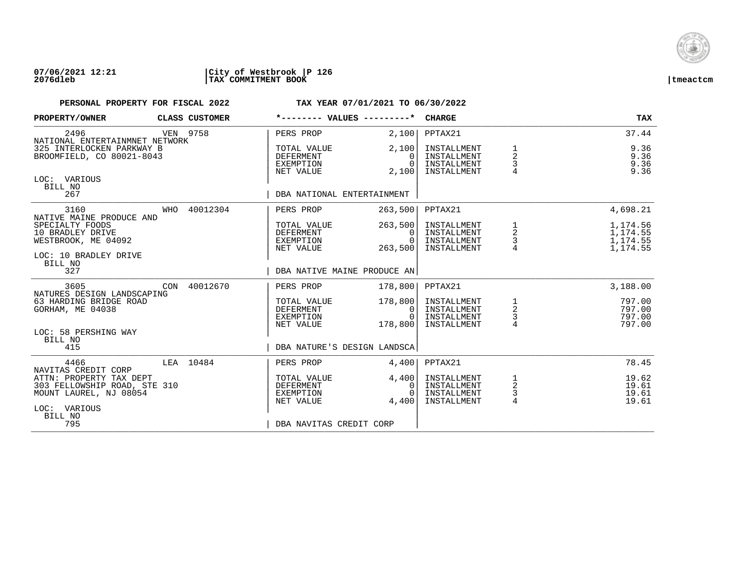07/06/2021 12:21 | City of Westbrook | P 126
2076dleb | TAX COMMITMENT BOOK | tmeactcm

**PERSONAL PROPERTY FOR FISCAL 2022** **TAX YEAR 07/01/2021 TO 06/30/2022**

| PROPERTY/OWNER | CLASS | CUSTOMER | *-------- VALUES ---------* | | CHARGE | | TAX |
|---|---|---|---|---|---|---|---|
| 2496 | VEN | 9758 | PERS PROP | 2,100 | PPTAX21 | | 37.44 |
| NATIONAL ENTERTAINMNET NETWORK | | | | | | | |
| 325 INTERLOCKEN PARKWAY B | | | TOTAL VALUE | 2,100 | INSTALLMENT | 1 | 9.36 |
| BROOMFIELD, CO 80021-8043 | | | DEFERMENT | 0 | INSTALLMENT | 2 | 9.36 |
| | | | EXEMPTION | 0 | INSTALLMENT | 3 | 9.36 |
| | | | NET VALUE | 2,100 | INSTALLMENT | 4 | 9.36 |
| LOC: VARIOUS | | | | | | | |
| BILL NO 267 | | | DBA NATIONAL ENTERTAINMENT | | | | |
| 3160 | WHO | 40012304 | PERS PROP | 263,500 | PPTAX21 | | 4,698.21 |
| NATIVE MAINE PRODUCE AND SPECIALTY FOODS | | | TOTAL VALUE | 263,500 | INSTALLMENT | 1 | 1,174.56 |
| 10 BRADLEY DRIVE | | | DEFERMENT | 0 | INSTALLMENT | 2 | 1,174.55 |
| WESTBROOK, ME 04092 | | | EXEMPTION | 0 | INSTALLMENT | 3 | 1,174.55 |
| | | | NET VALUE | 263,500 | INSTALLMENT | 4 | 1,174.55 |
| LOC: 10 BRADLEY DRIVE | | | | | | | |
| BILL NO 327 | | | DBA NATIVE MAINE PRODUCE AN | | | | |
| 3605 | CON | 40012670 | PERS PROP | 178,800 | PPTAX21 | | 3,188.00 |
| NATURES DESIGN LANDSCAPING | | | | | | | |
| 63 HARDING BRIDGE ROAD | | | TOTAL VALUE | 178,800 | INSTALLMENT | 1 | 797.00 |
| GORHAM, ME 04038 | | | DEFERMENT | 0 | INSTALLMENT | 2 | 797.00 |
| | | | EXEMPTION | 0 | INSTALLMENT | 3 | 797.00 |
| | | | NET VALUE | 178,800 | INSTALLMENT | 4 | 797.00 |
| LOC: 58 PERSHING WAY | | | | | | | |
| BILL NO 415 | | | DBA NATURE'S DESIGN LANDSCA | | | | |
| 4466 | LEA | 10484 | PERS PROP | 4,400 | PPTAX21 | | 78.45 |
| NAVITAS CREDIT CORP | | | | | | | |
| ATTN: PROPERTY TAX DEPT | | | TOTAL VALUE | 4,400 | INSTALLMENT | 1 | 19.62 |
| 303 FELLOWSHIP ROAD, STE 310 | | | DEFERMENT | 0 | INSTALLMENT | 2 | 19.61 |
| MOUNT LAUREL, NJ 08054 | | | EXEMPTION | 0 | INSTALLMENT | 3 | 19.61 |
| | | | NET VALUE | 4,400 | INSTALLMENT | 4 | 19.61 |
| LOC: VARIOUS | | | | | | | |
| BILL NO 795 | | | DBA NAVITAS CREDIT CORP | | | | |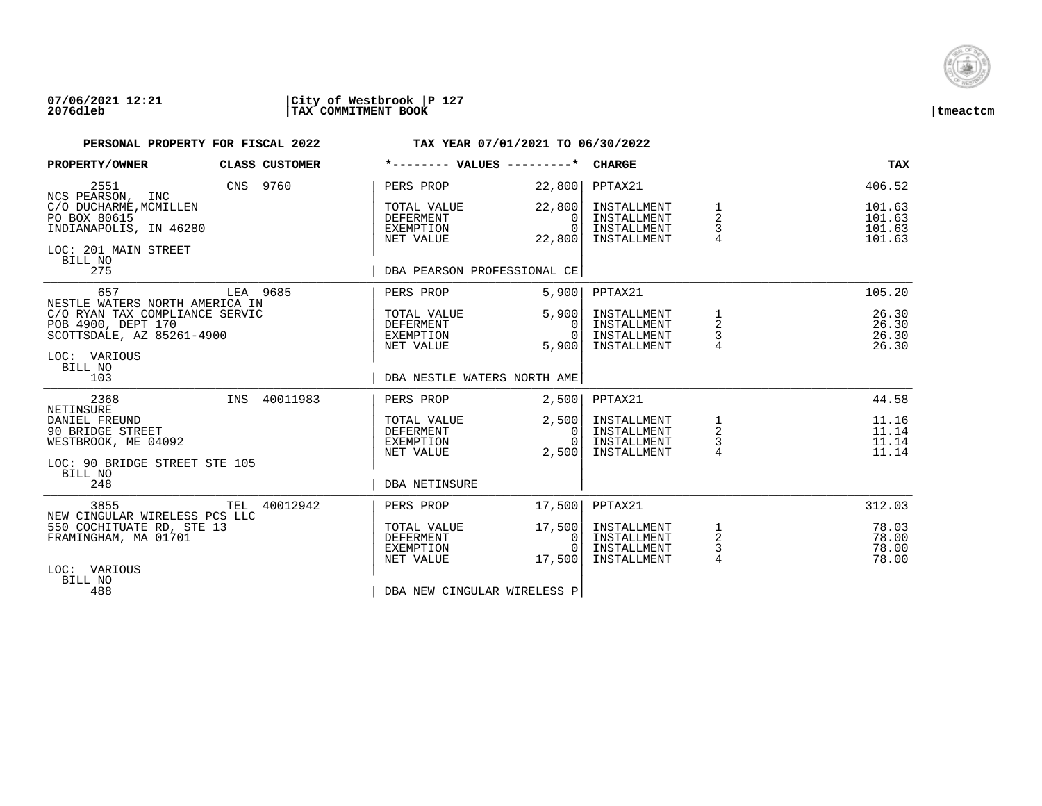07/06/2021 12:21 | City of Westbrook | P 127
2076dleb | TAX COMMITMENT BOOK | tmeactcm

**PERSONAL PROPERTY FOR FISCAL 2022** — **TAX YEAR 07/01/2021 TO 06/30/2022**

| PROPERTY/OWNER | CLASS | CUSTOMER | *-------- VALUES ---------* | | CHARGE | | TAX |
|---|---|---|---|---|---|---|---|
| 2551 | CNS | 9760 | PERS PROP | 22,800 | PPTAX21 | | 406.52 |
| NCS PEARSON, INC | | | | | | | |
| C/O DUCHARME, MCMILLEN | | | TOTAL VALUE | 22,800 | INSTALLMENT | 1 | 101.63 |
| PO BOX 80615 | | | DEFERMENT | 0 | INSTALLMENT | 2 | 101.63 |
| INDIANAPOLIS, IN 46280 | | | EXEMPTION | 0 | INSTALLMENT | 3 | 101.63 |
| | | | NET VALUE | 22,800 | INSTALLMENT | 4 | 101.63 |
| LOC: 201 MAIN STREET | | | | | | | |
| BILL NO 275 | | | DBA PEARSON PROFESSIONAL CE | | | | |
| 657 | LEA | 9685 | PERS PROP | 5,900 | PPTAX21 | | 105.20 |
| NESTLE WATERS NORTH AMERICA IN | | | | | | | |
| C/O RYAN TAX COMPLIANCE SERVIC | | | TOTAL VALUE | 5,900 | INSTALLMENT | 1 | 26.30 |
| POB 4900, DEPT 170 | | | DEFERMENT | 0 | INSTALLMENT | 2 | 26.30 |
| SCOTTSDALE, AZ 85261-4900 | | | EXEMPTION | 0 | INSTALLMENT | 3 | 26.30 |
| | | | NET VALUE | 5,900 | INSTALLMENT | 4 | 26.30 |
| LOC: VARIOUS | | | | | | | |
| BILL NO 103 | | | DBA NESTLE WATERS NORTH AME | | | | |
| 2368 | INS | 40011983 | PERS PROP | 2,500 | PPTAX21 | | 44.58 |
| NETINSURE | | | | | | | |
| DANIEL FREUND | | | TOTAL VALUE | 2,500 | INSTALLMENT | 1 | 11.16 |
| 90 BRIDGE STREET | | | DEFERMENT | 0 | INSTALLMENT | 2 | 11.14 |
| WESTBROOK, ME 04092 | | | EXEMPTION | 0 | INSTALLMENT | 3 | 11.14 |
| | | | NET VALUE | 2,500 | INSTALLMENT | 4 | 11.14 |
| LOC: 90 BRIDGE STREET STE 105 | | | | | | | |
| BILL NO 248 | | | DBA NETINSURE | | | | |
| 3855 | TEL | 40012942 | PERS PROP | 17,500 | PPTAX21 | | 312.03 |
| NEW CINGULAR WIRELESS PCS LLC | | | | | | | |
| 550 COCHITUATE RD, STE 13 | | | TOTAL VALUE | 17,500 | INSTALLMENT | 1 | 78.03 |
| FRAMINGHAM, MA 01701 | | | DEFERMENT | 0 | INSTALLMENT | 2 | 78.00 |
| | | | EXEMPTION | 0 | INSTALLMENT | 3 | 78.00 |
| | | | NET VALUE | 17,500 | INSTALLMENT | 4 | 78.00 |
| LOC: VARIOUS | | | | | | | |
| BILL NO 488 | | | DBA NEW CINGULAR WIRELESS P | | | | |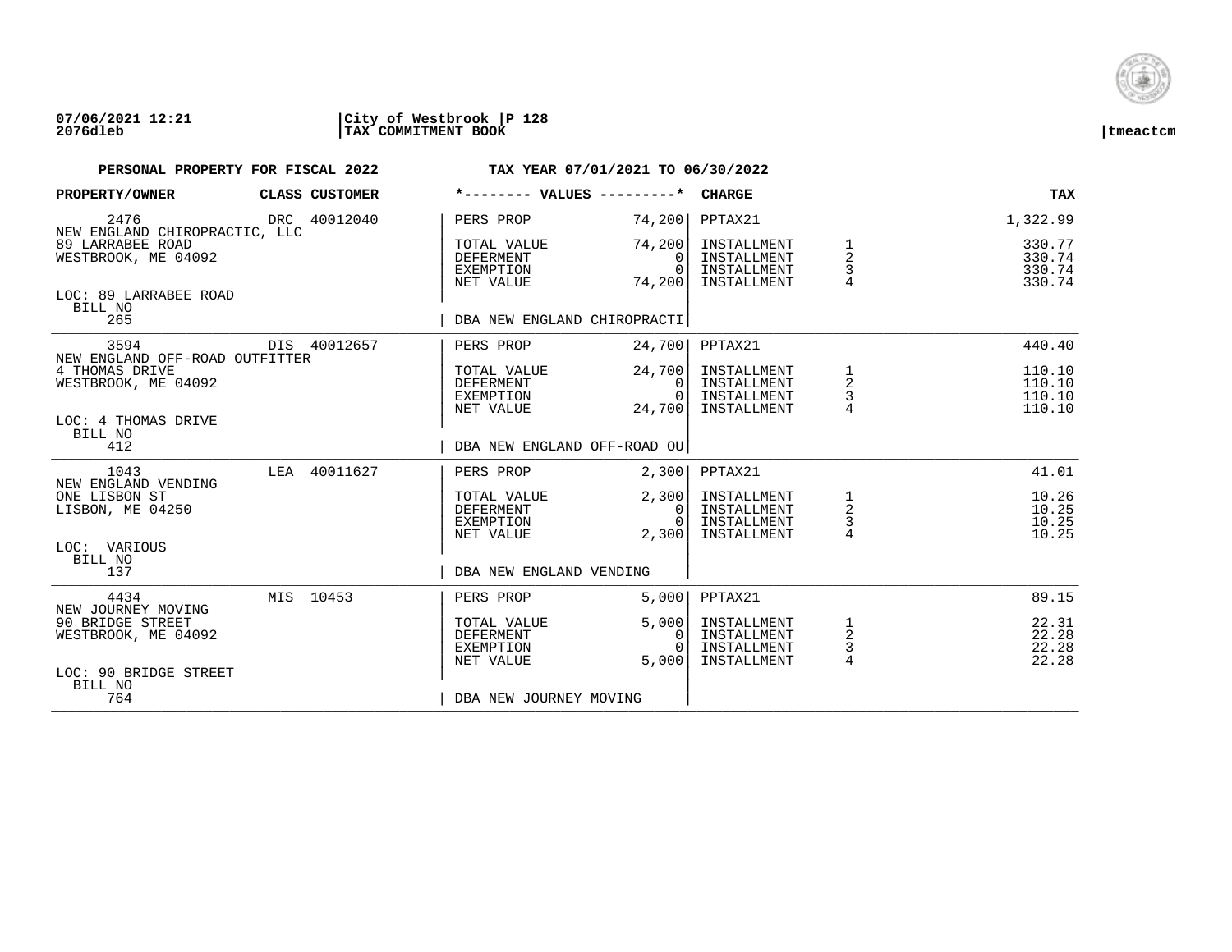07/06/2021 12:21 | City of Westbrook | P 128
2076dleb | TAX COMMITMENT BOOK | tmeactcm

**PERSONAL PROPERTY FOR FISCAL 2022** — **TAX YEAR 07/01/2021 TO 06/30/2022**

| PROPERTY/OWNER | CLASS | CUSTOMER | *-------- VALUES ---------* | | CHARGE | | TAX |
|---|---|---|---|---|---|---|---|
| 2476 | DRC | 40012040 | PERS PROP | 74,200 | PPTAX21 | | 1,322.99 |
| NEW ENGLAND CHIROPRACTIC, LLC | | | | | | | |
| 89 LARRABEE ROAD | | | TOTAL VALUE | 74,200 | INSTALLMENT | 1 | 330.77 |
| WESTBROOK, ME 04092 | | | DEFERMENT | 0 | INSTALLMENT | 2 | 330.74 |
| | | | EXEMPTION | 0 | INSTALLMENT | 3 | 330.74 |
| | | | NET VALUE | 74,200 | INSTALLMENT | 4 | 330.74 |
| LOC: 89 LARRABEE ROAD | | | | | | | |
| BILL NO 265 | | | DBA NEW ENGLAND CHIROPRACTI | | | | |
| 3594 | DIS | 40012657 | PERS PROP | 24,700 | PPTAX21 | | 440.40 |
| NEW ENGLAND OFF-ROAD OUTFITTER | | | | | | | |
| 4 THOMAS DRIVE | | | TOTAL VALUE | 24,700 | INSTALLMENT | 1 | 110.10 |
| WESTBROOK, ME 04092 | | | DEFERMENT | 0 | INSTALLMENT | 2 | 110.10 |
| | | | EXEMPTION | 0 | INSTALLMENT | 3 | 110.10 |
| | | | NET VALUE | 24,700 | INSTALLMENT | 4 | 110.10 |
| LOC: 4 THOMAS DRIVE | | | | | | | |
| BILL NO 412 | | | DBA NEW ENGLAND OFF-ROAD OU | | | | |
| 1043 | LEA | 40011627 | PERS PROP | 2,300 | PPTAX21 | | 41.01 |
| NEW ENGLAND VENDING | | | | | | | |
| ONE LISBON ST | | | TOTAL VALUE | 2,300 | INSTALLMENT | 1 | 10.26 |
| LISBON, ME 04250 | | | DEFERMENT | 0 | INSTALLMENT | 2 | 10.25 |
| | | | EXEMPTION | 0 | INSTALLMENT | 3 | 10.25 |
| | | | NET VALUE | 2,300 | INSTALLMENT | 4 | 10.25 |
| LOC: VARIOUS | | | | | | | |
| BILL NO 137 | | | DBA NEW ENGLAND VENDING | | | | |
| 4434 | MIS | 10453 | PERS PROP | 5,000 | PPTAX21 | | 89.15 |
| NEW JOURNEY MOVING | | | | | | | |
| 90 BRIDGE STREET | | | TOTAL VALUE | 5,000 | INSTALLMENT | 1 | 22.31 |
| WESTBROOK, ME 04092 | | | DEFERMENT | 0 | INSTALLMENT | 2 | 22.28 |
| | | | EXEMPTION | 0 | INSTALLMENT | 3 | 22.28 |
| | | | NET VALUE | 5,000 | INSTALLMENT | 4 | 22.28 |
| LOC: 90 BRIDGE STREET | | | | | | | |
| BILL NO 764 | | | DBA NEW JOURNEY MOVING | | | | |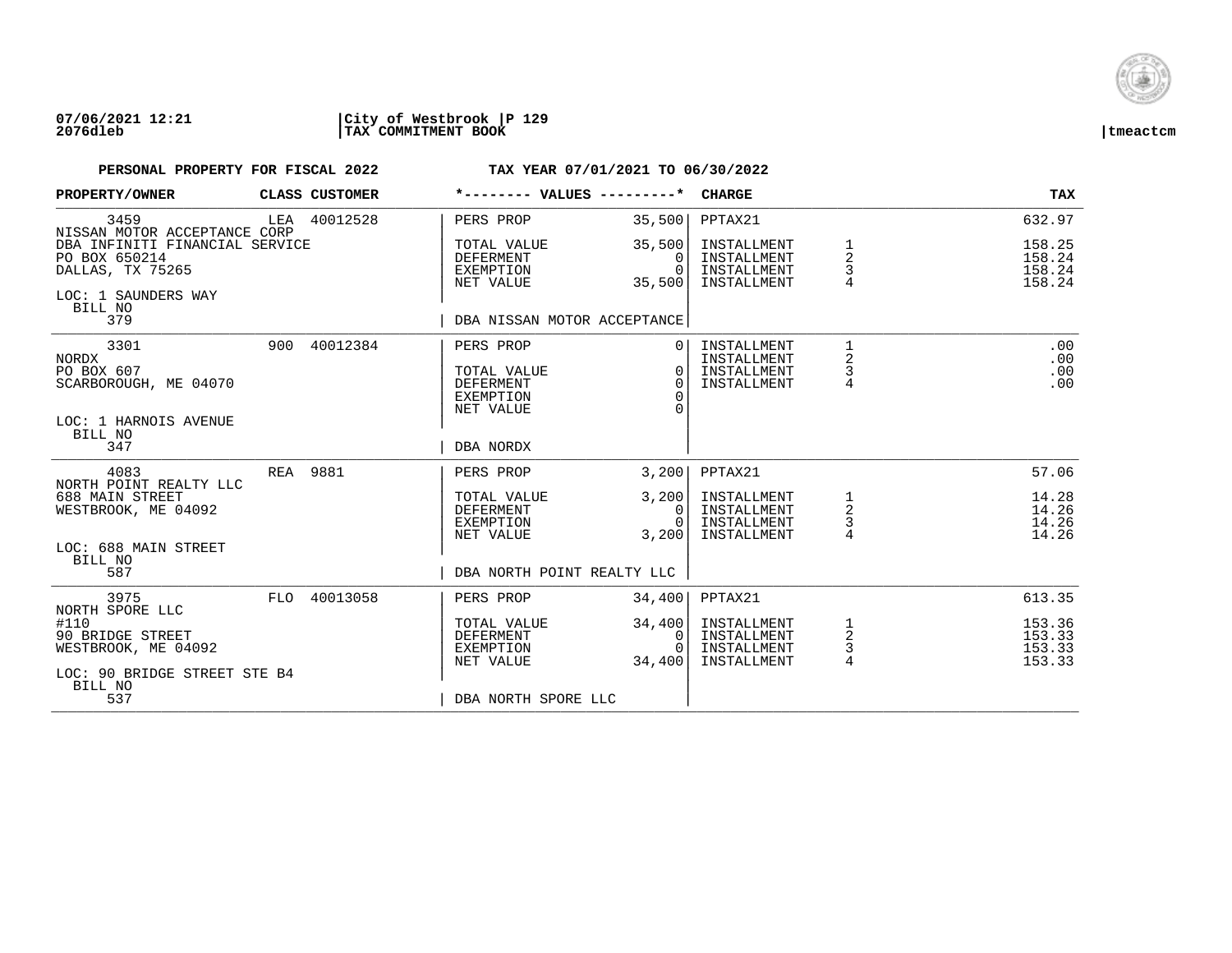**07/06/2021 12:21** | **City of Westbrook** | **P 129**
**2076dleb** | **TAX COMMITMENT BOOK** | **tmeactcm**

**PERSONAL PROPERTY FOR FISCAL 2022** **TAX YEAR 07/01/2021 TO 06/30/2022**

| PROPERTY/OWNER | CLASS | CUSTOMER | *-------- VALUES ---------* | | CHARGE | | TAX |
|---|---|---|---|---|---|---|---|
| 3459 | LEA | 40012528 | PERS PROP | 35,500 | PPTAX21 | | 632.97 |
| NISSAN MOTOR ACCEPTANCE CORP | | | | | | | |
| DBA INFINITI FINANCIAL SERVICE | | | TOTAL VALUE | 35,500 | INSTALLMENT | 1 | 158.25 |
| PO BOX 650214 | | | DEFERMENT | 0 | INSTALLMENT | 2 | 158.24 |
| DALLAS, TX 75265 | | | EXEMPTION | 0 | INSTALLMENT | 3 | 158.24 |
| | | | NET VALUE | 35,500 | INSTALLMENT | 4 | 158.24 |
| LOC: 1 SAUNDERS WAY | | | | | | | |
| BILL NO | | | | | | | |
| 379 | | | DBA NISSAN MOTOR ACCEPTANCE | | | | |
| 3301 | 900 | 40012384 | PERS PROP | 0 | INSTALLMENT | 1 | .00 |
| NORDX | | | | | INSTALLMENT | 2 | .00 |
| PO BOX 607 | | | TOTAL VALUE | 0 | INSTALLMENT | 3 | .00 |
| SCARBOROUGH, ME 04070 | | | DEFERMENT | 0 | INSTALLMENT | 4 | .00 |
| | | | EXEMPTION | 0 | | | |
| | | | NET VALUE | 0 | | | |
| LOC: 1 HARNOIS AVENUE | | | | | | | |
| BILL NO | | | | | | | |
| 347 | | | DBA NORDX | | | | |
| 4083 | REA | 9881 | PERS PROP | 3,200 | PPTAX21 | | 57.06 |
| NORTH POINT REALTY LLC | | | | | | | |
| 688 MAIN STREET | | | TOTAL VALUE | 3,200 | INSTALLMENT | 1 | 14.28 |
| WESTBROOK, ME 04092 | | | DEFERMENT | 0 | INSTALLMENT | 2 | 14.26 |
| | | | EXEMPTION | 0 | INSTALLMENT | 3 | 14.26 |
| | | | NET VALUE | 3,200 | INSTALLMENT | 4 | 14.26 |
| LOC: 688 MAIN STREET | | | | | | | |
| BILL NO | | | | | | | |
| 587 | | | DBA NORTH POINT REALTY LLC | | | | |
| 3975 | FLO | 40013058 | PERS PROP | 34,400 | PPTAX21 | | 613.35 |
| NORTH SPORE LLC | | | | | | | |
| #110 | | | TOTAL VALUE | 34,400 | INSTALLMENT | 1 | 153.36 |
| 90 BRIDGE STREET | | | DEFERMENT | 0 | INSTALLMENT | 2 | 153.33 |
| WESTBROOK, ME 04092 | | | EXEMPTION | 0 | INSTALLMENT | 3 | 153.33 |
| | | | NET VALUE | 34,400 | INSTALLMENT | 4 | 153.33 |
| LOC: 90 BRIDGE STREET STE B4 | | | | | | | |
| BILL NO | | | | | | | |
| 537 | | | DBA NORTH SPORE LLC | | | | |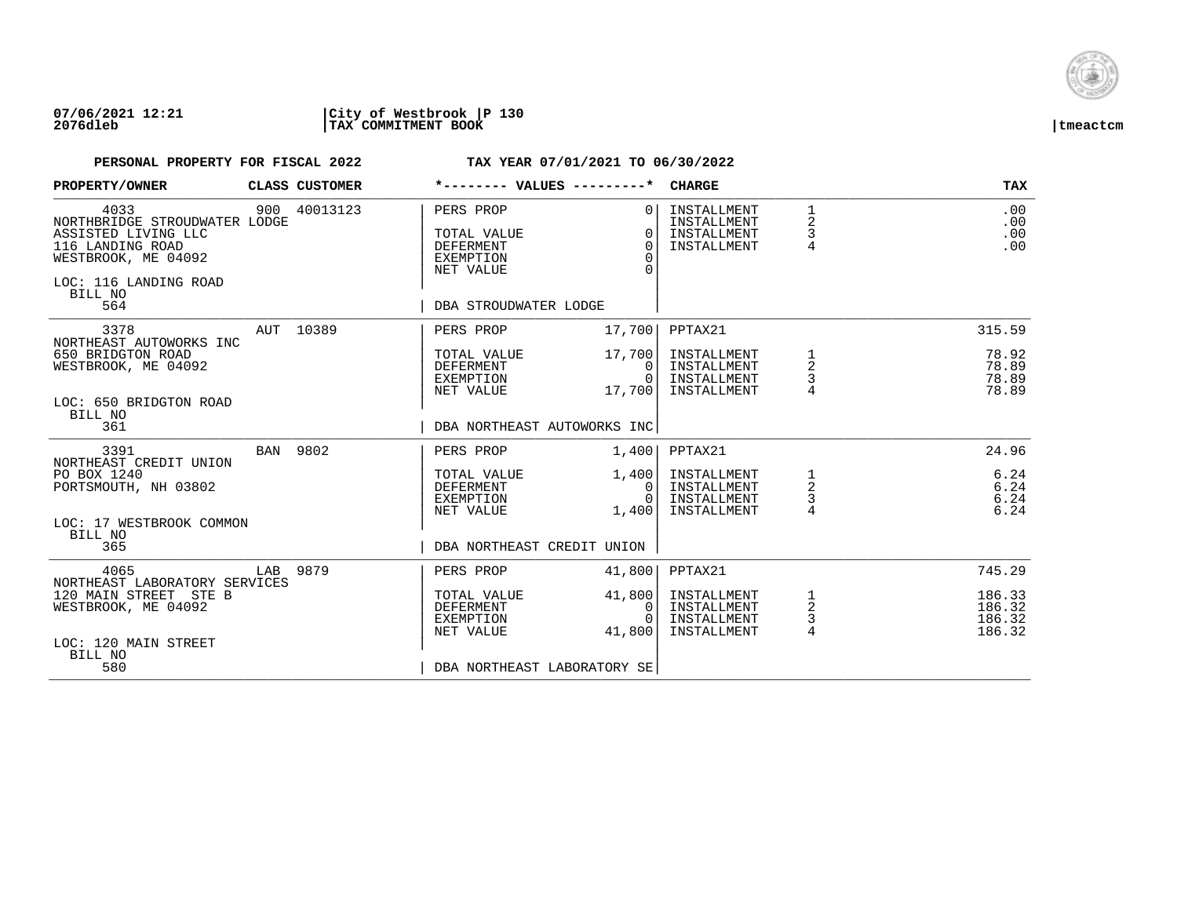**07/06/2021 12:21** | **City of Westbrook** | **P 130**
**2076dleb** | **TAX COMMITMENT BOOK** | **tmeactcm**

**PERSONAL PROPERTY FOR FISCAL 2022** — **TAX YEAR 07/01/2021 TO 06/30/2022**

| PROPERTY/OWNER | CLASS | CUSTOMER | *-------- VALUES ---------* | | CHARGE | | TAX |
|---|---|---|---|---|---|---|---|
| 4033 | 900 | 40013123 | PERS PROP | 0 | INSTALLMENT | 1 | .00 |
| NORTHBRIDGE STROUDWATER LODGE | | | | | INSTALLMENT | 2 | .00 |
| ASSISTED LIVING LLC | | | TOTAL VALUE | 0 | INSTALLMENT | 3 | .00 |
| 116 LANDING ROAD | | | DEFERMENT | 0 | INSTALLMENT | 4 | .00 |
| WESTBROOK, ME 04092 | | | EXEMPTION | 0 | | | |
| | | | NET VALUE | 0 | | | |
| LOC: 116 LANDING ROAD | | | | | | | |
| BILL NO 564 | | | DBA STROUDWATER LODGE | | | | |
| 3378 | AUT | 10389 | PERS PROP | 17,700 | PPTAX21 | | 315.59 |
| NORTHEAST AUTOWORKS INC | | | | | | | |
| 650 BRIDGTON ROAD | | | TOTAL VALUE | 17,700 | INSTALLMENT | 1 | 78.92 |
| WESTBROOK, ME 04092 | | | DEFERMENT | 0 | INSTALLMENT | 2 | 78.89 |
| | | | EXEMPTION | 0 | INSTALLMENT | 3 | 78.89 |
| | | | NET VALUE | 17,700 | INSTALLMENT | 4 | 78.89 |
| LOC: 650 BRIDGTON ROAD | | | | | | | |
| BILL NO 361 | | | DBA NORTHEAST AUTOWORKS INC | | | | |
| 3391 | BAN | 9802 | PERS PROP | 1,400 | PPTAX21 | | 24.96 |
| NORTHEAST CREDIT UNION | | | | | | | |
| PO BOX 1240 | | | TOTAL VALUE | 1,400 | INSTALLMENT | 1 | 6.24 |
| PORTSMOUTH, NH 03802 | | | DEFERMENT | 0 | INSTALLMENT | 2 | 6.24 |
| | | | EXEMPTION | 0 | INSTALLMENT | 3 | 6.24 |
| | | | NET VALUE | 1,400 | INSTALLMENT | 4 | 6.24 |
| LOC: 17 WESTBROOK COMMON | | | | | | | |
| BILL NO 365 | | | DBA NORTHEAST CREDIT UNION | | | | |
| 4065 | LAB | 9879 | PERS PROP | 41,800 | PPTAX21 | | 745.29 |
| NORTHEAST LABORATORY SERVICES | | | | | | | |
| 120 MAIN STREET STE B | | | TOTAL VALUE | 41,800 | INSTALLMENT | 1 | 186.33 |
| WESTBROOK, ME 04092 | | | DEFERMENT | 0 | INSTALLMENT | 2 | 186.32 |
| | | | EXEMPTION | 0 | INSTALLMENT | 3 | 186.32 |
| | | | NET VALUE | 41,800 | INSTALLMENT | 4 | 186.32 |
| LOC: 120 MAIN STREET | | | | | | | |
| BILL NO 580 | | | DBA NORTHEAST LABORATORY SE | | | | |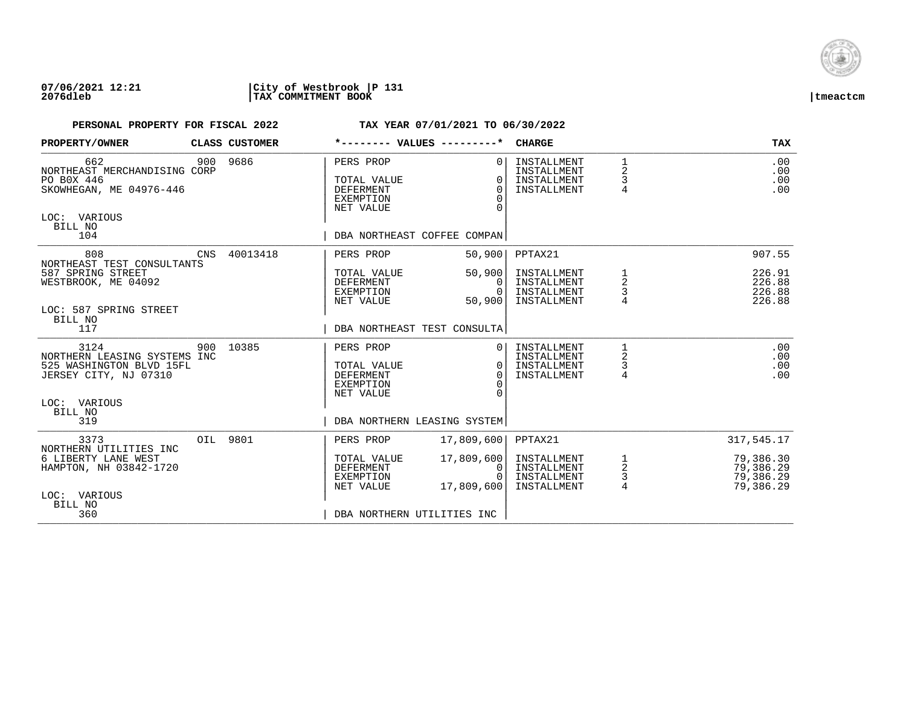**07/06/2021 12:21** | **City of Westbrook** | **P 131**
**2076dleb** | **TAX COMMITMENT BOOK** | **tmeactcm**

**PERSONAL PROPERTY FOR FISCAL 2022** — **TAX YEAR 07/01/2021 TO 06/30/2022**

| PROPERTY/OWNER | CLASS | CUSTOMER | VALUES | | CHARGE | | TAX |
|---|---|---|---|---|---|---|---|
| 662 | 900 | 9686 | PERS PROP | 0 | INSTALLMENT | 1 | .00 |
| NORTHEAST MERCHANDISING CORP | | | | | INSTALLMENT | 2 | .00 |
| PO B0X 446 | | | TOTAL VALUE | 0 | INSTALLMENT | 3 | .00 |
| SKOWHEGAN, ME 04976-446 | | | DEFERMENT | 0 | INSTALLMENT | 4 | .00 |
| | | | EXEMPTION | 0 | | | |
| | | | NET VALUE | 0 | | | |
| LOC: VARIOUS | | | | | | | |
| BILL NO 104 | | | DBA NORTHEAST COFFEE COMPAN | | | | |
| 808 | CNS | 40013418 | PERS PROP | 50,900 | PPTAX21 | | 907.55 |
| NORTHEAST TEST CONSULTANTS | | | | | | | |
| 587 SPRING STREET | | | TOTAL VALUE | 50,900 | INSTALLMENT | 1 | 226.91 |
| WESTBROOK, ME 04092 | | | DEFERMENT | 0 | INSTALLMENT | 2 | 226.88 |
| | | | EXEMPTION | 0 | INSTALLMENT | 3 | 226.88 |
| | | | NET VALUE | 50,900 | INSTALLMENT | 4 | 226.88 |
| LOC: 587 SPRING STREET | | | | | | | |
| BILL NO 117 | | | DBA NORTHEAST TEST CONSULTA | | | | |
| 3124 | 900 | 10385 | PERS PROP | 0 | INSTALLMENT | 1 | .00 |
| NORTHERN LEASING SYSTEMS INC | | | | | INSTALLMENT | 2 | .00 |
| 525 WASHINGTON BLVD 15FL | | | TOTAL VALUE | 0 | INSTALLMENT | 3 | .00 |
| JERSEY CITY, NJ 07310 | | | DEFERMENT | 0 | INSTALLMENT | 4 | .00 |
| | | | EXEMPTION | 0 | | | |
| | | | NET VALUE | 0 | | | |
| LOC: VARIOUS | | | | | | | |
| BILL NO 319 | | | DBA NORTHERN LEASING SYSTEM | | | | |
| 3373 | OIL | 9801 | PERS PROP | 17,809,600 | PPTAX21 | | 317,545.17 |
| NORTHERN UTILITIES INC | | | | | | | |
| 6 LIBERTY LANE WEST | | | TOTAL VALUE | 17,809,600 | INSTALLMENT | 1 | 79,386.30 |
| HAMPTON, NH 03842-1720 | | | DEFERMENT | 0 | INSTALLMENT | 2 | 79,386.29 |
| | | | EXEMPTION | 0 | INSTALLMENT | 3 | 79,386.29 |
| | | | NET VALUE | 17,809,600 | INSTALLMENT | 4 | 79,386.29 |
| LOC: VARIOUS | | | | | | | |
| BILL NO 360 | | | DBA NORTHERN UTILITIES INC | | | | |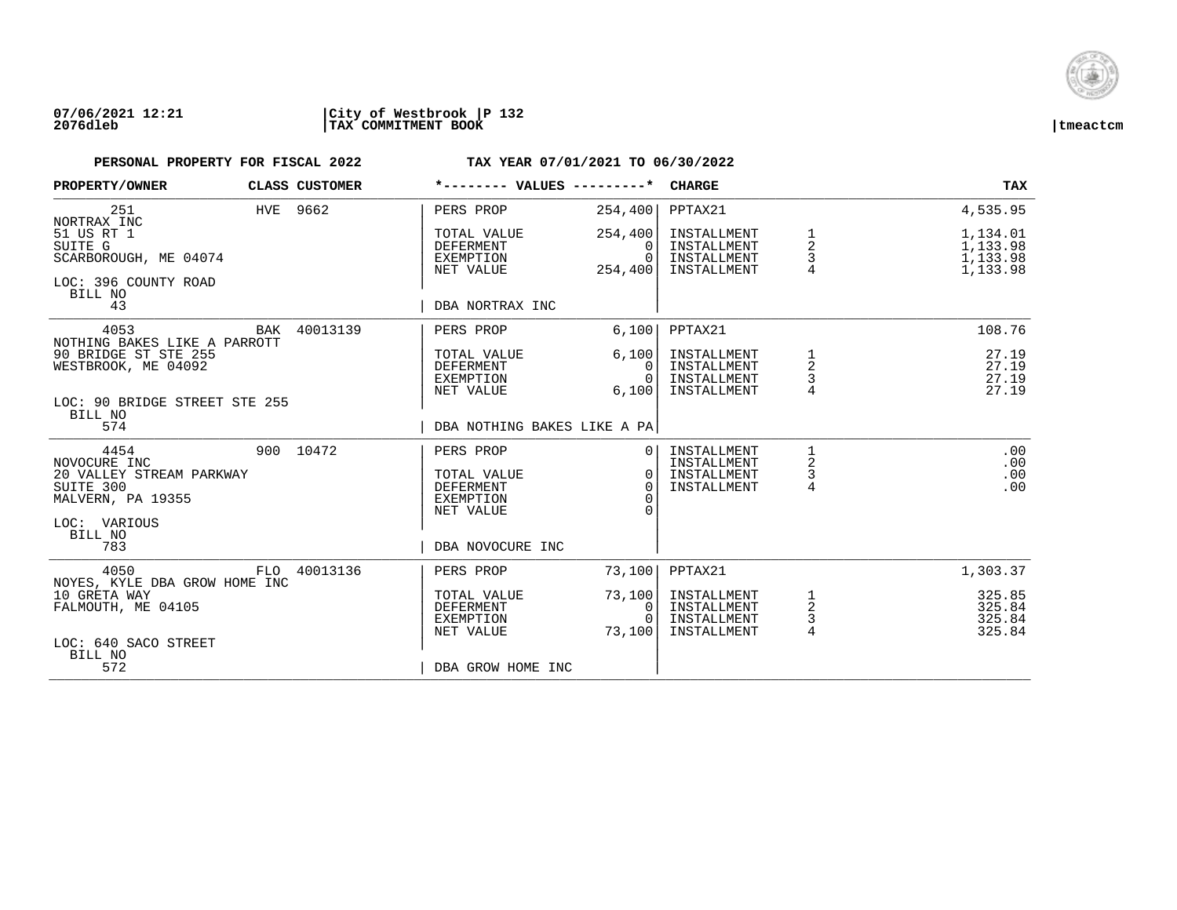**07/06/2021 12:21** | **City of Westbrook** | **P 132**
**2076dleb** | **TAX COMMITMENT BOOK** | **tmeactcm**

**PERSONAL PROPERTY FOR FISCAL 2022** — **TAX YEAR 07/01/2021 TO 06/30/2022**

| PROPERTY/OWNER | CLASS | CUSTOMER | *-------- VALUES ---------* | | CHARGE | | TAX |
|---|---|---|---|---|---|---|---|
| 251 | HVE | 9662 | PERS PROP | 254,400 | PPTAX21 | | 4,535.95 |
| NORTRAX INC | | | | | | | |
| 51 US RT 1 | | | TOTAL VALUE | 254,400 | INSTALLMENT | 1 | 1,134.01 |
| SUITE G | | | DEFERMENT | 0 | INSTALLMENT | 2 | 1,133.98 |
| SCARBOROUGH, ME 04074 | | | EXEMPTION | 0 | INSTALLMENT | 3 | 1,133.98 |
| | | | NET VALUE | 254,400 | INSTALLMENT | 4 | 1,133.98 |
| LOC: 396 COUNTY ROAD | | | | | | | |
| BILL NO | | | | | | | |
| 43 | | | DBA NORTRAX INC | | | | |
| 4053 | BAK | 40013139 | PERS PROP | 6,100 | PPTAX21 | | 108.76 |
| NOTHING BAKES LIKE A PARROTT | | | | | | | |
| 90 BRIDGE ST STE 255 | | | TOTAL VALUE | 6,100 | INSTALLMENT | 1 | 27.19 |
| WESTBROOK, ME 04092 | | | DEFERMENT | 0 | INSTALLMENT | 2 | 27.19 |
| | | | EXEMPTION | 0 | INSTALLMENT | 3 | 27.19 |
| | | | NET VALUE | 6,100 | INSTALLMENT | 4 | 27.19 |
| LOC: 90 BRIDGE STREET STE 255 | | | | | | | |
| BILL NO | | | | | | | |
| 574 | | | DBA NOTHING BAKES LIKE A PA | | | | |
| 4454 | 900 | 10472 | PERS PROP | 0 | INSTALLMENT | 1 | .00 |
| NOVOCURE INC | | | | | INSTALLMENT | 2 | .00 |
| 20 VALLEY STREAM PARKWAY | | | TOTAL VALUE | 0 | INSTALLMENT | 3 | .00 |
| SUITE 300 | | | DEFERMENT | 0 | INSTALLMENT | 4 | .00 |
| MALVERN, PA 19355 | | | EXEMPTION | 0 | | | |
| | | | NET VALUE | 0 | | | |
| LOC: VARIOUS | | | | | | | |
| BILL NO | | | | | | | |
| 783 | | | DBA NOVOCURE INC | | | | |
| 4050 | FLO | 40013136 | PERS PROP | 73,100 | PPTAX21 | | 1,303.37 |
| NOYES, KYLE DBA GROW HOME INC | | | | | | | |
| 10 GRETA WAY | | | TOTAL VALUE | 73,100 | INSTALLMENT | 1 | 325.85 |
| FALMOUTH, ME 04105 | | | DEFERMENT | 0 | INSTALLMENT | 2 | 325.84 |
| | | | EXEMPTION | 0 | INSTALLMENT | 3 | 325.84 |
| | | | NET VALUE | 73,100 | INSTALLMENT | 4 | 325.84 |
| LOC: 640 SACO STREET | | | | | | | |
| BILL NO | | | | | | | |
| 572 | | | DBA GROW HOME INC | | | | |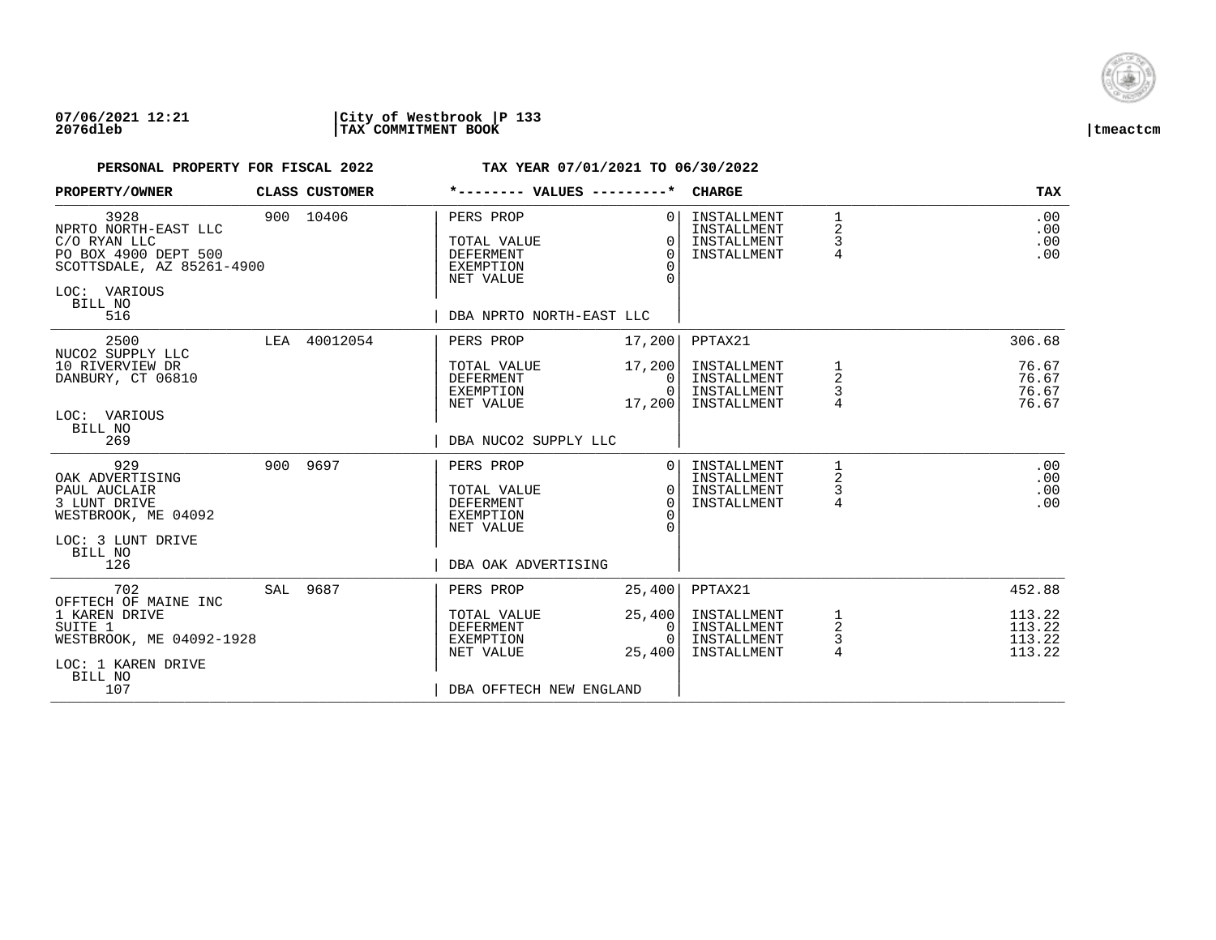**07/06/2021 12:21** |**City of Westbrook** |**P 133**
**2076dleb** |**TAX COMMITMENT BOOK** |**tmeactcm**

**PERSONAL PROPERTY FOR FISCAL 2022** **TAX YEAR 07/01/2021 TO 06/30/2022**

| PROPERTY/OWNER | CLASS | CUSTOMER | *-------- VALUES ---------* | | CHARGE | | TAX |
|---|---|---|---|---|---|---|---|
| 3928 | 900 | 10406 | PERS PROP | 0 | INSTALLMENT | 1 | .00 |
| NPRTO NORTH-EAST LLC | | | | | INSTALLMENT | 2 | .00 |
| C/O RYAN LLC | | | TOTAL VALUE | 0 | INSTALLMENT | 3 | .00 |
| PO BOX 4900 DEPT 500 | | | DEFERMENT | 0 | INSTALLMENT | 4 | .00 |
| SCOTTSDALE, AZ 85261-4900 | | | EXEMPTION | 0 | | | |
| | | | NET VALUE | 0 | | | |
| LOC: VARIOUS | | | | | | | |
| BILL NO | | | | | | | |
| 516 | | | DBA NPRTO NORTH-EAST LLC | | | | |
| 2500 | LEA | 40012054 | PERS PROP | 17,200 | PPTAX21 | | 306.68 |
| NUCO2 SUPPLY LLC | | | | | | | |
| 10 RIVERVIEW DR | | | TOTAL VALUE | 17,200 | INSTALLMENT | 1 | 76.67 |
| DANBURY, CT 06810 | | | DEFERMENT | 0 | INSTALLMENT | 2 | 76.67 |
| | | | EXEMPTION | 0 | INSTALLMENT | 3 | 76.67 |
| | | | NET VALUE | 17,200 | INSTALLMENT | 4 | 76.67 |
| LOC: VARIOUS | | | | | | | |
| BILL NO | | | | | | | |
| 269 | | | DBA NUCO2 SUPPLY LLC | | | | |
| 929 | 900 | 9697 | PERS PROP | 0 | INSTALLMENT | 1 | .00 |
| OAK ADVERTISING | | | | | INSTALLMENT | 2 | .00 |
| PAUL AUCLAIR | | | TOTAL VALUE | 0 | INSTALLMENT | 3 | .00 |
| 3 LUNT DRIVE | | | DEFERMENT | 0 | INSTALLMENT | 4 | .00 |
| WESTBROOK, ME 04092 | | | EXEMPTION | 0 | | | |
| | | | NET VALUE | 0 | | | |
| LOC: 3 LUNT DRIVE | | | | | | | |
| BILL NO | | | | | | | |
| 126 | | | DBA OAK ADVERTISING | | | | |
| 702 | SAL | 9687 | PERS PROP | 25,400 | PPTAX21 | | 452.88 |
| OFFTECH OF MAINE INC | | | | | | | |
| 1 KAREN DRIVE | | | TOTAL VALUE | 25,400 | INSTALLMENT | 1 | 113.22 |
| SUITE 1 | | | DEFERMENT | 0 | INSTALLMENT | 2 | 113.22 |
| WESTBROOK, ME 04092-1928 | | | EXEMPTION | 0 | INSTALLMENT | 3 | 113.22 |
| | | | NET VALUE | 25,400 | INSTALLMENT | 4 | 113.22 |
| LOC: 1 KAREN DRIVE | | | | | | | |
| BILL NO | | | | | | | |
| 107 | | | DBA OFFTECH NEW ENGLAND | | | | |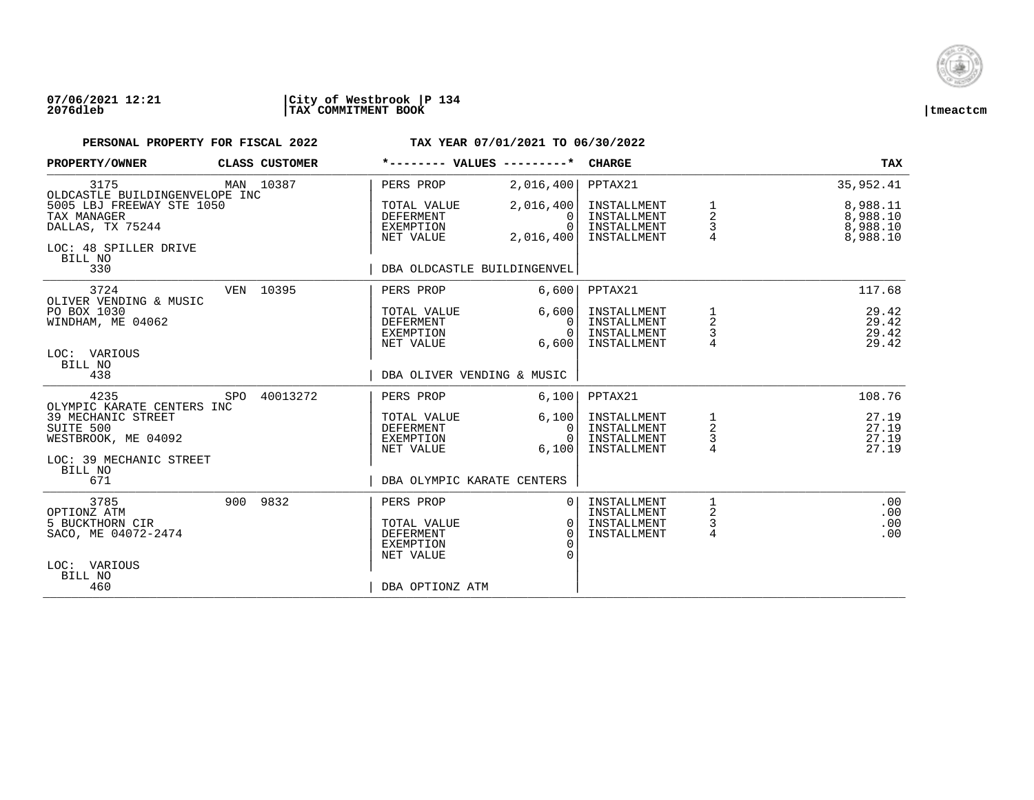**07/06/2021 12:21** | **City of Westbrook** | **P 134**
**2076dleb** | **TAX COMMITMENT BOOK** | **tmeactcm**

**PERSONAL PROPERTY FOR FISCAL 2022** **TAX YEAR 07/01/2021 TO 06/30/2022**

| PROPERTY/OWNER | CLASS | CUSTOMER | *-------- VALUES ---------* | | CHARGE | | TAX |
|---|---|---|---|---|---|---|---|
| 3175 | MAN | 10387 | PERS PROP | 2,016,400 | PPTAX21 | | 35,952.41 |
| OLDCASTLE BUILDINGENVELOPE INC | | | | | | | |
| 5005 LBJ FREEWAY STE 1050 | | | TOTAL VALUE | 2,016,400 | INSTALLMENT | 1 | 8,988.11 |
| TAX MANAGER | | | DEFERMENT | 0 | INSTALLMENT | 2 | 8,988.10 |
| DALLAS, TX 75244 | | | EXEMPTION | 0 | INSTALLMENT | 3 | 8,988.10 |
| | | | NET VALUE | 2,016,400 | INSTALLMENT | 4 | 8,988.10 |
| LOC: 48 SPILLER DRIVE | | | | | | | |
| BILL NO | | | | | | | |
| 330 | | | DBA OLDCASTLE BUILDINGENVEL | | | | |
| 3724 | VEN | 10395 | PERS PROP | 6,600 | PPTAX21 | | 117.68 |
| OLIVER VENDING & MUSIC | | | | | | | |
| PO BOX 1030 | | | TOTAL VALUE | 6,600 | INSTALLMENT | 1 | 29.42 |
| WINDHAM, ME 04062 | | | DEFERMENT | 0 | INSTALLMENT | 2 | 29.42 |
| | | | EXEMPTION | 0 | INSTALLMENT | 3 | 29.42 |
| | | | NET VALUE | 6,600 | INSTALLMENT | 4 | 29.42 |
| LOC: VARIOUS | | | | | | | |
| BILL NO | | | | | | | |
| 438 | | | DBA OLIVER VENDING & MUSIC | | | | |
| 4235 | SPO | 40013272 | PERS PROP | 6,100 | PPTAX21 | | 108.76 |
| OLYMPIC KARATE CENTERS INC | | | | | | | |
| 39 MECHANIC STREET | | | TOTAL VALUE | 6,100 | INSTALLMENT | 1 | 27.19 |
| SUITE 500 | | | DEFERMENT | 0 | INSTALLMENT | 2 | 27.19 |
| WESTBROOK, ME 04092 | | | EXEMPTION | 0 | INSTALLMENT | 3 | 27.19 |
| | | | NET VALUE | 6,100 | INSTALLMENT | 4 | 27.19 |
| LOC: 39 MECHANIC STREET | | | | | | | |
| BILL NO | | | | | | | |
| 671 | | | DBA OLYMPIC KARATE CENTERS | | | | |
| 3785 | 900 | 9832 | PERS PROP | 0 | INSTALLMENT | 1 | .00 |
| OPTIONZ ATM | | | | | INSTALLMENT | 2 | .00 |
| 5 BUCKTHORN CIR | | | TOTAL VALUE | 0 | INSTALLMENT | 3 | .00 |
| SACO, ME 04072-2474 | | | DEFERMENT | 0 | INSTALLMENT | 4 | .00 |
| | | | EXEMPTION | 0 | | | |
| | | | NET VALUE | 0 | | | |
| LOC: VARIOUS | | | | | | | |
| BILL NO | | | | | | | |
| 460 | | | DBA OPTIONZ ATM | | | | |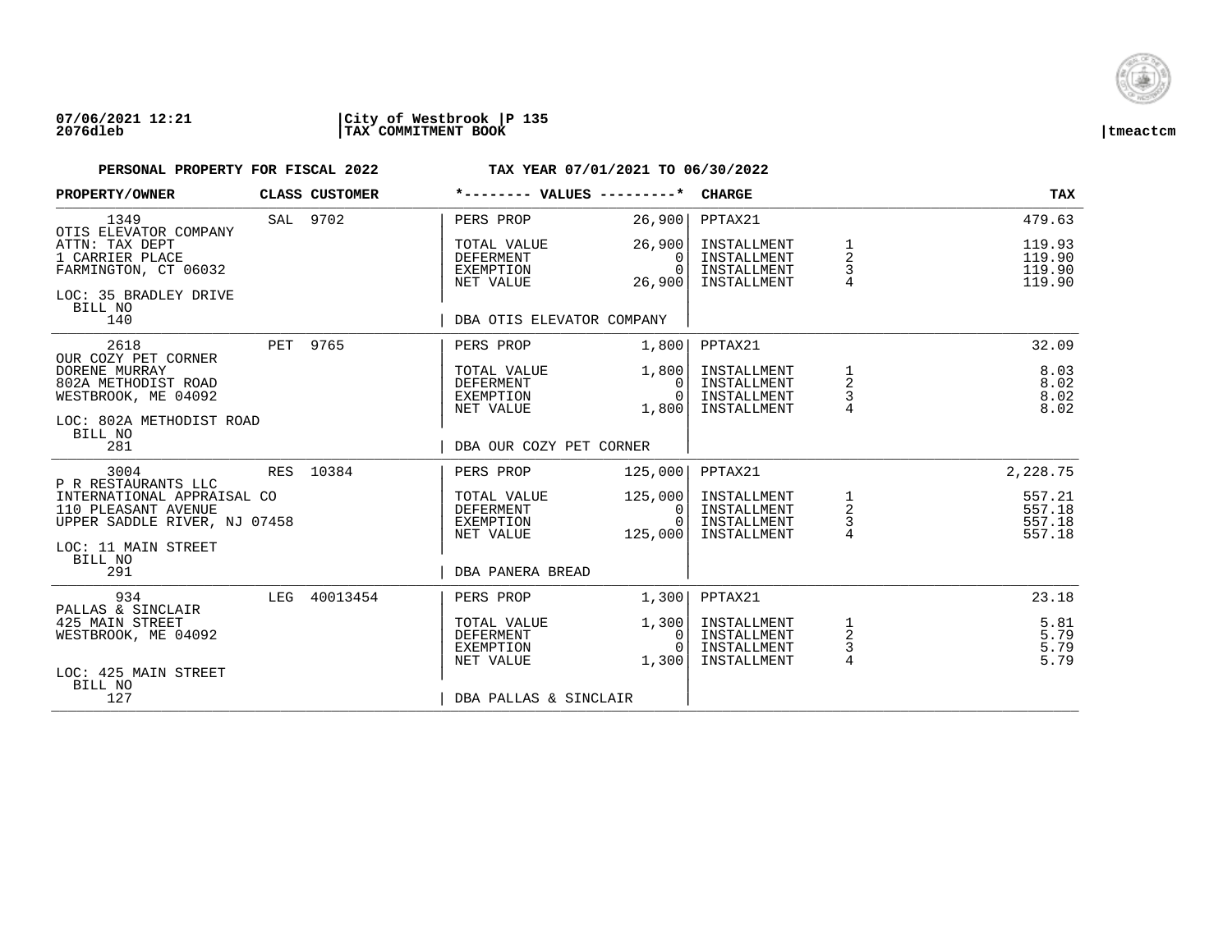**07/06/2021 12:21** | **City of Westbrook | P 135**
**2076dleb** | **TAX COMMITMENT BOOK** | **tmeactcm**

**PERSONAL PROPERTY FOR FISCAL 2022 — TAX YEAR 07/01/2021 TO 06/30/2022**

| PROPERTY/OWNER | CLASS | CUSTOMER | VALUES | | CHARGE | | TAX |
|---|---|---|---|---|---|---|---|
| 1349 | SAL | 9702 | PERS PROP | 26,900 | PPTAX21 | | 479.63 |
| OTIS ELEVATOR COMPANY | | | | | | | |
| ATTN: TAX DEPT | | | TOTAL VALUE | 26,900 | INSTALLMENT | 1 | 119.93 |
| 1 CARRIER PLACE | | | DEFERMENT | 0 | INSTALLMENT | 2 | 119.90 |
| FARMINGTON, CT 06032 | | | EXEMPTION | 0 | INSTALLMENT | 3 | 119.90 |
| | | | NET VALUE | 26,900 | INSTALLMENT | 4 | 119.90 |
| LOC: 35 BRADLEY DRIVE | | | | | | | |
| BILL NO 140 | | | DBA OTIS ELEVATOR COMPANY | | | | |
| 2618 | PET | 9765 | PERS PROP | 1,800 | PPTAX21 | | 32.09 |
| OUR COZY PET CORNER | | | | | | | |
| DORENE MURRAY | | | TOTAL VALUE | 1,800 | INSTALLMENT | 1 | 8.03 |
| 802A METHODIST ROAD | | | DEFERMENT | 0 | INSTALLMENT | 2 | 8.02 |
| WESTBROOK, ME 04092 | | | EXEMPTION | 0 | INSTALLMENT | 3 | 8.02 |
| | | | NET VALUE | 1,800 | INSTALLMENT | 4 | 8.02 |
| LOC: 802A METHODIST ROAD | | | | | | | |
| BILL NO 281 | | | DBA OUR COZY PET CORNER | | | | |
| 3004 | RES | 10384 | PERS PROP | 125,000 | PPTAX21 | | 2,228.75 |
| P R RESTAURANTS LLC | | | | | | | |
| INTERNATIONAL APPRAISAL CO | | | TOTAL VALUE | 125,000 | INSTALLMENT | 1 | 557.21 |
| 110 PLEASANT AVENUE | | | DEFERMENT | 0 | INSTALLMENT | 2 | 557.18 |
| UPPER SADDLE RIVER, NJ 07458 | | | EXEMPTION | 0 | INSTALLMENT | 3 | 557.18 |
| | | | NET VALUE | 125,000 | INSTALLMENT | 4 | 557.18 |
| LOC: 11 MAIN STREET | | | | | | | |
| BILL NO 291 | | | DBA PANERA BREAD | | | | |
| 934 | LEG | 40013454 | PERS PROP | 1,300 | PPTAX21 | | 23.18 |
| PALLAS & SINCLAIR | | | | | | | |
| 425 MAIN STREET | | | TOTAL VALUE | 1,300 | INSTALLMENT | 1 | 5.81 |
| WESTBROOK, ME 04092 | | | DEFERMENT | 0 | INSTALLMENT | 2 | 5.79 |
| | | | EXEMPTION | 0 | INSTALLMENT | 3 | 5.79 |
| | | | NET VALUE | 1,300 | INSTALLMENT | 4 | 5.79 |
| LOC: 425 MAIN STREET | | | | | | | |
| BILL NO 127 | | | DBA PALLAS & SINCLAIR | | | | |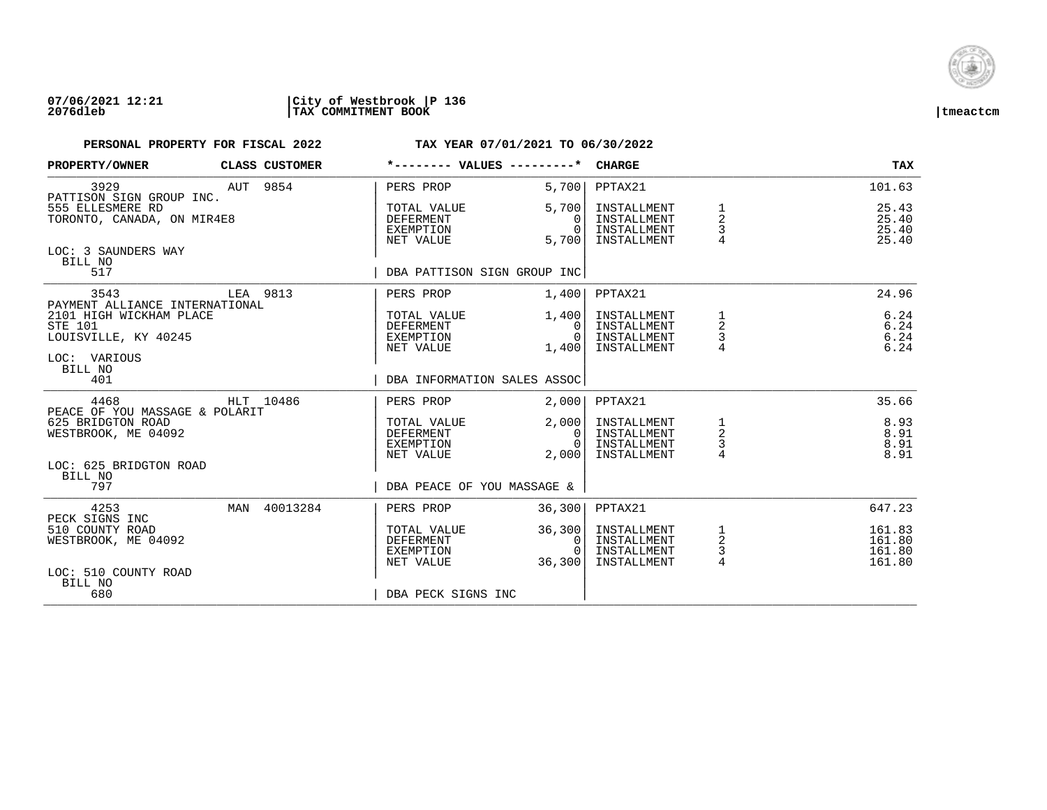**07/06/2021 12:21** | **City of Westbrook** | **P 136**
**2076dleb** | **TAX COMMITMENT BOOK** | **tmeactcm**

**PERSONAL PROPERTY FOR FISCAL 2022** **TAX YEAR 07/01/2021 TO 06/30/2022**

| PROPERTY/OWNER | CLASS CUSTOMER | *-------- VALUES ---------* | | CHARGE | | TAX |
|---|---|---|---|---|---|---|
| 3929 | AUT 9854 | PERS PROP | 5,700 | PPTAX21 | | 101.63 |
| PATTISON SIGN GROUP INC. | | | | | | |
| 555 ELLESMERE RD | | TOTAL VALUE | 5,700 | INSTALLMENT | 1 | 25.43 |
| TORONTO, CANADA, ON MIR4E8 | | DEFERMENT | 0 | INSTALLMENT | 2 | 25.40 |
| | | EXEMPTION | 0 | INSTALLMENT | 3 | 25.40 |
| | | NET VALUE | 5,700 | INSTALLMENT | 4 | 25.40 |
| LOC: 3 SAUNDERS WAY | | | | | | |
| BILL NO | | | | | | |
| 517 | | DBA PATTISON SIGN GROUP INC | | | | |
| 3543 | LEA 9813 | PERS PROP | 1,400 | PPTAX21 | | 24.96 |
| PAYMENT ALLIANCE INTERNATIONAL | | | | | | |
| 2101 HIGH WICKHAM PLACE | | TOTAL VALUE | 1,400 | INSTALLMENT | 1 | 6.24 |
| STE 101 | | DEFERMENT | 0 | INSTALLMENT | 2 | 6.24 |
| LOUISVILLE, KY 40245 | | EXEMPTION | 0 | INSTALLMENT | 3 | 6.24 |
| | | NET VALUE | 1,400 | INSTALLMENT | 4 | 6.24 |
| LOC: VARIOUS | | | | | | |
| BILL NO | | | | | | |
| 401 | | DBA INFORMATION SALES ASSOC | | | | |
| 4468 | HLT 10486 | PERS PROP | 2,000 | PPTAX21 | | 35.66 |
| PEACE OF YOU MASSAGE & POLARIT | | | | | | |
| 625 BRIDGTON ROAD | | TOTAL VALUE | 2,000 | INSTALLMENT | 1 | 8.93 |
| WESTBROOK, ME 04092 | | DEFERMENT | 0 | INSTALLMENT | 2 | 8.91 |
| | | EXEMPTION | 0 | INSTALLMENT | 3 | 8.91 |
| | | NET VALUE | 2,000 | INSTALLMENT | 4 | 8.91 |
| LOC: 625 BRIDGTON ROAD | | | | | | |
| BILL NO | | | | | | |
| 797 | | DBA PEACE OF YOU MASSAGE & | | | | |
| 4253 | MAN 40013284 | PERS PROP | 36,300 | PPTAX21 | | 647.23 |
| PECK SIGNS INC | | | | | | |
| 510 COUNTY ROAD | | TOTAL VALUE | 36,300 | INSTALLMENT | 1 | 161.83 |
| WESTBROOK, ME 04092 | | DEFERMENT | 0 | INSTALLMENT | 2 | 161.80 |
| | | EXEMPTION | 0 | INSTALLMENT | 3 | 161.80 |
| | | NET VALUE | 36,300 | INSTALLMENT | 4 | 161.80 |
| LOC: 510 COUNTY ROAD | | | | | | |
| BILL NO | | | | | | |
| 680 | | DBA PECK SIGNS INC | | | | |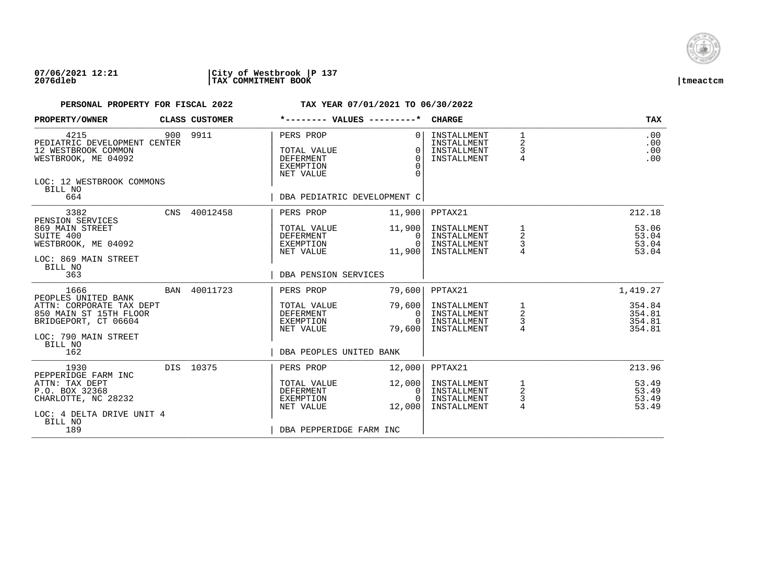07/06/2021 12:21 | City of Westbrook | P 137
2076dleb | TAX COMMITMENT BOOK | tmeactcm

**PERSONAL PROPERTY FOR FISCAL 2022** — **TAX YEAR 07/01/2021 TO 06/30/2022**

| PROPERTY/OWNER | CLASS | CUSTOMER | *-------- VALUES ---------* | | CHARGE | | TAX |
|---|---|---|---|---|---|---|---|
| 4215 | 900 | 9911 | PERS PROP | 0 | INSTALLMENT | 1 | .00 |
| PEDIATRIC DEVELOPMENT CENTER | | | | | INSTALLMENT | 2 | .00 |
| 12 WESTBROOK COMMON | | | TOTAL VALUE | 0 | INSTALLMENT | 3 | .00 |
| WESTBROOK, ME 04092 | | | DEFERMENT | 0 | INSTALLMENT | 4 | .00 |
| | | | EXEMPTION | 0 | | | |
| | | | NET VALUE | 0 | | | |
| LOC: 12 WESTBROOK COMMONS | | | | | | | |
| BILL NO | | | | | | | |
| 664 | | | DBA PEDIATRIC DEVELOPMENT C | | | | |
| 3382 | CNS | 40012458 | PERS PROP | 11,900 | PPTAX21 | | 212.18 |
| PENSION SERVICES | | | | | | | |
| 869 MAIN STREET | | | TOTAL VALUE | 11,900 | INSTALLMENT | 1 | 53.06 |
| SUITE 400 | | | DEFERMENT | 0 | INSTALLMENT | 2 | 53.04 |
| WESTBROOK, ME 04092 | | | EXEMPTION | 0 | INSTALLMENT | 3 | 53.04 |
| | | | NET VALUE | 11,900 | INSTALLMENT | 4 | 53.04 |
| LOC: 869 MAIN STREET | | | | | | | |
| BILL NO | | | | | | | |
| 363 | | | DBA PENSION SERVICES | | | | |
| 1666 | BAN | 40011723 | PERS PROP | 79,600 | PPTAX21 | | 1,419.27 |
| PEOPLES UNITED BANK | | | | | | | |
| ATTN: CORPORATE TAX DEPT | | | TOTAL VALUE | 79,600 | INSTALLMENT | 1 | 354.84 |
| 850 MAIN ST 15TH FLOOR | | | DEFERMENT | 0 | INSTALLMENT | 2 | 354.81 |
| BRIDGEPORT, CT 06604 | | | EXEMPTION | 0 | INSTALLMENT | 3 | 354.81 |
| | | | NET VALUE | 79,600 | INSTALLMENT | 4 | 354.81 |
| LOC: 790 MAIN STREET | | | | | | | |
| BILL NO | | | | | | | |
| 162 | | | DBA PEOPLES UNITED BANK | | | | |
| 1930 | DIS | 10375 | PERS PROP | 12,000 | PPTAX21 | | 213.96 |
| PEPPERIDGE FARM INC | | | | | | | |
| ATTN: TAX DEPT | | | TOTAL VALUE | 12,000 | INSTALLMENT | 1 | 53.49 |
| P.O. BOX 32368 | | | DEFERMENT | 0 | INSTALLMENT | 2 | 53.49 |
| CHARLOTTE, NC 28232 | | | EXEMPTION | 0 | INSTALLMENT | 3 | 53.49 |
| | | | NET VALUE | 12,000 | INSTALLMENT | 4 | 53.49 |
| LOC: 4 DELTA DRIVE UNIT 4 | | | | | | | |
| BILL NO | | | | | | | |
| 189 | | | DBA PEPPERIDGE FARM INC | | | | |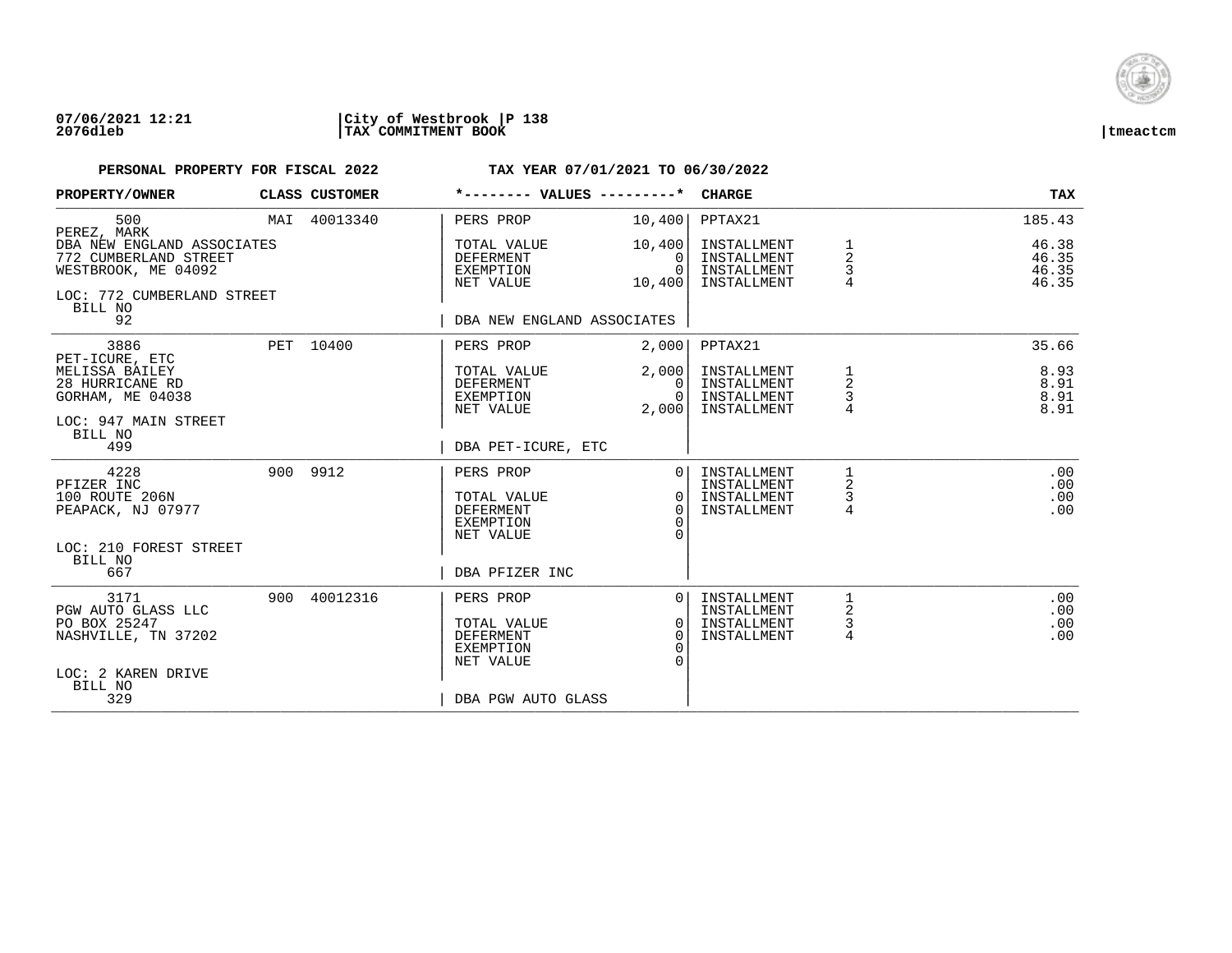07/06/2021 12:21 | City of Westbrook | P 138
2076dleb | TAX COMMITMENT BOOK | tmeactcm

**PERSONAL PROPERTY FOR FISCAL 2022 — TAX YEAR 07/01/2021 TO 06/30/2022**

| PROPERTY/OWNER | CLASS | CUSTOMER | *-------- VALUES ---------* | | CHARGE | | TAX |
|---|---|---|---|---|---|---|---|
| 500 | MAI | 40013340 | PERS PROP | 10,400 | PPTAX21 | | 185.43 |
| PEREZ, MARK | | | | | | | |
| DBA NEW ENGLAND ASSOCIATES | | | TOTAL VALUE | 10,400 | INSTALLMENT | 1 | 46.38 |
| 772 CUMBERLAND STREET | | | DEFERMENT | 0 | INSTALLMENT | 2 | 46.35 |
| WESTBROOK, ME 04092 | | | EXEMPTION | 0 | INSTALLMENT | 3 | 46.35 |
| | | | NET VALUE | 10,400 | INSTALLMENT | 4 | 46.35 |
| LOC: 772 CUMBERLAND STREET | | | | | | | |
| BILL NO 92 | | | DBA NEW ENGLAND ASSOCIATES | | | | |
| 3886 | PET | 10400 | PERS PROP | 2,000 | PPTAX21 | | 35.66 |
| PET-ICURE, ETC | | | | | | | |
| MELISSA BAILEY | | | TOTAL VALUE | 2,000 | INSTALLMENT | 1 | 8.93 |
| 28 HURRICANE RD | | | DEFERMENT | 0 | INSTALLMENT | 2 | 8.91 |
| GORHAM, ME 04038 | | | EXEMPTION | 0 | INSTALLMENT | 3 | 8.91 |
| | | | NET VALUE | 2,000 | INSTALLMENT | 4 | 8.91 |
| LOC: 947 MAIN STREET | | | | | | | |
| BILL NO 499 | | | DBA PET-ICURE, ETC | | | | |
| 4228 | 900 | 9912 | PERS PROP | 0 | INSTALLMENT | 1 | .00 |
| PFIZER INC | | | | | INSTALLMENT | 2 | .00 |
| 100 ROUTE 206N | | | TOTAL VALUE | 0 | INSTALLMENT | 3 | .00 |
| PEAPACK, NJ 07977 | | | DEFERMENT | 0 | INSTALLMENT | 4 | .00 |
| | | | EXEMPTION | 0 | | | |
| | | | NET VALUE | 0 | | | |
| LOC: 210 FOREST STREET | | | | | | | |
| BILL NO 667 | | | DBA PFIZER INC | | | | |
| 3171 | 900 | 40012316 | PERS PROP | 0 | INSTALLMENT | 1 | .00 |
| PGW AUTO GLASS LLC | | | | | INSTALLMENT | 2 | .00 |
| PO BOX 25247 | | | TOTAL VALUE | 0 | INSTALLMENT | 3 | .00 |
| NASHVILLE, TN 37202 | | | DEFERMENT | 0 | INSTALLMENT | 4 | .00 |
| | | | EXEMPTION | 0 | | | |
| | | | NET VALUE | 0 | | | |
| LOC: 2 KAREN DRIVE | | | | | | | |
| BILL NO 329 | | | DBA PGW AUTO GLASS | | | | |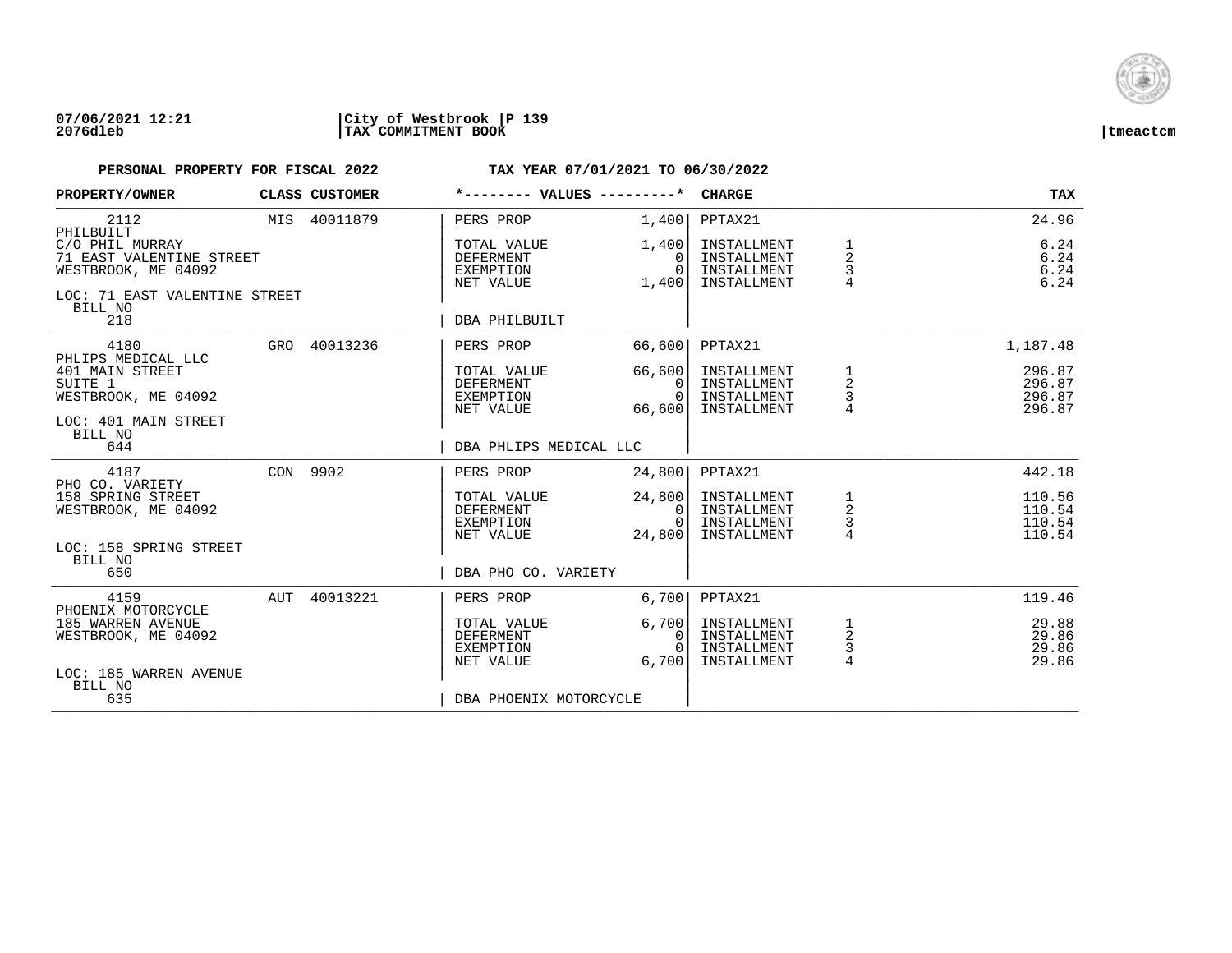**PERSONAL PROPERTY FOR FISCAL 2022** — **TAX YEAR 07/01/2021 TO 06/30/2022**

| PROPERTY/OWNER | CLASS | CUSTOMER | *-------- VALUES ---------* | | CHARGE | | TAX |
|---|---|---|---|---|---|---|---|
| 2112 | MIS | 40011879 | PERS PROP | 1,400 | PPTAX21 | | 24.96 |
| PHILBUILT | | | | | | | |
| C/O PHIL MURRAY | | | TOTAL VALUE | 1,400 | INSTALLMENT | 1 | 6.24 |
| 71 EAST VALENTINE STREET | | | DEFERMENT | 0 | INSTALLMENT | 2 | 6.24 |
| WESTBROOK, ME 04092 | | | EXEMPTION | 0 | INSTALLMENT | 3 | 6.24 |
| | | | NET VALUE | 1,400 | INSTALLMENT | 4 | 6.24 |
| LOC: 71 EAST VALENTINE STREET | | | | | | | |
| BILL NO 218 | | | DBA PHILBUILT | | | | |
| 4180 | GRO | 40013236 | PERS PROP | 66,600 | PPTAX21 | | 1,187.48 |
| PHLIPS MEDICAL LLC | | | | | | | |
| 401 MAIN STREET | | | TOTAL VALUE | 66,600 | INSTALLMENT | 1 | 296.87 |
| SUITE 1 | | | DEFERMENT | 0 | INSTALLMENT | 2 | 296.87 |
| WESTBROOK, ME 04092 | | | EXEMPTION | 0 | INSTALLMENT | 3 | 296.87 |
| | | | NET VALUE | 66,600 | INSTALLMENT | 4 | 296.87 |
| LOC: 401 MAIN STREET | | | | | | | |
| BILL NO 644 | | | DBA PHLIPS MEDICAL LLC | | | | |
| 4187 | CON | 9902 | PERS PROP | 24,800 | PPTAX21 | | 442.18 |
| PHO CO. VARIETY | | | | | | | |
| 158 SPRING STREET | | | TOTAL VALUE | 24,800 | INSTALLMENT | 1 | 110.56 |
| WESTBROOK, ME 04092 | | | DEFERMENT | 0 | INSTALLMENT | 2 | 110.54 |
| | | | EXEMPTION | 0 | INSTALLMENT | 3 | 110.54 |
| | | | NET VALUE | 24,800 | INSTALLMENT | 4 | 110.54 |
| LOC: 158 SPRING STREET | | | | | | | |
| BILL NO 650 | | | DBA PHO CO. VARIETY | | | | |
| 4159 | AUT | 40013221 | PERS PROP | 6,700 | PPTAX21 | | 119.46 |
| PHOENIX MOTORCYCLE | | | | | | | |
| 185 WARREN AVENUE | | | TOTAL VALUE | 6,700 | INSTALLMENT | 1 | 29.88 |
| WESTBROOK, ME 04092 | | | DEFERMENT | 0 | INSTALLMENT | 2 | 29.86 |
| | | | EXEMPTION | 0 | INSTALLMENT | 3 | 29.86 |
| | | | NET VALUE | 6,700 | INSTALLMENT | 4 | 29.86 |
| LOC: 185 WARREN AVENUE | | | | | | | |
| BILL NO 635 | | | DBA PHOENIX MOTORCYCLE | | | | |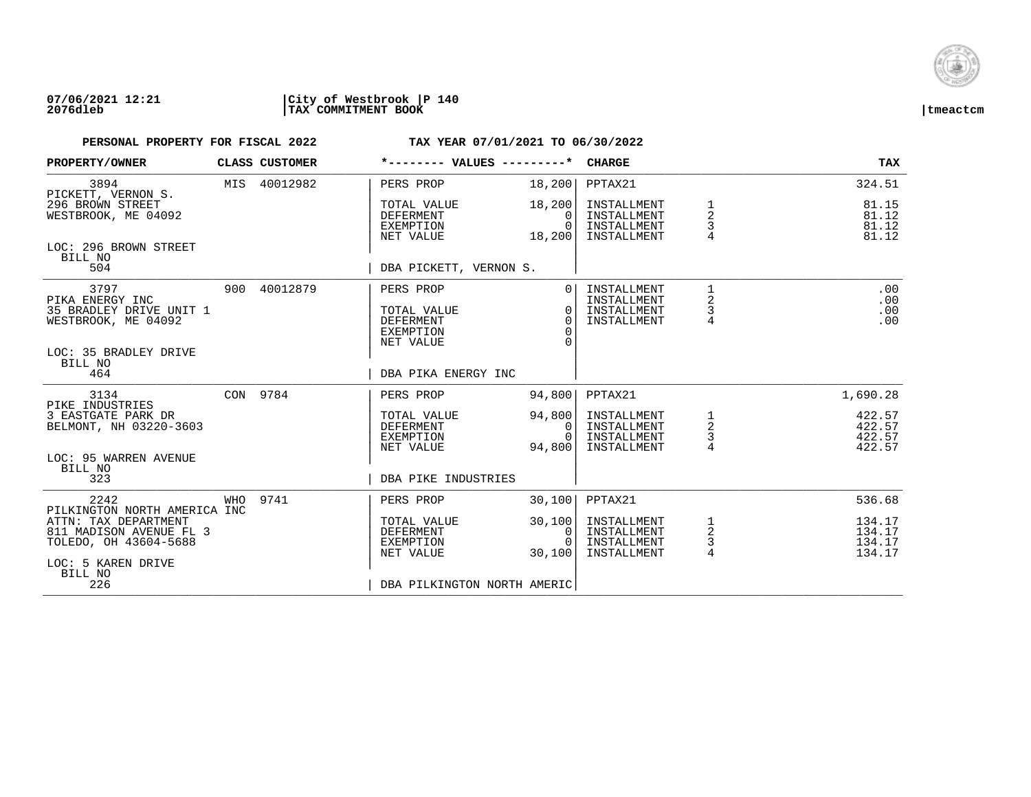**07/06/2021 12:21** | **City of Westbrook** | **P 140**
**2076dleb** | **TAX COMMITMENT BOOK** | **tmeactcm**

**PERSONAL PROPERTY FOR FISCAL 2022** **TAX YEAR 07/01/2021 TO 06/30/2022**

| PROPERTY/OWNER | CLASS | CUSTOMER | *-------- VALUES ---------* | | CHARGE | | TAX |
|---|---|---|---|---|---|---|---|
| 3894 | MIS | 40012982 | PERS PROP | 18,200 | PPTAX21 | | 324.51 |
| PICKETT, VERNON S. | | | | | | | |
| 296 BROWN STREET | | | TOTAL VALUE | 18,200 | INSTALLMENT | 1 | 81.15 |
| WESTBROOK, ME 04092 | | | DEFERMENT | 0 | INSTALLMENT | 2 | 81.12 |
| | | | EXEMPTION | 0 | INSTALLMENT | 3 | 81.12 |
| | | | NET VALUE | 18,200 | INSTALLMENT | 4 | 81.12 |
| LOC: 296 BROWN STREET | | | | | | | |
| BILL NO 504 | | | DBA PICKETT, VERNON S. | | | | |
| 3797 | 900 | 40012879 | PERS PROP | 0 | INSTALLMENT | 1 | .00 |
| PIKA ENERGY INC | | | | | INSTALLMENT | 2 | .00 |
| 35 BRADLEY DRIVE UNIT 1 | | | TOTAL VALUE | 0 | INSTALLMENT | 3 | .00 |
| WESTBROOK, ME 04092 | | | DEFERMENT | 0 | INSTALLMENT | 4 | .00 |
| | | | EXEMPTION | 0 | | | |
| | | | NET VALUE | 0 | | | |
| LOC: 35 BRADLEY DRIVE | | | | | | | |
| BILL NO 464 | | | DBA PIKA ENERGY INC | | | | |
| 3134 | CON | 9784 | PERS PROP | 94,800 | PPTAX21 | | 1,690.28 |
| PIKE INDUSTRIES | | | | | | | |
| 3 EASTGATE PARK DR | | | TOTAL VALUE | 94,800 | INSTALLMENT | 1 | 422.57 |
| BELMONT, NH 03220-3603 | | | DEFERMENT | 0 | INSTALLMENT | 2 | 422.57 |
| | | | EXEMPTION | 0 | INSTALLMENT | 3 | 422.57 |
| | | | NET VALUE | 94,800 | INSTALLMENT | 4 | 422.57 |
| LOC: 95 WARREN AVENUE | | | | | | | |
| BILL NO 323 | | | DBA PIKE INDUSTRIES | | | | |
| 2242 | WHO | 9741 | PERS PROP | 30,100 | PPTAX21 | | 536.68 |
| PILKINGTON NORTH AMERICA INC | | | | | | | |
| ATTN: TAX DEPARTMENT | | | TOTAL VALUE | 30,100 | INSTALLMENT | 1 | 134.17 |
| 811 MADISON AVENUE FL 3 | | | DEFERMENT | 0 | INSTALLMENT | 2 | 134.17 |
| TOLEDO, OH 43604-5688 | | | EXEMPTION | 0 | INSTALLMENT | 3 | 134.17 |
| | | | NET VALUE | 30,100 | INSTALLMENT | 4 | 134.17 |
| LOC: 5 KAREN DRIVE | | | | | | | |
| BILL NO 226 | | | DBA PILKINGTON NORTH AMERIC | | | | |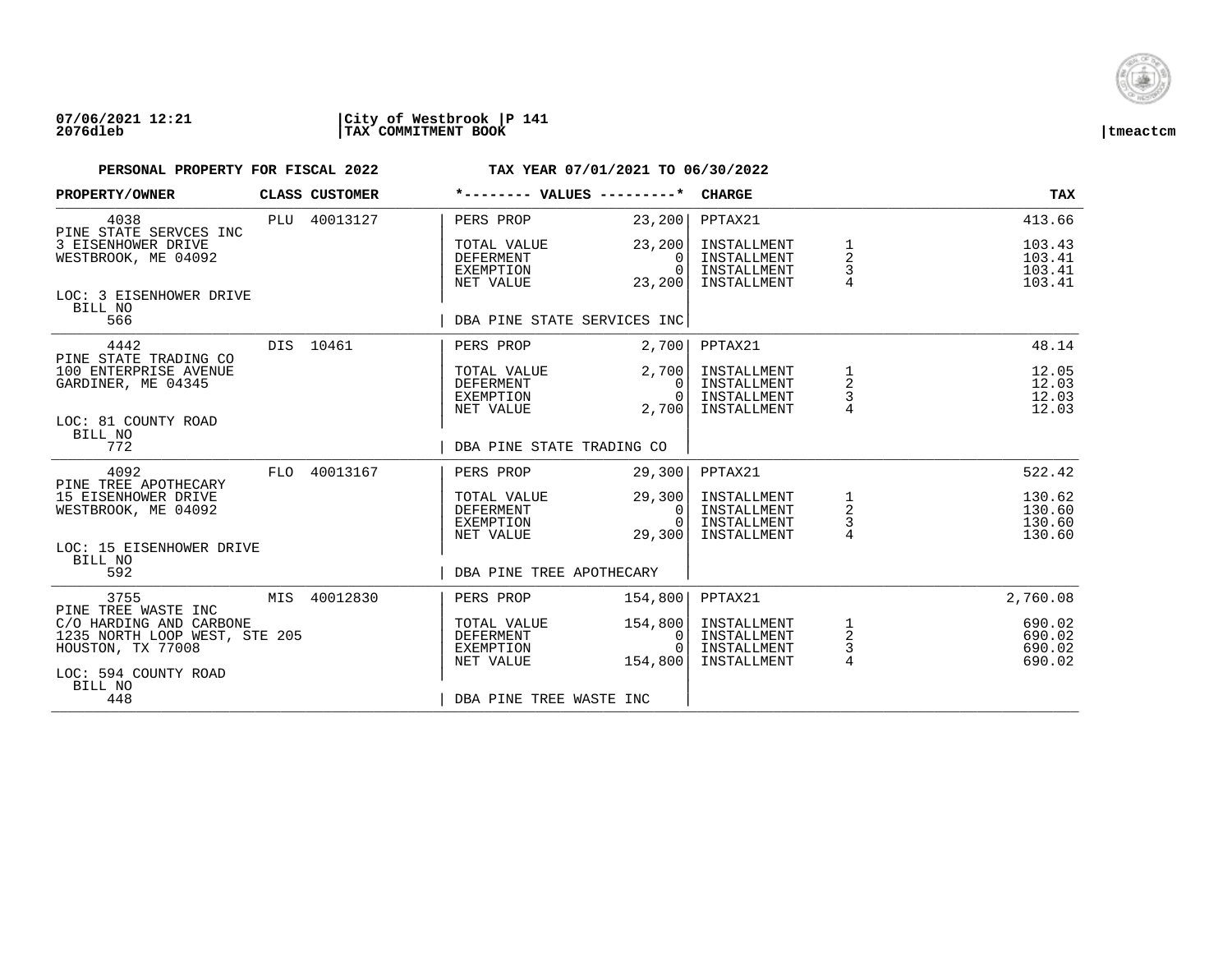**07/06/2021 12:21** | **City of Westbrook** | **P 141**
**2076dleb** | **TAX COMMITMENT BOOK** | **tmeactcm**

**PERSONAL PROPERTY FOR FISCAL 2022** — **TAX YEAR 07/01/2021 TO 06/30/2022**

| PROPERTY/OWNER | CLASS | CUSTOMER | *-------- VALUES ---------* | | CHARGE | | TAX |
|---|---|---|---|---|---|---|---|
| 4038 | PLU | 40013127 | PERS PROP | 23,200 | PPTAX21 | | 413.66 |
| PINE STATE SERVCES INC | | | | | | | |
| 3 EISENHOWER DRIVE | | | TOTAL VALUE | 23,200 | INSTALLMENT | 1 | 103.43 |
| WESTBROOK, ME 04092 | | | DEFERMENT | 0 | INSTALLMENT | 2 | 103.41 |
| | | | EXEMPTION | 0 | INSTALLMENT | 3 | 103.41 |
| | | | NET VALUE | 23,200 | INSTALLMENT | 4 | 103.41 |
| LOC: 3 EISENHOWER DRIVE | | | | | | | |
| BILL NO 566 | | | DBA PINE STATE SERVICES INC | | | | |
| 4442 | DIS | 10461 | PERS PROP | 2,700 | PPTAX21 | | 48.14 |
| PINE STATE TRADING CO | | | | | | | |
| 100 ENTERPRISE AVENUE | | | TOTAL VALUE | 2,700 | INSTALLMENT | 1 | 12.05 |
| GARDINER, ME 04345 | | | DEFERMENT | 0 | INSTALLMENT | 2 | 12.03 |
| | | | EXEMPTION | 0 | INSTALLMENT | 3 | 12.03 |
| | | | NET VALUE | 2,700 | INSTALLMENT | 4 | 12.03 |
| LOC: 81 COUNTY ROAD | | | | | | | |
| BILL NO 772 | | | DBA PINE STATE TRADING CO | | | | |
| 4092 | FLO | 40013167 | PERS PROP | 29,300 | PPTAX21 | | 522.42 |
| PINE TREE APOTHECARY | | | | | | | |
| 15 EISENHOWER DRIVE | | | TOTAL VALUE | 29,300 | INSTALLMENT | 1 | 130.62 |
| WESTBROOK, ME 04092 | | | DEFERMENT | 0 | INSTALLMENT | 2 | 130.60 |
| | | | EXEMPTION | 0 | INSTALLMENT | 3 | 130.60 |
| | | | NET VALUE | 29,300 | INSTALLMENT | 4 | 130.60 |
| LOC: 15 EISENHOWER DRIVE | | | | | | | |
| BILL NO 592 | | | DBA PINE TREE APOTHECARY | | | | |
| 3755 | MIS | 40012830 | PERS PROP | 154,800 | PPTAX21 | | 2,760.08 |
| PINE TREE WASTE INC | | | | | | | |
| C/O HARDING AND CARBONE | | | TOTAL VALUE | 154,800 | INSTALLMENT | 1 | 690.02 |
| 1235 NORTH LOOP WEST, STE 205 | | | DEFERMENT | 0 | INSTALLMENT | 2 | 690.02 |
| HOUSTON, TX 77008 | | | EXEMPTION | 0 | INSTALLMENT | 3 | 690.02 |
| | | | NET VALUE | 154,800 | INSTALLMENT | 4 | 690.02 |
| LOC: 594 COUNTY ROAD | | | | | | | |
| BILL NO 448 | | | DBA PINE TREE WASTE INC | | | | |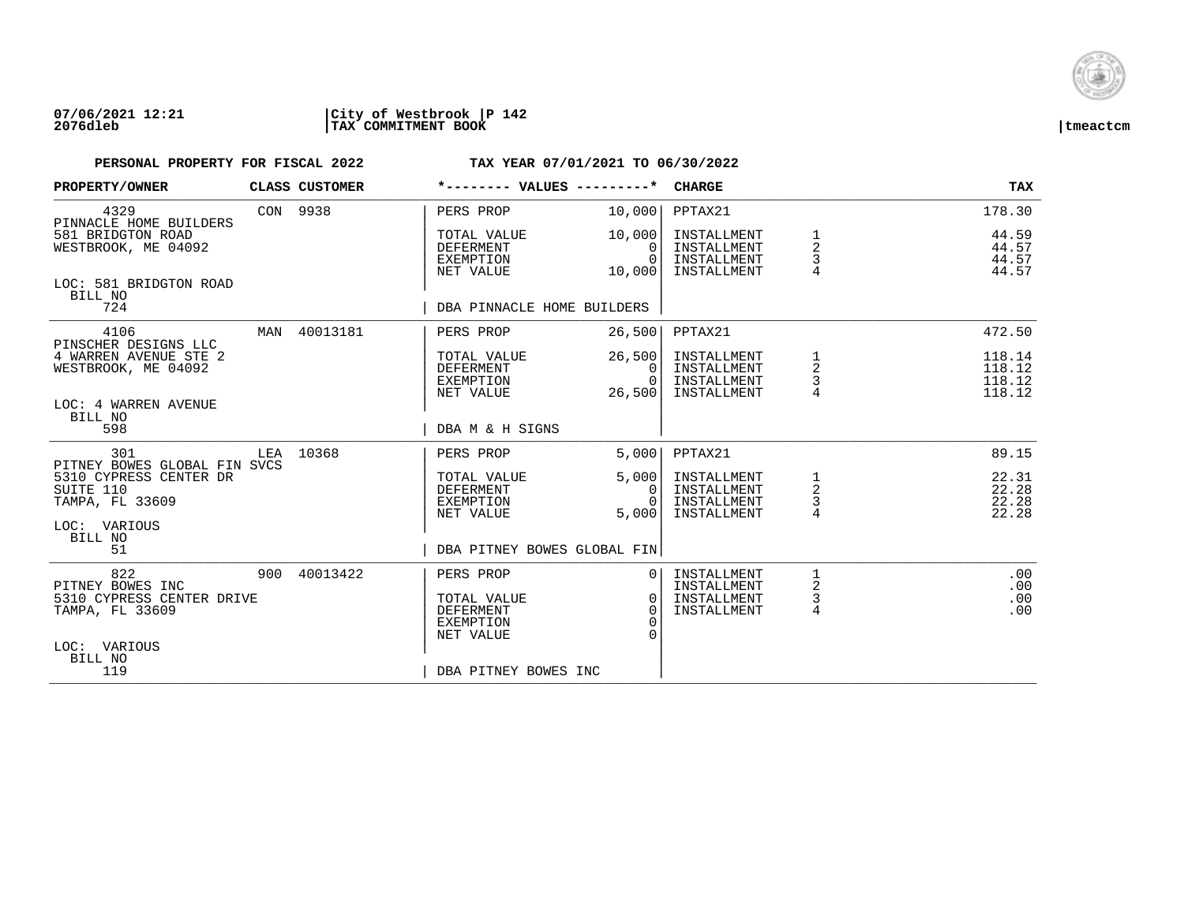07/06/2021 12:21 | City of Westbrook | P 142
2076dleb | TAX COMMITMENT BOOK | tmeactcm

**PERSONAL PROPERTY FOR FISCAL 2022** **TAX YEAR 07/01/2021 TO 06/30/2022**

| PROPERTY/OWNER | CLASS | CUSTOMER | *-------- VALUES ---------* | | CHARGE | | TAX |
|---|---|---|---|---|---|---|---|
| 4329 | CON | 9938 | PERS PROP | 10,000 | PPTAX21 | | 178.30 |
| PINNACLE HOME BUILDERS | | | | | | | |
| 581 BRIDGTON ROAD | | | TOTAL VALUE | 10,000 | INSTALLMENT | 1 | 44.59 |
| WESTBROOK, ME 04092 | | | DEFERMENT | 0 | INSTALLMENT | 2 | 44.57 |
| | | | EXEMPTION | 0 | INSTALLMENT | 3 | 44.57 |
| | | | NET VALUE | 10,000 | INSTALLMENT | 4 | 44.57 |
| LOC: 581 BRIDGTON ROAD | | | | | | | |
| BILL NO 724 | | | DBA PINNACLE HOME BUILDERS | | | | |
| 4106 | MAN | 40013181 | PERS PROP | 26,500 | PPTAX21 | | 472.50 |
| PINSCHER DESIGNS LLC | | | | | | | |
| 4 WARREN AVENUE STE 2 | | | TOTAL VALUE | 26,500 | INSTALLMENT | 1 | 118.14 |
| WESTBROOK, ME 04092 | | | DEFERMENT | 0 | INSTALLMENT | 2 | 118.12 |
| | | | EXEMPTION | 0 | INSTALLMENT | 3 | 118.12 |
| | | | NET VALUE | 26,500 | INSTALLMENT | 4 | 118.12 |
| LOC: 4 WARREN AVENUE | | | | | | | |
| BILL NO 598 | | | DBA M & H SIGNS | | | | |
| 301 | LEA | 10368 | PERS PROP | 5,000 | PPTAX21 | | 89.15 |
| PITNEY BOWES GLOBAL FIN SVCS | | | | | | | |
| 5310 CYPRESS CENTER DR | | | TOTAL VALUE | 5,000 | INSTALLMENT | 1 | 22.31 |
| SUITE 110 | | | DEFERMENT | 0 | INSTALLMENT | 2 | 22.28 |
| TAMPA, FL 33609 | | | EXEMPTION | 0 | INSTALLMENT | 3 | 22.28 |
| | | | NET VALUE | 5,000 | INSTALLMENT | 4 | 22.28 |
| LOC: VARIOUS | | | | | | | |
| BILL NO 51 | | | DBA PITNEY BOWES GLOBAL FIN | | | | |
| 822 | 900 | 40013422 | PERS PROP | 0 | INSTALLMENT | 1 | .00 |
| PITNEY BOWES INC | | | | | INSTALLMENT | 2 | .00 |
| 5310 CYPRESS CENTER DRIVE | | | TOTAL VALUE | 0 | INSTALLMENT | 3 | .00 |
| TAMPA, FL 33609 | | | DEFERMENT | 0 | INSTALLMENT | 4 | .00 |
| | | | EXEMPTION | 0 | | | |
| | | | NET VALUE | 0 | | | |
| LOC: VARIOUS | | | | | | | |
| BILL NO 119 | | | DBA PITNEY BOWES INC | | | | |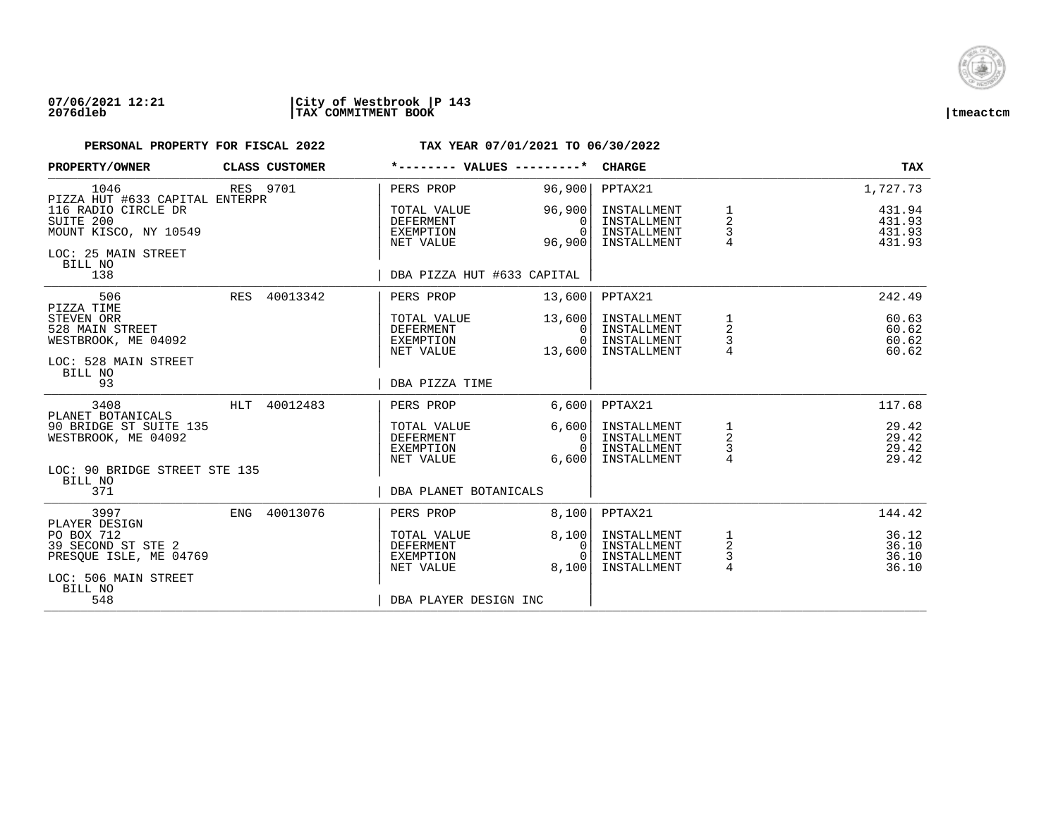**07/06/2021 12:21** | **City of Westbrook** | **P 143**
**2076dleb** | **TAX COMMITMENT BOOK** | **tmeactcm**

**PERSONAL PROPERTY FOR FISCAL 2022** — **TAX YEAR 07/01/2021 TO 06/30/2022**

| PROPERTY/OWNER | CLASS | CUSTOMER | *-------- VALUES ---------* | | CHARGE | | TAX |
|---|---|---|---|---|---|---|---|
| 1046 | RES | 9701 | PERS PROP | 96,900 | PPTAX21 | | 1,727.73 |
| PIZZA HUT #633 CAPITAL ENTERPR | | | | | | | |
| 116 RADIO CIRCLE DR | | | TOTAL VALUE | 96,900 | INSTALLMENT | 1 | 431.94 |
| SUITE 200 | | | DEFERMENT | 0 | INSTALLMENT | 2 | 431.93 |
| MOUNT KISCO, NY 10549 | | | EXEMPTION | 0 | INSTALLMENT | 3 | 431.93 |
| | | | NET VALUE | 96,900 | INSTALLMENT | 4 | 431.93 |
| LOC: 25 MAIN STREET | | | | | | | |
| BILL NO 138 | | | DBA PIZZA HUT #633 CAPITAL | | | | |
| 506 | RES | 40013342 | PERS PROP | 13,600 | PPTAX21 | | 242.49 |
| PIZZA TIME | | | | | | | |
| STEVEN ORR | | | TOTAL VALUE | 13,600 | INSTALLMENT | 1 | 60.63 |
| 528 MAIN STREET | | | DEFERMENT | 0 | INSTALLMENT | 2 | 60.62 |
| WESTBROOK, ME 04092 | | | EXEMPTION | 0 | INSTALLMENT | 3 | 60.62 |
| | | | NET VALUE | 13,600 | INSTALLMENT | 4 | 60.62 |
| LOC: 528 MAIN STREET | | | | | | | |
| BILL NO 93 | | | DBA PIZZA TIME | | | | |
| 3408 | HLT | 40012483 | PERS PROP | 6,600 | PPTAX21 | | 117.68 |
| PLANET BOTANICALS | | | | | | | |
| 90 BRIDGE ST SUITE 135 | | | TOTAL VALUE | 6,600 | INSTALLMENT | 1 | 29.42 |
| WESTBROOK, ME 04092 | | | DEFERMENT | 0 | INSTALLMENT | 2 | 29.42 |
| | | | EXEMPTION | 0 | INSTALLMENT | 3 | 29.42 |
| | | | NET VALUE | 6,600 | INSTALLMENT | 4 | 29.42 |
| LOC: 90 BRIDGE STREET STE 135 | | | | | | | |
| BILL NO 371 | | | DBA PLANET BOTANICALS | | | | |
| 3997 | ENG | 40013076 | PERS PROP | 8,100 | PPTAX21 | | 144.42 |
| PLAYER DESIGN | | | | | | | |
| PO BOX 712 | | | TOTAL VALUE | 8,100 | INSTALLMENT | 1 | 36.12 |
| 39 SECOND ST STE 2 | | | DEFERMENT | 0 | INSTALLMENT | 2 | 36.10 |
| PRESQUE ISLE, ME 04769 | | | EXEMPTION | 0 | INSTALLMENT | 3 | 36.10 |
| | | | NET VALUE | 8,100 | INSTALLMENT | 4 | 36.10 |
| LOC: 506 MAIN STREET | | | | | | | |
| BILL NO 548 | | | DBA PLAYER DESIGN INC | | | | |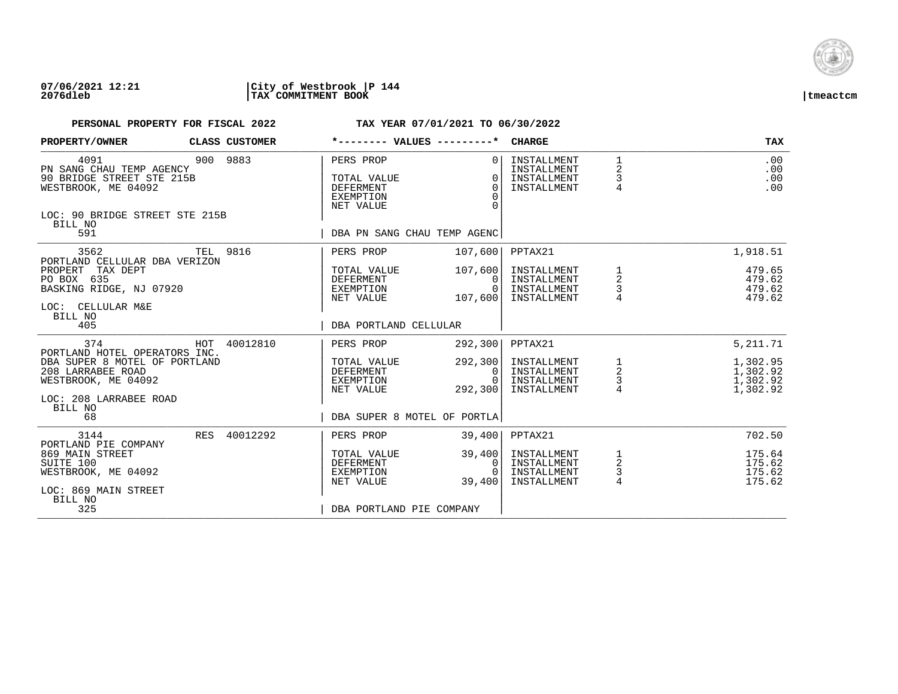07/06/2021 12:21 | City of Westbrook | P 144
2076dleb | TAX COMMITMENT BOOK | tmeactcm

**PERSONAL PROPERTY FOR FISCAL 2022** | **TAX YEAR 07/01/2021 TO 06/30/2022**

| PROPERTY/OWNER | CLASS | CUSTOMER | *-------- VALUES ---------* | | CHARGE | | TAX |
|---|---|---|---|---|---|---|---|
| 4091 | 900 | 9883 | PERS PROP | 0 | INSTALLMENT | 1 | .00 |
| PN SANG CHAU TEMP AGENCY | | | | | INSTALLMENT | 2 | .00 |
| 90 BRIDGE STREET STE 215B | | | TOTAL VALUE | 0 | INSTALLMENT | 3 | .00 |
| WESTBROOK, ME 04092 | | | DEFERMENT | 0 | INSTALLMENT | 4 | .00 |
| | | | EXEMPTION | 0 | | | |
| | | | NET VALUE | 0 | | | |
| LOC: 90 BRIDGE STREET STE 215B | | | | | | | |
| BILL NO | | | | | | | |
| 591 | | | DBA PN SANG CHAU TEMP AGENC | | | | |
| 3562 | TEL | 9816 | PERS PROP | 107,600 | PPTAX21 | | 1,918.51 |
| PORTLAND CELLULAR DBA VERIZON | | | | | | | |
| PROPERT TAX DEPT | | | TOTAL VALUE | 107,600 | INSTALLMENT | 1 | 479.65 |
| PO BOX 635 | | | DEFERMENT | 0 | INSTALLMENT | 2 | 479.62 |
| BASKING RIDGE, NJ 07920 | | | EXEMPTION | 0 | INSTALLMENT | 3 | 479.62 |
| | | | NET VALUE | 107,600 | INSTALLMENT | 4 | 479.62 |
| LOC: CELLULAR M&E | | | | | | | |
| BILL NO | | | | | | | |
| 405 | | | DBA PORTLAND CELLULAR | | | | |
| 374 | HOT | 40012810 | PERS PROP | 292,300 | PPTAX21 | | 5,211.71 |
| PORTLAND HOTEL OPERATORS INC. | | | | | | | |
| DBA SUPER 8 MOTEL OF PORTLAND | | | TOTAL VALUE | 292,300 | INSTALLMENT | 1 | 1,302.95 |
| 208 LARRABEE ROAD | | | DEFERMENT | 0 | INSTALLMENT | 2 | 1,302.92 |
| WESTBROOK, ME 04092 | | | EXEMPTION | 0 | INSTALLMENT | 3 | 1,302.92 |
| | | | NET VALUE | 292,300 | INSTALLMENT | 4 | 1,302.92 |
| LOC: 208 LARRABEE ROAD | | | | | | | |
| BILL NO | | | | | | | |
| 68 | | | DBA SUPER 8 MOTEL OF PORTLA | | | | |
| 3144 | RES | 40012292 | PERS PROP | 39,400 | PPTAX21 | | 702.50 |
| PORTLAND PIE COMPANY | | | | | | | |
| 869 MAIN STREET | | | TOTAL VALUE | 39,400 | INSTALLMENT | 1 | 175.64 |
| SUITE 100 | | | DEFERMENT | 0 | INSTALLMENT | 2 | 175.62 |
| WESTBROOK, ME 04092 | | | EXEMPTION | 0 | INSTALLMENT | 3 | 175.62 |
| | | | NET VALUE | 39,400 | INSTALLMENT | 4 | 175.62 |
| LOC: 869 MAIN STREET | | | | | | | |
| BILL NO | | | | | | | |
| 325 | | | DBA PORTLAND PIE COMPANY | | | | |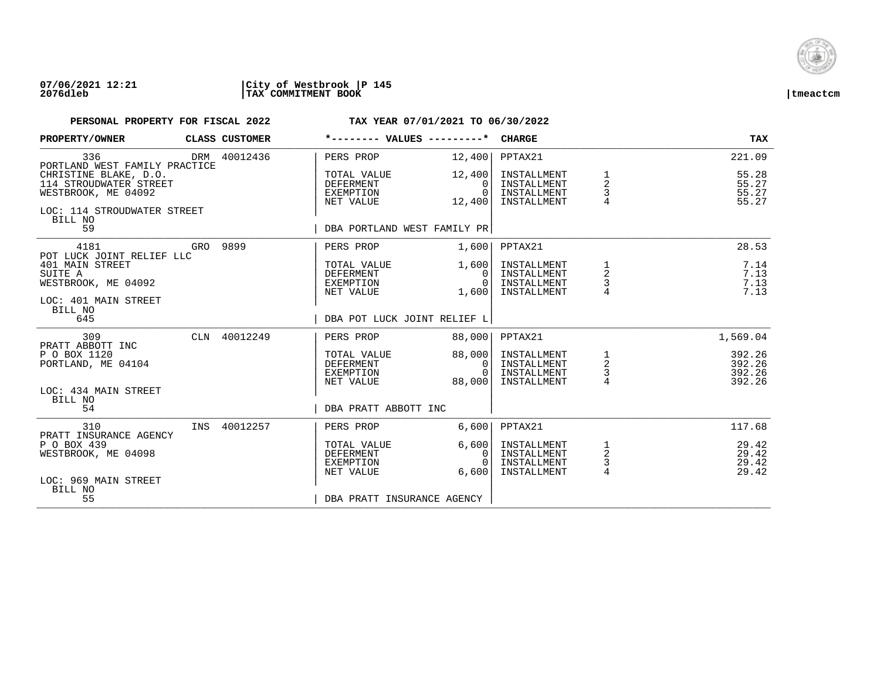07/06/2021 12:21 | City of Westbrook | P 145
2076dleb | TAX COMMITMENT BOOK | tmeactcm

**PERSONAL PROPERTY FOR FISCAL 2022** — **TAX YEAR 07/01/2021 TO 06/30/2022**

| PROPERTY/OWNER | CLASS | CUSTOMER | *-------- VALUES ---------* | | CHARGE | | TAX |
|---|---|---|---|---|---|---|---|
| 336 | DRM | 40012436 | PERS PROP | 12,400 | PPTAX21 | | 221.09 |
| PORTLAND WEST FAMILY PRACTICE | | | | | | | |
| CHRISTINE BLAKE, D.O. | | | TOTAL VALUE | 12,400 | INSTALLMENT | 1 | 55.28 |
| 114 STROUDWATER STREET | | | DEFERMENT | 0 | INSTALLMENT | 2 | 55.27 |
| WESTBROOK, ME 04092 | | | EXEMPTION | 0 | INSTALLMENT | 3 | 55.27 |
| | | | NET VALUE | 12,400 | INSTALLMENT | 4 | 55.27 |
| LOC: 114 STROUDWATER STREET | | | | | | | |
| BILL NO 59 | | | DBA PORTLAND WEST FAMILY PR | | | | |
| 4181 | GRO | 9899 | PERS PROP | 1,600 | PPTAX21 | | 28.53 |
| POT LUCK JOINT RELIEF LLC | | | | | | | |
| 401 MAIN STREET | | | TOTAL VALUE | 1,600 | INSTALLMENT | 1 | 7.14 |
| SUITE A | | | DEFERMENT | 0 | INSTALLMENT | 2 | 7.13 |
| WESTBROOK, ME 04092 | | | EXEMPTION | 0 | INSTALLMENT | 3 | 7.13 |
| | | | NET VALUE | 1,600 | INSTALLMENT | 4 | 7.13 |
| LOC: 401 MAIN STREET | | | | | | | |
| BILL NO 645 | | | DBA POT LUCK JOINT RELIEF L | | | | |
| 309 | CLN | 40012249 | PERS PROP | 88,000 | PPTAX21 | | 1,569.04 |
| PRATT ABBOTT INC | | | | | | | |
| P O BOX 1120 | | | TOTAL VALUE | 88,000 | INSTALLMENT | 1 | 392.26 |
| PORTLAND, ME 04104 | | | DEFERMENT | 0 | INSTALLMENT | 2 | 392.26 |
| | | | EXEMPTION | 0 | INSTALLMENT | 3 | 392.26 |
| | | | NET VALUE | 88,000 | INSTALLMENT | 4 | 392.26 |
| LOC: 434 MAIN STREET | | | | | | | |
| BILL NO 54 | | | DBA PRATT ABBOTT INC | | | | |
| 310 | INS | 40012257 | PERS PROP | 6,600 | PPTAX21 | | 117.68 |
| PRATT INSURANCE AGENCY | | | | | | | |
| P O BOX 439 | | | TOTAL VALUE | 6,600 | INSTALLMENT | 1 | 29.42 |
| WESTBROOK, ME 04098 | | | DEFERMENT | 0 | INSTALLMENT | 2 | 29.42 |
| | | | EXEMPTION | 0 | INSTALLMENT | 3 | 29.42 |
| | | | NET VALUE | 6,600 | INSTALLMENT | 4 | 29.42 |
| LOC: 969 MAIN STREET | | | | | | | |
| BILL NO 55 | | | DBA PRATT INSURANCE AGENCY | | | | |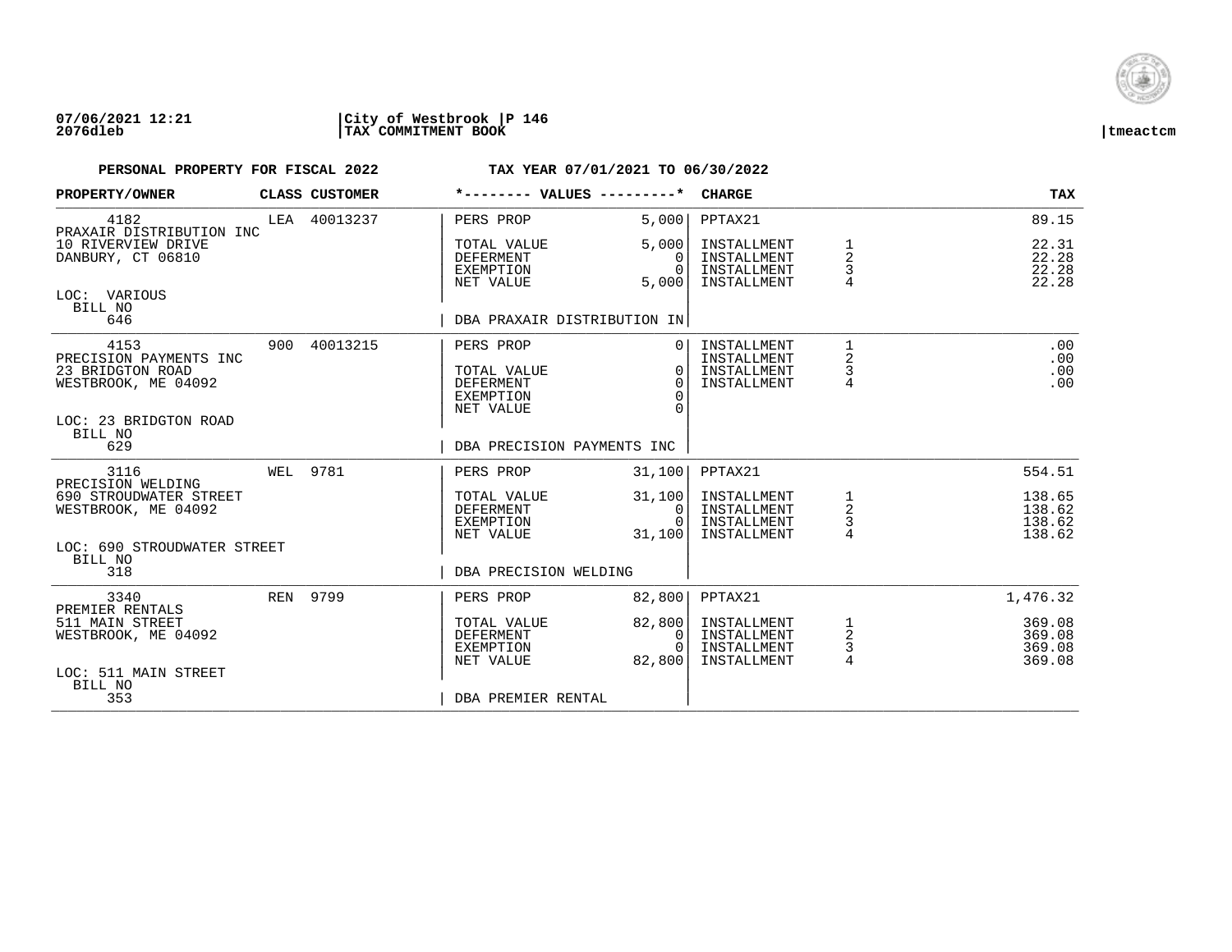**07/06/2021 12:21** | **City of Westbrook** | **P 146**
**2076dleb** | **TAX COMMITMENT BOOK** | **tmeactcm**

**PERSONAL PROPERTY FOR FISCAL 2022** — **TAX YEAR 07/01/2021 TO 06/30/2022**

| PROPERTY/OWNER | CLASS | CUSTOMER | *-------- VALUES ---------* | | CHARGE | | TAX |
|---|---|---|---|---|---|---|---|
| 4182 | LEA | 40013237 | PERS PROP | 5,000 | PPTAX21 | | 89.15 |
| PRAXAIR DISTRIBUTION INC | | | | | | | |
| 10 RIVERVIEW DRIVE | | | TOTAL VALUE | 5,000 | INSTALLMENT | 1 | 22.31 |
| DANBURY, CT 06810 | | | DEFERMENT | 0 | INSTALLMENT | 2 | 22.28 |
| | | | EXEMPTION | 0 | INSTALLMENT | 3 | 22.28 |
| | | | NET VALUE | 5,000 | INSTALLMENT | 4 | 22.28 |
| LOC: VARIOUS | | | | | | | |
| BILL NO 646 | | | DBA PRAXAIR DISTRIBUTION IN | | | | |
| 4153 | 900 | 40013215 | PERS PROP | 0 | INSTALLMENT | 1 | .00 |
| PRECISION PAYMENTS INC | | | | | INSTALLMENT | 2 | .00 |
| 23 BRIDGTON ROAD | | | TOTAL VALUE | 0 | INSTALLMENT | 3 | .00 |
| WESTBROOK, ME 04092 | | | DEFERMENT | 0 | INSTALLMENT | 4 | .00 |
| | | | EXEMPTION | 0 | | | |
| | | | NET VALUE | 0 | | | |
| LOC: 23 BRIDGTON ROAD | | | | | | | |
| BILL NO 629 | | | DBA PRECISION PAYMENTS INC | | | | |
| 3116 | WEL | 9781 | PERS PROP | 31,100 | PPTAX21 | | 554.51 |
| PRECISION WELDING | | | | | | | |
| 690 STROUDWATER STREET | | | TOTAL VALUE | 31,100 | INSTALLMENT | 1 | 138.65 |
| WESTBROOK, ME 04092 | | | DEFERMENT | 0 | INSTALLMENT | 2 | 138.62 |
| | | | EXEMPTION | 0 | INSTALLMENT | 3 | 138.62 |
| | | | NET VALUE | 31,100 | INSTALLMENT | 4 | 138.62 |
| LOC: 690 STROUDWATER STREET | | | | | | | |
| BILL NO 318 | | | DBA PRECISION WELDING | | | | |
| 3340 | REN | 9799 | PERS PROP | 82,800 | PPTAX21 | | 1,476.32 |
| PREMIER RENTALS | | | | | | | |
| 511 MAIN STREET | | | TOTAL VALUE | 82,800 | INSTALLMENT | 1 | 369.08 |
| WESTBROOK, ME 04092 | | | DEFERMENT | 0 | INSTALLMENT | 2 | 369.08 |
| | | | EXEMPTION | 0 | INSTALLMENT | 3 | 369.08 |
| | | | NET VALUE | 82,800 | INSTALLMENT | 4 | 369.08 |
| LOC: 511 MAIN STREET | | | | | | | |
| BILL NO 353 | | | DBA PREMIER RENTAL | | | | |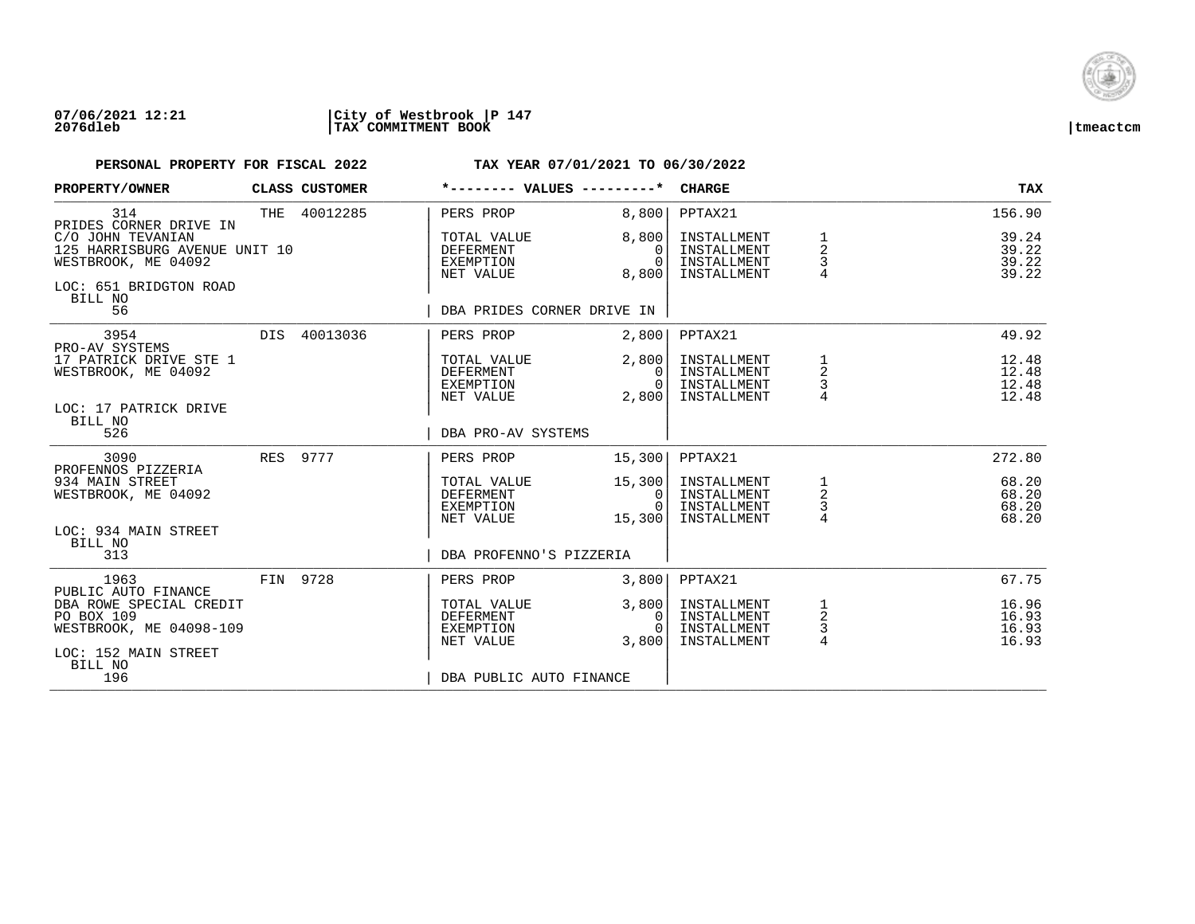**07/06/2021 12:21** | **City of Westbrook** | **P 147**
**2076dleb** | **TAX COMMITMENT BOOK** | **tmeactcm**

**PERSONAL PROPERTY FOR FISCAL 2022** **TAX YEAR 07/01/2021 TO 06/30/2022**

| PROPERTY/OWNER | CLASS | CUSTOMER | *-------- VALUES ---------* | | CHARGE | | TAX |
|---|---|---|---|---|---|---|---|
| 314 | THE | 40012285 | PERS PROP | 8,800 | PPTAX21 | | 156.90 |
| PRIDES CORNER DRIVE IN | | | | | | | |
| C/O JOHN TEVANIAN | | | TOTAL VALUE | 8,800 | INSTALLMENT | 1 | 39.24 |
| 125 HARRISBURG AVENUE UNIT 10 | | | DEFERMENT | 0 | INSTALLMENT | 2 | 39.22 |
| WESTBROOK, ME 04092 | | | EXEMPTION | 0 | INSTALLMENT | 3 | 39.22 |
| | | | NET VALUE | 8,800 | INSTALLMENT | 4 | 39.22 |
| LOC: 651 BRIDGTON ROAD | | | | | | | |
| BILL NO | | | | | | | |
| 56 | | | DBA PRIDES CORNER DRIVE IN | | | | |
| 3954 | DIS | 40013036 | PERS PROP | 2,800 | PPTAX21 | | 49.92 |
| PRO-AV SYSTEMS | | | | | | | |
| 17 PATRICK DRIVE STE 1 | | | TOTAL VALUE | 2,800 | INSTALLMENT | 1 | 12.48 |
| WESTBROOK, ME 04092 | | | DEFERMENT | 0 | INSTALLMENT | 2 | 12.48 |
| | | | EXEMPTION | 0 | INSTALLMENT | 3 | 12.48 |
| | | | NET VALUE | 2,800 | INSTALLMENT | 4 | 12.48 |
| LOC: 17 PATRICK DRIVE | | | | | | | |
| BILL NO | | | | | | | |
| 526 | | | DBA PRO-AV SYSTEMS | | | | |
| 3090 | RES | 9777 | PERS PROP | 15,300 | PPTAX21 | | 272.80 |
| PROFENNOS PIZZERIA | | | | | | | |
| 934 MAIN STREET | | | TOTAL VALUE | 15,300 | INSTALLMENT | 1 | 68.20 |
| WESTBROOK, ME 04092 | | | DEFERMENT | 0 | INSTALLMENT | 2 | 68.20 |
| | | | EXEMPTION | 0 | INSTALLMENT | 3 | 68.20 |
| | | | NET VALUE | 15,300 | INSTALLMENT | 4 | 68.20 |
| LOC: 934 MAIN STREET | | | | | | | |
| BILL NO | | | | | | | |
| 313 | | | DBA PROFENNO'S PIZZERIA | | | | |
| 1963 | FIN | 9728 | PERS PROP | 3,800 | PPTAX21 | | 67.75 |
| PUBLIC AUTO FINANCE | | | | | | | |
| DBA ROWE SPECIAL CREDIT | | | TOTAL VALUE | 3,800 | INSTALLMENT | 1 | 16.96 |
| PO BOX 109 | | | DEFERMENT | 0 | INSTALLMENT | 2 | 16.93 |
| WESTBROOK, ME 04098-109 | | | EXEMPTION | 0 | INSTALLMENT | 3 | 16.93 |
| | | | NET VALUE | 3,800 | INSTALLMENT | 4 | 16.93 |
| LOC: 152 MAIN STREET | | | | | | | |
| BILL NO | | | | | | | |
| 196 | | | DBA PUBLIC AUTO FINANCE | | | | |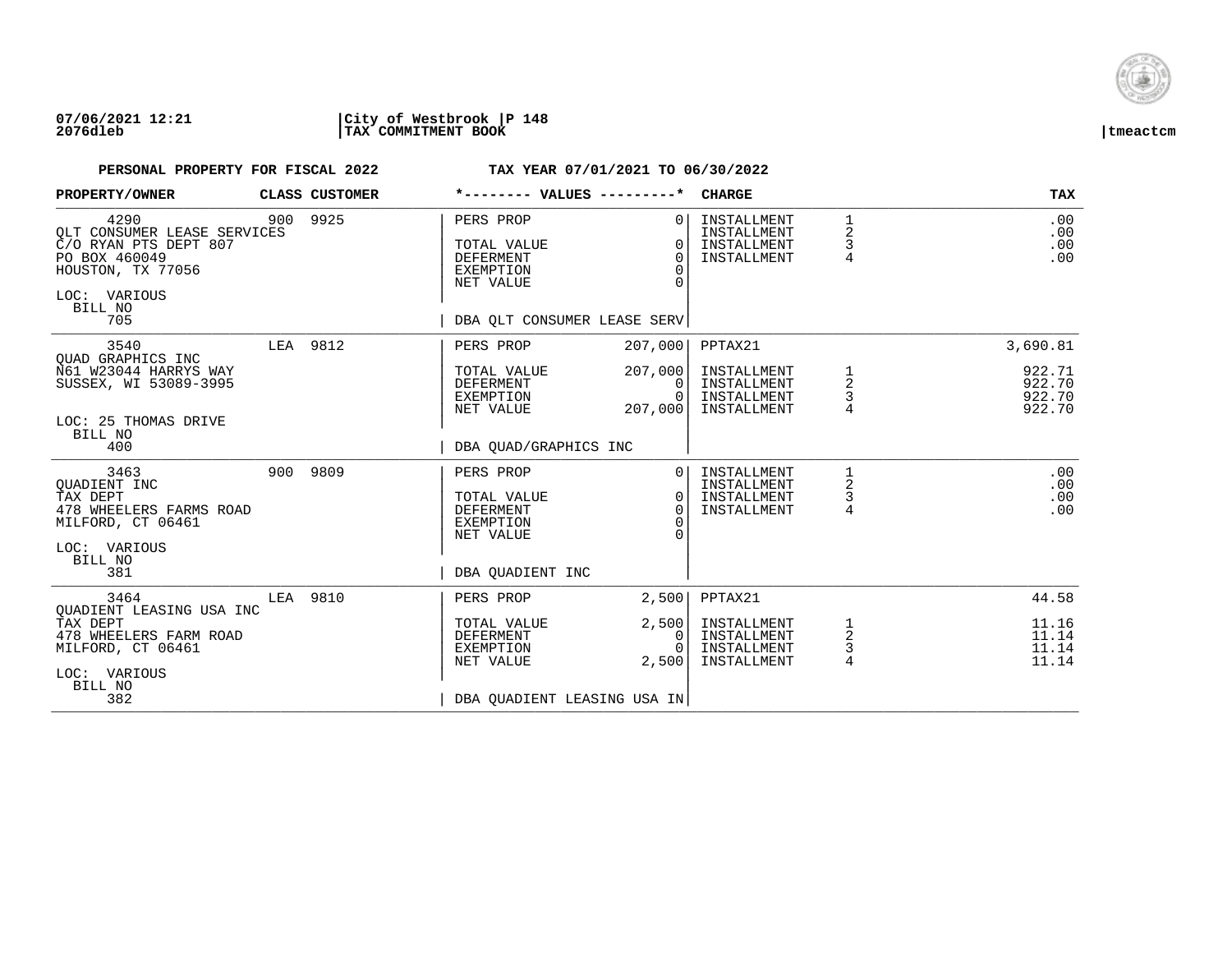**07/06/2021 12:21** | **City of Westbrook** | **P 148**
**2076dleb** | **TAX COMMITMENT BOOK** | **tmeactcm**

**PERSONAL PROPERTY FOR FISCAL 2022** — **TAX YEAR 07/01/2021 TO 06/30/2022**

| PROPERTY/OWNER | CLASS | CUSTOMER | *-------- VALUES ---------* | | CHARGE | | TAX |
|---|---|---|---|---|---|---|---|
| 4290 | 900 | 9925 | PERS PROP | 0 | INSTALLMENT | 1 | .00 |
| QLT CONSUMER LEASE SERVICES | | | | | INSTALLMENT | 2 | .00 |
| C/O RYAN PTS DEPT 807 | | | TOTAL VALUE | 0 | INSTALLMENT | 3 | .00 |
| PO BOX 460049 | | | DEFERMENT | 0 | INSTALLMENT | 4 | .00 |
| HOUSTON, TX 77056 | | | EXEMPTION | 0 | | | |
| | | | NET VALUE | 0 | | | |
| LOC: VARIOUS | | | | | | | |
| BILL NO | | | | | | | |
| 705 | | | DBA QLT CONSUMER LEASE SERV | | | | |
| 3540 | LEA | 9812 | PERS PROP | 207,000 | PPTAX21 | | 3,690.81 |
| QUAD GRAPHICS INC | | | | | | | |
| N61 W23044 HARRYS WAY | | | TOTAL VALUE | 207,000 | INSTALLMENT | 1 | 922.71 |
| SUSSEX, WI 53089-3995 | | | DEFERMENT | 0 | INSTALLMENT | 2 | 922.70 |
| | | | EXEMPTION | 0 | INSTALLMENT | 3 | 922.70 |
| | | | NET VALUE | 207,000 | INSTALLMENT | 4 | 922.70 |
| LOC: 25 THOMAS DRIVE | | | | | | | |
| BILL NO | | | | | | | |
| 400 | | | DBA QUAD/GRAPHICS INC | | | | |
| 3463 | 900 | 9809 | PERS PROP | 0 | INSTALLMENT | 1 | .00 |
| QUADIENT INC | | | | | INSTALLMENT | 2 | .00 |
| TAX DEPT | | | TOTAL VALUE | 0 | INSTALLMENT | 3 | .00 |
| 478 WHEELERS FARMS ROAD | | | DEFERMENT | 0 | INSTALLMENT | 4 | .00 |
| MILFORD, CT 06461 | | | EXEMPTION | 0 | | | |
| | | | NET VALUE | 0 | | | |
| LOC: VARIOUS | | | | | | | |
| BILL NO | | | | | | | |
| 381 | | | DBA QUADIENT INC | | | | |
| 3464 | LEA | 9810 | PERS PROP | 2,500 | PPTAX21 | | 44.58 |
| QUADIENT LEASING USA INC | | | | | | | |
| TAX DEPT | | | TOTAL VALUE | 2,500 | INSTALLMENT | 1 | 11.16 |
| 478 WHEELERS FARM ROAD | | | DEFERMENT | 0 | INSTALLMENT | 2 | 11.14 |
| MILFORD, CT 06461 | | | EXEMPTION | 0 | INSTALLMENT | 3 | 11.14 |
| | | | NET VALUE | 2,500 | INSTALLMENT | 4 | 11.14 |
| LOC: VARIOUS | | | | | | | |
| BILL NO | | | | | | | |
| 382 | | | DBA QUADIENT LEASING USA IN | | | | |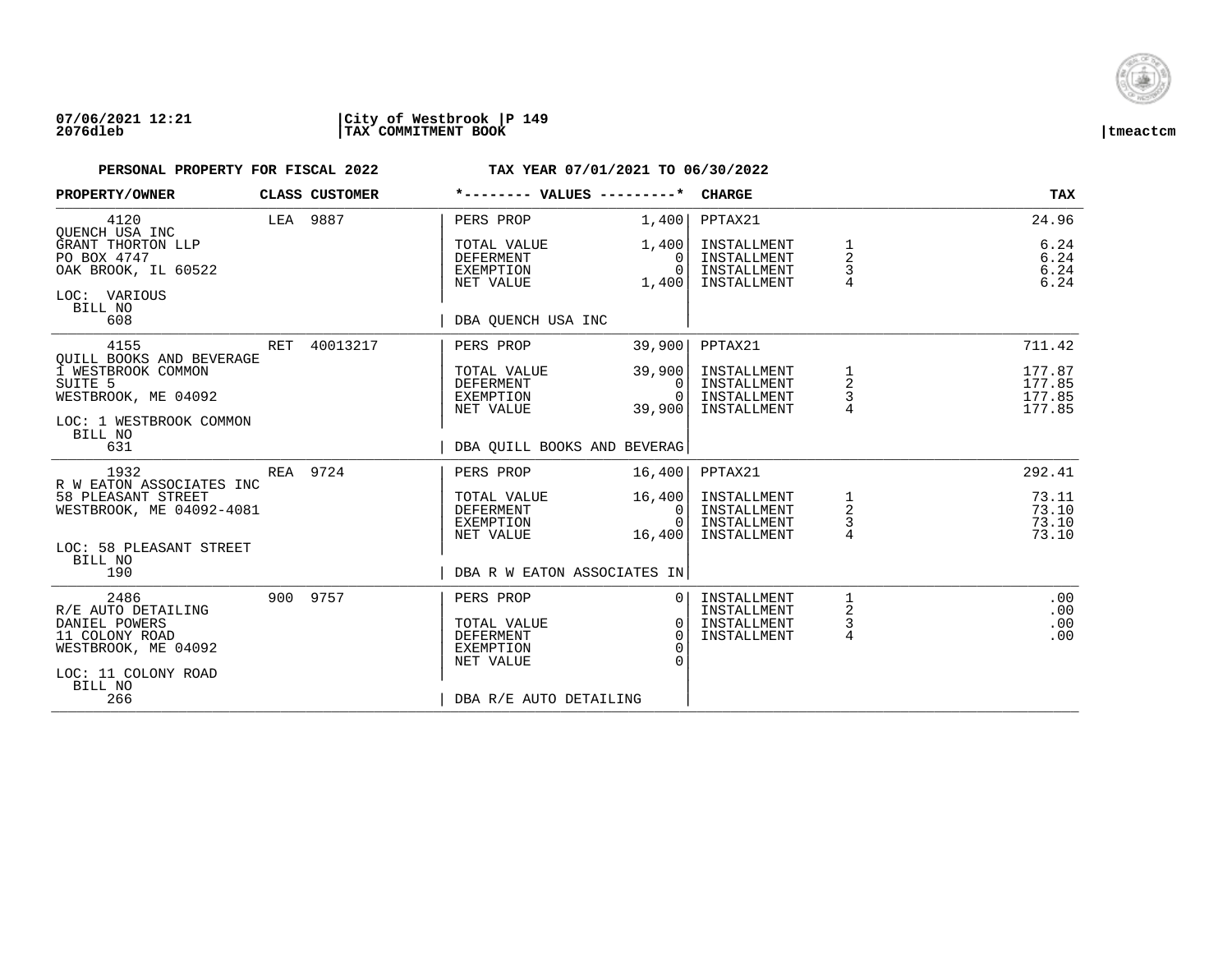**07/06/2021 12:21** | **City of Westbrook** | **P 149**
**2076dleb** | **TAX COMMITMENT BOOK** | **tmeactcm**

**PERSONAL PROPERTY FOR FISCAL 2022** — **TAX YEAR 07/01/2021 TO 06/30/2022**

| PROPERTY/OWNER | CLASS | CUSTOMER | *-------- VALUES ---------* | | CHARGE | | TAX |
|---|---|---|---|---|---|---|---|
| 4120 | LEA | 9887 | PERS PROP | 1,400 | PPTAX21 | | 24.96 |
| QUENCH USA INC | | | | | | | |
| GRANT THORTON LLP | | | TOTAL VALUE | 1,400 | INSTALLMENT | 1 | 6.24 |
| PO BOX 4747 | | | DEFERMENT | 0 | INSTALLMENT | 2 | 6.24 |
| OAK BROOK, IL 60522 | | | EXEMPTION | 0 | INSTALLMENT | 3 | 6.24 |
| | | | NET VALUE | 1,400 | INSTALLMENT | 4 | 6.24 |
| LOC: VARIOUS | | | | | | | |
| BILL NO 608 | | | DBA QUENCH USA INC | | | | |
| 4155 | RET | 40013217 | PERS PROP | 39,900 | PPTAX21 | | 711.42 |
| QUILL BOOKS AND BEVERAGE | | | | | | | |
| 1 WESTBROOK COMMON | | | TOTAL VALUE | 39,900 | INSTALLMENT | 1 | 177.87 |
| SUITE 5 | | | DEFERMENT | 0 | INSTALLMENT | 2 | 177.85 |
| WESTBROOK, ME 04092 | | | EXEMPTION | 0 | INSTALLMENT | 3 | 177.85 |
| | | | NET VALUE | 39,900 | INSTALLMENT | 4 | 177.85 |
| LOC: 1 WESTBROOK COMMON | | | | | | | |
| BILL NO 631 | | | DBA QUILL BOOKS AND BEVERAG | | | | |
| 1932 | REA | 9724 | PERS PROP | 16,400 | PPTAX21 | | 292.41 |
| R W EATON ASSOCIATES INC | | | | | | | |
| 58 PLEASANT STREET | | | TOTAL VALUE | 16,400 | INSTALLMENT | 1 | 73.11 |
| WESTBROOK, ME 04092-4081 | | | DEFERMENT | 0 | INSTALLMENT | 2 | 73.10 |
| | | | EXEMPTION | 0 | INSTALLMENT | 3 | 73.10 |
| | | | NET VALUE | 16,400 | INSTALLMENT | 4 | 73.10 |
| LOC: 58 PLEASANT STREET | | | | | | | |
| BILL NO 190 | | | DBA R W EATON ASSOCIATES IN | | | | |
| 2486 | 900 | 9757 | PERS PROP | 0 | INSTALLMENT | 1 | .00 |
| R/E AUTO DETAILING | | | | | INSTALLMENT | 2 | .00 |
| DANIEL POWERS | | | TOTAL VALUE | 0 | INSTALLMENT | 3 | .00 |
| 11 COLONY ROAD | | | DEFERMENT | 0 | INSTALLMENT | 4 | .00 |
| WESTBROOK, ME 04092 | | | EXEMPTION | 0 | | | |
| | | | NET VALUE | 0 | | | |
| LOC: 11 COLONY ROAD | | | | | | | |
| BILL NO 266 | | | DBA R/E AUTO DETAILING | | | | |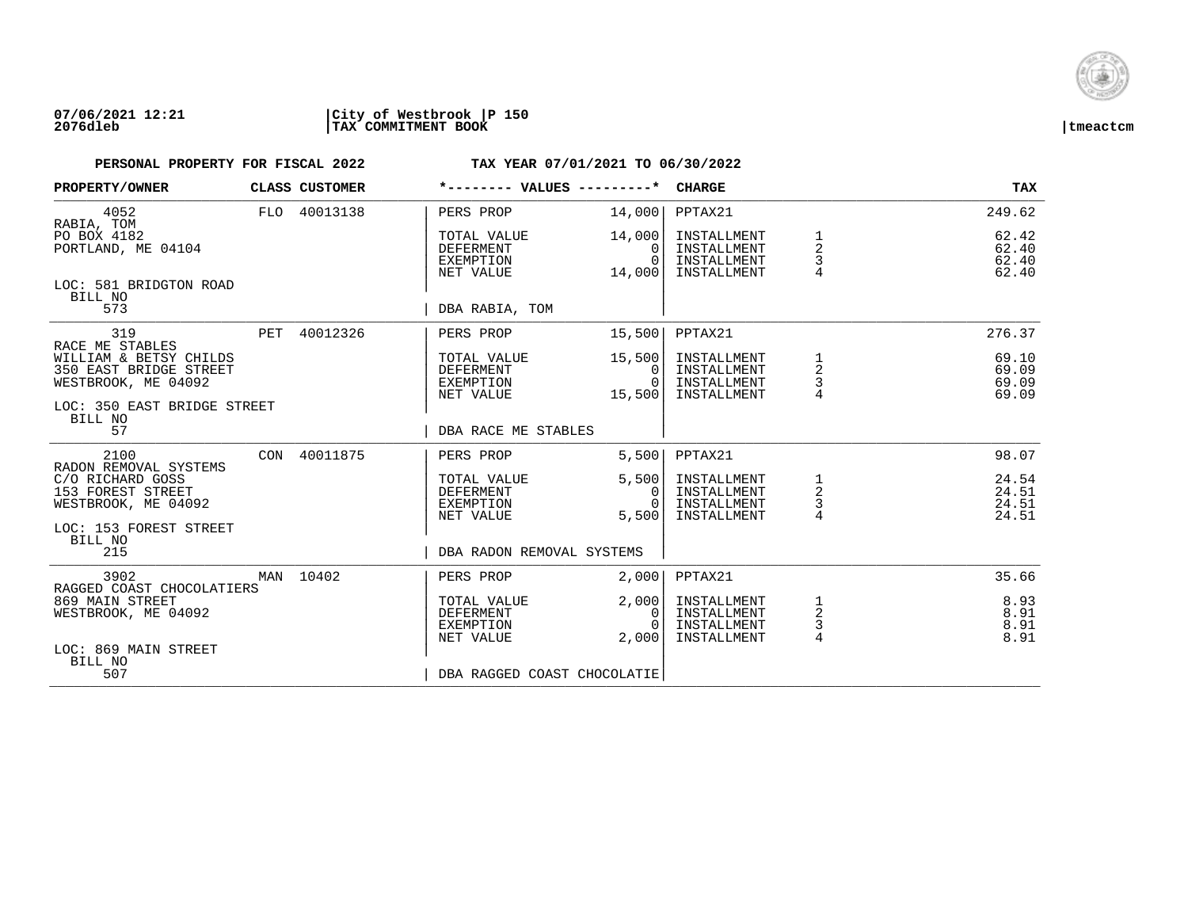**07/06/2021 12:21** | **City of Westbrook** | **P 150**
**2076dleb** | **TAX COMMITMENT BOOK** | **tmeactcm**

**PERSONAL PROPERTY FOR FISCAL 2022** **TAX YEAR 07/01/2021 TO 06/30/2022**

| PROPERTY/OWNER | CLASS | CUSTOMER | *-------- VALUES ---------* | | CHARGE | | TAX |
|---|---|---|---|---|---|---|---|
| 4052 | FLO | 40013138 | PERS PROP | 14,000 | PPTAX21 | | 249.62 |
| RABIA, TOM | | | | | | | |
| PO BOX 4182 | | | TOTAL VALUE | 14,000 | INSTALLMENT | 1 | 62.42 |
| PORTLAND, ME 04104 | | | DEFERMENT | 0 | INSTALLMENT | 2 | 62.40 |
| | | | EXEMPTION | 0 | INSTALLMENT | 3 | 62.40 |
| | | | NET VALUE | 14,000 | INSTALLMENT | 4 | 62.40 |
| LOC: 581 BRIDGTON ROAD | | | | | | | |
| BILL NO 573 | | | DBA RABIA, TOM | | | | |
| 319 | PET | 40012326 | PERS PROP | 15,500 | PPTAX21 | | 276.37 |
| RACE ME STABLES | | | | | | | |
| WILLIAM & BETSY CHILDS | | | TOTAL VALUE | 15,500 | INSTALLMENT | 1 | 69.10 |
| 350 EAST BRIDGE STREET | | | DEFERMENT | 0 | INSTALLMENT | 2 | 69.09 |
| WESTBROOK, ME 04092 | | | EXEMPTION | 0 | INSTALLMENT | 3 | 69.09 |
| | | | NET VALUE | 15,500 | INSTALLMENT | 4 | 69.09 |
| LOC: 350 EAST BRIDGE STREET | | | | | | | |
| BILL NO 57 | | | DBA RACE ME STABLES | | | | |
| 2100 | CON | 40011875 | PERS PROP | 5,500 | PPTAX21 | | 98.07 |
| RADON REMOVAL SYSTEMS | | | | | | | |
| C/O RICHARD GOSS | | | TOTAL VALUE | 5,500 | INSTALLMENT | 1 | 24.54 |
| 153 FOREST STREET | | | DEFERMENT | 0 | INSTALLMENT | 2 | 24.51 |
| WESTBROOK, ME 04092 | | | EXEMPTION | 0 | INSTALLMENT | 3 | 24.51 |
| | | | NET VALUE | 5,500 | INSTALLMENT | 4 | 24.51 |
| LOC: 153 FOREST STREET | | | | | | | |
| BILL NO 215 | | | DBA RADON REMOVAL SYSTEMS | | | | |
| 3902 | MAN | 10402 | PERS PROP | 2,000 | PPTAX21 | | 35.66 |
| RAGGED COAST CHOCOLATIERS | | | | | | | |
| 869 MAIN STREET | | | TOTAL VALUE | 2,000 | INSTALLMENT | 1 | 8.93 |
| WESTBROOK, ME 04092 | | | DEFERMENT | 0 | INSTALLMENT | 2 | 8.91 |
| | | | EXEMPTION | 0 | INSTALLMENT | 3 | 8.91 |
| | | | NET VALUE | 2,000 | INSTALLMENT | 4 | 8.91 |
| LOC: 869 MAIN STREET | | | | | | | |
| BILL NO 507 | | | DBA RAGGED COAST CHOCOLATIE | | | | |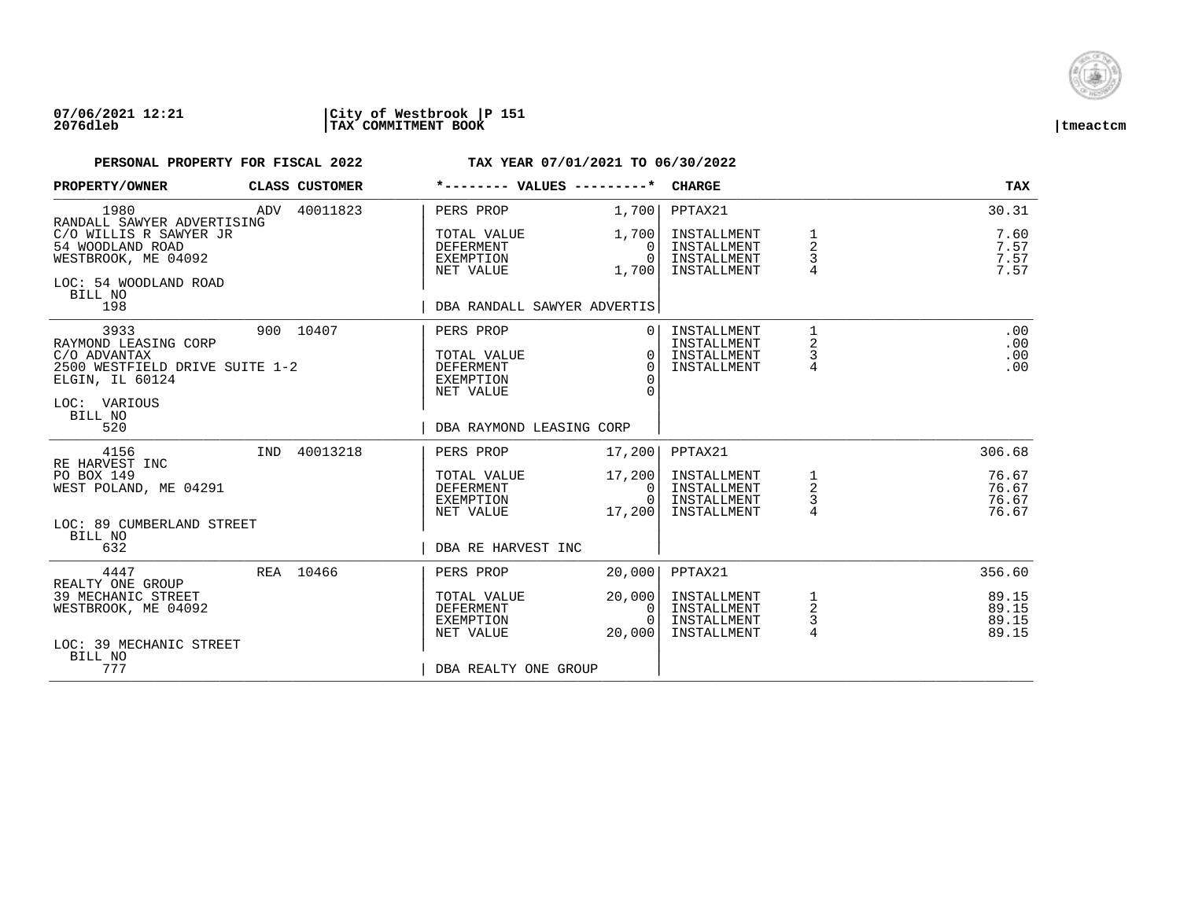**07/06/2021 12:21** | **City of Westbrook** | **P 151**
**2076dleb** | **TAX COMMITMENT BOOK** | **tmeactcm**

**PERSONAL PROPERTY FOR FISCAL 2022** **TAX YEAR 07/01/2021 TO 06/30/2022**

| PROPERTY/OWNER | CLASS | CUSTOMER | *-------- VALUES ---------* | | CHARGE | | TAX |
|---|---|---|---|---|---|---|---|
| 1980 | ADV | 40011823 | PERS PROP | 1,700 | PPTAX21 | | 30.31 |
| RANDALL SAWYER ADVERTISING | | | | | | | |
| C/O WILLIS R SAWYER JR | | | TOTAL VALUE | 1,700 | INSTALLMENT | 1 | 7.60 |
| 54 WOODLAND ROAD | | | DEFERMENT | 0 | INSTALLMENT | 2 | 7.57 |
| WESTBROOK, ME 04092 | | | EXEMPTION | 0 | INSTALLMENT | 3 | 7.57 |
| | | | NET VALUE | 1,700 | INSTALLMENT | 4 | 7.57 |
| LOC: 54 WOODLAND ROAD | | | | | | | |
| BILL NO | | | | | | | |
| 198 | | | DBA RANDALL SAWYER ADVERTIS | | | | |
| 3933 | 900 | 10407 | PERS PROP | 0 | INSTALLMENT | 1 | .00 |
| RAYMOND LEASING CORP | | | | | INSTALLMENT | 2 | .00 |
| C/O ADVANTAX | | | TOTAL VALUE | 0 | INSTALLMENT | 3 | .00 |
| 2500 WESTFIELD DRIVE SUITE 1-2 | | | DEFERMENT | 0 | INSTALLMENT | 4 | .00 |
| ELGIN, IL 60124 | | | EXEMPTION | 0 | | | |
| | | | NET VALUE | 0 | | | |
| LOC: VARIOUS | | | | | | | |
| BILL NO | | | | | | | |
| 520 | | | DBA RAYMOND LEASING CORP | | | | |
| 4156 | IND | 40013218 | PERS PROP | 17,200 | PPTAX21 | | 306.68 |
| RE HARVEST INC | | | | | | | |
| PO BOX 149 | | | TOTAL VALUE | 17,200 | INSTALLMENT | 1 | 76.67 |
| WEST POLAND, ME 04291 | | | DEFERMENT | 0 | INSTALLMENT | 2 | 76.67 |
| | | | EXEMPTION | 0 | INSTALLMENT | 3 | 76.67 |
| | | | NET VALUE | 17,200 | INSTALLMENT | 4 | 76.67 |
| LOC: 89 CUMBERLAND STREET | | | | | | | |
| BILL NO | | | | | | | |
| 632 | | | DBA RE HARVEST INC | | | | |
| 4447 | REA | 10466 | PERS PROP | 20,000 | PPTAX21 | | 356.60 |
| REALTY ONE GROUP | | | | | | | |
| 39 MECHANIC STREET | | | TOTAL VALUE | 20,000 | INSTALLMENT | 1 | 89.15 |
| WESTBROOK, ME 04092 | | | DEFERMENT | 0 | INSTALLMENT | 2 | 89.15 |
| | | | EXEMPTION | 0 | INSTALLMENT | 3 | 89.15 |
| | | | NET VALUE | 20,000 | INSTALLMENT | 4 | 89.15 |
| LOC: 39 MECHANIC STREET | | | | | | | |
| BILL NO | | | | | | | |
| 777 | | | DBA REALTY ONE GROUP | | | | |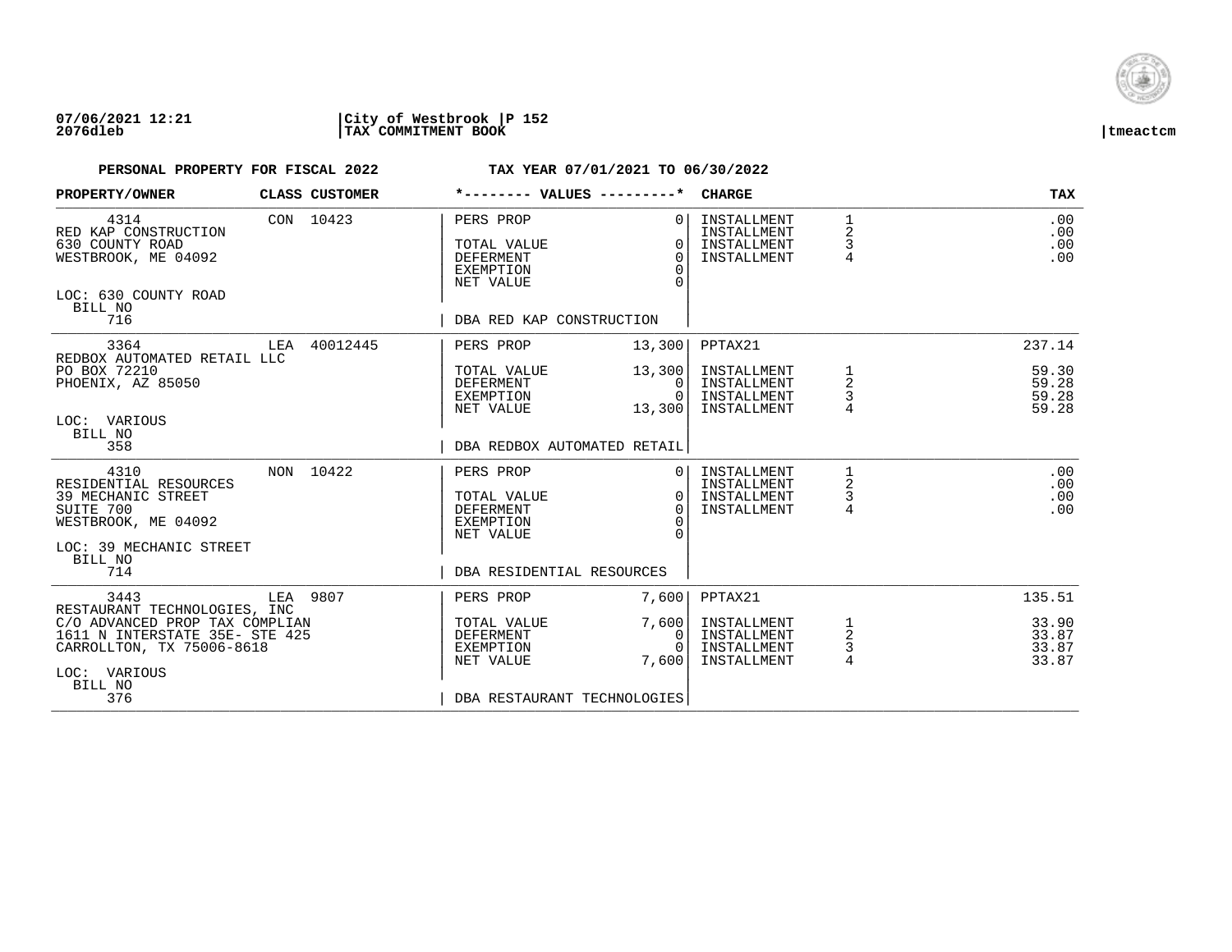**07/06/2021 12:21** | **City of Westbrook** | **P 152**
**2076dleb** | **TAX COMMITMENT BOOK** | **tmeactcm**

**PERSONAL PROPERTY FOR FISCAL 2022 TAX YEAR 07/01/2021 TO 06/30/2022**

| PROPERTY/OWNER | CLASS | CUSTOMER | *-------- VALUES ---------* | | CHARGE | | TAX |
|---|---|---|---|---|---|---|---|
| 4314 | CON | 10423 | PERS PROP | 0 | INSTALLMENT | 1 | .00 |
| RED KAP CONSTRUCTION | | | | | INSTALLMENT | 2 | .00 |
| 630 COUNTY ROAD | | | TOTAL VALUE | 0 | INSTALLMENT | 3 | .00 |
| WESTBROOK, ME 04092 | | | DEFERMENT | 0 | INSTALLMENT | 4 | .00 |
| | | | EXEMPTION | 0 | | | |
| | | | NET VALUE | 0 | | | |
| LOC: 630 COUNTY ROAD | | | | | | | |
| BILL NO | | | | | | | |
| 716 | | | DBA RED KAP CONSTRUCTION | | | | |
| 3364 | LEA | 40012445 | PERS PROP | 13,300 | PPTAX21 | | 237.14 |
| REDBOX AUTOMATED RETAIL LLC | | | | | | | |
| PO BOX 72210 | | | TOTAL VALUE | 13,300 | INSTALLMENT | 1 | 59.30 |
| PHOENIX, AZ 85050 | | | DEFERMENT | 0 | INSTALLMENT | 2 | 59.28 |
| | | | EXEMPTION | 0 | INSTALLMENT | 3 | 59.28 |
| | | | NET VALUE | 13,300 | INSTALLMENT | 4 | 59.28 |
| LOC: VARIOUS | | | | | | | |
| BILL NO | | | | | | | |
| 358 | | | DBA REDBOX AUTOMATED RETAIL | | | | |
| 4310 | NON | 10422 | PERS PROP | 0 | INSTALLMENT | 1 | .00 |
| RESIDENTIAL RESOURCES | | | | | INSTALLMENT | 2 | .00 |
| 39 MECHANIC STREET | | | TOTAL VALUE | 0 | INSTALLMENT | 3 | .00 |
| SUITE 700 | | | DEFERMENT | 0 | INSTALLMENT | 4 | .00 |
| WESTBROOK, ME 04092 | | | EXEMPTION | 0 | | | |
| | | | NET VALUE | 0 | | | |
| LOC: 39 MECHANIC STREET | | | | | | | |
| BILL NO | | | | | | | |
| 714 | | | DBA RESIDENTIAL RESOURCES | | | | |
| 3443 | LEA | 9807 | PERS PROP | 7,600 | PPTAX21 | | 135.51 |
| RESTAURANT TECHNOLOGIES, INC | | | | | | | |
| C/O ADVANCED PROP TAX COMPLIAN | | | TOTAL VALUE | 7,600 | INSTALLMENT | 1 | 33.90 |
| 1611 N INTERSTATE 35E- STE 425 | | | DEFERMENT | 0 | INSTALLMENT | 2 | 33.87 |
| CARROLLTON, TX 75006-8618 | | | EXEMPTION | 0 | INSTALLMENT | 3 | 33.87 |
| | | | NET VALUE | 7,600 | INSTALLMENT | 4 | 33.87 |
| LOC: VARIOUS | | | | | | | |
| BILL NO | | | | | | | |
| 376 | | | DBA RESTAURANT TECHNOLOGIES | | | | |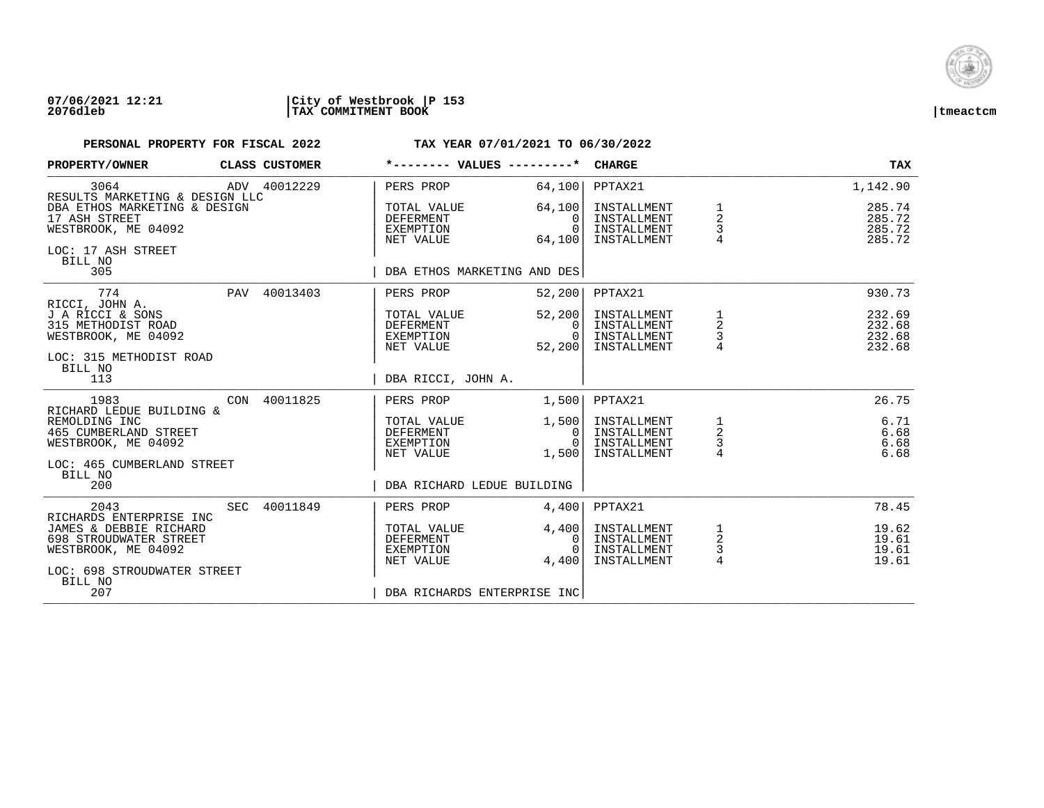**07/06/2021 12:21** | **City of Westbrook** | **P 153**
**2076dleb** | **TAX COMMITMENT BOOK** | **tmeactcm**

**PERSONAL PROPERTY FOR FISCAL 2022** — **TAX YEAR 07/01/2021 TO 06/30/2022**

| PROPERTY/OWNER | CLASS | CUSTOMER | *-------- VALUES ---------* | | CHARGE | | TAX |
|---|---|---|---|---|---|---|---|
| 3064 | ADV | 40012229 | PERS PROP | 64,100 | PPTAX21 | | 1,142.90 |
| RESULTS MARKETING & DESIGN LLC | | | | | | | |
| DBA ETHOS MARKETING & DESIGN | | | TOTAL VALUE | 64,100 | INSTALLMENT | 1 | 285.74 |
| 17 ASH STREET | | | DEFERMENT | 0 | INSTALLMENT | 2 | 285.72 |
| WESTBROOK, ME 04092 | | | EXEMPTION | 0 | INSTALLMENT | 3 | 285.72 |
| | | | NET VALUE | 64,100 | INSTALLMENT | 4 | 285.72 |
| LOC: 17 ASH STREET | | | | | | | |
| BILL NO 305 | | | DBA ETHOS MARKETING AND DES | | | | |
| 774 | PAV | 40013403 | PERS PROP | 52,200 | PPTAX21 | | 930.73 |
| RICCI, JOHN A. | | | | | | | |
| J A RICCI & SONS | | | TOTAL VALUE | 52,200 | INSTALLMENT | 1 | 232.69 |
| 315 METHODIST ROAD | | | DEFERMENT | 0 | INSTALLMENT | 2 | 232.68 |
| WESTBROOK, ME 04092 | | | EXEMPTION | 0 | INSTALLMENT | 3 | 232.68 |
| | | | NET VALUE | 52,200 | INSTALLMENT | 4 | 232.68 |
| LOC: 315 METHODIST ROAD | | | | | | | |
| BILL NO 113 | | | DBA RICCI, JOHN A. | | | | |
| 1983 | CON | 40011825 | PERS PROP | 1,500 | PPTAX21 | | 26.75 |
| RICHARD LEDUE BUILDING & | | | | | | | |
| REMOLDING INC | | | TOTAL VALUE | 1,500 | INSTALLMENT | 1 | 6.71 |
| 465 CUMBERLAND STREET | | | DEFERMENT | 0 | INSTALLMENT | 2 | 6.68 |
| WESTBROOK, ME 04092 | | | EXEMPTION | 0 | INSTALLMENT | 3 | 6.68 |
| | | | NET VALUE | 1,500 | INSTALLMENT | 4 | 6.68 |
| LOC: 465 CUMBERLAND STREET | | | | | | | |
| BILL NO 200 | | | DBA RICHARD LEDUE BUILDING | | | | |
| 2043 | SEC | 40011849 | PERS PROP | 4,400 | PPTAX21 | | 78.45 |
| RICHARDS ENTERPRISE INC | | | | | | | |
| JAMES & DEBBIE RICHARD | | | TOTAL VALUE | 4,400 | INSTALLMENT | 1 | 19.62 |
| 698 STROUDWATER STREET | | | DEFERMENT | 0 | INSTALLMENT | 2 | 19.61 |
| WESTBROOK, ME 04092 | | | EXEMPTION | 0 | INSTALLMENT | 3 | 19.61 |
| | | | NET VALUE | 4,400 | INSTALLMENT | 4 | 19.61 |
| LOC: 698 STROUDWATER STREET | | | | | | | |
| BILL NO 207 | | | DBA RICHARDS ENTERPRISE INC | | | | |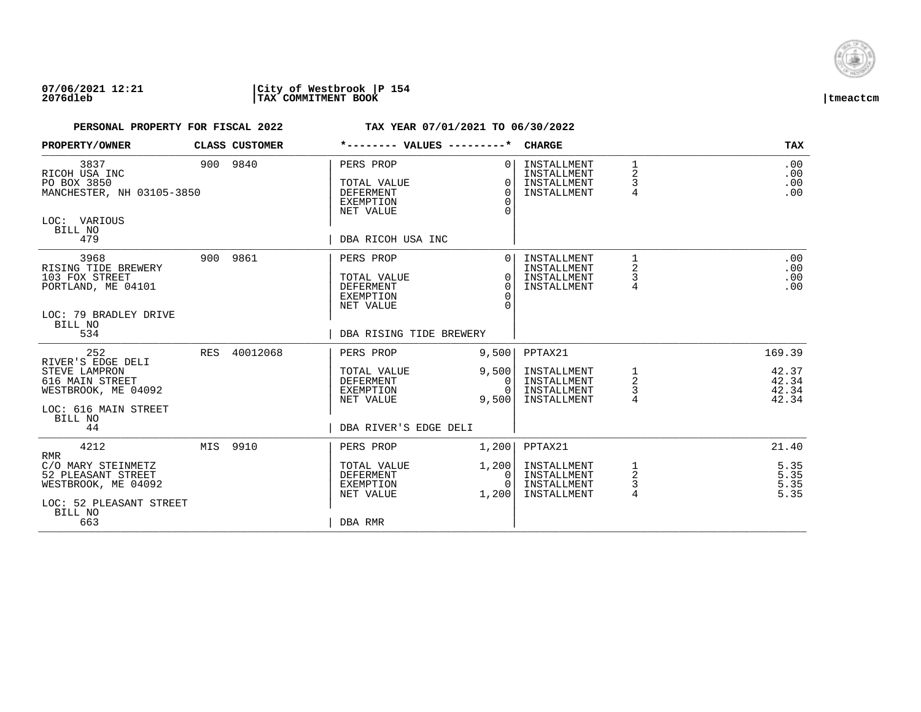07/06/2021 12:21 | City of Westbrook | P 154
2076dleb | TAX COMMITMENT BOOK | tmeactcm

**PERSONAL PROPERTY FOR FISCAL 2022** — **TAX YEAR 07/01/2021 TO 06/30/2022**

| PROPERTY/OWNER | CLASS | CUSTOMER | VALUES | | CHARGE | | TAX |
|---|---|---|---|---|---|---|---|
| 3837 | 900 | 9840 | PERS PROP | 0 | INSTALLMENT | 1 | .00 |
| RICOH USA INC | | | | | INSTALLMENT | 2 | .00 |
| PO BOX 3850 | | | TOTAL VALUE | 0 | INSTALLMENT | 3 | .00 |
| MANCHESTER, NH 03105-3850 | | | DEFERMENT | 0 | INSTALLMENT | 4 | .00 |
| | | | EXEMPTION | 0 | | | |
| LOC: VARIOUS | | | NET VALUE | 0 | | | |
| BILL NO 479 | | | DBA RICOH USA INC | | | | |
| 3968 | 900 | 9861 | PERS PROP | 0 | INSTALLMENT | 1 | .00 |
| RISING TIDE BREWERY | | | | | INSTALLMENT | 2 | .00 |
| 103 FOX STREET | | | TOTAL VALUE | 0 | INSTALLMENT | 3 | .00 |
| PORTLAND, ME 04101 | | | DEFERMENT | 0 | INSTALLMENT | 4 | .00 |
| | | | EXEMPTION | 0 | | | |
| LOC: 79 BRADLEY DRIVE | | | NET VALUE | 0 | | | |
| BILL NO 534 | | | DBA RISING TIDE BREWERY | | | | |
| 252 | RES | 40012068 | PERS PROP | 9,500 | PPTAX21 | | 169.39 |
| RIVER'S EDGE DELI | | | | | | | |
| STEVE LAMPRON | | | TOTAL VALUE | 9,500 | INSTALLMENT | 1 | 42.37 |
| 616 MAIN STREET | | | DEFERMENT | 0 | INSTALLMENT | 2 | 42.34 |
| WESTBROOK, ME 04092 | | | EXEMPTION | 0 | INSTALLMENT | 3 | 42.34 |
| | | | NET VALUE | 9,500 | INSTALLMENT | 4 | 42.34 |
| LOC: 616 MAIN STREET | | | | | | | |
| BILL NO 44 | | | DBA RIVER'S EDGE DELI | | | | |
| 4212 | MIS | 9910 | PERS PROP | 1,200 | PPTAX21 | | 21.40 |
| RMR | | | | | | | |
| C/O MARY STEINMETZ | | | TOTAL VALUE | 1,200 | INSTALLMENT | 1 | 5.35 |
| 52 PLEASANT STREET | | | DEFERMENT | 0 | INSTALLMENT | 2 | 5.35 |
| WESTBROOK, ME 04092 | | | EXEMPTION | 0 | INSTALLMENT | 3 | 5.35 |
| | | | NET VALUE | 1,200 | INSTALLMENT | 4 | 5.35 |
| LOC: 52 PLEASANT STREET | | | | | | | |
| BILL NO 663 | | | DBA RMR | | | | |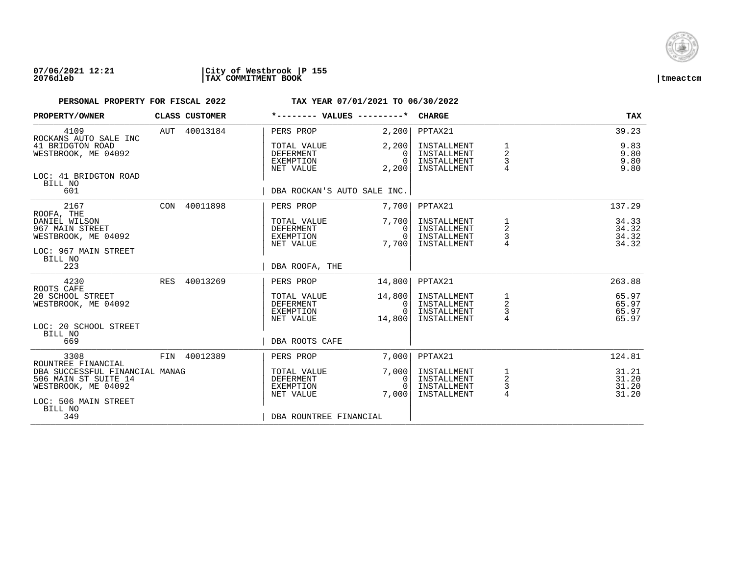07/06/2021 12:21 | City of Westbrook | P 155
2076dleb | TAX COMMITMENT BOOK | tmeactcm

**PERSONAL PROPERTY FOR FISCAL 2022** **TAX YEAR 07/01/2021 TO 06/30/2022**

| PROPERTY/OWNER | CLASS | CUSTOMER | *-------- VALUES ---------* | | CHARGE | | TAX |
|---|---|---|---|---|---|---|---|
| 4109 | AUT | 40013184 | PERS PROP | 2,200 | PPTAX21 | | 39.23 |
| ROCKANS AUTO SALE INC | | | | | | | |
| 41 BRIDGTON ROAD | | | TOTAL VALUE | 2,200 | INSTALLMENT | 1 | 9.83 |
| WESTBROOK, ME 04092 | | | DEFERMENT | 0 | INSTALLMENT | 2 | 9.80 |
| | | | EXEMPTION | 0 | INSTALLMENT | 3 | 9.80 |
| | | | NET VALUE | 2,200 | INSTALLMENT | 4 | 9.80 |
| LOC: 41 BRIDGTON ROAD | | | | | | | |
| BILL NO | | | | | | | |
| 601 | | | DBA ROCKAN'S AUTO SALE INC. | | | | |
| 2167 | CON | 40011898 | PERS PROP | 7,700 | PPTAX21 | | 137.29 |
| ROOFA, THE | | | | | | | |
| DANIEL WILSON | | | TOTAL VALUE | 7,700 | INSTALLMENT | 1 | 34.33 |
| 967 MAIN STREET | | | DEFERMENT | 0 | INSTALLMENT | 2 | 34.32 |
| WESTBROOK, ME 04092 | | | EXEMPTION | 0 | INSTALLMENT | 3 | 34.32 |
| | | | NET VALUE | 7,700 | INSTALLMENT | 4 | 34.32 |
| LOC: 967 MAIN STREET | | | | | | | |
| BILL NO | | | | | | | |
| 223 | | | DBA ROOFA, THE | | | | |
| 4230 | RES | 40013269 | PERS PROP | 14,800 | PPTAX21 | | 263.88 |
| ROOTS CAFE | | | | | | | |
| 20 SCHOOL STREET | | | TOTAL VALUE | 14,800 | INSTALLMENT | 1 | 65.97 |
| WESTBROOK, ME 04092 | | | DEFERMENT | 0 | INSTALLMENT | 2 | 65.97 |
| | | | EXEMPTION | 0 | INSTALLMENT | 3 | 65.97 |
| | | | NET VALUE | 14,800 | INSTALLMENT | 4 | 65.97 |
| LOC: 20 SCHOOL STREET | | | | | | | |
| BILL NO | | | | | | | |
| 669 | | | DBA ROOTS CAFE | | | | |
| 3308 | FIN | 40012389 | PERS PROP | 7,000 | PPTAX21 | | 124.81 |
| ROUNTREE FINANCIAL | | | | | | | |
| DBA SUCCESSFUL FINANCIAL MANAG | | | TOTAL VALUE | 7,000 | INSTALLMENT | 1 | 31.21 |
| 506 MAIN ST SUITE 14 | | | DEFERMENT | 0 | INSTALLMENT | 2 | 31.20 |
| WESTBROOK, ME 04092 | | | EXEMPTION | 0 | INSTALLMENT | 3 | 31.20 |
| | | | NET VALUE | 7,000 | INSTALLMENT | 4 | 31.20 |
| LOC: 506 MAIN STREET | | | | | | | |
| BILL NO | | | | | | | |
| 349 | | | DBA ROUNTREE FINANCIAL | | | | |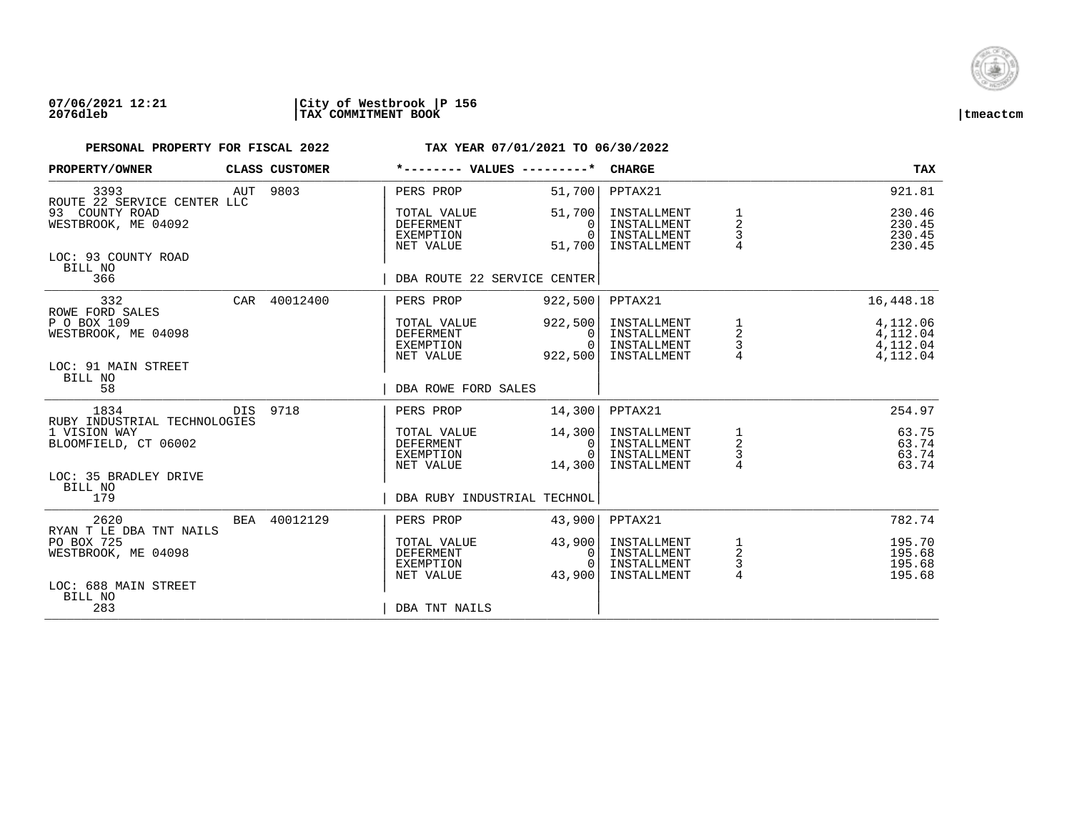**07/06/2021 12:21** | **City of Westbrook** | **P 156**
**2076dleb** | **TAX COMMITMENT BOOK** | **tmeactcm**

**PERSONAL PROPERTY FOR FISCAL 2022** — **TAX YEAR 07/01/2021 TO 06/30/2022**

| PROPERTY/OWNER | CLASS | CUSTOMER | *-------- VALUES ---------* | | CHARGE | | TAX |
|---|---|---|---|---|---|---|---|
| 3393 | AUT | 9803 | PERS PROP | 51,700 | PPTAX21 | | 921.81 |
| ROUTE 22 SERVICE CENTER LLC | | | | | | | |
| 93 COUNTY ROAD | | | TOTAL VALUE | 51,700 | INSTALLMENT | 1 | 230.46 |
| WESTBROOK, ME 04092 | | | DEFERMENT | 0 | INSTALLMENT | 2 | 230.45 |
| | | | EXEMPTION | 0 | INSTALLMENT | 3 | 230.45 |
| | | | NET VALUE | 51,700 | INSTALLMENT | 4 | 230.45 |
| LOC: 93 COUNTY ROAD | | | | | | | |
| BILL NO 366 | | | DBA ROUTE 22 SERVICE CENTER | | | | |
| 332 | CAR | 40012400 | PERS PROP | 922,500 | PPTAX21 | | 16,448.18 |
| ROWE FORD SALES | | | | | | | |
| P O BOX 109 | | | TOTAL VALUE | 922,500 | INSTALLMENT | 1 | 4,112.06 |
| WESTBROOK, ME 04098 | | | DEFERMENT | 0 | INSTALLMENT | 2 | 4,112.04 |
| | | | EXEMPTION | 0 | INSTALLMENT | 3 | 4,112.04 |
| | | | NET VALUE | 922,500 | INSTALLMENT | 4 | 4,112.04 |
| LOC: 91 MAIN STREET | | | | | | | |
| BILL NO 58 | | | DBA ROWE FORD SALES | | | | |
| 1834 | DIS | 9718 | PERS PROP | 14,300 | PPTAX21 | | 254.97 |
| RUBY INDUSTRIAL TECHNOLOGIES | | | | | | | |
| 1 VISION WAY | | | TOTAL VALUE | 14,300 | INSTALLMENT | 1 | 63.75 |
| BLOOMFIELD, CT 06002 | | | DEFERMENT | 0 | INSTALLMENT | 2 | 63.74 |
| | | | EXEMPTION | 0 | INSTALLMENT | 3 | 63.74 |
| | | | NET VALUE | 14,300 | INSTALLMENT | 4 | 63.74 |
| LOC: 35 BRADLEY DRIVE | | | | | | | |
| BILL NO 179 | | | DBA RUBY INDUSTRIAL TECHNOL | | | | |
| 2620 | BEA | 40012129 | PERS PROP | 43,900 | PPTAX21 | | 782.74 |
| RYAN T LE DBA TNT NAILS | | | | | | | |
| PO BOX 725 | | | TOTAL VALUE | 43,900 | INSTALLMENT | 1 | 195.70 |
| WESTBROOK, ME 04098 | | | DEFERMENT | 0 | INSTALLMENT | 2 | 195.68 |
| | | | EXEMPTION | 0 | INSTALLMENT | 3 | 195.68 |
| | | | NET VALUE | 43,900 | INSTALLMENT | 4 | 195.68 |
| LOC: 688 MAIN STREET | | | | | | | |
| BILL NO 283 | | | DBA TNT NAILS | | | | |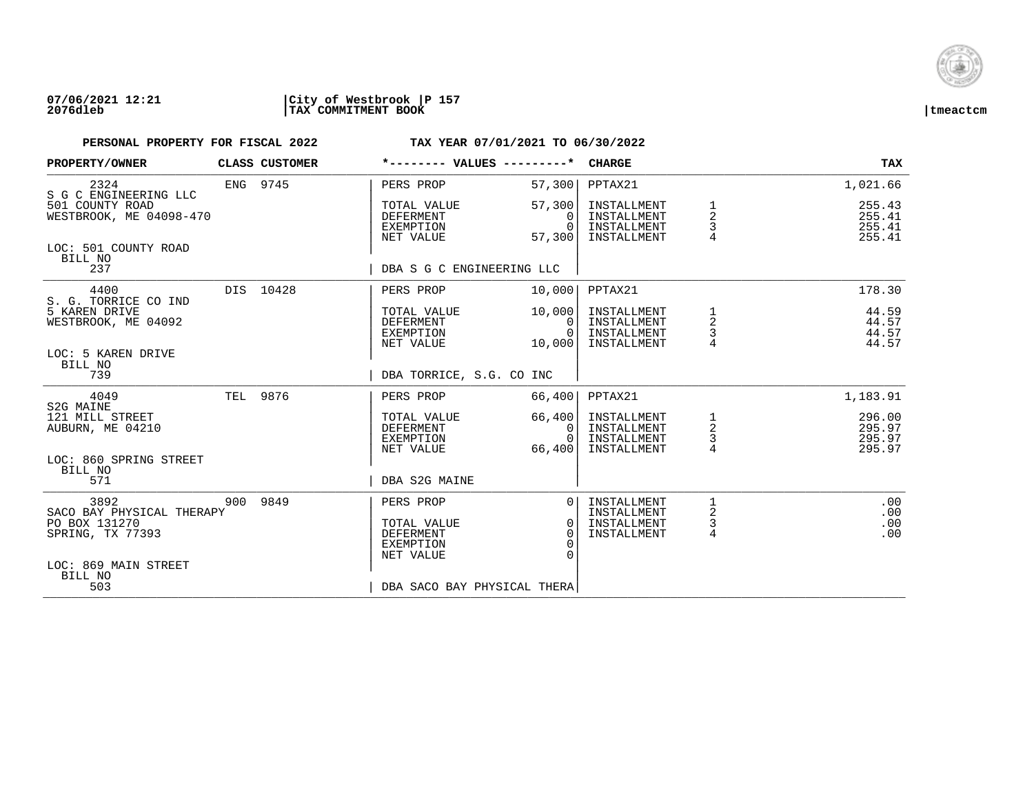07/06/2021 12:21 | City of Westbrook | P 157
2076dleb | TAX COMMITMENT BOOK | tmeactcm

**PERSONAL PROPERTY FOR FISCAL 2022** — **TAX YEAR 07/01/2021 TO 06/30/2022**

| PROPERTY/OWNER | CLASS | CUSTOMER | VALUES | | CHARGE | | TAX |
|---|---|---|---|---|---|---|---|
| 2324 | ENG | 9745 | PERS PROP | 57,300 | PPTAX21 | | 1,021.66 |
| S G C ENGINEERING LLC | | | | | | | |
| 501 COUNTY ROAD | | | TOTAL VALUE | 57,300 | INSTALLMENT | 1 | 255.43 |
| WESTBROOK, ME 04098-470 | | | DEFERMENT | 0 | INSTALLMENT | 2 | 255.41 |
| | | | EXEMPTION | 0 | INSTALLMENT | 3 | 255.41 |
| | | | NET VALUE | 57,300 | INSTALLMENT | 4 | 255.41 |
| LOC: 501 COUNTY ROAD | | | | | | | |
| BILL NO 237 | | | DBA S G C ENGINEERING LLC | | | | |
| 4400 | DIS | 10428 | PERS PROP | 10,000 | PPTAX21 | | 178.30 |
| S. G. TORRICE CO IND | | | | | | | |
| 5 KAREN DRIVE | | | TOTAL VALUE | 10,000 | INSTALLMENT | 1 | 44.59 |
| WESTBROOK, ME 04092 | | | DEFERMENT | 0 | INSTALLMENT | 2 | 44.57 |
| | | | EXEMPTION | 0 | INSTALLMENT | 3 | 44.57 |
| | | | NET VALUE | 10,000 | INSTALLMENT | 4 | 44.57 |
| LOC: 5 KAREN DRIVE | | | | | | | |
| BILL NO 739 | | | DBA TORRICE, S.G. CO INC | | | | |
| 4049 | TEL | 9876 | PERS PROP | 66,400 | PPTAX21 | | 1,183.91 |
| S2G MAINE | | | | | | | |
| 121 MILL STREET | | | TOTAL VALUE | 66,400 | INSTALLMENT | 1 | 296.00 |
| AUBURN, ME 04210 | | | DEFERMENT | 0 | INSTALLMENT | 2 | 295.97 |
| | | | EXEMPTION | 0 | INSTALLMENT | 3 | 295.97 |
| | | | NET VALUE | 66,400 | INSTALLMENT | 4 | 295.97 |
| LOC: 860 SPRING STREET | | | | | | | |
| BILL NO 571 | | | DBA S2G MAINE | | | | |
| 3892 | 900 | 9849 | PERS PROP | 0 | INSTALLMENT | 1 | .00 |
| SACO BAY PHYSICAL THERAPY | | | | | INSTALLMENT | 2 | .00 |
| PO BOX 131270 | | | TOTAL VALUE | 0 | INSTALLMENT | 3 | .00 |
| SPRING, TX 77393 | | | DEFERMENT | 0 | INSTALLMENT | 4 | .00 |
| | | | EXEMPTION | 0 | | | |
| | | | NET VALUE | 0 | | | |
| LOC: 869 MAIN STREET | | | | | | | |
| BILL NO 503 | | | DBA SACO BAY PHYSICAL THERA | | | | |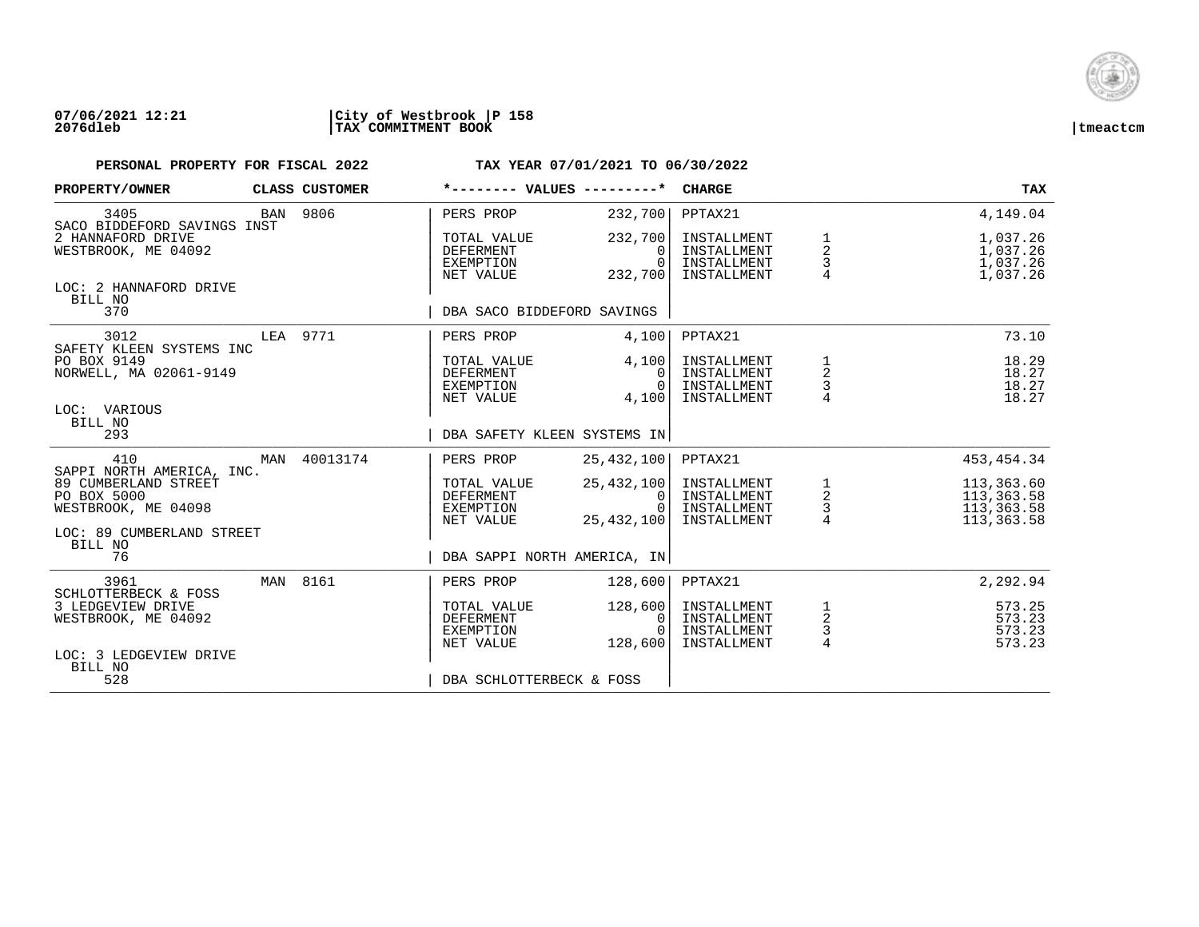07/06/2021 12:21 | City of Westbrook | P 158
2076dleb | TAX COMMITMENT BOOK | tmeactcm

**PERSONAL PROPERTY FOR FISCAL 2022** **TAX YEAR 07/01/2021 TO 06/30/2022**

| PROPERTY/OWNER | CLASS | CUSTOMER | *-------- VALUES ---------* | | CHARGE | | TAX |
|---|---|---|---|---|---|---|---|
| 3405 | BAN | 9806 | PERS PROP | 232,700 | PPTAX21 | | 4,149.04 |
| SACO BIDDEFORD SAVINGS INST | | | | | | | |
| 2 HANNAFORD DRIVE | | | TOTAL VALUE | 232,700 | INSTALLMENT | 1 | 1,037.26 |
| WESTBROOK, ME 04092 | | | DEFERMENT | 0 | INSTALLMENT | 2 | 1,037.26 |
| | | | EXEMPTION | 0 | INSTALLMENT | 3 | 1,037.26 |
| | | | NET VALUE | 232,700 | INSTALLMENT | 4 | 1,037.26 |
| LOC: 2 HANNAFORD DRIVE | | | | | | | |
| BILL NO 370 | | | DBA SACO BIDDEFORD SAVINGS | | | | |
| 3012 | LEA | 9771 | PERS PROP | 4,100 | PPTAX21 | | 73.10 |
| SAFETY KLEEN SYSTEMS INC | | | | | | | |
| PO BOX 9149 | | | TOTAL VALUE | 4,100 | INSTALLMENT | 1 | 18.29 |
| NORWELL, MA 02061-9149 | | | DEFERMENT | 0 | INSTALLMENT | 2 | 18.27 |
| | | | EXEMPTION | 0 | INSTALLMENT | 3 | 18.27 |
| | | | NET VALUE | 4,100 | INSTALLMENT | 4 | 18.27 |
| LOC: VARIOUS | | | | | | | |
| BILL NO 293 | | | DBA SAFETY KLEEN SYSTEMS IN | | | | |
| 410 | MAN | 40013174 | PERS PROP | 25,432,100 | PPTAX21 | | 453,454.34 |
| SAPPI NORTH AMERICA, INC. | | | | | | | |
| 89 CUMBERLAND STREET | | | TOTAL VALUE | 25,432,100 | INSTALLMENT | 1 | 113,363.60 |
| PO BOX 5000 | | | DEFERMENT | 0 | INSTALLMENT | 2 | 113,363.58 |
| WESTBROOK, ME 04098 | | | EXEMPTION | 0 | INSTALLMENT | 3 | 113,363.58 |
| | | | NET VALUE | 25,432,100 | INSTALLMENT | 4 | 113,363.58 |
| LOC: 89 CUMBERLAND STREET | | | | | | | |
| BILL NO 76 | | | DBA SAPPI NORTH AMERICA, IN | | | | |
| 3961 | MAN | 8161 | PERS PROP | 128,600 | PPTAX21 | | 2,292.94 |
| SCHLOTTERBECK & FOSS | | | | | | | |
| 3 LEDGEVIEW DRIVE | | | TOTAL VALUE | 128,600 | INSTALLMENT | 1 | 573.25 |
| WESTBROOK, ME 04092 | | | DEFERMENT | 0 | INSTALLMENT | 2 | 573.23 |
| | | | EXEMPTION | 0 | INSTALLMENT | 3 | 573.23 |
| | | | NET VALUE | 128,600 | INSTALLMENT | 4 | 573.23 |
| LOC: 3 LEDGEVIEW DRIVE | | | | | | | |
| BILL NO 528 | | | DBA SCHLOTTERBECK & FOSS | | | | |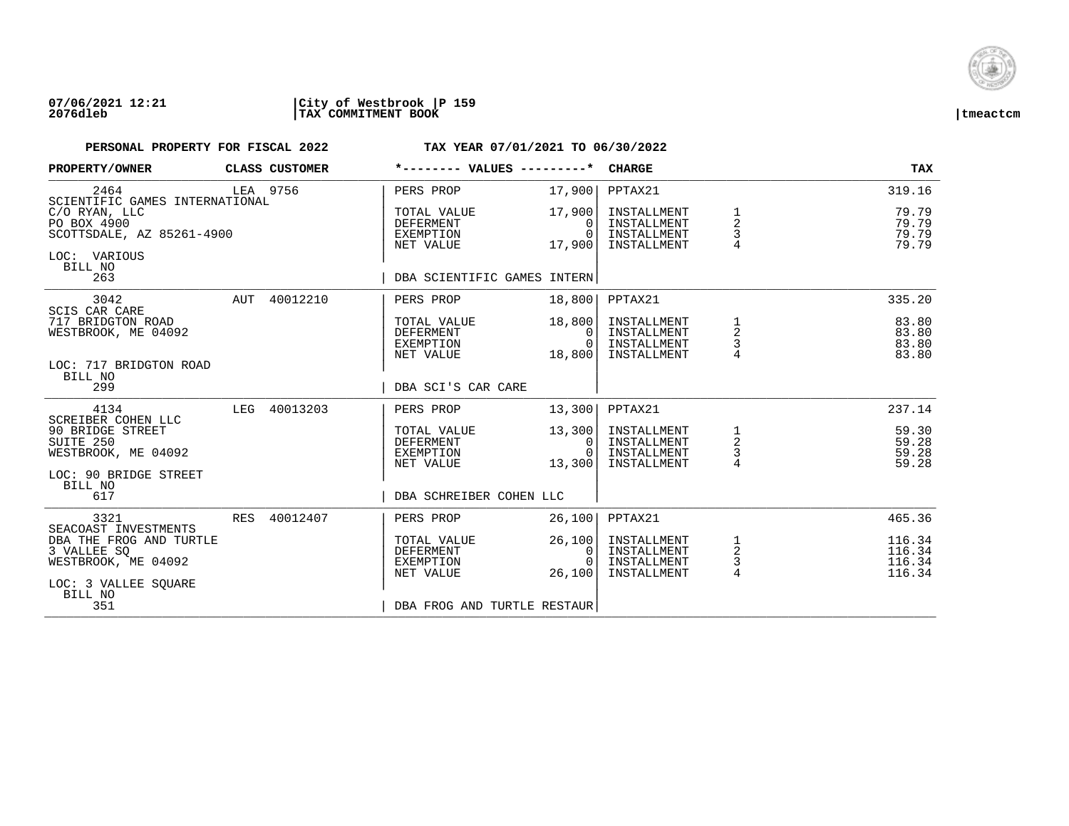**07/06/2021 12:21** | **City of Westbrook | P 159**
**2076dleb** | **TAX COMMITMENT BOOK** | **tmeactcm**

**PERSONAL PROPERTY FOR FISCAL 2022** **TAX YEAR 07/01/2021 TO 06/30/2022**

| PROPERTY/OWNER | CLASS CUSTOMER | *-------- VALUES ---------* | | CHARGE | | TAX |
|---|---|---|---|---|---|---|
| 2464 | LEA 9756 | PERS PROP | 17,900 | PPTAX21 | | 319.16 |
| SCIENTIFIC GAMES INTERNATIONAL | | | | | | |
| C/O RYAN, LLC | | TOTAL VALUE | 17,900 | INSTALLMENT | 1 | 79.79 |
| PO BOX 4900 | | DEFERMENT | 0 | INSTALLMENT | 2 | 79.79 |
| SCOTTSDALE, AZ 85261-4900 | | EXEMPTION | 0 | INSTALLMENT | 3 | 79.79 |
| | | NET VALUE | 17,900 | INSTALLMENT | 4 | 79.79 |
| LOC: VARIOUS | | | | | | |
| BILL NO | | | | | | |
| 263 | | DBA SCIENTIFIC GAMES INTERN | | | | |
| 3042 | AUT 40012210 | PERS PROP | 18,800 | PPTAX21 | | 335.20 |
| SCIS CAR CARE | | | | | | |
| 717 BRIDGTON ROAD | | TOTAL VALUE | 18,800 | INSTALLMENT | 1 | 83.80 |
| WESTBROOK, ME 04092 | | DEFERMENT | 0 | INSTALLMENT | 2 | 83.80 |
| | | EXEMPTION | 0 | INSTALLMENT | 3 | 83.80 |
| | | NET VALUE | 18,800 | INSTALLMENT | 4 | 83.80 |
| LOC: 717 BRIDGTON ROAD | | | | | | |
| BILL NO | | | | | | |
| 299 | | DBA SCI'S CAR CARE | | | | |
| 4134 | LEG 40013203 | PERS PROP | 13,300 | PPTAX21 | | 237.14 |
| SCREIBER COHEN LLC | | | | | | |
| 90 BRIDGE STREET | | TOTAL VALUE | 13,300 | INSTALLMENT | 1 | 59.30 |
| SUITE 250 | | DEFERMENT | 0 | INSTALLMENT | 2 | 59.28 |
| WESTBROOK, ME 04092 | | EXEMPTION | 0 | INSTALLMENT | 3 | 59.28 |
| | | NET VALUE | 13,300 | INSTALLMENT | 4 | 59.28 |
| LOC: 90 BRIDGE STREET | | | | | | |
| BILL NO | | | | | | |
| 617 | | DBA SCHREIBER COHEN LLC | | | | |
| 3321 | RES 40012407 | PERS PROP | 26,100 | PPTAX21 | | 465.36 |
| SEACOAST INVESTMENTS | | | | | | |
| DBA THE FROG AND TURTLE | | TOTAL VALUE | 26,100 | INSTALLMENT | 1 | 116.34 |
| 3 VALLEE SQ | | DEFERMENT | 0 | INSTALLMENT | 2 | 116.34 |
| WESTBROOK, ME 04092 | | EXEMPTION | 0 | INSTALLMENT | 3 | 116.34 |
| | | NET VALUE | 26,100 | INSTALLMENT | 4 | 116.34 |
| LOC: 3 VALLEE SQUARE | | | | | | |
| BILL NO | | | | | | |
| 351 | | DBA FROG AND TURTLE RESTAUR | | | | |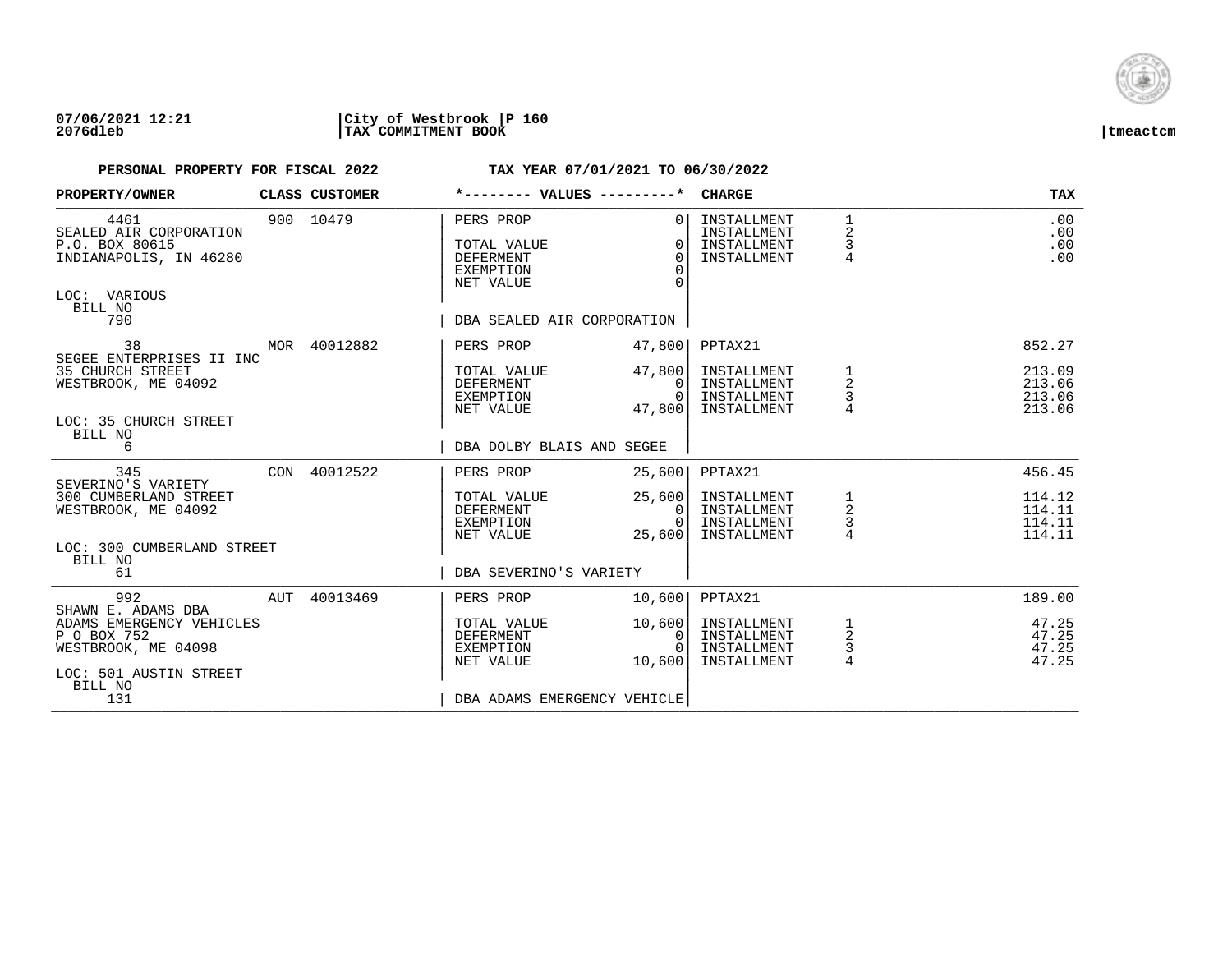**07/06/2021 12:21** | **City of Westbrook** | **P 160**
**2076dleb** | **TAX COMMITMENT BOOK** | **tmeactcm**

**PERSONAL PROPERTY FOR FISCAL 2022** **TAX YEAR 07/01/2021 TO 06/30/2022**

| PROPERTY/OWNER | CLASS | CUSTOMER | *-------- VALUES ---------* | | CHARGE | | TAX |
|---|---|---|---|---|---|---|---|
| 4461 | 900 | 10479 | PERS PROP | 0 | INSTALLMENT | 1 | .00 |
| SEALED AIR CORPORATION | | | | | INSTALLMENT | 2 | .00 |
| P.O. BOX 80615 | | | TOTAL VALUE | 0 | INSTALLMENT | 3 | .00 |
| INDIANAPOLIS, IN 46280 | | | DEFERMENT | 0 | INSTALLMENT | 4 | .00 |
| | | | EXEMPTION | 0 | | | |
| | | | NET VALUE | 0 | | | |
| LOC: VARIOUS | | | | | | | |
| BILL NO | | | | | | | |
| 790 | | | DBA SEALED AIR CORPORATION | | | | |
| 38 | MOR | 40012882 | PERS PROP | 47,800 | PPTAX21 | | 852.27 |
| SEGEE ENTERPRISES II INC | | | | | | | |
| 35 CHURCH STREET | | | TOTAL VALUE | 47,800 | INSTALLMENT | 1 | 213.09 |
| WESTBROOK, ME 04092 | | | DEFERMENT | 0 | INSTALLMENT | 2 | 213.06 |
| | | | EXEMPTION | 0 | INSTALLMENT | 3 | 213.06 |
| | | | NET VALUE | 47,800 | INSTALLMENT | 4 | 213.06 |
| LOC: 35 CHURCH STREET | | | | | | | |
| BILL NO | | | | | | | |
| 6 | | | DBA DOLBY BLAIS AND SEGEE | | | | |
| 345 | CON | 40012522 | PERS PROP | 25,600 | PPTAX21 | | 456.45 |
| SEVERINO'S VARIETY | | | | | | | |
| 300 CUMBERLAND STREET | | | TOTAL VALUE | 25,600 | INSTALLMENT | 1 | 114.12 |
| WESTBROOK, ME 04092 | | | DEFERMENT | 0 | INSTALLMENT | 2 | 114.11 |
| | | | EXEMPTION | 0 | INSTALLMENT | 3 | 114.11 |
| | | | NET VALUE | 25,600 | INSTALLMENT | 4 | 114.11 |
| LOC: 300 CUMBERLAND STREET | | | | | | | |
| BILL NO | | | | | | | |
| 61 | | | DBA SEVERINO'S VARIETY | | | | |
| 992 | AUT | 40013469 | PERS PROP | 10,600 | PPTAX21 | | 189.00 |
| SHAWN E. ADAMS DBA | | | | | | | |
| ADAMS EMERGENCY VEHICLES | | | TOTAL VALUE | 10,600 | INSTALLMENT | 1 | 47.25 |
| P O BOX 752 | | | DEFERMENT | 0 | INSTALLMENT | 2 | 47.25 |
| WESTBROOK, ME 04098 | | | EXEMPTION | 0 | INSTALLMENT | 3 | 47.25 |
| | | | NET VALUE | 10,600 | INSTALLMENT | 4 | 47.25 |
| LOC: 501 AUSTIN STREET | | | | | | | |
| BILL NO | | | | | | | |
| 131 | | | DBA ADAMS EMERGENCY VEHICLE | | | | |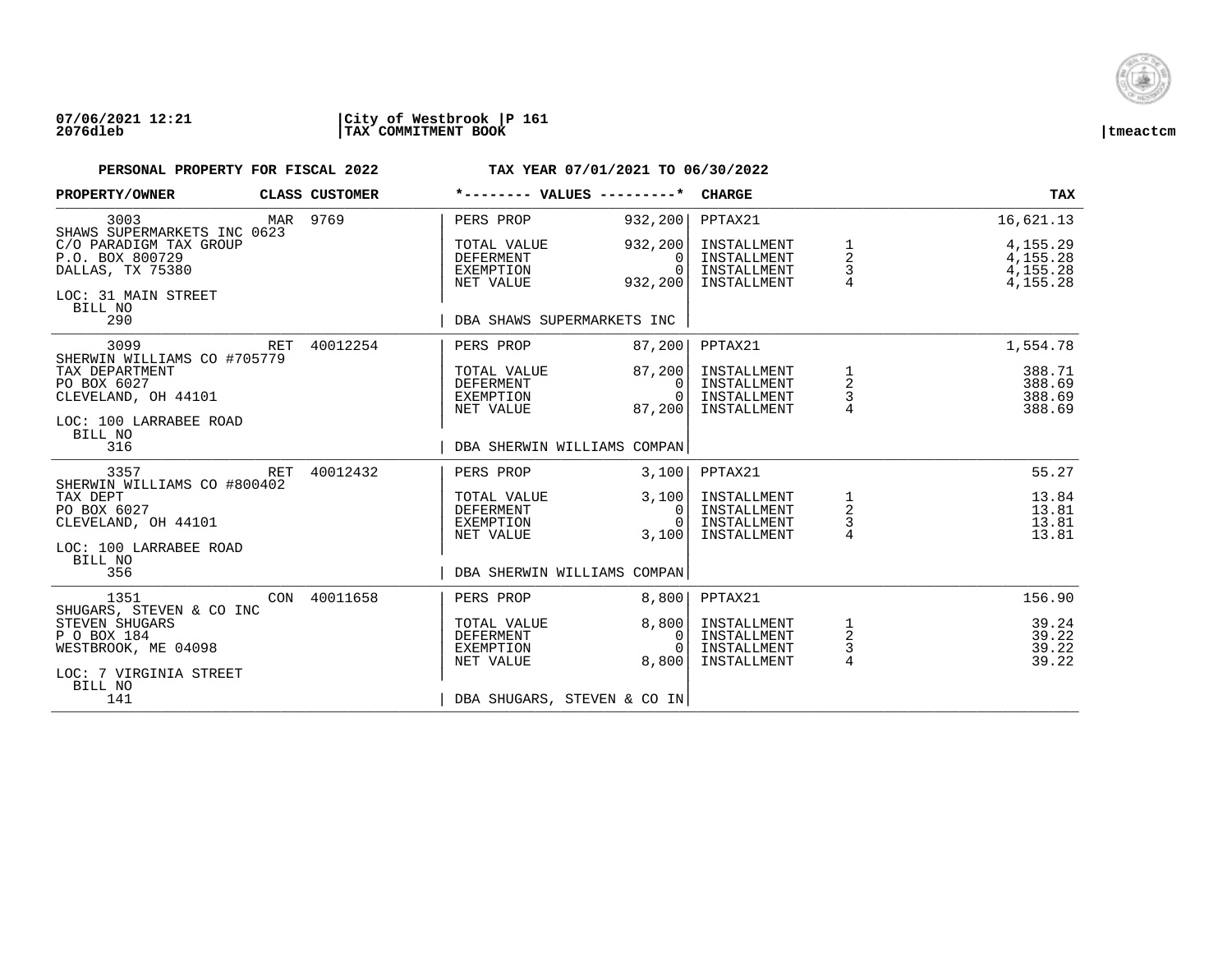07/06/2021 12:21 | City of Westbrook | P 161
2076dleb | TAX COMMITMENT BOOK | tmeactcm

**PERSONAL PROPERTY FOR FISCAL 2022** — **TAX YEAR 07/01/2021 TO 06/30/2022**

| PROPERTY/OWNER | CLASS | CUSTOMER | *-------- VALUES ---------* | | CHARGE | | TAX |
|---|---|---|---|---|---|---|---|
| 3003 | MAR | 9769 | PERS PROP | 932,200 | PPTAX21 | | 16,621.13 |
| SHAWS SUPERMARKETS INC 0623 | | | | | | | |
| C/O PARADIGM TAX GROUP | | | TOTAL VALUE | 932,200 | INSTALLMENT | 1 | 4,155.29 |
| P.O. BOX 800729 | | | DEFERMENT | 0 | INSTALLMENT | 2 | 4,155.28 |
| DALLAS, TX 75380 | | | EXEMPTION | 0 | INSTALLMENT | 3 | 4,155.28 |
| | | | NET VALUE | 932,200 | INSTALLMENT | 4 | 4,155.28 |
| LOC: 31 MAIN STREET | | | | | | | |
| BILL NO 290 | | | DBA SHAWS SUPERMARKETS INC | | | | |
| 3099 | RET | 40012254 | PERS PROP | 87,200 | PPTAX21 | | 1,554.78 |
| SHERWIN WILLIAMS CO #705779 | | | | | | | |
| TAX DEPARTMENT | | | TOTAL VALUE | 87,200 | INSTALLMENT | 1 | 388.71 |
| PO BOX 6027 | | | DEFERMENT | 0 | INSTALLMENT | 2 | 388.69 |
| CLEVELAND, OH 44101 | | | EXEMPTION | 0 | INSTALLMENT | 3 | 388.69 |
| | | | NET VALUE | 87,200 | INSTALLMENT | 4 | 388.69 |
| LOC: 100 LARRABEE ROAD | | | | | | | |
| BILL NO 316 | | | DBA SHERWIN WILLIAMS COMPAN | | | | |
| 3357 | RET | 40012432 | PERS PROP | 3,100 | PPTAX21 | | 55.27 |
| SHERWIN WILLIAMS CO #800402 | | | | | | | |
| TAX DEPT | | | TOTAL VALUE | 3,100 | INSTALLMENT | 1 | 13.84 |
| PO BOX 6027 | | | DEFERMENT | 0 | INSTALLMENT | 2 | 13.81 |
| CLEVELAND, OH 44101 | | | EXEMPTION | 0 | INSTALLMENT | 3 | 13.81 |
| | | | NET VALUE | 3,100 | INSTALLMENT | 4 | 13.81 |
| LOC: 100 LARRABEE ROAD | | | | | | | |
| BILL NO 356 | | | DBA SHERWIN WILLIAMS COMPAN | | | | |
| 1351 | CON | 40011658 | PERS PROP | 8,800 | PPTAX21 | | 156.90 |
| SHUGARS, STEVEN & CO INC | | | | | | | |
| STEVEN SHUGARS | | | TOTAL VALUE | 8,800 | INSTALLMENT | 1 | 39.24 |
| P O BOX 184 | | | DEFERMENT | 0 | INSTALLMENT | 2 | 39.22 |
| WESTBROOK, ME 04098 | | | EXEMPTION | 0 | INSTALLMENT | 3 | 39.22 |
| | | | NET VALUE | 8,800 | INSTALLMENT | 4 | 39.22 |
| LOC: 7 VIRGINIA STREET | | | | | | | |
| BILL NO 141 | | | DBA SHUGARS, STEVEN & CO IN | | | | |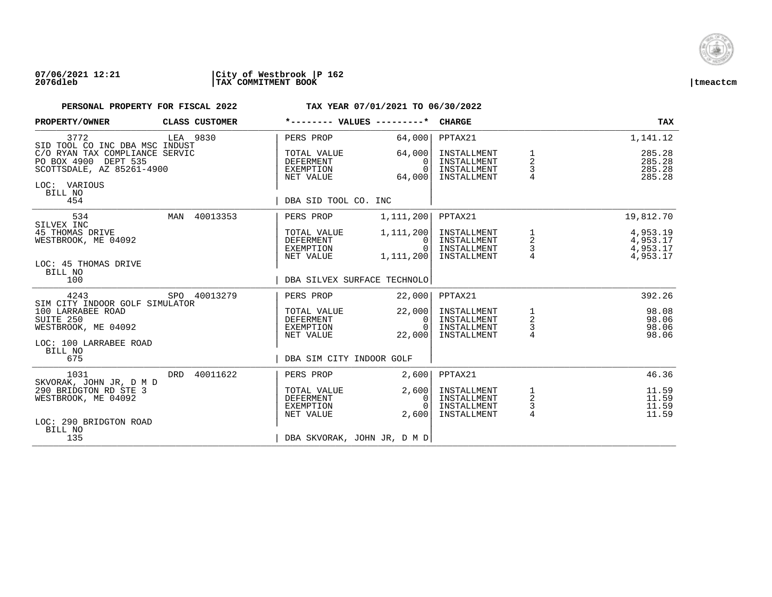**07/06/2021 12:21** | **City of Westbrook** | **P 162**
**2076dleb** | **TAX COMMITMENT BOOK** | **tmeactcm**

**PERSONAL PROPERTY FOR FISCAL 2022** — **TAX YEAR 07/01/2021 TO 06/30/2022**

| PROPERTY/OWNER | CLASS | CUSTOMER | VALUES | | CHARGE | | TAX |
|---|---|---|---|---|---|---|---|
| 3772 | LEA | 9830 | PERS PROP | 64,000 | PPTAX21 | | 1,141.12 |
| SID TOOL CO INC DBA MSC INDUST | | | | | | | |
| C/O RYAN TAX COMPLIANCE SERVIC | | | TOTAL VALUE | 64,000 | INSTALLMENT | 1 | 285.28 |
| PO BOX 4900 DEPT 535 | | | DEFERMENT | 0 | INSTALLMENT | 2 | 285.28 |
| SCOTTSDALE, AZ 85261-4900 | | | EXEMPTION | 0 | INSTALLMENT | 3 | 285.28 |
| | | | NET VALUE | 64,000 | INSTALLMENT | 4 | 285.28 |
| LOC: VARIOUS | | | | | | | |
| BILL NO 454 | | | DBA SID TOOL CO. INC | | | | |
| 534 | MAN | 40013353 | PERS PROP | 1,111,200 | PPTAX21 | | 19,812.70 |
| SILVEX INC | | | | | | | |
| 45 THOMAS DRIVE | | | TOTAL VALUE | 1,111,200 | INSTALLMENT | 1 | 4,953.19 |
| WESTBROOK, ME 04092 | | | DEFERMENT | 0 | INSTALLMENT | 2 | 4,953.17 |
| | | | EXEMPTION | 0 | INSTALLMENT | 3 | 4,953.17 |
| | | | NET VALUE | 1,111,200 | INSTALLMENT | 4 | 4,953.17 |
| LOC: 45 THOMAS DRIVE | | | | | | | |
| BILL NO 100 | | | DBA SILVEX SURFACE TECHNOLO | | | | |
| 4243 | SPO | 40013279 | PERS PROP | 22,000 | PPTAX21 | | 392.26 |
| SIM CITY INDOOR GOLF SIMULATOR | | | | | | | |
| 100 LARRABEE ROAD | | | TOTAL VALUE | 22,000 | INSTALLMENT | 1 | 98.08 |
| SUITE 250 | | | DEFERMENT | 0 | INSTALLMENT | 2 | 98.06 |
| WESTBROOK, ME 04092 | | | EXEMPTION | 0 | INSTALLMENT | 3 | 98.06 |
| | | | NET VALUE | 22,000 | INSTALLMENT | 4 | 98.06 |
| LOC: 100 LARRABEE ROAD | | | | | | | |
| BILL NO 675 | | | DBA SIM CITY INDOOR GOLF | | | | |
| 1031 | DRD | 40011622 | PERS PROP | 2,600 | PPTAX21 | | 46.36 |
| SKVORAK, JOHN JR, D M D | | | | | | | |
| 290 BRIDGTON RD STE 3 | | | TOTAL VALUE | 2,600 | INSTALLMENT | 1 | 11.59 |
| WESTBROOK, ME 04092 | | | DEFERMENT | 0 | INSTALLMENT | 2 | 11.59 |
| | | | EXEMPTION | 0 | INSTALLMENT | 3 | 11.59 |
| | | | NET VALUE | 2,600 | INSTALLMENT | 4 | 11.59 |
| LOC: 290 BRIDGTON ROAD | | | | | | | |
| BILL NO 135 | | | DBA SKVORAK, JOHN JR, D M D | | | | |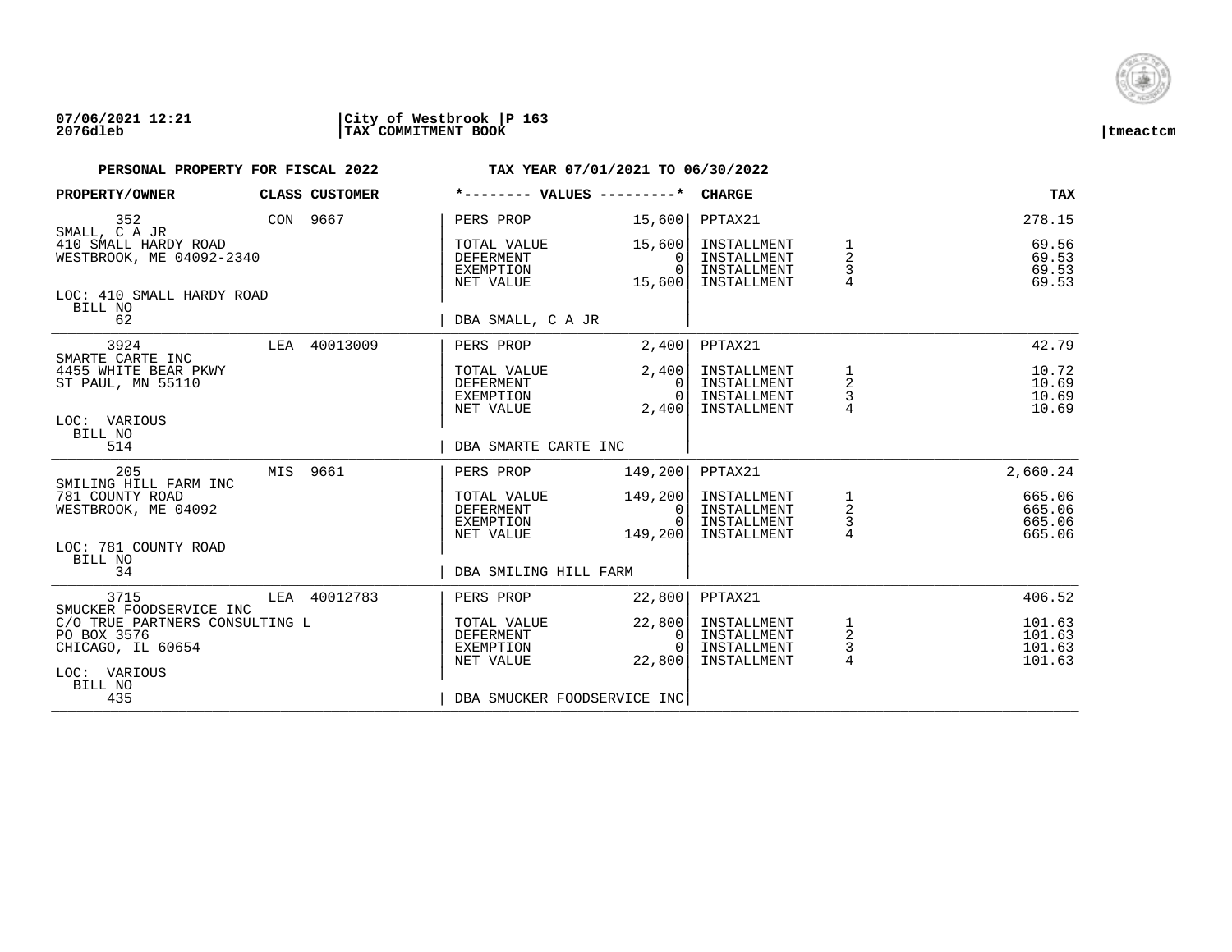**07/06/2021 12:21** | **City of Westbrook** | **P 163**
**2076dleb** | **TAX COMMITMENT BOOK** | **tmeactcm**

**PERSONAL PROPERTY FOR FISCAL 2022** — **TAX YEAR 07/01/2021 TO 06/30/2022**

| PROPERTY/OWNER | CLASS | CUSTOMER | *-------- VALUES ---------* | | CHARGE | | TAX |
|---|---|---|---|---|---|---|---|
| 352 | CON | 9667 | PERS PROP | 15,600 | PPTAX21 | | 278.15 |
| SMALL, C A JR | | | | | | | |
| 410 SMALL HARDY ROAD | | | TOTAL VALUE | 15,600 | INSTALLMENT | 1 | 69.56 |
| WESTBROOK, ME 04092-2340 | | | DEFERMENT | 0 | INSTALLMENT | 2 | 69.53 |
| | | | EXEMPTION | 0 | INSTALLMENT | 3 | 69.53 |
| | | | NET VALUE | 15,600 | INSTALLMENT | 4 | 69.53 |
| LOC: 410 SMALL HARDY ROAD | | | | | | | |
| BILL NO 62 | | | DBA SMALL, C A JR | | | | |
| 3924 | LEA | 40013009 | PERS PROP | 2,400 | PPTAX21 | | 42.79 |
| SMARTE CARTE INC | | | | | | | |
| 4455 WHITE BEAR PKWY | | | TOTAL VALUE | 2,400 | INSTALLMENT | 1 | 10.72 |
| ST PAUL, MN 55110 | | | DEFERMENT | 0 | INSTALLMENT | 2 | 10.69 |
| | | | EXEMPTION | 0 | INSTALLMENT | 3 | 10.69 |
| | | | NET VALUE | 2,400 | INSTALLMENT | 4 | 10.69 |
| LOC: VARIOUS | | | | | | | |
| BILL NO 514 | | | DBA SMARTE CARTE INC | | | | |
| 205 | MIS | 9661 | PERS PROP | 149,200 | PPTAX21 | | 2,660.24 |
| SMILING HILL FARM INC | | | | | | | |
| 781 COUNTY ROAD | | | TOTAL VALUE | 149,200 | INSTALLMENT | 1 | 665.06 |
| WESTBROOK, ME 04092 | | | DEFERMENT | 0 | INSTALLMENT | 2 | 665.06 |
| | | | EXEMPTION | 0 | INSTALLMENT | 3 | 665.06 |
| | | | NET VALUE | 149,200 | INSTALLMENT | 4 | 665.06 |
| LOC: 781 COUNTY ROAD | | | | | | | |
| BILL NO 34 | | | DBA SMILING HILL FARM | | | | |
| 3715 | LEA | 40012783 | PERS PROP | 22,800 | PPTAX21 | | 406.52 |
| SMUCKER FOODSERVICE INC | | | | | | | |
| C/O TRUE PARTNERS CONSULTING L | | | TOTAL VALUE | 22,800 | INSTALLMENT | 1 | 101.63 |
| PO BOX 3576 | | | DEFERMENT | 0 | INSTALLMENT | 2 | 101.63 |
| CHICAGO, IL 60654 | | | EXEMPTION | 0 | INSTALLMENT | 3 | 101.63 |
| | | | NET VALUE | 22,800 | INSTALLMENT | 4 | 101.63 |
| LOC: VARIOUS | | | | | | | |
| BILL NO 435 | | | DBA SMUCKER FOODSERVICE INC | | | | |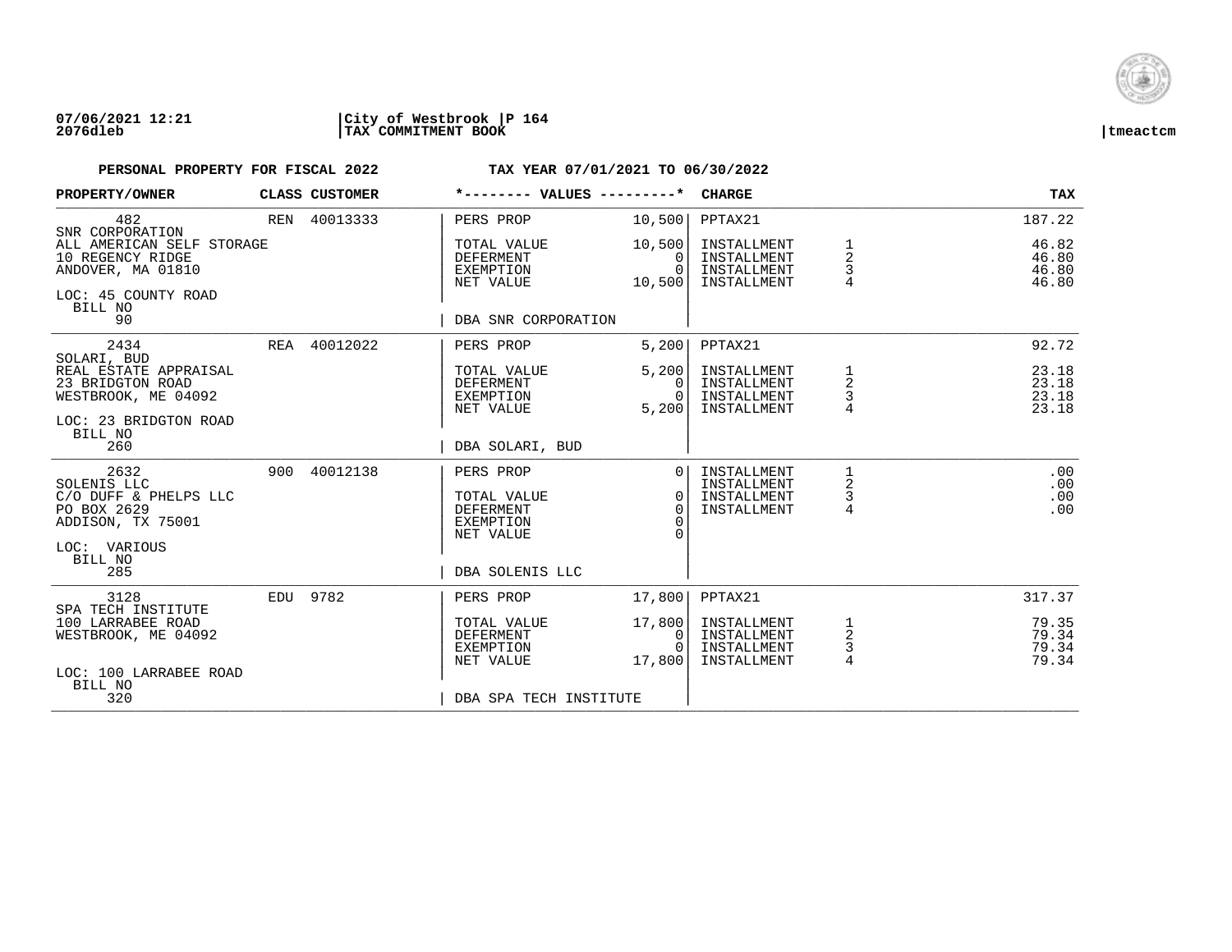**07/06/2021 12:21** | **City of Westbrook** | **P 164**
**2076dleb** | **TAX COMMITMENT BOOK** | **tmeactcm**

**PERSONAL PROPERTY FOR FISCAL 2022** — **TAX YEAR 07/01/2021 TO 06/30/2022**

| PROPERTY/OWNER | CLASS | CUSTOMER | *-------- VALUES ---------* | | CHARGE | | TAX |
|---|---|---|---|---|---|---|---|
| 482 | REN | 40013333 | PERS PROP | 10,500 | PPTAX21 | | 187.22 |
| SNR CORPORATION | | | | | | | |
| ALL AMERICAN SELF STORAGE | | | TOTAL VALUE | 10,500 | INSTALLMENT | 1 | 46.82 |
| 10 REGENCY RIDGE | | | DEFERMENT | 0 | INSTALLMENT | 2 | 46.80 |
| ANDOVER, MA 01810 | | | EXEMPTION | 0 | INSTALLMENT | 3 | 46.80 |
| | | | NET VALUE | 10,500 | INSTALLMENT | 4 | 46.80 |
| LOC: 45 COUNTY ROAD | | | | | | | |
| BILL NO | | | | | | | |
| 90 | | | DBA SNR CORPORATION | | | | |
| 2434 | REA | 40012022 | PERS PROP | 5,200 | PPTAX21 | | 92.72 |
| SOLARI, BUD | | | | | | | |
| REAL ESTATE APPRAISAL | | | TOTAL VALUE | 5,200 | INSTALLMENT | 1 | 23.18 |
| 23 BRIDGTON ROAD | | | DEFERMENT | 0 | INSTALLMENT | 2 | 23.18 |
| WESTBROOK, ME 04092 | | | EXEMPTION | 0 | INSTALLMENT | 3 | 23.18 |
| | | | NET VALUE | 5,200 | INSTALLMENT | 4 | 23.18 |
| LOC: 23 BRIDGTON ROAD | | | | | | | |
| BILL NO | | | | | | | |
| 260 | | | DBA SOLARI, BUD | | | | |
| 2632 | 900 | 40012138 | PERS PROP | 0 | INSTALLMENT | 1 | .00 |
| SOLENIS LLC | | | | | INSTALLMENT | 2 | .00 |
| C/O DUFF & PHELPS LLC | | | TOTAL VALUE | 0 | INSTALLMENT | 3 | .00 |
| PO BOX 2629 | | | DEFERMENT | 0 | INSTALLMENT | 4 | .00 |
| ADDISON, TX 75001 | | | EXEMPTION | 0 | | | |
| | | | NET VALUE | 0 | | | |
| LOC: VARIOUS | | | | | | | |
| BILL NO | | | | | | | |
| 285 | | | DBA SOLENIS LLC | | | | |
| 3128 | EDU | 9782 | PERS PROP | 17,800 | PPTAX21 | | 317.37 |
| SPA TECH INSTITUTE | | | | | | | |
| 100 LARRABEE ROAD | | | TOTAL VALUE | 17,800 | INSTALLMENT | 1 | 79.35 |
| WESTBROOK, ME 04092 | | | DEFERMENT | 0 | INSTALLMENT | 2 | 79.34 |
| | | | EXEMPTION | 0 | INSTALLMENT | 3 | 79.34 |
| | | | NET VALUE | 17,800 | INSTALLMENT | 4 | 79.34 |
| LOC: 100 LARRABEE ROAD | | | | | | | |
| BILL NO | | | | | | | |
| 320 | | | DBA SPA TECH INSTITUTE | | | | |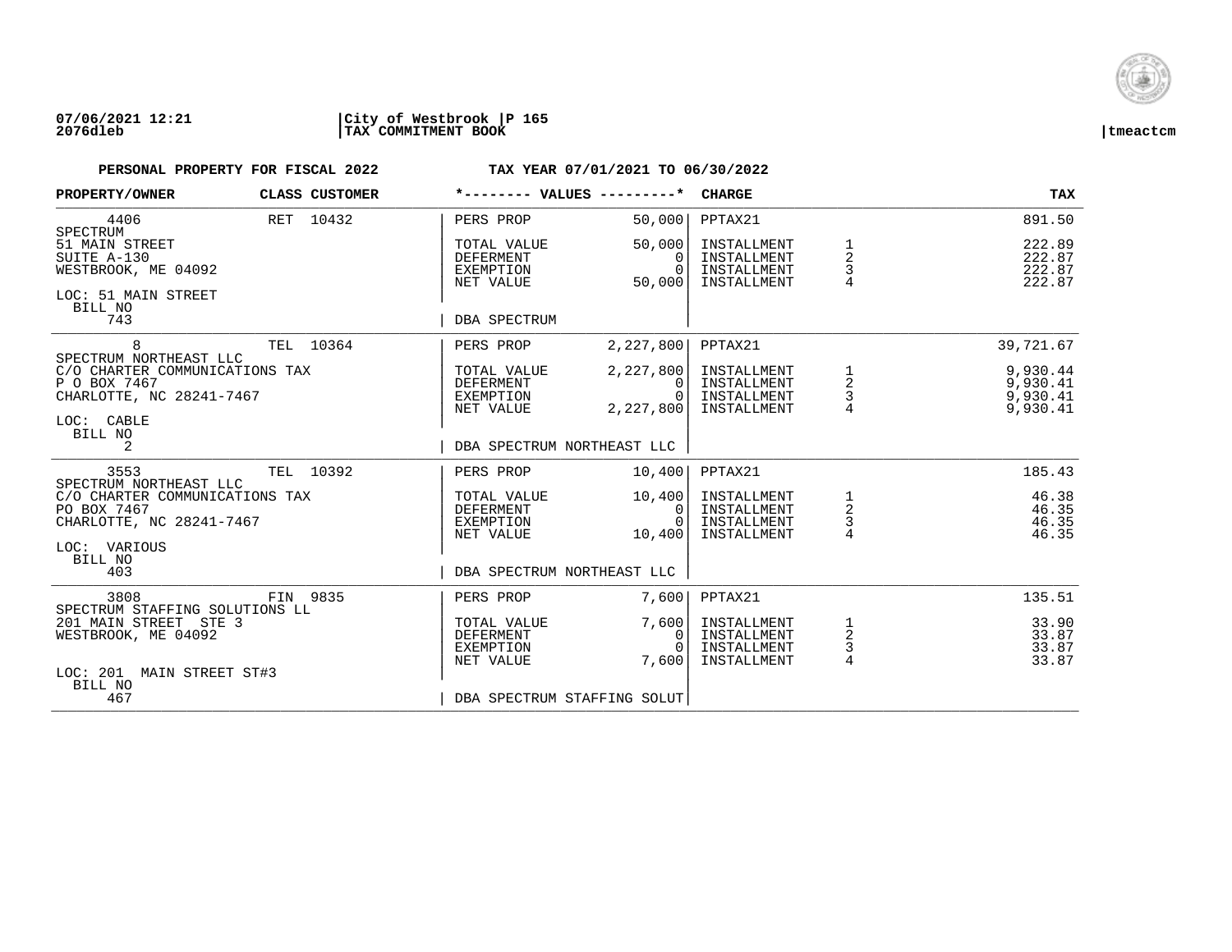**07/06/2021 12:21** | **City of Westbrook** | **P 165**
**2076dleb** | **TAX COMMITMENT BOOK** | **tmeactcm**

**PERSONAL PROPERTY FOR FISCAL 2022** — **TAX YEAR 07/01/2021 TO 06/30/2022**

| PROPERTY/OWNER | CLASS | CUSTOMER | *-------- VALUES ---------* | | CHARGE | | TAX |
|---|---|---|---|---|---|---|---|
| 4406 | RET | 10432 | PERS PROP | 50,000 | PPTAX21 | | 891.50 |
| SPECTRUM | | | | | | | |
| 51 MAIN STREET | | | TOTAL VALUE | 50,000 | INSTALLMENT | 1 | 222.89 |
| SUITE A-130 | | | DEFERMENT | 0 | INSTALLMENT | 2 | 222.87 |
| WESTBROOK, ME 04092 | | | EXEMPTION | 0 | INSTALLMENT | 3 | 222.87 |
| | | | NET VALUE | 50,000 | INSTALLMENT | 4 | 222.87 |
| LOC: 51 MAIN STREET | | | | | | | |
| BILL NO 743 | | | DBA SPECTRUM | | | | |
| 8 | TEL | 10364 | PERS PROP | 2,227,800 | PPTAX21 | | 39,721.67 |
| SPECTRUM NORTHEAST LLC | | | | | | | |
| C/O CHARTER COMMUNICATIONS TAX | | | TOTAL VALUE | 2,227,800 | INSTALLMENT | 1 | 9,930.44 |
| P O BOX 7467 | | | DEFERMENT | 0 | INSTALLMENT | 2 | 9,930.41 |
| CHARLOTTE, NC 28241-7467 | | | EXEMPTION | 0 | INSTALLMENT | 3 | 9,930.41 |
| | | | NET VALUE | 2,227,800 | INSTALLMENT | 4 | 9,930.41 |
| LOC: CABLE | | | | | | | |
| BILL NO 2 | | | DBA SPECTRUM NORTHEAST LLC | | | | |
| 3553 | TEL | 10392 | PERS PROP | 10,400 | PPTAX21 | | 185.43 |
| SPECTRUM NORTHEAST LLC | | | | | | | |
| C/O CHARTER COMMUNICATIONS TAX | | | TOTAL VALUE | 10,400 | INSTALLMENT | 1 | 46.38 |
| PO BOX 7467 | | | DEFERMENT | 0 | INSTALLMENT | 2 | 46.35 |
| CHARLOTTE, NC 28241-7467 | | | EXEMPTION | 0 | INSTALLMENT | 3 | 46.35 |
| | | | NET VALUE | 10,400 | INSTALLMENT | 4 | 46.35 |
| LOC: VARIOUS | | | | | | | |
| BILL NO 403 | | | DBA SPECTRUM NORTHEAST LLC | | | | |
| 3808 | FIN | 9835 | PERS PROP | 7,600 | PPTAX21 | | 135.51 |
| SPECTRUM STAFFING SOLUTIONS LL | | | | | | | |
| 201 MAIN STREET STE 3 | | | TOTAL VALUE | 7,600 | INSTALLMENT | 1 | 33.90 |
| WESTBROOK, ME 04092 | | | DEFERMENT | 0 | INSTALLMENT | 2 | 33.87 |
| | | | EXEMPTION | 0 | INSTALLMENT | 3 | 33.87 |
| | | | NET VALUE | 7,600 | INSTALLMENT | 4 | 33.87 |
| LOC: 201 MAIN STREET ST#3 | | | | | | | |
| BILL NO 467 | | | DBA SPECTRUM STAFFING SOLUT | | | | |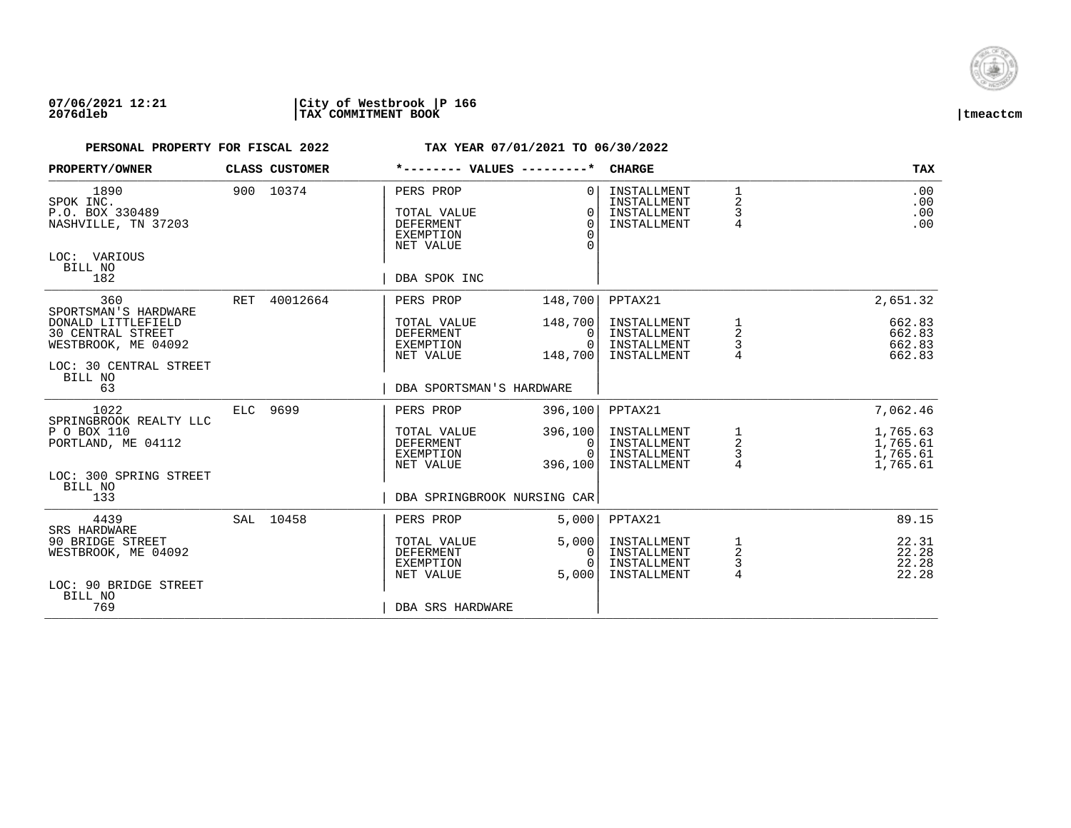**07/06/2021 12:21** | **City of Westbrook** | **P 166**
**2076dleb** | **TAX COMMITMENT BOOK** | **tmeactcm**

**PERSONAL PROPERTY FOR FISCAL 2022** — **TAX YEAR 07/01/2021 TO 06/30/2022**

| PROPERTY/OWNER | CLASS | CUSTOMER | *-------- VALUES ---------* | | CHARGE | | TAX |
|---|---|---|---|---|---|---|---|
| 1890 | 900 | 10374 | PERS PROP | 0 | INSTALLMENT | 1 | .00 |
| SPOK INC. | | | | | INSTALLMENT | 2 | .00 |
| P.O. BOX 330489 | | | TOTAL VALUE | 0 | INSTALLMENT | 3 | .00 |
| NASHVILLE, TN 37203 | | | DEFERMENT | 0 | INSTALLMENT | 4 | .00 |
| | | | EXEMPTION | 0 | | | |
| | | | NET VALUE | 0 | | | |
| LOC: VARIOUS | | | | | | | |
| BILL NO | | | | | | | |
| 182 | | | DBA SPOK INC | | | | |
| 360 | RET | 40012664 | PERS PROP | 148,700 | PPTAX21 | | 2,651.32 |
| SPORTSMAN'S HARDWARE | | | | | | | |
| DONALD LITTLEFIELD | | | TOTAL VALUE | 148,700 | INSTALLMENT | 1 | 662.83 |
| 30 CENTRAL STREET | | | DEFERMENT | 0 | INSTALLMENT | 2 | 662.83 |
| WESTBROOK, ME 04092 | | | EXEMPTION | 0 | INSTALLMENT | 3 | 662.83 |
| | | | NET VALUE | 148,700 | INSTALLMENT | 4 | 662.83 |
| LOC: 30 CENTRAL STREET | | | | | | | |
| BILL NO | | | | | | | |
| 63 | | | DBA SPORTSMAN'S HARDWARE | | | | |
| 1022 | ELC | 9699 | PERS PROP | 396,100 | PPTAX21 | | 7,062.46 |
| SPRINGBROOK REALTY LLC | | | | | | | |
| P O BOX 110 | | | TOTAL VALUE | 396,100 | INSTALLMENT | 1 | 1,765.63 |
| PORTLAND, ME 04112 | | | DEFERMENT | 0 | INSTALLMENT | 2 | 1,765.61 |
| | | | EXEMPTION | 0 | INSTALLMENT | 3 | 1,765.61 |
| | | | NET VALUE | 396,100 | INSTALLMENT | 4 | 1,765.61 |
| LOC: 300 SPRING STREET | | | | | | | |
| BILL NO | | | | | | | |
| 133 | | | DBA SPRINGBROOK NURSING CAR | | | | |
| 4439 | SAL | 10458 | PERS PROP | 5,000 | PPTAX21 | | 89.15 |
| SRS HARDWARE | | | | | | | |
| 90 BRIDGE STREET | | | TOTAL VALUE | 5,000 | INSTALLMENT | 1 | 22.31 |
| WESTBROOK, ME 04092 | | | DEFERMENT | 0 | INSTALLMENT | 2 | 22.28 |
| | | | EXEMPTION | 0 | INSTALLMENT | 3 | 22.28 |
| | | | NET VALUE | 5,000 | INSTALLMENT | 4 | 22.28 |
| LOC: 90 BRIDGE STREET | | | | | | | |
| BILL NO | | | | | | | |
| 769 | | | DBA SRS HARDWARE | | | | |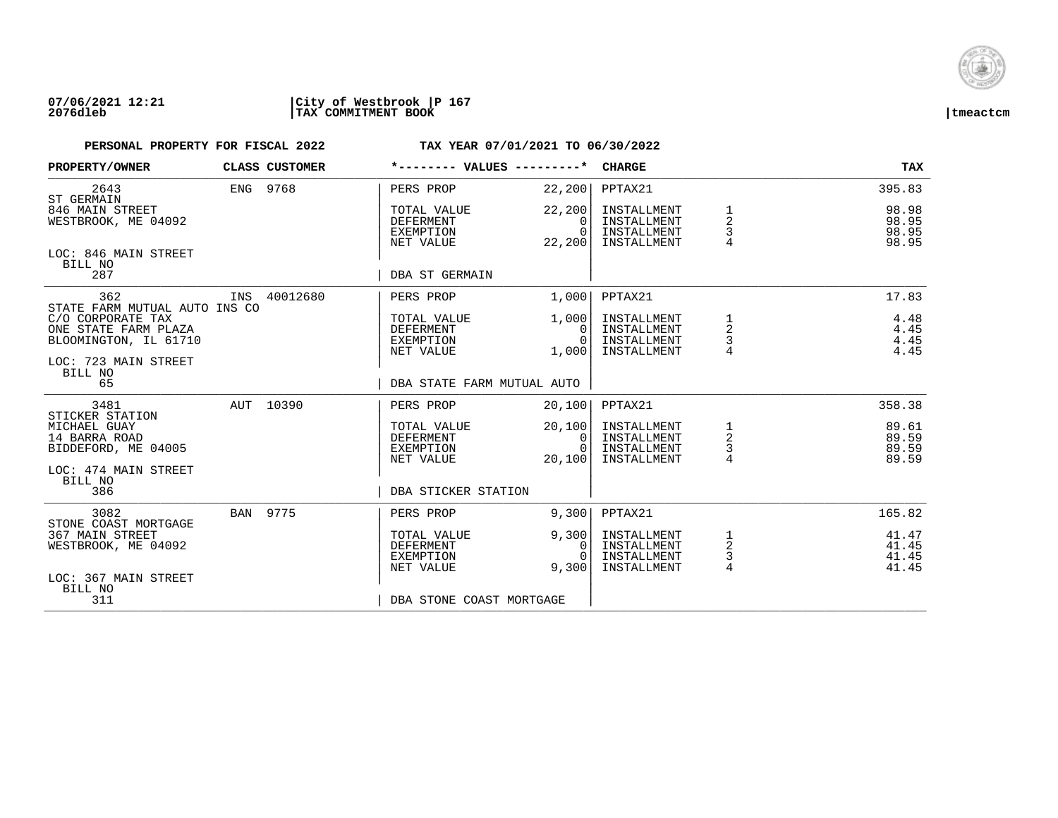07/06/2021 12:21 | City of Westbrook | P 167
2076dleb | TAX COMMITMENT BOOK | tmeactcm

**PERSONAL PROPERTY FOR FISCAL 2022** — **TAX YEAR 07/01/2021 TO 06/30/2022**

| PROPERTY/OWNER | CLASS | CUSTOMER | VALUES | | CHARGE | | TAX |
|---|---|---|---|---|---|---|---|
| 2643 | ENG | 9768 | PERS PROP | 22,200 | PPTAX21 | | 395.83 |
| ST GERMAIN | | | | | | | |
| 846 MAIN STREET | | | TOTAL VALUE | 22,200 | INSTALLMENT | 1 | 98.98 |
| WESTBROOK, ME 04092 | | | DEFERMENT | 0 | INSTALLMENT | 2 | 98.95 |
| | | | EXEMPTION | 0 | INSTALLMENT | 3 | 98.95 |
| | | | NET VALUE | 22,200 | INSTALLMENT | 4 | 98.95 |
| LOC: 846 MAIN STREET | | | | | | | |
| BILL NO 287 | | | DBA ST GERMAIN | | | | |
| 362 | INS | 40012680 | PERS PROP | 1,000 | PPTAX21 | | 17.83 |
| STATE FARM MUTUAL AUTO INS CO | | | | | | | |
| C/O CORPORATE TAX | | | TOTAL VALUE | 1,000 | INSTALLMENT | 1 | 4.48 |
| ONE STATE FARM PLAZA | | | DEFERMENT | 0 | INSTALLMENT | 2 | 4.45 |
| BLOOMINGTON, IL 61710 | | | EXEMPTION | 0 | INSTALLMENT | 3 | 4.45 |
| | | | NET VALUE | 1,000 | INSTALLMENT | 4 | 4.45 |
| LOC: 723 MAIN STREET | | | | | | | |
| BILL NO 65 | | | DBA STATE FARM MUTUAL AUTO | | | | |
| 3481 | AUT | 10390 | PERS PROP | 20,100 | PPTAX21 | | 358.38 |
| STICKER STATION | | | | | | | |
| MICHAEL GUAY | | | TOTAL VALUE | 20,100 | INSTALLMENT | 1 | 89.61 |
| 14 BARRA ROAD | | | DEFERMENT | 0 | INSTALLMENT | 2 | 89.59 |
| BIDDEFORD, ME 04005 | | | EXEMPTION | 0 | INSTALLMENT | 3 | 89.59 |
| | | | NET VALUE | 20,100 | INSTALLMENT | 4 | 89.59 |
| LOC: 474 MAIN STREET | | | | | | | |
| BILL NO 386 | | | DBA STICKER STATION | | | | |
| 3082 | BAN | 9775 | PERS PROP | 9,300 | PPTAX21 | | 165.82 |
| STONE COAST MORTGAGE | | | | | | | |
| 367 MAIN STREET | | | TOTAL VALUE | 9,300 | INSTALLMENT | 1 | 41.47 |
| WESTBROOK, ME 04092 | | | DEFERMENT | 0 | INSTALLMENT | 2 | 41.45 |
| | | | EXEMPTION | 0 | INSTALLMENT | 3 | 41.45 |
| | | | NET VALUE | 9,300 | INSTALLMENT | 4 | 41.45 |
| LOC: 367 MAIN STREET | | | | | | | |
| BILL NO 311 | | | DBA STONE COAST MORTGAGE | | | | |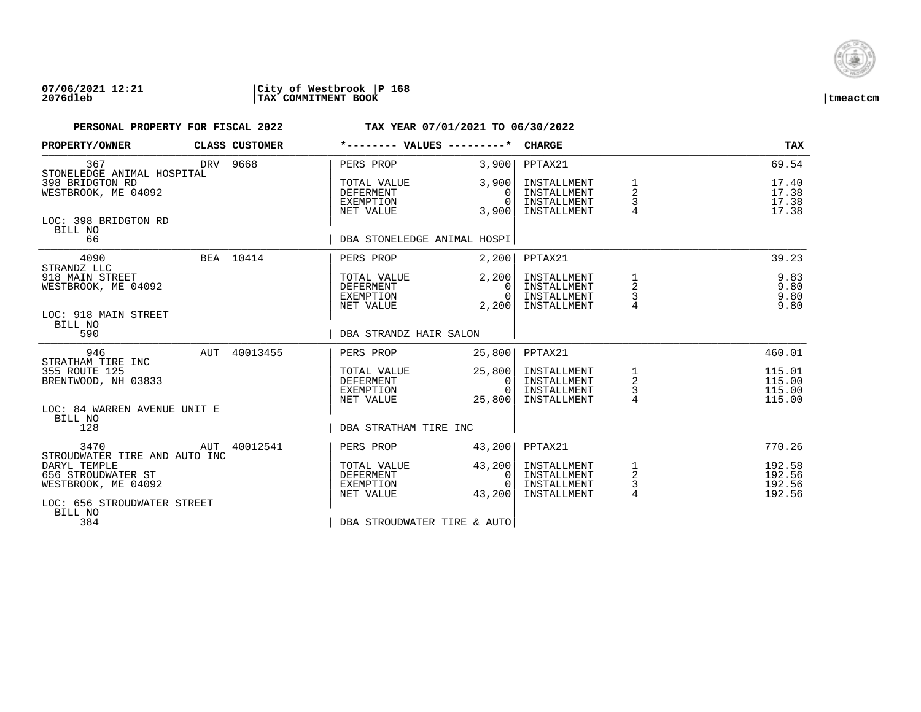**07/06/2021 12:21** | **City of Westbrook** | **P 168**
**2076dleb** | **TAX COMMITMENT BOOK** | **tmeactcm**

**PERSONAL PROPERTY FOR FISCAL 2022** — **TAX YEAR 07/01/2021 TO 06/30/2022**

| PROPERTY/OWNER | CLASS | CUSTOMER | *-------- VALUES ---------* | | CHARGE | | TAX |
|---|---|---|---|---|---|---|---|
| 367 | DRV | 9668 | PERS PROP | 3,900 | PPTAX21 | | 69.54 |
| STONELEDGE ANIMAL HOSPITAL | | | | | | | |
| 398 BRIDGTON RD | | | TOTAL VALUE | 3,900 | INSTALLMENT | 1 | 17.40 |
| WESTBROOK, ME 04092 | | | DEFERMENT | 0 | INSTALLMENT | 2 | 17.38 |
| | | | EXEMPTION | 0 | INSTALLMENT | 3 | 17.38 |
| | | | NET VALUE | 3,900 | INSTALLMENT | 4 | 17.38 |
| LOC: 398 BRIDGTON RD | | | | | | | |
| BILL NO 66 | | | DBA STONELEDGE ANIMAL HOSPI | | | | |
| 4090 | BEA | 10414 | PERS PROP | 2,200 | PPTAX21 | | 39.23 |
| STRANDZ LLC | | | | | | | |
| 918 MAIN STREET | | | TOTAL VALUE | 2,200 | INSTALLMENT | 1 | 9.83 |
| WESTBROOK, ME 04092 | | | DEFERMENT | 0 | INSTALLMENT | 2 | 9.80 |
| | | | EXEMPTION | 0 | INSTALLMENT | 3 | 9.80 |
| | | | NET VALUE | 2,200 | INSTALLMENT | 4 | 9.80 |
| LOC: 918 MAIN STREET | | | | | | | |
| BILL NO 590 | | | DBA STRANDZ HAIR SALON | | | | |
| 946 | AUT | 40013455 | PERS PROP | 25,800 | PPTAX21 | | 460.01 |
| STRATHAM TIRE INC | | | | | | | |
| 355 ROUTE 125 | | | TOTAL VALUE | 25,800 | INSTALLMENT | 1 | 115.01 |
| BRENTWOOD, NH 03833 | | | DEFERMENT | 0 | INSTALLMENT | 2 | 115.00 |
| | | | EXEMPTION | 0 | INSTALLMENT | 3 | 115.00 |
| | | | NET VALUE | 25,800 | INSTALLMENT | 4 | 115.00 |
| LOC: 84 WARREN AVENUE UNIT E | | | | | | | |
| BILL NO 128 | | | DBA STRATHAM TIRE INC | | | | |
| 3470 | AUT | 40012541 | PERS PROP | 43,200 | PPTAX21 | | 770.26 |
| STROUDWATER TIRE AND AUTO INC | | | | | | | |
| DARYL TEMPLE | | | TOTAL VALUE | 43,200 | INSTALLMENT | 1 | 192.58 |
| 656 STROUDWATER ST | | | DEFERMENT | 0 | INSTALLMENT | 2 | 192.56 |
| WESTBROOK, ME 04092 | | | EXEMPTION | 0 | INSTALLMENT | 3 | 192.56 |
| | | | NET VALUE | 43,200 | INSTALLMENT | 4 | 192.56 |
| LOC: 656 STROUDWATER STREET | | | | | | | |
| BILL NO 384 | | | DBA STROUDWATER TIRE & AUTO | | | | |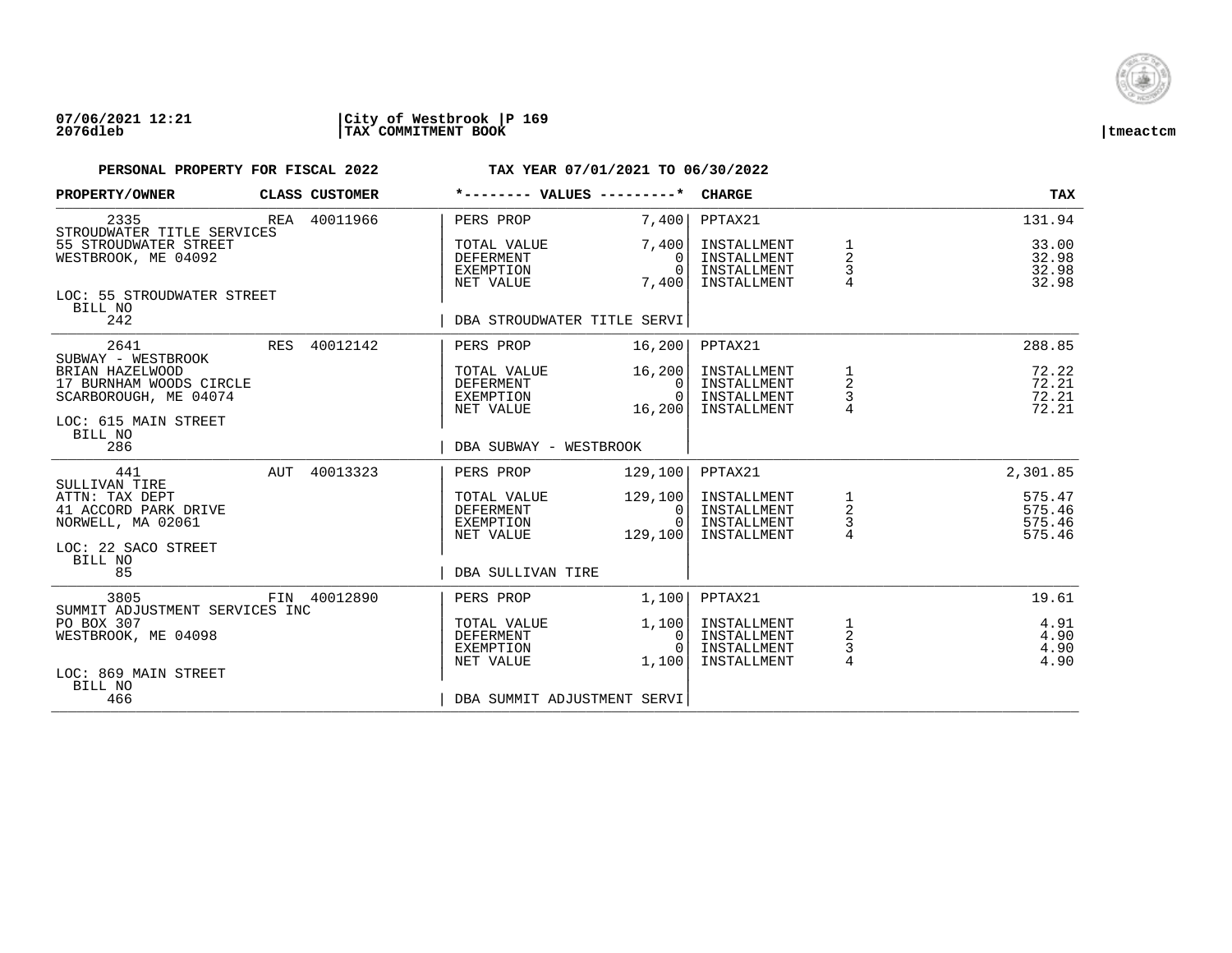**07/06/2021 12:21** | **City of Westbrook** | **P 169**
**2076dleb** | **TAX COMMITMENT BOOK** | **tmeactcm**

**PERSONAL PROPERTY FOR FISCAL 2022** **TAX YEAR 07/01/2021 TO 06/30/2022**

| PROPERTY/OWNER | CLASS | CUSTOMER | *-------- VALUES ---------* | | CHARGE | | TAX |
|---|---|---|---|---|---|---|---|
| 2335 | REA | 40011966 | PERS PROP | 7,400 | PPTAX21 | | 131.94 |
| STROUDWATER TITLE SERVICES | | | | | | | |
| 55 STROUDWATER STREET | | | TOTAL VALUE | 7,400 | INSTALLMENT | 1 | 33.00 |
| WESTBROOK, ME 04092 | | | DEFERMENT | 0 | INSTALLMENT | 2 | 32.98 |
| | | | EXEMPTION | 0 | INSTALLMENT | 3 | 32.98 |
| | | | NET VALUE | 7,400 | INSTALLMENT | 4 | 32.98 |
| LOC: 55 STROUDWATER STREET | | | | | | | |
| BILL NO 242 | | | DBA STROUDWATER TITLE SERVI | | | | |
| 2641 | RES | 40012142 | PERS PROP | 16,200 | PPTAX21 | | 288.85 |
| SUBWAY - WESTBROOK | | | | | | | |
| BRIAN HAZELWOOD | | | TOTAL VALUE | 16,200 | INSTALLMENT | 1 | 72.22 |
| 17 BURNHAM WOODS CIRCLE | | | DEFERMENT | 0 | INSTALLMENT | 2 | 72.21 |
| SCARBOROUGH, ME 04074 | | | EXEMPTION | 0 | INSTALLMENT | 3 | 72.21 |
| | | | NET VALUE | 16,200 | INSTALLMENT | 4 | 72.21 |
| LOC: 615 MAIN STREET | | | | | | | |
| BILL NO 286 | | | DBA SUBWAY - WESTBROOK | | | | |
| 441 | AUT | 40013323 | PERS PROP | 129,100 | PPTAX21 | | 2,301.85 |
| SULLIVAN TIRE | | | | | | | |
| ATTN: TAX DEPT | | | TOTAL VALUE | 129,100 | INSTALLMENT | 1 | 575.47 |
| 41 ACCORD PARK DRIVE | | | DEFERMENT | 0 | INSTALLMENT | 2 | 575.46 |
| NORWELL, MA 02061 | | | EXEMPTION | 0 | INSTALLMENT | 3 | 575.46 |
| | | | NET VALUE | 129,100 | INSTALLMENT | 4 | 575.46 |
| LOC: 22 SACO STREET | | | | | | | |
| BILL NO 85 | | | DBA SULLIVAN TIRE | | | | |
| 3805 | FIN | 40012890 | PERS PROP | 1,100 | PPTAX21 | | 19.61 |
| SUMMIT ADJUSTMENT SERVICES INC | | | | | | | |
| PO BOX 307 | | | TOTAL VALUE | 1,100 | INSTALLMENT | 1 | 4.91 |
| WESTBROOK, ME 04098 | | | DEFERMENT | 0 | INSTALLMENT | 2 | 4.90 |
| | | | EXEMPTION | 0 | INSTALLMENT | 3 | 4.90 |
| | | | NET VALUE | 1,100 | INSTALLMENT | 4 | 4.90 |
| LOC: 869 MAIN STREET | | | | | | | |
| BILL NO 466 | | | DBA SUMMIT ADJUSTMENT SERVI | | | | |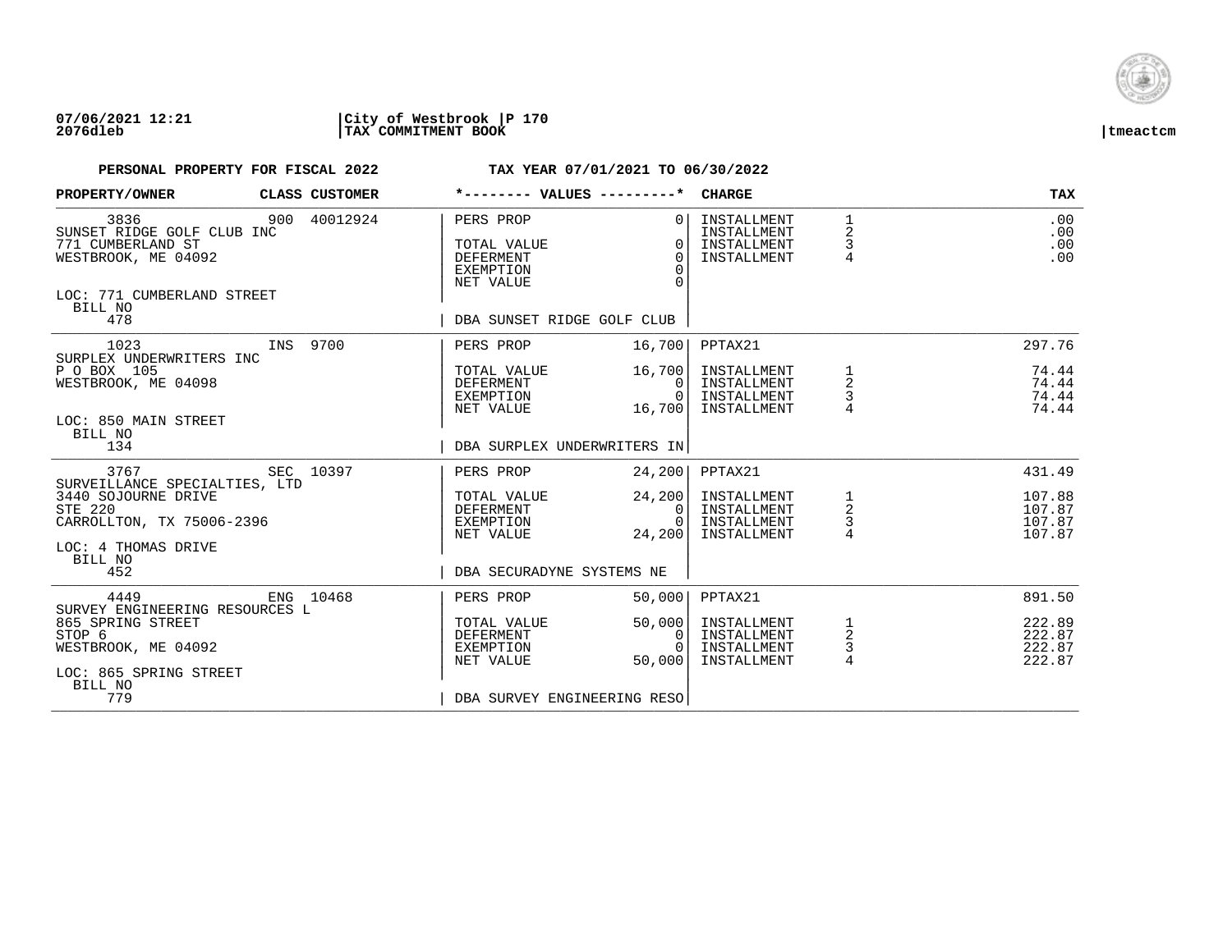**07/06/2021 12:21** | **City of Westbrook** | **P 170**
**2076dleb** | **TAX COMMITMENT BOOK** | **tmeactcm**

**PERSONAL PROPERTY FOR FISCAL 2022** — **TAX YEAR 07/01/2021 TO 06/30/2022**

| PROPERTY/OWNER | CLASS | CUSTOMER | VALUES | | CHARGE | | TAX |
|---|---|---|---|---|---|---|---|
| 3836 | 900 | 40012924 | PERS PROP | 0 | INSTALLMENT | 1 | .00 |
| SUNSET RIDGE GOLF CLUB INC | | | | | INSTALLMENT | 2 | .00 |
| 771 CUMBERLAND ST | | | TOTAL VALUE | 0 | INSTALLMENT | 3 | .00 |
| WESTBROOK, ME 04092 | | | DEFERMENT | 0 | INSTALLMENT | 4 | .00 |
| | | | EXEMPTION | 0 | | | |
| | | | NET VALUE | 0 | | | |
| LOC: 771 CUMBERLAND STREET | | | | | | | |
| BILL NO 478 | | | DBA SUNSET RIDGE GOLF CLUB | | | | |
| 1023 | INS | 9700 | PERS PROP | 16,700 | PPTAX21 | | 297.76 |
| SURPLEX UNDERWRITERS INC | | | | | | | |
| P O BOX 105 | | | TOTAL VALUE | 16,700 | INSTALLMENT | 1 | 74.44 |
| WESTBROOK, ME 04098 | | | DEFERMENT | 0 | INSTALLMENT | 2 | 74.44 |
| | | | EXEMPTION | 0 | INSTALLMENT | 3 | 74.44 |
| | | | NET VALUE | 16,700 | INSTALLMENT | 4 | 74.44 |
| LOC: 850 MAIN STREET | | | | | | | |
| BILL NO 134 | | | DBA SURPLEX UNDERWRITERS IN | | | | |
| 3767 | SEC | 10397 | PERS PROP | 24,200 | PPTAX21 | | 431.49 |
| SURVEILLANCE SPECIALTIES, LTD | | | | | | | |
| 3440 SOJOURNE DRIVE | | | TOTAL VALUE | 24,200 | INSTALLMENT | 1 | 107.88 |
| STE 220 | | | DEFERMENT | 0 | INSTALLMENT | 2 | 107.87 |
| CARROLLTON, TX 75006-2396 | | | EXEMPTION | 0 | INSTALLMENT | 3 | 107.87 |
| | | | NET VALUE | 24,200 | INSTALLMENT | 4 | 107.87 |
| LOC: 4 THOMAS DRIVE | | | | | | | |
| BILL NO 452 | | | DBA SECURADYNE SYSTEMS NE | | | | |
| 4449 | ENG | 10468 | PERS PROP | 50,000 | PPTAX21 | | 891.50 |
| SURVEY ENGINEERING RESOURCES L | | | | | | | |
| 865 SPRING STREET | | | TOTAL VALUE | 50,000 | INSTALLMENT | 1 | 222.89 |
| STOP 6 | | | DEFERMENT | 0 | INSTALLMENT | 2 | 222.87 |
| WESTBROOK, ME 04092 | | | EXEMPTION | 0 | INSTALLMENT | 3 | 222.87 |
| | | | NET VALUE | 50,000 | INSTALLMENT | 4 | 222.87 |
| LOC: 865 SPRING STREET | | | | | | | |
| BILL NO 779 | | | DBA SURVEY ENGINEERING RESO | | | | |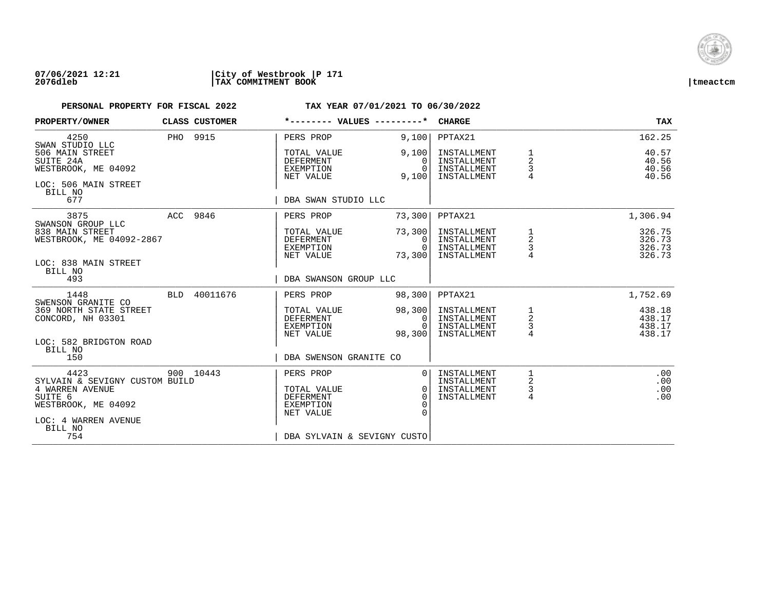07/06/2021 12:21 | City of Westbrook | P 171
2076dleb | TAX COMMITMENT BOOK | tmeactcm

**PERSONAL PROPERTY FOR FISCAL 2022** — **TAX YEAR 07/01/2021 TO 06/30/2022**

| PROPERTY/OWNER | CLASS | CUSTOMER | *-------- VALUES ---------* | | CHARGE | | TAX |
|---|---|---|---|---|---|---|---|
| 4250 | PHO | 9915 | PERS PROP | 9,100 | PPTAX21 | | 162.25 |
| SWAN STUDIO LLC | | | | | | | |
| 506 MAIN STREET | | | TOTAL VALUE | 9,100 | INSTALLMENT | 1 | 40.57 |
| SUITE 24A | | | DEFERMENT | 0 | INSTALLMENT | 2 | 40.56 |
| WESTBROOK, ME 04092 | | | EXEMPTION | 0 | INSTALLMENT | 3 | 40.56 |
| | | | NET VALUE | 9,100 | INSTALLMENT | 4 | 40.56 |
| LOC: 506 MAIN STREET | | | | | | | |
| BILL NO 677 | | | DBA SWAN STUDIO LLC | | | | |
| 3875 | ACC | 9846 | PERS PROP | 73,300 | PPTAX21 | | 1,306.94 |
| SWANSON GROUP LLC | | | | | | | |
| 838 MAIN STREET | | | TOTAL VALUE | 73,300 | INSTALLMENT | 1 | 326.75 |
| WESTBROOK, ME 04092-2867 | | | DEFERMENT | 0 | INSTALLMENT | 2 | 326.73 |
| | | | EXEMPTION | 0 | INSTALLMENT | 3 | 326.73 |
| | | | NET VALUE | 73,300 | INSTALLMENT | 4 | 326.73 |
| LOC: 838 MAIN STREET | | | | | | | |
| BILL NO 493 | | | DBA SWANSON GROUP LLC | | | | |
| 1448 | BLD | 40011676 | PERS PROP | 98,300 | PPTAX21 | | 1,752.69 |
| SWENSON GRANITE CO | | | | | | | |
| 369 NORTH STATE STREET | | | TOTAL VALUE | 98,300 | INSTALLMENT | 1 | 438.18 |
| CONCORD, NH 03301 | | | DEFERMENT | 0 | INSTALLMENT | 2 | 438.17 |
| | | | EXEMPTION | 0 | INSTALLMENT | 3 | 438.17 |
| | | | NET VALUE | 98,300 | INSTALLMENT | 4 | 438.17 |
| LOC: 582 BRIDGTON ROAD | | | | | | | |
| BILL NO 150 | | | DBA SWENSON GRANITE CO | | | | |
| 4423 | 900 | 10443 | PERS PROP | 0 | INSTALLMENT | 1 | .00 |
| SYLVAIN & SEVIGNY CUSTOM BUILD | | | | | INSTALLMENT | 2 | .00 |
| 4 WARREN AVENUE | | | TOTAL VALUE | 0 | INSTALLMENT | 3 | .00 |
| SUITE 6 | | | DEFERMENT | 0 | INSTALLMENT | 4 | .00 |
| WESTBROOK, ME 04092 | | | EXEMPTION | 0 | | | |
| | | | NET VALUE | 0 | | | |
| LOC: 4 WARREN AVENUE | | | | | | | |
| BILL NO 754 | | | DBA SYLVAIN & SEVIGNY CUSTO | | | | |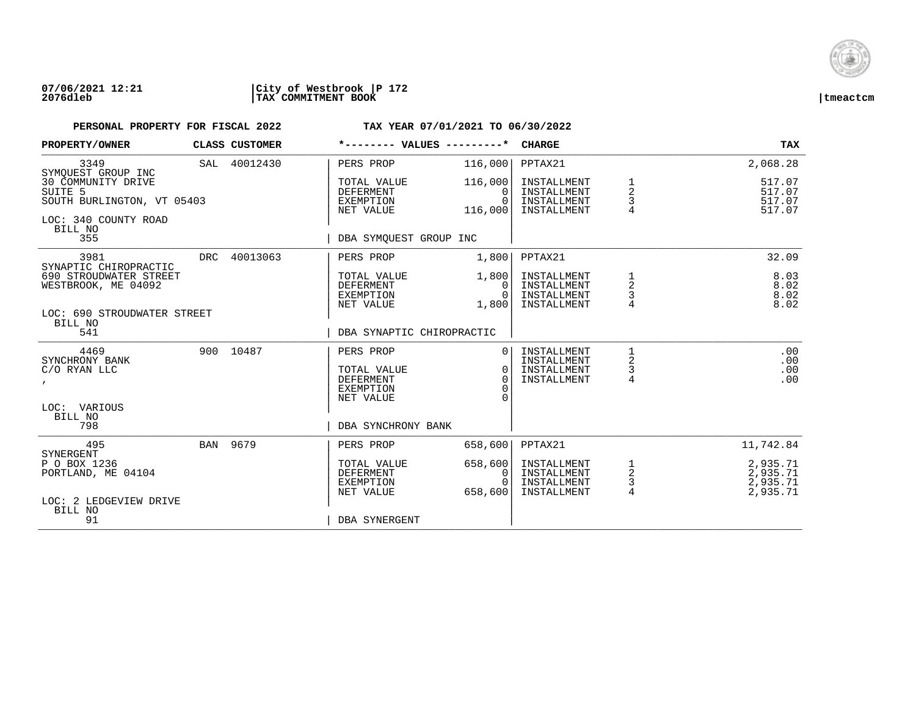**07/06/2021 12:21** | **City of Westbrook** | **P 172**
**2076dleb** | **TAX COMMITMENT BOOK** | **tmeactcm**

**PERSONAL PROPERTY FOR FISCAL 2022** **TAX YEAR 07/01/2021 TO 06/30/2022**

| PROPERTY/OWNER | CLASS | CUSTOMER | *-------- VALUES ---------* | | CHARGE | | TAX |
|---|---|---|---|---|---|---|---|
| 3349 | SAL | 40012430 | PERS PROP | 116,000 | PPTAX21 | | 2,068.28 |
| SYMQUEST GROUP INC | | | | | | | |
| 30 COMMUNITY DRIVE | | | TOTAL VALUE | 116,000 | INSTALLMENT | 1 | 517.07 |
| SUITE 5 | | | DEFERMENT | 0 | INSTALLMENT | 2 | 517.07 |
| SOUTH BURLINGTON, VT 05403 | | | EXEMPTION | 0 | INSTALLMENT | 3 | 517.07 |
| | | | NET VALUE | 116,000 | INSTALLMENT | 4 | 517.07 |
| LOC: 340 COUNTY ROAD | | | | | | | |
| BILL NO | | | | | | | |
| 355 | | | DBA SYMQUEST GROUP INC | | | | |
| 3981 | DRC | 40013063 | PERS PROP | 1,800 | PPTAX21 | | 32.09 |
| SYNAPTIC CHIROPRACTIC | | | | | | | |
| 690 STROUDWATER STREET | | | TOTAL VALUE | 1,800 | INSTALLMENT | 1 | 8.03 |
| WESTBROOK, ME 04092 | | | DEFERMENT | 0 | INSTALLMENT | 2 | 8.02 |
| | | | EXEMPTION | 0 | INSTALLMENT | 3 | 8.02 |
| | | | NET VALUE | 1,800 | INSTALLMENT | 4 | 8.02 |
| LOC: 690 STROUDWATER STREET | | | | | | | |
| BILL NO | | | | | | | |
| 541 | | | DBA SYNAPTIC CHIROPRACTIC | | | | |
| 4469 | 900 | 10487 | PERS PROP | 0 | INSTALLMENT | 1 | .00 |
| SYNCHRONY BANK | | | | | INSTALLMENT | 2 | .00 |
| C/O RYAN LLC | | | TOTAL VALUE | 0 | INSTALLMENT | 3 | .00 |
| , | | | DEFERMENT | 0 | INSTALLMENT | 4 | .00 |
| | | | EXEMPTION | 0 | | | |
| | | | NET VALUE | 0 | | | |
| LOC: VARIOUS | | | | | | | |
| BILL NO | | | | | | | |
| 798 | | | DBA SYNCHRONY BANK | | | | |
| 495 | BAN | 9679 | PERS PROP | 658,600 | PPTAX21 | | 11,742.84 |
| SYNERGENT | | | | | | | |
| P O BOX 1236 | | | TOTAL VALUE | 658,600 | INSTALLMENT | 1 | 2,935.71 |
| PORTLAND, ME 04104 | | | DEFERMENT | 0 | INSTALLMENT | 2 | 2,935.71 |
| | | | EXEMPTION | 0 | INSTALLMENT | 3 | 2,935.71 |
| | | | NET VALUE | 658,600 | INSTALLMENT | 4 | 2,935.71 |
| LOC: 2 LEDGEVIEW DRIVE | | | | | | | |
| BILL NO | | | | | | | |
| 91 | | | DBA SYNERGENT | | | | |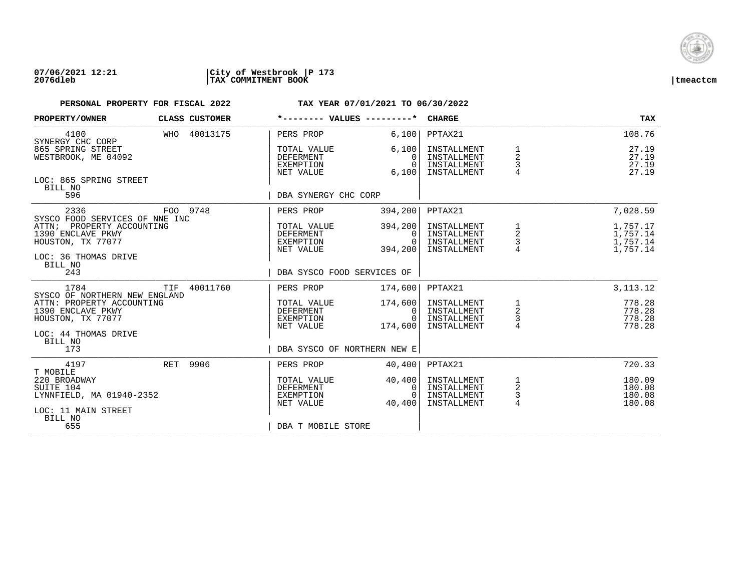**07/06/2021 12:21** | **City of Westbrook** | **P 173**
**2076dleb** | **TAX COMMITMENT BOOK** | **tmeactcm**

**PERSONAL PROPERTY FOR FISCAL 2022** — **TAX YEAR 07/01/2021 TO 06/30/2022**

| PROPERTY/OWNER | CLASS CUSTOMER | *-------- VALUES ---------* | | CHARGE | | TAX |
|---|---|---|---|---|---|---|
| 4100 | WHO 40013175 | PERS PROP | 6,100 | PPTAX21 | | 108.76 |
| SYNERGY CHC CORP | | | | | | |
| 865 SPRING STREET | | TOTAL VALUE | 6,100 | INSTALLMENT | 1 | 27.19 |
| WESTBROOK, ME 04092 | | DEFERMENT | 0 | INSTALLMENT | 2 | 27.19 |
| | | EXEMPTION | 0 | INSTALLMENT | 3 | 27.19 |
| | | NET VALUE | 6,100 | INSTALLMENT | 4 | 27.19 |
| LOC: 865 SPRING STREET | | | | | | |
| BILL NO 596 | | DBA SYNERGY CHC CORP | | | | |
| 2336 | FOO 9748 | PERS PROP | 394,200 | PPTAX21 | | 7,028.59 |
| SYSCO FOOD SERVICES OF NNE INC | | | | | | |
| ATTN; PROPERTY ACCOUNTING | | TOTAL VALUE | 394,200 | INSTALLMENT | 1 | 1,757.17 |
| 1390 ENCLAVE PKWY | | DEFERMENT | 0 | INSTALLMENT | 2 | 1,757.14 |
| HOUSTON, TX 77077 | | EXEMPTION | 0 | INSTALLMENT | 3 | 1,757.14 |
| | | NET VALUE | 394,200 | INSTALLMENT | 4 | 1,757.14 |
| LOC: 36 THOMAS DRIVE | | | | | | |
| BILL NO 243 | | DBA SYSCO FOOD SERVICES OF | | | | |
| 1784 | TIF 40011760 | PERS PROP | 174,600 | PPTAX21 | | 3,113.12 |
| SYSCO OF NORTHERN NEW ENGLAND | | | | | | |
| ATTN: PROPERTY ACCOUNTING | | TOTAL VALUE | 174,600 | INSTALLMENT | 1 | 778.28 |
| 1390 ENCLAVE PKWY | | DEFERMENT | 0 | INSTALLMENT | 2 | 778.28 |
| HOUSTON, TX 77077 | | EXEMPTION | 0 | INSTALLMENT | 3 | 778.28 |
| | | NET VALUE | 174,600 | INSTALLMENT | 4 | 778.28 |
| LOC: 44 THOMAS DRIVE | | | | | | |
| BILL NO 173 | | DBA SYSCO OF NORTHERN NEW E | | | | |
| 4197 | RET 9906 | PERS PROP | 40,400 | PPTAX21 | | 720.33 |
| T MOBILE | | | | | | |
| 220 BROADWAY | | TOTAL VALUE | 40,400 | INSTALLMENT | 1 | 180.09 |
| SUITE 104 | | DEFERMENT | 0 | INSTALLMENT | 2 | 180.08 |
| LYNNFIELD, MA 01940-2352 | | EXEMPTION | 0 | INSTALLMENT | 3 | 180.08 |
| | | NET VALUE | 40,400 | INSTALLMENT | 4 | 180.08 |
| LOC: 11 MAIN STREET | | | | | | |
| BILL NO 655 | | DBA T MOBILE STORE | | | | |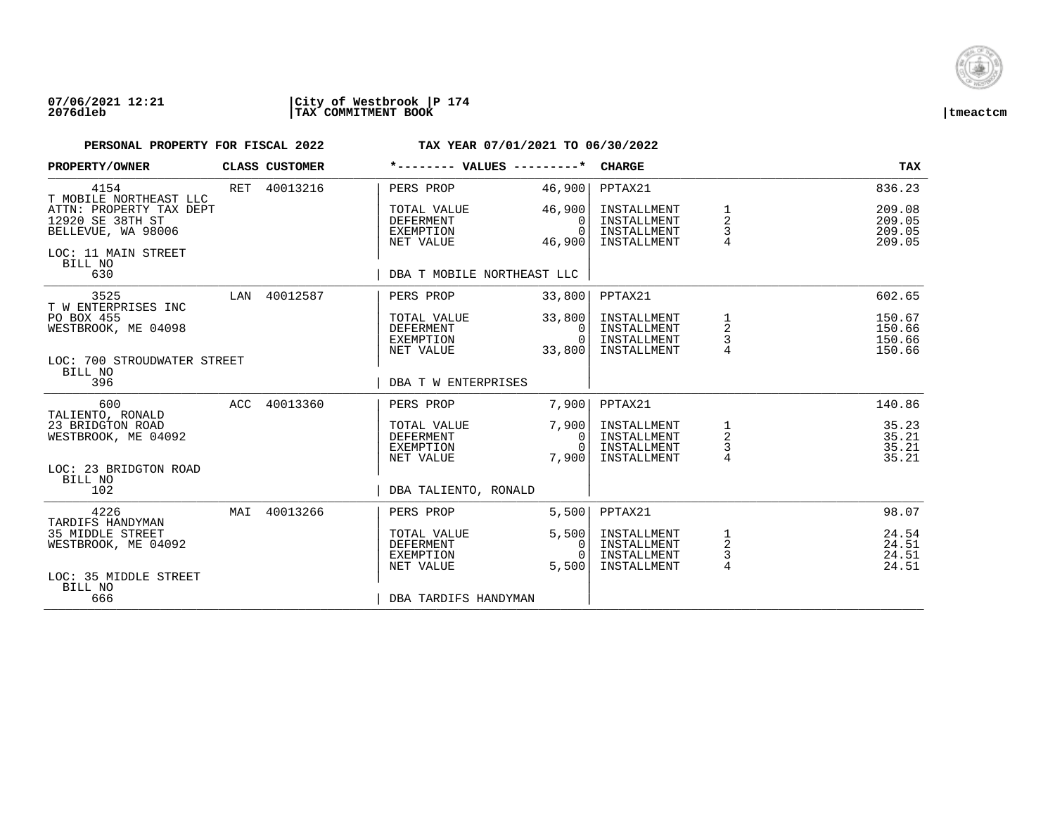07/06/2021 12:21 | City of Westbrook | P 174
2076dleb | TAX COMMITMENT BOOK | tmeactcm

**PERSONAL PROPERTY FOR FISCAL 2022** — **TAX YEAR 07/01/2021 TO 06/30/2022**

| PROPERTY/OWNER | CLASS | CUSTOMER | *-------- VALUES ---------* | | CHARGE | | TAX |
|---|---|---|---|---|---|---|---|
| 4154 | RET | 40013216 | PERS PROP | 46,900 | PPTAX21 | | 836.23 |
| T MOBILE NORTHEAST LLC | | | | | | | |
| ATTN: PROPERTY TAX DEPT | | | TOTAL VALUE | 46,900 | INSTALLMENT | 1 | 209.08 |
| 12920 SE 38TH ST | | | DEFERMENT | 0 | INSTALLMENT | 2 | 209.05 |
| BELLEVUE, WA 98006 | | | EXEMPTION | 0 | INSTALLMENT | 3 | 209.05 |
| | | | NET VALUE | 46,900 | INSTALLMENT | 4 | 209.05 |
| LOC: 11 MAIN STREET | | | | | | | |
| BILL NO 630 | | | DBA T MOBILE NORTHEAST LLC | | | | |
| 3525 | LAN | 40012587 | PERS PROP | 33,800 | PPTAX21 | | 602.65 |
| T W ENTERPRISES INC | | | | | | | |
| PO BOX 455 | | | TOTAL VALUE | 33,800 | INSTALLMENT | 1 | 150.67 |
| WESTBROOK, ME 04098 | | | DEFERMENT | 0 | INSTALLMENT | 2 | 150.66 |
| | | | EXEMPTION | 0 | INSTALLMENT | 3 | 150.66 |
| | | | NET VALUE | 33,800 | INSTALLMENT | 4 | 150.66 |
| LOC: 700 STROUDWATER STREET | | | | | | | |
| BILL NO 396 | | | DBA T W ENTERPRISES | | | | |
| 600 | ACC | 40013360 | PERS PROP | 7,900 | PPTAX21 | | 140.86 |
| TALIENTO, RONALD | | | | | | | |
| 23 BRIDGTON ROAD | | | TOTAL VALUE | 7,900 | INSTALLMENT | 1 | 35.23 |
| WESTBROOK, ME 04092 | | | DEFERMENT | 0 | INSTALLMENT | 2 | 35.21 |
| | | | EXEMPTION | 0 | INSTALLMENT | 3 | 35.21 |
| | | | NET VALUE | 7,900 | INSTALLMENT | 4 | 35.21 |
| LOC: 23 BRIDGTON ROAD | | | | | | | |
| BILL NO 102 | | | DBA TALIENTO, RONALD | | | | |
| 4226 | MAI | 40013266 | PERS PROP | 5,500 | PPTAX21 | | 98.07 |
| TARDIFS HANDYMAN | | | | | | | |
| 35 MIDDLE STREET | | | TOTAL VALUE | 5,500 | INSTALLMENT | 1 | 24.54 |
| WESTBROOK, ME 04092 | | | DEFERMENT | 0 | INSTALLMENT | 2 | 24.51 |
| | | | EXEMPTION | 0 | INSTALLMENT | 3 | 24.51 |
| | | | NET VALUE | 5,500 | INSTALLMENT | 4 | 24.51 |
| LOC: 35 MIDDLE STREET | | | | | | | |
| BILL NO 666 | | | DBA TARDIFS HANDYMAN | | | | |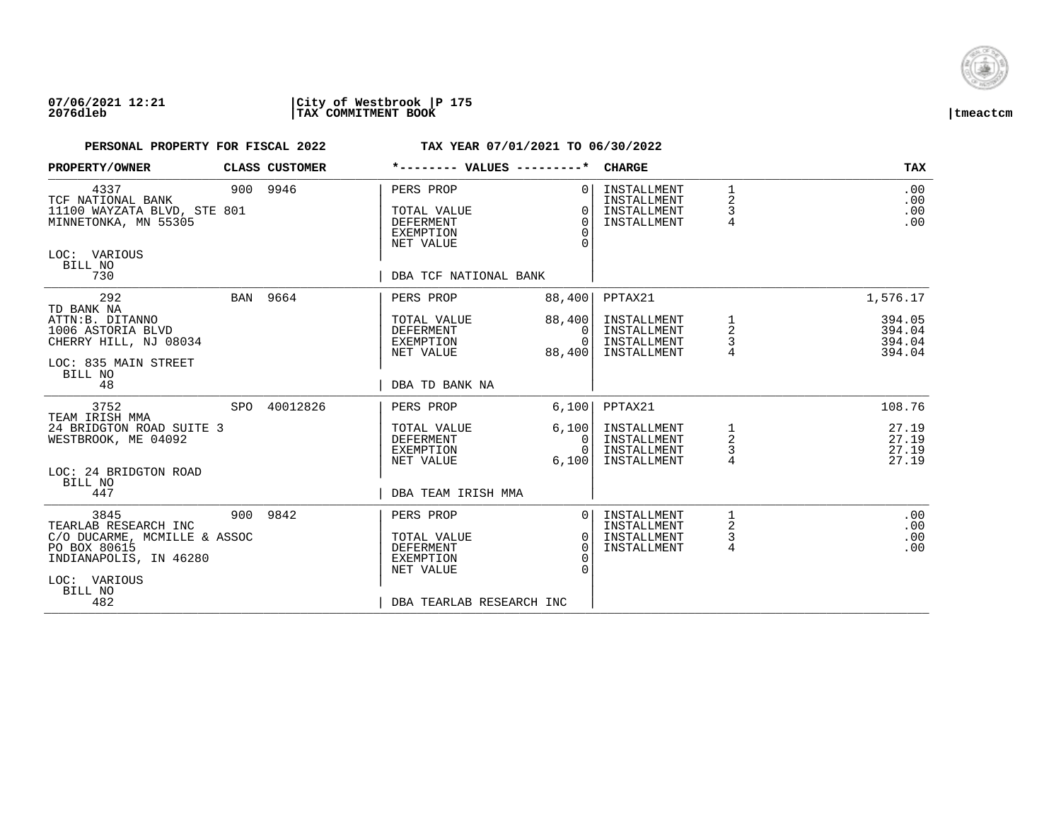07/06/2021 12:21 | City of Westbrook | P 175
2076dleb | TAX COMMITMENT BOOK | tmeactcm

**PERSONAL PROPERTY FOR FISCAL 2022** **TAX YEAR 07/01/2021 TO 06/30/2022**

| PROPERTY/OWNER | CLASS | CUSTOMER | *-------- VALUES ---------* | | CHARGE | | TAX |
|---|---|---|---|---|---|---|---|
| 4337 | 900 | 9946 | PERS PROP | 0 | INSTALLMENT | 1 | .00 |
| TCF NATIONAL BANK | | | | | INSTALLMENT | 2 | .00 |
| 11100 WAYZATA BLVD, STE 801 | | | TOTAL VALUE | 0 | INSTALLMENT | 3 | .00 |
| MINNETONKA, MN 55305 | | | DEFERMENT | 0 | INSTALLMENT | 4 | .00 |
| | | | EXEMPTION | 0 | | | |
| LOC: VARIOUS | | | NET VALUE | 0 | | | |
| BILL NO | | | | | | | |
| 730 | | | DBA TCF NATIONAL BANK | | | | |
| 292 | BAN | 9664 | PERS PROP | 88,400 | PPTAX21 | | 1,576.17 |
| TD BANK NA | | | | | | | |
| ATTN:B. DITANNO | | | TOTAL VALUE | 88,400 | INSTALLMENT | 1 | 394.05 |
| 1006 ASTORIA BLVD | | | DEFERMENT | 0 | INSTALLMENT | 2 | 394.04 |
| CHERRY HILL, NJ 08034 | | | EXEMPTION | 0 | INSTALLMENT | 3 | 394.04 |
| | | | NET VALUE | 88,400 | INSTALLMENT | 4 | 394.04 |
| LOC: 835 MAIN STREET | | | | | | | |
| BILL NO | | | | | | | |
| 48 | | | DBA TD BANK NA | | | | |
| 3752 | SPO | 40012826 | PERS PROP | 6,100 | PPTAX21 | | 108.76 |
| TEAM IRISH MMA | | | | | | | |
| 24 BRIDGTON ROAD SUITE 3 | | | TOTAL VALUE | 6,100 | INSTALLMENT | 1 | 27.19 |
| WESTBROOK, ME 04092 | | | DEFERMENT | 0 | INSTALLMENT | 2 | 27.19 |
| | | | EXEMPTION | 0 | INSTALLMENT | 3 | 27.19 |
| | | | NET VALUE | 6,100 | INSTALLMENT | 4 | 27.19 |
| LOC: 24 BRIDGTON ROAD | | | | | | | |
| BILL NO | | | | | | | |
| 447 | | | DBA TEAM IRISH MMA | | | | |
| 3845 | 900 | 9842 | PERS PROP | 0 | INSTALLMENT | 1 | .00 |
| TEARLAB RESEARCH INC | | | | | INSTALLMENT | 2 | .00 |
| C/O DUCARME, MCMILLE & ASSOC | | | TOTAL VALUE | 0 | INSTALLMENT | 3 | .00 |
| PO BOX 80615 | | | DEFERMENT | 0 | INSTALLMENT | 4 | .00 |
| INDIANAPOLIS, IN 46280 | | | EXEMPTION | 0 | | | |
| | | | NET VALUE | 0 | | | |
| LOC: VARIOUS | | | | | | | |
| BILL NO | | | | | | | |
| 482 | | | DBA TEARLAB RESEARCH INC | | | | |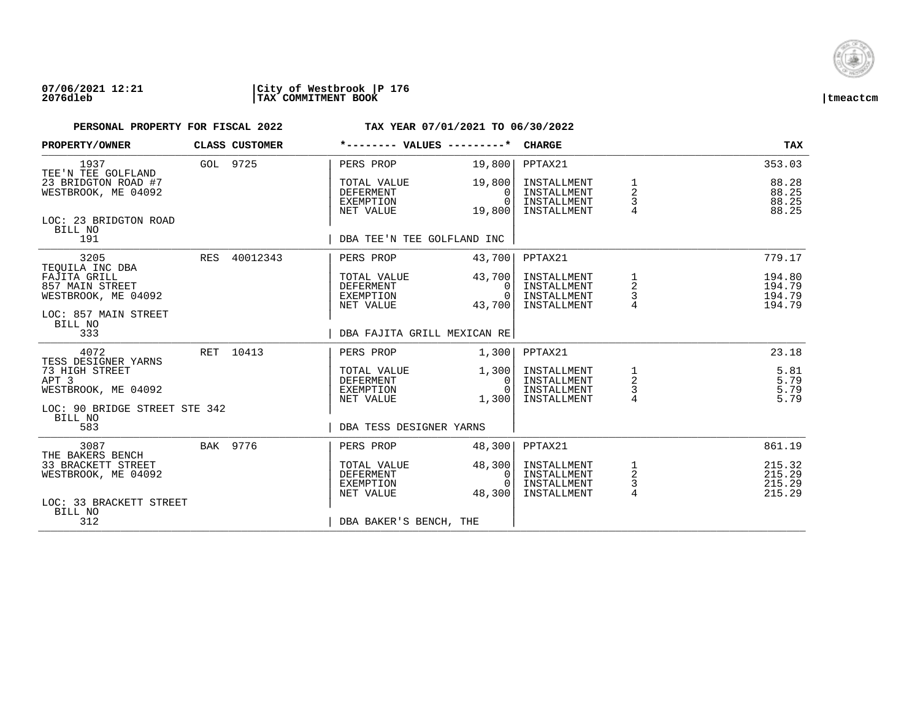**07/06/2021 12:21** | **City of Westbrook** | **P 176**
**2076dleb** | **TAX COMMITMENT BOOK** | **tmeactcm**

**PERSONAL PROPERTY FOR FISCAL 2022** — **TAX YEAR 07/01/2021 TO 06/30/2022**

| PROPERTY/OWNER | CLASS | CUSTOMER | VALUES | | CHARGE | | TAX |
|---|---|---|---|---|---|---|---|
| 1937 | GOL | 9725 | PERS PROP | 19,800 | PPTAX21 | | 353.03 |
| TEE'N TEE GOLFLAND | | | | | | | |
| 23 BRIDGTON ROAD #7 | | | TOTAL VALUE | 19,800 | INSTALLMENT | 1 | 88.28 |
| WESTBROOK, ME 04092 | | | DEFERMENT | 0 | INSTALLMENT | 2 | 88.25 |
| | | | EXEMPTION | 0 | INSTALLMENT | 3 | 88.25 |
| | | | NET VALUE | 19,800 | INSTALLMENT | 4 | 88.25 |
| LOC: 23 BRIDGTON ROAD | | | | | | | |
| BILL NO 191 | | | DBA TEE'N TEE GOLFLAND INC | | | | |
| 3205 | RES | 40012343 | PERS PROP | 43,700 | PPTAX21 | | 779.17 |
| TEQUILA INC DBA | | | | | | | |
| FAJITA GRILL | | | TOTAL VALUE | 43,700 | INSTALLMENT | 1 | 194.80 |
| 857 MAIN STREET | | | DEFERMENT | 0 | INSTALLMENT | 2 | 194.79 |
| WESTBROOK, ME 04092 | | | EXEMPTION | 0 | INSTALLMENT | 3 | 194.79 |
| | | | NET VALUE | 43,700 | INSTALLMENT | 4 | 194.79 |
| LOC: 857 MAIN STREET | | | | | | | |
| BILL NO 333 | | | DBA FAJITA GRILL MEXICAN RE | | | | |
| 4072 | RET | 10413 | PERS PROP | 1,300 | PPTAX21 | | 23.18 |
| TESS DESIGNER YARNS | | | | | | | |
| 73 HIGH STREET | | | TOTAL VALUE | 1,300 | INSTALLMENT | 1 | 5.81 |
| APT 3 | | | DEFERMENT | 0 | INSTALLMENT | 2 | 5.79 |
| WESTBROOK, ME 04092 | | | EXEMPTION | 0 | INSTALLMENT | 3 | 5.79 |
| | | | NET VALUE | 1,300 | INSTALLMENT | 4 | 5.79 |
| LOC: 90 BRIDGE STREET STE 342 | | | | | | | |
| BILL NO 583 | | | DBA TESS DESIGNER YARNS | | | | |
| 3087 | BAK | 9776 | PERS PROP | 48,300 | PPTAX21 | | 861.19 |
| THE BAKERS BENCH | | | | | | | |
| 33 BRACKETT STREET | | | TOTAL VALUE | 48,300 | INSTALLMENT | 1 | 215.32 |
| WESTBROOK, ME 04092 | | | DEFERMENT | 0 | INSTALLMENT | 2 | 215.29 |
| | | | EXEMPTION | 0 | INSTALLMENT | 3 | 215.29 |
| | | | NET VALUE | 48,300 | INSTALLMENT | 4 | 215.29 |
| LOC: 33 BRACKETT STREET | | | | | | | |
| BILL NO 312 | | | DBA BAKER'S BENCH, THE | | | | |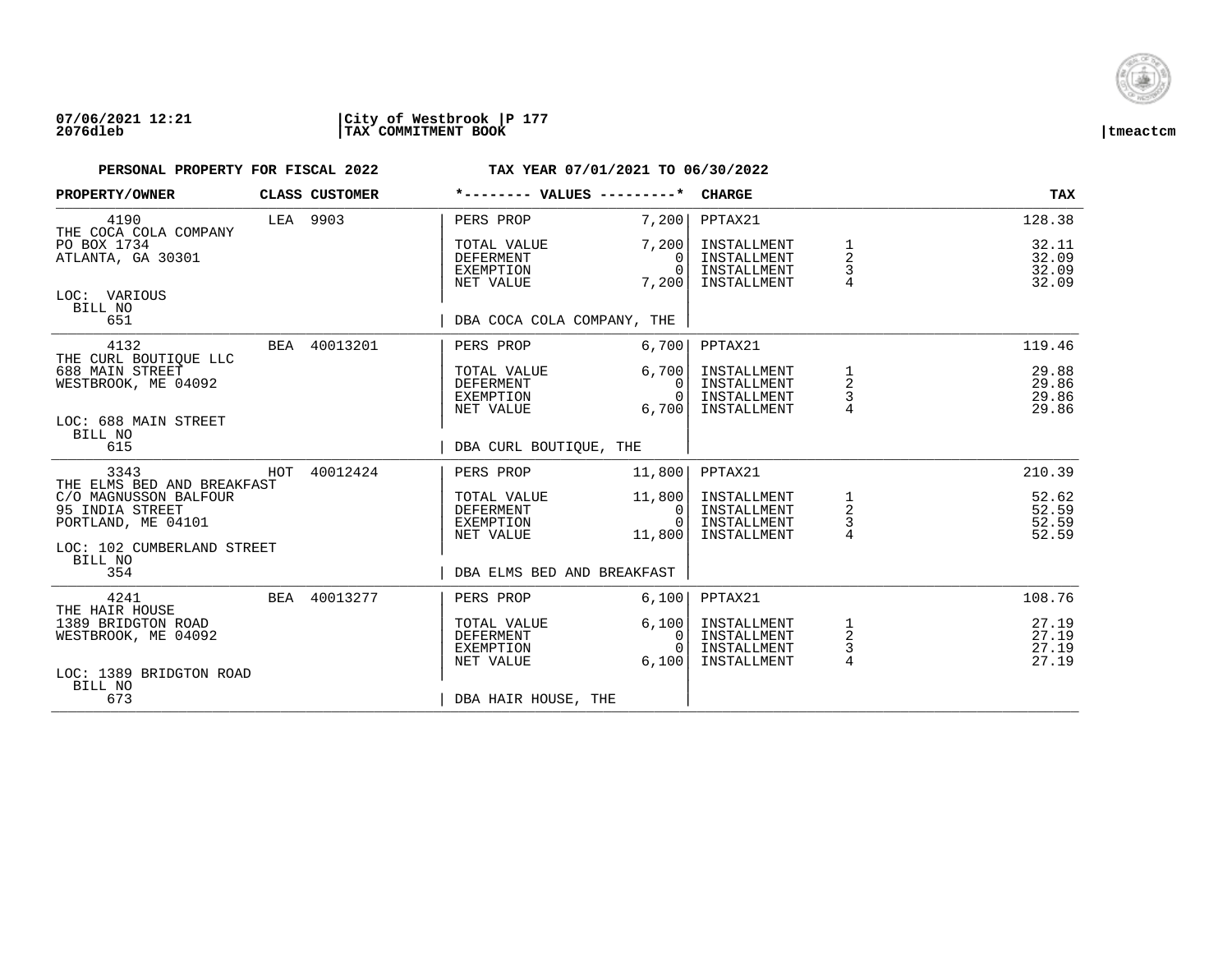**07/06/2021 12:21** | **City of Westbrook** | **P 177**
**2076dleb** | **TAX COMMITMENT BOOK** | **tmeactcm**

**PERSONAL PROPERTY FOR FISCAL 2022** — **TAX YEAR 07/01/2021 TO 06/30/2022**

| PROPERTY/OWNER | CLASS | CUSTOMER | *-------- VALUES ---------* | | CHARGE | | TAX |
|---|---|---|---|---|---|---|---|
| 4190 | LEA | 9903 | PERS PROP | 7,200 | PPTAX21 | | 128.38 |
| THE COCA COLA COMPANY | | | | | | | |
| PO BOX 1734 | | | TOTAL VALUE | 7,200 | INSTALLMENT | 1 | 32.11 |
| ATLANTA, GA 30301 | | | DEFERMENT | 0 | INSTALLMENT | 2 | 32.09 |
| | | | EXEMPTION | 0 | INSTALLMENT | 3 | 32.09 |
| LOC: VARIOUS | | | NET VALUE | 7,200 | INSTALLMENT | 4 | 32.09 |
| BILL NO 651 | | | DBA COCA COLA COMPANY, THE | | | | |
| 4132 | BEA | 40013201 | PERS PROP | 6,700 | PPTAX21 | | 119.46 |
| THE CURL BOUTIQUE LLC | | | | | | | |
| 688 MAIN STREET | | | TOTAL VALUE | 6,700 | INSTALLMENT | 1 | 29.88 |
| WESTBROOK, ME 04092 | | | DEFERMENT | 0 | INSTALLMENT | 2 | 29.86 |
| | | | EXEMPTION | 0 | INSTALLMENT | 3 | 29.86 |
| LOC: 688 MAIN STREET | | | NET VALUE | 6,700 | INSTALLMENT | 4 | 29.86 |
| BILL NO 615 | | | DBA CURL BOUTIQUE, THE | | | | |
| 3343 | HOT | 40012424 | PERS PROP | 11,800 | PPTAX21 | | 210.39 |
| THE ELMS BED AND BREAKFAST | | | | | | | |
| C/O MAGNUSSON BALFOUR | | | TOTAL VALUE | 11,800 | INSTALLMENT | 1 | 52.62 |
| 95 INDIA STREET | | | DEFERMENT | 0 | INSTALLMENT | 2 | 52.59 |
| PORTLAND, ME 04101 | | | EXEMPTION | 0 | INSTALLMENT | 3 | 52.59 |
| LOC: 102 CUMBERLAND STREET | | | NET VALUE | 11,800 | INSTALLMENT | 4 | 52.59 |
| BILL NO 354 | | | DBA ELMS BED AND BREAKFAST | | | | |
| 4241 | BEA | 40013277 | PERS PROP | 6,100 | PPTAX21 | | 108.76 |
| THE HAIR HOUSE | | | | | | | |
| 1389 BRIDGTON ROAD | | | TOTAL VALUE | 6,100 | INSTALLMENT | 1 | 27.19 |
| WESTBROOK, ME 04092 | | | DEFERMENT | 0 | INSTALLMENT | 2 | 27.19 |
| | | | EXEMPTION | 0 | INSTALLMENT | 3 | 27.19 |
| LOC: 1389 BRIDGTON ROAD | | | NET VALUE | 6,100 | INSTALLMENT | 4 | 27.19 |
| BILL NO 673 | | | DBA HAIR HOUSE, THE | | | | |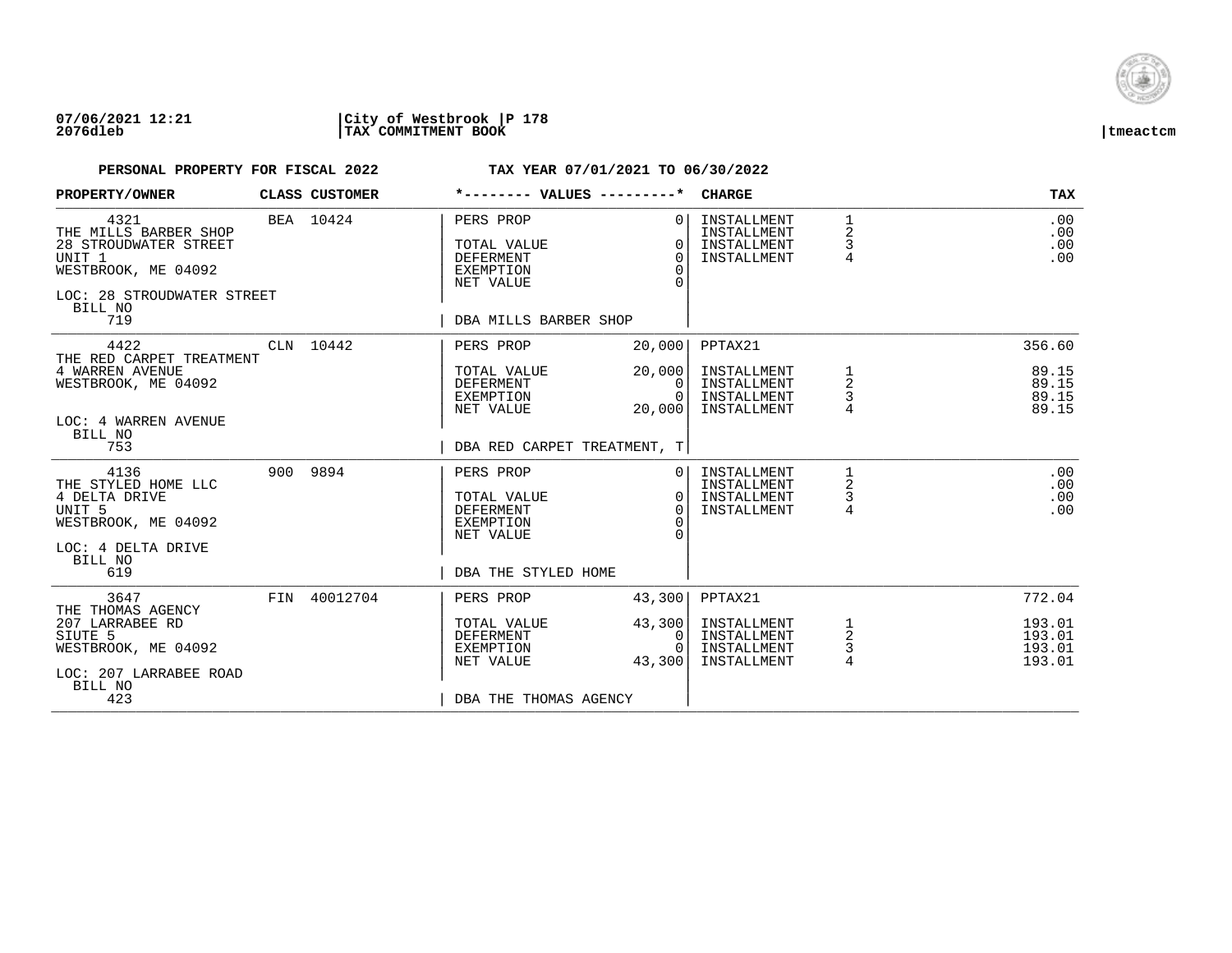**07/06/2021 12:21** | **City of Westbrook** | **P 178**
**2076dleb** | **TAX COMMITMENT BOOK** | **tmeactcm**

**PERSONAL PROPERTY FOR FISCAL 2022** — **TAX YEAR 07/01/2021 TO 06/30/2022**

| PROPERTY/OWNER | CLASS | CUSTOMER | VALUES | | CHARGE | | TAX |
|---|---|---|---|---|---|---|---|
| 4321 | BEA | 10424 | PERS PROP | 0 | INSTALLMENT | 1 | .00 |
| THE MILLS BARBER SHOP | | | | | INSTALLMENT | 2 | .00 |
| 28 STROUDWATER STREET | | | TOTAL VALUE | 0 | INSTALLMENT | 3 | .00 |
| UNIT 1 | | | DEFERMENT | 0 | INSTALLMENT | 4 | .00 |
| WESTBROOK, ME 04092 | | | EXEMPTION | 0 | | | |
| | | | NET VALUE | 0 | | | |
| LOC: 28 STROUDWATER STREET | | | | | | | |
| BILL NO 719 | | | DBA MILLS BARBER SHOP | | | | |
| 4422 | CLN | 10442 | PERS PROP | 20,000 | PPTAX21 | | 356.60 |
| THE RED CARPET TREATMENT | | | | | | | |
| 4 WARREN AVENUE | | | TOTAL VALUE | 20,000 | INSTALLMENT | 1 | 89.15 |
| WESTBROOK, ME 04092 | | | DEFERMENT | 0 | INSTALLMENT | 2 | 89.15 |
| | | | EXEMPTION | 0 | INSTALLMENT | 3 | 89.15 |
| | | | NET VALUE | 20,000 | INSTALLMENT | 4 | 89.15 |
| LOC: 4 WARREN AVENUE | | | | | | | |
| BILL NO 753 | | | DBA RED CARPET TREATMENT, T | | | | |
| 4136 | 900 | 9894 | PERS PROP | 0 | INSTALLMENT | 1 | .00 |
| THE STYLED HOME LLC | | | | | INSTALLMENT | 2 | .00 |
| 4 DELTA DRIVE | | | TOTAL VALUE | 0 | INSTALLMENT | 3 | .00 |
| UNIT 5 | | | DEFERMENT | 0 | INSTALLMENT | 4 | .00 |
| WESTBROOK, ME 04092 | | | EXEMPTION | 0 | | | |
| | | | NET VALUE | 0 | | | |
| LOC: 4 DELTA DRIVE | | | | | | | |
| BILL NO 619 | | | DBA THE STYLED HOME | | | | |
| 3647 | FIN | 40012704 | PERS PROP | 43,300 | PPTAX21 | | 772.04 |
| THE THOMAS AGENCY | | | | | | | |
| 207 LARRABEE RD | | | TOTAL VALUE | 43,300 | INSTALLMENT | 1 | 193.01 |
| SIUTE 5 | | | DEFERMENT | 0 | INSTALLMENT | 2 | 193.01 |
| WESTBROOK, ME 04092 | | | EXEMPTION | 0 | INSTALLMENT | 3 | 193.01 |
| | | | NET VALUE | 43,300 | INSTALLMENT | 4 | 193.01 |
| LOC: 207 LARRABEE ROAD | | | | | | | |
| BILL NO 423 | | | DBA THE THOMAS AGENCY | | | | |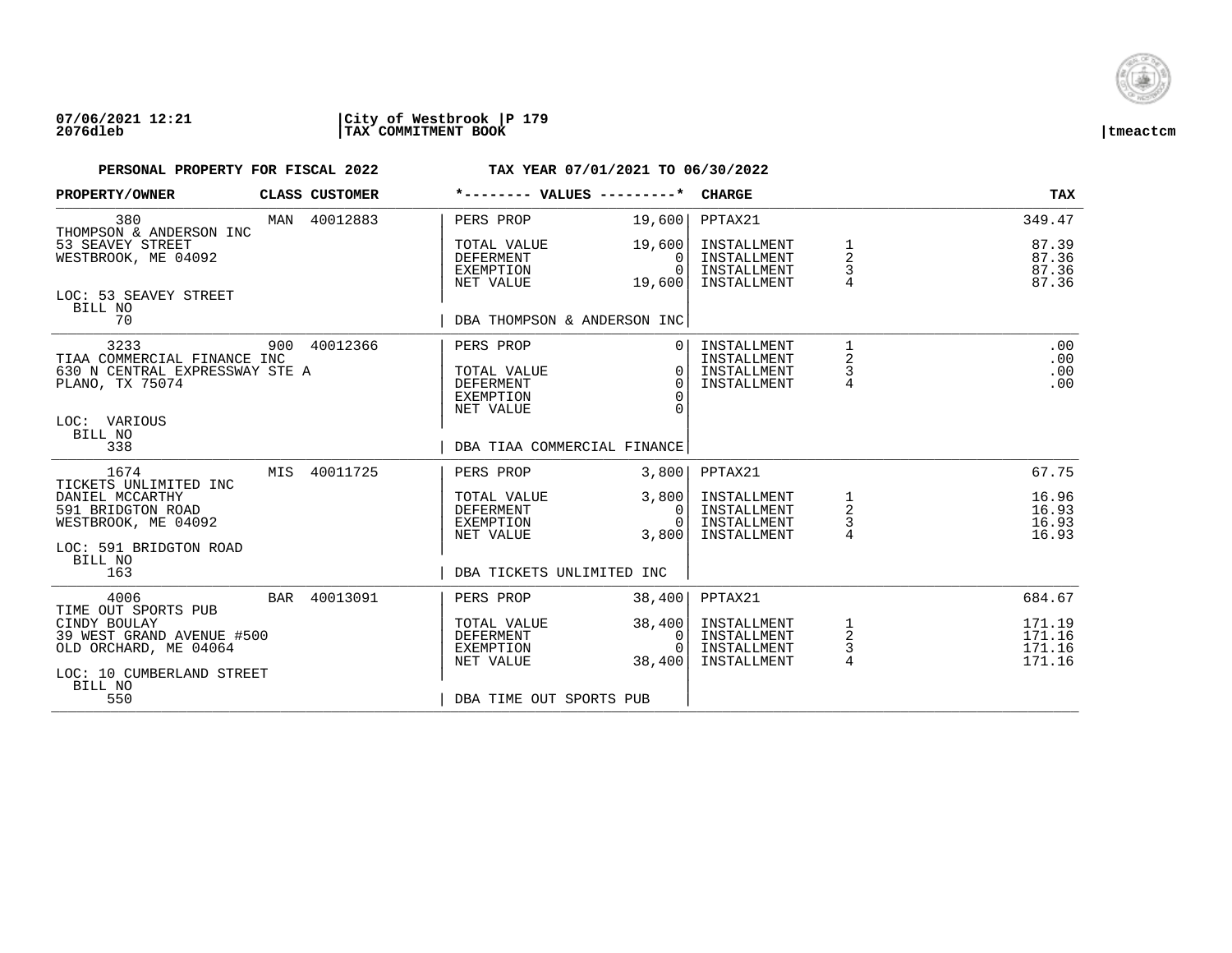07/06/2021 12:21 | City of Westbrook | P 179
2076dleb | TAX COMMITMENT BOOK | tmeactcm

**PERSONAL PROPERTY FOR FISCAL 2022** — **TAX YEAR 07/01/2021 TO 06/30/2022**

| PROPERTY/OWNER | CLASS | CUSTOMER | VALUES | | CHARGE | | TAX |
|---|---|---|---|---|---|---|---|
| 380 | MAN | 40012883 | PERS PROP | 19,600 | PPTAX21 | | 349.47 |
| THOMPSON & ANDERSON INC | | | | | | | |
| 53 SEAVEY STREET | | | TOTAL VALUE | 19,600 | INSTALLMENT | 1 | 87.39 |
| WESTBROOK, ME 04092 | | | DEFERMENT | 0 | INSTALLMENT | 2 | 87.36 |
| | | | EXEMPTION | 0 | INSTALLMENT | 3 | 87.36 |
| | | | NET VALUE | 19,600 | INSTALLMENT | 4 | 87.36 |
| LOC: 53 SEAVEY STREET | | | | | | | |
| BILL NO 70 | | | DBA THOMPSON & ANDERSON INC | | | | |
| 3233 | 900 | 40012366 | PERS PROP | 0 | INSTALLMENT | 1 | .00 |
| TIAA COMMERCIAL FINANCE INC | | | | | INSTALLMENT | 2 | .00 |
| 630 N CENTRAL EXPRESSWAY STE A | | | TOTAL VALUE | 0 | INSTALLMENT | 3 | .00 |
| PLANO, TX 75074 | | | DEFERMENT | 0 | INSTALLMENT | 4 | .00 |
| | | | EXEMPTION | 0 | | | |
| | | | NET VALUE | 0 | | | |
| LOC: VARIOUS | | | | | | | |
| BILL NO 338 | | | DBA TIAA COMMERCIAL FINANCE | | | | |
| 1674 | MIS | 40011725 | PERS PROP | 3,800 | PPTAX21 | | 67.75 |
| TICKETS UNLIMITED INC | | | | | | | |
| DANIEL MCCARTHY | | | TOTAL VALUE | 3,800 | INSTALLMENT | 1 | 16.96 |
| 591 BRIDGTON ROAD | | | DEFERMENT | 0 | INSTALLMENT | 2 | 16.93 |
| WESTBROOK, ME 04092 | | | EXEMPTION | 0 | INSTALLMENT | 3 | 16.93 |
| | | | NET VALUE | 3,800 | INSTALLMENT | 4 | 16.93 |
| LOC: 591 BRIDGTON ROAD | | | | | | | |
| BILL NO 163 | | | DBA TICKETS UNLIMITED INC | | | | |
| 4006 | BAR | 40013091 | PERS PROP | 38,400 | PPTAX21 | | 684.67 |
| TIME OUT SPORTS PUB | | | | | | | |
| CINDY BOULAY | | | TOTAL VALUE | 38,400 | INSTALLMENT | 1 | 171.19 |
| 39 WEST GRAND AVENUE #500 | | | DEFERMENT | 0 | INSTALLMENT | 2 | 171.16 |
| OLD ORCHARD, ME 04064 | | | EXEMPTION | 0 | INSTALLMENT | 3 | 171.16 |
| | | | NET VALUE | 38,400 | INSTALLMENT | 4 | 171.16 |
| LOC: 10 CUMBERLAND STREET | | | | | | | |
| BILL NO 550 | | | DBA TIME OUT SPORTS PUB | | | | |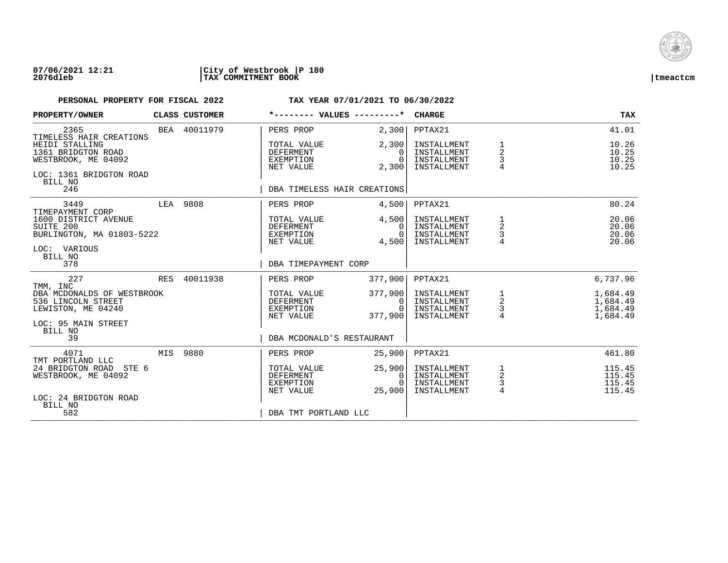**07/06/2021 12:21** | **City of Westbrook** | **P 180**
**2076dleb** | **TAX COMMITMENT BOOK** | **tmeactcm**

**PERSONAL PROPERTY FOR FISCAL 2022** — **TAX YEAR 07/01/2021 TO 06/30/2022**

| PROPERTY/OWNER | CLASS | CUSTOMER | *-------- VALUES ---------* | | CHARGE | | TAX |
|---|---|---|---|---|---|---|---|
| 2365 | BEA | 40011979 | PERS PROP | 2,300 | PPTAX21 | | 41.01 |
| TIMELESS HAIR CREATIONS | | | | | | | |
| HEIDI STALLING | | | TOTAL VALUE | 2,300 | INSTALLMENT | 1 | 10.26 |
| 1361 BRIDGTON ROAD | | | DEFERMENT | 0 | INSTALLMENT | 2 | 10.25 |
| WESTBROOK, ME 04092 | | | EXEMPTION | 0 | INSTALLMENT | 3 | 10.25 |
| | | | NET VALUE | 2,300 | INSTALLMENT | 4 | 10.25 |
| LOC: 1361 BRIDGTON ROAD | | | | | | | |
| BILL NO 246 | | | DBA TIMELESS HAIR CREATIONS | | | | |
| 3449 | LEA | 9808 | PERS PROP | 4,500 | PPTAX21 | | 80.24 |
| TIMEPAYMENT CORP | | | | | | | |
| 1600 DISTRICT AVENUE | | | TOTAL VALUE | 4,500 | INSTALLMENT | 1 | 20.06 |
| SUITE 200 | | | DEFERMENT | 0 | INSTALLMENT | 2 | 20.06 |
| BURLINGTON, MA 01803-5222 | | | EXEMPTION | 0 | INSTALLMENT | 3 | 20.06 |
| | | | NET VALUE | 4,500 | INSTALLMENT | 4 | 20.06 |
| LOC: VARIOUS | | | | | | | |
| BILL NO 378 | | | DBA TIMEPAYMENT CORP | | | | |
| 227 | RES | 40011938 | PERS PROP | 377,900 | PPTAX21 | | 6,737.96 |
| TMM, INC | | | | | | | |
| DBA MCDONALDS OF WESTBROOK | | | TOTAL VALUE | 377,900 | INSTALLMENT | 1 | 1,684.49 |
| 536 LINCOLN STREET | | | DEFERMENT | 0 | INSTALLMENT | 2 | 1,684.49 |
| LEWISTON, ME 04240 | | | EXEMPTION | 0 | INSTALLMENT | 3 | 1,684.49 |
| | | | NET VALUE | 377,900 | INSTALLMENT | 4 | 1,684.49 |
| LOC: 95 MAIN STREET | | | | | | | |
| BILL NO 39 | | | DBA MCDONALD'S RESTAURANT | | | | |
| 4071 | MIS | 9880 | PERS PROP | 25,900 | PPTAX21 | | 461.80 |
| TMT PORTLAND LLC | | | | | | | |
| 24 BRIDGTON ROAD STE 6 | | | TOTAL VALUE | 25,900 | INSTALLMENT | 1 | 115.45 |
| WESTBROOK, ME 04092 | | | DEFERMENT | 0 | INSTALLMENT | 2 | 115.45 |
| | | | EXEMPTION | 0 | INSTALLMENT | 3 | 115.45 |
| | | | NET VALUE | 25,900 | INSTALLMENT | 4 | 115.45 |
| LOC: 24 BRIDGTON ROAD | | | | | | | |
| BILL NO 582 | | | DBA TMT PORTLAND LLC | | | | |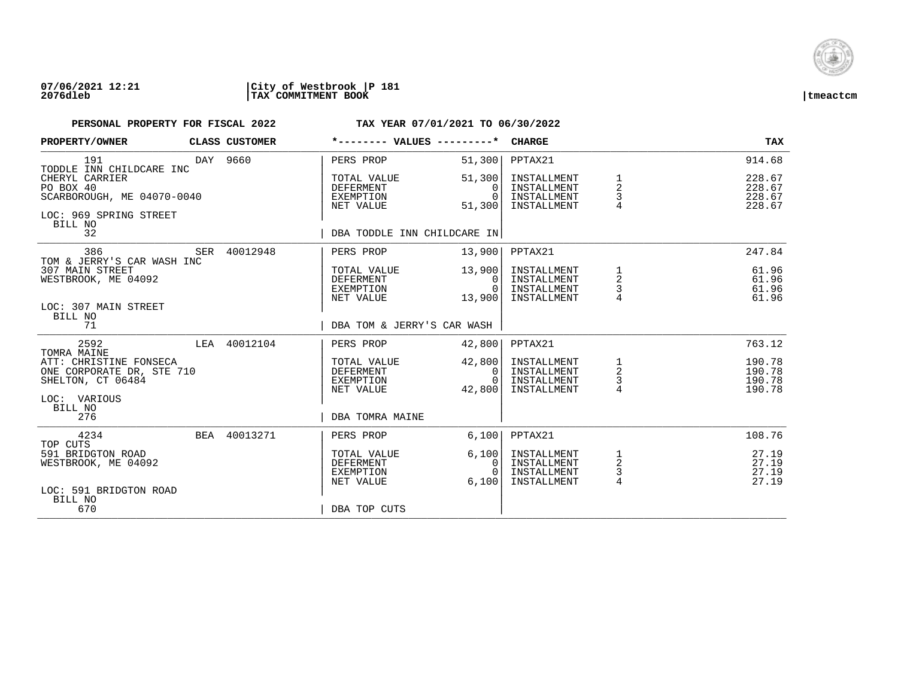**07/06/2021 12:21** | **City of Westbrook | P 181**
**2076dleb** | **TAX COMMITMENT BOOK** | **tmeactcm**

**PERSONAL PROPERTY FOR FISCAL 2022** **TAX YEAR 07/01/2021 TO 06/30/2022**

| PROPERTY/OWNER | CLASS | CUSTOMER | *-------- VALUES ---------* | | CHARGE | | TAX |
|---|---|---|---|---|---|---|---|
| 191 | DAY | 9660 | PERS PROP | 51,300 | PPTAX21 | | 914.68 |
| TODDLE INN CHILDCARE INC | | | | | | | |
| CHERYL CARRIER | | | TOTAL VALUE | 51,300 | INSTALLMENT | 1 | 228.67 |
| PO BOX 40 | | | DEFERMENT | 0 | INSTALLMENT | 2 | 228.67 |
| SCARBOROUGH, ME 04070-0040 | | | EXEMPTION | 0 | INSTALLMENT | 3 | 228.67 |
| | | | NET VALUE | 51,300 | INSTALLMENT | 4 | 228.67 |
| LOC: 969 SPRING STREET | | | | | | | |
| BILL NO 32 | | | DBA TODDLE INN CHILDCARE IN | | | | |
| 386 | SER | 40012948 | PERS PROP | 13,900 | PPTAX21 | | 247.84 |
| TOM & JERRY'S CAR WASH INC | | | | | | | |
| 307 MAIN STREET | | | TOTAL VALUE | 13,900 | INSTALLMENT | 1 | 61.96 |
| WESTBROOK, ME 04092 | | | DEFERMENT | 0 | INSTALLMENT | 2 | 61.96 |
| | | | EXEMPTION | 0 | INSTALLMENT | 3 | 61.96 |
| | | | NET VALUE | 13,900 | INSTALLMENT | 4 | 61.96 |
| LOC: 307 MAIN STREET | | | | | | | |
| BILL NO 71 | | | DBA TOM & JERRY'S CAR WASH | | | | |
| 2592 | LEA | 40012104 | PERS PROP | 42,800 | PPTAX21 | | 763.12 |
| TOMRA MAINE | | | | | | | |
| ATT: CHRISTINE FONSECA | | | TOTAL VALUE | 42,800 | INSTALLMENT | 1 | 190.78 |
| ONE CORPORATE DR, STE 710 | | | DEFERMENT | 0 | INSTALLMENT | 2 | 190.78 |
| SHELTON, CT 06484 | | | EXEMPTION | 0 | INSTALLMENT | 3 | 190.78 |
| | | | NET VALUE | 42,800 | INSTALLMENT | 4 | 190.78 |
| LOC: VARIOUS | | | | | | | |
| BILL NO 276 | | | DBA TOMRA MAINE | | | | |
| 4234 | BEA | 40013271 | PERS PROP | 6,100 | PPTAX21 | | 108.76 |
| TOP CUTS | | | | | | | |
| 591 BRIDGTON ROAD | | | TOTAL VALUE | 6,100 | INSTALLMENT | 1 | 27.19 |
| WESTBROOK, ME 04092 | | | DEFERMENT | 0 | INSTALLMENT | 2 | 27.19 |
| | | | EXEMPTION | 0 | INSTALLMENT | 3 | 27.19 |
| | | | NET VALUE | 6,100 | INSTALLMENT | 4 | 27.19 |
| LOC: 591 BRIDGTON ROAD | | | | | | | |
| BILL NO 670 | | | DBA TOP CUTS | | | | |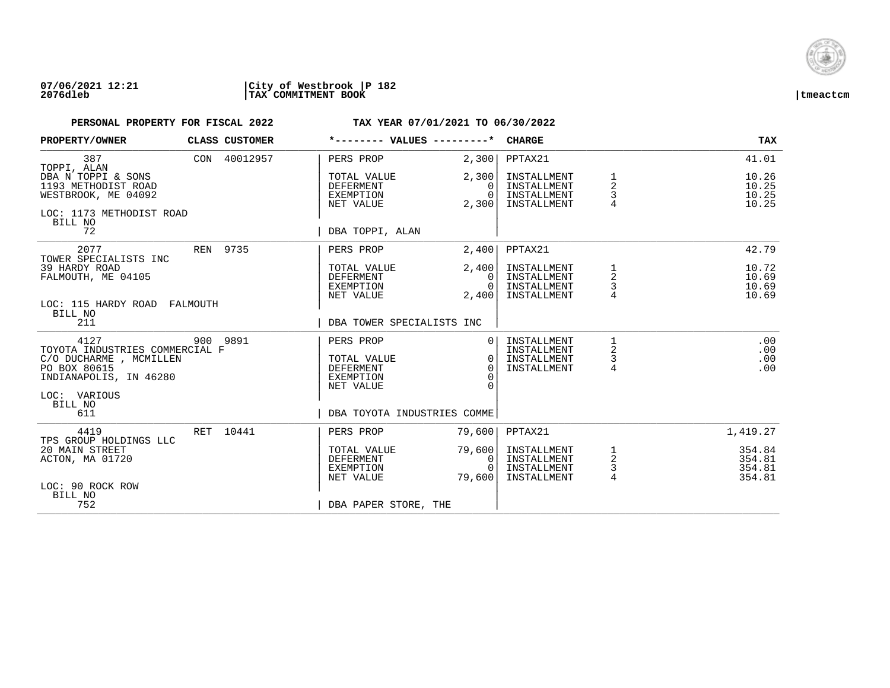**07/06/2021 12:21** | **City of Westbrook** | **P 182**
**2076dleb** | **TAX COMMITMENT BOOK** | **tmeactcm**

**PERSONAL PROPERTY FOR FISCAL 2022** — **TAX YEAR 07/01/2021 TO 06/30/2022**

| PROPERTY/OWNER | CLASS | CUSTOMER | *-------- VALUES ---------* | | CHARGE | | TAX |
|---|---|---|---|---|---|---|---|
| 387 | CON | 40012957 | PERS PROP | 2,300 | PPTAX21 | | 41.01 |
| TOPPI, ALAN | | | | | | | |
| DBA N TOPPI & SONS | | | TOTAL VALUE | 2,300 | INSTALLMENT | 1 | 10.26 |
| 1193 METHODIST ROAD | | | DEFERMENT | 0 | INSTALLMENT | 2 | 10.25 |
| WESTBROOK, ME 04092 | | | EXEMPTION | 0 | INSTALLMENT | 3 | 10.25 |
| | | | NET VALUE | 2,300 | INSTALLMENT | 4 | 10.25 |
| LOC: 1173 METHODIST ROAD | | | | | | | |
| BILL NO 72 | | | DBA TOPPI, ALAN | | | | |
| 2077 | REN | 9735 | PERS PROP | 2,400 | PPTAX21 | | 42.79 |
| TOWER SPECIALISTS INC | | | | | | | |
| 39 HARDY ROAD | | | TOTAL VALUE | 2,400 | INSTALLMENT | 1 | 10.72 |
| FALMOUTH, ME 04105 | | | DEFERMENT | 0 | INSTALLMENT | 2 | 10.69 |
| | | | EXEMPTION | 0 | INSTALLMENT | 3 | 10.69 |
| | | | NET VALUE | 2,400 | INSTALLMENT | 4 | 10.69 |
| LOC: 115 HARDY ROAD FALMOUTH | | | | | | | |
| BILL NO 211 | | | DBA TOWER SPECIALISTS INC | | | | |
| 4127 | 900 | 9891 | PERS PROP | 0 | INSTALLMENT | 1 | .00 |
| TOYOTA INDUSTRIES COMMERCIAL F | | | | | INSTALLMENT | 2 | .00 |
| C/O DUCHARME , MCMILLEN | | | TOTAL VALUE | 0 | INSTALLMENT | 3 | .00 |
| PO BOX 80615 | | | DEFERMENT | 0 | INSTALLMENT | 4 | .00 |
| INDIANAPOLIS, IN 46280 | | | EXEMPTION | 0 | | | |
| | | | NET VALUE | 0 | | | |
| LOC: VARIOUS | | | | | | | |
| BILL NO 611 | | | DBA TOYOTA INDUSTRIES COMME | | | | |
| 4419 | RET | 10441 | PERS PROP | 79,600 | PPTAX21 | | 1,419.27 |
| TPS GROUP HOLDINGS LLC | | | | | | | |
| 20 MAIN STREET | | | TOTAL VALUE | 79,600 | INSTALLMENT | 1 | 354.84 |
| ACTON, MA 01720 | | | DEFERMENT | 0 | INSTALLMENT | 2 | 354.81 |
| | | | EXEMPTION | 0 | INSTALLMENT | 3 | 354.81 |
| | | | NET VALUE | 79,600 | INSTALLMENT | 4 | 354.81 |
| LOC: 90 ROCK ROW | | | | | | | |
| BILL NO 752 | | | DBA PAPER STORE, THE | | | | |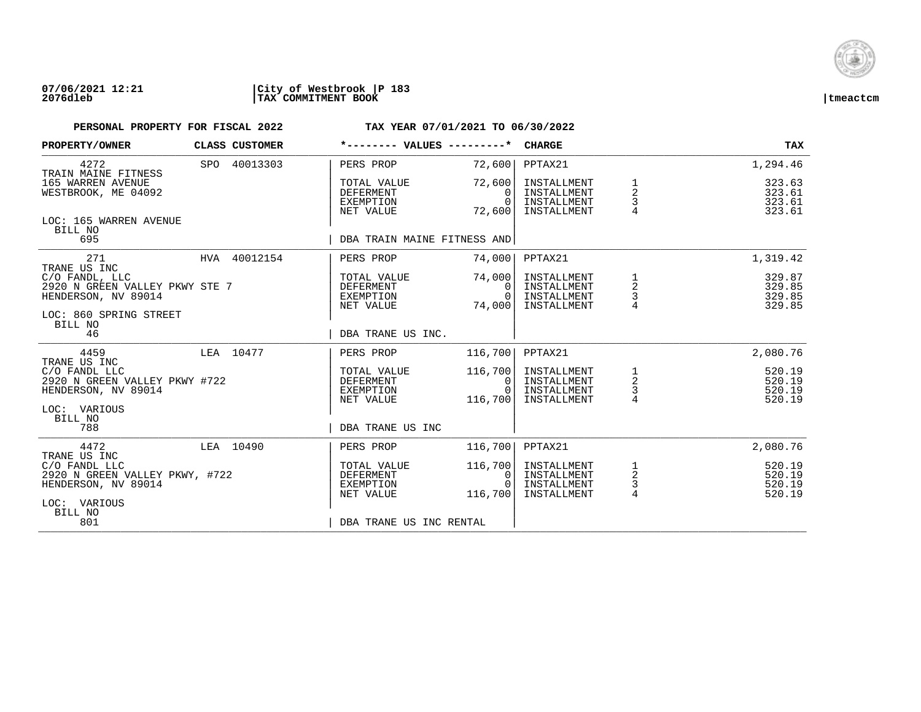07/06/2021 12:21 | City of Westbrook | P 183
2076dleb | TAX COMMITMENT BOOK | tmeactcm

**PERSONAL PROPERTY FOR FISCAL 2022** **TAX YEAR 07/01/2021 TO 06/30/2022**

| PROPERTY/OWNER | CLASS CUSTOMER | *-------- VALUES ---------* | | CHARGE | | TAX |
|---|---|---|---|---|---|---|
| 4272 | SPO 40013303 | PERS PROP | 72,600 | PPTAX21 | | 1,294.46 |
| TRAIN MAINE FITNESS | | | | | | |
| 165 WARREN AVENUE | | TOTAL VALUE | 72,600 | INSTALLMENT | 1 | 323.63 |
| WESTBROOK, ME 04092 | | DEFERMENT | 0 | INSTALLMENT | 2 | 323.61 |
| | | EXEMPTION | 0 | INSTALLMENT | 3 | 323.61 |
| | | NET VALUE | 72,600 | INSTALLMENT | 4 | 323.61 |
| LOC: 165 WARREN AVENUE | | | | | | |
| BILL NO | | | | | | |
| 695 | | DBA TRAIN MAINE FITNESS AND | | | | |
| 271 | HVA 40012154 | PERS PROP | 74,000 | PPTAX21 | | 1,319.42 |
| TRANE US INC | | | | | | |
| C/O FANDL, LLC | | TOTAL VALUE | 74,000 | INSTALLMENT | 1 | 329.87 |
| 2920 N GREEN VALLEY PKWY STE 7 | | DEFERMENT | 0 | INSTALLMENT | 2 | 329.85 |
| HENDERSON, NV 89014 | | EXEMPTION | 0 | INSTALLMENT | 3 | 329.85 |
| | | NET VALUE | 74,000 | INSTALLMENT | 4 | 329.85 |
| LOC: 860 SPRING STREET | | | | | | |
| BILL NO | | | | | | |
| 46 | | DBA TRANE US INC. | | | | |
| 4459 | LEA 10477 | PERS PROP | 116,700 | PPTAX21 | | 2,080.76 |
| TRANE US INC | | | | | | |
| C/O FANDL LLC | | TOTAL VALUE | 116,700 | INSTALLMENT | 1 | 520.19 |
| 2920 N GREEN VALLEY PKWY #722 | | DEFERMENT | 0 | INSTALLMENT | 2 | 520.19 |
| HENDERSON, NV 89014 | | EXEMPTION | 0 | INSTALLMENT | 3 | 520.19 |
| | | NET VALUE | 116,700 | INSTALLMENT | 4 | 520.19 |
| LOC: VARIOUS | | | | | | |
| BILL NO | | | | | | |
| 788 | | DBA TRANE US INC | | | | |
| 4472 | LEA 10490 | PERS PROP | 116,700 | PPTAX21 | | 2,080.76 |
| TRANE US INC | | | | | | |
| C/O FANDL LLC | | TOTAL VALUE | 116,700 | INSTALLMENT | 1 | 520.19 |
| 2920 N GREEN VALLEY PKWY, #722 | | DEFERMENT | 0 | INSTALLMENT | 2 | 520.19 |
| HENDERSON, NV 89014 | | EXEMPTION | 0 | INSTALLMENT | 3 | 520.19 |
| | | NET VALUE | 116,700 | INSTALLMENT | 4 | 520.19 |
| LOC: VARIOUS | | | | | | |
| BILL NO | | | | | | |
| 801 | | DBA TRANE US INC RENTAL | | | | |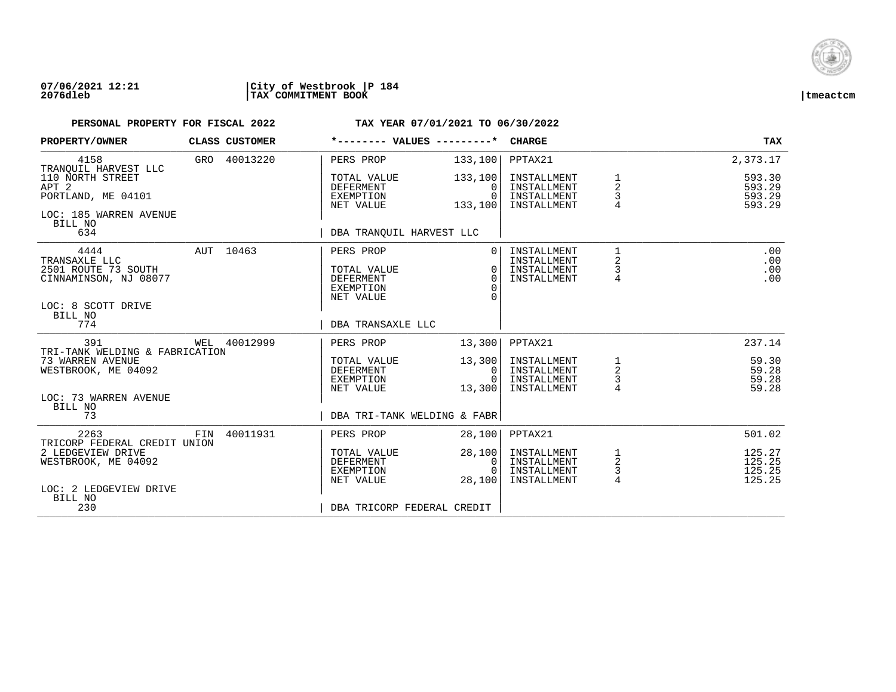07/06/2021 12:21 | City of Westbrook | P 184
2076dleb | TAX COMMITMENT BOOK | tmeactcm

**PERSONAL PROPERTY FOR FISCAL 2022** — **TAX YEAR 07/01/2021 TO 06/30/2022**

| PROPERTY/OWNER | CLASS | CUSTOMER | *-------- VALUES ---------* | | CHARGE | | TAX |
|---|---|---|---|---|---|---|---|
| 4158 | GRO | 40013220 | PERS PROP | 133,100 | PPTAX21 | | 2,373.17 |
| TRANQUIL HARVEST LLC | | | | | | | |
| 110 NORTH STREET | | | TOTAL VALUE | 133,100 | INSTALLMENT | 1 | 593.30 |
| APT 2 | | | DEFERMENT | 0 | INSTALLMENT | 2 | 593.29 |
| PORTLAND, ME 04101 | | | EXEMPTION | 0 | INSTALLMENT | 3 | 593.29 |
| | | | NET VALUE | 133,100 | INSTALLMENT | 4 | 593.29 |
| LOC: 185 WARREN AVENUE | | | | | | | |
| BILL NO 634 | | | DBA TRANQUIL HARVEST LLC | | | | |
| 4444 | AUT | 10463 | PERS PROP | 0 | INSTALLMENT | 1 | .00 |
| TRANSAXLE LLC | | | | | INSTALLMENT | 2 | .00 |
| 2501 ROUTE 73 SOUTH | | | TOTAL VALUE | 0 | INSTALLMENT | 3 | .00 |
| CINNAMINSON, NJ 08077 | | | DEFERMENT | 0 | INSTALLMENT | 4 | .00 |
| | | | EXEMPTION | 0 | | | |
| | | | NET VALUE | 0 | | | |
| LOC: 8 SCOTT DRIVE | | | | | | | |
| BILL NO 774 | | | DBA TRANSAXLE LLC | | | | |
| 391 | WEL | 40012999 | PERS PROP | 13,300 | PPTAX21 | | 237.14 |
| TRI-TANK WELDING & FABRICATION | | | | | | | |
| 73 WARREN AVENUE | | | TOTAL VALUE | 13,300 | INSTALLMENT | 1 | 59.30 |
| WESTBROOK, ME 04092 | | | DEFERMENT | 0 | INSTALLMENT | 2 | 59.28 |
| | | | EXEMPTION | 0 | INSTALLMENT | 3 | 59.28 |
| | | | NET VALUE | 13,300 | INSTALLMENT | 4 | 59.28 |
| LOC: 73 WARREN AVENUE | | | | | | | |
| BILL NO 73 | | | DBA TRI-TANK WELDING & FABR | | | | |
| 2263 | FIN | 40011931 | PERS PROP | 28,100 | PPTAX21 | | 501.02 |
| TRICORP FEDERAL CREDIT UNION | | | | | | | |
| 2 LEDGEVIEW DRIVE | | | TOTAL VALUE | 28,100 | INSTALLMENT | 1 | 125.27 |
| WESTBROOK, ME 04092 | | | DEFERMENT | 0 | INSTALLMENT | 2 | 125.25 |
| | | | EXEMPTION | 0 | INSTALLMENT | 3 | 125.25 |
| | | | NET VALUE | 28,100 | INSTALLMENT | 4 | 125.25 |
| LOC: 2 LEDGEVIEW DRIVE | | | | | | | |
| BILL NO 230 | | | DBA TRICORP FEDERAL CREDIT | | | | |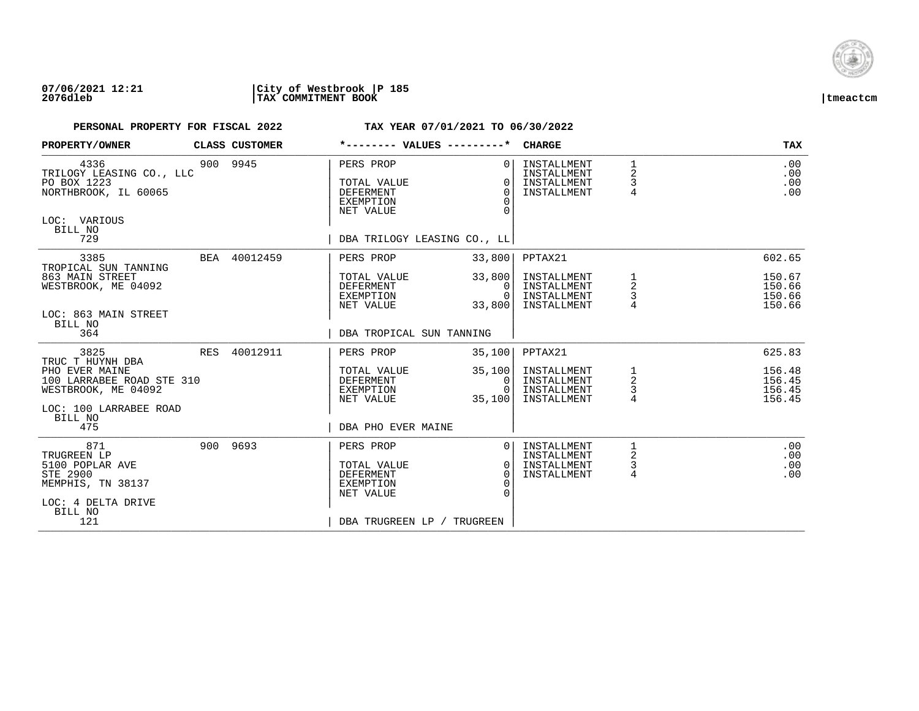**07/06/2021 12:21 | City of Westbrook | P 185**
**2076dleb | TAX COMMITMENT BOOK | tmeactcm**

**PERSONAL PROPERTY FOR FISCAL 2022 — TAX YEAR 07/01/2021 TO 06/30/2022**

| PROPERTY/OWNER | CLASS | CUSTOMER | *-------- VALUES ---------* | | CHARGE | | TAX |
|---|---|---|---|---|---|---|---|
| 4336 | 900 | 9945 | PERS PROP | 0 | INSTALLMENT | 1 | .00 |
| TRILOGY LEASING CO., LLC | | | | | INSTALLMENT | 2 | .00 |
| PO BOX 1223 | | | TOTAL VALUE | 0 | INSTALLMENT | 3 | .00 |
| NORTHBROOK, IL 60065 | | | DEFERMENT | 0 | INSTALLMENT | 4 | .00 |
| | | | EXEMPTION | 0 | | | |
| LOC: VARIOUS | | | NET VALUE | 0 | | | |
| BILL NO 729 | | | DBA TRILOGY LEASING CO., LL | | | | |
| 3385 | BEA | 40012459 | PERS PROP | 33,800 | PPTAX21 | | 602.65 |
| TROPICAL SUN TANNING | | | | | | | |
| 863 MAIN STREET | | | TOTAL VALUE | 33,800 | INSTALLMENT | 1 | 150.67 |
| WESTBROOK, ME 04092 | | | DEFERMENT | 0 | INSTALLMENT | 2 | 150.66 |
| | | | EXEMPTION | 0 | INSTALLMENT | 3 | 150.66 |
| LOC: 863 MAIN STREET | | | NET VALUE | 33,800 | INSTALLMENT | 4 | 150.66 |
| BILL NO 364 | | | DBA TROPICAL SUN TANNING | | | | |
| 3825 | RES | 40012911 | PERS PROP | 35,100 | PPTAX21 | | 625.83 |
| TRUC T HUYNH DBA | | | | | | | |
| PHO EVER MAINE | | | TOTAL VALUE | 35,100 | INSTALLMENT | 1 | 156.48 |
| 100 LARRABEE ROAD STE 310 | | | DEFERMENT | 0 | INSTALLMENT | 2 | 156.45 |
| WESTBROOK, ME 04092 | | | EXEMPTION | 0 | INSTALLMENT | 3 | 156.45 |
| LOC: 100 LARRABEE ROAD | | | NET VALUE | 35,100 | INSTALLMENT | 4 | 156.45 |
| BILL NO 475 | | | DBA PHO EVER MAINE | | | | |
| 871 | 900 | 9693 | PERS PROP | 0 | INSTALLMENT | 1 | .00 |
| TRUGREEN LP | | | | | INSTALLMENT | 2 | .00 |
| 5100 POPLAR AVE | | | TOTAL VALUE | 0 | INSTALLMENT | 3 | .00 |
| STE 2900 | | | DEFERMENT | 0 | INSTALLMENT | 4 | .00 |
| MEMPHIS, TN 38137 | | | EXEMPTION | 0 | | | |
| LOC: 4 DELTA DRIVE | | | NET VALUE | 0 | | | |
| BILL NO 121 | | | DBA TRUGREEN LP / TRUGREEN | | | | |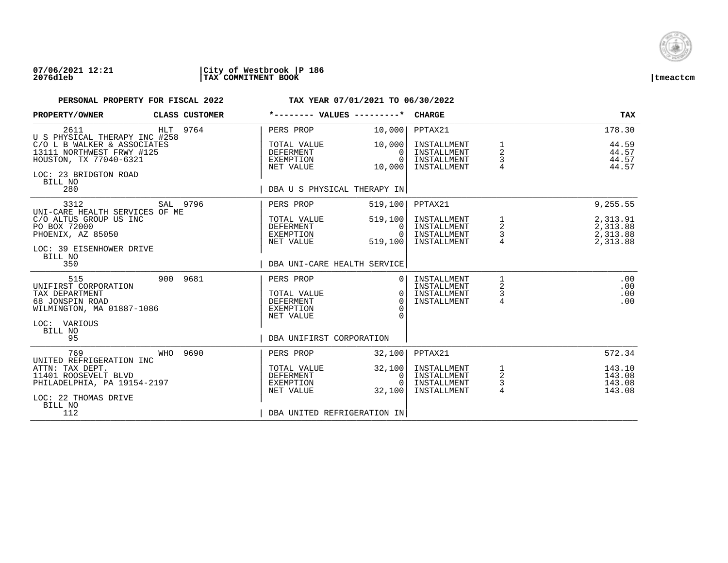07/06/2021 12:21 | City of Westbrook | P 186
2076dleb | TAX COMMITMENT BOOK | tmeactcm

**PERSONAL PROPERTY FOR FISCAL 2022** — **TAX YEAR 07/01/2021 TO 06/30/2022**

| PROPERTY/OWNER | CLASS | CUSTOMER | *-------- VALUES ---------* | | CHARGE | | TAX |
|---|---|---|---|---|---|---|---|
| 2611 | HLT | 9764 | PERS PROP | 10,000 | PPTAX21 | | 178.30 |
| U S PHYSICAL THERAPY INC #258 | | | | | | | |
| C/O L B WALKER & ASSOCIATES | | | TOTAL VALUE | 10,000 | INSTALLMENT | 1 | 44.59 |
| 13111 NORTHWEST FRWY #125 | | | DEFERMENT | 0 | INSTALLMENT | 2 | 44.57 |
| HOUSTON, TX 77040-6321 | | | EXEMPTION | 0 | INSTALLMENT | 3 | 44.57 |
| | | | NET VALUE | 10,000 | INSTALLMENT | 4 | 44.57 |
| LOC: 23 BRIDGTON ROAD | | | | | | | |
| BILL NO 280 | | | DBA U S PHYSICAL THERAPY IN | | | | |
| 3312 | SAL | 9796 | PERS PROP | 519,100 | PPTAX21 | | 9,255.55 |
| UNI-CARE HEALTH SERVICES OF ME | | | | | | | |
| C/O ALTUS GROUP US INC | | | TOTAL VALUE | 519,100 | INSTALLMENT | 1 | 2,313.91 |
| PO BOX 72000 | | | DEFERMENT | 0 | INSTALLMENT | 2 | 2,313.88 |
| PHOENIX, AZ 85050 | | | EXEMPTION | 0 | INSTALLMENT | 3 | 2,313.88 |
| | | | NET VALUE | 519,100 | INSTALLMENT | 4 | 2,313.88 |
| LOC: 39 EISENHOWER DRIVE | | | | | | | |
| BILL NO 350 | | | DBA UNI-CARE HEALTH SERVICE | | | | |
| 515 | 900 | 9681 | PERS PROP | 0 | INSTALLMENT | 1 | .00 |
| UNIFIRST CORPORATION | | | | | INSTALLMENT | 2 | .00 |
| TAX DEPARTMENT | | | TOTAL VALUE | 0 | INSTALLMENT | 3 | .00 |
| 68 JONSPIN ROAD | | | DEFERMENT | 0 | INSTALLMENT | 4 | .00 |
| WILMINGTON, MA 01887-1086 | | | EXEMPTION | 0 | | | |
| | | | NET VALUE | 0 | | | |
| LOC: VARIOUS | | | | | | | |
| BILL NO 95 | | | DBA UNIFIRST CORPORATION | | | | |
| 769 | WHO | 9690 | PERS PROP | 32,100 | PPTAX21 | | 572.34 |
| UNITED REFRIGERATION INC | | | | | | | |
| ATTN: TAX DEPT. | | | TOTAL VALUE | 32,100 | INSTALLMENT | 1 | 143.10 |
| 11401 ROOSEVELT BLVD | | | DEFERMENT | 0 | INSTALLMENT | 2 | 143.08 |
| PHILADELPHIA, PA 19154-2197 | | | EXEMPTION | 0 | INSTALLMENT | 3 | 143.08 |
| | | | NET VALUE | 32,100 | INSTALLMENT | 4 | 143.08 |
| LOC: 22 THOMAS DRIVE | | | | | | | |
| BILL NO 112 | | | DBA UNITED REFRIGERATION IN | | | | |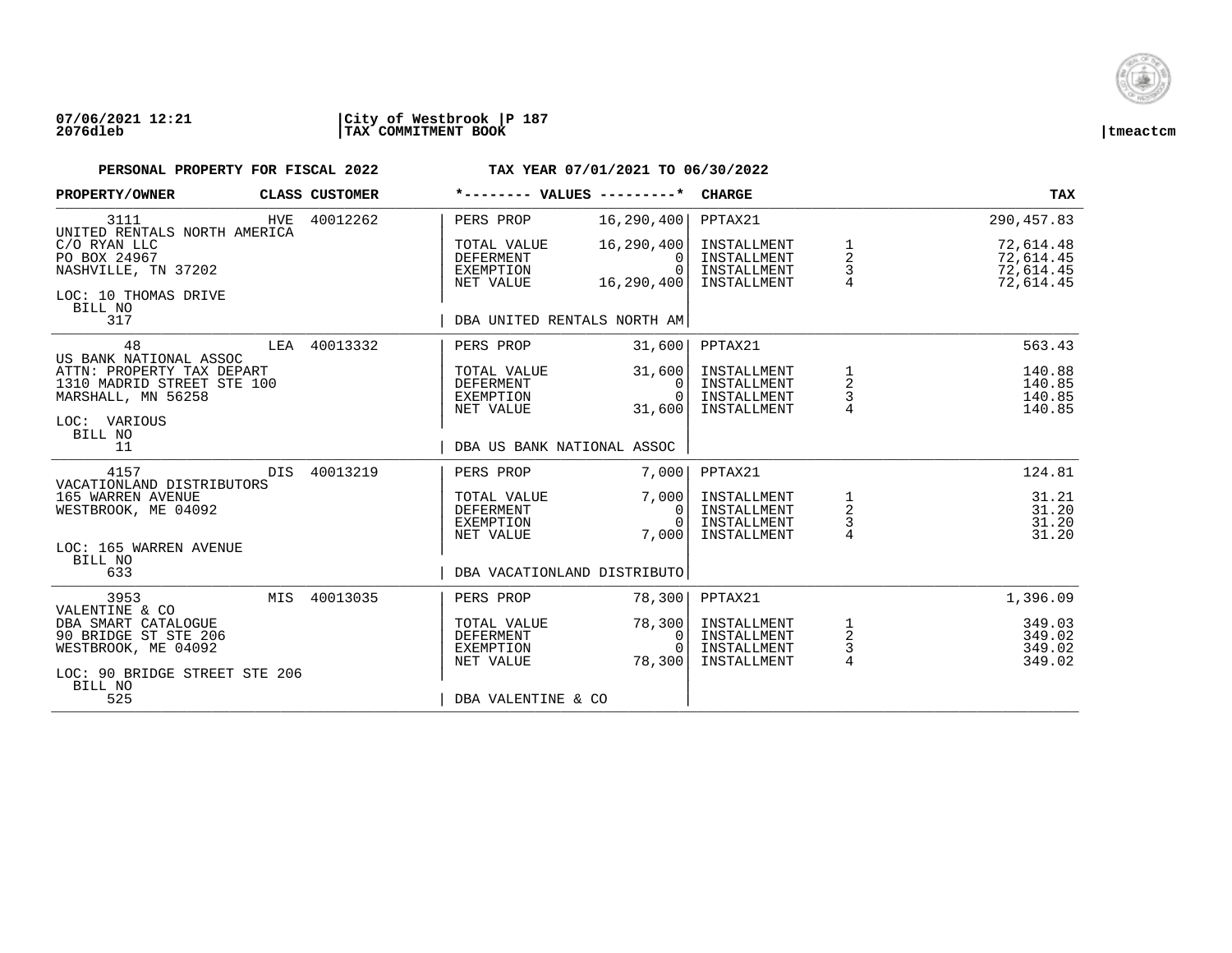**07/06/2021 12:21** | **City of Westbrook** | **P 187**
**2076dleb** | **TAX COMMITMENT BOOK** | **tmeactcm**

**PERSONAL PROPERTY FOR FISCAL 2022** **TAX YEAR 07/01/2021 TO 06/30/2022**

| PROPERTY/OWNER | CLASS | CUSTOMER | *-------- VALUES ---------* | | CHARGE | | TAX |
|---|---|---|---|---|---|---|---|
| 3111 | HVE | 40012262 | PERS PROP | 16,290,400 | PPTAX21 | | 290,457.83 |
| UNITED RENTALS NORTH AMERICA | | | | | | | |
| C/O RYAN LLC | | | TOTAL VALUE | 16,290,400 | INSTALLMENT | 1 | 72,614.48 |
| PO BOX 24967 | | | DEFERMENT | 0 | INSTALLMENT | 2 | 72,614.45 |
| NASHVILLE, TN 37202 | | | EXEMPTION | 0 | INSTALLMENT | 3 | 72,614.45 |
| | | | NET VALUE | 16,290,400 | INSTALLMENT | 4 | 72,614.45 |
| LOC: 10 THOMAS DRIVE | | | | | | | |
| BILL NO 317 | | | DBA UNITED RENTALS NORTH AM | | | | |
| 48 | LEA | 40013332 | PERS PROP | 31,600 | PPTAX21 | | 563.43 |
| US BANK NATIONAL ASSOC | | | | | | | |
| ATTN: PROPERTY TAX DEPART | | | TOTAL VALUE | 31,600 | INSTALLMENT | 1 | 140.88 |
| 1310 MADRID STREET STE 100 | | | DEFERMENT | 0 | INSTALLMENT | 2 | 140.85 |
| MARSHALL, MN 56258 | | | EXEMPTION | 0 | INSTALLMENT | 3 | 140.85 |
| | | | NET VALUE | 31,600 | INSTALLMENT | 4 | 140.85 |
| LOC: VARIOUS | | | | | | | |
| BILL NO 11 | | | DBA US BANK NATIONAL ASSOC | | | | |
| 4157 | DIS | 40013219 | PERS PROP | 7,000 | PPTAX21 | | 124.81 |
| VACATIONLAND DISTRIBUTORS | | | | | | | |
| 165 WARREN AVENUE | | | TOTAL VALUE | 7,000 | INSTALLMENT | 1 | 31.21 |
| WESTBROOK, ME 04092 | | | DEFERMENT | 0 | INSTALLMENT | 2 | 31.20 |
| | | | EXEMPTION | 0 | INSTALLMENT | 3 | 31.20 |
| | | | NET VALUE | 7,000 | INSTALLMENT | 4 | 31.20 |
| LOC: 165 WARREN AVENUE | | | | | | | |
| BILL NO 633 | | | DBA VACATIONLAND DISTRIBUTO | | | | |
| 3953 | MIS | 40013035 | PERS PROP | 78,300 | PPTAX21 | | 1,396.09 |
| VALENTINE & CO | | | | | | | |
| DBA SMART CATALOGUE | | | TOTAL VALUE | 78,300 | INSTALLMENT | 1 | 349.03 |
| 90 BRIDGE ST STE 206 | | | DEFERMENT | 0 | INSTALLMENT | 2 | 349.02 |
| WESTBROOK, ME 04092 | | | EXEMPTION | 0 | INSTALLMENT | 3 | 349.02 |
| | | | NET VALUE | 78,300 | INSTALLMENT | 4 | 349.02 |
| LOC: 90 BRIDGE STREET STE 206 | | | | | | | |
| BILL NO 525 | | | DBA VALENTINE & CO | | | | |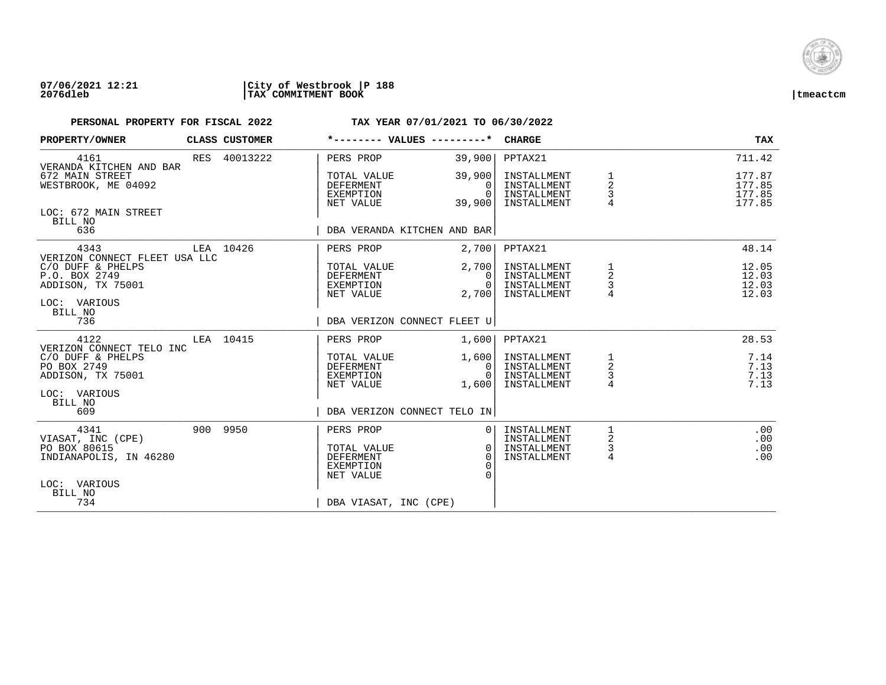**07/06/2021 12:21** | **City of Westbrook** | **P 188**
**2076dleb** | **TAX COMMITMENT BOOK** | **tmeactcm**

**PERSONAL PROPERTY FOR FISCAL 2022** **TAX YEAR 07/01/2021 TO 06/30/2022**

| PROPERTY/OWNER | CLASS | CUSTOMER | *-------- VALUES ---------* | | CHARGE | | TAX |
|---|---|---|---|---|---|---|---|
| 4161 | RES | 40013222 | PERS PROP | 39,900 | PPTAX21 | | 711.42 |
| VERANDA KITCHEN AND BAR | | | | | | | |
| 672 MAIN STREET | | | TOTAL VALUE | 39,900 | INSTALLMENT | 1 | 177.87 |
| WESTBROOK, ME 04092 | | | DEFERMENT | 0 | INSTALLMENT | 2 | 177.85 |
| | | | EXEMPTION | 0 | INSTALLMENT | 3 | 177.85 |
| | | | NET VALUE | 39,900 | INSTALLMENT | 4 | 177.85 |
| LOC: 672 MAIN STREET | | | | | | | |
| BILL NO | | | | | | | |
| 636 | | | DBA VERANDA KITCHEN AND BAR | | | | |
| 4343 | LEA | 10426 | PERS PROP | 2,700 | PPTAX21 | | 48.14 |
| VERIZON CONNECT FLEET USA LLC | | | | | | | |
| C/O DUFF & PHELPS | | | TOTAL VALUE | 2,700 | INSTALLMENT | 1 | 12.05 |
| P.O. BOX 2749 | | | DEFERMENT | 0 | INSTALLMENT | 2 | 12.03 |
| ADDISON, TX 75001 | | | EXEMPTION | 0 | INSTALLMENT | 3 | 12.03 |
| | | | NET VALUE | 2,700 | INSTALLMENT | 4 | 12.03 |
| LOC: VARIOUS | | | | | | | |
| BILL NO | | | | | | | |
| 736 | | | DBA VERIZON CONNECT FLEET U | | | | |
| 4122 | LEA | 10415 | PERS PROP | 1,600 | PPTAX21 | | 28.53 |
| VERIZON CONNECT TELO INC | | | | | | | |
| C/O DUFF & PHELPS | | | TOTAL VALUE | 1,600 | INSTALLMENT | 1 | 7.14 |
| PO BOX 2749 | | | DEFERMENT | 0 | INSTALLMENT | 2 | 7.13 |
| ADDISON, TX 75001 | | | EXEMPTION | 0 | INSTALLMENT | 3 | 7.13 |
| | | | NET VALUE | 1,600 | INSTALLMENT | 4 | 7.13 |
| LOC: VARIOUS | | | | | | | |
| BILL NO | | | | | | | |
| 609 | | | DBA VERIZON CONNECT TELO IN | | | | |
| 4341 | 900 | 9950 | PERS PROP | 0 | INSTALLMENT | 1 | .00 |
| VIASAT, INC (CPE) | | | | | INSTALLMENT | 2 | .00 |
| PO BOX 80615 | | | TOTAL VALUE | 0 | INSTALLMENT | 3 | .00 |
| INDIANAPOLIS, IN 46280 | | | DEFERMENT | 0 | INSTALLMENT | 4 | .00 |
| | | | EXEMPTION | 0 | | | |
| | | | NET VALUE | 0 | | | |
| LOC: VARIOUS | | | | | | | |
| BILL NO | | | | | | | |
| 734 | | | DBA VIASAT, INC (CPE) | | | | |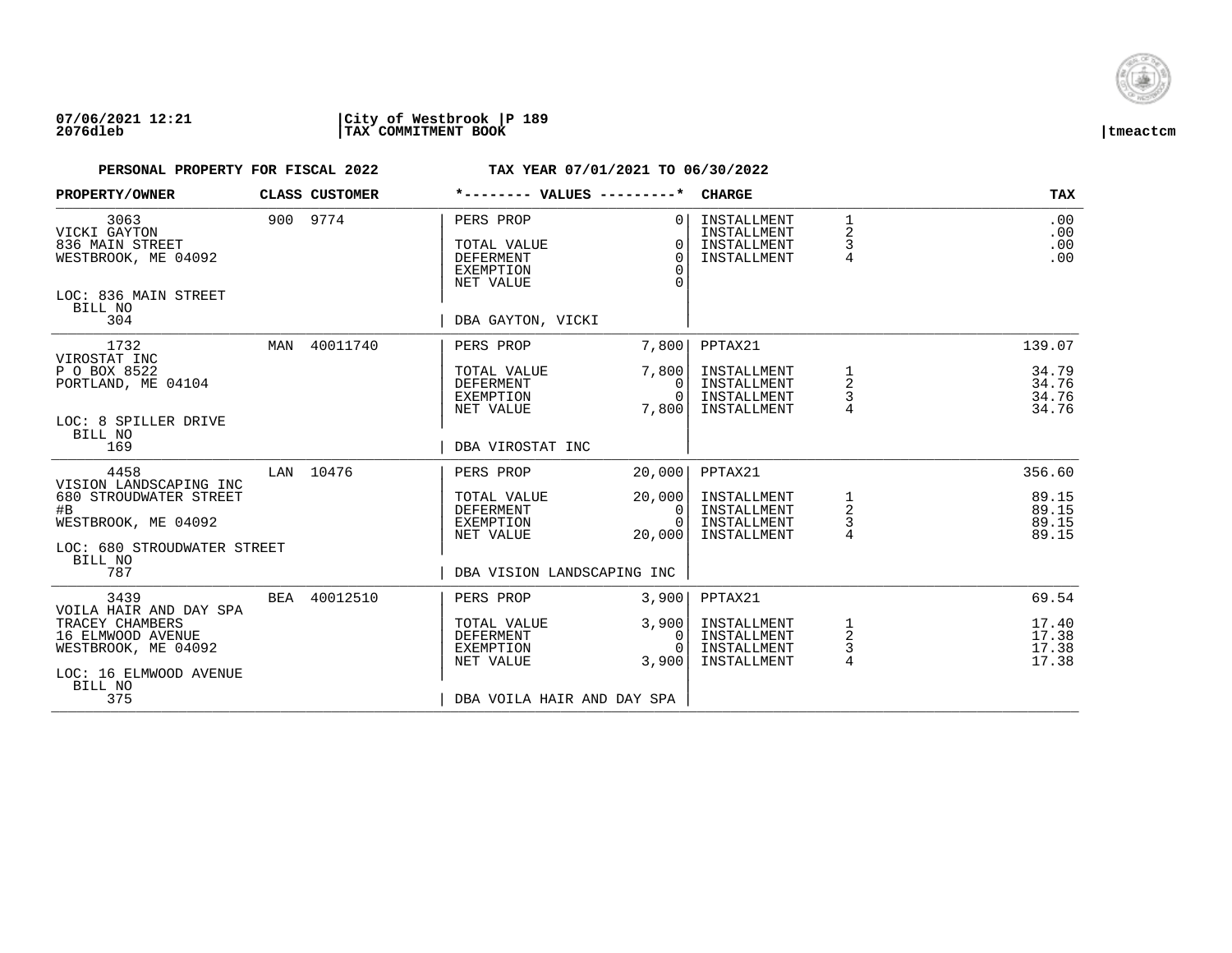PERSONAL PROPERTY FOR FISCAL 2022 — TAX YEAR 07/01/2021 TO 06/30/2022

| PROPERTY/OWNER | CLASS | CUSTOMER | VALUES | | CHARGE | | TAX |
|---|---|---|---|---|---|---|---|
| 3063 | 900 | 9774 | PERS PROP | 0 | INSTALLMENT | 1 | .00 |
| VICKI GAYTON | | | | | INSTALLMENT | 2 | .00 |
| 836 MAIN STREET | | | TOTAL VALUE | 0 | INSTALLMENT | 3 | .00 |
| WESTBROOK, ME 04092 | | | DEFERMENT | 0 | INSTALLMENT | 4 | .00 |
| | | | EXEMPTION | 0 | | | |
| | | | NET VALUE | 0 | | | |
| LOC: 836 MAIN STREET | | | | | | | |
| BILL NO 304 | | | DBA GAYTON, VICKI | | | | |
| 1732 | MAN | 40011740 | PERS PROP | 7,800 | PPTAX21 | | 139.07 |
| VIROSTAT INC | | | | | | | |
| P O BOX 8522 | | | TOTAL VALUE | 7,800 | INSTALLMENT | 1 | 34.79 |
| PORTLAND, ME 04104 | | | DEFERMENT | 0 | INSTALLMENT | 2 | 34.76 |
| | | | EXEMPTION | 0 | INSTALLMENT | 3 | 34.76 |
| | | | NET VALUE | 7,800 | INSTALLMENT | 4 | 34.76 |
| LOC: 8 SPILLER DRIVE | | | | | | | |
| BILL NO 169 | | | DBA VIROSTAT INC | | | | |
| 4458 | LAN | 10476 | PERS PROP | 20,000 | PPTAX21 | | 356.60 |
| VISION LANDSCAPING INC | | | | | | | |
| 680 STROUDWATER STREET | | | TOTAL VALUE | 20,000 | INSTALLMENT | 1 | 89.15 |
| #B | | | DEFERMENT | 0 | INSTALLMENT | 2 | 89.15 |
| WESTBROOK, ME 04092 | | | EXEMPTION | 0 | INSTALLMENT | 3 | 89.15 |
| | | | NET VALUE | 20,000 | INSTALLMENT | 4 | 89.15 |
| LOC: 680 STROUDWATER STREET | | | | | | | |
| BILL NO 787 | | | DBA VISION LANDSCAPING INC | | | | |
| 3439 | BEA | 40012510 | PERS PROP | 3,900 | PPTAX21 | | 69.54 |
| VOILA HAIR AND DAY SPA | | | | | | | |
| TRACEY CHAMBERS | | | TOTAL VALUE | 3,900 | INSTALLMENT | 1 | 17.40 |
| 16 ELMWOOD AVENUE | | | DEFERMENT | 0 | INSTALLMENT | 2 | 17.38 |
| WESTBROOK, ME 04092 | | | EXEMPTION | 0 | INSTALLMENT | 3 | 17.38 |
| | | | NET VALUE | 3,900 | INSTALLMENT | 4 | 17.38 |
| LOC: 16 ELMWOOD AVENUE | | | | | | | |
| BILL NO 375 | | | DBA VOILA HAIR AND DAY SPA | | | | |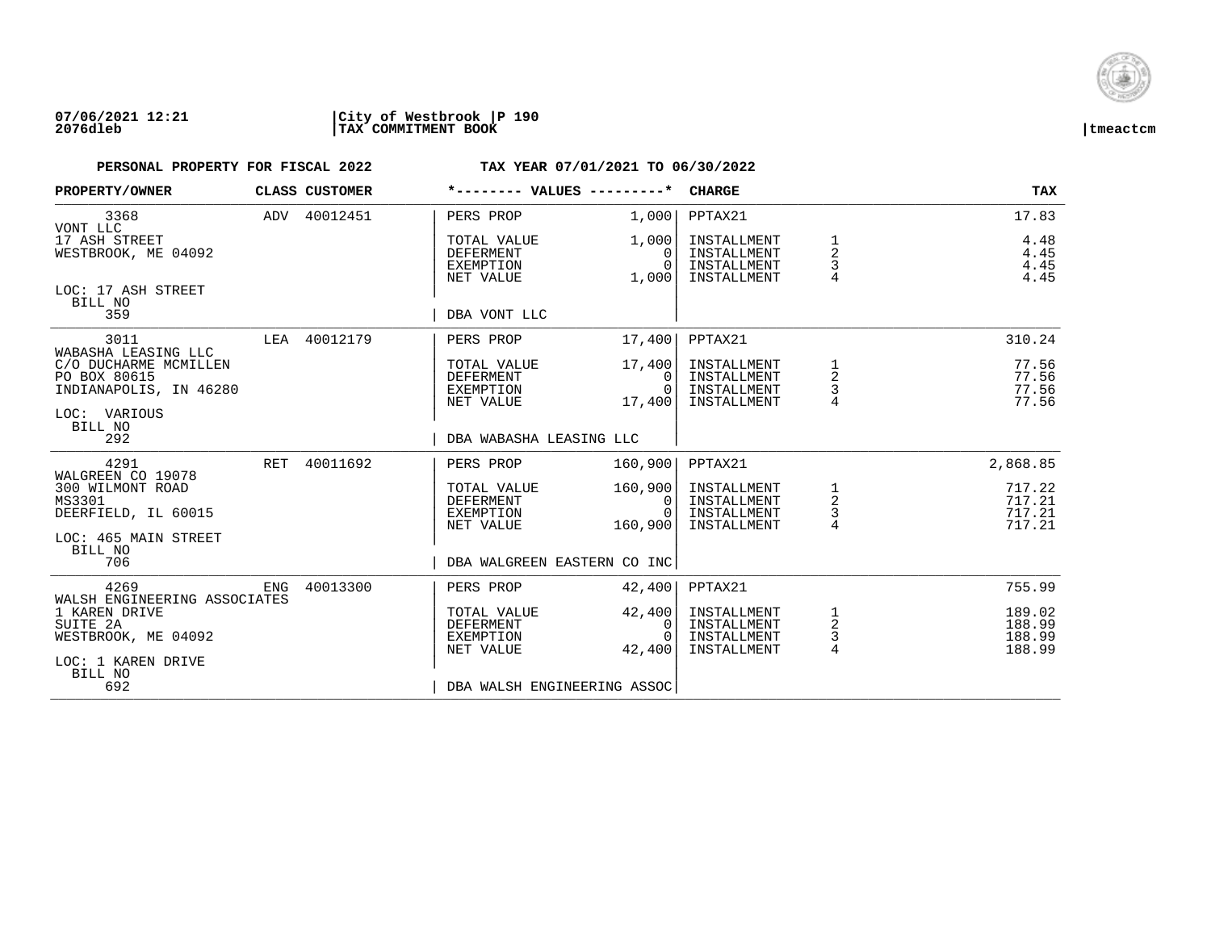07/06/2021 12:21 | City of Westbrook | P 190
2076dleb | TAX COMMITMENT BOOK | tmeactcm

**PERSONAL PROPERTY FOR FISCAL 2022** — **TAX YEAR 07/01/2021 TO 06/30/2022**

| PROPERTY/OWNER | CLASS | CUSTOMER | *-------- VALUES ---------* | | CHARGE | | TAX |
|---|---|---|---|---|---|---|---|
| 3368 | ADV | 40012451 | PERS PROP | 1,000 | PPTAX21 | | 17.83 |
| VONT LLC | | | | | | | |
| 17 ASH STREET | | | TOTAL VALUE | 1,000 | INSTALLMENT | 1 | 4.48 |
| WESTBROOK, ME 04092 | | | DEFERMENT | 0 | INSTALLMENT | 2 | 4.45 |
| | | | EXEMPTION | 0 | INSTALLMENT | 3 | 4.45 |
| | | | NET VALUE | 1,000 | INSTALLMENT | 4 | 4.45 |
| LOC: 17 ASH STREET | | | | | | | |
| BILL NO 359 | | | DBA VONT LLC | | | | |
| 3011 | LEA | 40012179 | PERS PROP | 17,400 | PPTAX21 | | 310.24 |
| WABASHA LEASING LLC | | | | | | | |
| C/O DUCHARME MCMILLEN | | | TOTAL VALUE | 17,400 | INSTALLMENT | 1 | 77.56 |
| PO BOX 80615 | | | DEFERMENT | 0 | INSTALLMENT | 2 | 77.56 |
| INDIANAPOLIS, IN 46280 | | | EXEMPTION | 0 | INSTALLMENT | 3 | 77.56 |
| | | | NET VALUE | 17,400 | INSTALLMENT | 4 | 77.56 |
| LOC: VARIOUS | | | | | | | |
| BILL NO 292 | | | DBA WABASHA LEASING LLC | | | | |
| 4291 | RET | 40011692 | PERS PROP | 160,900 | PPTAX21 | | 2,868.85 |
| WALGREEN CO 19078 | | | | | | | |
| 300 WILMONT ROAD | | | TOTAL VALUE | 160,900 | INSTALLMENT | 1 | 717.22 |
| MS3301 | | | DEFERMENT | 0 | INSTALLMENT | 2 | 717.21 |
| DEERFIELD, IL 60015 | | | EXEMPTION | 0 | INSTALLMENT | 3 | 717.21 |
| | | | NET VALUE | 160,900 | INSTALLMENT | 4 | 717.21 |
| LOC: 465 MAIN STREET | | | | | | | |
| BILL NO 706 | | | DBA WALGREEN EASTERN CO INC | | | | |
| 4269 | ENG | 40013300 | PERS PROP | 42,400 | PPTAX21 | | 755.99 |
| WALSH ENGINEERING ASSOCIATES | | | | | | | |
| 1 KAREN DRIVE | | | TOTAL VALUE | 42,400 | INSTALLMENT | 1 | 189.02 |
| SUITE 2A | | | DEFERMENT | 0 | INSTALLMENT | 2 | 188.99 |
| WESTBROOK, ME 04092 | | | EXEMPTION | 0 | INSTALLMENT | 3 | 188.99 |
| | | | NET VALUE | 42,400 | INSTALLMENT | 4 | 188.99 |
| LOC: 1 KAREN DRIVE | | | | | | | |
| BILL NO 692 | | | DBA WALSH ENGINEERING ASSOC | | | | |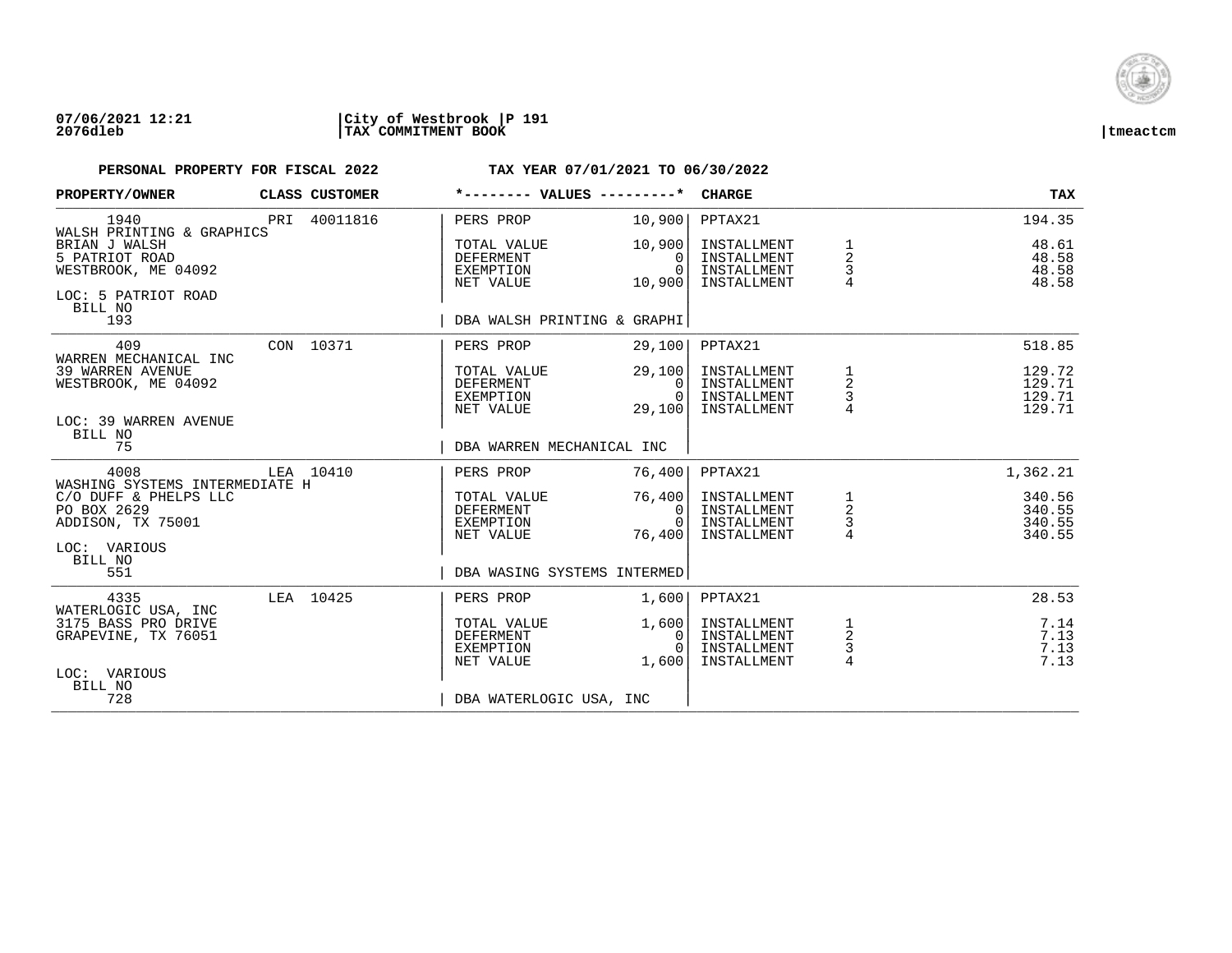**07/06/2021 12:21** | **City of Westbrook** | **P 191**
**2076dleb** | **TAX COMMITMENT BOOK** | **tmeactcm**

**PERSONAL PROPERTY FOR FISCAL 2022** **TAX YEAR 07/01/2021 TO 06/30/2022**

| PROPERTY/OWNER | CLASS | CUSTOMER | *-------- VALUES ---------* | | CHARGE | | TAX |
|---|---|---|---|---|---|---|---|
| 1940 | PRI | 40011816 | PERS PROP | 10,900 | PPTAX21 | | 194.35 |
| WALSH PRINTING & GRAPHICS | | | | | | | |
| BRIAN J WALSH | | | TOTAL VALUE | 10,900 | INSTALLMENT | 1 | 48.61 |
| 5 PATRIOT ROAD | | | DEFERMENT | 0 | INSTALLMENT | 2 | 48.58 |
| WESTBROOK, ME 04092 | | | EXEMPTION | 0 | INSTALLMENT | 3 | 48.58 |
| | | | NET VALUE | 10,900 | INSTALLMENT | 4 | 48.58 |
| LOC: 5 PATRIOT ROAD | | | | | | | |
| BILL NO 193 | | | DBA WALSH PRINTING & GRAPHI | | | | |
| 409 | CON | 10371 | PERS PROP | 29,100 | PPTAX21 | | 518.85 |
| WARREN MECHANICAL INC | | | | | | | |
| 39 WARREN AVENUE | | | TOTAL VALUE | 29,100 | INSTALLMENT | 1 | 129.72 |
| WESTBROOK, ME 04092 | | | DEFERMENT | 0 | INSTALLMENT | 2 | 129.71 |
| | | | EXEMPTION | 0 | INSTALLMENT | 3 | 129.71 |
| | | | NET VALUE | 29,100 | INSTALLMENT | 4 | 129.71 |
| LOC: 39 WARREN AVENUE | | | | | | | |
| BILL NO 75 | | | DBA WARREN MECHANICAL INC | | | | |
| 4008 | LEA | 10410 | PERS PROP | 76,400 | PPTAX21 | | 1,362.21 |
| WASHING SYSTEMS INTERMEDIATE H | | | | | | | |
| C/O DUFF & PHELPS LLC | | | TOTAL VALUE | 76,400 | INSTALLMENT | 1 | 340.56 |
| PO BOX 2629 | | | DEFERMENT | 0 | INSTALLMENT | 2 | 340.55 |
| ADDISON, TX 75001 | | | EXEMPTION | 0 | INSTALLMENT | 3 | 340.55 |
| | | | NET VALUE | 76,400 | INSTALLMENT | 4 | 340.55 |
| LOC: VARIOUS | | | | | | | |
| BILL NO 551 | | | DBA WASING SYSTEMS INTERMED | | | | |
| 4335 | LEA | 10425 | PERS PROP | 1,600 | PPTAX21 | | 28.53 |
| WATERLOGIC USA, INC | | | | | | | |
| 3175 BASS PRO DRIVE | | | TOTAL VALUE | 1,600 | INSTALLMENT | 1 | 7.14 |
| GRAPEVINE, TX 76051 | | | DEFERMENT | 0 | INSTALLMENT | 2 | 7.13 |
| | | | EXEMPTION | 0 | INSTALLMENT | 3 | 7.13 |
| | | | NET VALUE | 1,600 | INSTALLMENT | 4 | 7.13 |
| LOC: VARIOUS | | | | | | | |
| BILL NO 728 | | | DBA WATERLOGIC USA, INC | | | | |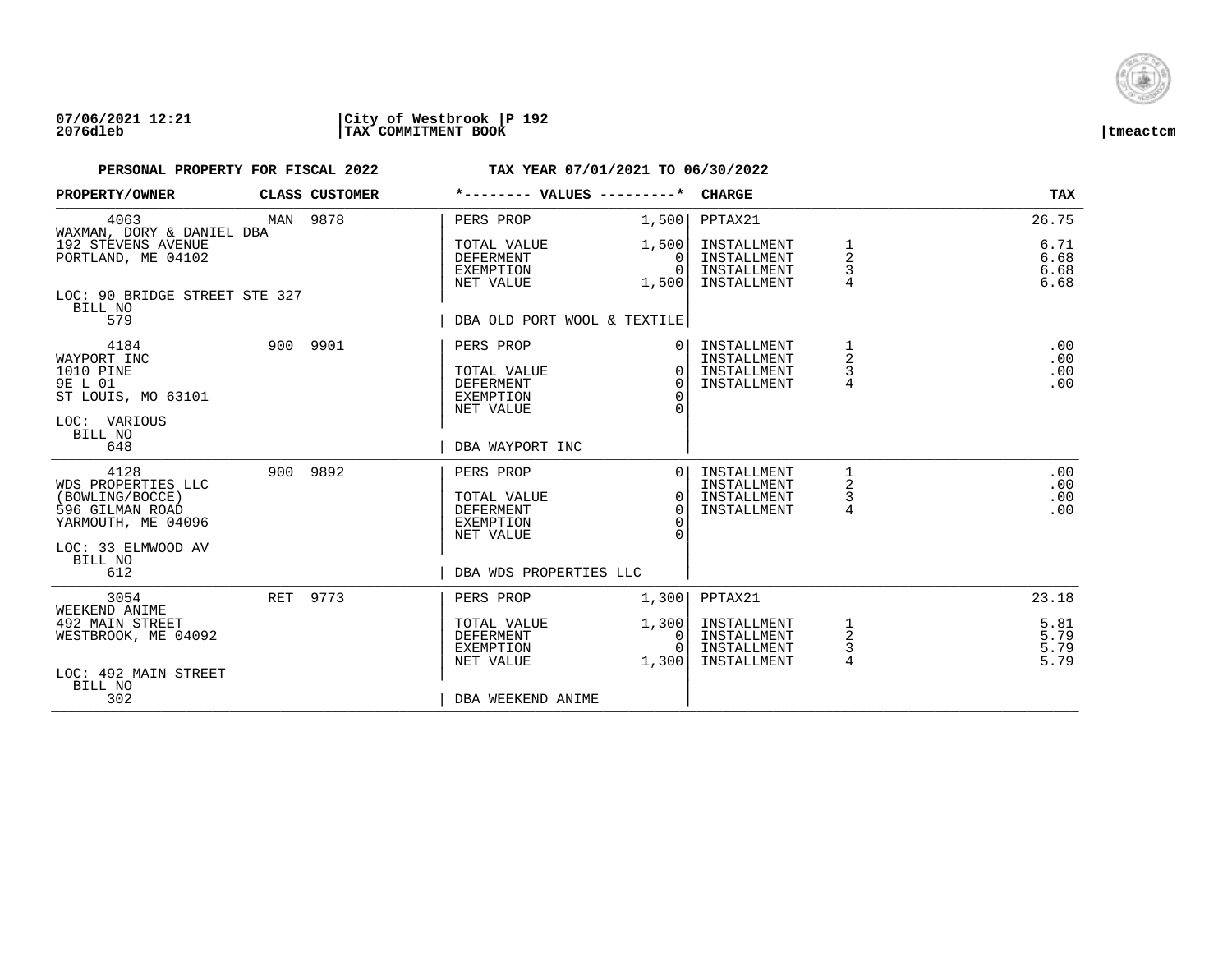07/06/2021 12:21 | City of Westbrook | P 192
2076dleb | TAX COMMITMENT BOOK | tmeactcm

**PERSONAL PROPERTY FOR FISCAL 2022** — **TAX YEAR 07/01/2021 TO 06/30/2022**

| PROPERTY/OWNER | CLASS | CUSTOMER | *-------- VALUES ---------* | | CHARGE | | TAX |
|---|---|---|---|---|---|---|---|
| 4063 | MAN | 9878 | PERS PROP | 1,500 | PPTAX21 | | 26.75 |
| WAXMAN, DORY & DANIEL DBA | | | | | | | |
| 192 STEVENS AVENUE | | | TOTAL VALUE | 1,500 | INSTALLMENT | 1 | 6.71 |
| PORTLAND, ME 04102 | | | DEFERMENT | 0 | INSTALLMENT | 2 | 6.68 |
| | | | EXEMPTION | 0 | INSTALLMENT | 3 | 6.68 |
| | | | NET VALUE | 1,500 | INSTALLMENT | 4 | 6.68 |
| LOC: 90 BRIDGE STREET STE 327 | | | | | | | |
| BILL NO 579 | | | DBA OLD PORT WOOL & TEXTILE | | | | |
| 4184 | 900 | 9901 | PERS PROP | 0 | INSTALLMENT | 1 | .00 |
| WAYPORT INC | | | | | INSTALLMENT | 2 | .00 |
| 1010 PINE | | | TOTAL VALUE | 0 | INSTALLMENT | 3 | .00 |
| 9E L 01 | | | DEFERMENT | 0 | INSTALLMENT | 4 | .00 |
| ST LOUIS, MO 63101 | | | EXEMPTION | 0 | | | |
| | | | NET VALUE | 0 | | | |
| LOC: VARIOUS | | | | | | | |
| BILL NO 648 | | | DBA WAYPORT INC | | | | |
| 4128 | 900 | 9892 | PERS PROP | 0 | INSTALLMENT | 1 | .00 |
| WDS PROPERTIES LLC | | | | | INSTALLMENT | 2 | .00 |
| (BOWLING/BOCCE) | | | TOTAL VALUE | 0 | INSTALLMENT | 3 | .00 |
| 596 GILMAN ROAD | | | DEFERMENT | 0 | INSTALLMENT | 4 | .00 |
| YARMOUTH, ME 04096 | | | EXEMPTION | 0 | | | |
| | | | NET VALUE | 0 | | | |
| LOC: 33 ELMWOOD AV | | | | | | | |
| BILL NO 612 | | | DBA WDS PROPERTIES LLC | | | | |
| 3054 | RET | 9773 | PERS PROP | 1,300 | PPTAX21 | | 23.18 |
| WEEKEND ANIME | | | | | | | |
| 492 MAIN STREET | | | TOTAL VALUE | 1,300 | INSTALLMENT | 1 | 5.81 |
| WESTBROOK, ME 04092 | | | DEFERMENT | 0 | INSTALLMENT | 2 | 5.79 |
| | | | EXEMPTION | 0 | INSTALLMENT | 3 | 5.79 |
| | | | NET VALUE | 1,300 | INSTALLMENT | 4 | 5.79 |
| LOC: 492 MAIN STREET | | | | | | | |
| BILL NO 302 | | | DBA WEEKEND ANIME | | | | |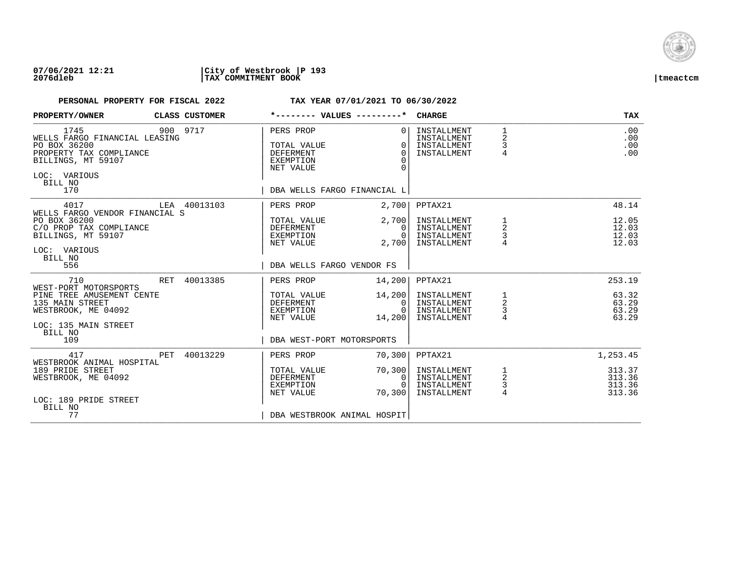**07/06/2021 12:21** | **City of Westbrook** | **P 193**
**2076dleb** | **TAX COMMITMENT BOOK** | **tmeactcm**

**PERSONAL PROPERTY FOR FISCAL 2022** **TAX YEAR 07/01/2021 TO 06/30/2022**

| PROPERTY/OWNER | CLASS | CUSTOMER | *-------- VALUES ---------* | | CHARGE | | TAX |
|---|---|---|---|---|---|---|---|
| 1745 | 900 | 9717 | PERS PROP | 0 | INSTALLMENT | 1 | .00 |
| WELLS FARGO FINANCIAL LEASING | | | | | INSTALLMENT | 2 | .00 |
| PO BOX 36200 | | | TOTAL VALUE | 0 | INSTALLMENT | 3 | .00 |
| PROPERTY TAX COMPLIANCE | | | DEFERMENT | 0 | INSTALLMENT | 4 | .00 |
| BILLINGS, MT 59107 | | | EXEMPTION | 0 | | | |
| | | | NET VALUE | 0 | | | |
| LOC: VARIOUS | | | | | | | |
| BILL NO 170 | | | DBA WELLS FARGO FINANCIAL L | | | | |
| 4017 | LEA | 40013103 | PERS PROP | 2,700 | PPTAX21 | | 48.14 |
| WELLS FARGO VENDOR FINANCIAL S | | | | | | | |
| PO BOX 36200 | | | TOTAL VALUE | 2,700 | INSTALLMENT | 1 | 12.05 |
| C/O PROP TAX COMPLIANCE | | | DEFERMENT | 0 | INSTALLMENT | 2 | 12.03 |
| BILLINGS, MT 59107 | | | EXEMPTION | 0 | INSTALLMENT | 3 | 12.03 |
| | | | NET VALUE | 2,700 | INSTALLMENT | 4 | 12.03 |
| LOC: VARIOUS | | | | | | | |
| BILL NO 556 | | | DBA WELLS FARGO VENDOR FS | | | | |
| 710 | RET | 40013385 | PERS PROP | 14,200 | PPTAX21 | | 253.19 |
| WEST-PORT MOTORSPORTS | | | | | | | |
| PINE TREE AMUSEMENT CENTE | | | TOTAL VALUE | 14,200 | INSTALLMENT | 1 | 63.32 |
| 135 MAIN STREET | | | DEFERMENT | 0 | INSTALLMENT | 2 | 63.29 |
| WESTBROOK, ME 04092 | | | EXEMPTION | 0 | INSTALLMENT | 3 | 63.29 |
| | | | NET VALUE | 14,200 | INSTALLMENT | 4 | 63.29 |
| LOC: 135 MAIN STREET | | | | | | | |
| BILL NO 109 | | | DBA WEST-PORT MOTORSPORTS | | | | |
| 417 | PET | 40013229 | PERS PROP | 70,300 | PPTAX21 | | 1,253.45 |
| WESTBROOK ANIMAL HOSPITAL | | | | | | | |
| 189 PRIDE STREET | | | TOTAL VALUE | 70,300 | INSTALLMENT | 1 | 313.37 |
| WESTBROOK, ME 04092 | | | DEFERMENT | 0 | INSTALLMENT | 2 | 313.36 |
| | | | EXEMPTION | 0 | INSTALLMENT | 3 | 313.36 |
| | | | NET VALUE | 70,300 | INSTALLMENT | 4 | 313.36 |
| LOC: 189 PRIDE STREET | | | | | | | |
| BILL NO 77 | | | DBA WESTBROOK ANIMAL HOSPIT | | | | |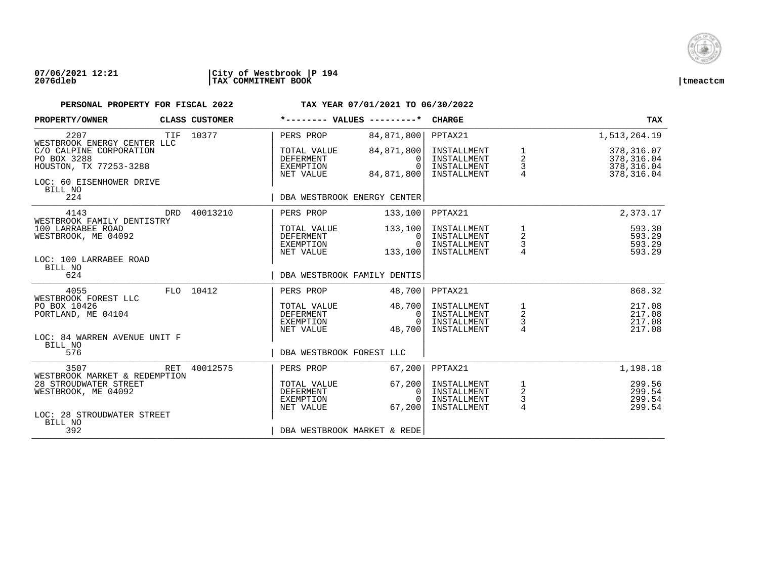**07/06/2021 12:21** | **City of Westbrook** | **P 194**
**2076dleb** | **TAX COMMITMENT BOOK** | **tmeactcm**

**PERSONAL PROPERTY FOR FISCAL 2022** | **TAX YEAR 07/01/2021 TO 06/30/2022**

| PROPERTY/OWNER | CLASS | CUSTOMER | *-------- VALUES ---------* | | CHARGE | | TAX |
|---|---|---|---|---|---|---|---|
| 2207 | TIF | 10377 | PERS PROP | 84,871,800 | PPTAX21 | | 1,513,264.19 |
| WESTBROOK ENERGY CENTER LLC | | | | | | | |
| C/O CALPINE CORPORATION | | | TOTAL VALUE | 84,871,800 | INSTALLMENT | 1 | 378,316.07 |
| PO BOX 3288 | | | DEFERMENT | 0 | INSTALLMENT | 2 | 378,316.04 |
| HOUSTON, TX 77253-3288 | | | EXEMPTION | 0 | INSTALLMENT | 3 | 378,316.04 |
| | | | NET VALUE | 84,871,800 | INSTALLMENT | 4 | 378,316.04 |
| LOC: 60 EISENHOWER DRIVE | | | | | | | |
| BILL NO 224 | | | DBA WESTBROOK ENERGY CENTER | | | | |
| 4143 | DRD | 40013210 | PERS PROP | 133,100 | PPTAX21 | | 2,373.17 |
| WESTBROOK FAMILY DENTISTRY | | | | | | | |
| 100 LARRABEE ROAD | | | TOTAL VALUE | 133,100 | INSTALLMENT | 1 | 593.30 |
| WESTBROOK, ME 04092 | | | DEFERMENT | 0 | INSTALLMENT | 2 | 593.29 |
| | | | EXEMPTION | 0 | INSTALLMENT | 3 | 593.29 |
| | | | NET VALUE | 133,100 | INSTALLMENT | 4 | 593.29 |
| LOC: 100 LARRABEE ROAD | | | | | | | |
| BILL NO 624 | | | DBA WESTBROOK FAMILY DENTIS | | | | |
| 4055 | FLO | 10412 | PERS PROP | 48,700 | PPTAX21 | | 868.32 |
| WESTBROOK FOREST LLC | | | | | | | |
| PO BOX 10426 | | | TOTAL VALUE | 48,700 | INSTALLMENT | 1 | 217.08 |
| PORTLAND, ME 04104 | | | DEFERMENT | 0 | INSTALLMENT | 2 | 217.08 |
| | | | EXEMPTION | 0 | INSTALLMENT | 3 | 217.08 |
| | | | NET VALUE | 48,700 | INSTALLMENT | 4 | 217.08 |
| LOC: 84 WARREN AVENUE UNIT F | | | | | | | |
| BILL NO 576 | | | DBA WESTBROOK FOREST LLC | | | | |
| 3507 | RET | 40012575 | PERS PROP | 67,200 | PPTAX21 | | 1,198.18 |
| WESTBROOK MARKET & REDEMPTION | | | | | | | |
| 28 STROUDWATER STREET | | | TOTAL VALUE | 67,200 | INSTALLMENT | 1 | 299.56 |
| WESTBROOK, ME 04092 | | | DEFERMENT | 0 | INSTALLMENT | 2 | 299.54 |
| | | | EXEMPTION | 0 | INSTALLMENT | 3 | 299.54 |
| | | | NET VALUE | 67,200 | INSTALLMENT | 4 | 299.54 |
| LOC: 28 STROUDWATER STREET | | | | | | | |
| BILL NO 392 | | | DBA WESTBROOK MARKET & REDE | | | | |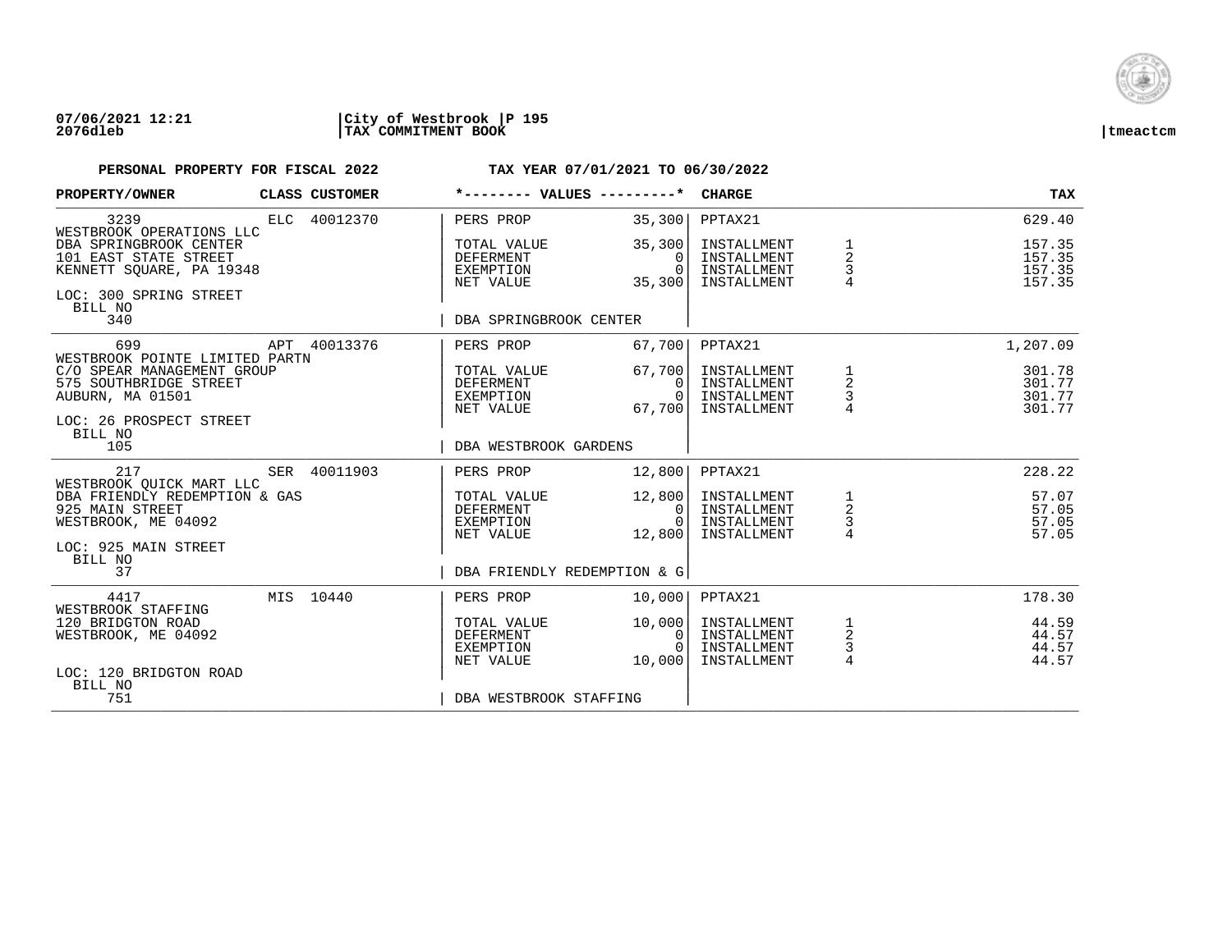**07/06/2021 12:21** | **City of Westbrook** | **P 195**
**2076dleb** | **TAX COMMITMENT BOOK** | **tmeactcm**

**PERSONAL PROPERTY FOR FISCAL 2022** **TAX YEAR 07/01/2021 TO 06/30/2022**

| PROPERTY/OWNER | CLASS | CUSTOMER | VALUES | | CHARGE | | TAX |
|---|---|---|---|---|---|---|---|
| 3239 | ELC | 40012370 | PERS PROP | 35,300 | PPTAX21 | | 629.40 |
| WESTBROOK OPERATIONS LLC | | | | | | | |
| DBA SPRINGBROOK CENTER | | | TOTAL VALUE | 35,300 | INSTALLMENT | 1 | 157.35 |
| 101 EAST STATE STREET | | | DEFERMENT | 0 | INSTALLMENT | 2 | 157.35 |
| KENNETT SQUARE, PA 19348 | | | EXEMPTION | 0 | INSTALLMENT | 3 | 157.35 |
| | | | NET VALUE | 35,300 | INSTALLMENT | 4 | 157.35 |
| LOC: 300 SPRING STREET | | | | | | | |
| BILL NO 340 | | | DBA SPRINGBROOK CENTER | | | | |
| 699 | APT | 40013376 | PERS PROP | 67,700 | PPTAX21 | | 1,207.09 |
| WESTBROOK POINTE LIMITED PARTN | | | | | | | |
| C/O SPEAR MANAGEMENT GROUP | | | TOTAL VALUE | 67,700 | INSTALLMENT | 1 | 301.78 |
| 575 SOUTHBRIDGE STREET | | | DEFERMENT | 0 | INSTALLMENT | 2 | 301.77 |
| AUBURN, MA 01501 | | | EXEMPTION | 0 | INSTALLMENT | 3 | 301.77 |
| | | | NET VALUE | 67,700 | INSTALLMENT | 4 | 301.77 |
| LOC: 26 PROSPECT STREET | | | | | | | |
| BILL NO 105 | | | DBA WESTBROOK GARDENS | | | | |
| 217 | SER | 40011903 | PERS PROP | 12,800 | PPTAX21 | | 228.22 |
| WESTBROOK QUICK MART LLC | | | | | | | |
| DBA FRIENDLY REDEMPTION & GAS | | | TOTAL VALUE | 12,800 | INSTALLMENT | 1 | 57.07 |
| 925 MAIN STREET | | | DEFERMENT | 0 | INSTALLMENT | 2 | 57.05 |
| WESTBROOK, ME 04092 | | | EXEMPTION | 0 | INSTALLMENT | 3 | 57.05 |
| | | | NET VALUE | 12,800 | INSTALLMENT | 4 | 57.05 |
| LOC: 925 MAIN STREET | | | | | | | |
| BILL NO 37 | | | DBA FRIENDLY REDEMPTION & G | | | | |
| 4417 | MIS | 10440 | PERS PROP | 10,000 | PPTAX21 | | 178.30 |
| WESTBROOK STAFFING | | | | | | | |
| 120 BRIDGTON ROAD | | | TOTAL VALUE | 10,000 | INSTALLMENT | 1 | 44.59 |
| WESTBROOK, ME 04092 | | | DEFERMENT | 0 | INSTALLMENT | 2 | 44.57 |
| | | | EXEMPTION | 0 | INSTALLMENT | 3 | 44.57 |
| | | | NET VALUE | 10,000 | INSTALLMENT | 4 | 44.57 |
| LOC: 120 BRIDGTON ROAD | | | | | | | |
| BILL NO 751 | | | DBA WESTBROOK STAFFING | | | | |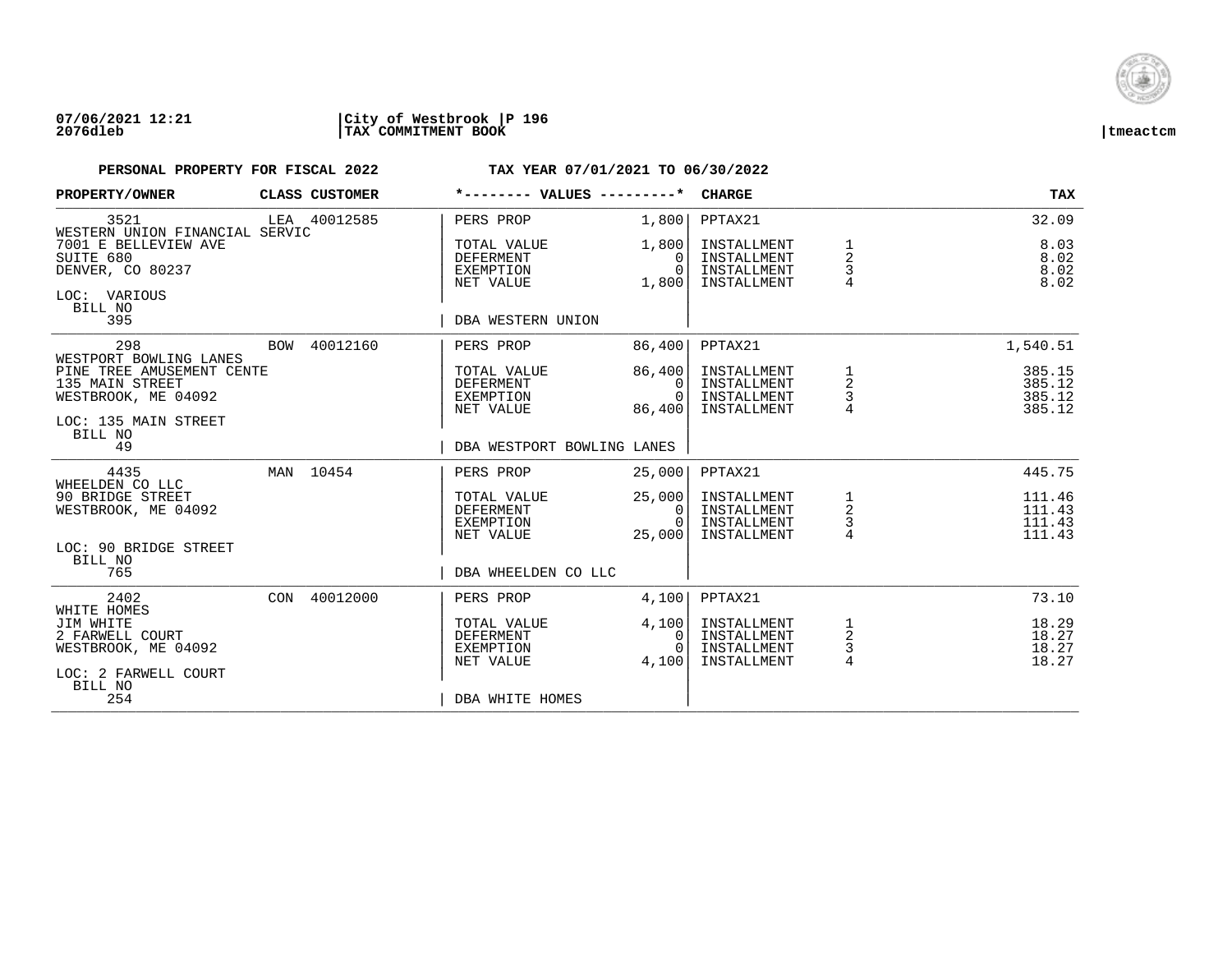**PERSONAL PROPERTY FOR FISCAL 2022** **TAX YEAR 07/01/2021 TO 06/30/2022**

| PROPERTY/OWNER | CLASS | CUSTOMER | *-------- VALUES ---------* | | CHARGE | | TAX |
|---|---|---|---|---|---|---|---|
| 3521 | LEA | 40012585 | PERS PROP | 1,800 | PPTAX21 | | 32.09 |
| WESTERN UNION FINANCIAL SERVIC | | | | | | | |
| 7001 E BELLEVIEW AVE | | | TOTAL VALUE | 1,800 | INSTALLMENT | 1 | 8.03 |
| SUITE 680 | | | DEFERMENT | 0 | INSTALLMENT | 2 | 8.02 |
| DENVER, CO 80237 | | | EXEMPTION | 0 | INSTALLMENT | 3 | 8.02 |
| | | | NET VALUE | 1,800 | INSTALLMENT | 4 | 8.02 |
| LOC: VARIOUS | | | | | | | |
| BILL NO 395 | | | DBA WESTERN UNION | | | | |
| 298 | BOW | 40012160 | PERS PROP | 86,400 | PPTAX21 | | 1,540.51 |
| WESTPORT BOWLING LANES | | | | | | | |
| PINE TREE AMUSEMENT CENTE | | | TOTAL VALUE | 86,400 | INSTALLMENT | 1 | 385.15 |
| 135 MAIN STREET | | | DEFERMENT | 0 | INSTALLMENT | 2 | 385.12 |
| WESTBROOK, ME 04092 | | | EXEMPTION | 0 | INSTALLMENT | 3 | 385.12 |
| | | | NET VALUE | 86,400 | INSTALLMENT | 4 | 385.12 |
| LOC: 135 MAIN STREET | | | | | | | |
| BILL NO 49 | | | DBA WESTPORT BOWLING LANES | | | | |
| 4435 | MAN | 10454 | PERS PROP | 25,000 | PPTAX21 | | 445.75 |
| WHEELDEN CO LLC | | | | | | | |
| 90 BRIDGE STREET | | | TOTAL VALUE | 25,000 | INSTALLMENT | 1 | 111.46 |
| WESTBROOK, ME 04092 | | | DEFERMENT | 0 | INSTALLMENT | 2 | 111.43 |
| | | | EXEMPTION | 0 | INSTALLMENT | 3 | 111.43 |
| | | | NET VALUE | 25,000 | INSTALLMENT | 4 | 111.43 |
| LOC: 90 BRIDGE STREET | | | | | | | |
| BILL NO 765 | | | DBA WHEELDEN CO LLC | | | | |
| 2402 | CON | 40012000 | PERS PROP | 4,100 | PPTAX21 | | 73.10 |
| WHITE HOMES | | | | | | | |
| JIM WHITE | | | TOTAL VALUE | 4,100 | INSTALLMENT | 1 | 18.29 |
| 2 FARWELL COURT | | | DEFERMENT | 0 | INSTALLMENT | 2 | 18.27 |
| WESTBROOK, ME 04092 | | | EXEMPTION | 0 | INSTALLMENT | 3 | 18.27 |
| | | | NET VALUE | 4,100 | INSTALLMENT | 4 | 18.27 |
| LOC: 2 FARWELL COURT | | | | | | | |
| BILL NO 254 | | | DBA WHITE HOMES | | | | |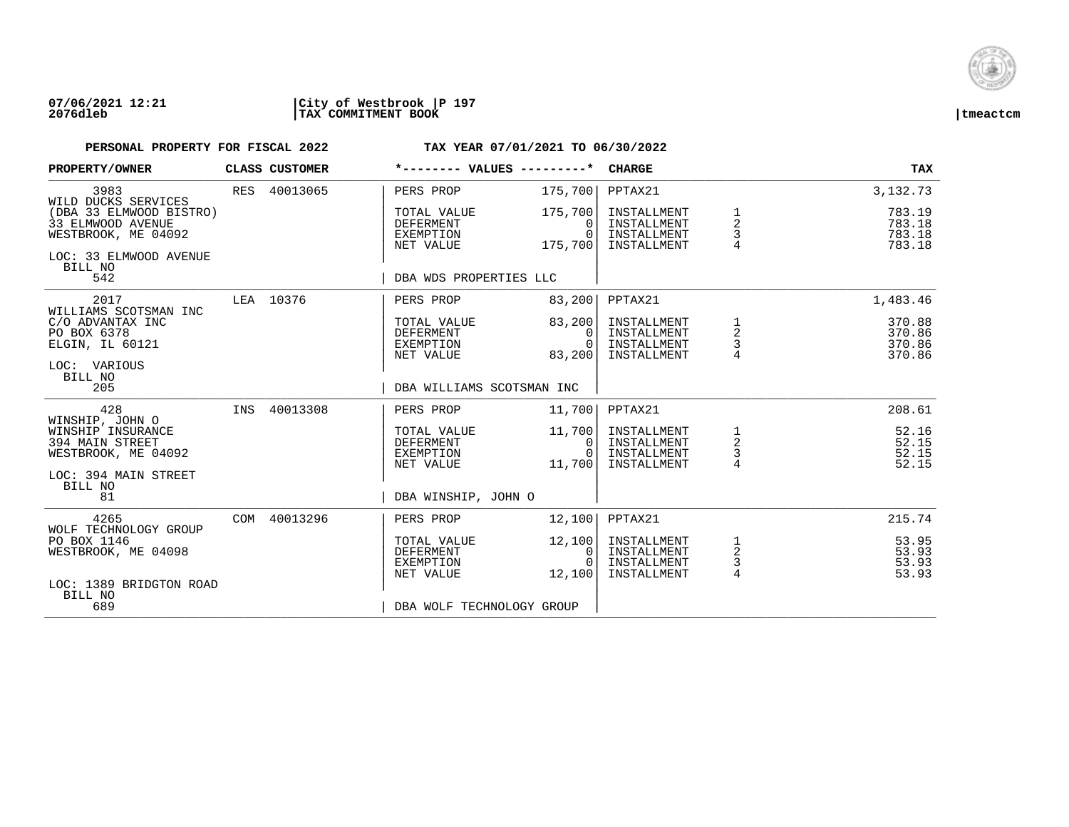**07/06/2021 12:21** | **City of Westbrook** | **P 197**
**2076dleb** | **TAX COMMITMENT BOOK** | **tmeactcm**

**PERSONAL PROPERTY FOR FISCAL 2022** — **TAX YEAR 07/01/2021 TO 06/30/2022**

| PROPERTY/OWNER | CLASS | CUSTOMER | VALUES | | CHARGE | | TAX |
|---|---|---|---|---|---|---|---|
| 3983 | RES | 40013065 | PERS PROP | 175,700 | PPTAX21 | | 3,132.73 |
| WILD DUCKS SERVICES | | | | | | | |
| (DBA 33 ELMWOOD BISTRO) | | | TOTAL VALUE | 175,700 | INSTALLMENT | 1 | 783.19 |
| 33 ELMWOOD AVENUE | | | DEFERMENT | 0 | INSTALLMENT | 2 | 783.18 |
| WESTBROOK, ME 04092 | | | EXEMPTION | 0 | INSTALLMENT | 3 | 783.18 |
| | | | NET VALUE | 175,700 | INSTALLMENT | 4 | 783.18 |
| LOC: 33 ELMWOOD AVENUE | | | | | | | |
| BILL NO 542 | | | DBA WDS PROPERTIES LLC | | | | |
| 2017 | LEA | 10376 | PERS PROP | 83,200 | PPTAX21 | | 1,483.46 |
| WILLIAMS SCOTSMAN INC | | | | | | | |
| C/O ADVANTAX INC | | | TOTAL VALUE | 83,200 | INSTALLMENT | 1 | 370.88 |
| PO BOX 6378 | | | DEFERMENT | 0 | INSTALLMENT | 2 | 370.86 |
| ELGIN, IL 60121 | | | EXEMPTION | 0 | INSTALLMENT | 3 | 370.86 |
| | | | NET VALUE | 83,200 | INSTALLMENT | 4 | 370.86 |
| LOC: VARIOUS | | | | | | | |
| BILL NO 205 | | | DBA WILLIAMS SCOTSMAN INC | | | | |
| 428 | INS | 40013308 | PERS PROP | 11,700 | PPTAX21 | | 208.61 |
| WINSHIP, JOHN O | | | | | | | |
| WINSHIP INSURANCE | | | TOTAL VALUE | 11,700 | INSTALLMENT | 1 | 52.16 |
| 394 MAIN STREET | | | DEFERMENT | 0 | INSTALLMENT | 2 | 52.15 |
| WESTBROOK, ME 04092 | | | EXEMPTION | 0 | INSTALLMENT | 3 | 52.15 |
| | | | NET VALUE | 11,700 | INSTALLMENT | 4 | 52.15 |
| LOC: 394 MAIN STREET | | | | | | | |
| BILL NO 81 | | | DBA WINSHIP, JOHN O | | | | |
| 4265 | COM | 40013296 | PERS PROP | 12,100 | PPTAX21 | | 215.74 |
| WOLF TECHNOLOGY GROUP | | | | | | | |
| PO BOX 1146 | | | TOTAL VALUE | 12,100 | INSTALLMENT | 1 | 53.95 |
| WESTBROOK, ME 04098 | | | DEFERMENT | 0 | INSTALLMENT | 2 | 53.93 |
| | | | EXEMPTION | 0 | INSTALLMENT | 3 | 53.93 |
| | | | NET VALUE | 12,100 | INSTALLMENT | 4 | 53.93 |
| LOC: 1389 BRIDGTON ROAD | | | | | | | |
| BILL NO 689 | | | DBA WOLF TECHNOLOGY GROUP | | | | |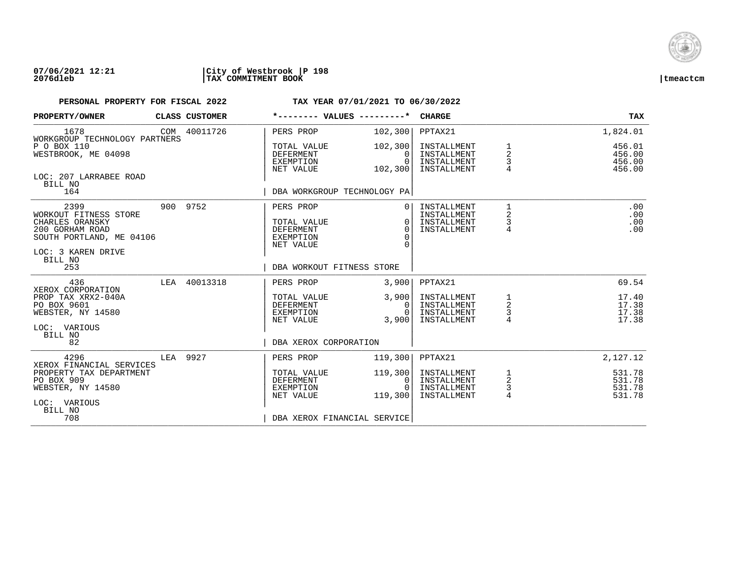**07/06/2021 12:21** | **City of Westbrook** | **P 198**
**2076dleb** | **TAX COMMITMENT BOOK** | **tmeactcm**

**PERSONAL PROPERTY FOR FISCAL 2022** — **TAX YEAR 07/01/2021 TO 06/30/2022**

| PROPERTY/OWNER | CLASS | CUSTOMER | *-------- VALUES ---------* | | CHARGE | | TAX |
|---|---|---|---|---|---|---|---|
| 1678 | COM | 40011726 | PERS PROP | 102,300 | PPTAX21 | | 1,824.01 |
| WORKGROUP TECHNOLOGY PARTNERS | | | | | | | |
| P O BOX 110 | | | TOTAL VALUE | 102,300 | INSTALLMENT | 1 | 456.01 |
| WESTBROOK, ME 04098 | | | DEFERMENT | 0 | INSTALLMENT | 2 | 456.00 |
| | | | EXEMPTION | 0 | INSTALLMENT | 3 | 456.00 |
| | | | NET VALUE | 102,300 | INSTALLMENT | 4 | 456.00 |
| LOC: 207 LARRABEE ROAD | | | | | | | |
| BILL NO 164 | | | DBA WORKGROUP TECHNOLOGY PA | | | | |
| 2399 | 900 | 9752 | PERS PROP | 0 | INSTALLMENT | 1 | .00 |
| WORKOUT FITNESS STORE | | | | | INSTALLMENT | 2 | .00 |
| CHARLES ORANSKY | | | TOTAL VALUE | 0 | INSTALLMENT | 3 | .00 |
| 200 GORHAM ROAD | | | DEFERMENT | 0 | INSTALLMENT | 4 | .00 |
| SOUTH PORTLAND, ME 04106 | | | EXEMPTION | 0 | | | |
| | | | NET VALUE | 0 | | | |
| LOC: 3 KAREN DRIVE | | | | | | | |
| BILL NO 253 | | | DBA WORKOUT FITNESS STORE | | | | |
| 436 | LEA | 40013318 | PERS PROP | 3,900 | PPTAX21 | | 69.54 |
| XEROX CORPORATION | | | | | | | |
| PROP TAX XRX2-040A | | | TOTAL VALUE | 3,900 | INSTALLMENT | 1 | 17.40 |
| PO BOX 9601 | | | DEFERMENT | 0 | INSTALLMENT | 2 | 17.38 |
| WEBSTER, NY 14580 | | | EXEMPTION | 0 | INSTALLMENT | 3 | 17.38 |
| | | | NET VALUE | 3,900 | INSTALLMENT | 4 | 17.38 |
| LOC: VARIOUS | | | | | | | |
| BILL NO 82 | | | DBA XEROX CORPORATION | | | | |
| 4296 | LEA | 9927 | PERS PROP | 119,300 | PPTAX21 | | 2,127.12 |
| XEROX FINANCIAL SERVICES | | | | | | | |
| PROPERTY TAX DEPARTMENT | | | TOTAL VALUE | 119,300 | INSTALLMENT | 1 | 531.78 |
| PO BOX 909 | | | DEFERMENT | 0 | INSTALLMENT | 2 | 531.78 |
| WEBSTER, NY 14580 | | | EXEMPTION | 0 | INSTALLMENT | 3 | 531.78 |
| | | | NET VALUE | 119,300 | INSTALLMENT | 4 | 531.78 |
| LOC: VARIOUS | | | | | | | |
| BILL NO 708 | | | DBA XEROX FINANCIAL SERVICE | | | | |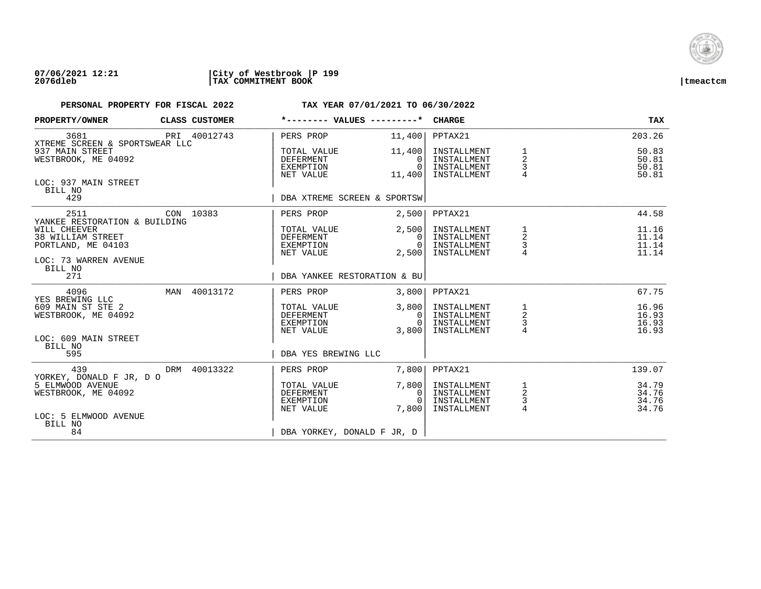**07/06/2021 12:21** | **City of Westbrook** | **P 199**
**2076dleb** | **TAX COMMITMENT BOOK** | **tmeactcm**

**PERSONAL PROPERTY FOR FISCAL 2022** — **TAX YEAR 07/01/2021 TO 06/30/2022**

| PROPERTY/OWNER | CLASS CUSTOMER | *-------- VALUES ---------* | | CHARGE | | TAX |
|---|---|---|---|---|---|---|
| 3681 | PRI 40012743 | PERS PROP | 11,400 | PPTAX21 | | 203.26 |
| XTREME SCREEN & SPORTSWEAR LLC | | | | | | |
| 937 MAIN STREET | | TOTAL VALUE | 11,400 | INSTALLMENT | 1 | 50.83 |
| WESTBROOK, ME 04092 | | DEFERMENT | 0 | INSTALLMENT | 2 | 50.81 |
| | | EXEMPTION | 0 | INSTALLMENT | 3 | 50.81 |
| | | NET VALUE | 11,400 | INSTALLMENT | 4 | 50.81 |
| LOC: 937 MAIN STREET | | | | | | |
| BILL NO | | | | | | |
| 429 | | DBA XTREME SCREEN & SPORTSW | | | | |
| 2511 | CON 10383 | PERS PROP | 2,500 | PPTAX21 | | 44.58 |
| YANKEE RESTORATION & BUILDING | | | | | | |
| WILL CHEEVER | | TOTAL VALUE | 2,500 | INSTALLMENT | 1 | 11.16 |
| 38 WILLIAM STREET | | DEFERMENT | 0 | INSTALLMENT | 2 | 11.14 |
| PORTLAND, ME 04103 | | EXEMPTION | 0 | INSTALLMENT | 3 | 11.14 |
| | | NET VALUE | 2,500 | INSTALLMENT | 4 | 11.14 |
| LOC: 73 WARREN AVENUE | | | | | | |
| BILL NO | | | | | | |
| 271 | | DBA YANKEE RESTORATION & BU | | | | |
| 4096 | MAN 40013172 | PERS PROP | 3,800 | PPTAX21 | | 67.75 |
| YES BREWING LLC | | | | | | |
| 609 MAIN ST STE 2 | | TOTAL VALUE | 3,800 | INSTALLMENT | 1 | 16.96 |
| WESTBROOK, ME 04092 | | DEFERMENT | 0 | INSTALLMENT | 2 | 16.93 |
| | | EXEMPTION | 0 | INSTALLMENT | 3 | 16.93 |
| | | NET VALUE | 3,800 | INSTALLMENT | 4 | 16.93 |
| LOC: 609 MAIN STREET | | | | | | |
| BILL NO | | | | | | |
| 595 | | DBA YES BREWING LLC | | | | |
| 439 | DRM 40013322 | PERS PROP | 7,800 | PPTAX21 | | 139.07 |
| YORKEY, DONALD F JR, D O | | | | | | |
| 5 ELMWOOD AVENUE | | TOTAL VALUE | 7,800 | INSTALLMENT | 1 | 34.79 |
| WESTBROOK, ME 04092 | | DEFERMENT | 0 | INSTALLMENT | 2 | 34.76 |
| | | EXEMPTION | 0 | INSTALLMENT | 3 | 34.76 |
| | | NET VALUE | 7,800 | INSTALLMENT | 4 | 34.76 |
| LOC: 5 ELMWOOD AVENUE | | | | | | |
| BILL NO | | | | | | |
| 84 | | DBA YORKEY, DONALD F JR, D | | | | |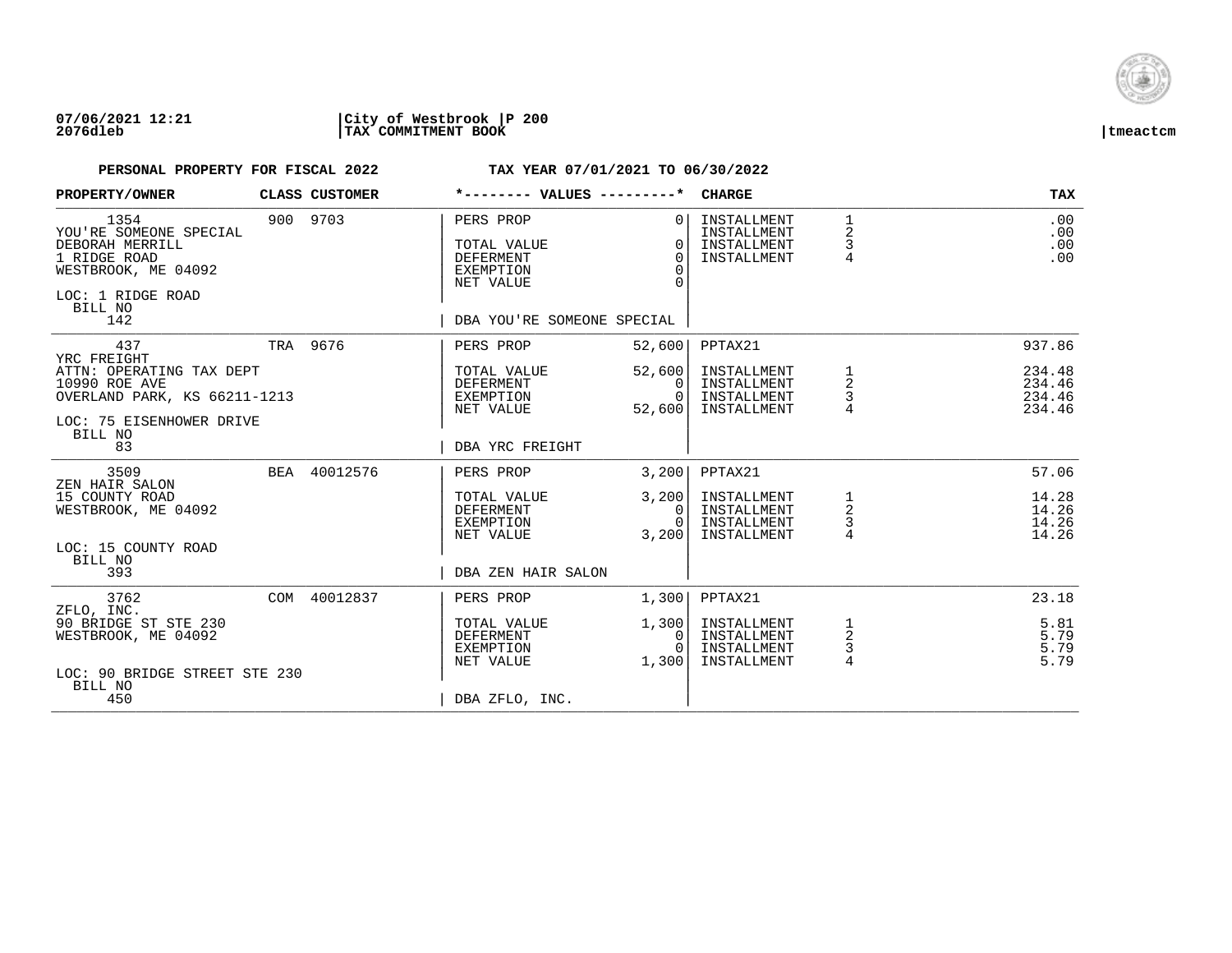**07/06/2021 12:21** **|City of Westbrook |P 200**
**2076dleb** **|TAX COMMITMENT BOOK** **|tmeactcm**

**PERSONAL PROPERTY FOR FISCAL 2022** **TAX YEAR 07/01/2021 TO 06/30/2022**

| PROPERTY/OWNER | CLASS | CUSTOMER | *-------- VALUES ---------* | | CHARGE | | TAX |
|---|---|---|---|---|---|---|---|
| 1354 | 900 | 9703 | PERS PROP | 0 | INSTALLMENT | 1 | .00 |
| YOU'RE SOMEONE SPECIAL | | | | | INSTALLMENT | 2 | .00 |
| DEBORAH MERRILL | | | TOTAL VALUE | 0 | INSTALLMENT | 3 | .00 |
| 1 RIDGE ROAD | | | DEFERMENT | 0 | INSTALLMENT | 4 | .00 |
| WESTBROOK, ME 04092 | | | EXEMPTION | 0 | | | |
| | | | NET VALUE | 0 | | | |
| LOC: 1 RIDGE ROAD | | | | | | | |
| BILL NO | | | | | | | |
| 142 | | | DBA YOU'RE SOMEONE SPECIAL | | | | |
| 437 | TRA | 9676 | PERS PROP | 52,600 | PPTAX21 | | 937.86 |
| YRC FREIGHT | | | | | | | |
| ATTN: OPERATING TAX DEPT | | | TOTAL VALUE | 52,600 | INSTALLMENT | 1 | 234.48 |
| 10990 ROE AVE | | | DEFERMENT | 0 | INSTALLMENT | 2 | 234.46 |
| OVERLAND PARK, KS 66211-1213 | | | EXEMPTION | 0 | INSTALLMENT | 3 | 234.46 |
| | | | NET VALUE | 52,600 | INSTALLMENT | 4 | 234.46 |
| LOC: 75 EISENHOWER DRIVE | | | | | | | |
| BILL NO | | | | | | | |
| 83 | | | DBA YRC FREIGHT | | | | |
| 3509 | BEA | 40012576 | PERS PROP | 3,200 | PPTAX21 | | 57.06 |
| ZEN HAIR SALON | | | | | | | |
| 15 COUNTY ROAD | | | TOTAL VALUE | 3,200 | INSTALLMENT | 1 | 14.28 |
| WESTBROOK, ME 04092 | | | DEFERMENT | 0 | INSTALLMENT | 2 | 14.26 |
| | | | EXEMPTION | 0 | INSTALLMENT | 3 | 14.26 |
| | | | NET VALUE | 3,200 | INSTALLMENT | 4 | 14.26 |
| LOC: 15 COUNTY ROAD | | | | | | | |
| BILL NO | | | | | | | |
| 393 | | | DBA ZEN HAIR SALON | | | | |
| 3762 | COM | 40012837 | PERS PROP | 1,300 | PPTAX21 | | 23.18 |
| ZFLO, INC. | | | | | | | |
| 90 BRIDGE ST STE 230 | | | TOTAL VALUE | 1,300 | INSTALLMENT | 1 | 5.81 |
| WESTBROOK, ME 04092 | | | DEFERMENT | 0 | INSTALLMENT | 2 | 5.79 |
| | | | EXEMPTION | 0 | INSTALLMENT | 3 | 5.79 |
| | | | NET VALUE | 1,300 | INSTALLMENT | 4 | 5.79 |
| LOC: 90 BRIDGE STREET STE 230 | | | | | | | |
| BILL NO | | | | | | | |
| 450 | | | DBA ZFLO, INC. | | | | |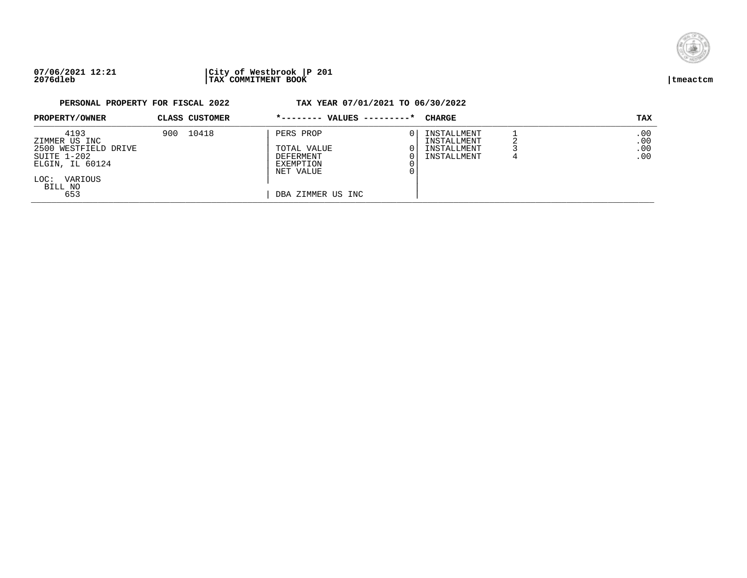07/06/2021 12:21 | City of Westbrook | P 201
2076dleb | TAX COMMITMENT BOOK | tmeactcm

**PERSONAL PROPERTY FOR FISCAL 2022 TAX YEAR 07/01/2021 TO 06/30/2022**

| PROPERTY/OWNER | CLASS | CUSTOMER | *-------- VALUES ---------* | | CHARGE | | TAX |
|---|---|---|---|---|---|---|---|
| 4193 | 900 | 10418 | PERS PROP | 0 | INSTALLMENT | 1 | .00 |
| ZIMMER US INC | | | | | INSTALLMENT | 2 | .00 |
| 2500 WESTFIELD DRIVE | | | TOTAL VALUE | 0 | INSTALLMENT | 3 | .00 |
| SUITE 1-202 | | | DEFERMENT | 0 | INSTALLMENT | 4 | .00 |
| ELGIN, IL 60124 | | | EXEMPTION | 0 | | | |
| | | | NET VALUE | 0 | | | |
| LOC: VARIOUS | | | | | | | |
| BILL NO | | | | | | | |
| 653 | | | DBA ZIMMER US INC | | | | |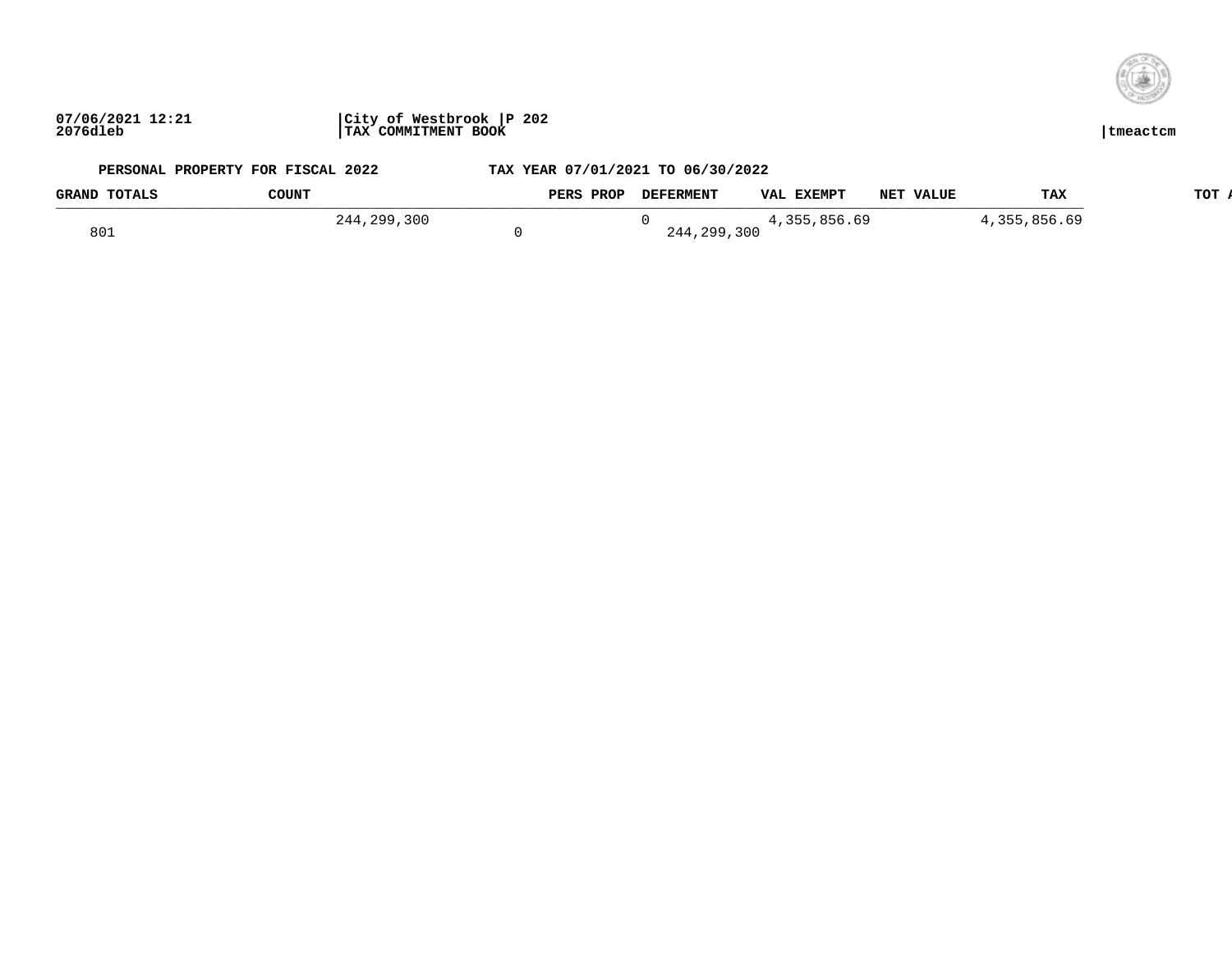PERSONAL PROPERTY FOR FISCAL 2022 TAX YEAR 07/01/2021 TO 06/30/2022

| GRAND TOTALS | COUNT | PERS PROP | DEFERMENT | VAL EXEMPT | NET VALUE | TAX | TOT A |
|---|---|---|---|---|---|---|---|
| | 244,299,300 | | 0 | 4,355,856.69 | | 4,355,856.69 | |
| 801 | | 0 | 244,299,300 | | | | |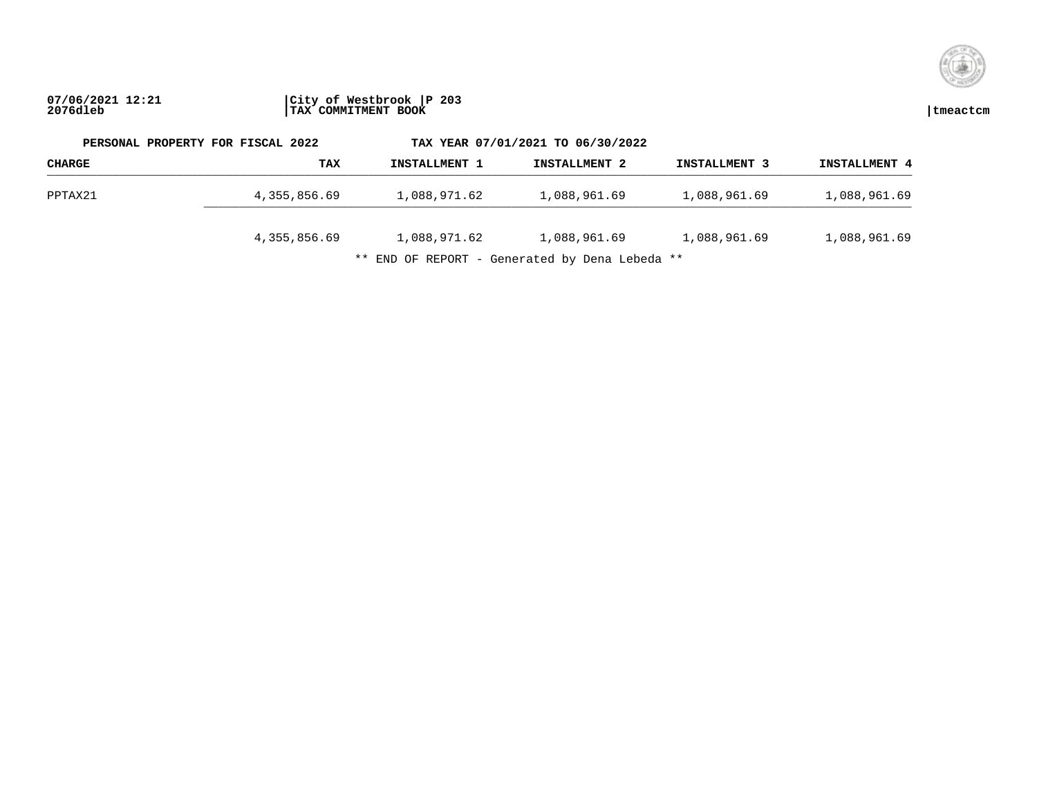**PERSONAL PROPERTY FOR FISCAL 2022** **TAX YEAR 07/01/2021 TO 06/30/2022**

| CHARGE | TAX | INSTALLMENT 1 | INSTALLMENT 2 | INSTALLMENT 3 | INSTALLMENT 4 |
|---|---|---|---|---|---|
| PPTAX21 | 4,355,856.69 | 1,088,971.62 | 1,088,961.69 | 1,088,961.69 | 1,088,961.69 |
| | 4,355,856.69 | 1,088,971.62 | 1,088,961.69 | 1,088,961.69 | 1,088,961.69 |

** END OF REPORT - Generated by Dena Lebeda **